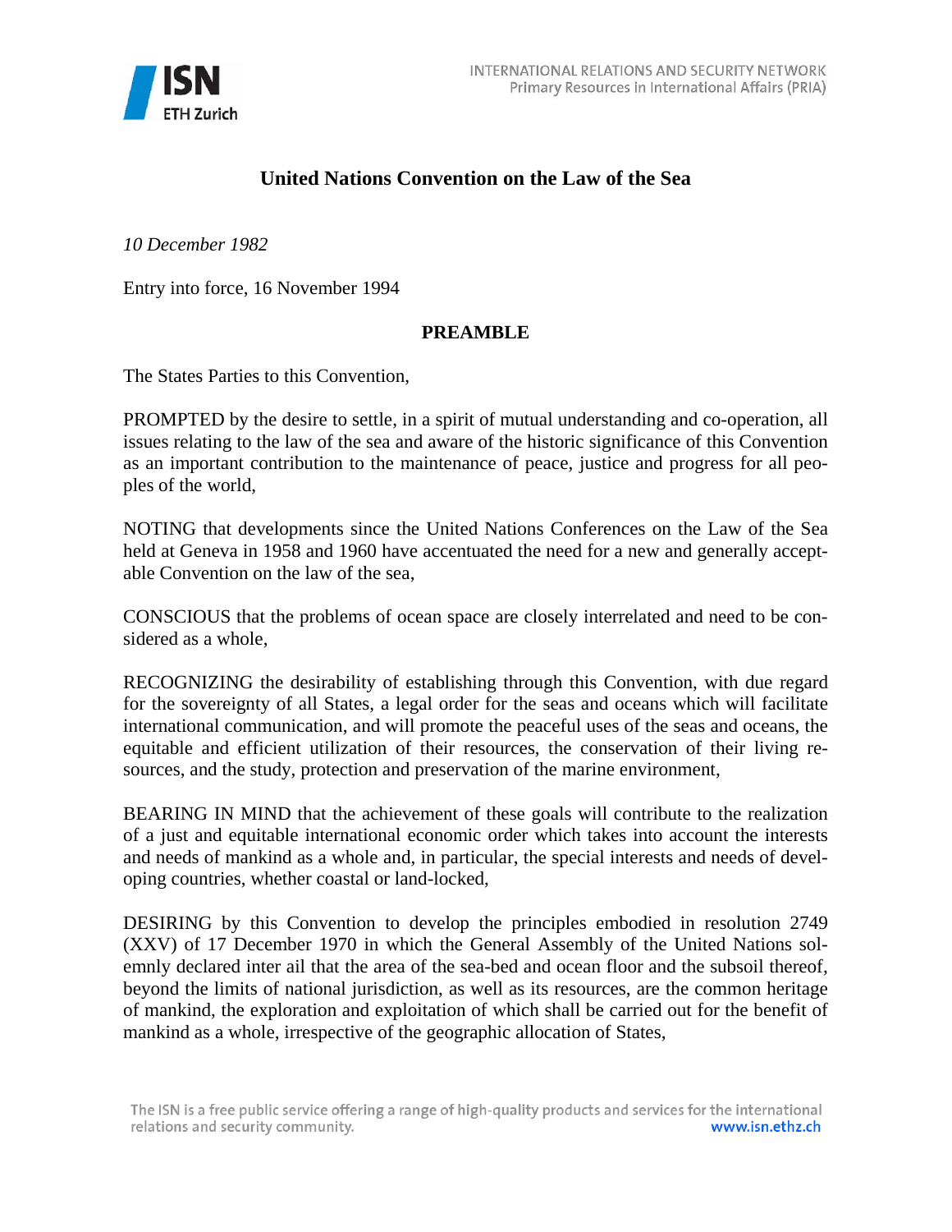# United Nations Convention on the Law of the Sea

*10 December 1982*

Entry into force, 16 November 1994

## PREAMBLE

The States Parties to this Convention,

PROMPTED by the desire to settle, in a spirit of mutual understanding and co-operation, all issues relating to the law of the sea and aware of the historic significance of this Convention as an important contribution to the maintenance of peace, justice and progress for all peoples of the world,

NOTING that developments since the United Nations Conferences on the Law of the Sea held at Geneva in 1958 and 1960 have accentuated the need for a new and generally acceptable Convention on the law of the sea,

CONSCIOUS that the problems of ocean space are closely interrelated and need to be considered as a whole,

RECOGNIZING the desirability of establishing through this Convention, with due regard for the sovereignty of all States, a legal order for the seas and oceans which will facilitate international communication, and will promote the peaceful uses of the seas and oceans, the equitable and efficient utilization of their resources, the conservation of their living resources, and the study, protection and preservation of the marine environment,

BEARING IN MIND that the achievement of these goals will contribute to the realization of a just and equitable international economic order which takes into account the interests and needs of mankind as a whole and, in particular, the special interests and needs of developing countries, whether coastal or land-locked,

DESIRING by this Convention to develop the principles embodied in resolution 2749 (XXV) of 17 December 1970 in which the General Assembly of the United Nations solemnly declared inter ail that the area of the sea-bed and ocean floor and the subsoil thereof, beyond the limits of national jurisdiction, as well as its resources, are the common heritage of mankind, the exploration and exploitation of which shall be carried out for the benefit of mankind as a whole, irrespective of the geographic allocation of States,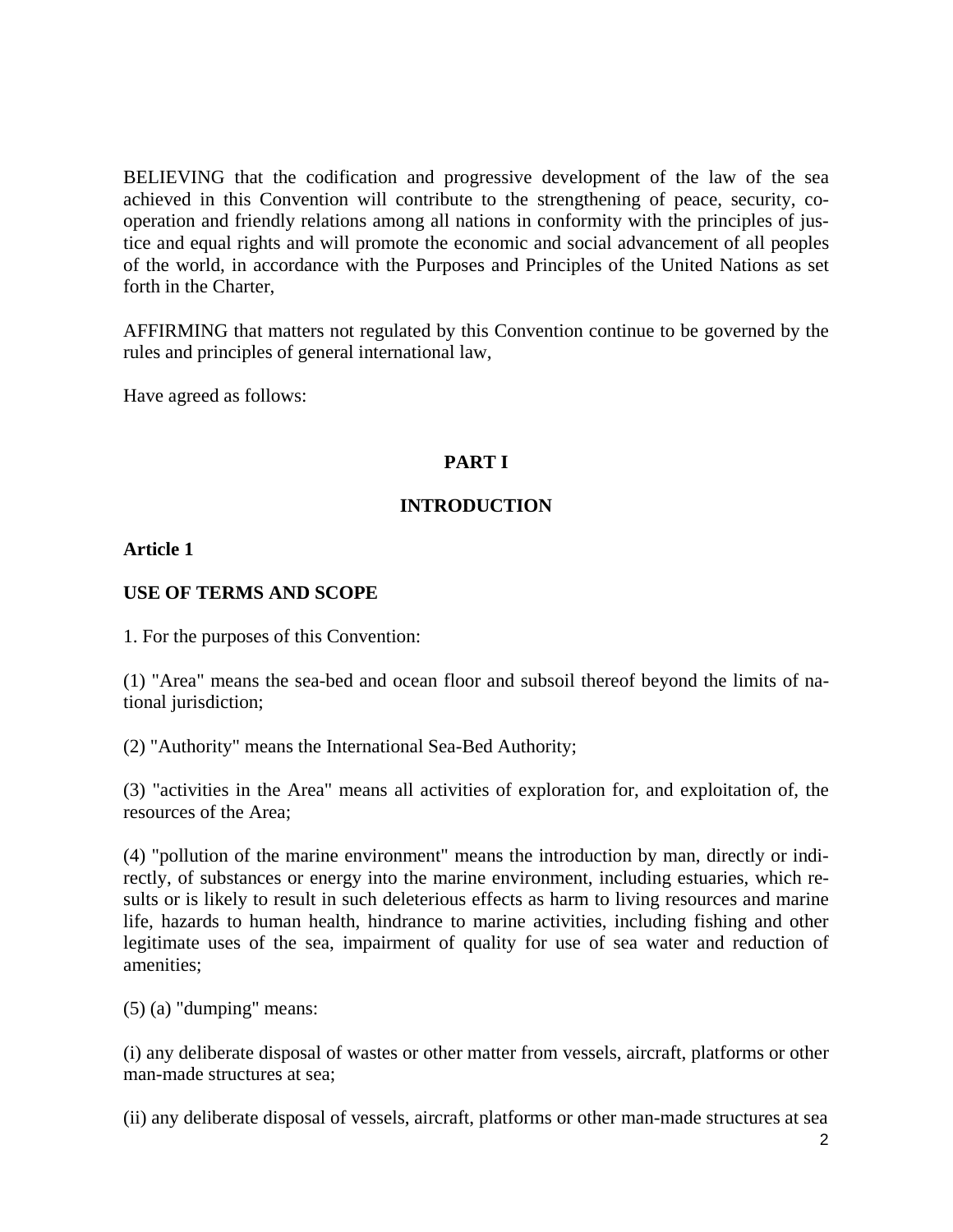BELIEVING that the codification and progressive development of the law of the sea achieved in this Convention will contribute to the strengthening of peace, security, co-operation and friendly relations among all nations in conformity with the principles of justice and equal rights and will promote the economic and social advancement of all peoples of the world, in accordance with the Purposes and Principles of the United Nations as set forth in the Charter,

AFFIRMING that matters not regulated by this Convention continue to be governed by the rules and principles of general international law,

Have agreed as follows:

## PART I

## INTRODUCTION

### Article 1

### USE OF TERMS AND SCOPE

1. For the purposes of this Convention:

(1) "Area" means the sea-bed and ocean floor and subsoil thereof beyond the limits of national jurisdiction;

(2) "Authority" means the International Sea-Bed Authority;

(3) "activities in the Area" means all activities of exploration for, and exploitation of, the resources of the Area;

(4) "pollution of the marine environment" means the introduction by man, directly or indirectly, of substances or energy into the marine environment, including estuaries, which results or is likely to result in such deleterious effects as harm to living resources and marine life, hazards to human health, hindrance to marine activities, including fishing and other legitimate uses of the sea, impairment of quality for use of sea water and reduction of amenities;

(5) (a) "dumping" means:

(i) any deliberate disposal of wastes or other matter from vessels, aircraft, platforms or other man-made structures at sea;

(ii) any deliberate disposal of vessels, aircraft, platforms or other man-made structures at sea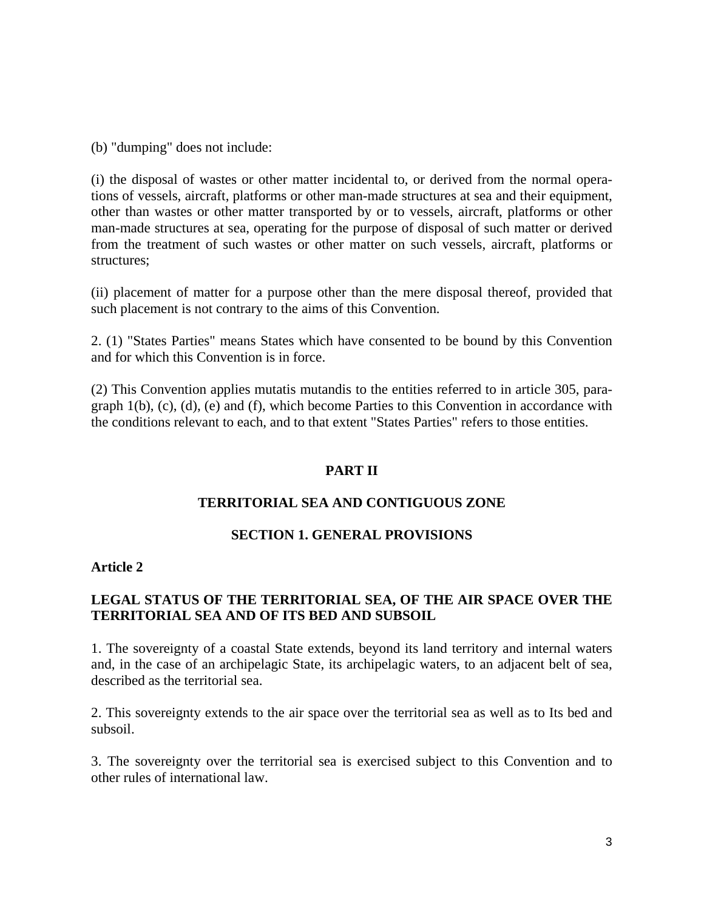(b) "dumping" does not include:

(i) the disposal of wastes or other matter incidental to, or derived from the normal operations of vessels, aircraft, platforms or other man-made structures at sea and their equipment, other than wastes or other matter transported by or to vessels, aircraft, platforms or other man-made structures at sea, operating for the purpose of disposal of such matter or derived from the treatment of such wastes or other matter on such vessels, aircraft, platforms or structures;

(ii) placement of matter for a purpose other than the mere disposal thereof, provided that such placement is not contrary to the aims of this Convention.

2. (1) "States Parties" means States which have consented to be bound by this Convention and for which this Convention is in force.

(2) This Convention applies mutatis mutandis to the entities referred to in article 305, paragraph 1(b), (c), (d), (e) and (f), which become Parties to this Convention in accordance with the conditions relevant to each, and to that extent "States Parties" refers to those entities.

# PART II

## TERRITORIAL SEA AND CONTIGUOUS ZONE

### SECTION 1. GENERAL PROVISIONS

**Article 2**

**LEGAL STATUS OF THE TERRITORIAL SEA, OF THE AIR SPACE OVER THE TERRITORIAL SEA AND OF ITS BED AND SUBSOIL**

1. The sovereignty of a coastal State extends, beyond its land territory and internal waters and, in the case of an archipelagic State, its archipelagic waters, to an adjacent belt of sea, described as the territorial sea.

2. This sovereignty extends to the air space over the territorial sea as well as to Its bed and subsoil.

3. The sovereignty over the territorial sea is exercised subject to this Convention and to other rules of international law.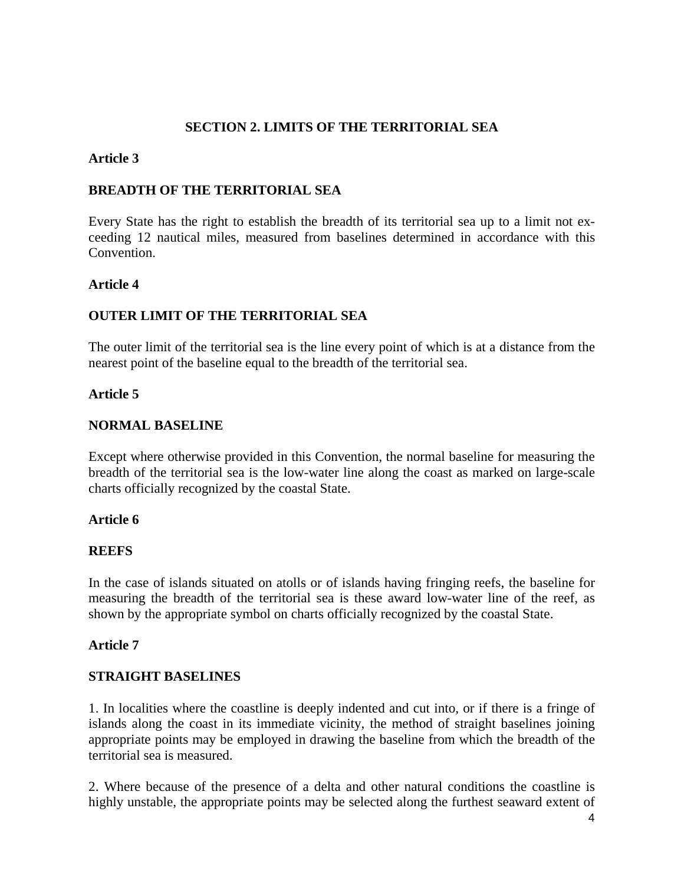## SECTION 2. LIMITS OF THE TERRITORIAL SEA

### Article 3

### BREADTH OF THE TERRITORIAL SEA

Every State has the right to establish the breadth of its territorial sea up to a limit not exceeding 12 nautical miles, measured from baselines determined in accordance with this Convention.

### Article 4

### OUTER LIMIT OF THE TERRITORIAL SEA

The outer limit of the territorial sea is the line every point of which is at a distance from the nearest point of the baseline equal to the breadth of the territorial sea.

### Article 5

### NORMAL BASELINE

Except where otherwise provided in this Convention, the normal baseline for measuring the breadth of the territorial sea is the low-water line along the coast as marked on large-scale charts officially recognized by the coastal State.

### Article 6

### REEFS

In the case of islands situated on atolls or of islands having fringing reefs, the baseline for measuring the breadth of the territorial sea is these award low-water line of the reef, as shown by the appropriate symbol on charts officially recognized by the coastal State.

### Article 7

### STRAIGHT BASELINES

1. In localities where the coastline is deeply indented and cut into, or if there is a fringe of islands along the coast in its immediate vicinity, the method of straight baselines joining appropriate points may be employed in drawing the baseline from which the breadth of the territorial sea is measured.

2. Where because of the presence of a delta and other natural conditions the coastline is highly unstable, the appropriate points may be selected along the furthest seaward extent of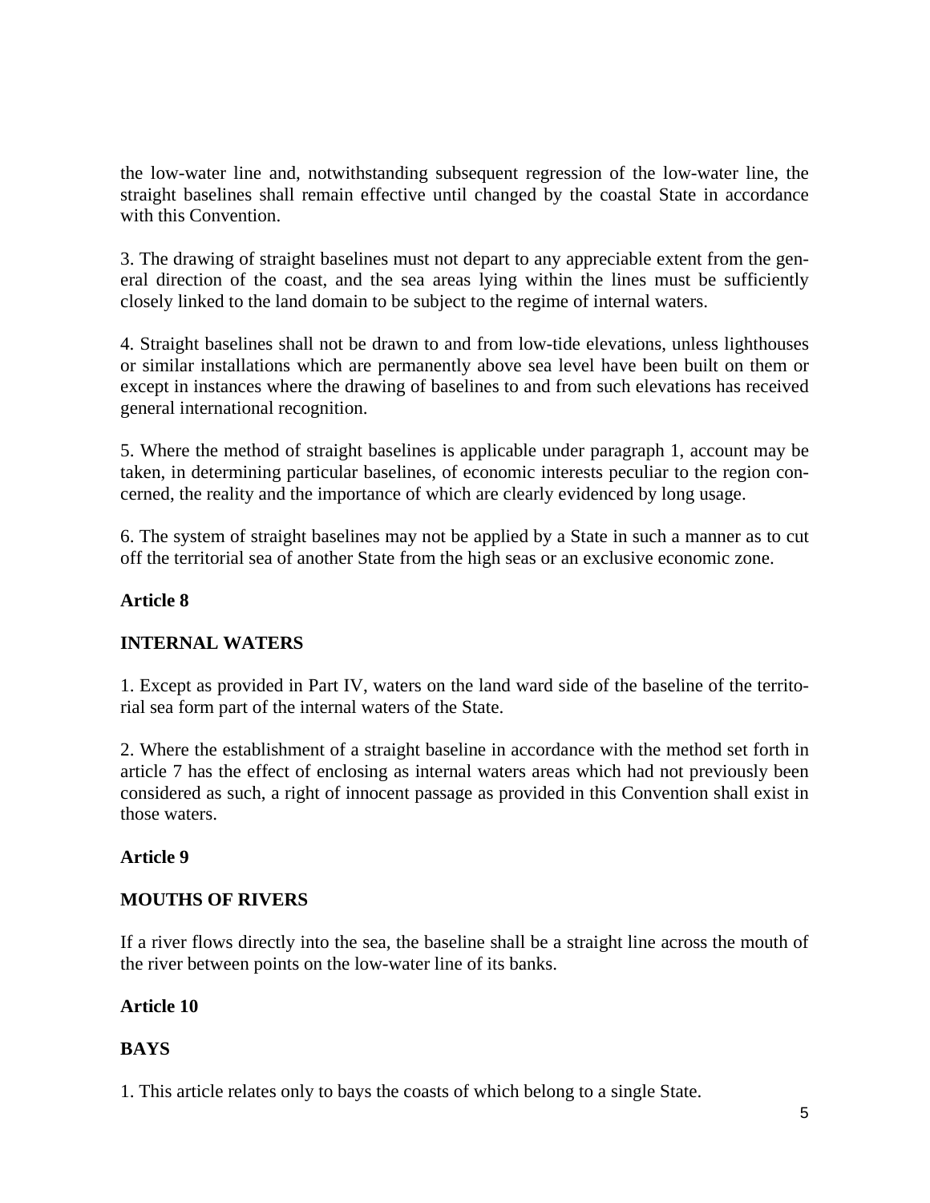the low-water line and, notwithstanding subsequent regression of the low-water line, the straight baselines shall remain effective until changed by the coastal State in accordance with this Convention.

3. The drawing of straight baselines must not depart to any appreciable extent from the general direction of the coast, and the sea areas lying within the lines must be sufficiently closely linked to the land domain to be subject to the regime of internal waters.

4. Straight baselines shall not be drawn to and from low-tide elevations, unless lighthouses or similar installations which are permanently above sea level have been built on them or except in instances where the drawing of baselines to and from such elevations has received general international recognition.

5. Where the method of straight baselines is applicable under paragraph 1, account may be taken, in determining particular baselines, of economic interests peculiar to the region concerned, the reality and the importance of which are clearly evidenced by long usage.

6. The system of straight baselines may not be applied by a State in such a manner as to cut off the territorial sea of another State from the high seas or an exclusive economic zone.

**Article 8**

**INTERNAL WATERS**

1. Except as provided in Part IV, waters on the land ward side of the baseline of the territorial sea form part of the internal waters of the State.

2. Where the establishment of a straight baseline in accordance with the method set forth in article 7 has the effect of enclosing as internal waters areas which had not previously been considered as such, a right of innocent passage as provided in this Convention shall exist in those waters.

**Article 9**

**MOUTHS OF RIVERS**

If a river flows directly into the sea, the baseline shall be a straight line across the mouth of the river between points on the low-water line of its banks.

**Article 10**

**BAYS**

1. This article relates only to bays the coasts of which belong to a single State.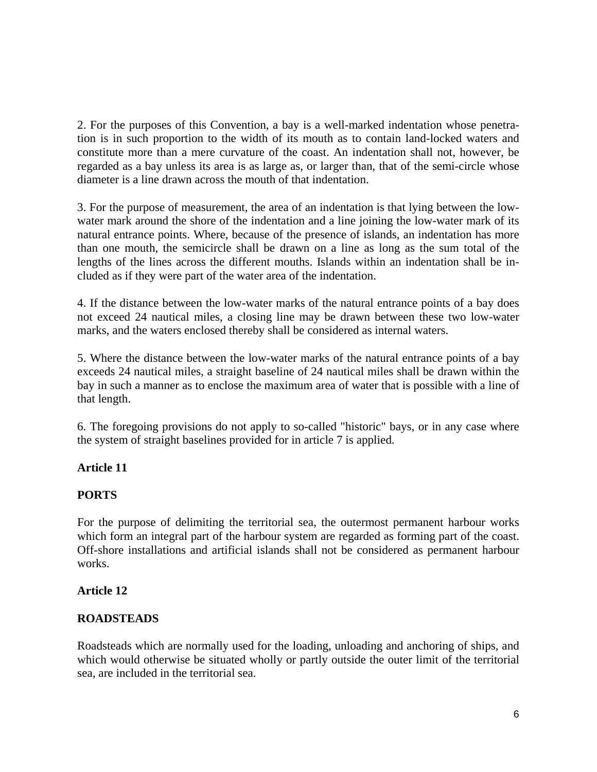2. For the purposes of this Convention, a bay is a well-marked indentation whose penetration is in such proportion to the width of its mouth as to contain land-locked waters and constitute more than a mere curvature of the coast. An indentation shall not, however, be regarded as a bay unless its area is as large as, or larger than, that of the semi-circle whose diameter is a line drawn across the mouth of that indentation.

3. For the purpose of measurement, the area of an indentation is that lying between the low-water mark around the shore of the indentation and a line joining the low-water mark of its natural entrance points. Where, because of the presence of islands, an indentation has more than one mouth, the semicircle shall be drawn on a line as long as the sum total of the lengths of the lines across the different mouths. Islands within an indentation shall be included as if they were part of the water area of the indentation.

4. If the distance between the low-water marks of the natural entrance points of a bay does not exceed 24 nautical miles, a closing line may be drawn between these two low-water marks, and the waters enclosed thereby shall be considered as internal waters.

5. Where the distance between the low-water marks of the natural entrance points of a bay exceeds 24 nautical miles, a straight baseline of 24 nautical miles shall be drawn within the bay in such a manner as to enclose the maximum area of water that is possible with a line of that length.

6. The foregoing provisions do not apply to so-called "historic" bays, or in any case where the system of straight baselines provided for in article 7 is applied.

**Article 11**

**PORTS**

For the purpose of delimiting the territorial sea, the outermost permanent harbour works which form an integral part of the harbour system are regarded as forming part of the coast. Off-shore installations and artificial islands shall not be considered as permanent harbour works.

**Article 12**

**ROADSTEADS**

Roadsteads which are normally used for the loading, unloading and anchoring of ships, and which would otherwise be situated wholly or partly outside the outer limit of the territorial sea, are included in the territorial sea.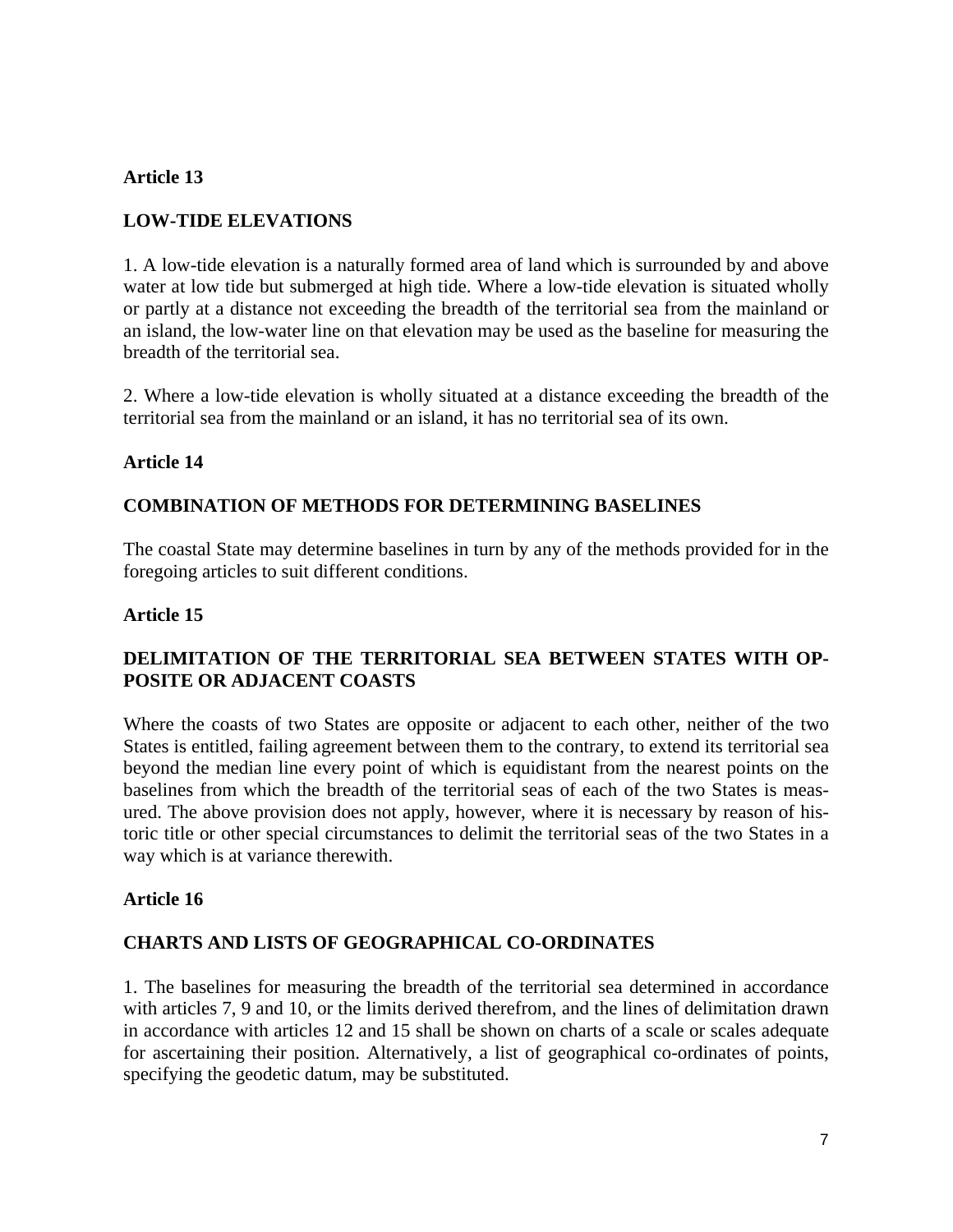**Article 13**

**LOW-TIDE ELEVATIONS**

1. A low-tide elevation is a naturally formed area of land which is surrounded by and above water at low tide but submerged at high tide. Where a low-tide elevation is situated wholly or partly at a distance not exceeding the breadth of the territorial sea from the mainland or an island, the low-water line on that elevation may be used as the baseline for measuring the breadth of the territorial sea.

2. Where a low-tide elevation is wholly situated at a distance exceeding the breadth of the territorial sea from the mainland or an island, it has no territorial sea of its own.

**Article 14**

**COMBINATION OF METHODS FOR DETERMINING BASELINES**

The coastal State may determine baselines in turn by any of the methods provided for in the foregoing articles to suit different conditions.

**Article 15**

**DELIMITATION OF THE TERRITORIAL SEA BETWEEN STATES WITH OPPOSITE OR ADJACENT COASTS**

Where the coasts of two States are opposite or adjacent to each other, neither of the two States is entitled, failing agreement between them to the contrary, to extend its territorial sea beyond the median line every point of which is equidistant from the nearest points on the baselines from which the breadth of the territorial seas of each of the two States is measured. The above provision does not apply, however, where it is necessary by reason of historic title or other special circumstances to delimit the territorial seas of the two States in a way which is at variance therewith.

**Article 16**

**CHARTS AND LISTS OF GEOGRAPHICAL CO-ORDINATES**

1. The baselines for measuring the breadth of the territorial sea determined in accordance with articles 7, 9 and 10, or the limits derived therefrom, and the lines of delimitation drawn in accordance with articles 12 and 15 shall be shown on charts of a scale or scales adequate for ascertaining their position. Alternatively, a list of geographical co-ordinates of points, specifying the geodetic datum, may be substituted.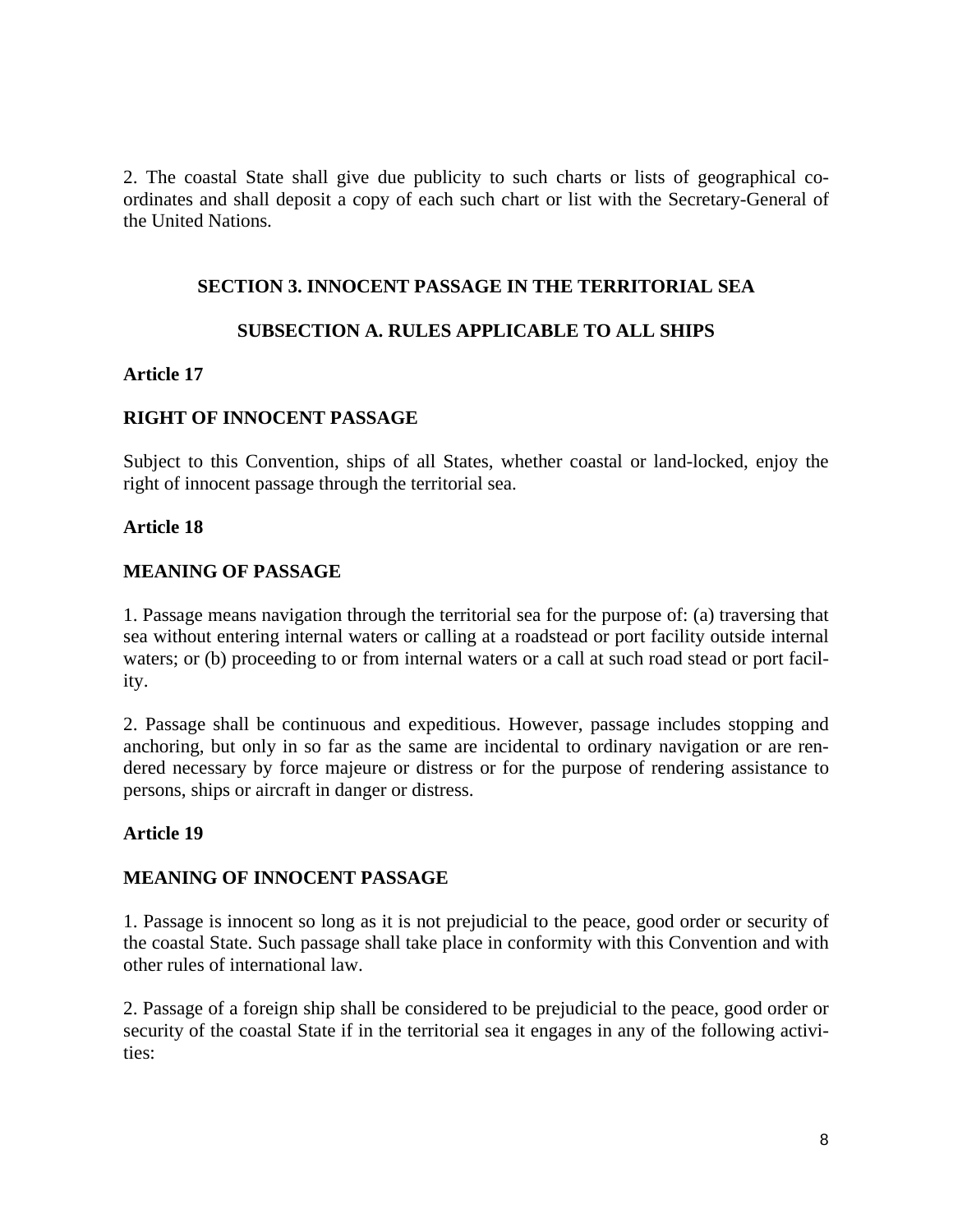2. The coastal State shall give due publicity to such charts or lists of geographical co-ordinates and shall deposit a copy of each such chart or list with the Secretary-General of the United Nations.

## SECTION 3. INNOCENT PASSAGE IN THE TERRITORIAL SEA

### SUBSECTION A. RULES APPLICABLE TO ALL SHIPS

**Article 17**

**RIGHT OF INNOCENT PASSAGE**

Subject to this Convention, ships of all States, whether coastal or land-locked, enjoy the right of innocent passage through the territorial sea.

**Article 18**

**MEANING OF PASSAGE**

1. Passage means navigation through the territorial sea for the purpose of: (a) traversing that sea without entering internal waters or calling at a roadstead or port facility outside internal waters; or (b) proceeding to or from internal waters or a call at such road stead or port facility.

2. Passage shall be continuous and expeditious. However, passage includes stopping and anchoring, but only in so far as the same are incidental to ordinary navigation or are rendered necessary by force majeure or distress or for the purpose of rendering assistance to persons, ships or aircraft in danger or distress.

**Article 19**

**MEANING OF INNOCENT PASSAGE**

1. Passage is innocent so long as it is not prejudicial to the peace, good order or security of the coastal State. Such passage shall take place in conformity with this Convention and with other rules of international law.

2. Passage of a foreign ship shall be considered to be prejudicial to the peace, good order or security of the coastal State if in the territorial sea it engages in any of the following activities: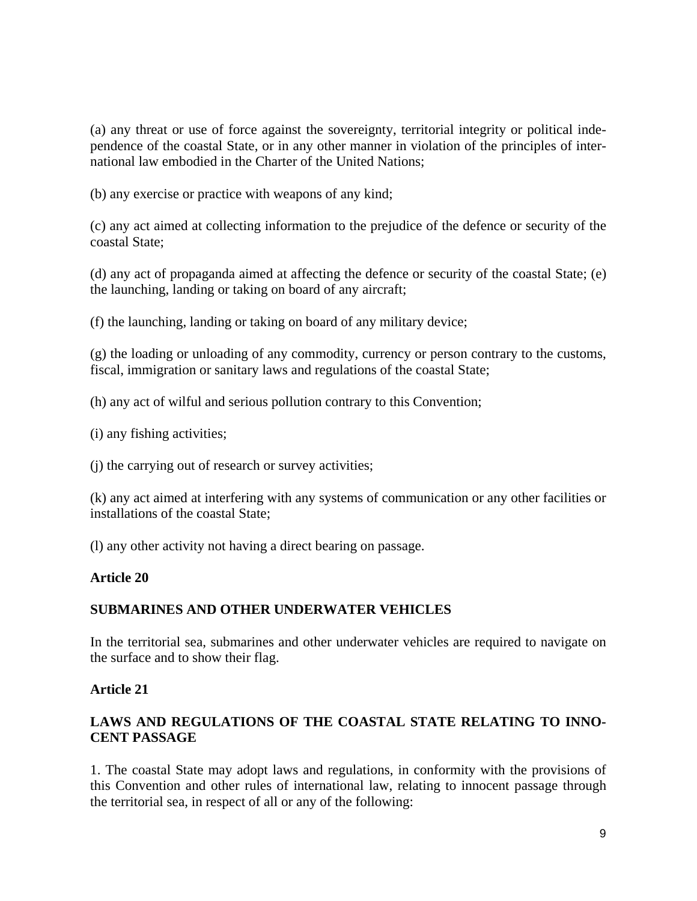(a) any threat or use of force against the sovereignty, territorial integrity or political independence of the coastal State, or in any other manner in violation of the principles of international law embodied in the Charter of the United Nations;

(b) any exercise or practice with weapons of any kind;

(c) any act aimed at collecting information to the prejudice of the defence or security of the coastal State;

(d) any act of propaganda aimed at affecting the defence or security of the coastal State; (e) the launching, landing or taking on board of any aircraft;

(f) the launching, landing or taking on board of any military device;

(g) the loading or unloading of any commodity, currency or person contrary to the customs, fiscal, immigration or sanitary laws and regulations of the coastal State;

(h) any act of wilful and serious pollution contrary to this Convention;

(i) any fishing activities;

(j) the carrying out of research or survey activities;

(k) any act aimed at interfering with any systems of communication or any other facilities or installations of the coastal State;

(l) any other activity not having a direct bearing on passage.

**Article 20**

**SUBMARINES AND OTHER UNDERWATER VEHICLES**

In the territorial sea, submarines and other underwater vehicles are required to navigate on the surface and to show their flag.

**Article 21**

**LAWS AND REGULATIONS OF THE COASTAL STATE RELATING TO INNOCENT PASSAGE**

1. The coastal State may adopt laws and regulations, in conformity with the provisions of this Convention and other rules of international law, relating to innocent passage through the territorial sea, in respect of all or any of the following: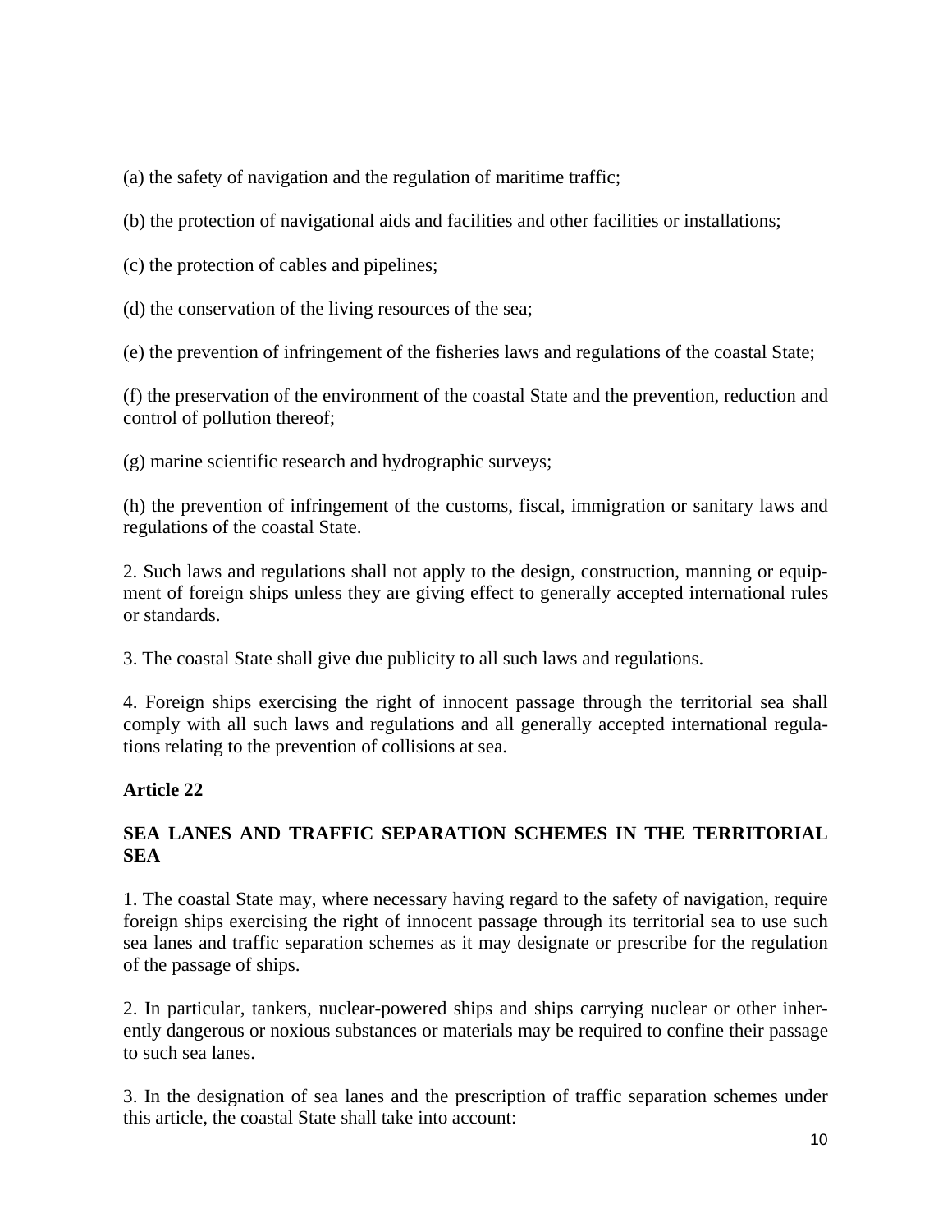(a) the safety of navigation and the regulation of maritime traffic;

(b) the protection of navigational aids and facilities and other facilities or installations;

(c) the protection of cables and pipelines;

(d) the conservation of the living resources of the sea;

(e) the prevention of infringement of the fisheries laws and regulations of the coastal State;

(f) the preservation of the environment of the coastal State and the prevention, reduction and control of pollution thereof;

(g) marine scientific research and hydrographic surveys;

(h) the prevention of infringement of the customs, fiscal, immigration or sanitary laws and regulations of the coastal State.

2. Such laws and regulations shall not apply to the design, construction, manning or equipment of foreign ships unless they are giving effect to generally accepted international rules or standards.

3. The coastal State shall give due publicity to all such laws and regulations.

4. Foreign ships exercising the right of innocent passage through the territorial sea shall comply with all such laws and regulations and all generally accepted international regulations relating to the prevention of collisions at sea.

**Article 22**

**SEA LANES AND TRAFFIC SEPARATION SCHEMES IN THE TERRITORIAL SEA**

1. The coastal State may, where necessary having regard to the safety of navigation, require foreign ships exercising the right of innocent passage through its territorial sea to use such sea lanes and traffic separation schemes as it may designate or prescribe for the regulation of the passage of ships.

2. In particular, tankers, nuclear-powered ships and ships carrying nuclear or other inherently dangerous or noxious substances or materials may be required to confine their passage to such sea lanes.

3. In the designation of sea lanes and the prescription of traffic separation schemes under this article, the coastal State shall take into account: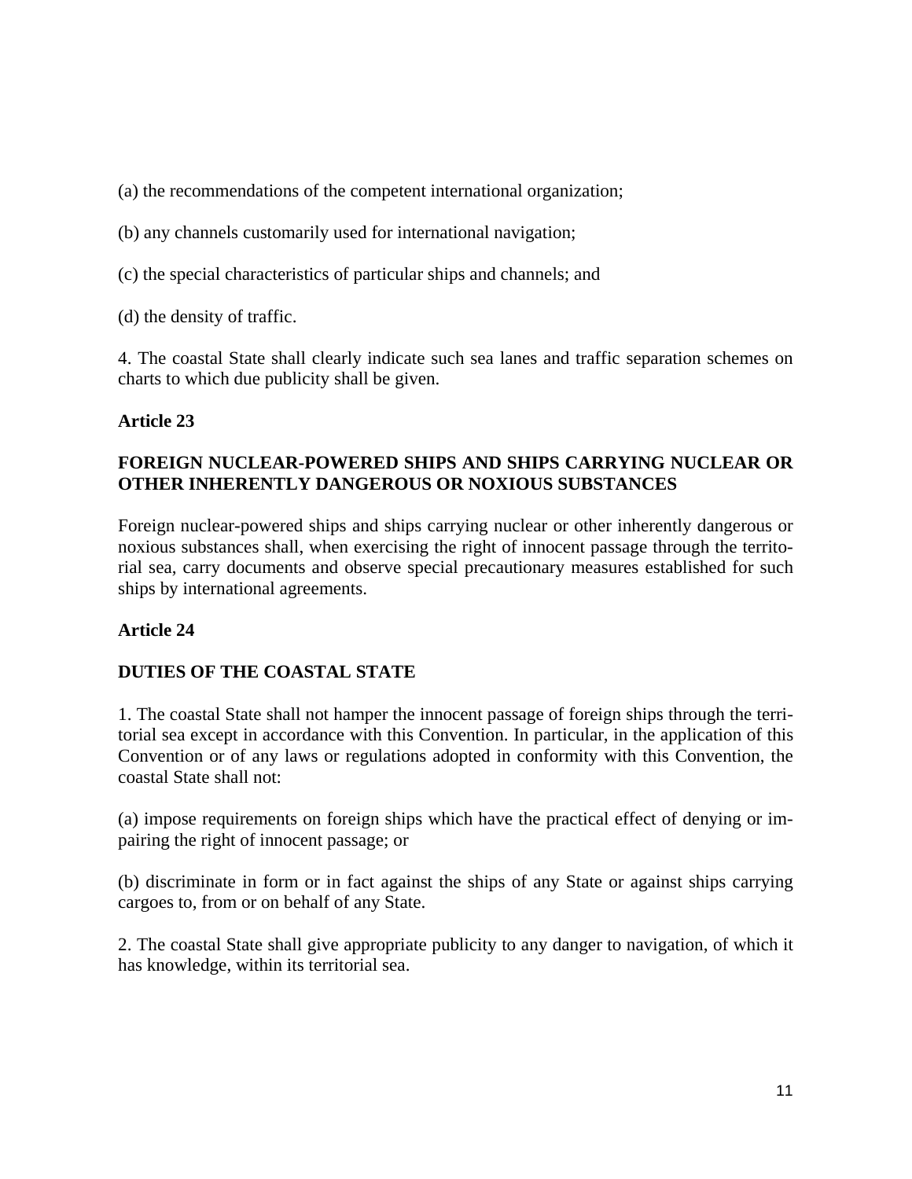(a) the recommendations of the competent international organization;

(b) any channels customarily used for international navigation;

(c) the special characteristics of particular ships and channels; and

(d) the density of traffic.

4. The coastal State shall clearly indicate such sea lanes and traffic separation schemes on charts to which due publicity shall be given.

**Article 23**

**FOREIGN NUCLEAR-POWERED SHIPS AND SHIPS CARRYING NUCLEAR OR OTHER INHERENTLY DANGEROUS OR NOXIOUS SUBSTANCES**

Foreign nuclear-powered ships and ships carrying nuclear or other inherently dangerous or noxious substances shall, when exercising the right of innocent passage through the territorial sea, carry documents and observe special precautionary measures established for such ships by international agreements.

**Article 24**

**DUTIES OF THE COASTAL STATE**

1. The coastal State shall not hamper the innocent passage of foreign ships through the territorial sea except in accordance with this Convention. In particular, in the application of this Convention or of any laws or regulations adopted in conformity with this Convention, the coastal State shall not:

(a) impose requirements on foreign ships which have the practical effect of denying or impairing the right of innocent passage; or

(b) discriminate in form or in fact against the ships of any State or against ships carrying cargoes to, from or on behalf of any State.

2. The coastal State shall give appropriate publicity to any danger to navigation, of which it has knowledge, within its territorial sea.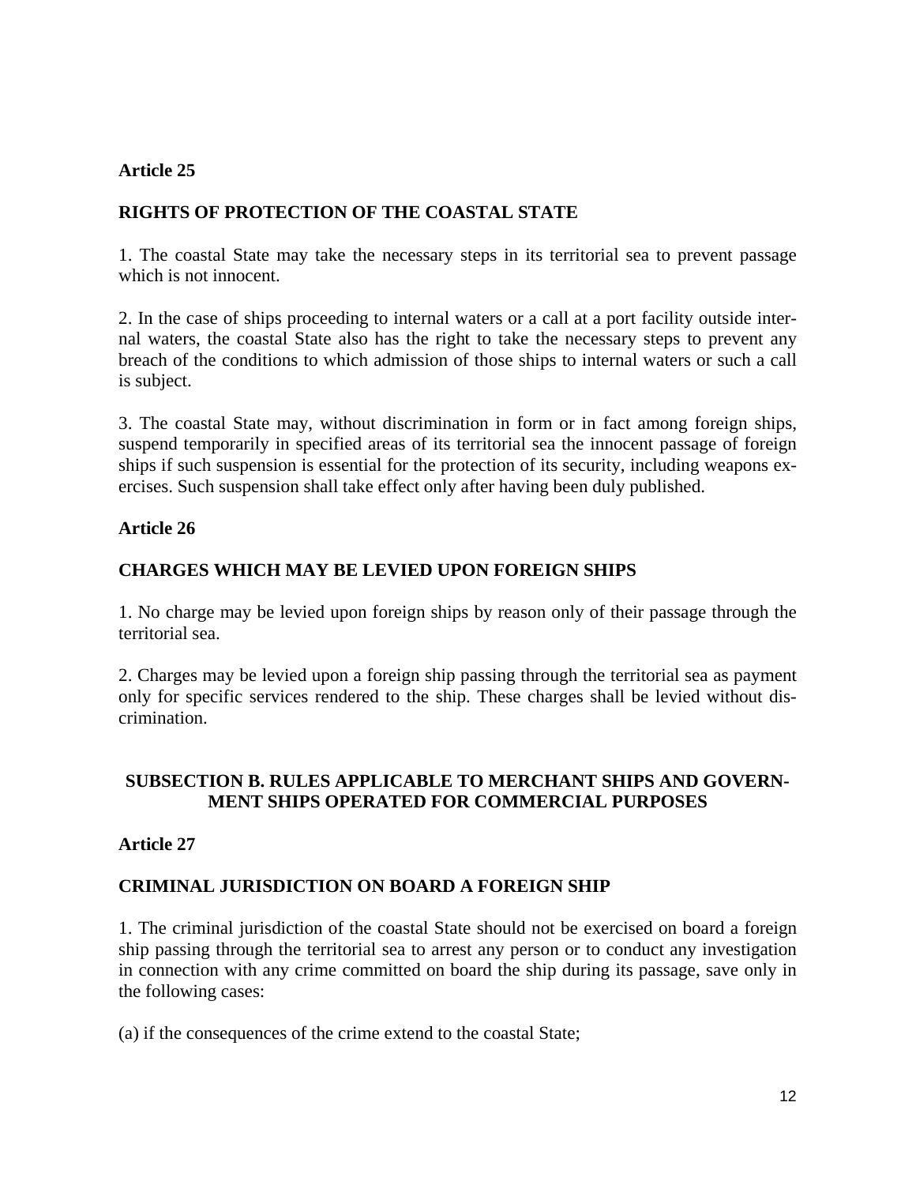### Article 25

### RIGHTS OF PROTECTION OF THE COASTAL STATE

1. The coastal State may take the necessary steps in its territorial sea to prevent passage which is not innocent.

2. In the case of ships proceeding to internal waters or a call at a port facility outside internal waters, the coastal State also has the right to take the necessary steps to prevent any breach of the conditions to which admission of those ships to internal waters or such a call is subject.

3. The coastal State may, without discrimination in form or in fact among foreign ships, suspend temporarily in specified areas of its territorial sea the innocent passage of foreign ships if such suspension is essential for the protection of its security, including weapons exercises. Such suspension shall take effect only after having been duly published.

### Article 26

### CHARGES WHICH MAY BE LEVIED UPON FOREIGN SHIPS

1. No charge may be levied upon foreign ships by reason only of their passage through the territorial sea.

2. Charges may be levied upon a foreign ship passing through the territorial sea as payment only for specific services rendered to the ship. These charges shall be levied without discrimination.

## SUBSECTION B. RULES APPLICABLE TO MERCHANT SHIPS AND GOVERNMENT SHIPS OPERATED FOR COMMERCIAL PURPOSES

### Article 27

### CRIMINAL JURISDICTION ON BOARD A FOREIGN SHIP

1. The criminal jurisdiction of the coastal State should not be exercised on board a foreign ship passing through the territorial sea to arrest any person or to conduct any investigation in connection with any crime committed on board the ship during its passage, save only in the following cases:

(a) if the consequences of the crime extend to the coastal State;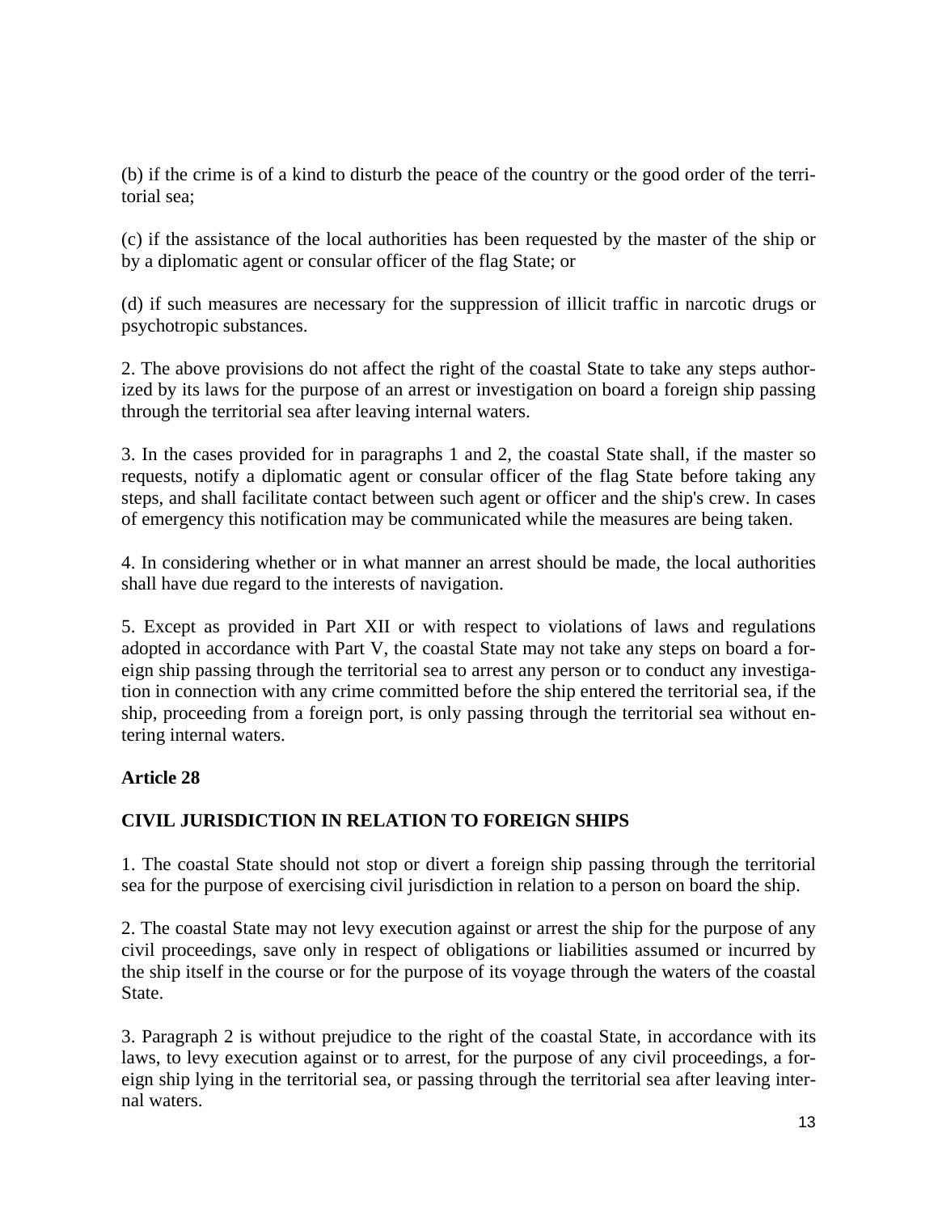(b) if the crime is of a kind to disturb the peace of the country or the good order of the territorial sea;

(c) if the assistance of the local authorities has been requested by the master of the ship or by a diplomatic agent or consular officer of the flag State; or

(d) if such measures are necessary for the suppression of illicit traffic in narcotic drugs or psychotropic substances.

2. The above provisions do not affect the right of the coastal State to take any steps authorized by its laws for the purpose of an arrest or investigation on board a foreign ship passing through the territorial sea after leaving internal waters.

3. In the cases provided for in paragraphs 1 and 2, the coastal State shall, if the master so requests, notify a diplomatic agent or consular officer of the flag State before taking any steps, and shall facilitate contact between such agent or officer and the ship's crew. In cases of emergency this notification may be communicated while the measures are being taken.

4. In considering whether or in what manner an arrest should be made, the local authorities shall have due regard to the interests of navigation.

5. Except as provided in Part XII or with respect to violations of laws and regulations adopted in accordance with Part V, the coastal State may not take any steps on board a foreign ship passing through the territorial sea to arrest any person or to conduct any investigation in connection with any crime committed before the ship entered the territorial sea, if the ship, proceeding from a foreign port, is only passing through the territorial sea without entering internal waters.

### Article 28

### CIVIL JURISDICTION IN RELATION TO FOREIGN SHIPS

1. The coastal State should not stop or divert a foreign ship passing through the territorial sea for the purpose of exercising civil jurisdiction in relation to a person on board the ship.

2. The coastal State may not levy execution against or arrest the ship for the purpose of any civil proceedings, save only in respect of obligations or liabilities assumed or incurred by the ship itself in the course or for the purpose of its voyage through the waters of the coastal State.

3. Paragraph 2 is without prejudice to the right of the coastal State, in accordance with its laws, to levy execution against or to arrest, for the purpose of any civil proceedings, a foreign ship lying in the territorial sea, or passing through the territorial sea after leaving internal waters.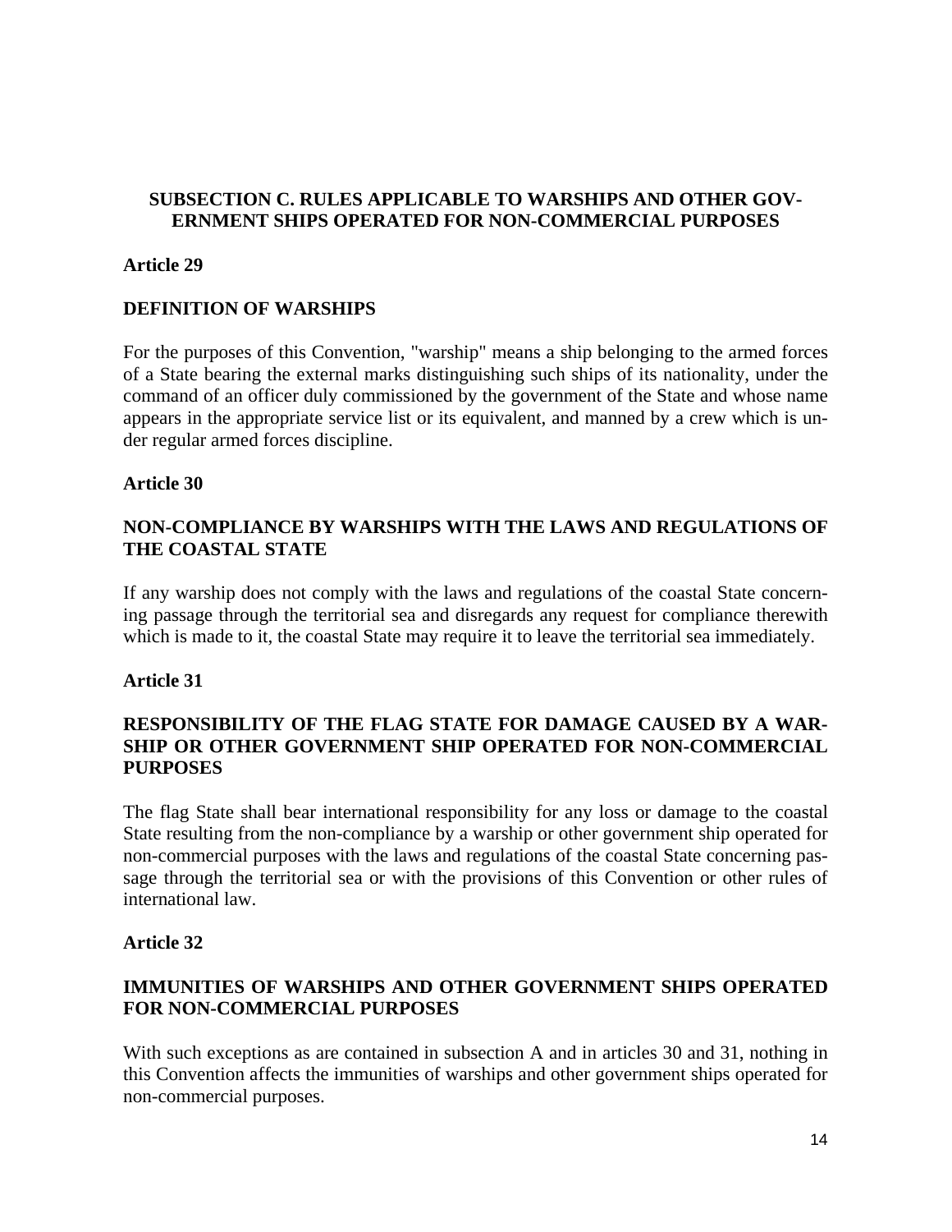### SUBSECTION C. RULES APPLICABLE TO WARSHIPS AND OTHER GOVERNMENT SHIPS OPERATED FOR NON-COMMERCIAL PURPOSES

**Article 29**

**DEFINITION OF WARSHIPS**

For the purposes of this Convention, "warship" means a ship belonging to the armed forces of a State bearing the external marks distinguishing such ships of its nationality, under the command of an officer duly commissioned by the government of the State and whose name appears in the appropriate service list or its equivalent, and manned by a crew which is under regular armed forces discipline.

**Article 30**

**NON-COMPLIANCE BY WARSHIPS WITH THE LAWS AND REGULATIONS OF THE COASTAL STATE**

If any warship does not comply with the laws and regulations of the coastal State concerning passage through the territorial sea and disregards any request for compliance therewith which is made to it, the coastal State may require it to leave the territorial sea immediately.

**Article 31**

**RESPONSIBILITY OF THE FLAG STATE FOR DAMAGE CAUSED BY A WARSHIP OR OTHER GOVERNMENT SHIP OPERATED FOR NON-COMMERCIAL PURPOSES**

The flag State shall bear international responsibility for any loss or damage to the coastal State resulting from the non-compliance by a warship or other government ship operated for non-commercial purposes with the laws and regulations of the coastal State concerning passage through the territorial sea or with the provisions of this Convention or other rules of international law.

**Article 32**

**IMMUNITIES OF WARSHIPS AND OTHER GOVERNMENT SHIPS OPERATED FOR NON-COMMERCIAL PURPOSES**

With such exceptions as are contained in subsection A and in articles 30 and 31, nothing in this Convention affects the immunities of warships and other government ships operated for non-commercial purposes.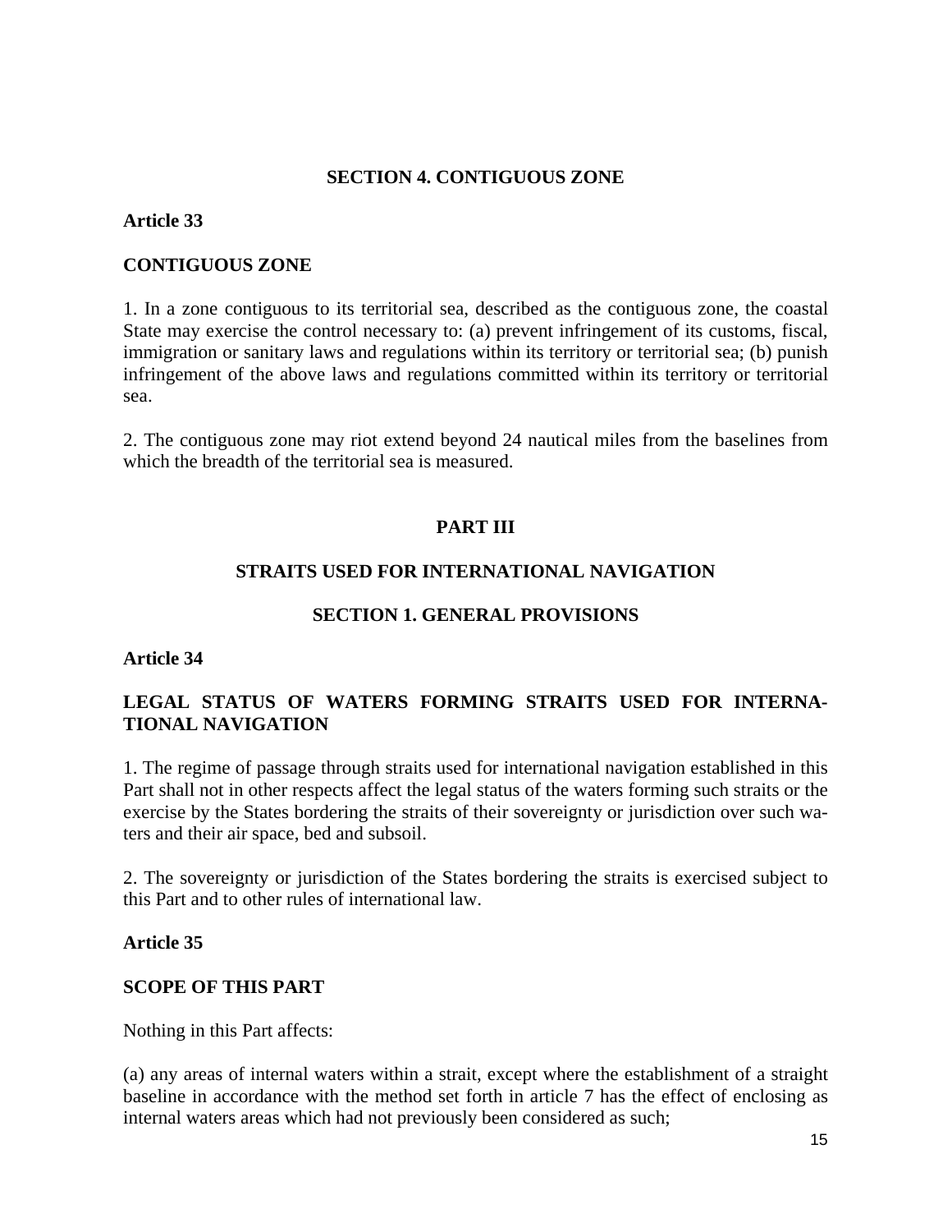## SECTION 4. CONTIGUOUS ZONE

**Article 33**

**CONTIGUOUS ZONE**

1. In a zone contiguous to its territorial sea, described as the contiguous zone, the coastal State may exercise the control necessary to: (a) prevent infringement of its customs, fiscal, immigration or sanitary laws and regulations within its territory or territorial sea; (b) punish infringement of the above laws and regulations committed within its territory or territorial sea.

2. The contiguous zone may riot extend beyond 24 nautical miles from the baselines from which the breadth of the territorial sea is measured.

# PART III

## STRAITS USED FOR INTERNATIONAL NAVIGATION

## SECTION 1. GENERAL PROVISIONS

**Article 34**

**LEGAL STATUS OF WATERS FORMING STRAITS USED FOR INTERNATIONAL NAVIGATION**

1. The regime of passage through straits used for international navigation established in this Part shall not in other respects affect the legal status of the waters forming such straits or the exercise by the States bordering the straits of their sovereignty or jurisdiction over such waters and their air space, bed and subsoil.

2. The sovereignty or jurisdiction of the States bordering the straits is exercised subject to this Part and to other rules of international law.

**Article 35**

**SCOPE OF THIS PART**

Nothing in this Part affects:

(a) any areas of internal waters within a strait, except where the establishment of a straight baseline in accordance with the method set forth in article 7 has the effect of enclosing as internal waters areas which had not previously been considered as such;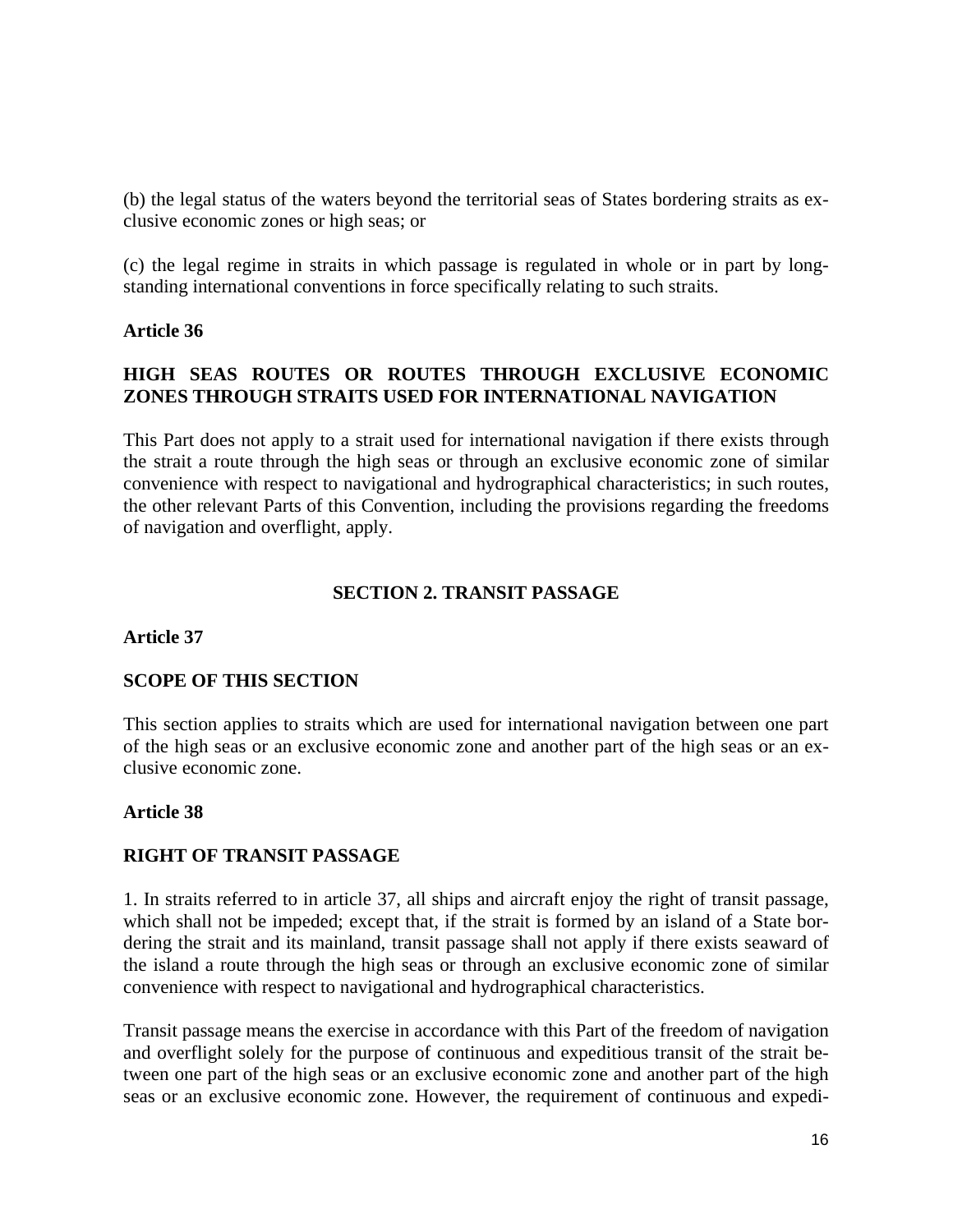(b) the legal status of the waters beyond the territorial seas of States bordering straits as exclusive economic zones or high seas; or

(c) the legal regime in straits in which passage is regulated in whole or in part by long-standing international conventions in force specifically relating to such straits.

**Article 36**

**HIGH SEAS ROUTES OR ROUTES THROUGH EXCLUSIVE ECONOMIC ZONES THROUGH STRAITS USED FOR INTERNATIONAL NAVIGATION**

This Part does not apply to a strait used for international navigation if there exists through the strait a route through the high seas or through an exclusive economic zone of similar convenience with respect to navigational and hydrographical characteristics; in such routes, the other relevant Parts of this Convention, including the provisions regarding the freedoms of navigation and overflight, apply.

## SECTION 2. TRANSIT PASSAGE

**Article 37**

**SCOPE OF THIS SECTION**

This section applies to straits which are used for international navigation between one part of the high seas or an exclusive economic zone and another part of the high seas or an exclusive economic zone.

**Article 38**

**RIGHT OF TRANSIT PASSAGE**

1. In straits referred to in article 37, all ships and aircraft enjoy the right of transit passage, which shall not be impeded; except that, if the strait is formed by an island of a State bordering the strait and its mainland, transit passage shall not apply if there exists seaward of the island a route through the high seas or through an exclusive economic zone of similar convenience with respect to navigational and hydrographical characteristics.

Transit passage means the exercise in accordance with this Part of the freedom of navigation and overflight solely for the purpose of continuous and expeditious transit of the strait between one part of the high seas or an exclusive economic zone and another part of the high seas or an exclusive economic zone. However, the requirement of continuous and expedi-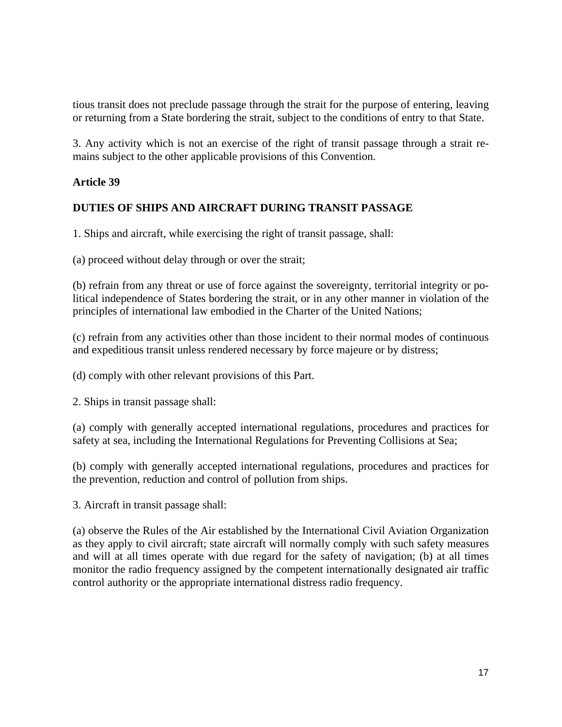tious transit does not preclude passage through the strait for the purpose of entering, leaving or returning from a State bordering the strait, subject to the conditions of entry to that State.

3. Any activity which is not an exercise of the right of transit passage through a strait remains subject to the other applicable provisions of this Convention.

**Article 39**

**DUTIES OF SHIPS AND AIRCRAFT DURING TRANSIT PASSAGE**

1. Ships and aircraft, while exercising the right of transit passage, shall:

(a) proceed without delay through or over the strait;

(b) refrain from any threat or use of force against the sovereignty, territorial integrity or political independence of States bordering the strait, or in any other manner in violation of the principles of international law embodied in the Charter of the United Nations;

(c) refrain from any activities other than those incident to their normal modes of continuous and expeditious transit unless rendered necessary by force majeure or by distress;

(d) comply with other relevant provisions of this Part.

2. Ships in transit passage shall:

(a) comply with generally accepted international regulations, procedures and practices for safety at sea, including the International Regulations for Preventing Collisions at Sea;

(b) comply with generally accepted international regulations, procedures and practices for the prevention, reduction and control of pollution from ships.

3. Aircraft in transit passage shall:

(a) observe the Rules of the Air established by the International Civil Aviation Organization as they apply to civil aircraft; state aircraft will normally comply with such safety measures and will at all times operate with due regard for the safety of navigation; (b) at all times monitor the radio frequency assigned by the competent internationally designated air traffic control authority or the appropriate international distress radio frequency.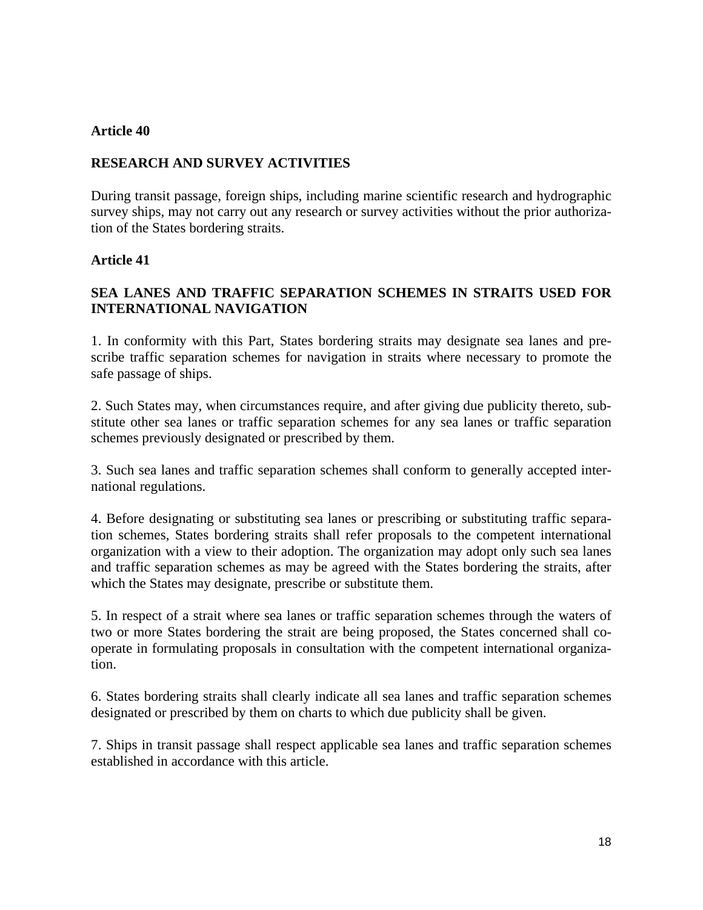**Article 40**

**RESEARCH AND SURVEY ACTIVITIES**

During transit passage, foreign ships, including marine scientific research and hydrographic survey ships, may not carry out any research or survey activities without the prior authorization of the States bordering straits.

**Article 41**

**SEA LANES AND TRAFFIC SEPARATION SCHEMES IN STRAITS USED FOR INTERNATIONAL NAVIGATION**

1. In conformity with this Part, States bordering straits may designate sea lanes and prescribe traffic separation schemes for navigation in straits where necessary to promote the safe passage of ships.

2. Such States may, when circumstances require, and after giving due publicity thereto, substitute other sea lanes or traffic separation schemes for any sea lanes or traffic separation schemes previously designated or prescribed by them.

3. Such sea lanes and traffic separation schemes shall conform to generally accepted international regulations.

4. Before designating or substituting sea lanes or prescribing or substituting traffic separation schemes, States bordering straits shall refer proposals to the competent international organization with a view to their adoption. The organization may adopt only such sea lanes and traffic separation schemes as may be agreed with the States bordering the straits, after which the States may designate, prescribe or substitute them.

5. In respect of a strait where sea lanes or traffic separation schemes through the waters of two or more States bordering the strait are being proposed, the States concerned shall cooperate in formulating proposals in consultation with the competent international organization.

6. States bordering straits shall clearly indicate all sea lanes and traffic separation schemes designated or prescribed by them on charts to which due publicity shall be given.

7. Ships in transit passage shall respect applicable sea lanes and traffic separation schemes established in accordance with this article.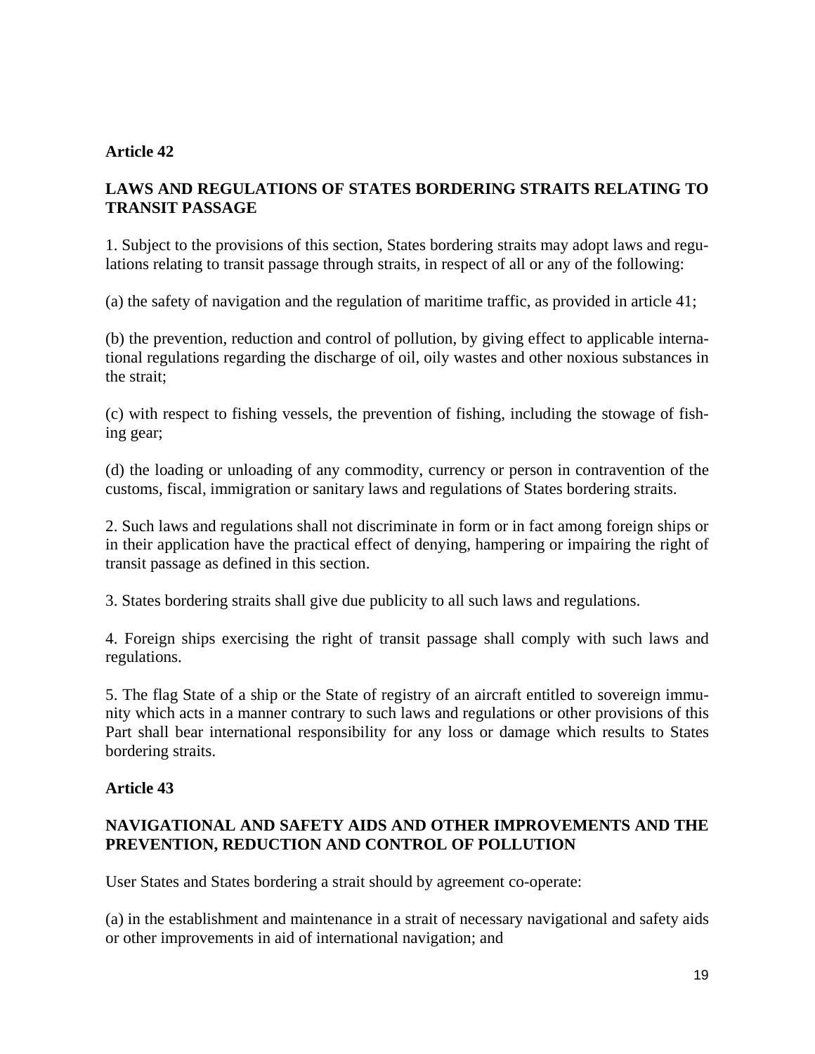## Article 42

### LAWS AND REGULATIONS OF STATES BORDERING STRAITS RELATING TO TRANSIT PASSAGE

1. Subject to the provisions of this section, States bordering straits may adopt laws and regulations relating to transit passage through straits, in respect of all or any of the following:

(a) the safety of navigation and the regulation of maritime traffic, as provided in article 41;

(b) the prevention, reduction and control of pollution, by giving effect to applicable international regulations regarding the discharge of oil, oily wastes and other noxious substances in the strait;

(c) with respect to fishing vessels, the prevention of fishing, including the stowage of fishing gear;

(d) the loading or unloading of any commodity, currency or person in contravention of the customs, fiscal, immigration or sanitary laws and regulations of States bordering straits.

2. Such laws and regulations shall not discriminate in form or in fact among foreign ships or in their application have the practical effect of denying, hampering or impairing the right of transit passage as defined in this section.

3. States bordering straits shall give due publicity to all such laws and regulations.

4. Foreign ships exercising the right of transit passage shall comply with such laws and regulations.

5. The flag State of a ship or the State of registry of an aircraft entitled to sovereign immunity which acts in a manner contrary to such laws and regulations or other provisions of this Part shall bear international responsibility for any loss or damage which results to States bordering straits.

## Article 43

### NAVIGATIONAL AND SAFETY AIDS AND OTHER IMPROVEMENTS AND THE PREVENTION, REDUCTION AND CONTROL OF POLLUTION

User States and States bordering a strait should by agreement co-operate:

(a) in the establishment and maintenance in a strait of necessary navigational and safety aids or other improvements in aid of international navigation; and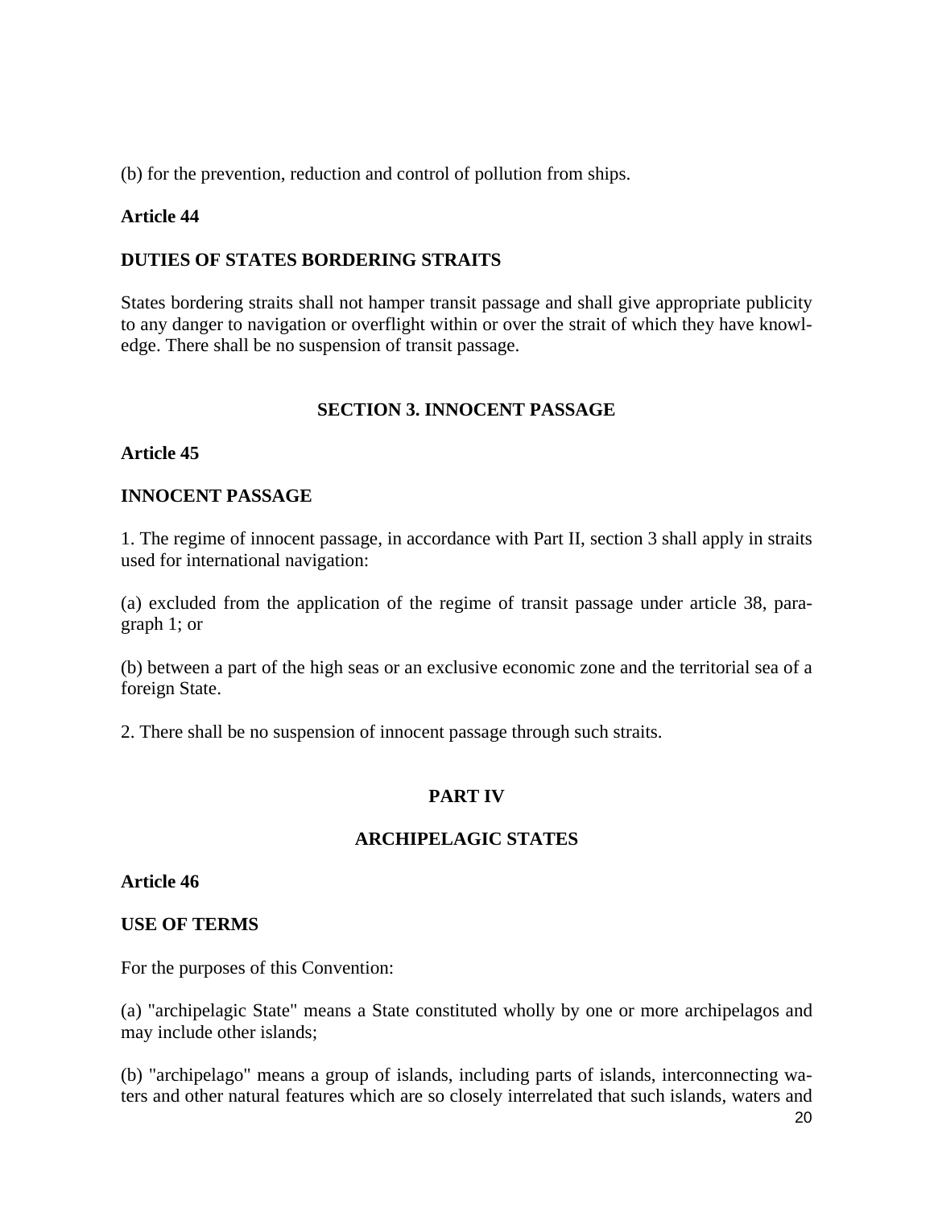(b) for the prevention, reduction and control of pollution from ships.

**Article 44**

**DUTIES OF STATES BORDERING STRAITS**

States bordering straits shall not hamper transit passage and shall give appropriate publicity to any danger to navigation or overflight within or over the strait of which they have knowledge. There shall be no suspension of transit passage.

## SECTION 3. INNOCENT PASSAGE

**Article 45**

**INNOCENT PASSAGE**

1. The regime of innocent passage, in accordance with Part II, section 3 shall apply in straits used for international navigation:

(a) excluded from the application of the regime of transit passage under article 38, paragraph 1; or

(b) between a part of the high seas or an exclusive economic zone and the territorial sea of a foreign State.

2. There shall be no suspension of innocent passage through such straits.

# PART IV

# ARCHIPELAGIC STATES

**Article 46**

**USE OF TERMS**

For the purposes of this Convention:

(a) "archipelagic State" means a State constituted wholly by one or more archipelagos and may include other islands;

(b) "archipelago" means a group of islands, including parts of islands, interconnecting waters and other natural features which are so closely interrelated that such islands, waters and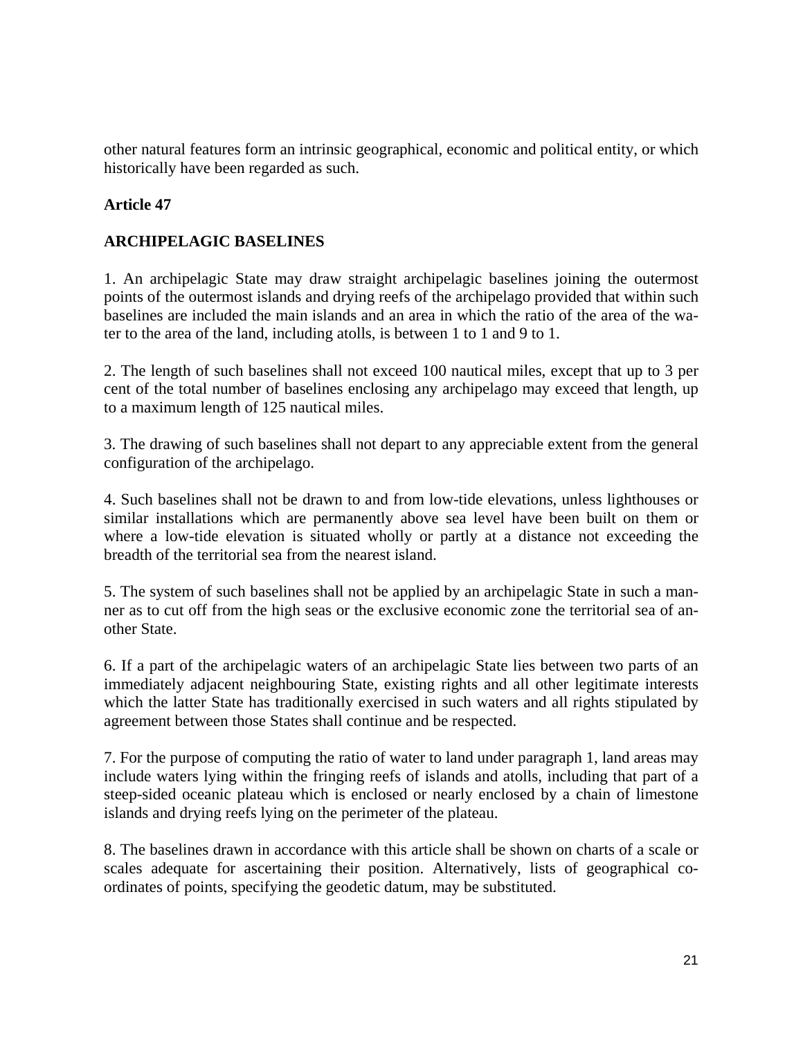other natural features form an intrinsic geographical, economic and political entity, or which historically have been regarded as such.

**Article 47**

**ARCHIPELAGIC BASELINES**

1. An archipelagic State may draw straight archipelagic baselines joining the outermost points of the outermost islands and drying reefs of the archipelago provided that within such baselines are included the main islands and an area in which the ratio of the area of the water to the area of the land, including atolls, is between 1 to 1 and 9 to 1.

2. The length of such baselines shall not exceed 100 nautical miles, except that up to 3 per cent of the total number of baselines enclosing any archipelago may exceed that length, up to a maximum length of 125 nautical miles.

3. The drawing of such baselines shall not depart to any appreciable extent from the general configuration of the archipelago.

4. Such baselines shall not be drawn to and from low-tide elevations, unless lighthouses or similar installations which are permanently above sea level have been built on them or where a low-tide elevation is situated wholly or partly at a distance not exceeding the breadth of the territorial sea from the nearest island.

5. The system of such baselines shall not be applied by an archipelagic State in such a manner as to cut off from the high seas or the exclusive economic zone the territorial sea of another State.

6. If a part of the archipelagic waters of an archipelagic State lies between two parts of an immediately adjacent neighbouring State, existing rights and all other legitimate interests which the latter State has traditionally exercised in such waters and all rights stipulated by agreement between those States shall continue and be respected.

7. For the purpose of computing the ratio of water to land under paragraph 1, land areas may include waters lying within the fringing reefs of islands and atolls, including that part of a steep-sided oceanic plateau which is enclosed or nearly enclosed by a chain of limestone islands and drying reefs lying on the perimeter of the plateau.

8. The baselines drawn in accordance with this article shall be shown on charts of a scale or scales adequate for ascertaining their position. Alternatively, lists of geographical coordinates of points, specifying the geodetic datum, may be substituted.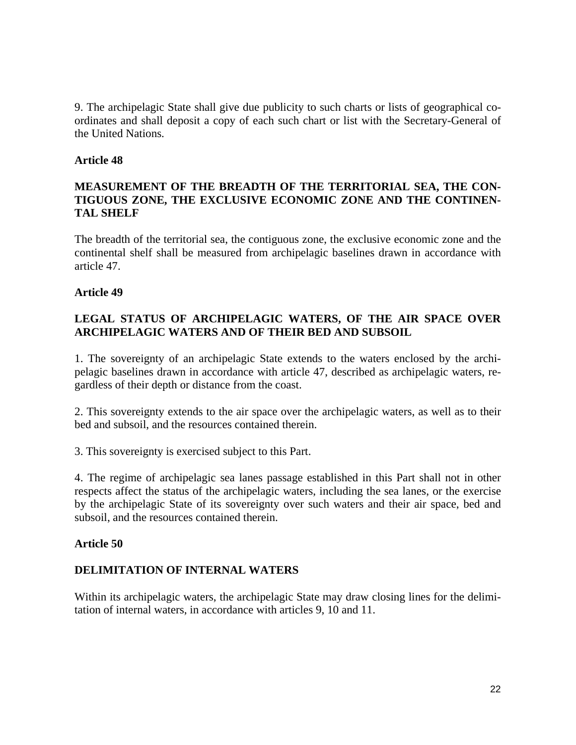9. The archipelagic State shall give due publicity to such charts or lists of geographical coordinates and shall deposit a copy of each such chart or list with the Secretary-General of the United Nations.

### Article 48

#### MEASUREMENT OF THE BREADTH OF THE TERRITORIAL SEA, THE CONTIGUOUS ZONE, THE EXCLUSIVE ECONOMIC ZONE AND THE CONTINENTAL SHELF

The breadth of the territorial sea, the contiguous zone, the exclusive economic zone and the continental shelf shall be measured from archipelagic baselines drawn in accordance with article 47.

### Article 49

#### LEGAL STATUS OF ARCHIPELAGIC WATERS, OF THE AIR SPACE OVER ARCHIPELAGIC WATERS AND OF THEIR BED AND SUBSOIL

1. The sovereignty of an archipelagic State extends to the waters enclosed by the archipelagic baselines drawn in accordance with article 47, described as archipelagic waters, regardless of their depth or distance from the coast.

2. This sovereignty extends to the air space over the archipelagic waters, as well as to their bed and subsoil, and the resources contained therein.

3. This sovereignty is exercised subject to this Part.

4. The regime of archipelagic sea lanes passage established in this Part shall not in other respects affect the status of the archipelagic waters, including the sea lanes, or the exercise by the archipelagic State of its sovereignty over such waters and their air space, bed and subsoil, and the resources contained therein.

### Article 50

#### DELIMITATION OF INTERNAL WATERS

Within its archipelagic waters, the archipelagic State may draw closing lines for the delimitation of internal waters, in accordance with articles 9, 10 and 11.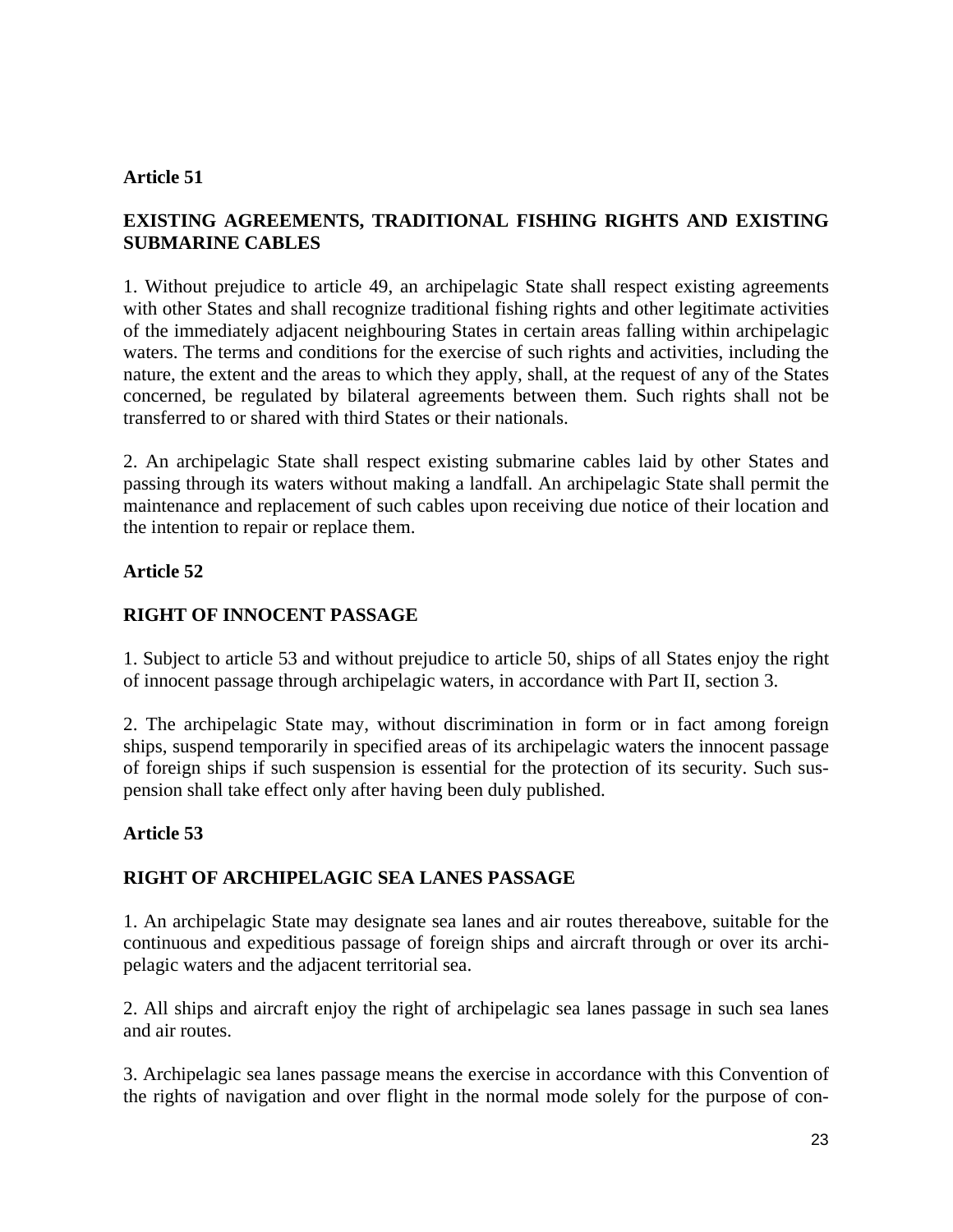**Article 51**

**EXISTING AGREEMENTS, TRADITIONAL FISHING RIGHTS AND EXISTING SUBMARINE CABLES**

1. Without prejudice to article 49, an archipelagic State shall respect existing agreements with other States and shall recognize traditional fishing rights and other legitimate activities of the immediately adjacent neighbouring States in certain areas falling within archipelagic waters. The terms and conditions for the exercise of such rights and activities, including the nature, the extent and the areas to which they apply, shall, at the request of any of the States concerned, be regulated by bilateral agreements between them. Such rights shall not be transferred to or shared with third States or their nationals.

2. An archipelagic State shall respect existing submarine cables laid by other States and passing through its waters without making a landfall. An archipelagic State shall permit the maintenance and replacement of such cables upon receiving due notice of their location and the intention to repair or replace them.

**Article 52**

**RIGHT OF INNOCENT PASSAGE**

1. Subject to article 53 and without prejudice to article 50, ships of all States enjoy the right of innocent passage through archipelagic waters, in accordance with Part II, section 3.

2. The archipelagic State may, without discrimination in form or in fact among foreign ships, suspend temporarily in specified areas of its archipelagic waters the innocent passage of foreign ships if such suspension is essential for the protection of its security. Such suspension shall take effect only after having been duly published.

**Article 53**

**RIGHT OF ARCHIPELAGIC SEA LANES PASSAGE**

1. An archipelagic State may designate sea lanes and air routes thereabove, suitable for the continuous and expeditious passage of foreign ships and aircraft through or over its archipelagic waters and the adjacent territorial sea.

2. All ships and aircraft enjoy the right of archipelagic sea lanes passage in such sea lanes and air routes.

3. Archipelagic sea lanes passage means the exercise in accordance with this Convention of the rights of navigation and over flight in the normal mode solely for the purpose of con-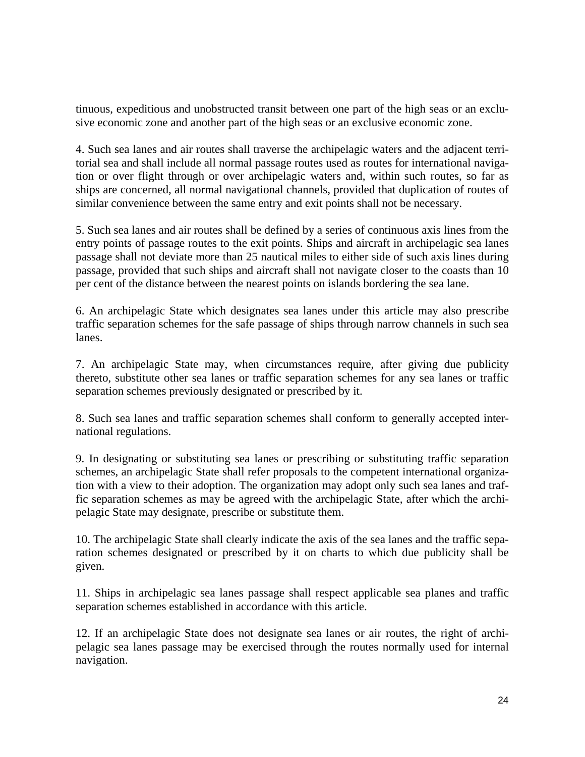tinuous, expeditious and unobstructed transit between one part of the high seas or an exclusive economic zone and another part of the high seas or an exclusive economic zone.

4. Such sea lanes and air routes shall traverse the archipelagic waters and the adjacent territorial sea and shall include all normal passage routes used as routes for international navigation or over flight through or over archipelagic waters and, within such routes, so far as ships are concerned, all normal navigational channels, provided that duplication of routes of similar convenience between the same entry and exit points shall not be necessary.

5. Such sea lanes and air routes shall be defined by a series of continuous axis lines from the entry points of passage routes to the exit points. Ships and aircraft in archipelagic sea lanes passage shall not deviate more than 25 nautical miles to either side of such axis lines during passage, provided that such ships and aircraft shall not navigate closer to the coasts than 10 per cent of the distance between the nearest points on islands bordering the sea lane.

6. An archipelagic State which designates sea lanes under this article may also prescribe traffic separation schemes for the safe passage of ships through narrow channels in such sea lanes.

7. An archipelagic State may, when circumstances require, after giving due publicity thereto, substitute other sea lanes or traffic separation schemes for any sea lanes or traffic separation schemes previously designated or prescribed by it.

8. Such sea lanes and traffic separation schemes shall conform to generally accepted international regulations.

9. In designating or substituting sea lanes or prescribing or substituting traffic separation schemes, an archipelagic State shall refer proposals to the competent international organization with a view to their adoption. The organization may adopt only such sea lanes and traffic separation schemes as may be agreed with the archipelagic State, after which the archipelagic State may designate, prescribe or substitute them.

10. The archipelagic State shall clearly indicate the axis of the sea lanes and the traffic separation schemes designated or prescribed by it on charts to which due publicity shall be given.

11. Ships in archipelagic sea lanes passage shall respect applicable sea planes and traffic separation schemes established in accordance with this article.

12. If an archipelagic State does not designate sea lanes or air routes, the right of archipelagic sea lanes passage may be exercised through the routes normally used for internal navigation.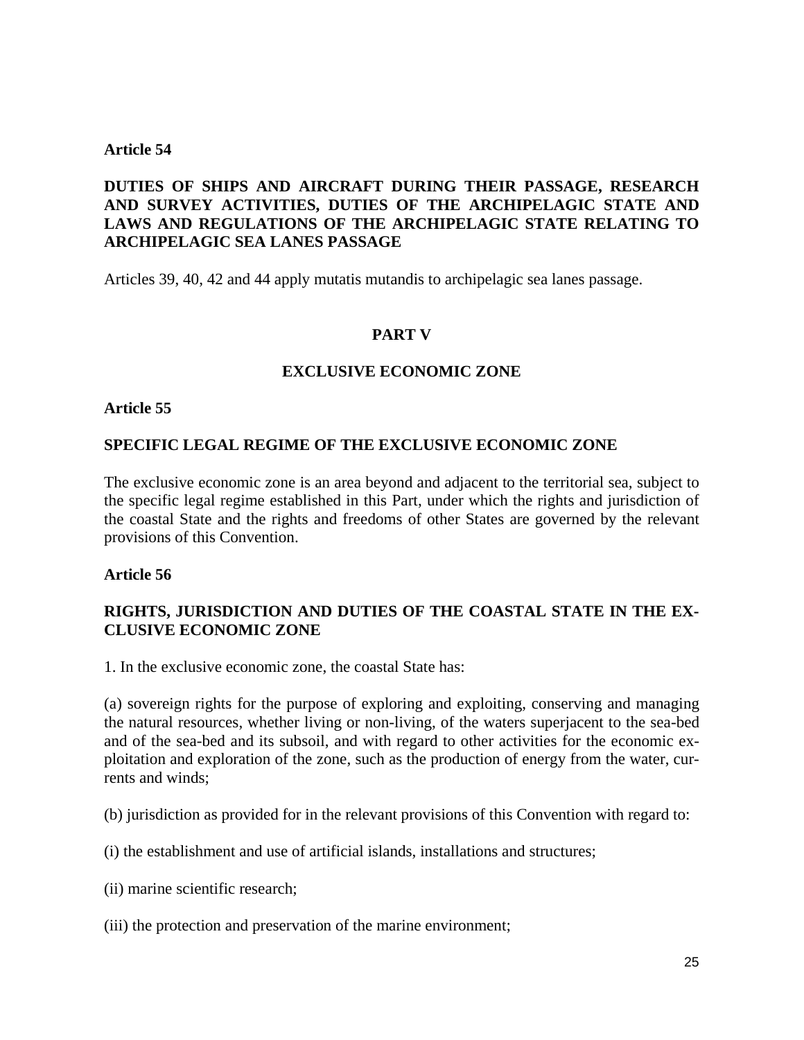**Article 54**

**DUTIES OF SHIPS AND AIRCRAFT DURING THEIR PASSAGE, RESEARCH AND SURVEY ACTIVITIES, DUTIES OF THE ARCHIPELAGIC STATE AND LAWS AND REGULATIONS OF THE ARCHIPELAGIC STATE RELATING TO ARCHIPELAGIC SEA LANES PASSAGE**

Articles 39, 40, 42 and 44 apply mutatis mutandis to archipelagic sea lanes passage.

# PART V

## EXCLUSIVE ECONOMIC ZONE

**Article 55**

**SPECIFIC LEGAL REGIME OF THE EXCLUSIVE ECONOMIC ZONE**

The exclusive economic zone is an area beyond and adjacent to the territorial sea, subject to the specific legal regime established in this Part, under which the rights and jurisdiction of the coastal State and the rights and freedoms of other States are governed by the relevant provisions of this Convention.

**Article 56**

**RIGHTS, JURISDICTION AND DUTIES OF THE COASTAL STATE IN THE EXCLUSIVE ECONOMIC ZONE**

1. In the exclusive economic zone, the coastal State has:

(a) sovereign rights for the purpose of exploring and exploiting, conserving and managing the natural resources, whether living or non-living, of the waters superjacent to the sea-bed and of the sea-bed and its subsoil, and with regard to other activities for the economic exploitation and exploration of the zone, such as the production of energy from the water, currents and winds;

(b) jurisdiction as provided for in the relevant provisions of this Convention with regard to:

(i) the establishment and use of artificial islands, installations and structures;

(ii) marine scientific research;

(iii) the protection and preservation of the marine environment;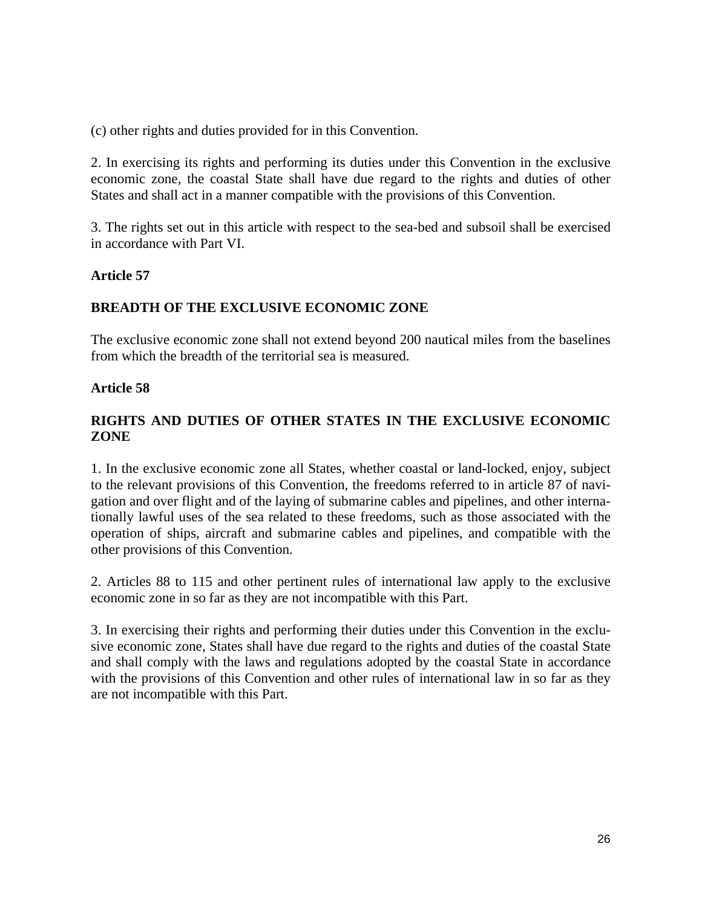(c) other rights and duties provided for in this Convention.

2. In exercising its rights and performing its duties under this Convention in the exclusive economic zone, the coastal State shall have due regard to the rights and duties of other States and shall act in a manner compatible with the provisions of this Convention.

3. The rights set out in this article with respect to the sea-bed and subsoil shall be exercised in accordance with Part VI.

**Article 57**

**BREADTH OF THE EXCLUSIVE ECONOMIC ZONE**

The exclusive economic zone shall not extend beyond 200 nautical miles from the baselines from which the breadth of the territorial sea is measured.

**Article 58**

**RIGHTS AND DUTIES OF OTHER STATES IN THE EXCLUSIVE ECONOMIC ZONE**

1. In the exclusive economic zone all States, whether coastal or land-locked, enjoy, subject to the relevant provisions of this Convention, the freedoms referred to in article 87 of navigation and over flight and of the laying of submarine cables and pipelines, and other internationally lawful uses of the sea related to these freedoms, such as those associated with the operation of ships, aircraft and submarine cables and pipelines, and compatible with the other provisions of this Convention.

2. Articles 88 to 115 and other pertinent rules of international law apply to the exclusive economic zone in so far as they are not incompatible with this Part.

3. In exercising their rights and performing their duties under this Convention in the exclusive economic zone, States shall have due regard to the rights and duties of the coastal State and shall comply with the laws and regulations adopted by the coastal State in accordance with the provisions of this Convention and other rules of international law in so far as they are not incompatible with this Part.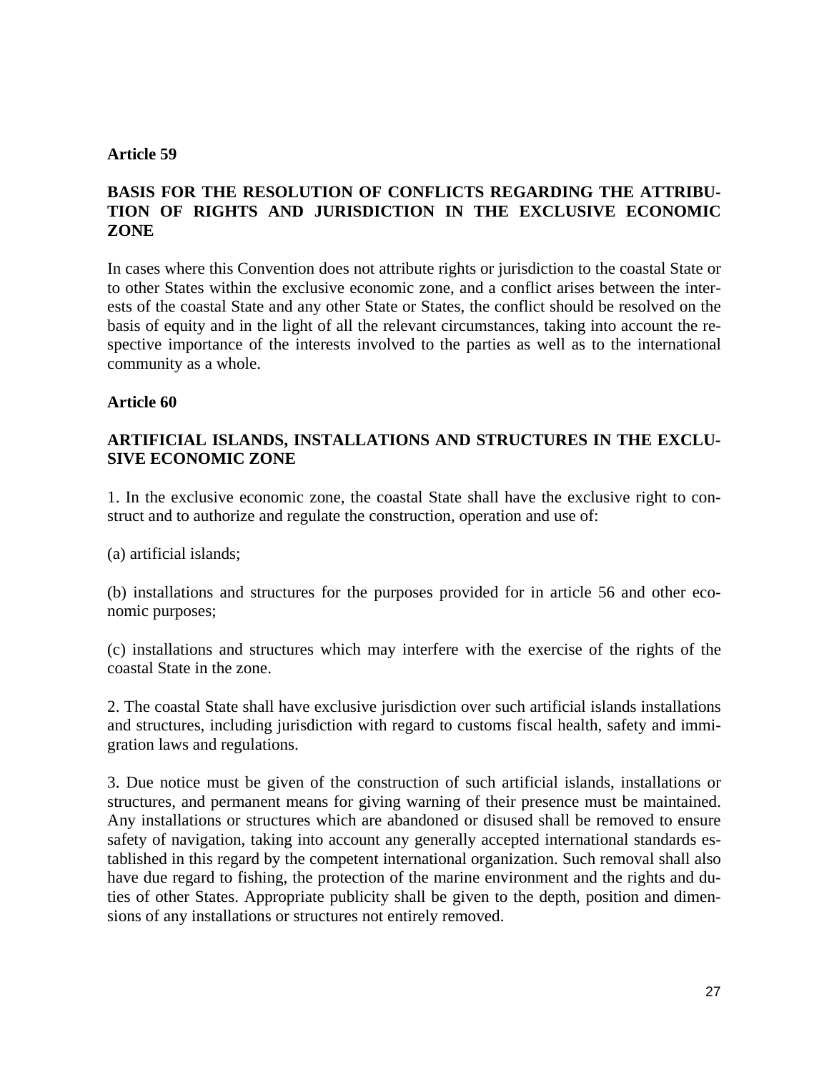**Article 59**

**BASIS FOR THE RESOLUTION OF CONFLICTS REGARDING THE ATTRIBUTION OF RIGHTS AND JURISDICTION IN THE EXCLUSIVE ECONOMIC ZONE**

In cases where this Convention does not attribute rights or jurisdiction to the coastal State or to other States within the exclusive economic zone, and a conflict arises between the interests of the coastal State and any other State or States, the conflict should be resolved on the basis of equity and in the light of all the relevant circumstances, taking into account the respective importance of the interests involved to the parties as well as to the international community as a whole.

**Article 60**

**ARTIFICIAL ISLANDS, INSTALLATIONS AND STRUCTURES IN THE EXCLUSIVE ECONOMIC ZONE**

1. In the exclusive economic zone, the coastal State shall have the exclusive right to construct and to authorize and regulate the construction, operation and use of:

(a) artificial islands;

(b) installations and structures for the purposes provided for in article 56 and other economic purposes;

(c) installations and structures which may interfere with the exercise of the rights of the coastal State in the zone.

2. The coastal State shall have exclusive jurisdiction over such artificial islands installations and structures, including jurisdiction with regard to customs fiscal health, safety and immigration laws and regulations.

3. Due notice must be given of the construction of such artificial islands, installations or structures, and permanent means for giving warning of their presence must be maintained. Any installations or structures which are abandoned or disused shall be removed to ensure safety of navigation, taking into account any generally accepted international standards established in this regard by the competent international organization. Such removal shall also have due regard to fishing, the protection of the marine environment and the rights and duties of other States. Appropriate publicity shall be given to the depth, position and dimensions of any installations or structures not entirely removed.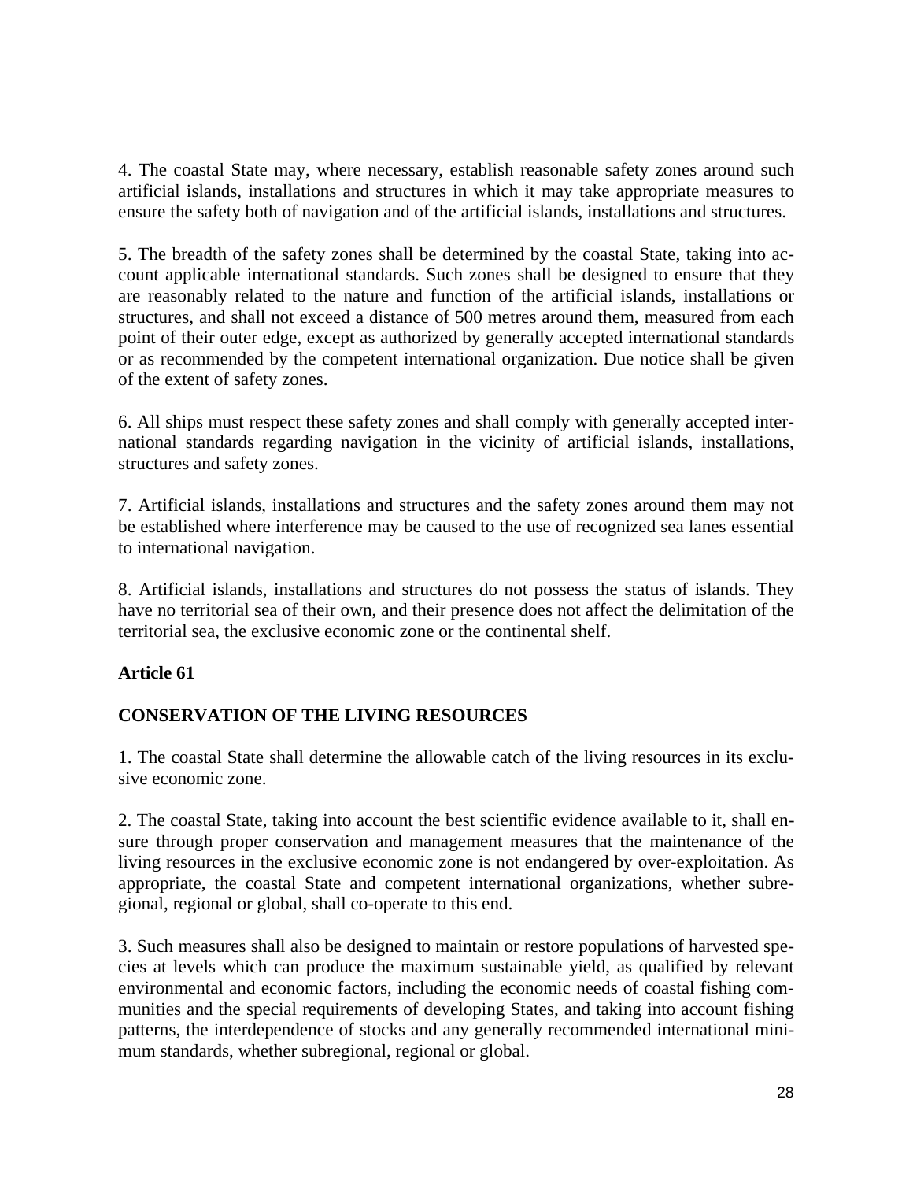4. The coastal State may, where necessary, establish reasonable safety zones around such artificial islands, installations and structures in which it may take appropriate measures to ensure the safety both of navigation and of the artificial islands, installations and structures.

5. The breadth of the safety zones shall be determined by the coastal State, taking into account applicable international standards. Such zones shall be designed to ensure that they are reasonably related to the nature and function of the artificial islands, installations or structures, and shall not exceed a distance of 500 metres around them, measured from each point of their outer edge, except as authorized by generally accepted international standards or as recommended by the competent international organization. Due notice shall be given of the extent of safety zones.

6. All ships must respect these safety zones and shall comply with generally accepted international standards regarding navigation in the vicinity of artificial islands, installations, structures and safety zones.

7. Artificial islands, installations and structures and the safety zones around them may not be established where interference may be caused to the use of recognized sea lanes essential to international navigation.

8. Artificial islands, installations and structures do not possess the status of islands. They have no territorial sea of their own, and their presence does not affect the delimitation of the territorial sea, the exclusive economic zone or the continental shelf.

**Article 61**

**CONSERVATION OF THE LIVING RESOURCES**

1. The coastal State shall determine the allowable catch of the living resources in its exclusive economic zone.

2. The coastal State, taking into account the best scientific evidence available to it, shall ensure through proper conservation and management measures that the maintenance of the living resources in the exclusive economic zone is not endangered by over-exploitation. As appropriate, the coastal State and competent international organizations, whether subregional, regional or global, shall co-operate to this end.

3. Such measures shall also be designed to maintain or restore populations of harvested species at levels which can produce the maximum sustainable yield, as qualified by relevant environmental and economic factors, including the economic needs of coastal fishing communities and the special requirements of developing States, and taking into account fishing patterns, the interdependence of stocks and any generally recommended international minimum standards, whether subregional, regional or global.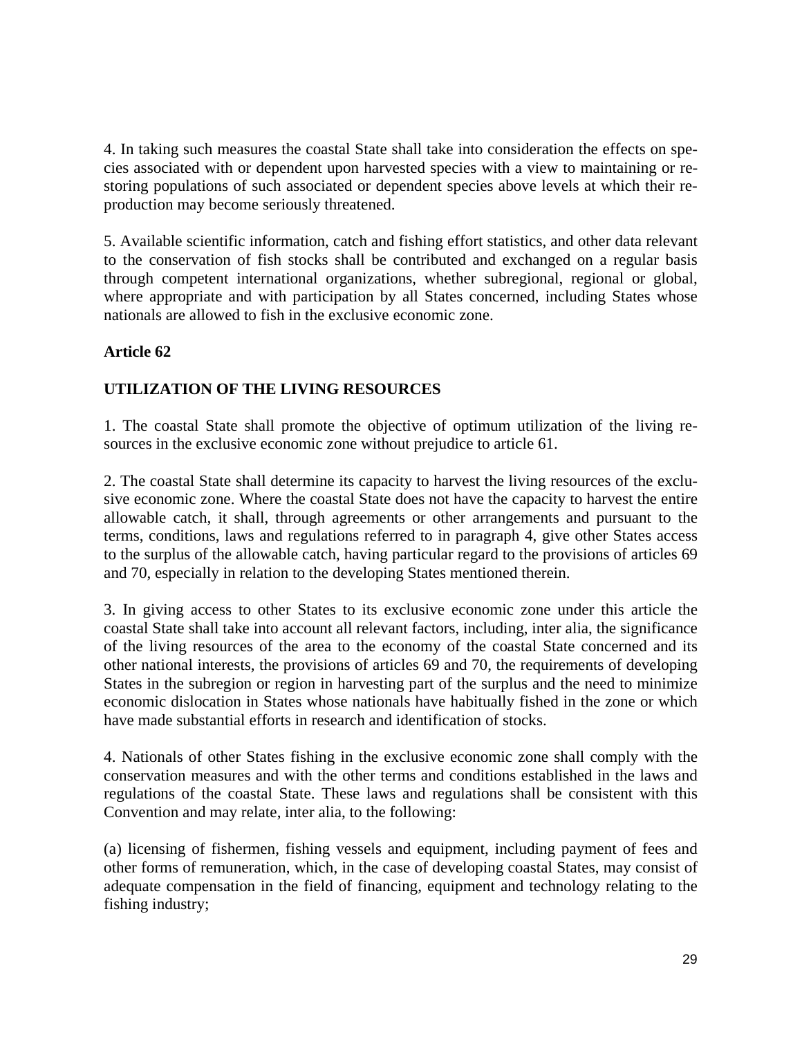4. In taking such measures the coastal State shall take into consideration the effects on species associated with or dependent upon harvested species with a view to maintaining or restoring populations of such associated or dependent species above levels at which their reproduction may become seriously threatened.

5. Available scientific information, catch and fishing effort statistics, and other data relevant to the conservation of fish stocks shall be contributed and exchanged on a regular basis through competent international organizations, whether subregional, regional or global, where appropriate and with participation by all States concerned, including States whose nationals are allowed to fish in the exclusive economic zone.

**Article 62**

**UTILIZATION OF THE LIVING RESOURCES**

1. The coastal State shall promote the objective of optimum utilization of the living resources in the exclusive economic zone without prejudice to article 61.

2. The coastal State shall determine its capacity to harvest the living resources of the exclusive economic zone. Where the coastal State does not have the capacity to harvest the entire allowable catch, it shall, through agreements or other arrangements and pursuant to the terms, conditions, laws and regulations referred to in paragraph 4, give other States access to the surplus of the allowable catch, having particular regard to the provisions of articles 69 and 70, especially in relation to the developing States mentioned therein.

3. In giving access to other States to its exclusive economic zone under this article the coastal State shall take into account all relevant factors, including, inter alia, the significance of the living resources of the area to the economy of the coastal State concerned and its other national interests, the provisions of articles 69 and 70, the requirements of developing States in the subregion or region in harvesting part of the surplus and the need to minimize economic dislocation in States whose nationals have habitually fished in the zone or which have made substantial efforts in research and identification of stocks.

4. Nationals of other States fishing in the exclusive economic zone shall comply with the conservation measures and with the other terms and conditions established in the laws and regulations of the coastal State. These laws and regulations shall be consistent with this Convention and may relate, inter alia, to the following:

(a) licensing of fishermen, fishing vessels and equipment, including payment of fees and other forms of remuneration, which, in the case of developing coastal States, may consist of adequate compensation in the field of financing, equipment and technology relating to the fishing industry;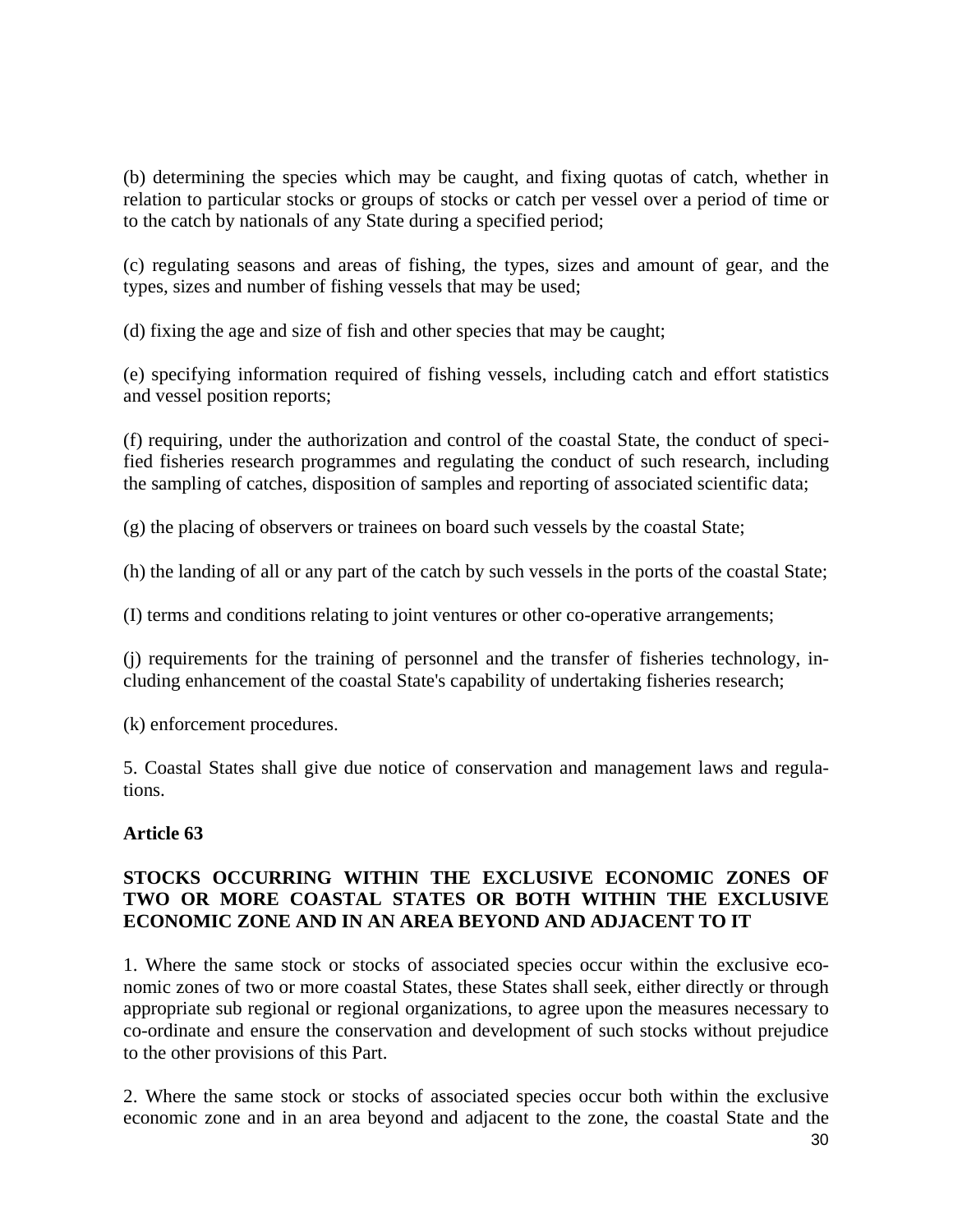(b) determining the species which may be caught, and fixing quotas of catch, whether in relation to particular stocks or groups of stocks or catch per vessel over a period of time or to the catch by nationals of any State during a specified period;

(c) regulating seasons and areas of fishing, the types, sizes and amount of gear, and the types, sizes and number of fishing vessels that may be used;

(d) fixing the age and size of fish and other species that may be caught;

(e) specifying information required of fishing vessels, including catch and effort statistics and vessel position reports;

(f) requiring, under the authorization and control of the coastal State, the conduct of specified fisheries research programmes and regulating the conduct of such research, including the sampling of catches, disposition of samples and reporting of associated scientific data;

(g) the placing of observers or trainees on board such vessels by the coastal State;

(h) the landing of all or any part of the catch by such vessels in the ports of the coastal State;

(I) terms and conditions relating to joint ventures or other co-operative arrangements;

(j) requirements for the training of personnel and the transfer of fisheries technology, including enhancement of the coastal State's capability of undertaking fisheries research;

(k) enforcement procedures.

5. Coastal States shall give due notice of conservation and management laws and regulations.

**Article 63**

**STOCKS OCCURRING WITHIN THE EXCLUSIVE ECONOMIC ZONES OF TWO OR MORE COASTAL STATES OR BOTH WITHIN THE EXCLUSIVE ECONOMIC ZONE AND IN AN AREA BEYOND AND ADJACENT TO IT**

1. Where the same stock or stocks of associated species occur within the exclusive economic zones of two or more coastal States, these States shall seek, either directly or through appropriate sub regional or regional organizations, to agree upon the measures necessary to co-ordinate and ensure the conservation and development of such stocks without prejudice to the other provisions of this Part.

2. Where the same stock or stocks of associated species occur both within the exclusive economic zone and in an area beyond and adjacent to the zone, the coastal State and the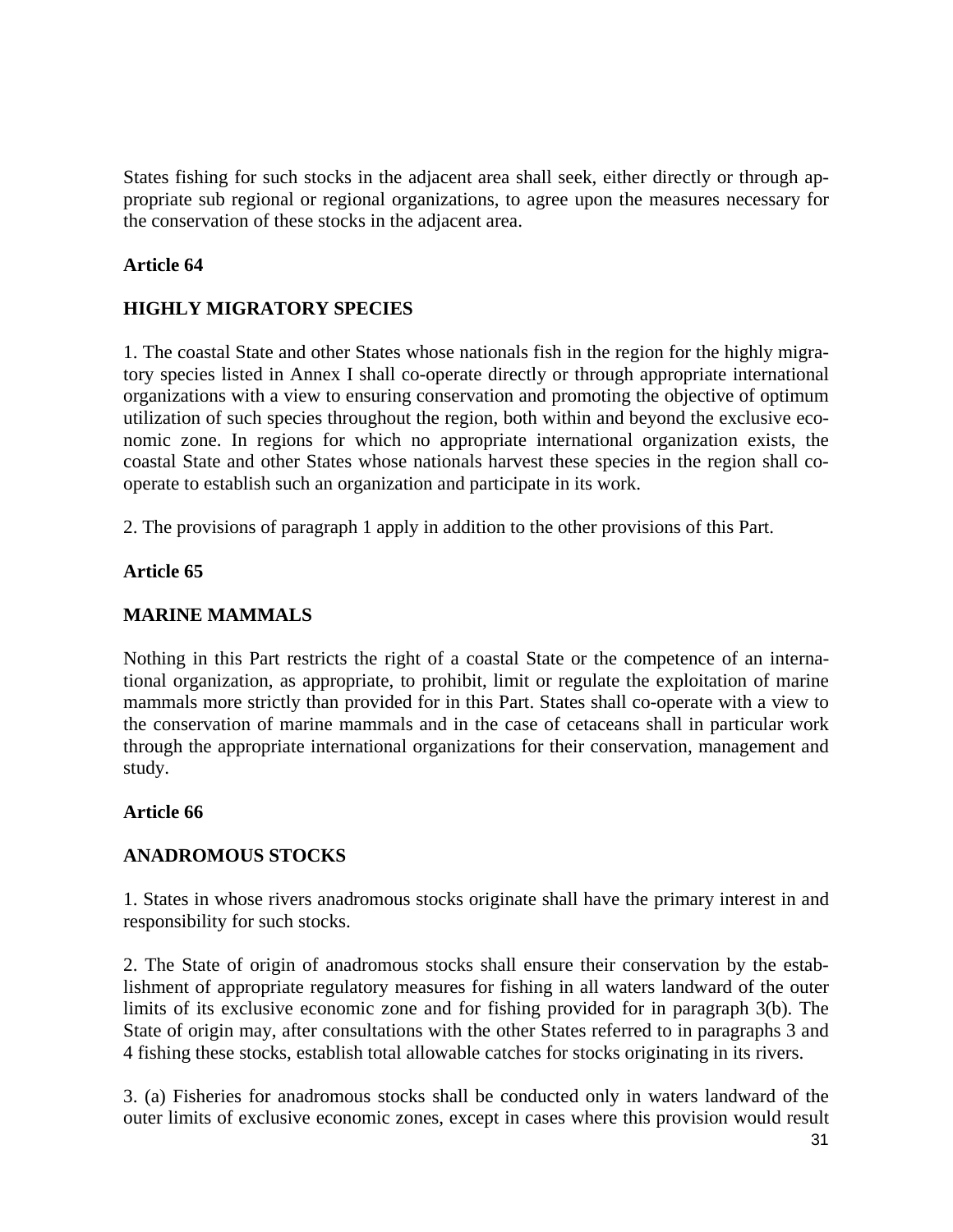States fishing for such stocks in the adjacent area shall seek, either directly or through appropriate sub regional or regional organizations, to agree upon the measures necessary for the conservation of these stocks in the adjacent area.

**Article 64**

**HIGHLY MIGRATORY SPECIES**

1. The coastal State and other States whose nationals fish in the region for the highly migratory species listed in Annex I shall co-operate directly or through appropriate international organizations with a view to ensuring conservation and promoting the objective of optimum utilization of such species throughout the region, both within and beyond the exclusive economic zone. In regions for which no appropriate international organization exists, the coastal State and other States whose nationals harvest these species in the region shall co-operate to establish such an organization and participate in its work.

2. The provisions of paragraph 1 apply in addition to the other provisions of this Part.

**Article 65**

**MARINE MAMMALS**

Nothing in this Part restricts the right of a coastal State or the competence of an international organization, as appropriate, to prohibit, limit or regulate the exploitation of marine mammals more strictly than provided for in this Part. States shall co-operate with a view to the conservation of marine mammals and in the case of cetaceans shall in particular work through the appropriate international organizations for their conservation, management and study.

**Article 66**

**ANADROMOUS STOCKS**

1. States in whose rivers anadromous stocks originate shall have the primary interest in and responsibility for such stocks.

2. The State of origin of anadromous stocks shall ensure their conservation by the establishment of appropriate regulatory measures for fishing in all waters landward of the outer limits of its exclusive economic zone and for fishing provided for in paragraph 3(b). The State of origin may, after consultations with the other States referred to in paragraphs 3 and 4 fishing these stocks, establish total allowable catches for stocks originating in its rivers.

3. (a) Fisheries for anadromous stocks shall be conducted only in waters landward of the outer limits of exclusive economic zones, except in cases where this provision would result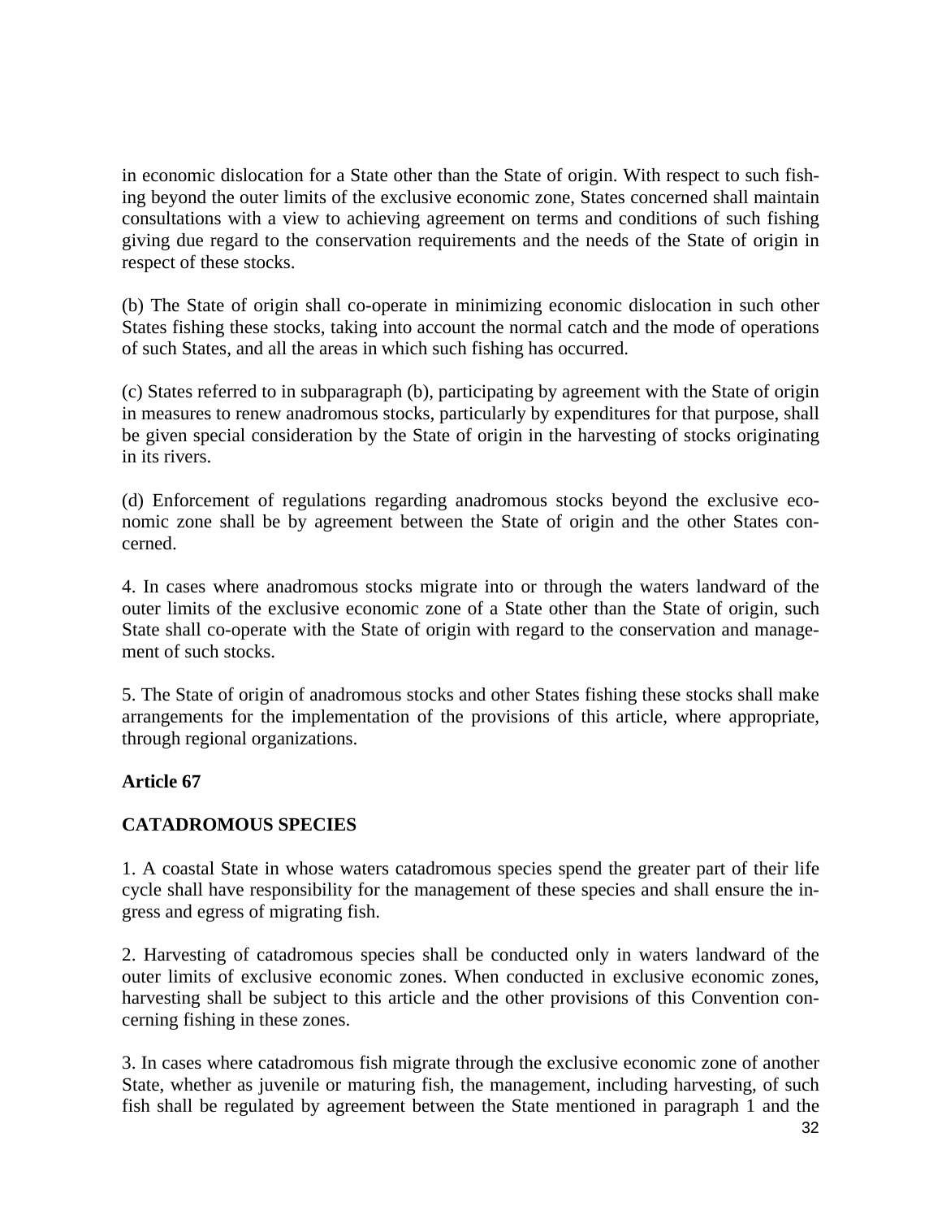in economic dislocation for a State other than the State of origin. With respect to such fishing beyond the outer limits of the exclusive economic zone, States concerned shall maintain consultations with a view to achieving agreement on terms and conditions of such fishing giving due regard to the conservation requirements and the needs of the State of origin in respect of these stocks.

(b) The State of origin shall co-operate in minimizing economic dislocation in such other States fishing these stocks, taking into account the normal catch and the mode of operations of such States, and all the areas in which such fishing has occurred.

(c) States referred to in subparagraph (b), participating by agreement with the State of origin in measures to renew anadromous stocks, particularly by expenditures for that purpose, shall be given special consideration by the State of origin in the harvesting of stocks originating in its rivers.

(d) Enforcement of regulations regarding anadromous stocks beyond the exclusive economic zone shall be by agreement between the State of origin and the other States concerned.

4. In cases where anadromous stocks migrate into or through the waters landward of the outer limits of the exclusive economic zone of a State other than the State of origin, such State shall co-operate with the State of origin with regard to the conservation and management of such stocks.

5. The State of origin of anadromous stocks and other States fishing these stocks shall make arrangements for the implementation of the provisions of this article, where appropriate, through regional organizations.

**Article 67**

**CATADROMOUS SPECIES**

1. A coastal State in whose waters catadromous species spend the greater part of their life cycle shall have responsibility for the management of these species and shall ensure the ingress and egress of migrating fish.

2. Harvesting of catadromous species shall be conducted only in waters landward of the outer limits of exclusive economic zones. When conducted in exclusive economic zones, harvesting shall be subject to this article and the other provisions of this Convention concerning fishing in these zones.

3. In cases where catadromous fish migrate through the exclusive economic zone of another State, whether as juvenile or maturing fish, the management, including harvesting, of such fish shall be regulated by agreement between the State mentioned in paragraph 1 and the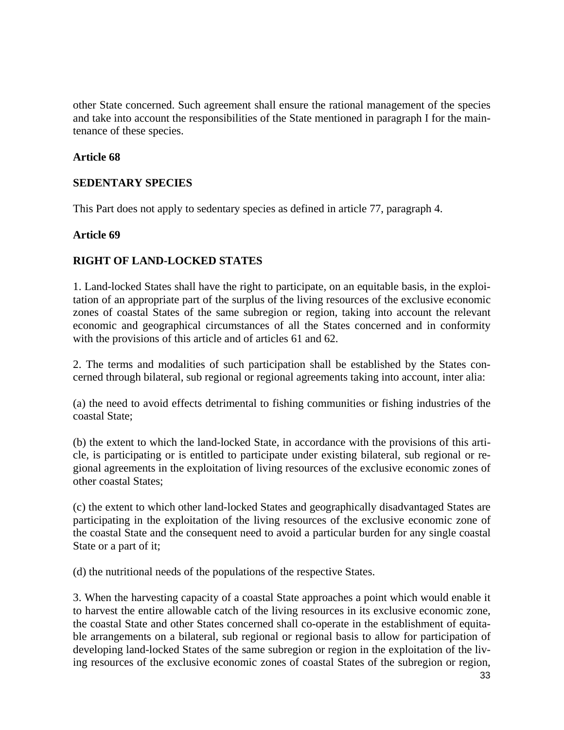other State concerned. Such agreement shall ensure the rational management of the species and take into account the responsibilities of the State mentioned in paragraph I for the maintenance of these species.

**Article 68**

**SEDENTARY SPECIES**

This Part does not apply to sedentary species as defined in article 77, paragraph 4.

**Article 69**

**RIGHT OF LAND-LOCKED STATES**

1. Land-locked States shall have the right to participate, on an equitable basis, in the exploitation of an appropriate part of the surplus of the living resources of the exclusive economic zones of coastal States of the same subregion or region, taking into account the relevant economic and geographical circumstances of all the States concerned and in conformity with the provisions of this article and of articles 61 and 62.

2. The terms and modalities of such participation shall be established by the States concerned through bilateral, sub regional or regional agreements taking into account, inter alia:

(a) the need to avoid effects detrimental to fishing communities or fishing industries of the coastal State;

(b) the extent to which the land-locked State, in accordance with the provisions of this article, is participating or is entitled to participate under existing bilateral, sub regional or regional agreements in the exploitation of living resources of the exclusive economic zones of other coastal States;

(c) the extent to which other land-locked States and geographically disadvantaged States are participating in the exploitation of the living resources of the exclusive economic zone of the coastal State and the consequent need to avoid a particular burden for any single coastal State or a part of it;

(d) the nutritional needs of the populations of the respective States.

3. When the harvesting capacity of a coastal State approaches a point which would enable it to harvest the entire allowable catch of the living resources in its exclusive economic zone, the coastal State and other States concerned shall co-operate in the establishment of equitable arrangements on a bilateral, sub regional or regional basis to allow for participation of developing land-locked States of the same subregion or region in the exploitation of the living resources of the exclusive economic zones of coastal States of the subregion or region,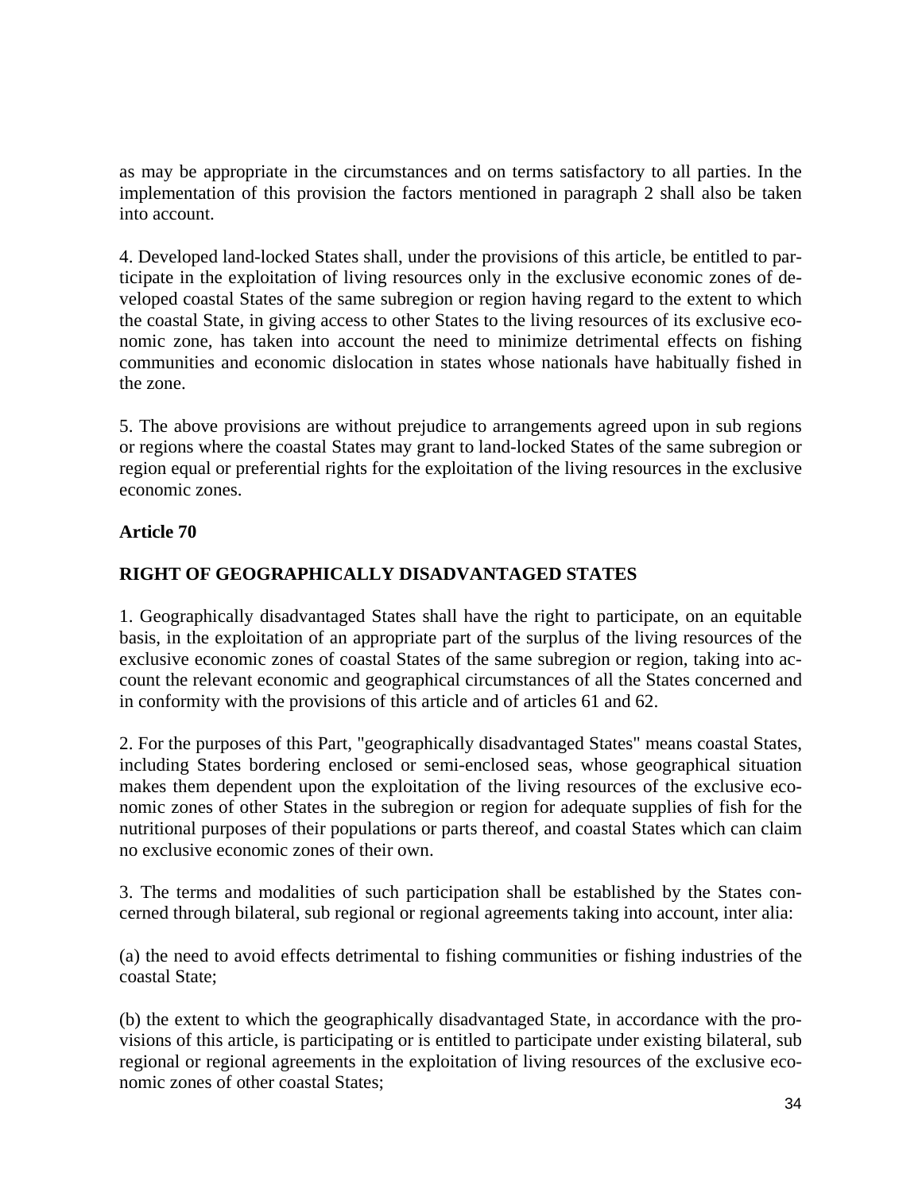as may be appropriate in the circumstances and on terms satisfactory to all parties. In the implementation of this provision the factors mentioned in paragraph 2 shall also be taken into account.

4. Developed land-locked States shall, under the provisions of this article, be entitled to participate in the exploitation of living resources only in the exclusive economic zones of developed coastal States of the same subregion or region having regard to the extent to which the coastal State, in giving access to other States to the living resources of its exclusive economic zone, has taken into account the need to minimize detrimental effects on fishing communities and economic dislocation in states whose nationals have habitually fished in the zone.

5. The above provisions are without prejudice to arrangements agreed upon in sub regions or regions where the coastal States may grant to land-locked States of the same subregion or region equal or preferential rights for the exploitation of the living resources in the exclusive economic zones.

**Article 70**

**RIGHT OF GEOGRAPHICALLY DISADVANTAGED STATES**

1. Geographically disadvantaged States shall have the right to participate, on an equitable basis, in the exploitation of an appropriate part of the surplus of the living resources of the exclusive economic zones of coastal States of the same subregion or region, taking into account the relevant economic and geographical circumstances of all the States concerned and in conformity with the provisions of this article and of articles 61 and 62.

2. For the purposes of this Part, "geographically disadvantaged States" means coastal States, including States bordering enclosed or semi-enclosed seas, whose geographical situation makes them dependent upon the exploitation of the living resources of the exclusive economic zones of other States in the subregion or region for adequate supplies of fish for the nutritional purposes of their populations or parts thereof, and coastal States which can claim no exclusive economic zones of their own.

3. The terms and modalities of such participation shall be established by the States concerned through bilateral, sub regional or regional agreements taking into account, inter alia:

(a) the need to avoid effects detrimental to fishing communities or fishing industries of the coastal State;

(b) the extent to which the geographically disadvantaged State, in accordance with the provisions of this article, is participating or is entitled to participate under existing bilateral, sub regional or regional agreements in the exploitation of living resources of the exclusive economic zones of other coastal States;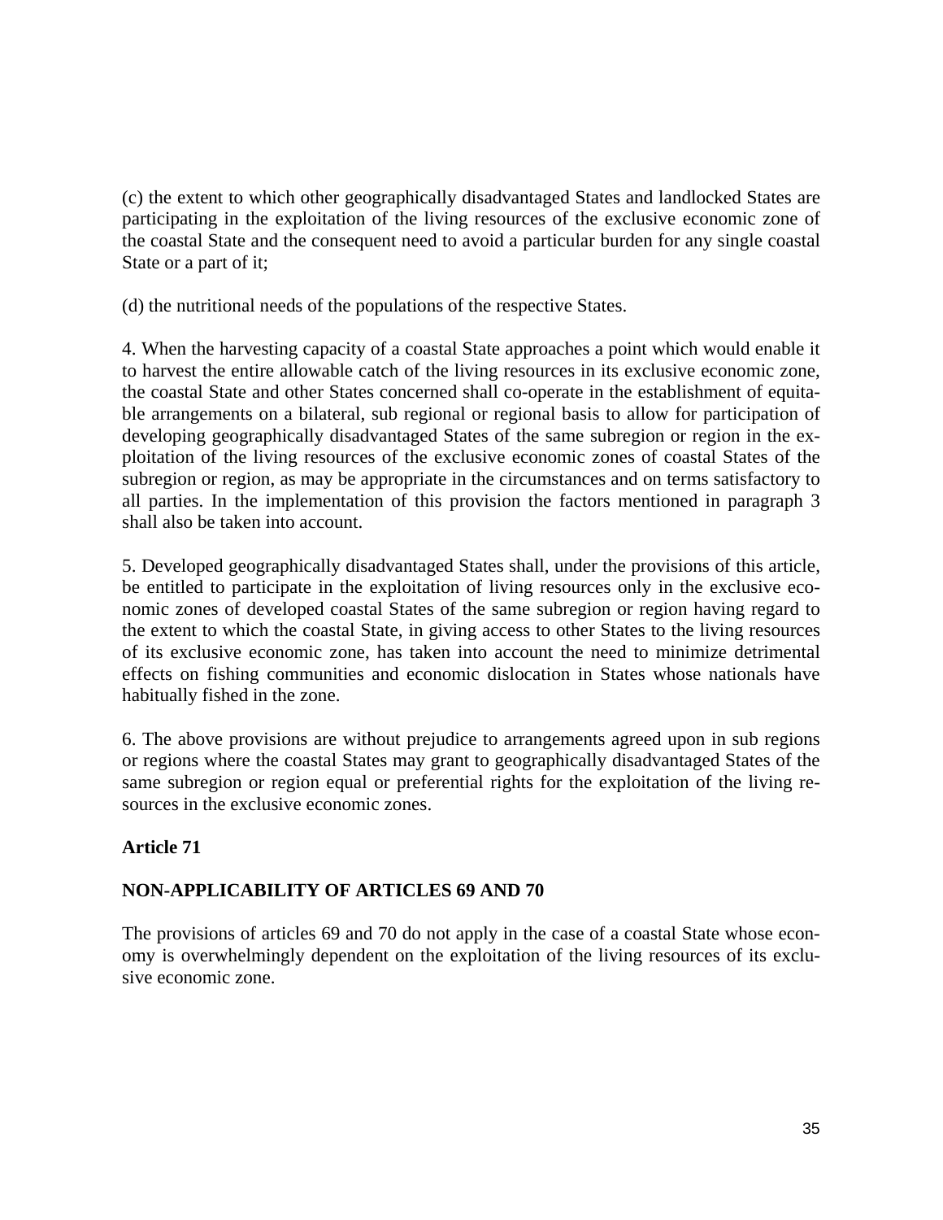(c) the extent to which other geographically disadvantaged States and landlocked States are participating in the exploitation of the living resources of the exclusive economic zone of the coastal State and the consequent need to avoid a particular burden for any single coastal State or a part of it;

(d) the nutritional needs of the populations of the respective States.

4. When the harvesting capacity of a coastal State approaches a point which would enable it to harvest the entire allowable catch of the living resources in its exclusive economic zone, the coastal State and other States concerned shall co-operate in the establishment of equitable arrangements on a bilateral, sub regional or regional basis to allow for participation of developing geographically disadvantaged States of the same subregion or region in the exploitation of the living resources of the exclusive economic zones of coastal States of the subregion or region, as may be appropriate in the circumstances and on terms satisfactory to all parties. In the implementation of this provision the factors mentioned in paragraph 3 shall also be taken into account.

5. Developed geographically disadvantaged States shall, under the provisions of this article, be entitled to participate in the exploitation of living resources only in the exclusive economic zones of developed coastal States of the same subregion or region having regard to the extent to which the coastal State, in giving access to other States to the living resources of its exclusive economic zone, has taken into account the need to minimize detrimental effects on fishing communities and economic dislocation in States whose nationals have habitually fished in the zone.

6. The above provisions are without prejudice to arrangements agreed upon in sub regions or regions where the coastal States may grant to geographically disadvantaged States of the same subregion or region equal or preferential rights for the exploitation of the living resources in the exclusive economic zones.

**Article 71**

**NON-APPLICABILITY OF ARTICLES 69 AND 70**

The provisions of articles 69 and 70 do not apply in the case of a coastal State whose economy is overwhelmingly dependent on the exploitation of the living resources of its exclusive economic zone.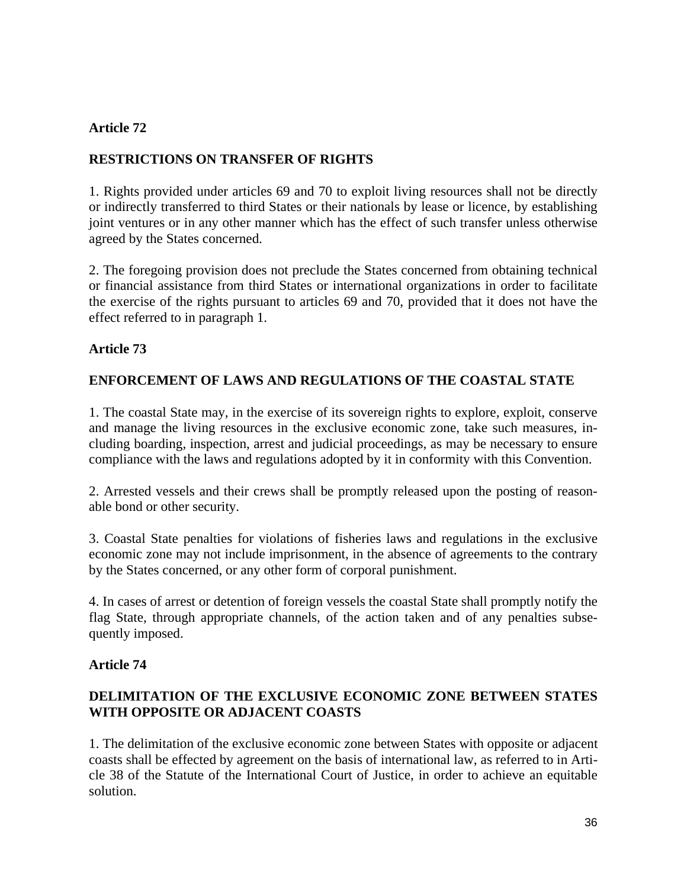## Article 72

## RESTRICTIONS ON TRANSFER OF RIGHTS

1. Rights provided under articles 69 and 70 to exploit living resources shall not be directly or indirectly transferred to third States or their nationals by lease or licence, by establishing joint ventures or in any other manner which has the effect of such transfer unless otherwise agreed by the States concerned.

2. The foregoing provision does not preclude the States concerned from obtaining technical or financial assistance from third States or international organizations in order to facilitate the exercise of the rights pursuant to articles 69 and 70, provided that it does not have the effect referred to in paragraph 1.

## Article 73

## ENFORCEMENT OF LAWS AND REGULATIONS OF THE COASTAL STATE

1. The coastal State may, in the exercise of its sovereign rights to explore, exploit, conserve and manage the living resources in the exclusive economic zone, take such measures, including boarding, inspection, arrest and judicial proceedings, as may be necessary to ensure compliance with the laws and regulations adopted by it in conformity with this Convention.

2. Arrested vessels and their crews shall be promptly released upon the posting of reasonable bond or other security.

3. Coastal State penalties for violations of fisheries laws and regulations in the exclusive economic zone may not include imprisonment, in the absence of agreements to the contrary by the States concerned, or any other form of corporal punishment.

4. In cases of arrest or detention of foreign vessels the coastal State shall promptly notify the flag State, through appropriate channels, of the action taken and of any penalties subsequently imposed.

## Article 74

## DELIMITATION OF THE EXCLUSIVE ECONOMIC ZONE BETWEEN STATES WITH OPPOSITE OR ADJACENT COASTS

1. The delimitation of the exclusive economic zone between States with opposite or adjacent coasts shall be effected by agreement on the basis of international law, as referred to in Article 38 of the Statute of the International Court of Justice, in order to achieve an equitable solution.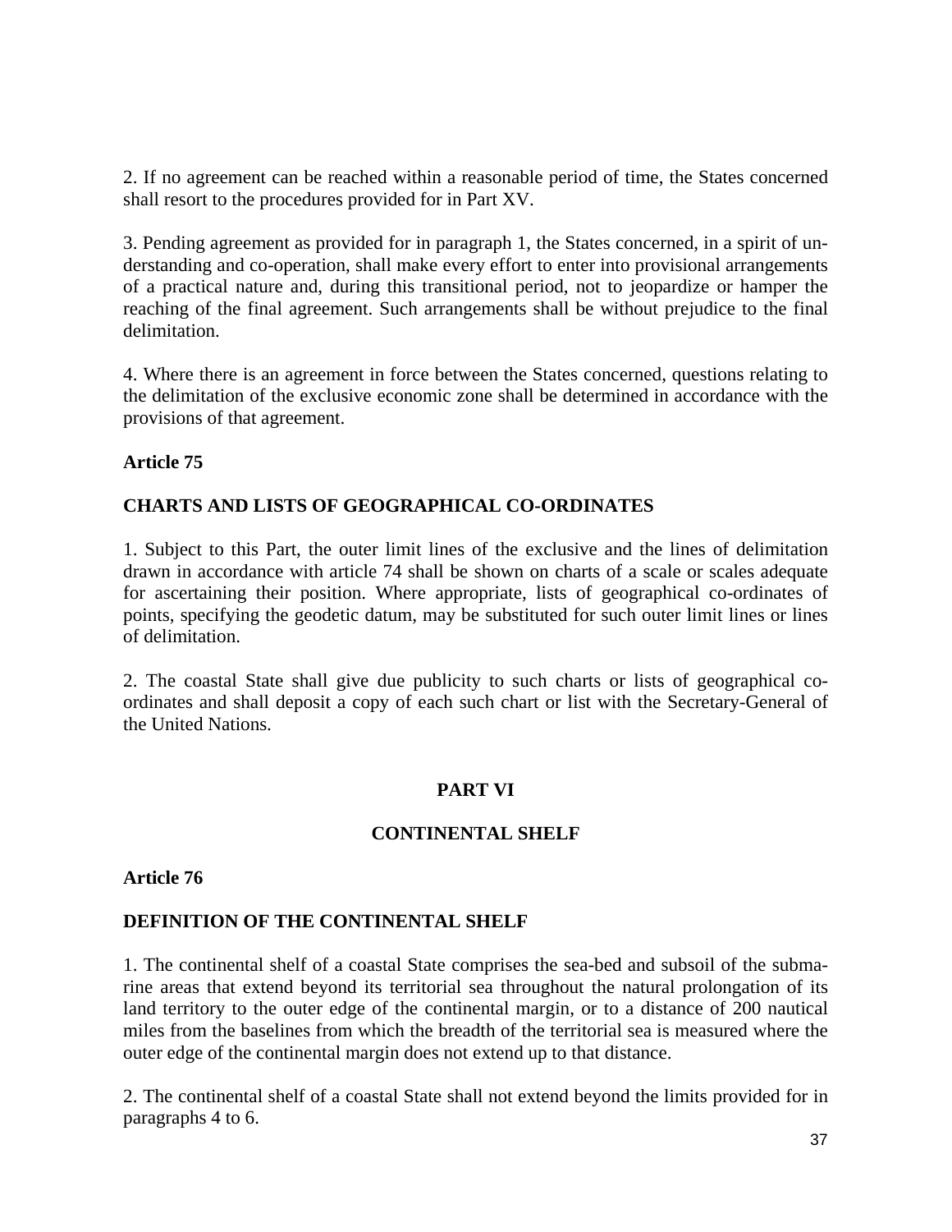2. If no agreement can be reached within a reasonable period of time, the States concerned shall resort to the procedures provided for in Part XV.

3. Pending agreement as provided for in paragraph 1, the States concerned, in a spirit of understanding and co-operation, shall make every effort to enter into provisional arrangements of a practical nature and, during this transitional period, not to jeopardize or hamper the reaching of the final agreement. Such arrangements shall be without prejudice to the final delimitation.

4. Where there is an agreement in force between the States concerned, questions relating to the delimitation of the exclusive economic zone shall be determined in accordance with the provisions of that agreement.

**Article 75**

**CHARTS AND LISTS OF GEOGRAPHICAL CO-ORDINATES**

1. Subject to this Part, the outer limit lines of the exclusive and the lines of delimitation drawn in accordance with article 74 shall be shown on charts of a scale or scales adequate for ascertaining their position. Where appropriate, lists of geographical co-ordinates of points, specifying the geodetic datum, may be substituted for such outer limit lines or lines of delimitation.

2. The coastal State shall give due publicity to such charts or lists of geographical co-ordinates and shall deposit a copy of each such chart or list with the Secretary-General of the United Nations.

## PART VI

## CONTINENTAL SHELF

**Article 76**

**DEFINITION OF THE CONTINENTAL SHELF**

1. The continental shelf of a coastal State comprises the sea-bed and subsoil of the submarine areas that extend beyond its territorial sea throughout the natural prolongation of its land territory to the outer edge of the continental margin, or to a distance of 200 nautical miles from the baselines from which the breadth of the territorial sea is measured where the outer edge of the continental margin does not extend up to that distance.

2. The continental shelf of a coastal State shall not extend beyond the limits provided for in paragraphs 4 to 6.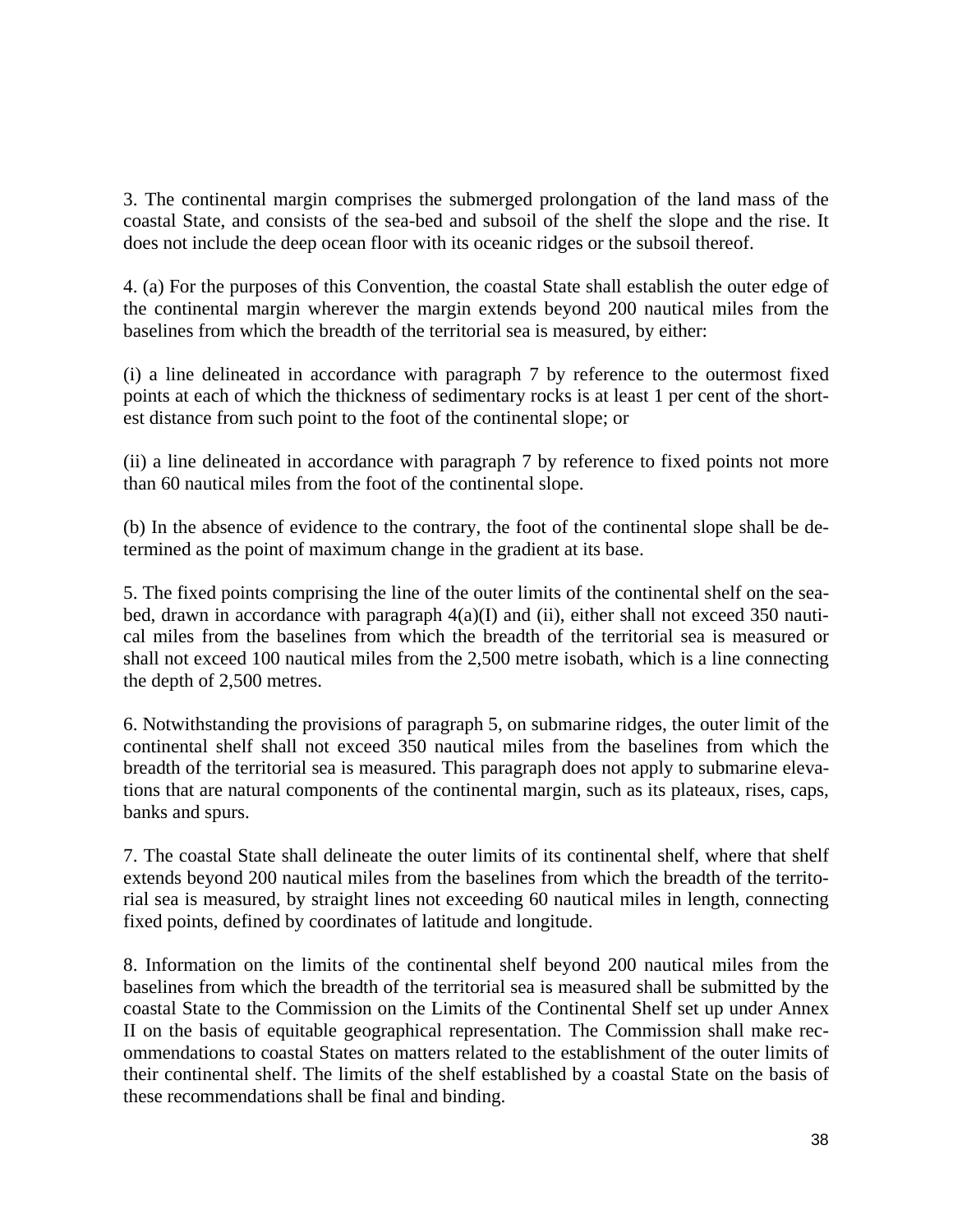3. The continental margin comprises the submerged prolongation of the land mass of the coastal State, and consists of the sea-bed and subsoil of the shelf the slope and the rise. It does not include the deep ocean floor with its oceanic ridges or the subsoil thereof.

4. (a) For the purposes of this Convention, the coastal State shall establish the outer edge of the continental margin wherever the margin extends beyond 200 nautical miles from the baselines from which the breadth of the territorial sea is measured, by either:

(i) a line delineated in accordance with paragraph 7 by reference to the outermost fixed points at each of which the thickness of sedimentary rocks is at least 1 per cent of the shortest distance from such point to the foot of the continental slope; or

(ii) a line delineated in accordance with paragraph 7 by reference to fixed points not more than 60 nautical miles from the foot of the continental slope.

(b) In the absence of evidence to the contrary, the foot of the continental slope shall be determined as the point of maximum change in the gradient at its base.

5. The fixed points comprising the line of the outer limits of the continental shelf on the sea-bed, drawn in accordance with paragraph 4(a)(I) and (ii), either shall not exceed 350 nautical miles from the baselines from which the breadth of the territorial sea is measured or shall not exceed 100 nautical miles from the 2,500 metre isobath, which is a line connecting the depth of 2,500 metres.

6. Notwithstanding the provisions of paragraph 5, on submarine ridges, the outer limit of the continental shelf shall not exceed 350 nautical miles from the baselines from which the breadth of the territorial sea is measured. This paragraph does not apply to submarine elevations that are natural components of the continental margin, such as its plateaux, rises, caps, banks and spurs.

7. The coastal State shall delineate the outer limits of its continental shelf, where that shelf extends beyond 200 nautical miles from the baselines from which the breadth of the territorial sea is measured, by straight lines not exceeding 60 nautical miles in length, connecting fixed points, defined by coordinates of latitude and longitude.

8. Information on the limits of the continental shelf beyond 200 nautical miles from the baselines from which the breadth of the territorial sea is measured shall be submitted by the coastal State to the Commission on the Limits of the Continental Shelf set up under Annex II on the basis of equitable geographical representation. The Commission shall make recommendations to coastal States on matters related to the establishment of the outer limits of their continental shelf. The limits of the shelf established by a coastal State on the basis of these recommendations shall be final and binding.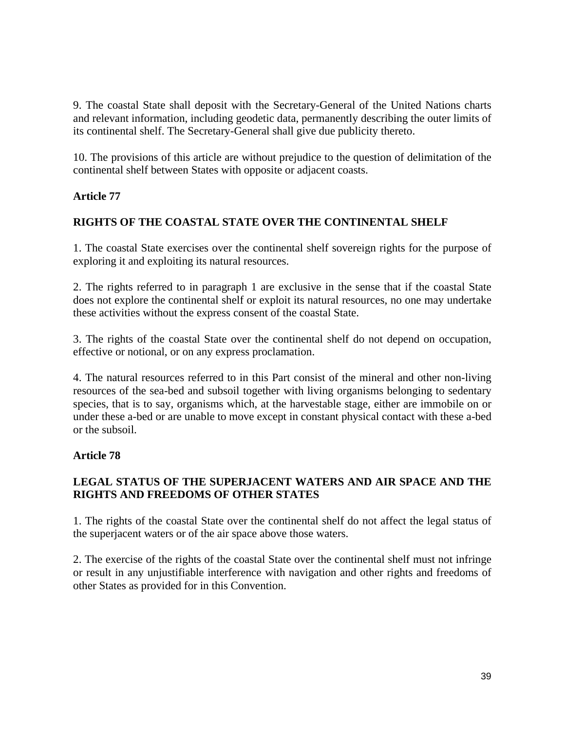9. The coastal State shall deposit with the Secretary-General of the United Nations charts and relevant information, including geodetic data, permanently describing the outer limits of its continental shelf. The Secretary-General shall give due publicity thereto.

10. The provisions of this article are without prejudice to the question of delimitation of the continental shelf between States with opposite or adjacent coasts.

**Article 77**

**RIGHTS OF THE COASTAL STATE OVER THE CONTINENTAL SHELF**

1. The coastal State exercises over the continental shelf sovereign rights for the purpose of exploring it and exploiting its natural resources.

2. The rights referred to in paragraph 1 are exclusive in the sense that if the coastal State does not explore the continental shelf or exploit its natural resources, no one may undertake these activities without the express consent of the coastal State.

3. The rights of the coastal State over the continental shelf do not depend on occupation, effective or notional, or on any express proclamation.

4. The natural resources referred to in this Part consist of the mineral and other non-living resources of the sea-bed and subsoil together with living organisms belonging to sedentary species, that is to say, organisms which, at the harvestable stage, either are immobile on or under these a-bed or are unable to move except in constant physical contact with these a-bed or the subsoil.

**Article 78**

**LEGAL STATUS OF THE SUPERJACENT WATERS AND AIR SPACE AND THE RIGHTS AND FREEDOMS OF OTHER STATES**

1. The rights of the coastal State over the continental shelf do not affect the legal status of the superjacent waters or of the air space above those waters.

2. The exercise of the rights of the coastal State over the continental shelf must not infringe or result in any unjustifiable interference with navigation and other rights and freedoms of other States as provided for in this Convention.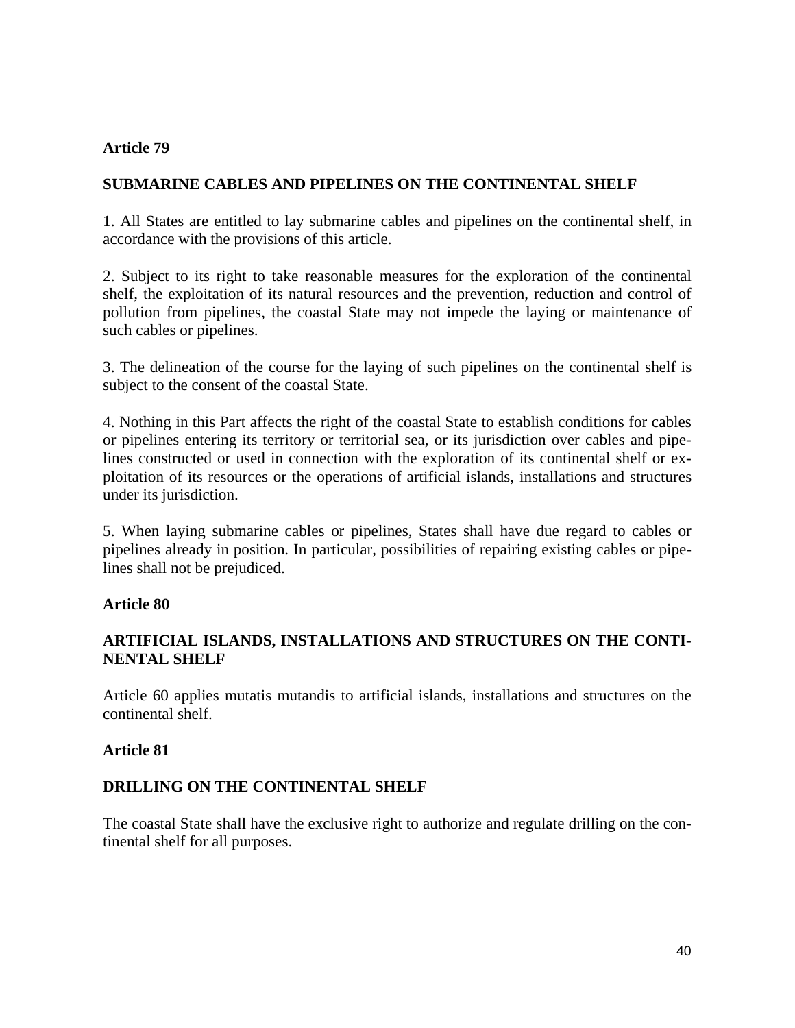**Article 79**

**SUBMARINE CABLES AND PIPELINES ON THE CONTINENTAL SHELF**

1. All States are entitled to lay submarine cables and pipelines on the continental shelf, in accordance with the provisions of this article.

2. Subject to its right to take reasonable measures for the exploration of the continental shelf, the exploitation of its natural resources and the prevention, reduction and control of pollution from pipelines, the coastal State may not impede the laying or maintenance of such cables or pipelines.

3. The delineation of the course for the laying of such pipelines on the continental shelf is subject to the consent of the coastal State.

4. Nothing in this Part affects the right of the coastal State to establish conditions for cables or pipelines entering its territory or territorial sea, or its jurisdiction over cables and pipelines constructed or used in connection with the exploration of its continental shelf or exploitation of its resources or the operations of artificial islands, installations and structures under its jurisdiction.

5. When laying submarine cables or pipelines, States shall have due regard to cables or pipelines already in position. In particular, possibilities of repairing existing cables or pipelines shall not be prejudiced.

**Article 80**

**ARTIFICIAL ISLANDS, INSTALLATIONS AND STRUCTURES ON THE CONTINENTAL SHELF**

Article 60 applies mutatis mutandis to artificial islands, installations and structures on the continental shelf.

**Article 81**

**DRILLING ON THE CONTINENTAL SHELF**

The coastal State shall have the exclusive right to authorize and regulate drilling on the continental shelf for all purposes.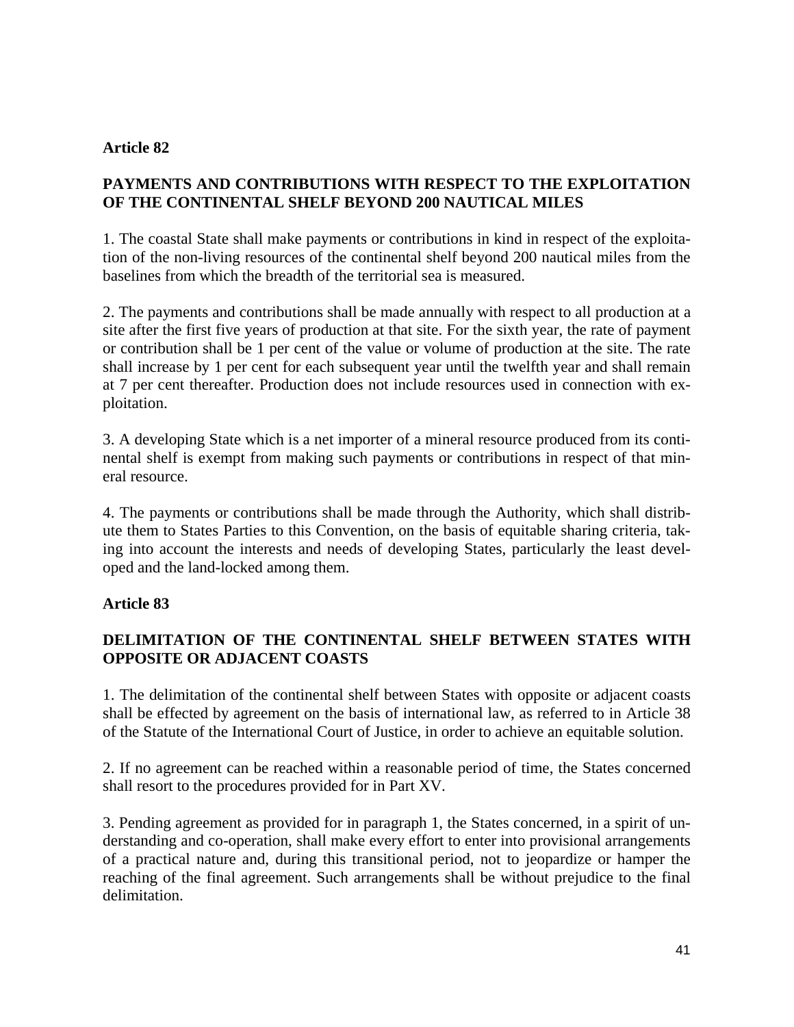### Article 82

### PAYMENTS AND CONTRIBUTIONS WITH RESPECT TO THE EXPLOITATION OF THE CONTINENTAL SHELF BEYOND 200 NAUTICAL MILES

1. The coastal State shall make payments or contributions in kind in respect of the exploitation of the non-living resources of the continental shelf beyond 200 nautical miles from the baselines from which the breadth of the territorial sea is measured.

2. The payments and contributions shall be made annually with respect to all production at a site after the first five years of production at that site. For the sixth year, the rate of payment or contribution shall be 1 per cent of the value or volume of production at the site. The rate shall increase by 1 per cent for each subsequent year until the twelfth year and shall remain at 7 per cent thereafter. Production does not include resources used in connection with exploitation.

3. A developing State which is a net importer of a mineral resource produced from its continental shelf is exempt from making such payments or contributions in respect of that mineral resource.

4. The payments or contributions shall be made through the Authority, which shall distribute them to States Parties to this Convention, on the basis of equitable sharing criteria, taking into account the interests and needs of developing States, particularly the least developed and the land-locked among them.

### Article 83

### DELIMITATION OF THE CONTINENTAL SHELF BETWEEN STATES WITH OPPOSITE OR ADJACENT COASTS

1. The delimitation of the continental shelf between States with opposite or adjacent coasts shall be effected by agreement on the basis of international law, as referred to in Article 38 of the Statute of the International Court of Justice, in order to achieve an equitable solution.

2. If no agreement can be reached within a reasonable period of time, the States concerned shall resort to the procedures provided for in Part XV.

3. Pending agreement as provided for in paragraph 1, the States concerned, in a spirit of understanding and co-operation, shall make every effort to enter into provisional arrangements of a practical nature and, during this transitional period, not to jeopardize or hamper the reaching of the final agreement. Such arrangements shall be without prejudice to the final delimitation.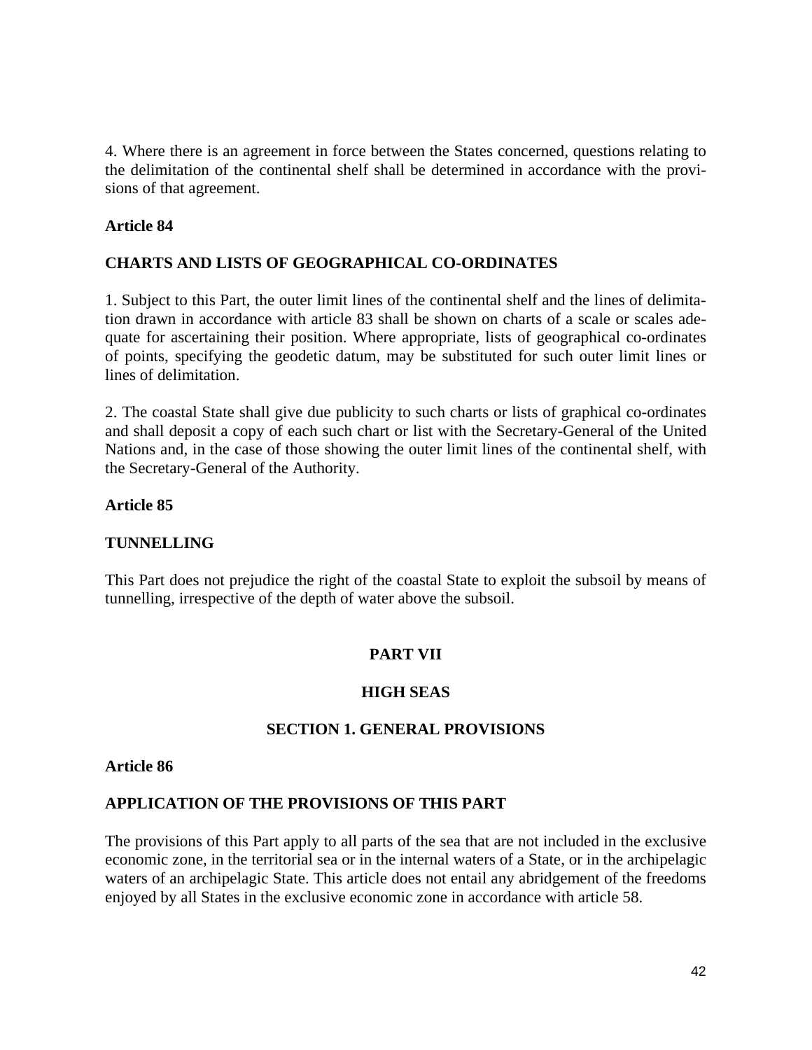4. Where there is an agreement in force between the States concerned, questions relating to the delimitation of the continental shelf shall be determined in accordance with the provisions of that agreement.

### Article 84

### CHARTS AND LISTS OF GEOGRAPHICAL CO-ORDINATES

1. Subject to this Part, the outer limit lines of the continental shelf and the lines of delimitation drawn in accordance with article 83 shall be shown on charts of a scale or scales adequate for ascertaining their position. Where appropriate, lists of geographical co-ordinates of points, specifying the geodetic datum, may be substituted for such outer limit lines or lines of delimitation.

2. The coastal State shall give due publicity to such charts or lists of graphical co-ordinates and shall deposit a copy of each such chart or list with the Secretary-General of the United Nations and, in the case of those showing the outer limit lines of the continental shelf, with the Secretary-General of the Authority.

### Article 85

### TUNNELLING

This Part does not prejudice the right of the coastal State to exploit the subsoil by means of tunnelling, irrespective of the depth of water above the subsoil.

# PART VII

# HIGH SEAS

## SECTION 1. GENERAL PROVISIONS

### Article 86

### APPLICATION OF THE PROVISIONS OF THIS PART

The provisions of this Part apply to all parts of the sea that are not included in the exclusive economic zone, in the territorial sea or in the internal waters of a State, or in the archipelagic waters of an archipelagic State. This article does not entail any abridgement of the freedoms enjoyed by all States in the exclusive economic zone in accordance with article 58.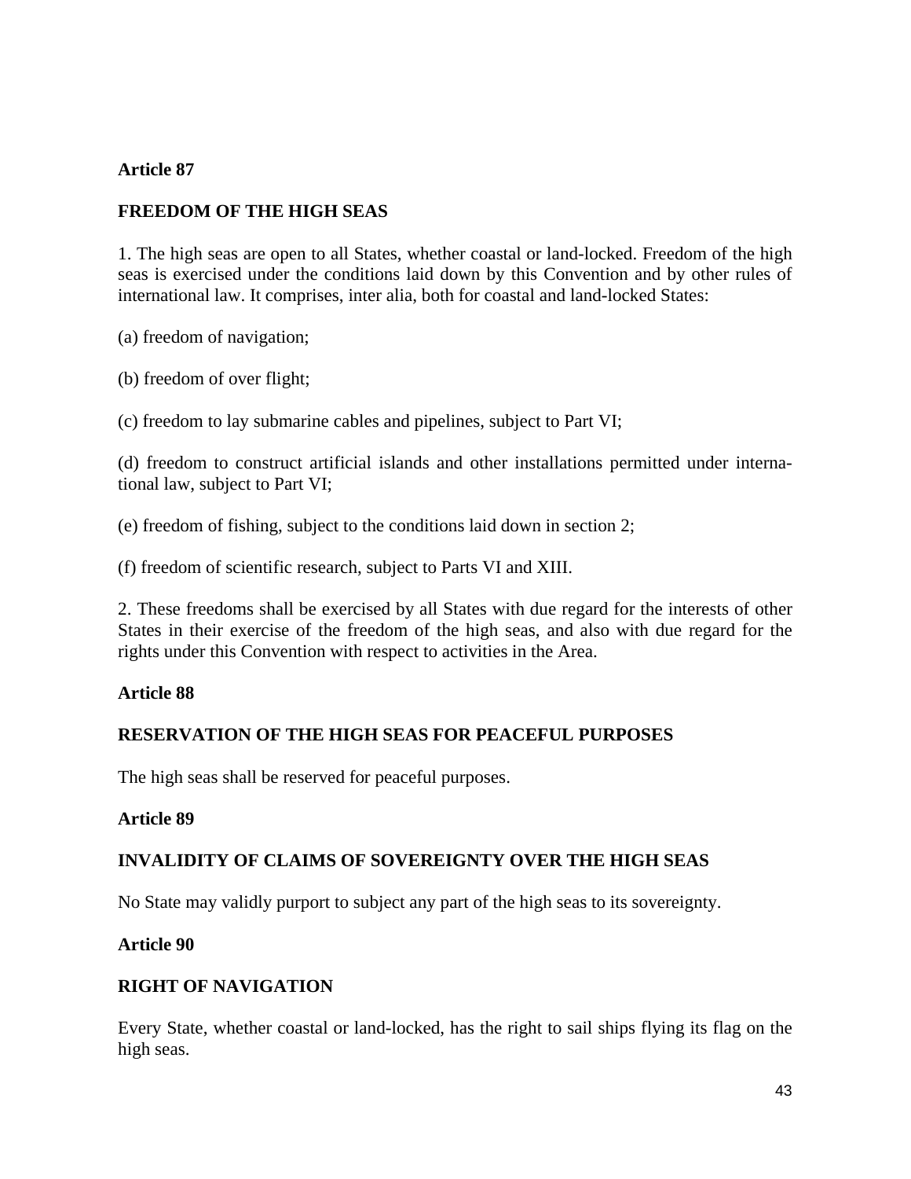### Article 87

### FREEDOM OF THE HIGH SEAS

1. The high seas are open to all States, whether coastal or land-locked. Freedom of the high seas is exercised under the conditions laid down by this Convention and by other rules of international law. It comprises, inter alia, both for coastal and land-locked States:

(a) freedom of navigation;

(b) freedom of over flight;

(c) freedom to lay submarine cables and pipelines, subject to Part VI;

(d) freedom to construct artificial islands and other installations permitted under international law, subject to Part VI;

(e) freedom of fishing, subject to the conditions laid down in section 2;

(f) freedom of scientific research, subject to Parts VI and XIII.

2. These freedoms shall be exercised by all States with due regard for the interests of other States in their exercise of the freedom of the high seas, and also with due regard for the rights under this Convention with respect to activities in the Area.

### Article 88

### RESERVATION OF THE HIGH SEAS FOR PEACEFUL PURPOSES

The high seas shall be reserved for peaceful purposes.

### Article 89

### INVALIDITY OF CLAIMS OF SOVEREIGNTY OVER THE HIGH SEAS

No State may validly purport to subject any part of the high seas to its sovereignty.

### Article 90

### RIGHT OF NAVIGATION

Every State, whether coastal or land-locked, has the right to sail ships flying its flag on the high seas.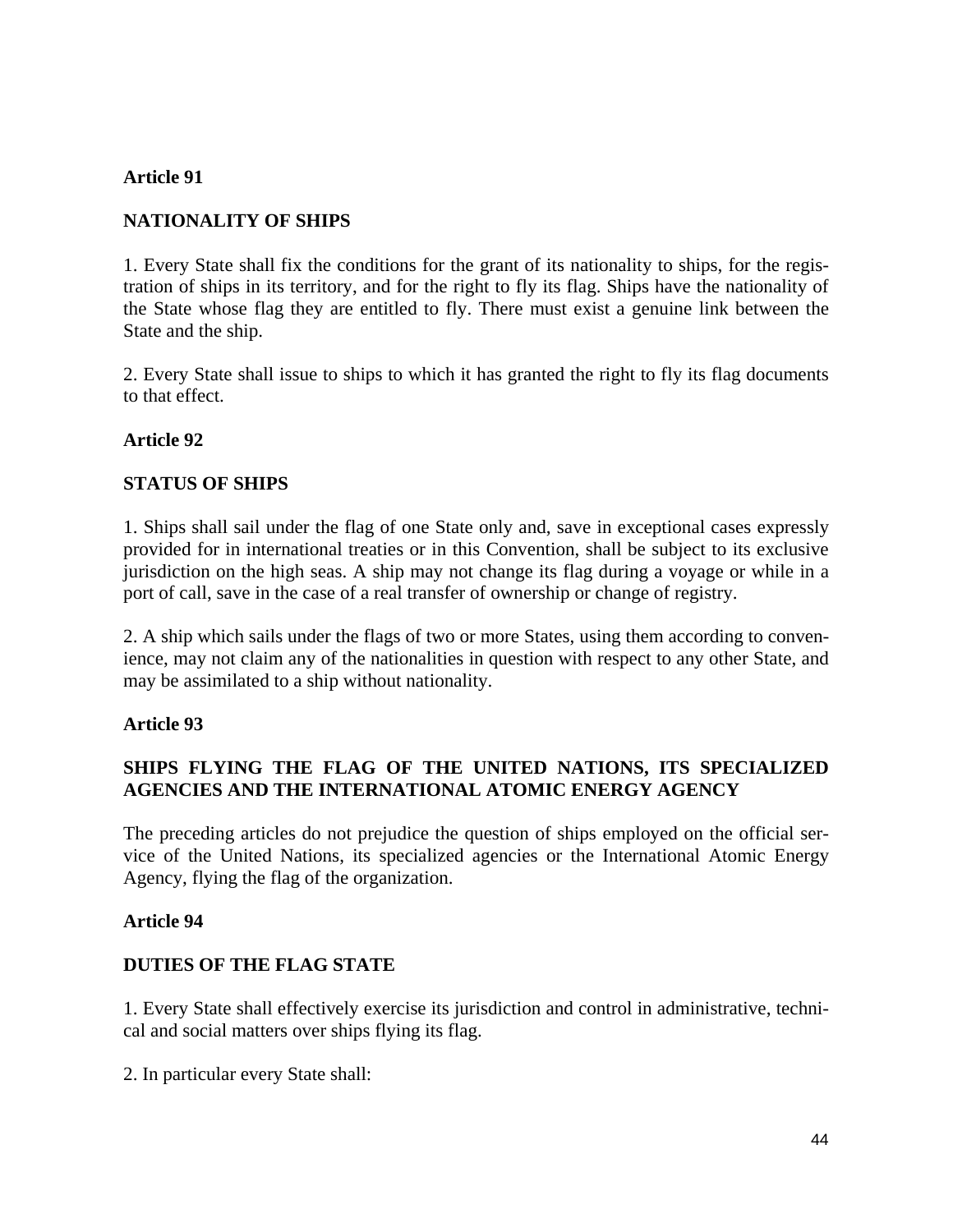**Article 91**

**NATIONALITY OF SHIPS**

1. Every State shall fix the conditions for the grant of its nationality to ships, for the registration of ships in its territory, and for the right to fly its flag. Ships have the nationality of the State whose flag they are entitled to fly. There must exist a genuine link between the State and the ship.

2. Every State shall issue to ships to which it has granted the right to fly its flag documents to that effect.

**Article 92**

**STATUS OF SHIPS**

1. Ships shall sail under the flag of one State only and, save in exceptional cases expressly provided for in international treaties or in this Convention, shall be subject to its exclusive jurisdiction on the high seas. A ship may not change its flag during a voyage or while in a port of call, save in the case of a real transfer of ownership or change of registry.

2. A ship which sails under the flags of two or more States, using them according to convenience, may not claim any of the nationalities in question with respect to any other State, and may be assimilated to a ship without nationality.

**Article 93**

**SHIPS FLYING THE FLAG OF THE UNITED NATIONS, ITS SPECIALIZED AGENCIES AND THE INTERNATIONAL ATOMIC ENERGY AGENCY**

The preceding articles do not prejudice the question of ships employed on the official service of the United Nations, its specialized agencies or the International Atomic Energy Agency, flying the flag of the organization.

**Article 94**

**DUTIES OF THE FLAG STATE**

1. Every State shall effectively exercise its jurisdiction and control in administrative, technical and social matters over ships flying its flag.

2. In particular every State shall: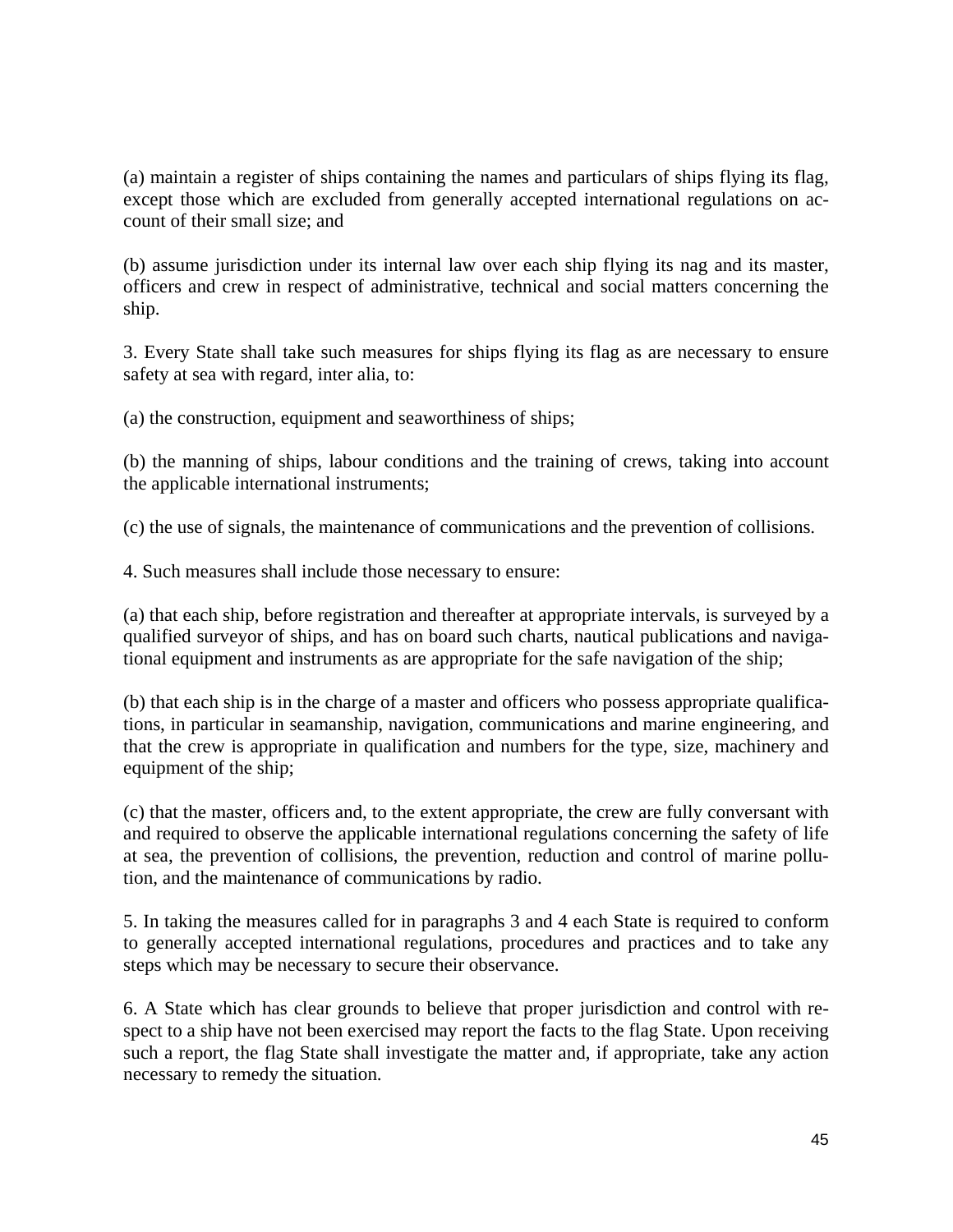(a) maintain a register of ships containing the names and particulars of ships flying its flag, except those which are excluded from generally accepted international regulations on account of their small size; and

(b) assume jurisdiction under its internal law over each ship flying its nag and its master, officers and crew in respect of administrative, technical and social matters concerning the ship.

3. Every State shall take such measures for ships flying its flag as are necessary to ensure safety at sea with regard, inter alia, to:

(a) the construction, equipment and seaworthiness of ships;

(b) the manning of ships, labour conditions and the training of crews, taking into account the applicable international instruments;

(c) the use of signals, the maintenance of communications and the prevention of collisions.

4. Such measures shall include those necessary to ensure:

(a) that each ship, before registration and thereafter at appropriate intervals, is surveyed by a qualified surveyor of ships, and has on board such charts, nautical publications and navigational equipment and instruments as are appropriate for the safe navigation of the ship;

(b) that each ship is in the charge of a master and officers who possess appropriate qualifications, in particular in seamanship, navigation, communications and marine engineering, and that the crew is appropriate in qualification and numbers for the type, size, machinery and equipment of the ship;

(c) that the master, officers and, to the extent appropriate, the crew are fully conversant with and required to observe the applicable international regulations concerning the safety of life at sea, the prevention of collisions, the prevention, reduction and control of marine pollution, and the maintenance of communications by radio.

5. In taking the measures called for in paragraphs 3 and 4 each State is required to conform to generally accepted international regulations, procedures and practices and to take any steps which may be necessary to secure their observance.

6. A State which has clear grounds to believe that proper jurisdiction and control with respect to a ship have not been exercised may report the facts to the flag State. Upon receiving such a report, the flag State shall investigate the matter and, if appropriate, take any action necessary to remedy the situation.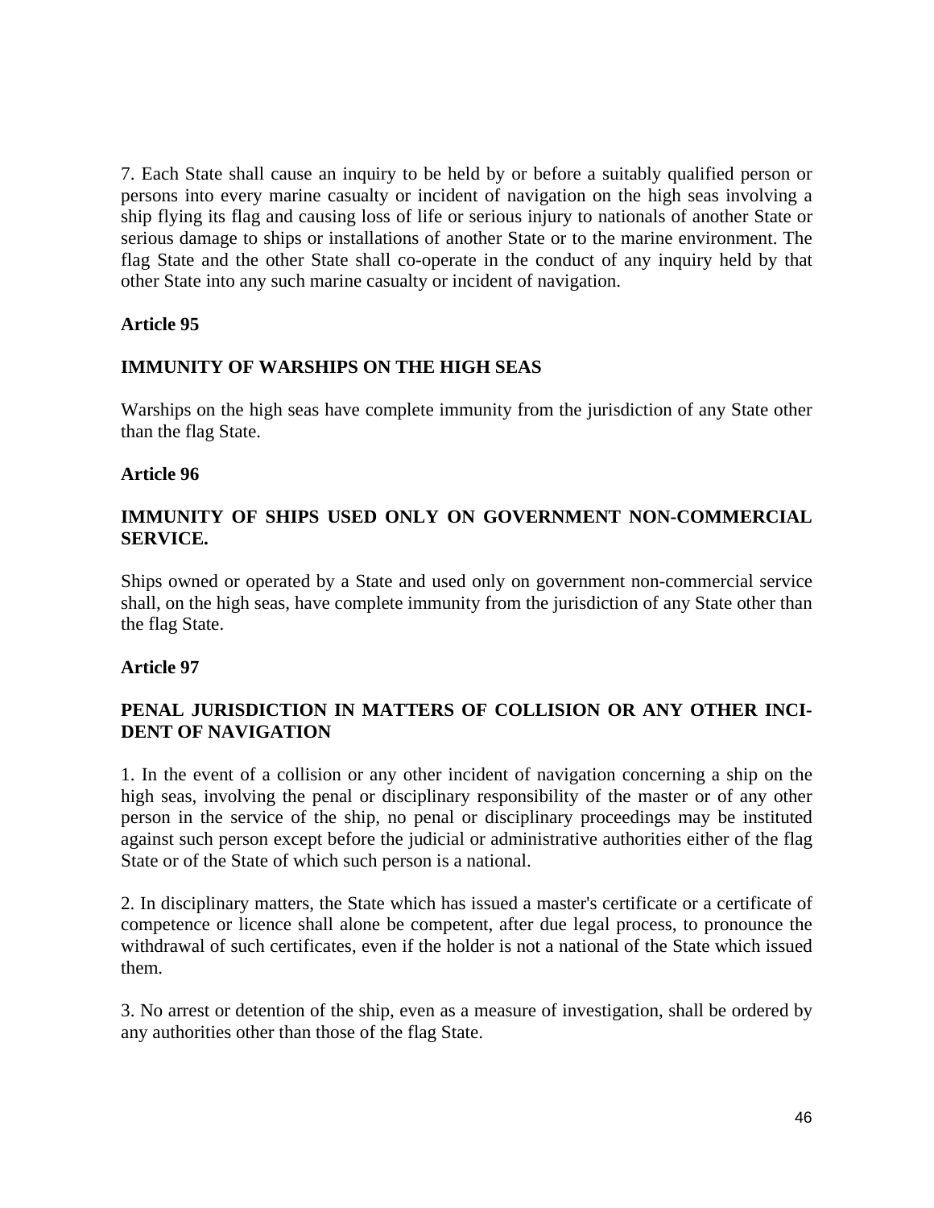7. Each State shall cause an inquiry to be held by or before a suitably qualified person or persons into every marine casualty or incident of navigation on the high seas involving a ship flying its flag and causing loss of life or serious injury to nationals of another State or serious damage to ships or installations of another State or to the marine environment. The flag State and the other State shall co-operate in the conduct of any inquiry held by that other State into any such marine casualty or incident of navigation.

**Article 95**

**IMMUNITY OF WARSHIPS ON THE HIGH SEAS**

Warships on the high seas have complete immunity from the jurisdiction of any State other than the flag State.

**Article 96**

**IMMUNITY OF SHIPS USED ONLY ON GOVERNMENT NON-COMMERCIAL SERVICE.**

Ships owned or operated by a State and used only on government non-commercial service shall, on the high seas, have complete immunity from the jurisdiction of any State other than the flag State.

**Article 97**

**PENAL JURISDICTION IN MATTERS OF COLLISION OR ANY OTHER INCIDENT OF NAVIGATION**

1. In the event of a collision or any other incident of navigation concerning a ship on the high seas, involving the penal or disciplinary responsibility of the master or of any other person in the service of the ship, no penal or disciplinary proceedings may be instituted against such person except before the judicial or administrative authorities either of the flag State or of the State of which such person is a national.

2. In disciplinary matters, the State which has issued a master's certificate or a certificate of competence or licence shall alone be competent, after due legal process, to pronounce the withdrawal of such certificates, even if the holder is not a national of the State which issued them.

3. No arrest or detention of the ship, even as a measure of investigation, shall be ordered by any authorities other than those of the flag State.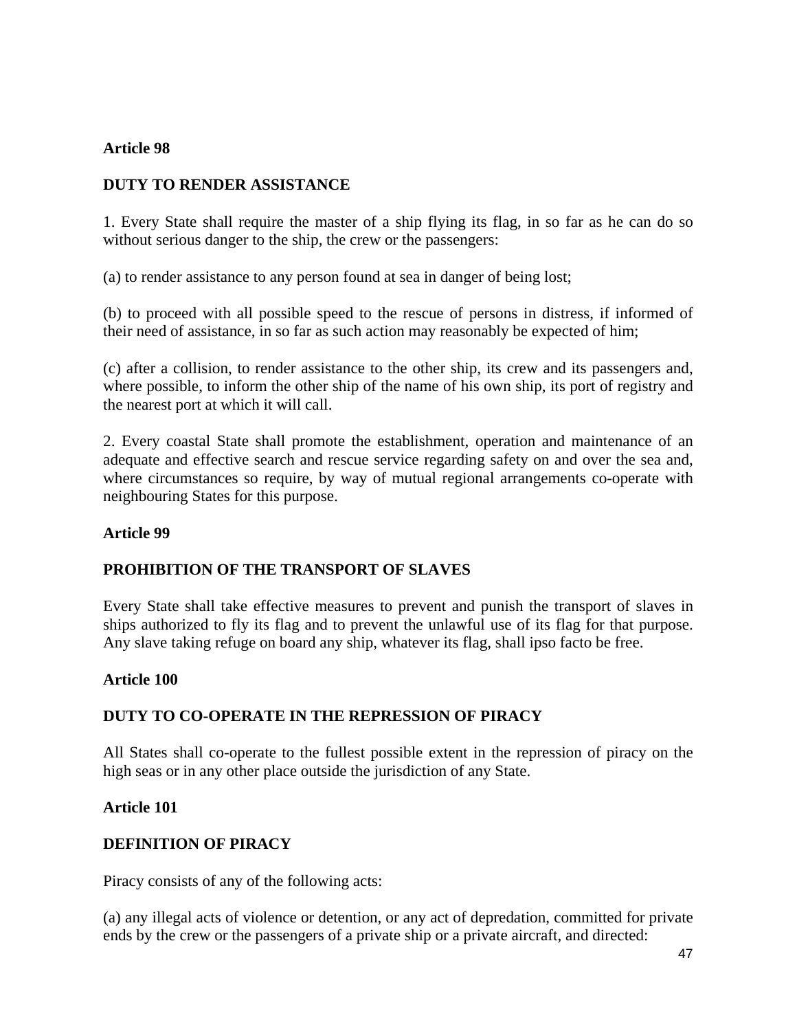**Article 98**

**DUTY TO RENDER ASSISTANCE**

1. Every State shall require the master of a ship flying its flag, in so far as he can do so without serious danger to the ship, the crew or the passengers:

(a) to render assistance to any person found at sea in danger of being lost;

(b) to proceed with all possible speed to the rescue of persons in distress, if informed of their need of assistance, in so far as such action may reasonably be expected of him;

(c) after a collision, to render assistance to the other ship, its crew and its passengers and, where possible, to inform the other ship of the name of his own ship, its port of registry and the nearest port at which it will call.

2. Every coastal State shall promote the establishment, operation and maintenance of an adequate and effective search and rescue service regarding safety on and over the sea and, where circumstances so require, by way of mutual regional arrangements co-operate with neighbouring States for this purpose.

**Article 99**

**PROHIBITION OF THE TRANSPORT OF SLAVES**

Every State shall take effective measures to prevent and punish the transport of slaves in ships authorized to fly its flag and to prevent the unlawful use of its flag for that purpose. Any slave taking refuge on board any ship, whatever its flag, shall ipso facto be free.

**Article 100**

**DUTY TO CO-OPERATE IN THE REPRESSION OF PIRACY**

All States shall co-operate to the fullest possible extent in the repression of piracy on the high seas or in any other place outside the jurisdiction of any State.

**Article 101**

**DEFINITION OF PIRACY**

Piracy consists of any of the following acts:

(a) any illegal acts of violence or detention, or any act of depredation, committed for private ends by the crew or the passengers of a private ship or a private aircraft, and directed: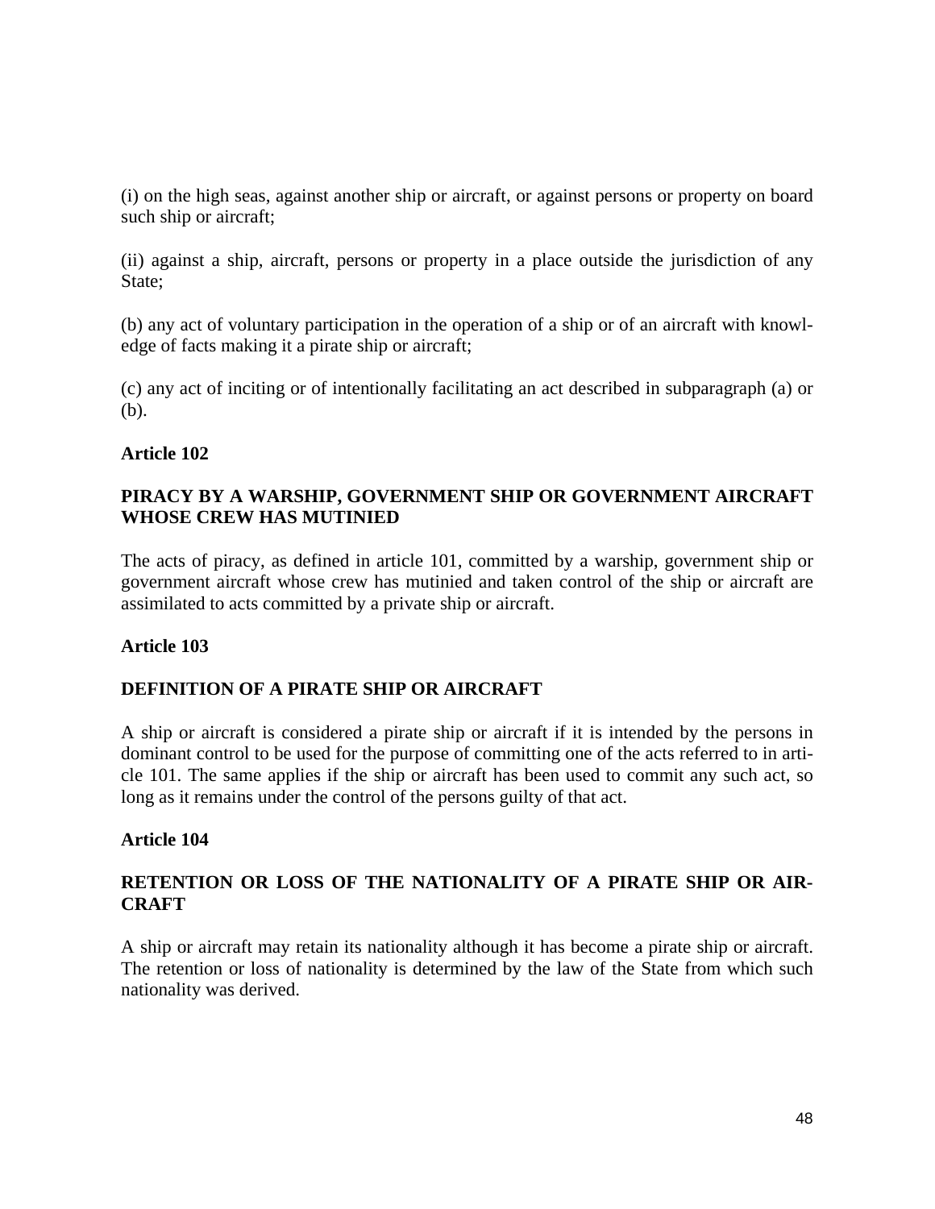(i) on the high seas, against another ship or aircraft, or against persons or property on board such ship or aircraft;

(ii) against a ship, aircraft, persons or property in a place outside the jurisdiction of any State;

(b) any act of voluntary participation in the operation of a ship or of an aircraft with knowledge of facts making it a pirate ship or aircraft;

(c) any act of inciting or of intentionally facilitating an act described in subparagraph (a) or (b).

**Article 102**

**PIRACY BY A WARSHIP, GOVERNMENT SHIP OR GOVERNMENT AIRCRAFT WHOSE CREW HAS MUTINIED**

The acts of piracy, as defined in article 101, committed by a warship, government ship or government aircraft whose crew has mutinied and taken control of the ship or aircraft are assimilated to acts committed by a private ship or aircraft.

**Article 103**

**DEFINITION OF A PIRATE SHIP OR AIRCRAFT**

A ship or aircraft is considered a pirate ship or aircraft if it is intended by the persons in dominant control to be used for the purpose of committing one of the acts referred to in article 101. The same applies if the ship or aircraft has been used to commit any such act, so long as it remains under the control of the persons guilty of that act.

**Article 104**

**RETENTION OR LOSS OF THE NATIONALITY OF A PIRATE SHIP OR AIRCRAFT**

A ship or aircraft may retain its nationality although it has become a pirate ship or aircraft. The retention or loss of nationality is determined by the law of the State from which such nationality was derived.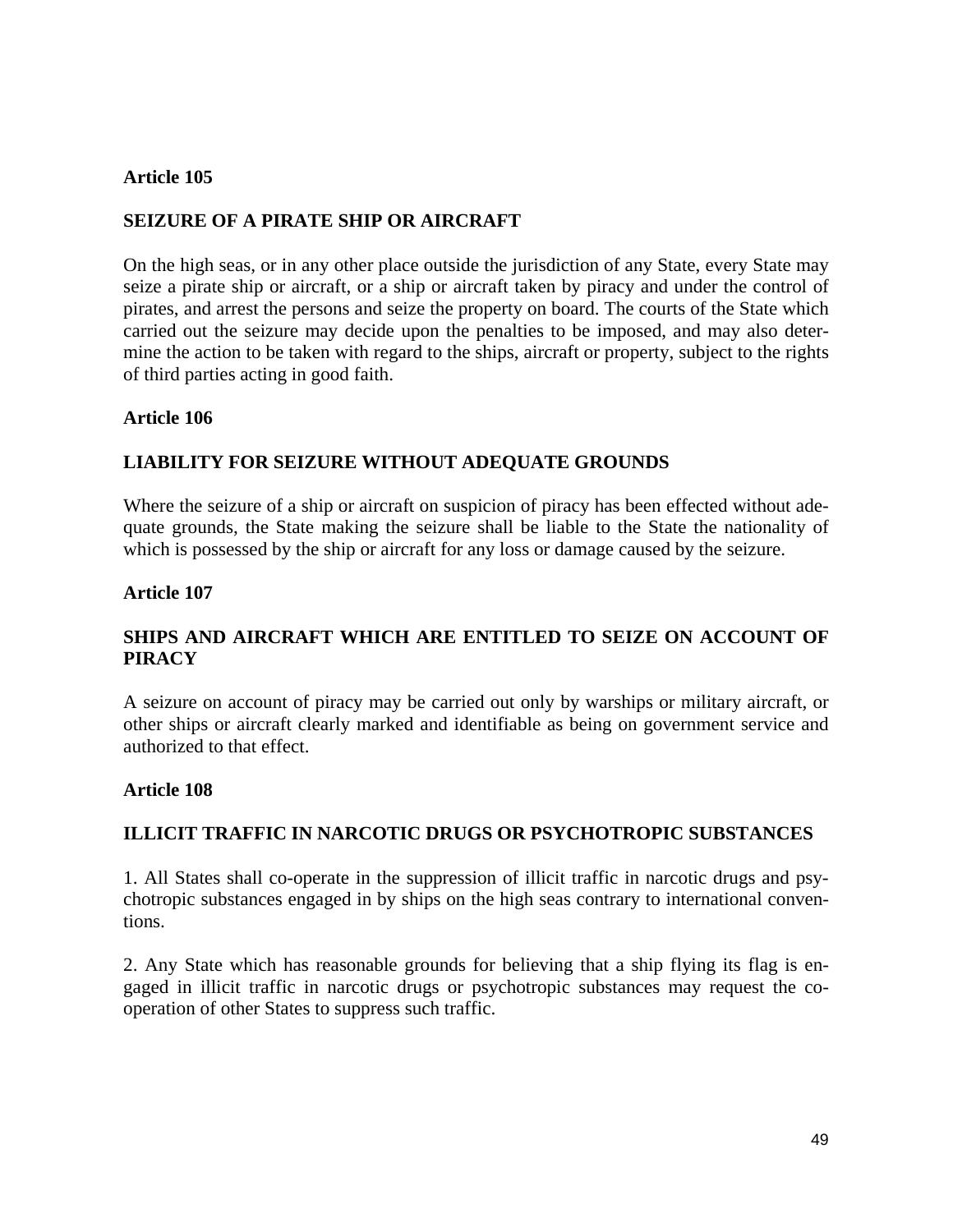### Article 105

### SEIZURE OF A PIRATE SHIP OR AIRCRAFT

On the high seas, or in any other place outside the jurisdiction of any State, every State may seize a pirate ship or aircraft, or a ship or aircraft taken by piracy and under the control of pirates, and arrest the persons and seize the property on board. The courts of the State which carried out the seizure may decide upon the penalties to be imposed, and may also determine the action to be taken with regard to the ships, aircraft or property, subject to the rights of third parties acting in good faith.

### Article 106

### LIABILITY FOR SEIZURE WITHOUT ADEQUATE GROUNDS

Where the seizure of a ship or aircraft on suspicion of piracy has been effected without adequate grounds, the State making the seizure shall be liable to the State the nationality of which is possessed by the ship or aircraft for any loss or damage caused by the seizure.

### Article 107

### SHIPS AND AIRCRAFT WHICH ARE ENTITLED TO SEIZE ON ACCOUNT OF PIRACY

A seizure on account of piracy may be carried out only by warships or military aircraft, or other ships or aircraft clearly marked and identifiable as being on government service and authorized to that effect.

### Article 108

### ILLICIT TRAFFIC IN NARCOTIC DRUGS OR PSYCHOTROPIC SUBSTANCES

1. All States shall co-operate in the suppression of illicit traffic in narcotic drugs and psychotropic substances engaged in by ships on the high seas contrary to international conventions.

2. Any State which has reasonable grounds for believing that a ship flying its flag is engaged in illicit traffic in narcotic drugs or psychotropic substances may request the co-operation of other States to suppress such traffic.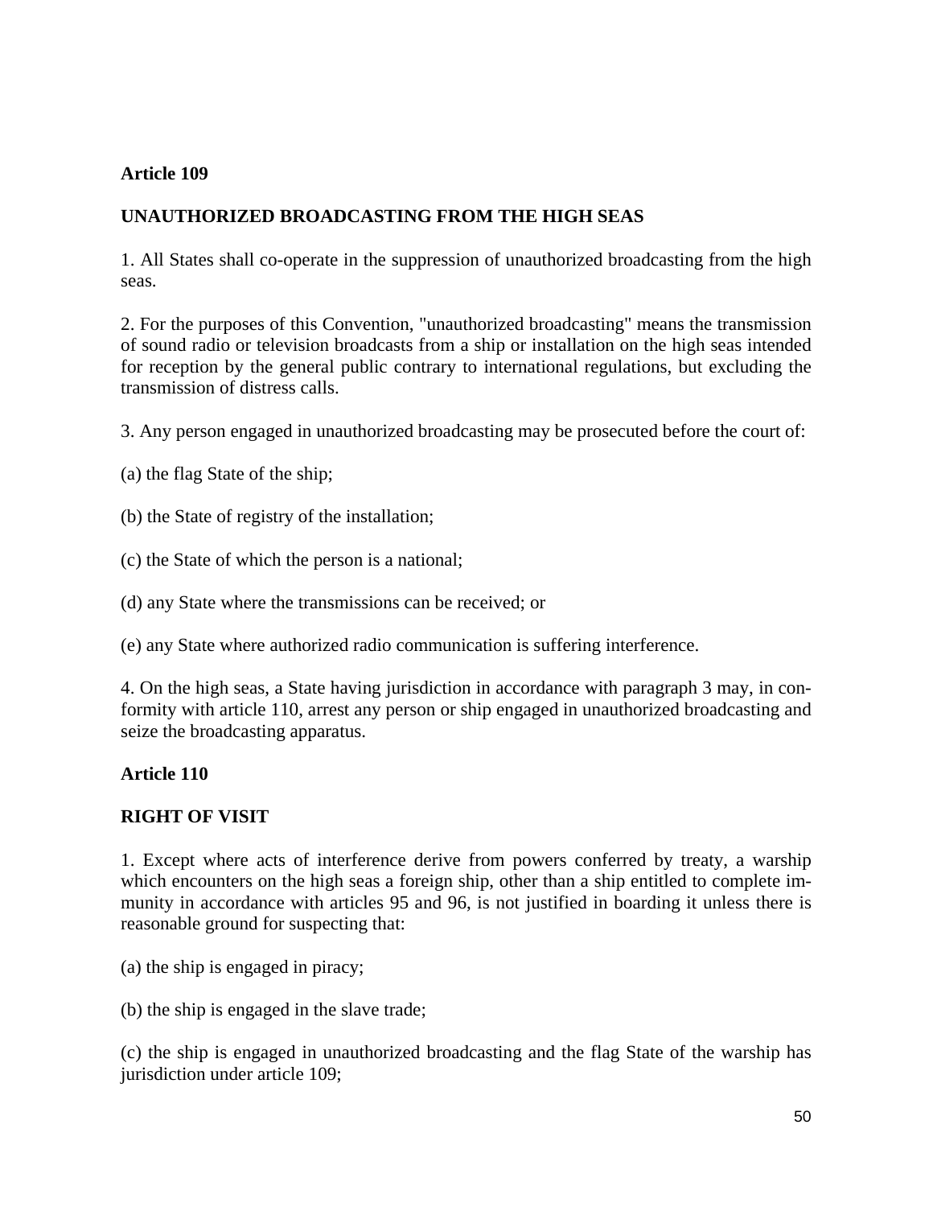**Article 109**

**UNAUTHORIZED BROADCASTING FROM THE HIGH SEAS**

1. All States shall co-operate in the suppression of unauthorized broadcasting from the high seas.

2. For the purposes of this Convention, "unauthorized broadcasting" means the transmission of sound radio or television broadcasts from a ship or installation on the high seas intended for reception by the general public contrary to international regulations, but excluding the transmission of distress calls.

3. Any person engaged in unauthorized broadcasting may be prosecuted before the court of:

(a) the flag State of the ship;

(b) the State of registry of the installation;

(c) the State of which the person is a national;

(d) any State where the transmissions can be received; or

(e) any State where authorized radio communication is suffering interference.

4. On the high seas, a State having jurisdiction in accordance with paragraph 3 may, in conformity with article 110, arrest any person or ship engaged in unauthorized broadcasting and seize the broadcasting apparatus.

**Article 110**

**RIGHT OF VISIT**

1. Except where acts of interference derive from powers conferred by treaty, a warship which encounters on the high seas a foreign ship, other than a ship entitled to complete immunity in accordance with articles 95 and 96, is not justified in boarding it unless there is reasonable ground for suspecting that:

(a) the ship is engaged in piracy;

(b) the ship is engaged in the slave trade;

(c) the ship is engaged in unauthorized broadcasting and the flag State of the warship has jurisdiction under article 109;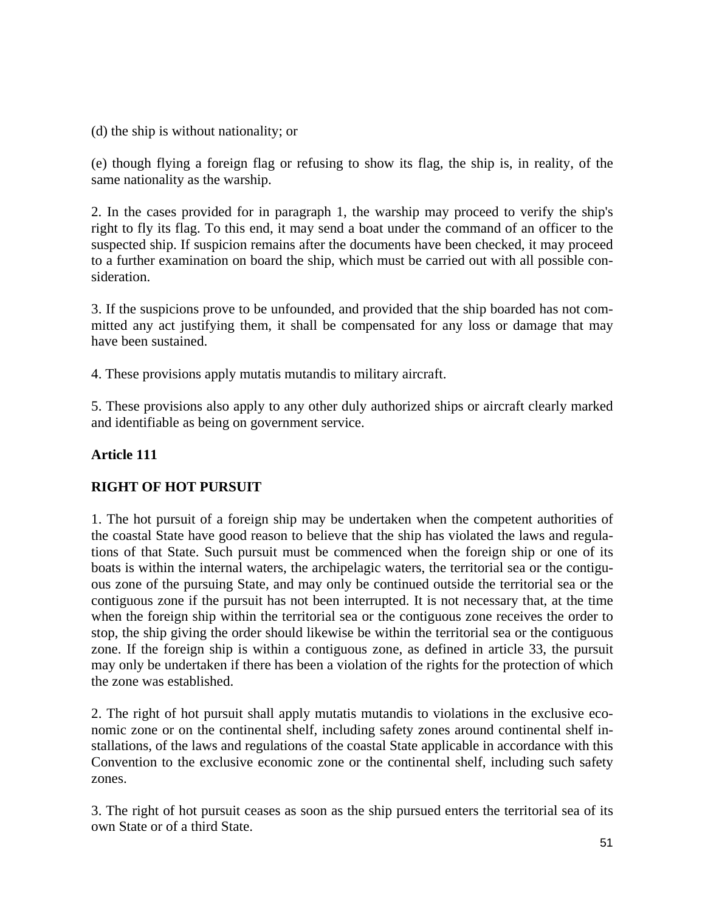(d) the ship is without nationality; or

(e) though flying a foreign flag or refusing to show its flag, the ship is, in reality, of the same nationality as the warship.

2. In the cases provided for in paragraph 1, the warship may proceed to verify the ship's right to fly its flag. To this end, it may send a boat under the command of an officer to the suspected ship. If suspicion remains after the documents have been checked, it may proceed to a further examination on board the ship, which must be carried out with all possible consideration.

3. If the suspicions prove to be unfounded, and provided that the ship boarded has not committed any act justifying them, it shall be compensated for any loss or damage that may have been sustained.

4. These provisions apply mutatis mutandis to military aircraft.

5. These provisions also apply to any other duly authorized ships or aircraft clearly marked and identifiable as being on government service.

**Article 111**

**RIGHT OF HOT PURSUIT**

1. The hot pursuit of a foreign ship may be undertaken when the competent authorities of the coastal State have good reason to believe that the ship has violated the laws and regulations of that State. Such pursuit must be commenced when the foreign ship or one of its boats is within the internal waters, the archipelagic waters, the territorial sea or the contiguous zone of the pursuing State, and may only be continued outside the territorial sea or the contiguous zone if the pursuit has not been interrupted. It is not necessary that, at the time when the foreign ship within the territorial sea or the contiguous zone receives the order to stop, the ship giving the order should likewise be within the territorial sea or the contiguous zone. If the foreign ship is within a contiguous zone, as defined in article 33, the pursuit may only be undertaken if there has been a violation of the rights for the protection of which the zone was established.

2. The right of hot pursuit shall apply mutatis mutandis to violations in the exclusive economic zone or on the continental shelf, including safety zones around continental shelf installations, of the laws and regulations of the coastal State applicable in accordance with this Convention to the exclusive economic zone or the continental shelf, including such safety zones.

3. The right of hot pursuit ceases as soon as the ship pursued enters the territorial sea of its own State or of a third State.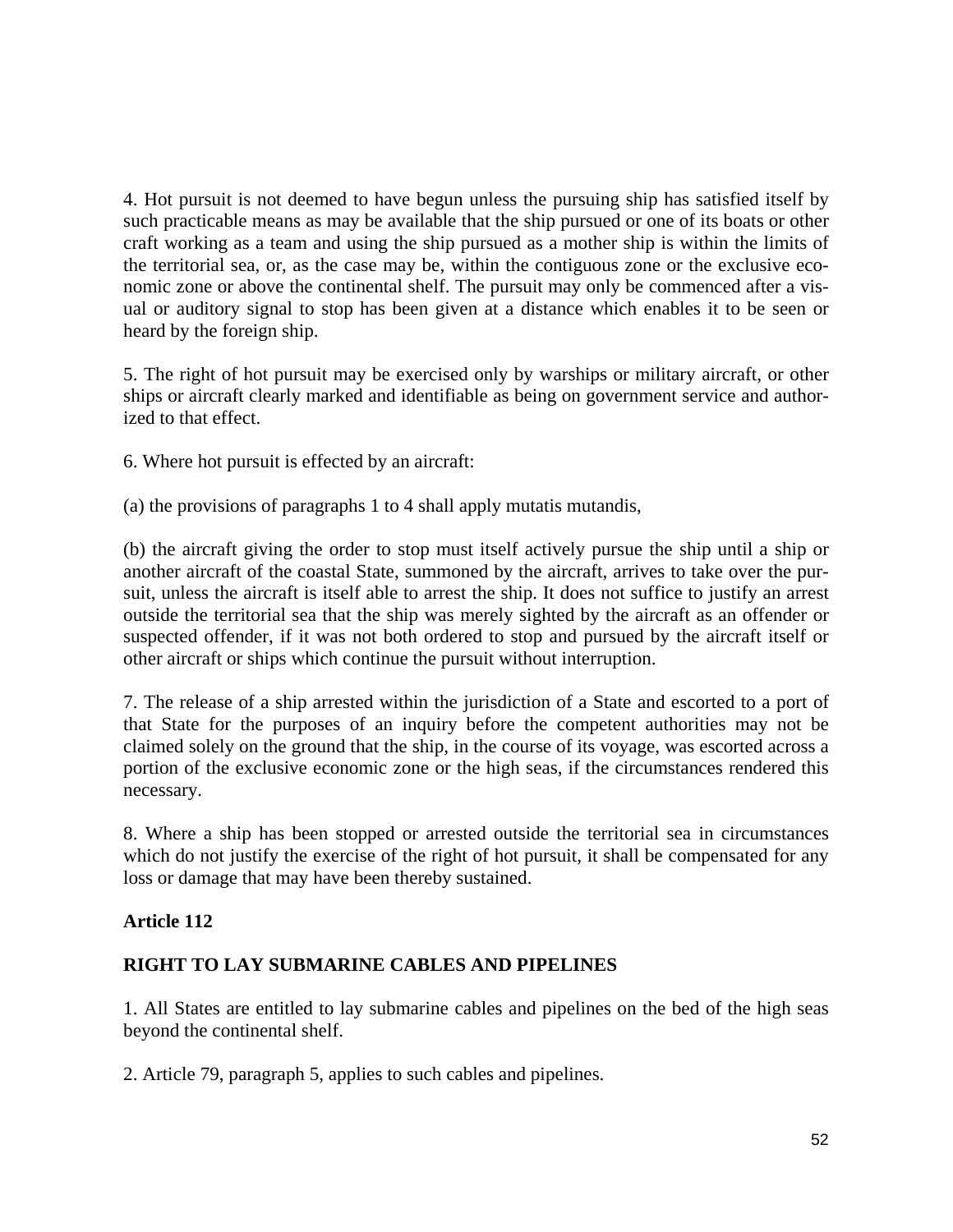4. Hot pursuit is not deemed to have begun unless the pursuing ship has satisfied itself by such practicable means as may be available that the ship pursued or one of its boats or other craft working as a team and using the ship pursued as a mother ship is within the limits of the territorial sea, or, as the case may be, within the contiguous zone or the exclusive economic zone or above the continental shelf. The pursuit may only be commenced after a visual or auditory signal to stop has been given at a distance which enables it to be seen or heard by the foreign ship.

5. The right of hot pursuit may be exercised only by warships or military aircraft, or other ships or aircraft clearly marked and identifiable as being on government service and authorized to that effect.

6. Where hot pursuit is effected by an aircraft:

(a) the provisions of paragraphs 1 to 4 shall apply mutatis mutandis,

(b) the aircraft giving the order to stop must itself actively pursue the ship until a ship or another aircraft of the coastal State, summoned by the aircraft, arrives to take over the pursuit, unless the aircraft is itself able to arrest the ship. It does not suffice to justify an arrest outside the territorial sea that the ship was merely sighted by the aircraft as an offender or suspected offender, if it was not both ordered to stop and pursued by the aircraft itself or other aircraft or ships which continue the pursuit without interruption.

7. The release of a ship arrested within the jurisdiction of a State and escorted to a port of that State for the purposes of an inquiry before the competent authorities may not be claimed solely on the ground that the ship, in the course of its voyage, was escorted across a portion of the exclusive economic zone or the high seas, if the circumstances rendered this necessary.

8. Where a ship has been stopped or arrested outside the territorial sea in circumstances which do not justify the exercise of the right of hot pursuit, it shall be compensated for any loss or damage that may have been thereby sustained.

**Article 112**

**RIGHT TO LAY SUBMARINE CABLES AND PIPELINES**

1. All States are entitled to lay submarine cables and pipelines on the bed of the high seas beyond the continental shelf.

2. Article 79, paragraph 5, applies to such cables and pipelines.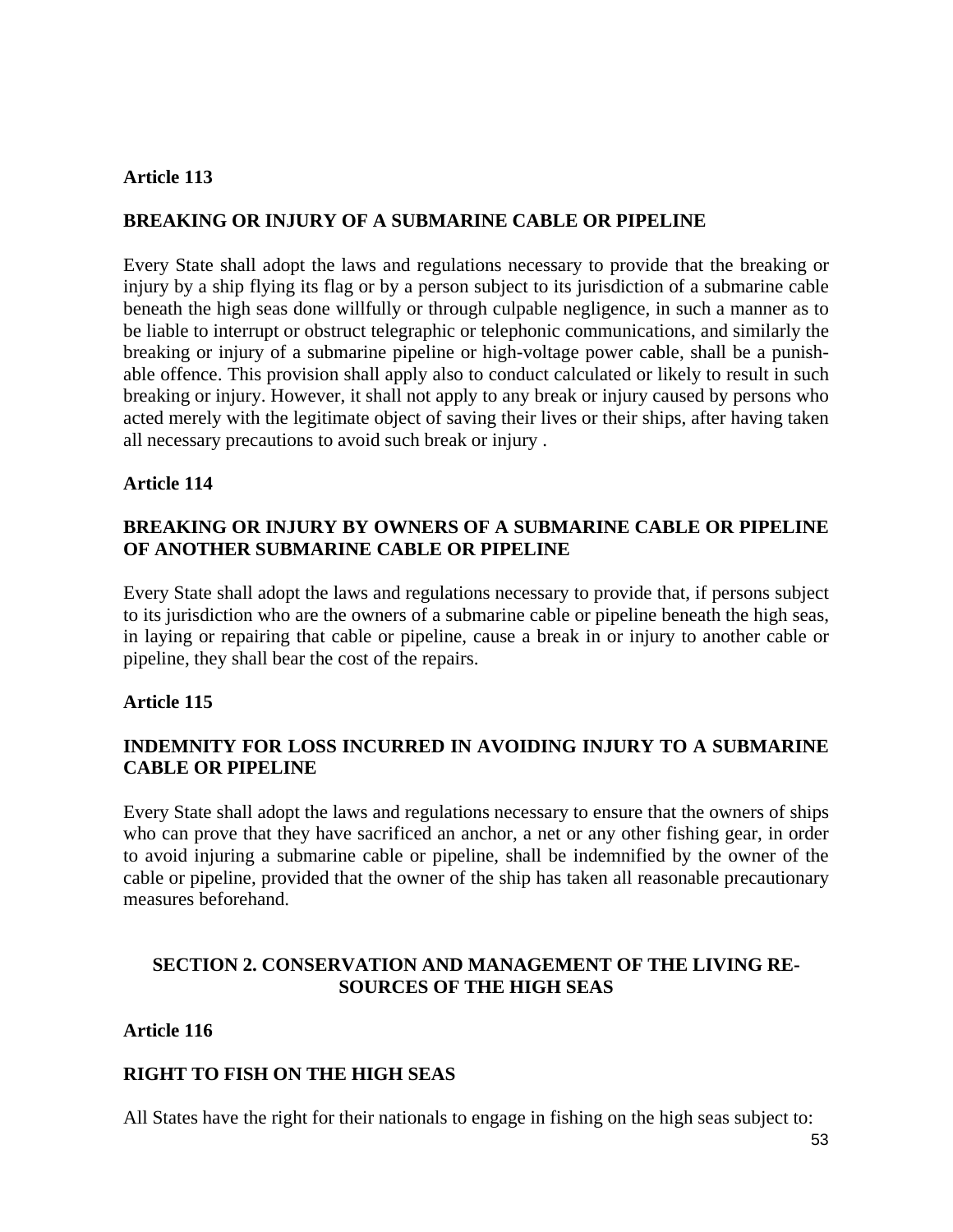**Article 113**

**BREAKING OR INJURY OF A SUBMARINE CABLE OR PIPELINE**

Every State shall adopt the laws and regulations necessary to provide that the breaking or injury by a ship flying its flag or by a person subject to its jurisdiction of a submarine cable beneath the high seas done willfully or through culpable negligence, in such a manner as to be liable to interrupt or obstruct telegraphic or telephonic communications, and similarly the breaking or injury of a submarine pipeline or high-voltage power cable, shall be a punishable offence. This provision shall apply also to conduct calculated or likely to result in such breaking or injury. However, it shall not apply to any break or injury caused by persons who acted merely with the legitimate object of saving their lives or their ships, after having taken all necessary precautions to avoid such break or injury .

**Article 114**

**BREAKING OR INJURY BY OWNERS OF A SUBMARINE CABLE OR PIPELINE OF ANOTHER SUBMARINE CABLE OR PIPELINE**

Every State shall adopt the laws and regulations necessary to provide that, if persons subject to its jurisdiction who are the owners of a submarine cable or pipeline beneath the high seas, in laying or repairing that cable or pipeline, cause a break in or injury to another cable or pipeline, they shall bear the cost of the repairs.

**Article 115**

**INDEMNITY FOR LOSS INCURRED IN AVOIDING INJURY TO A SUBMARINE CABLE OR PIPELINE**

Every State shall adopt the laws and regulations necessary to ensure that the owners of ships who can prove that they have sacrificed an anchor, a net or any other fishing gear, in order to avoid injuring a submarine cable or pipeline, shall be indemnified by the owner of the cable or pipeline, provided that the owner of the ship has taken all reasonable precautionary measures beforehand.

## SECTION 2. CONSERVATION AND MANAGEMENT OF THE LIVING RESOURCES OF THE HIGH SEAS

**Article 116**

**RIGHT TO FISH ON THE HIGH SEAS**

All States have the right for their nationals to engage in fishing on the high seas subject to: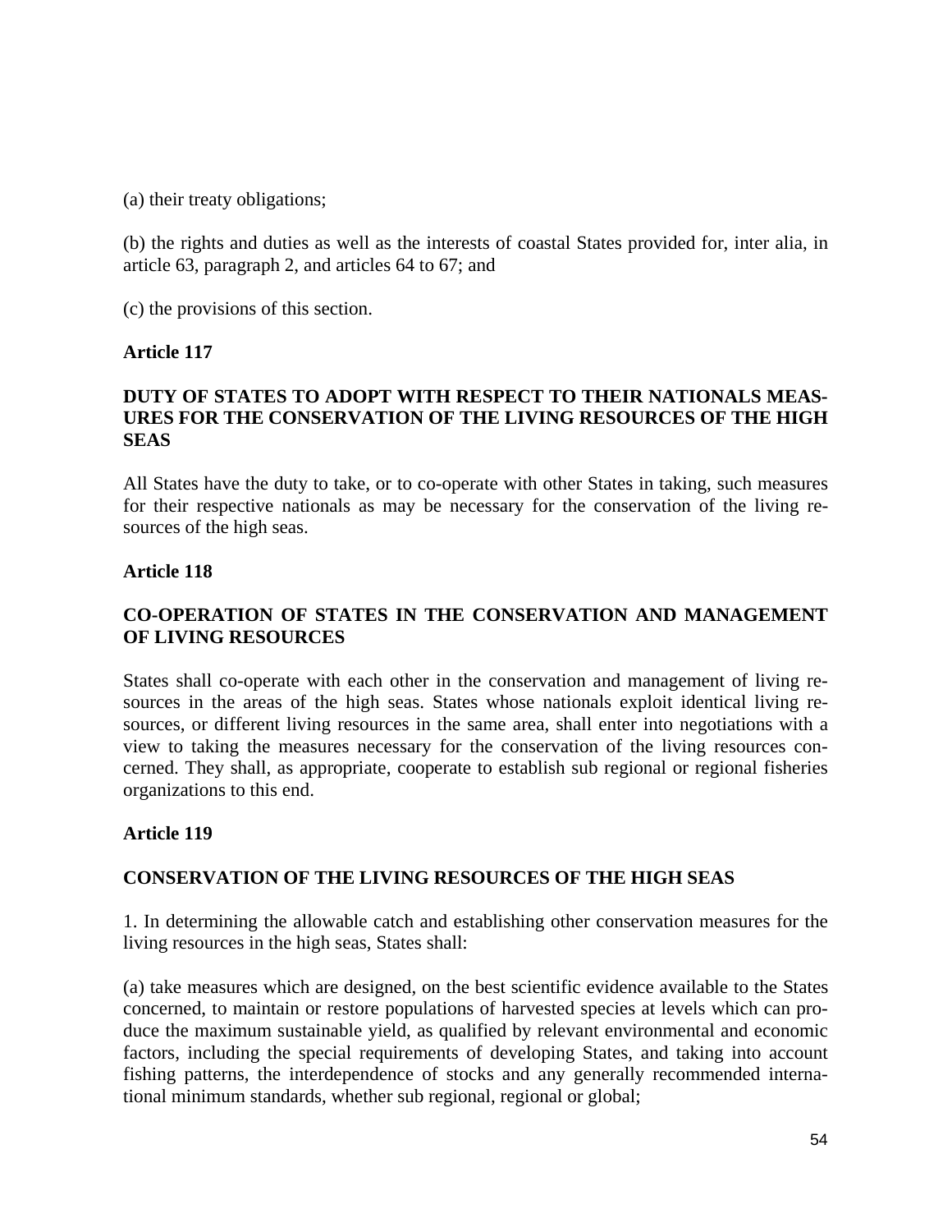(a) their treaty obligations;

(b) the rights and duties as well as the interests of coastal States provided for, inter alia, in article 63, paragraph 2, and articles 64 to 67; and

(c) the provisions of this section.

**Article 117**

**DUTY OF STATES TO ADOPT WITH RESPECT TO THEIR NATIONALS MEASURES FOR THE CONSERVATION OF THE LIVING RESOURCES OF THE HIGH SEAS**

All States have the duty to take, or to co-operate with other States in taking, such measures for their respective nationals as may be necessary for the conservation of the living resources of the high seas.

**Article 118**

**CO-OPERATION OF STATES IN THE CONSERVATION AND MANAGEMENT OF LIVING RESOURCES**

States shall co-operate with each other in the conservation and management of living resources in the areas of the high seas. States whose nationals exploit identical living resources, or different living resources in the same area, shall enter into negotiations with a view to taking the measures necessary for the conservation of the living resources concerned. They shall, as appropriate, cooperate to establish sub regional or regional fisheries organizations to this end.

**Article 119**

**CONSERVATION OF THE LIVING RESOURCES OF THE HIGH SEAS**

1. In determining the allowable catch and establishing other conservation measures for the living resources in the high seas, States shall:

(a) take measures which are designed, on the best scientific evidence available to the States concerned, to maintain or restore populations of harvested species at levels which can produce the maximum sustainable yield, as qualified by relevant environmental and economic factors, including the special requirements of developing States, and taking into account fishing patterns, the interdependence of stocks and any generally recommended international minimum standards, whether sub regional, regional or global;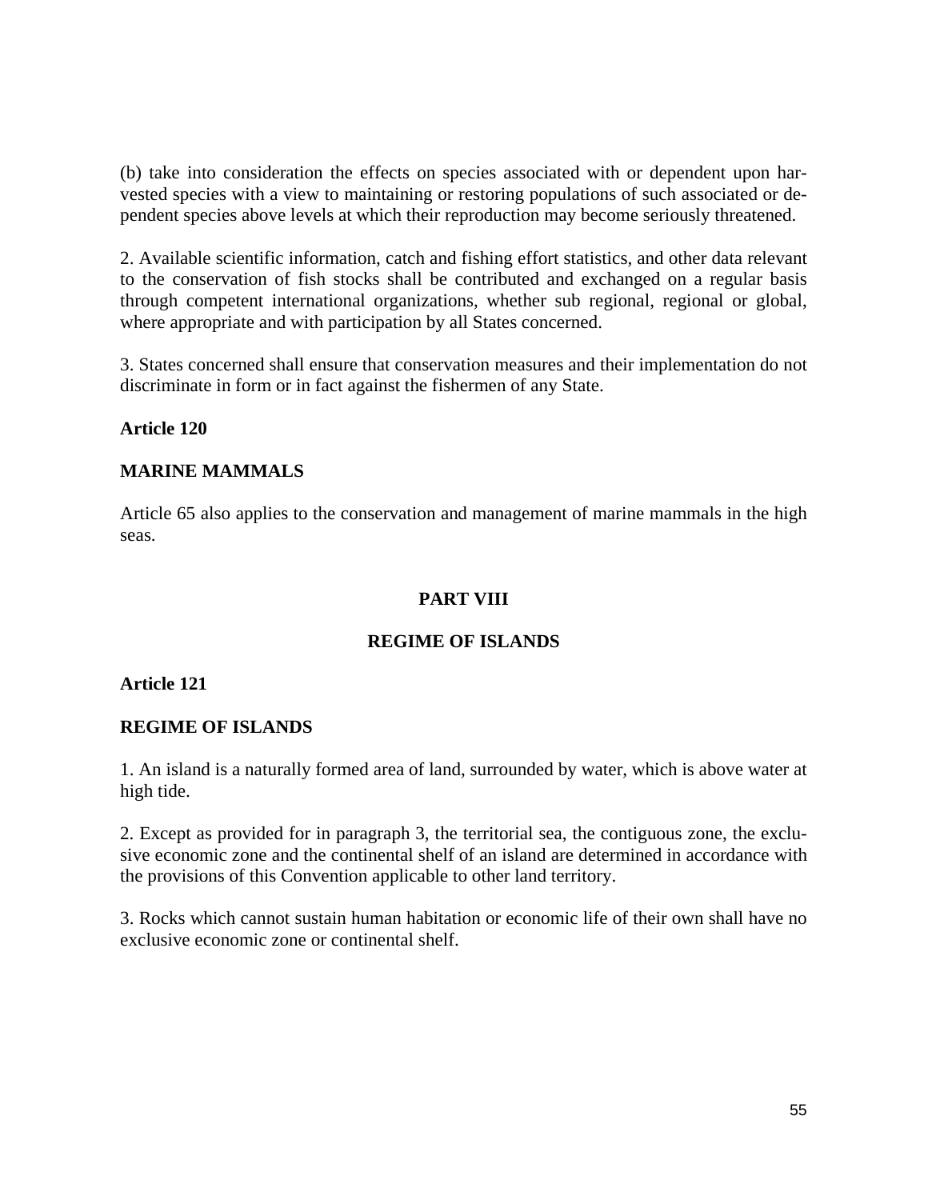(b) take into consideration the effects on species associated with or dependent upon harvested species with a view to maintaining or restoring populations of such associated or dependent species above levels at which their reproduction may become seriously threatened.

2. Available scientific information, catch and fishing effort statistics, and other data relevant to the conservation of fish stocks shall be contributed and exchanged on a regular basis through competent international organizations, whether sub regional, regional or global, where appropriate and with participation by all States concerned.

3. States concerned shall ensure that conservation measures and their implementation do not discriminate in form or in fact against the fishermen of any State.

**Article 120**

**MARINE MAMMALS**

Article 65 also applies to the conservation and management of marine mammals in the high seas.

## PART VIII

## REGIME OF ISLANDS

**Article 121**

**REGIME OF ISLANDS**

1. An island is a naturally formed area of land, surrounded by water, which is above water at high tide.

2. Except as provided for in paragraph 3, the territorial sea, the contiguous zone, the exclusive economic zone and the continental shelf of an island are determined in accordance with the provisions of this Convention applicable to other land territory.

3. Rocks which cannot sustain human habitation or economic life of their own shall have no exclusive economic zone or continental shelf.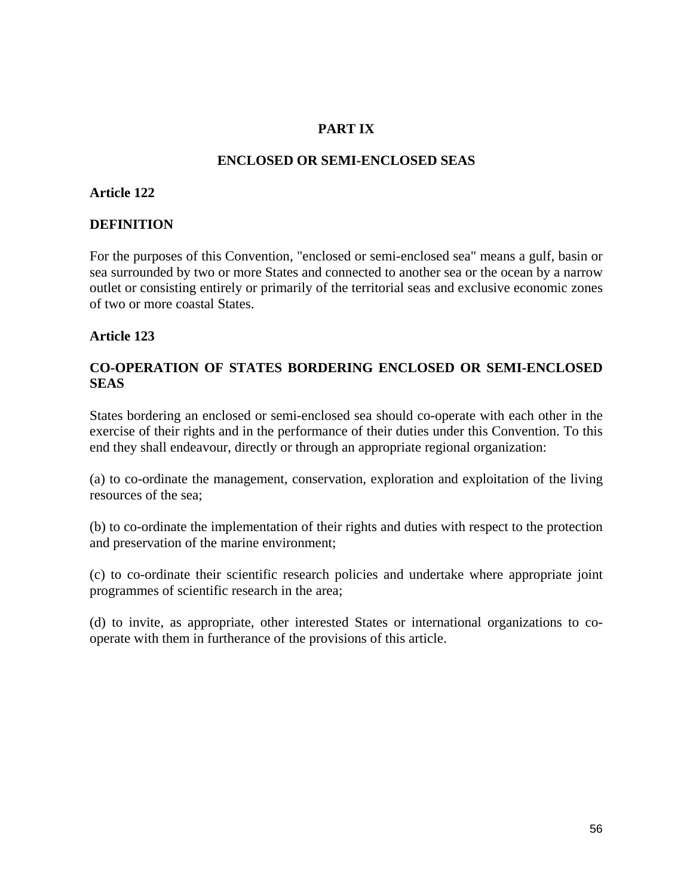# PART IX

## ENCLOSED OR SEMI-ENCLOSED SEAS

### Article 122

### DEFINITION

For the purposes of this Convention, "enclosed or semi-enclosed sea" means a gulf, basin or sea surrounded by two or more States and connected to another sea or the ocean by a narrow outlet or consisting entirely or primarily of the territorial seas and exclusive economic zones of two or more coastal States.

### Article 123

### CO-OPERATION OF STATES BORDERING ENCLOSED OR SEMI-ENCLOSED SEAS

States bordering an enclosed or semi-enclosed sea should co-operate with each other in the exercise of their rights and in the performance of their duties under this Convention. To this end they shall endeavour, directly or through an appropriate regional organization:

(a) to co-ordinate the management, conservation, exploration and exploitation of the living resources of the sea;

(b) to co-ordinate the implementation of their rights and duties with respect to the protection and preservation of the marine environment;

(c) to co-ordinate their scientific research policies and undertake where appropriate joint programmes of scientific research in the area;

(d) to invite, as appropriate, other interested States or international organizations to co-operate with them in furtherance of the provisions of this article.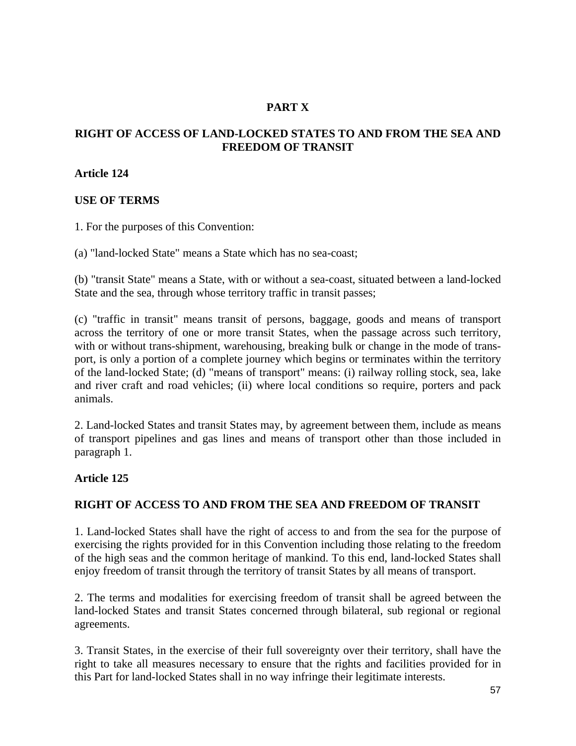# PART X

## RIGHT OF ACCESS OF LAND-LOCKED STATES TO AND FROM THE SEA AND FREEDOM OF TRANSIT

### Article 124

### USE OF TERMS

1. For the purposes of this Convention:

(a) "land-locked State" means a State which has no sea-coast;

(b) "transit State" means a State, with or without a sea-coast, situated between a land-locked State and the sea, through whose territory traffic in transit passes;

(c) "traffic in transit" means transit of persons, baggage, goods and means of transport across the territory of one or more transit States, when the passage across such territory, with or without trans-shipment, warehousing, breaking bulk or change in the mode of trans-port, is only a portion of a complete journey which begins or terminates within the territory of the land-locked State; (d) "means of transport" means: (i) railway rolling stock, sea, lake and river craft and road vehicles; (ii) where local conditions so require, porters and pack animals.

2. Land-locked States and transit States may, by agreement between them, include as means of transport pipelines and gas lines and means of transport other than those included in paragraph 1.

### Article 125

### RIGHT OF ACCESS TO AND FROM THE SEA AND FREEDOM OF TRANSIT

1. Land-locked States shall have the right of access to and from the sea for the purpose of exercising the rights provided for in this Convention including those relating to the freedom of the high seas and the common heritage of mankind. To this end, land-locked States shall enjoy freedom of transit through the territory of transit States by all means of transport.

2. The terms and modalities for exercising freedom of transit shall be agreed between the land-locked States and transit States concerned through bilateral, sub regional or regional agreements.

3. Transit States, in the exercise of their full sovereignty over their territory, shall have the right to take all measures necessary to ensure that the rights and facilities provided for in this Part for land-locked States shall in no way infringe their legitimate interests.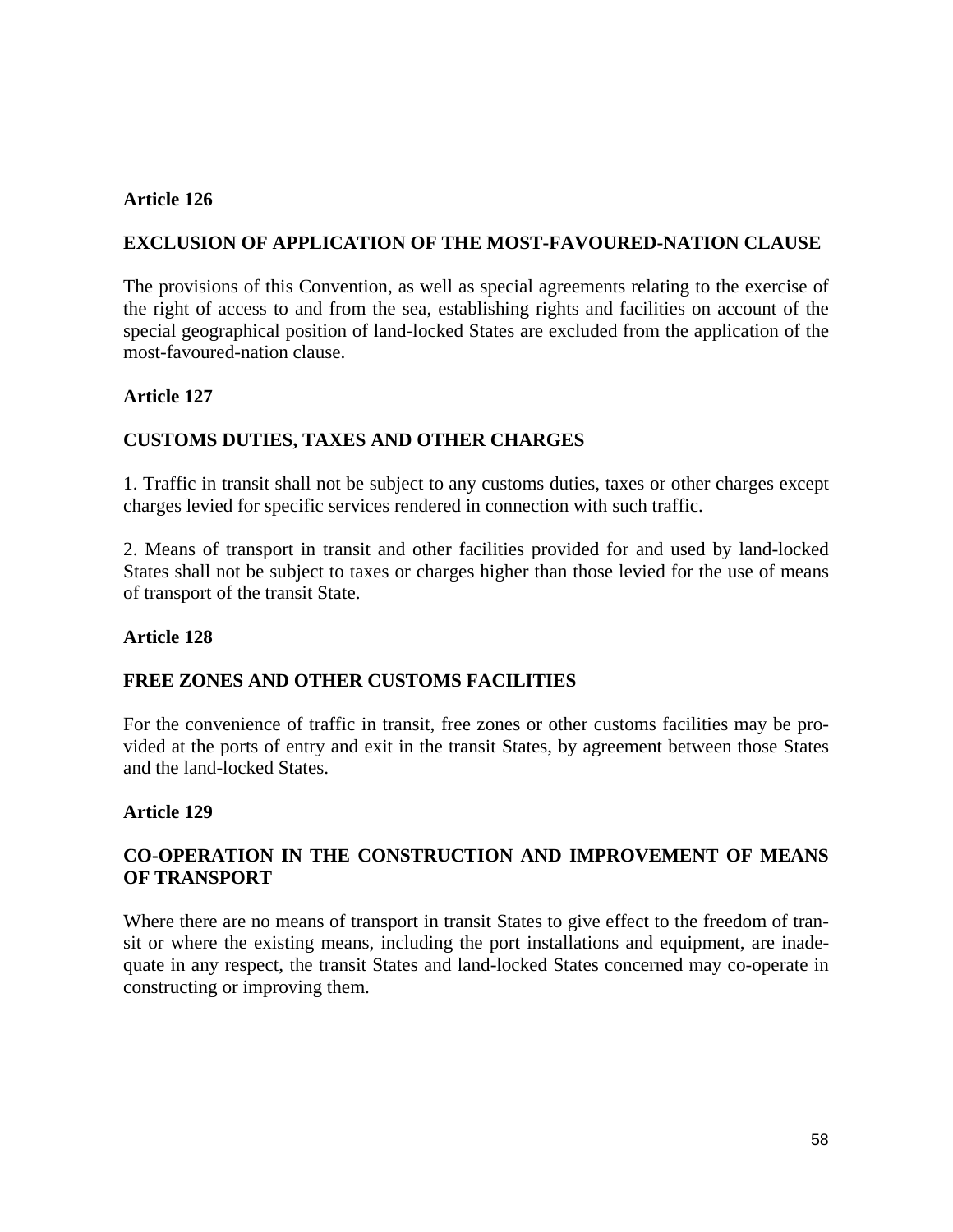**Article 126**

**EXCLUSION OF APPLICATION OF THE MOST-FAVOURED-NATION CLAUSE**

The provisions of this Convention, as well as special agreements relating to the exercise of the right of access to and from the sea, establishing rights and facilities on account of the special geographical position of land-locked States are excluded from the application of the most-favoured-nation clause.

**Article 127**

**CUSTOMS DUTIES, TAXES AND OTHER CHARGES**

1. Traffic in transit shall not be subject to any customs duties, taxes or other charges except charges levied for specific services rendered in connection with such traffic.

2. Means of transport in transit and other facilities provided for and used by land-locked States shall not be subject to taxes or charges higher than those levied for the use of means of transport of the transit State.

**Article 128**

**FREE ZONES AND OTHER CUSTOMS FACILITIES**

For the convenience of traffic in transit, free zones or other customs facilities may be provided at the ports of entry and exit in the transit States, by agreement between those States and the land-locked States.

**Article 129**

**CO-OPERATION IN THE CONSTRUCTION AND IMPROVEMENT OF MEANS OF TRANSPORT**

Where there are no means of transport in transit States to give effect to the freedom of transit or where the existing means, including the port installations and equipment, are inadequate in any respect, the transit States and land-locked States concerned may co-operate in constructing or improving them.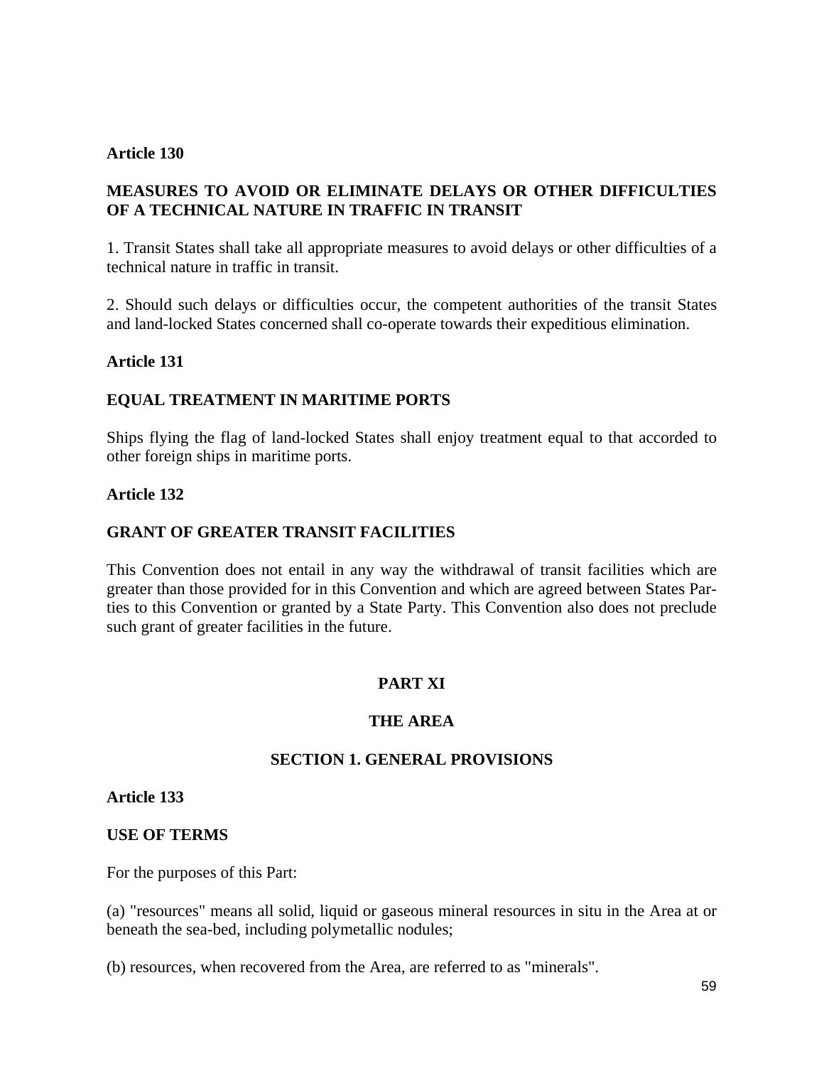**Article 130**

**MEASURES TO AVOID OR ELIMINATE DELAYS OR OTHER DIFFICULTIES OF A TECHNICAL NATURE IN TRAFFIC IN TRANSIT**

1. Transit States shall take all appropriate measures to avoid delays or other difficulties of a technical nature in traffic in transit.

2. Should such delays or difficulties occur, the competent authorities of the transit States and land-locked States concerned shall co-operate towards their expeditious elimination.

**Article 131**

**EQUAL TREATMENT IN MARITIME PORTS**

Ships flying the flag of land-locked States shall enjoy treatment equal to that accorded to other foreign ships in maritime ports.

**Article 132**

**GRANT OF GREATER TRANSIT FACILITIES**

This Convention does not entail in any way the withdrawal of transit facilities which are greater than those provided for in this Convention and which are agreed between States Parties to this Convention or granted by a State Party. This Convention also does not preclude such grant of greater facilities in the future.

## PART XI

## THE AREA

### SECTION 1. GENERAL PROVISIONS

**Article 133**

**USE OF TERMS**

For the purposes of this Part:

(a) "resources" means all solid, liquid or gaseous mineral resources in situ in the Area at or beneath the sea-bed, including polymetallic nodules;

(b) resources, when recovered from the Area, are referred to as "minerals".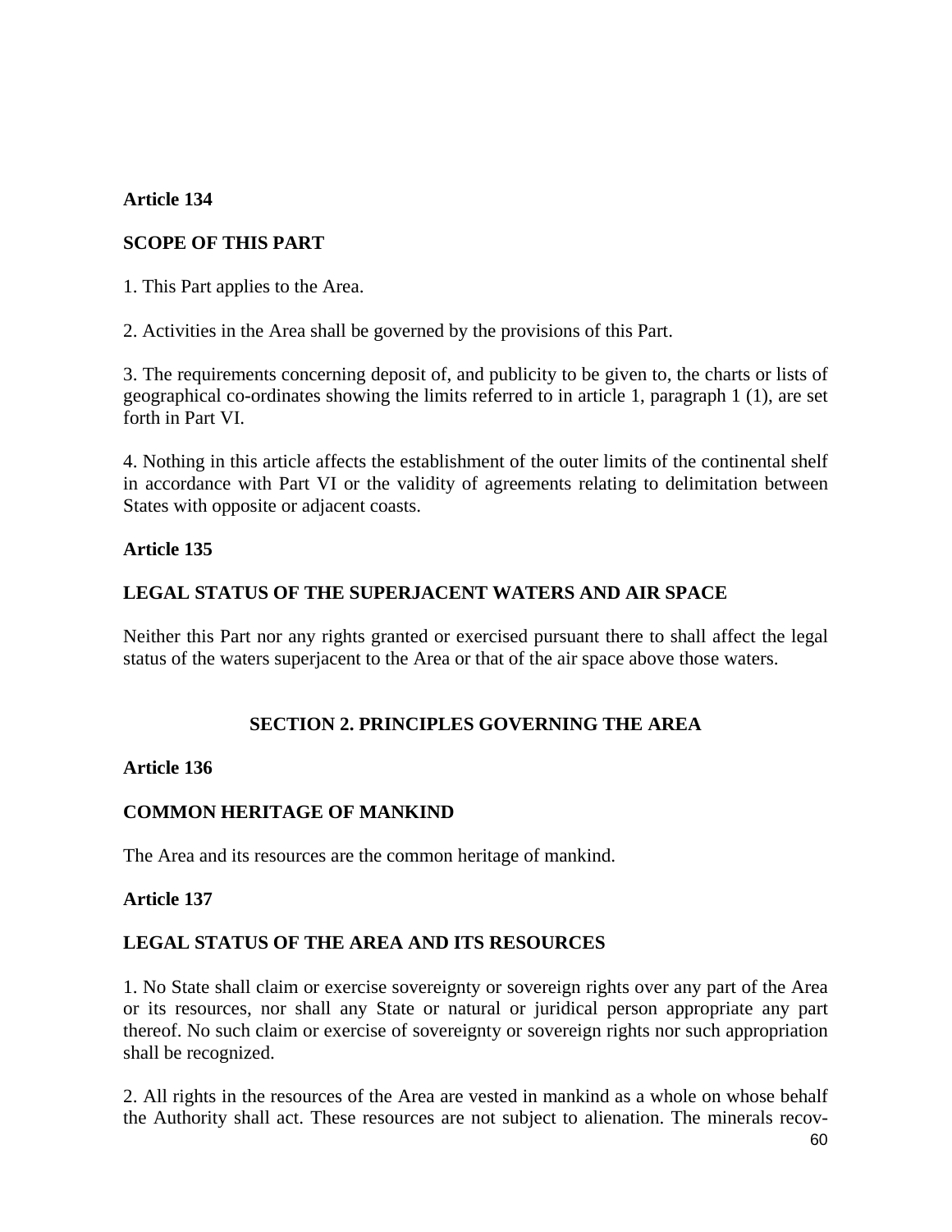**Article 134**

**SCOPE OF THIS PART**

1. This Part applies to the Area.

2. Activities in the Area shall be governed by the provisions of this Part.

3. The requirements concerning deposit of, and publicity to be given to, the charts or lists of geographical co-ordinates showing the limits referred to in article 1, paragraph 1 (1), are set forth in Part VI.

4. Nothing in this article affects the establishment of the outer limits of the continental shelf in accordance with Part VI or the validity of agreements relating to delimitation between States with opposite or adjacent coasts.

**Article 135**

**LEGAL STATUS OF THE SUPERJACENT WATERS AND AIR SPACE**

Neither this Part nor any rights granted or exercised pursuant there to shall affect the legal status of the waters superjacent to the Area or that of the air space above those waters.

## SECTION 2. PRINCIPLES GOVERNING THE AREA

**Article 136**

**COMMON HERITAGE OF MANKIND**

The Area and its resources are the common heritage of mankind.

**Article 137**

**LEGAL STATUS OF THE AREA AND ITS RESOURCES**

1. No State shall claim or exercise sovereignty or sovereign rights over any part of the Area or its resources, nor shall any State or natural or juridical person appropriate any part thereof. No such claim or exercise of sovereignty or sovereign rights nor such appropriation shall be recognized.

2. All rights in the resources of the Area are vested in mankind as a whole on whose behalf the Authority shall act. These resources are not subject to alienation. The minerals recov-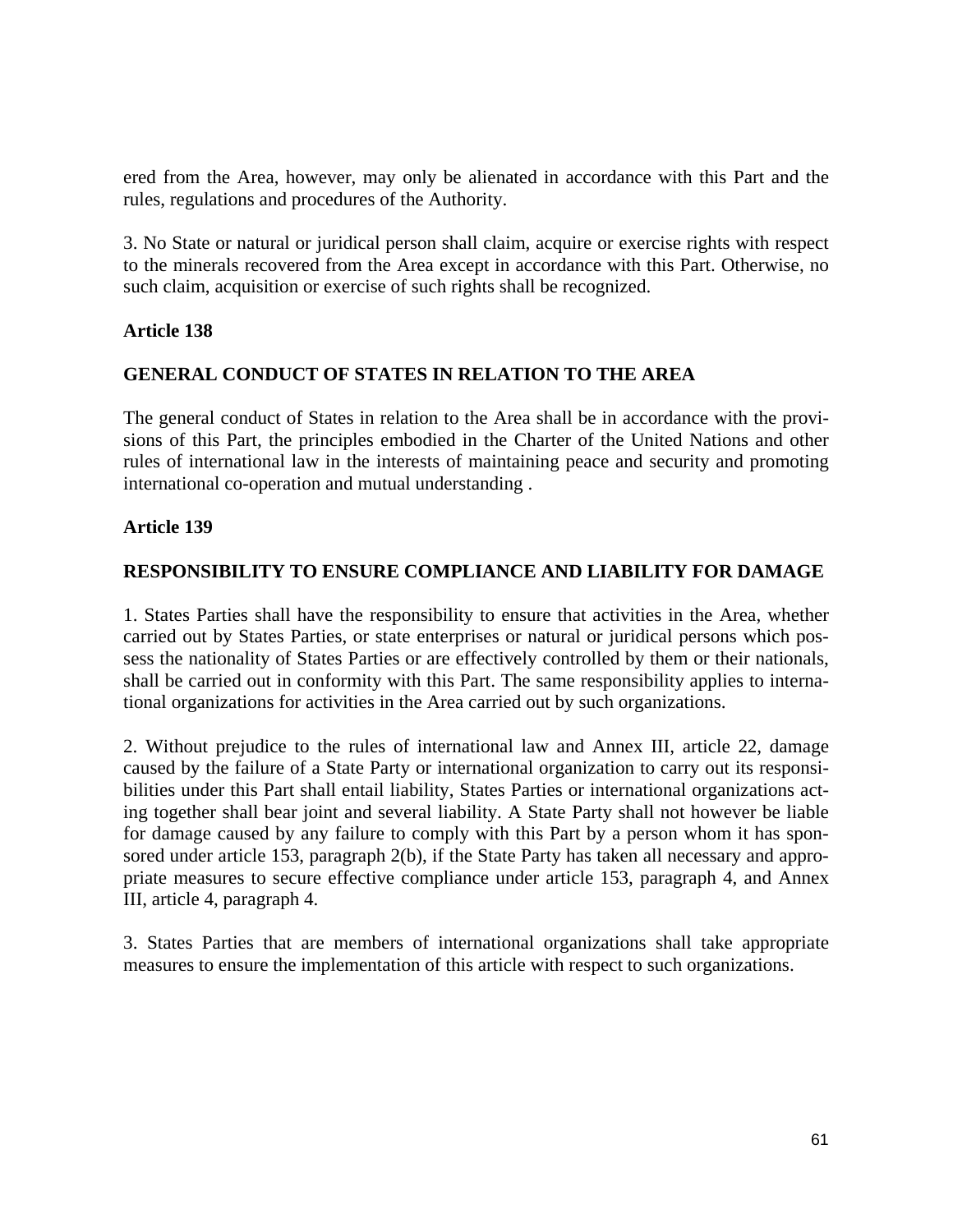ered from the Area, however, may only be alienated in accordance with this Part and the rules, regulations and procedures of the Authority.

3. No State or natural or juridical person shall claim, acquire or exercise rights with respect to the minerals recovered from the Area except in accordance with this Part. Otherwise, no such claim, acquisition or exercise of such rights shall be recognized.

**Article 138**

**GENERAL CONDUCT OF STATES IN RELATION TO THE AREA**

The general conduct of States in relation to the Area shall be in accordance with the provisions of this Part, the principles embodied in the Charter of the United Nations and other rules of international law in the interests of maintaining peace and security and promoting international co-operation and mutual understanding .

**Article 139**

**RESPONSIBILITY TO ENSURE COMPLIANCE AND LIABILITY FOR DAMAGE**

1. States Parties shall have the responsibility to ensure that activities in the Area, whether carried out by States Parties, or state enterprises or natural or juridical persons which possess the nationality of States Parties or are effectively controlled by them or their nationals, shall be carried out in conformity with this Part. The same responsibility applies to international organizations for activities in the Area carried out by such organizations.

2. Without prejudice to the rules of international law and Annex III, article 22, damage caused by the failure of a State Party or international organization to carry out its responsibilities under this Part shall entail liability, States Parties or international organizations acting together shall bear joint and several liability. A State Party shall not however be liable for damage caused by any failure to comply with this Part by a person whom it has sponsored under article 153, paragraph 2(b), if the State Party has taken all necessary and appropriate measures to secure effective compliance under article 153, paragraph 4, and Annex III, article 4, paragraph 4.

3. States Parties that are members of international organizations shall take appropriate measures to ensure the implementation of this article with respect to such organizations.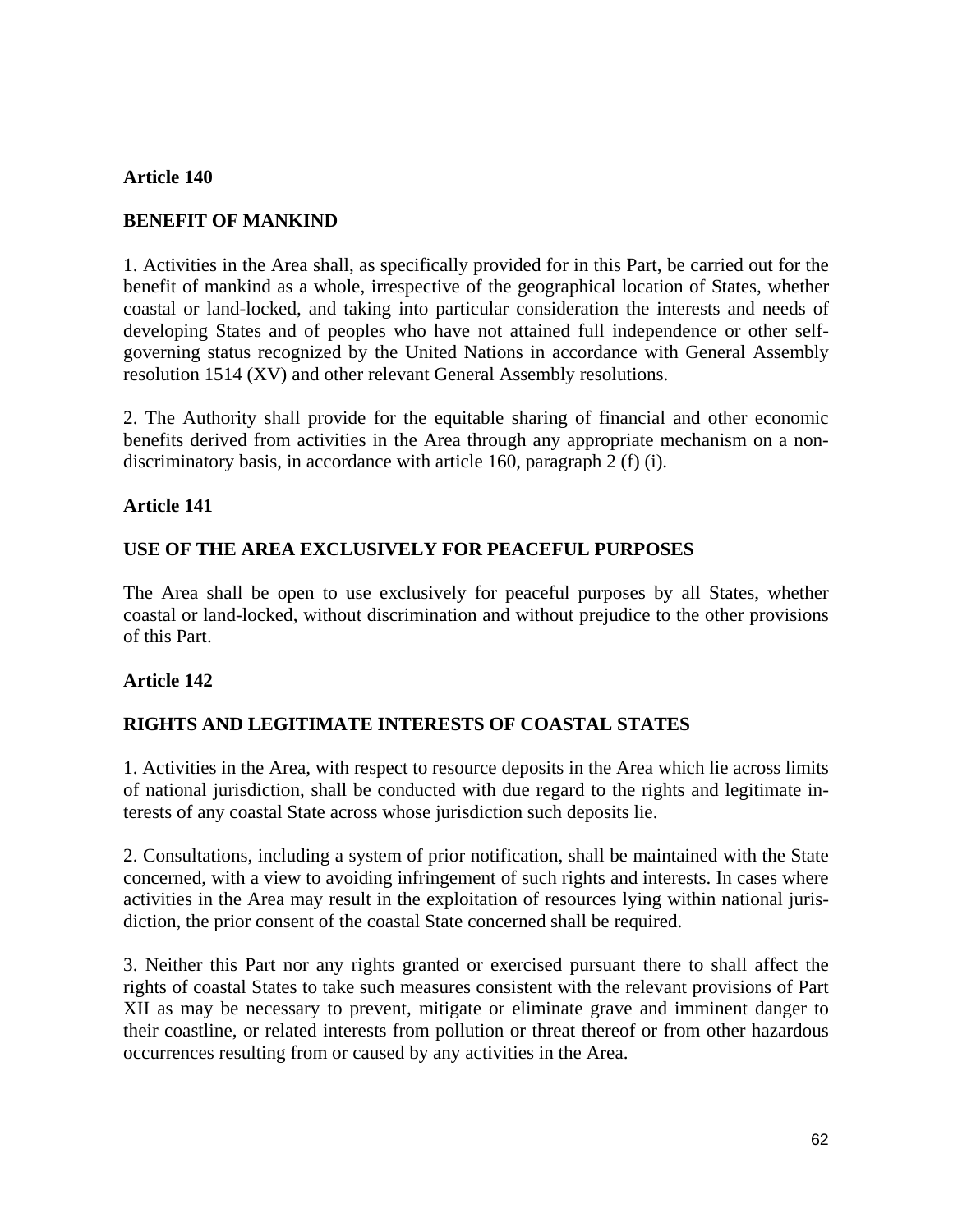**Article 140**

**BENEFIT OF MANKIND**

1. Activities in the Area shall, as specifically provided for in this Part, be carried out for the benefit of mankind as a whole, irrespective of the geographical location of States, whether coastal or land-locked, and taking into particular consideration the interests and needs of developing States and of peoples who have not attained full independence or other self-governing status recognized by the United Nations in accordance with General Assembly resolution 1514 (XV) and other relevant General Assembly resolutions.

2. The Authority shall provide for the equitable sharing of financial and other economic benefits derived from activities in the Area through any appropriate mechanism on a non-discriminatory basis, in accordance with article 160, paragraph 2 (f) (i).

**Article 141**

**USE OF THE AREA EXCLUSIVELY FOR PEACEFUL PURPOSES**

The Area shall be open to use exclusively for peaceful purposes by all States, whether coastal or land-locked, without discrimination and without prejudice to the other provisions of this Part.

**Article 142**

**RIGHTS AND LEGITIMATE INTERESTS OF COASTAL STATES**

1. Activities in the Area, with respect to resource deposits in the Area which lie across limits of national jurisdiction, shall be conducted with due regard to the rights and legitimate interests of any coastal State across whose jurisdiction such deposits lie.

2. Consultations, including a system of prior notification, shall be maintained with the State concerned, with a view to avoiding infringement of such rights and interests. In cases where activities in the Area may result in the exploitation of resources lying within national jurisdiction, the prior consent of the coastal State concerned shall be required.

3. Neither this Part nor any rights granted or exercised pursuant there to shall affect the rights of coastal States to take such measures consistent with the relevant provisions of Part XII as may be necessary to prevent, mitigate or eliminate grave and imminent danger to their coastline, or related interests from pollution or threat thereof or from other hazardous occurrences resulting from or caused by any activities in the Area.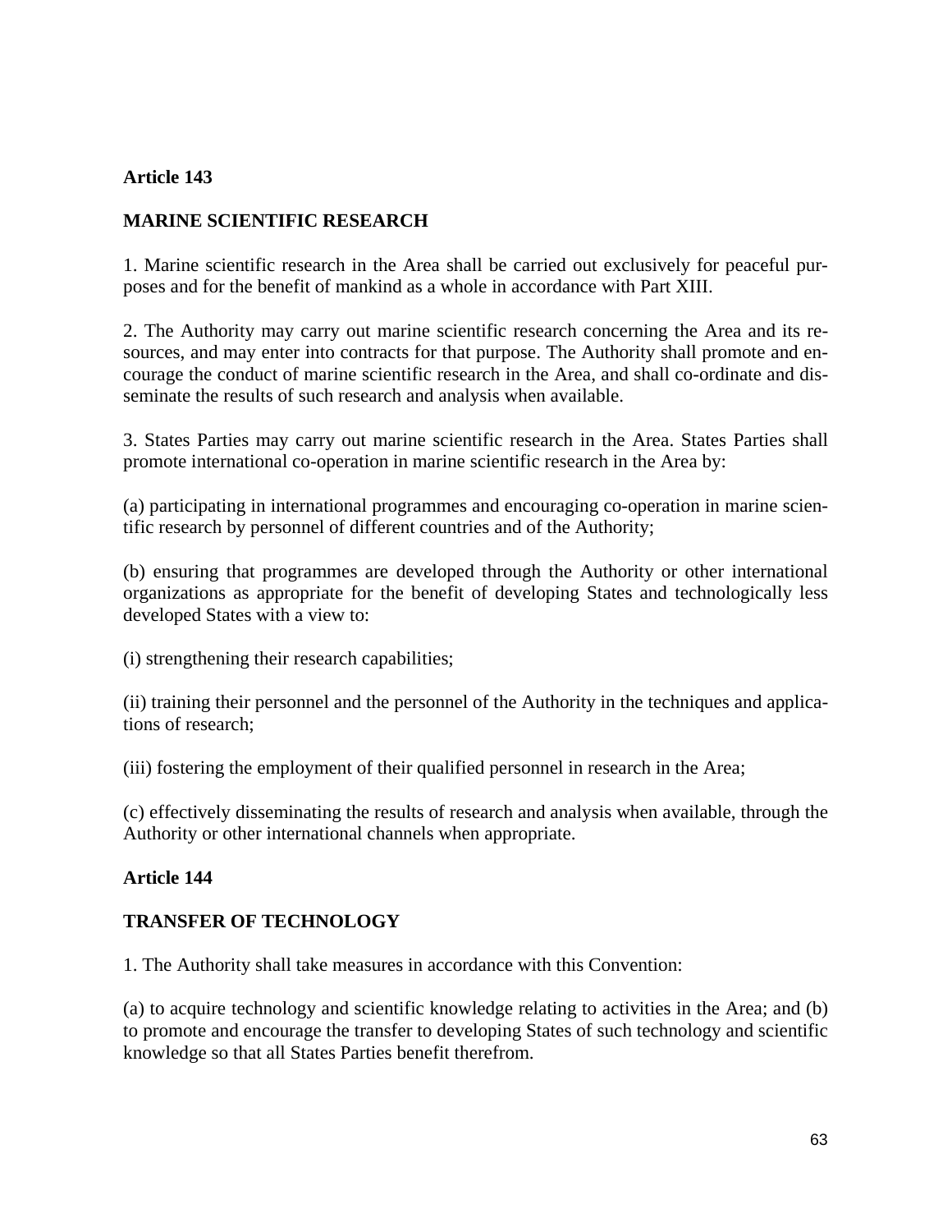**Article 143**

**MARINE SCIENTIFIC RESEARCH**

1. Marine scientific research in the Area shall be carried out exclusively for peaceful purposes and for the benefit of mankind as a whole in accordance with Part XIII.

2. The Authority may carry out marine scientific research concerning the Area and its resources, and may enter into contracts for that purpose. The Authority shall promote and encourage the conduct of marine scientific research in the Area, and shall co-ordinate and disseminate the results of such research and analysis when available.

3. States Parties may carry out marine scientific research in the Area. States Parties shall promote international co-operation in marine scientific research in the Area by:

(a) participating in international programmes and encouraging co-operation in marine scientific research by personnel of different countries and of the Authority;

(b) ensuring that programmes are developed through the Authority or other international organizations as appropriate for the benefit of developing States and technologically less developed States with a view to:

(i) strengthening their research capabilities;

(ii) training their personnel and the personnel of the Authority in the techniques and applications of research;

(iii) fostering the employment of their qualified personnel in research in the Area;

(c) effectively disseminating the results of research and analysis when available, through the Authority or other international channels when appropriate.

**Article 144**

**TRANSFER OF TECHNOLOGY**

1. The Authority shall take measures in accordance with this Convention:

(a) to acquire technology and scientific knowledge relating to activities in the Area; and (b) to promote and encourage the transfer to developing States of such technology and scientific knowledge so that all States Parties benefit therefrom.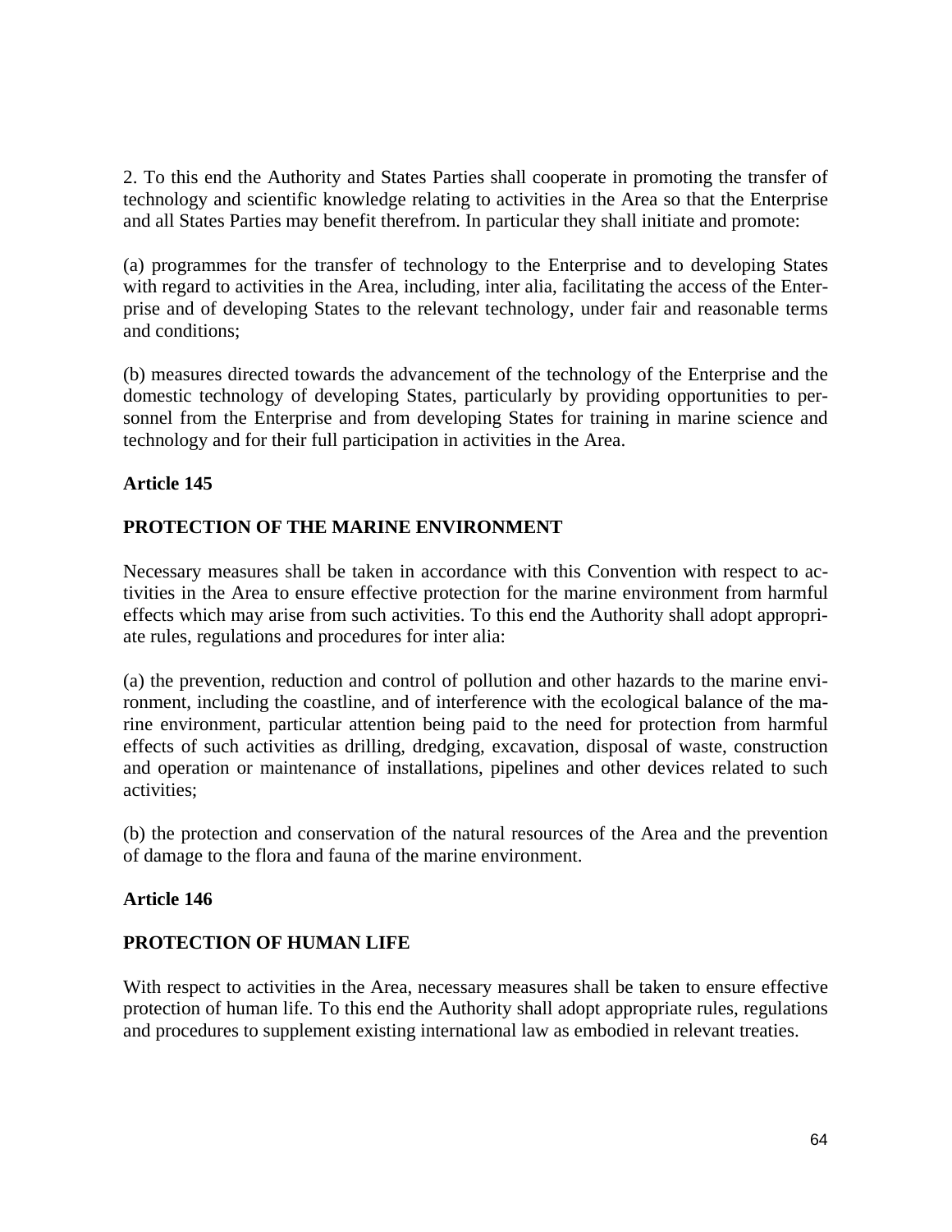2. To this end the Authority and States Parties shall cooperate in promoting the transfer of technology and scientific knowledge relating to activities in the Area so that the Enterprise and all States Parties may benefit therefrom. In particular they shall initiate and promote:

(a) programmes for the transfer of technology to the Enterprise and to developing States with regard to activities in the Area, including, inter alia, facilitating the access of the Enterprise and of developing States to the relevant technology, under fair and reasonable terms and conditions;

(b) measures directed towards the advancement of the technology of the Enterprise and the domestic technology of developing States, particularly by providing opportunities to personnel from the Enterprise and from developing States for training in marine science and technology and for their full participation in activities in the Area.

**Article 145**

**PROTECTION OF THE MARINE ENVIRONMENT**

Necessary measures shall be taken in accordance with this Convention with respect to activities in the Area to ensure effective protection for the marine environment from harmful effects which may arise from such activities. To this end the Authority shall adopt appropriate rules, regulations and procedures for inter alia:

(a) the prevention, reduction and control of pollution and other hazards to the marine environment, including the coastline, and of interference with the ecological balance of the marine environment, particular attention being paid to the need for protection from harmful effects of such activities as drilling, dredging, excavation, disposal of waste, construction and operation or maintenance of installations, pipelines and other devices related to such activities;

(b) the protection and conservation of the natural resources of the Area and the prevention of damage to the flora and fauna of the marine environment.

**Article 146**

**PROTECTION OF HUMAN LIFE**

With respect to activities in the Area, necessary measures shall be taken to ensure effective protection of human life. To this end the Authority shall adopt appropriate rules, regulations and procedures to supplement existing international law as embodied in relevant treaties.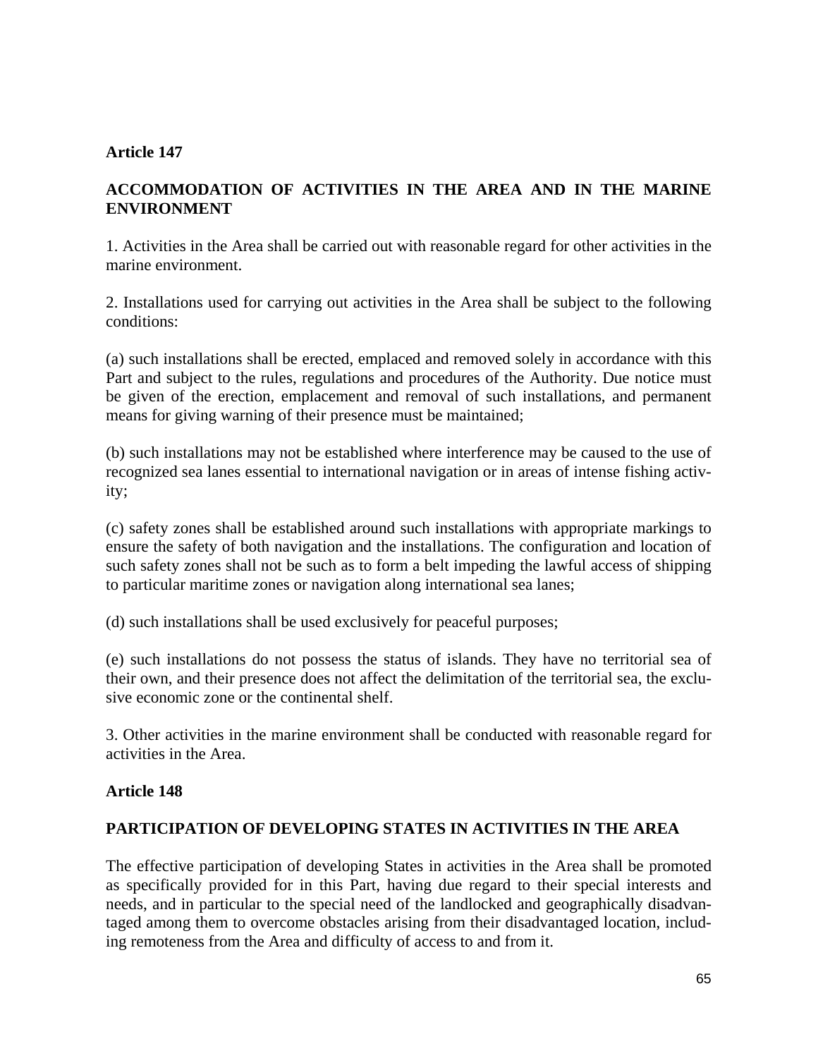**Article 147**

**ACCOMMODATION OF ACTIVITIES IN THE AREA AND IN THE MARINE ENVIRONMENT**

1. Activities in the Area shall be carried out with reasonable regard for other activities in the marine environment.

2. Installations used for carrying out activities in the Area shall be subject to the following conditions:

(a) such installations shall be erected, emplaced and removed solely in accordance with this Part and subject to the rules, regulations and procedures of the Authority. Due notice must be given of the erection, emplacement and removal of such installations, and permanent means for giving warning of their presence must be maintained;

(b) such installations may not be established where interference may be caused to the use of recognized sea lanes essential to international navigation or in areas of intense fishing activity;

(c) safety zones shall be established around such installations with appropriate markings to ensure the safety of both navigation and the installations. The configuration and location of such safety zones shall not be such as to form a belt impeding the lawful access of shipping to particular maritime zones or navigation along international sea lanes;

(d) such installations shall be used exclusively for peaceful purposes;

(e) such installations do not possess the status of islands. They have no territorial sea of their own, and their presence does not affect the delimitation of the territorial sea, the exclusive economic zone or the continental shelf.

3. Other activities in the marine environment shall be conducted with reasonable regard for activities in the Area.

**Article 148**

**PARTICIPATION OF DEVELOPING STATES IN ACTIVITIES IN THE AREA**

The effective participation of developing States in activities in the Area shall be promoted as specifically provided for in this Part, having due regard to their special interests and needs, and in particular to the special need of the landlocked and geographically disadvantaged among them to overcome obstacles arising from their disadvantaged location, including remoteness from the Area and difficulty of access to and from it.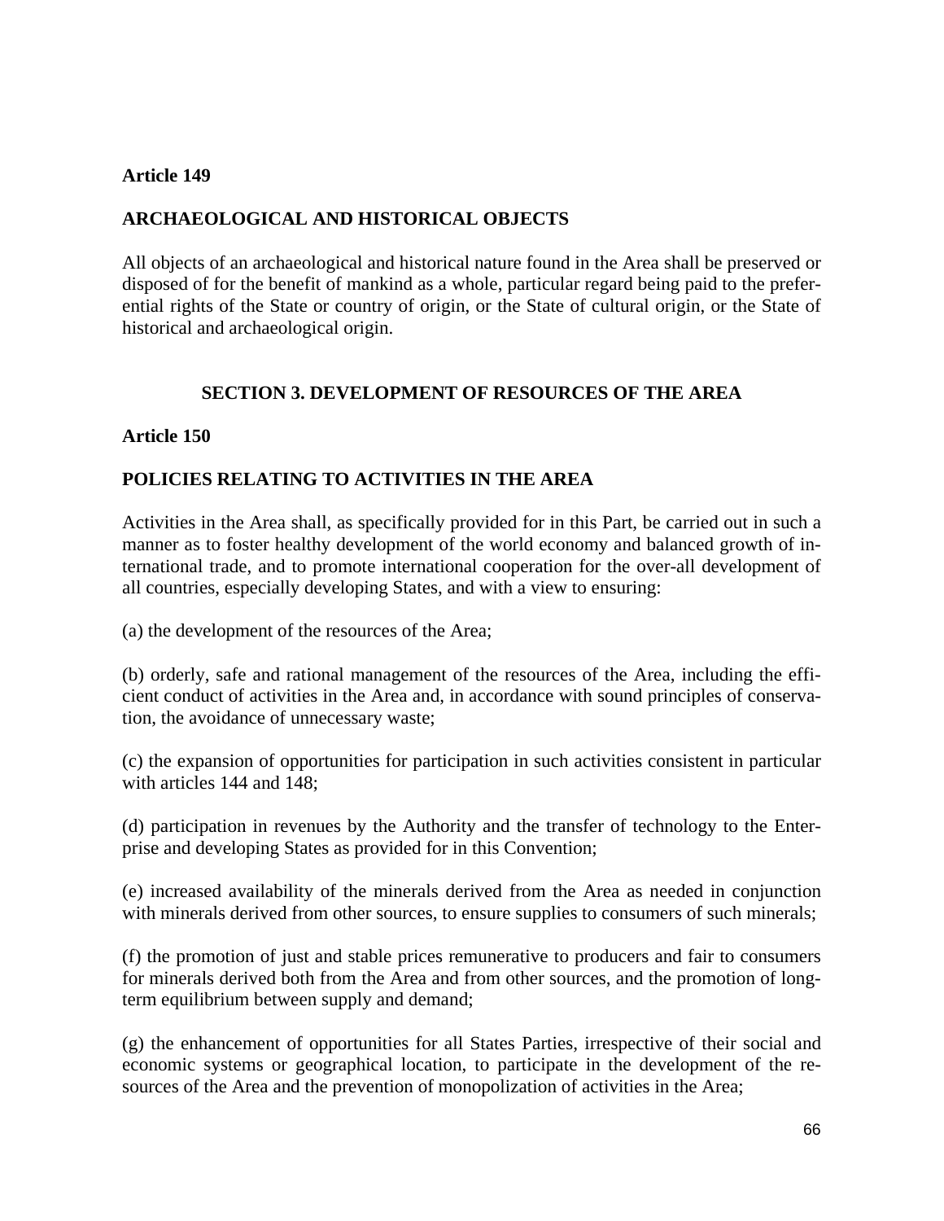**Article 149**

**ARCHAEOLOGICAL AND HISTORICAL OBJECTS**

All objects of an archaeological and historical nature found in the Area shall be preserved or disposed of for the benefit of mankind as a whole, particular regard being paid to the preferential rights of the State or country of origin, or the State of cultural origin, or the State of historical and archaeological origin.

## SECTION 3. DEVELOPMENT OF RESOURCES OF THE AREA

**Article 150**

**POLICIES RELATING TO ACTIVITIES IN THE AREA**

Activities in the Area shall, as specifically provided for in this Part, be carried out in such a manner as to foster healthy development of the world economy and balanced growth of international trade, and to promote international cooperation for the over-all development of all countries, especially developing States, and with a view to ensuring:

(a) the development of the resources of the Area;

(b) orderly, safe and rational management of the resources of the Area, including the efficient conduct of activities in the Area and, in accordance with sound principles of conservation, the avoidance of unnecessary waste;

(c) the expansion of opportunities for participation in such activities consistent in particular with articles 144 and 148;

(d) participation in revenues by the Authority and the transfer of technology to the Enterprise and developing States as provided for in this Convention;

(e) increased availability of the minerals derived from the Area as needed in conjunction with minerals derived from other sources, to ensure supplies to consumers of such minerals;

(f) the promotion of just and stable prices remunerative to producers and fair to consumers for minerals derived both from the Area and from other sources, and the promotion of long-term equilibrium between supply and demand;

(g) the enhancement of opportunities for all States Parties, irrespective of their social and economic systems or geographical location, to participate in the development of the resources of the Area and the prevention of monopolization of activities in the Area;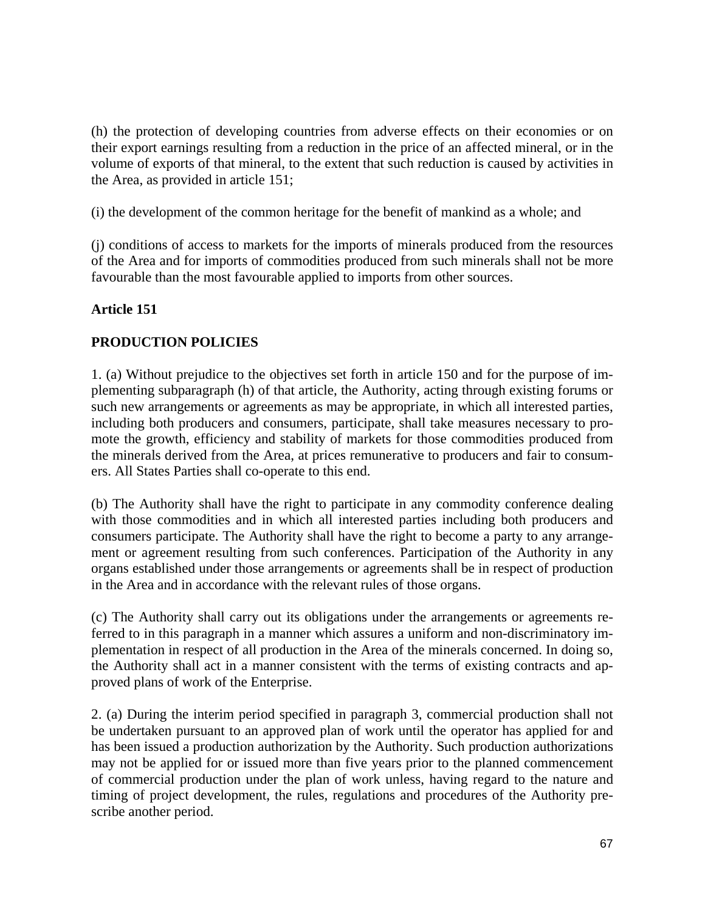(h) the protection of developing countries from adverse effects on their economies or on their export earnings resulting from a reduction in the price of an affected mineral, or in the volume of exports of that mineral, to the extent that such reduction is caused by activities in the Area, as provided in article 151;

(i) the development of the common heritage for the benefit of mankind as a whole; and

(j) conditions of access to markets for the imports of minerals produced from the resources of the Area and for imports of commodities produced from such minerals shall not be more favourable than the most favourable applied to imports from other sources.

**Article 151**

**PRODUCTION POLICIES**

1. (a) Without prejudice to the objectives set forth in article 150 and for the purpose of implementing subparagraph (h) of that article, the Authority, acting through existing forums or such new arrangements or agreements as may be appropriate, in which all interested parties, including both producers and consumers, participate, shall take measures necessary to promote the growth, efficiency and stability of markets for those commodities produced from the minerals derived from the Area, at prices remunerative to producers and fair to consumers. All States Parties shall co-operate to this end.

(b) The Authority shall have the right to participate in any commodity conference dealing with those commodities and in which all interested parties including both producers and consumers participate. The Authority shall have the right to become a party to any arrangement or agreement resulting from such conferences. Participation of the Authority in any organs established under those arrangements or agreements shall be in respect of production in the Area and in accordance with the relevant rules of those organs.

(c) The Authority shall carry out its obligations under the arrangements or agreements referred to in this paragraph in a manner which assures a uniform and non-discriminatory implementation in respect of all production in the Area of the minerals concerned. In doing so, the Authority shall act in a manner consistent with the terms of existing contracts and approved plans of work of the Enterprise.

2. (a) During the interim period specified in paragraph 3, commercial production shall not be undertaken pursuant to an approved plan of work until the operator has applied for and has been issued a production authorization by the Authority. Such production authorizations may not be applied for or issued more than five years prior to the planned commencement of commercial production under the plan of work unless, having regard to the nature and timing of project development, the rules, regulations and procedures of the Authority prescribe another period.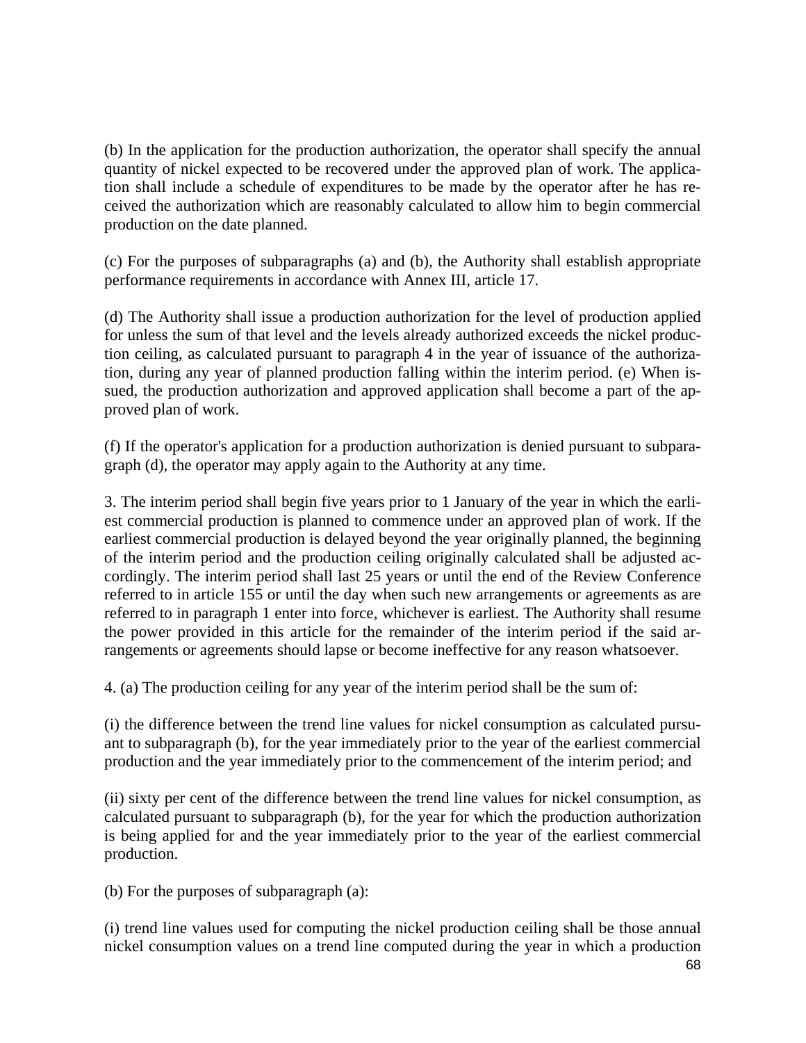(b) In the application for the production authorization, the operator shall specify the annual quantity of nickel expected to be recovered under the approved plan of work. The application shall include a schedule of expenditures to be made by the operator after he has received the authorization which are reasonably calculated to allow him to begin commercial production on the date planned.

(c) For the purposes of subparagraphs (a) and (b), the Authority shall establish appropriate performance requirements in accordance with Annex III, article 17.

(d) The Authority shall issue a production authorization for the level of production applied for unless the sum of that level and the levels already authorized exceeds the nickel production ceiling, as calculated pursuant to paragraph 4 in the year of issuance of the authorization, during any year of planned production falling within the interim period. (e) When issued, the production authorization and approved application shall become a part of the approved plan of work.

(f) If the operator's application for a production authorization is denied pursuant to subparagraph (d), the operator may apply again to the Authority at any time.

3. The interim period shall begin five years prior to 1 January of the year in which the earliest commercial production is planned to commence under an approved plan of work. If the earliest commercial production is delayed beyond the year originally planned, the beginning of the interim period and the production ceiling originally calculated shall be adjusted accordingly. The interim period shall last 25 years or until the end of the Review Conference referred to in article 155 or until the day when such new arrangements or agreements as are referred to in paragraph 1 enter into force, whichever is earliest. The Authority shall resume the power provided in this article for the remainder of the interim period if the said arrangements or agreements should lapse or become ineffective for any reason whatsoever.

4. (a) The production ceiling for any year of the interim period shall be the sum of:

(i) the difference between the trend line values for nickel consumption as calculated pursuant to subparagraph (b), for the year immediately prior to the year of the earliest commercial production and the year immediately prior to the commencement of the interim period; and

(ii) sixty per cent of the difference between the trend line values for nickel consumption, as calculated pursuant to subparagraph (b), for the year for which the production authorization is being applied for and the year immediately prior to the year of the earliest commercial production.

(b) For the purposes of subparagraph (a):

(i) trend line values used for computing the nickel production ceiling shall be those annual nickel consumption values on a trend line computed during the year in which a production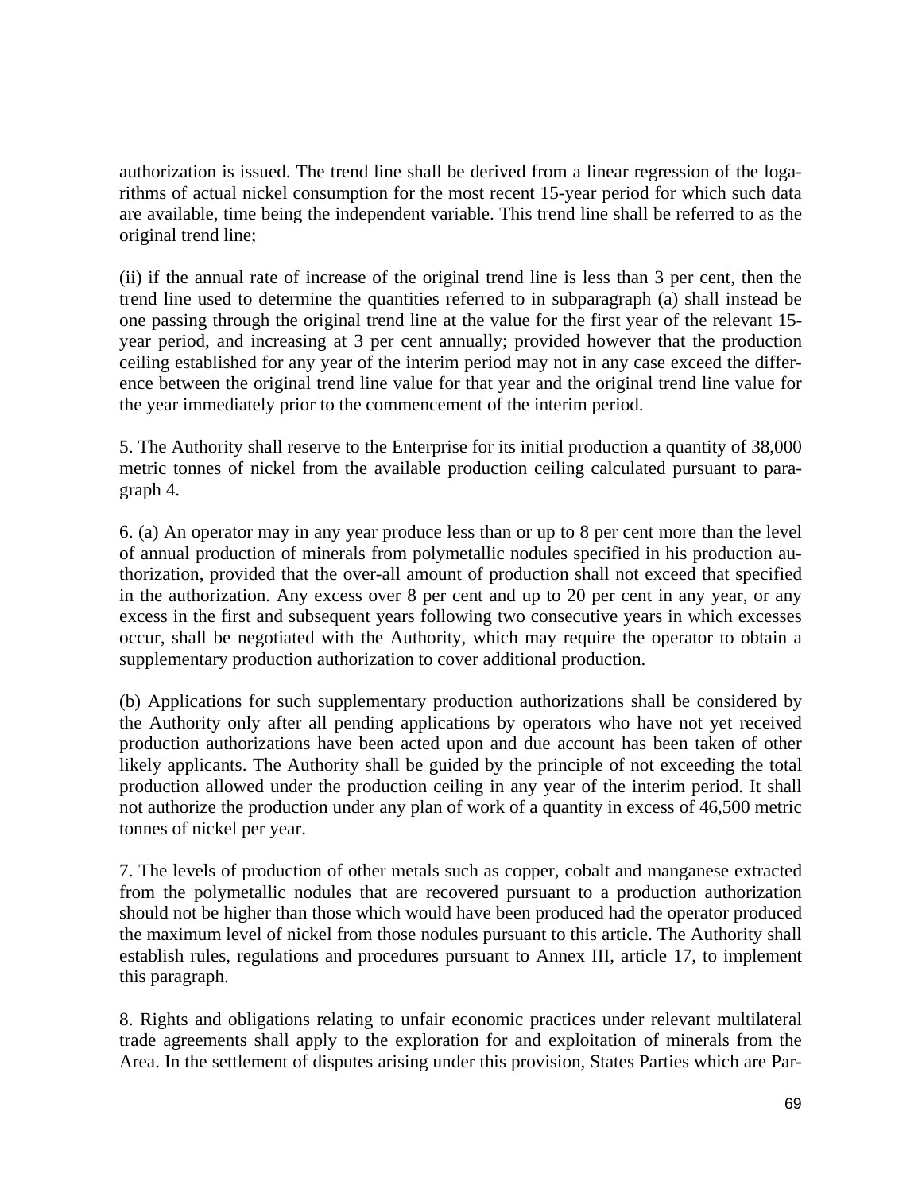authorization is issued. The trend line shall be derived from a linear regression of the logarithms of actual nickel consumption for the most recent 15-year period for which such data are available, time being the independent variable. This trend line shall be referred to as the original trend line;

(ii) if the annual rate of increase of the original trend line is less than 3 per cent, then the trend line used to determine the quantities referred to in subparagraph (a) shall instead be one passing through the original trend line at the value for the first year of the relevant 15-year period, and increasing at 3 per cent annually; provided however that the production ceiling established for any year of the interim period may not in any case exceed the difference between the original trend line value for that year and the original trend line value for the year immediately prior to the commencement of the interim period.

5. The Authority shall reserve to the Enterprise for its initial production a quantity of 38,000 metric tonnes of nickel from the available production ceiling calculated pursuant to paragraph 4.

6. (a) An operator may in any year produce less than or up to 8 per cent more than the level of annual production of minerals from polymetallic nodules specified in his production authorization, provided that the over-all amount of production shall not exceed that specified in the authorization. Any excess over 8 per cent and up to 20 per cent in any year, or any excess in the first and subsequent years following two consecutive years in which excesses occur, shall be negotiated with the Authority, which may require the operator to obtain a supplementary production authorization to cover additional production.

(b) Applications for such supplementary production authorizations shall be considered by the Authority only after all pending applications by operators who have not yet received production authorizations have been acted upon and due account has been taken of other likely applicants. The Authority shall be guided by the principle of not exceeding the total production allowed under the production ceiling in any year of the interim period. It shall not authorize the production under any plan of work of a quantity in excess of 46,500 metric tonnes of nickel per year.

7. The levels of production of other metals such as copper, cobalt and manganese extracted from the polymetallic nodules that are recovered pursuant to a production authorization should not be higher than those which would have been produced had the operator produced the maximum level of nickel from those nodules pursuant to this article. The Authority shall establish rules, regulations and procedures pursuant to Annex III, article 17, to implement this paragraph.

8. Rights and obligations relating to unfair economic practices under relevant multilateral trade agreements shall apply to the exploration for and exploitation of minerals from the Area. In the settlement of disputes arising under this provision, States Parties which are Par-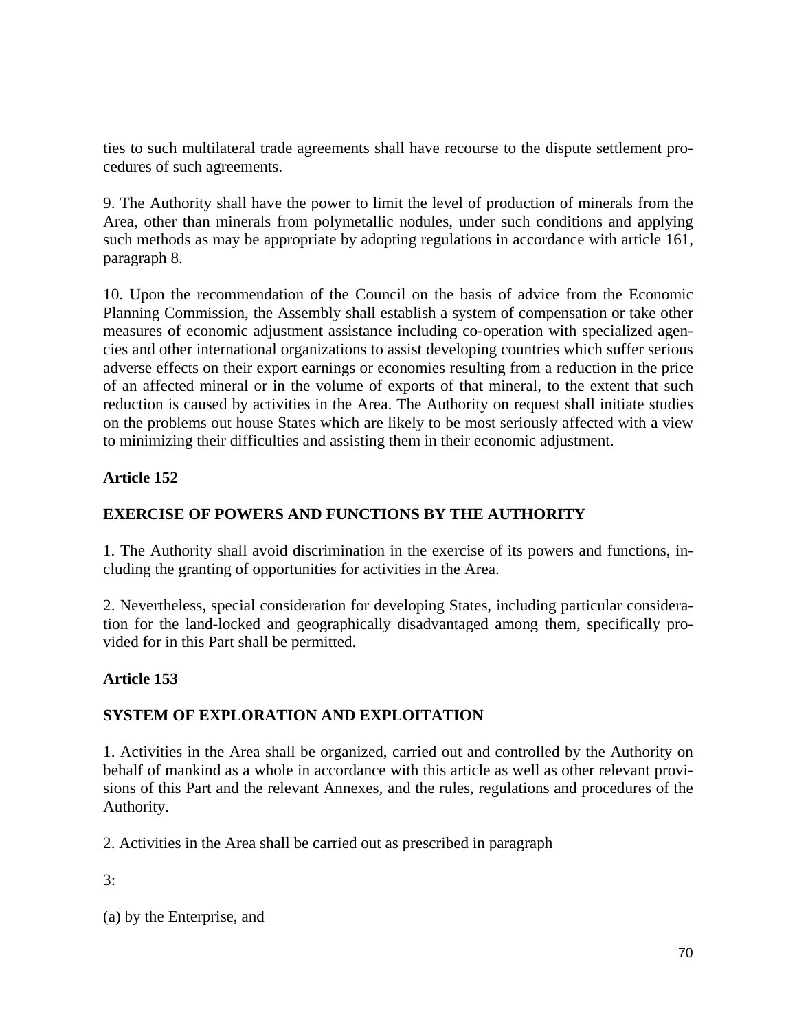ties to such multilateral trade agreements shall have recourse to the dispute settlement procedures of such agreements.

9. The Authority shall have the power to limit the level of production of minerals from the Area, other than minerals from polymetallic nodules, under such conditions and applying such methods as may be appropriate by adopting regulations in accordance with article 161, paragraph 8.

10. Upon the recommendation of the Council on the basis of advice from the Economic Planning Commission, the Assembly shall establish a system of compensation or take other measures of economic adjustment assistance including co-operation with specialized agencies and other international organizations to assist developing countries which suffer serious adverse effects on their export earnings or economies resulting from a reduction in the price of an affected mineral or in the volume of exports of that mineral, to the extent that such reduction is caused by activities in the Area. The Authority on request shall initiate studies on the problems out house States which are likely to be most seriously affected with a view to minimizing their difficulties and assisting them in their economic adjustment.

**Article 152**

**EXERCISE OF POWERS AND FUNCTIONS BY THE AUTHORITY**

1. The Authority shall avoid discrimination in the exercise of its powers and functions, including the granting of opportunities for activities in the Area.

2. Nevertheless, special consideration for developing States, including particular consideration for the land-locked and geographically disadvantaged among them, specifically provided for in this Part shall be permitted.

**Article 153**

**SYSTEM OF EXPLORATION AND EXPLOITATION**

1. Activities in the Area shall be organized, carried out and controlled by the Authority on behalf of mankind as a whole in accordance with this article as well as other relevant provisions of this Part and the relevant Annexes, and the rules, regulations and procedures of the Authority.

2. Activities in the Area shall be carried out as prescribed in paragraph

3:

(a) by the Enterprise, and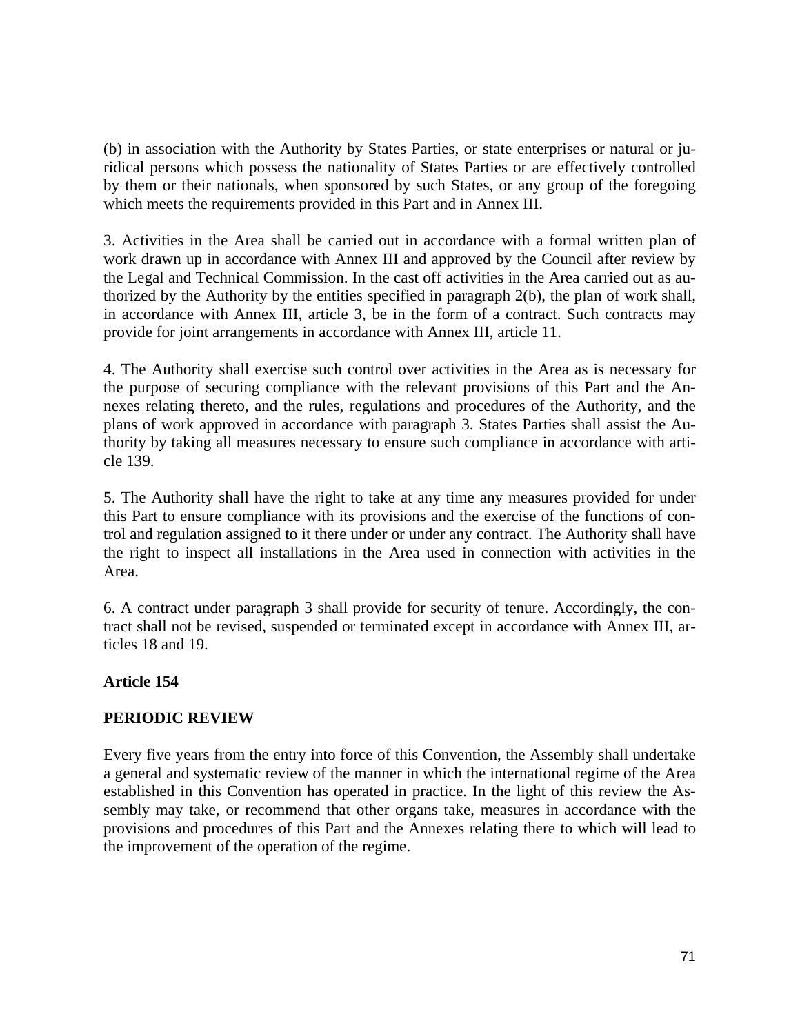(b) in association with the Authority by States Parties, or state enterprises or natural or juridical persons which possess the nationality of States Parties or are effectively controlled by them or their nationals, when sponsored by such States, or any group of the foregoing which meets the requirements provided in this Part and in Annex III.

3. Activities in the Area shall be carried out in accordance with a formal written plan of work drawn up in accordance with Annex III and approved by the Council after review by the Legal and Technical Commission. In the cast off activities in the Area carried out as authorized by the Authority by the entities specified in paragraph 2(b), the plan of work shall, in accordance with Annex III, article 3, be in the form of a contract. Such contracts may provide for joint arrangements in accordance with Annex III, article 11.

4. The Authority shall exercise such control over activities in the Area as is necessary for the purpose of securing compliance with the relevant provisions of this Part and the Annexes relating thereto, and the rules, regulations and procedures of the Authority, and the plans of work approved in accordance with paragraph 3. States Parties shall assist the Authority by taking all measures necessary to ensure such compliance in accordance with article 139.

5. The Authority shall have the right to take at any time any measures provided for under this Part to ensure compliance with its provisions and the exercise of the functions of control and regulation assigned to it there under or under any contract. The Authority shall have the right to inspect all installations in the Area used in connection with activities in the Area.

6. A contract under paragraph 3 shall provide for security of tenure. Accordingly, the contract shall not be revised, suspended or terminated except in accordance with Annex III, articles 18 and 19.

**Article 154**

**PERIODIC REVIEW**

Every five years from the entry into force of this Convention, the Assembly shall undertake a general and systematic review of the manner in which the international regime of the Area established in this Convention has operated in practice. In the light of this review the Assembly may take, or recommend that other organs take, measures in accordance with the provisions and procedures of this Part and the Annexes relating there to which will lead to the improvement of the operation of the regime.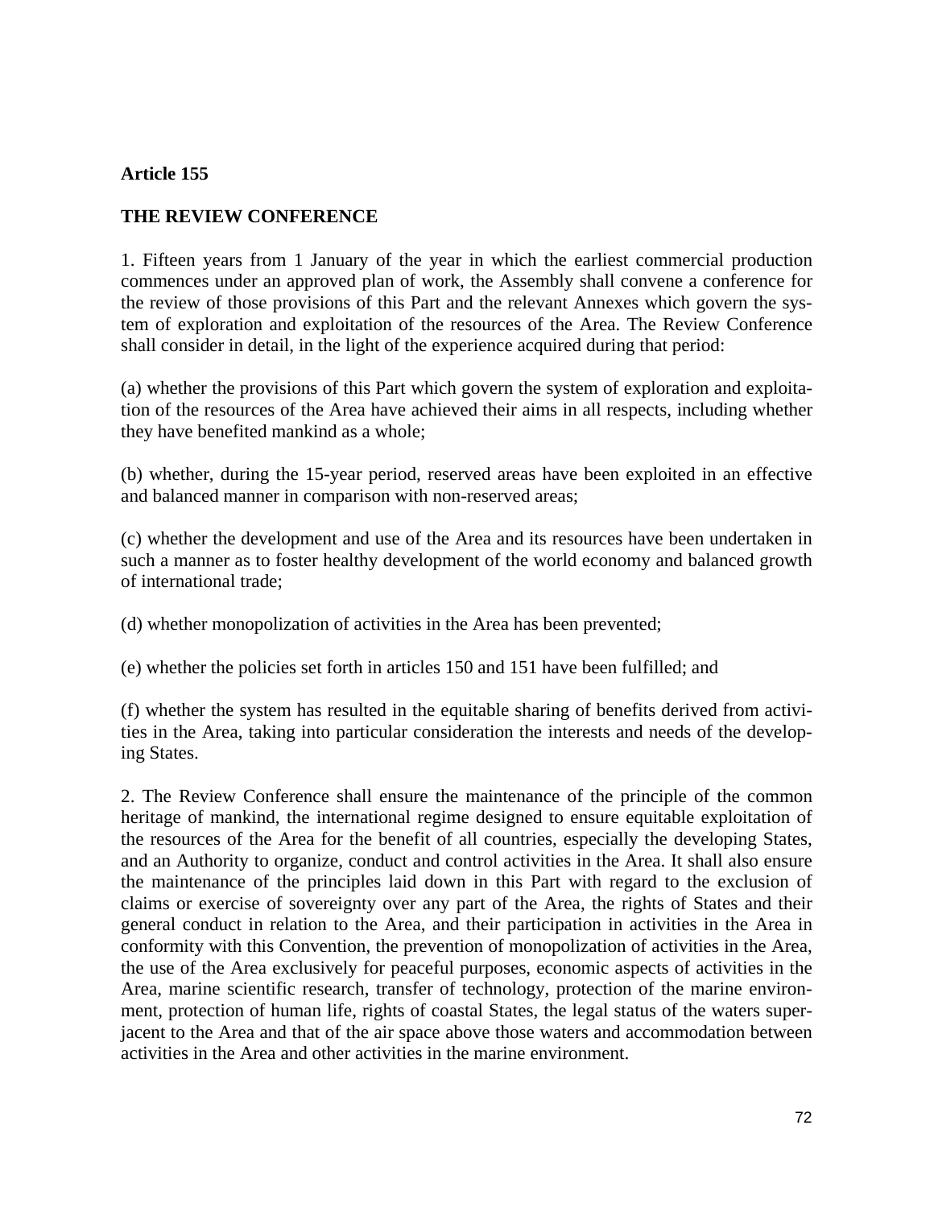**Article 155**

**THE REVIEW CONFERENCE**

1. Fifteen years from 1 January of the year in which the earliest commercial production commences under an approved plan of work, the Assembly shall convene a conference for the review of those provisions of this Part and the relevant Annexes which govern the system of exploration and exploitation of the resources of the Area. The Review Conference shall consider in detail, in the light of the experience acquired during that period:

(a) whether the provisions of this Part which govern the system of exploration and exploitation of the resources of the Area have achieved their aims in all respects, including whether they have benefited mankind as a whole;

(b) whether, during the 15-year period, reserved areas have been exploited in an effective and balanced manner in comparison with non-reserved areas;

(c) whether the development and use of the Area and its resources have been undertaken in such a manner as to foster healthy development of the world economy and balanced growth of international trade;

(d) whether monopolization of activities in the Area has been prevented;

(e) whether the policies set forth in articles 150 and 151 have been fulfilled; and

(f) whether the system has resulted in the equitable sharing of benefits derived from activities in the Area, taking into particular consideration the interests and needs of the developing States.

2. The Review Conference shall ensure the maintenance of the principle of the common heritage of mankind, the international regime designed to ensure equitable exploitation of the resources of the Area for the benefit of all countries, especially the developing States, and an Authority to organize, conduct and control activities in the Area. It shall also ensure the maintenance of the principles laid down in this Part with regard to the exclusion of claims or exercise of sovereignty over any part of the Area, the rights of States and their general conduct in relation to the Area, and their participation in activities in the Area in conformity with this Convention, the prevention of monopolization of activities in the Area, the use of the Area exclusively for peaceful purposes, economic aspects of activities in the Area, marine scientific research, transfer of technology, protection of the marine environment, protection of human life, rights of coastal States, the legal status of the waters superjacent to the Area and that of the air space above those waters and accommodation between activities in the Area and other activities in the marine environment.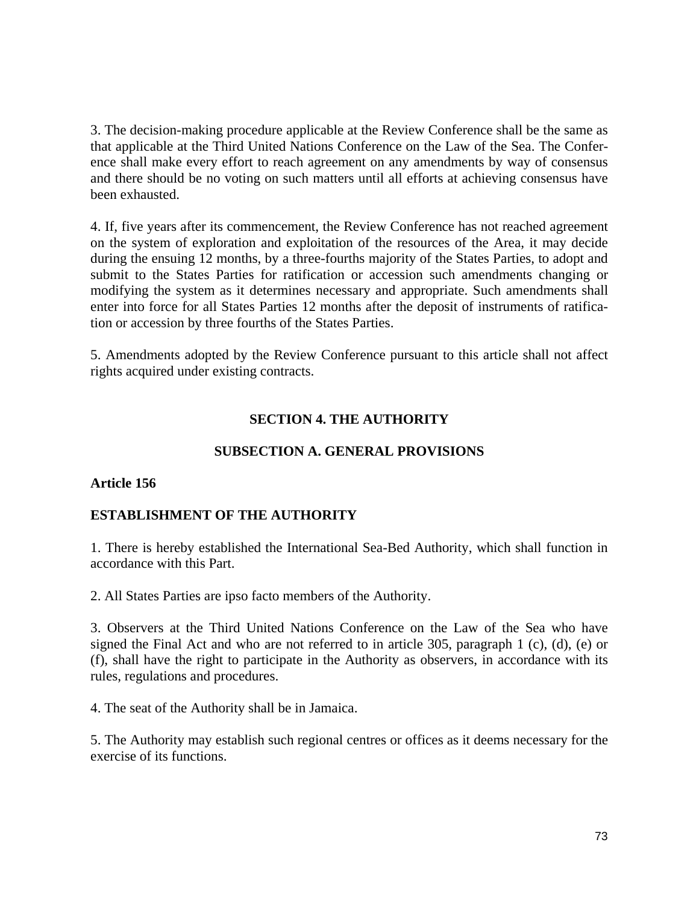3. The decision-making procedure applicable at the Review Conference shall be the same as that applicable at the Third United Nations Conference on the Law of the Sea. The Conference shall make every effort to reach agreement on any amendments by way of consensus and there should be no voting on such matters until all efforts at achieving consensus have been exhausted.

4. If, five years after its commencement, the Review Conference has not reached agreement on the system of exploration and exploitation of the resources of the Area, it may decide during the ensuing 12 months, by a three-fourths majority of the States Parties, to adopt and submit to the States Parties for ratification or accession such amendments changing or modifying the system as it determines necessary and appropriate. Such amendments shall enter into force for all States Parties 12 months after the deposit of instruments of ratification or accession by three fourths of the States Parties.

5. Amendments adopted by the Review Conference pursuant to this article shall not affect rights acquired under existing contracts.

## SECTION 4. THE AUTHORITY

### SUBSECTION A. GENERAL PROVISIONS

**Article 156**

**ESTABLISHMENT OF THE AUTHORITY**

1. There is hereby established the International Sea-Bed Authority, which shall function in accordance with this Part.

2. All States Parties are ipso facto members of the Authority.

3. Observers at the Third United Nations Conference on the Law of the Sea who have signed the Final Act and who are not referred to in article 305, paragraph 1 (c), (d), (e) or (f), shall have the right to participate in the Authority as observers, in accordance with its rules, regulations and procedures.

4. The seat of the Authority shall be in Jamaica.

5. The Authority may establish such regional centres or offices as it deems necessary for the exercise of its functions.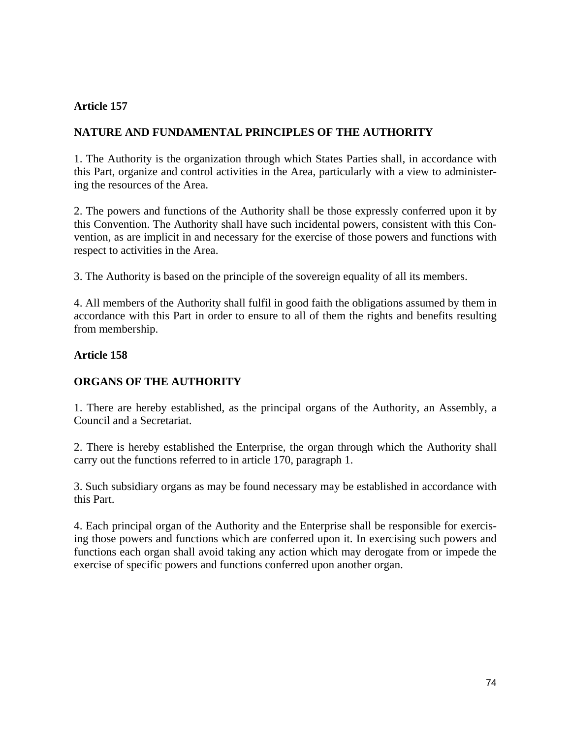### Article 157

### NATURE AND FUNDAMENTAL PRINCIPLES OF THE AUTHORITY

1. The Authority is the organization through which States Parties shall, in accordance with this Part, organize and control activities in the Area, particularly with a view to administering the resources of the Area.

2. The powers and functions of the Authority shall be those expressly conferred upon it by this Convention. The Authority shall have such incidental powers, consistent with this Convention, as are implicit in and necessary for the exercise of those powers and functions with respect to activities in the Area.

3. The Authority is based on the principle of the sovereign equality of all its members.

4. All members of the Authority shall fulfil in good faith the obligations assumed by them in accordance with this Part in order to ensure to all of them the rights and benefits resulting from membership.

### Article 158

### ORGANS OF THE AUTHORITY

1. There are hereby established, as the principal organs of the Authority, an Assembly, a Council and a Secretariat.

2. There is hereby established the Enterprise, the organ through which the Authority shall carry out the functions referred to in article 170, paragraph 1.

3. Such subsidiary organs as may be found necessary may be established in accordance with this Part.

4. Each principal organ of the Authority and the Enterprise shall be responsible for exercising those powers and functions which are conferred upon it. In exercising such powers and functions each organ shall avoid taking any action which may derogate from or impede the exercise of specific powers and functions conferred upon another organ.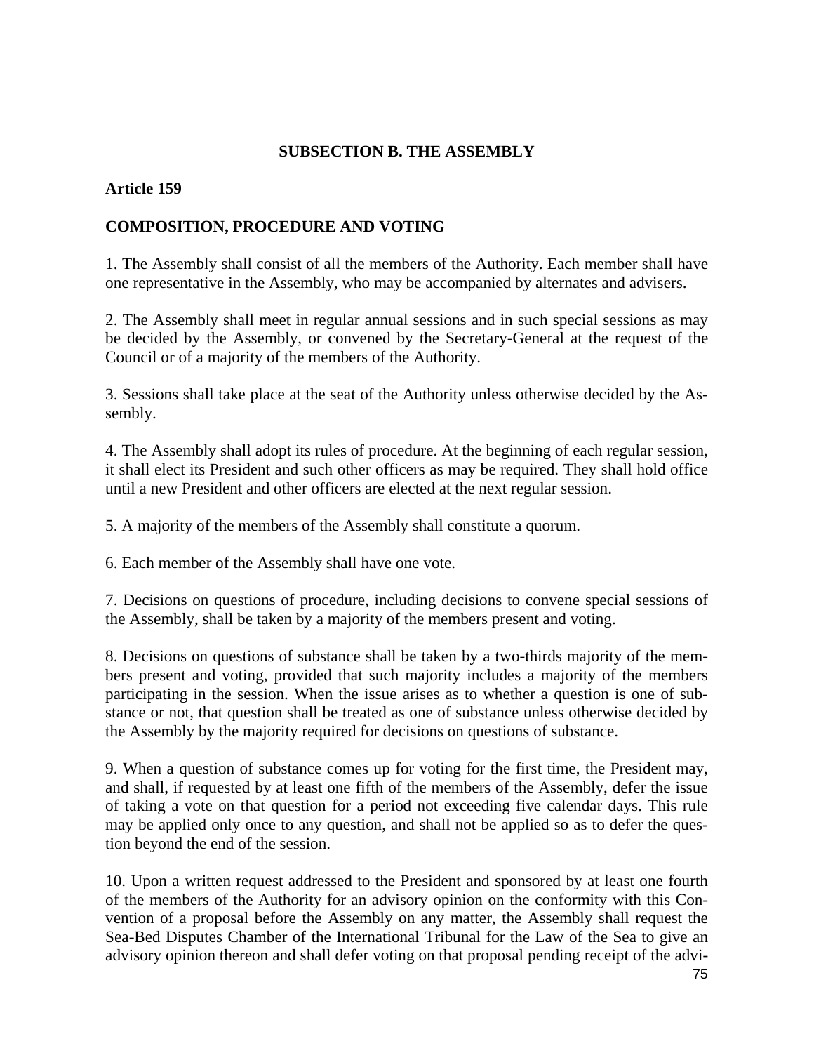## SUBSECTION B. THE ASSEMBLY

### Article 159

### COMPOSITION, PROCEDURE AND VOTING

1. The Assembly shall consist of all the members of the Authority. Each member shall have one representative in the Assembly, who may be accompanied by alternates and advisers.

2. The Assembly shall meet in regular annual sessions and in such special sessions as may be decided by the Assembly, or convened by the Secretary-General at the request of the Council or of a majority of the members of the Authority.

3. Sessions shall take place at the seat of the Authority unless otherwise decided by the Assembly.

4. The Assembly shall adopt its rules of procedure. At the beginning of each regular session, it shall elect its President and such other officers as may be required. They shall hold office until a new President and other officers are elected at the next regular session.

5. A majority of the members of the Assembly shall constitute a quorum.

6. Each member of the Assembly shall have one vote.

7. Decisions on questions of procedure, including decisions to convene special sessions of the Assembly, shall be taken by a majority of the members present and voting.

8. Decisions on questions of substance shall be taken by a two-thirds majority of the members present and voting, provided that such majority includes a majority of the members participating in the session. When the issue arises as to whether a question is one of substance or not, that question shall be treated as one of substance unless otherwise decided by the Assembly by the majority required for decisions on questions of substance.

9. When a question of substance comes up for voting for the first time, the President may, and shall, if requested by at least one fifth of the members of the Assembly, defer the issue of taking a vote on that question for a period not exceeding five calendar days. This rule may be applied only once to any question, and shall not be applied so as to defer the question beyond the end of the session.

10. Upon a written request addressed to the President and sponsored by at least one fourth of the members of the Authority for an advisory opinion on the conformity with this Convention of a proposal before the Assembly on any matter, the Assembly shall request the Sea-Bed Disputes Chamber of the International Tribunal for the Law of the Sea to give an advisory opinion thereon and shall defer voting on that proposal pending receipt of the advi-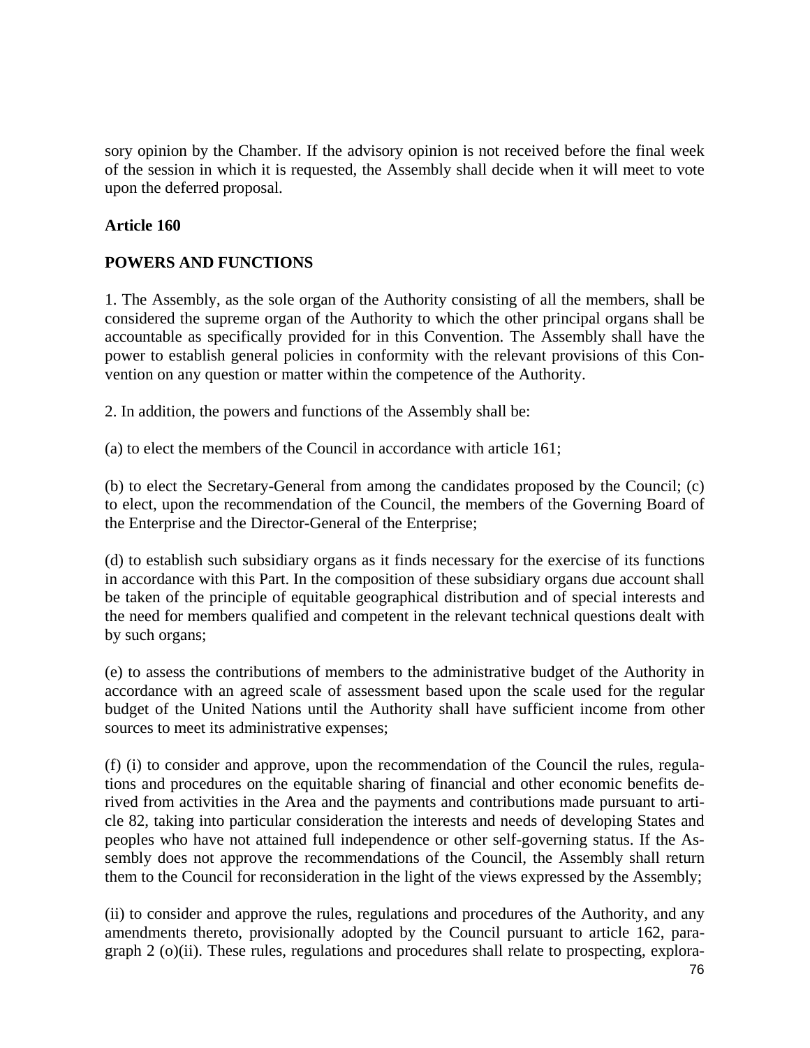sory opinion by the Chamber. If the advisory opinion is not received before the final week of the session in which it is requested, the Assembly shall decide when it will meet to vote upon the deferred proposal.

**Article 160**

**POWERS AND FUNCTIONS**

1. The Assembly, as the sole organ of the Authority consisting of all the members, shall be considered the supreme organ of the Authority to which the other principal organs shall be accountable as specifically provided for in this Convention. The Assembly shall have the power to establish general policies in conformity with the relevant provisions of this Convention on any question or matter within the competence of the Authority.

2. In addition, the powers and functions of the Assembly shall be:

(a) to elect the members of the Council in accordance with article 161;

(b) to elect the Secretary-General from among the candidates proposed by the Council; (c) to elect, upon the recommendation of the Council, the members of the Governing Board of the Enterprise and the Director-General of the Enterprise;

(d) to establish such subsidiary organs as it finds necessary for the exercise of its functions in accordance with this Part. In the composition of these subsidiary organs due account shall be taken of the principle of equitable geographical distribution and of special interests and the need for members qualified and competent in the relevant technical questions dealt with by such organs;

(e) to assess the contributions of members to the administrative budget of the Authority in accordance with an agreed scale of assessment based upon the scale used for the regular budget of the United Nations until the Authority shall have sufficient income from other sources to meet its administrative expenses;

(f) (i) to consider and approve, upon the recommendation of the Council the rules, regulations and procedures on the equitable sharing of financial and other economic benefits derived from activities in the Area and the payments and contributions made pursuant to article 82, taking into particular consideration the interests and needs of developing States and peoples who have not attained full independence or other self-governing status. If the Assembly does not approve the recommendations of the Council, the Assembly shall return them to the Council for reconsideration in the light of the views expressed by the Assembly;

(ii) to consider and approve the rules, regulations and procedures of the Authority, and any amendments thereto, provisionally adopted by the Council pursuant to article 162, paragraph 2 (o)(ii). These rules, regulations and procedures shall relate to prospecting, explora-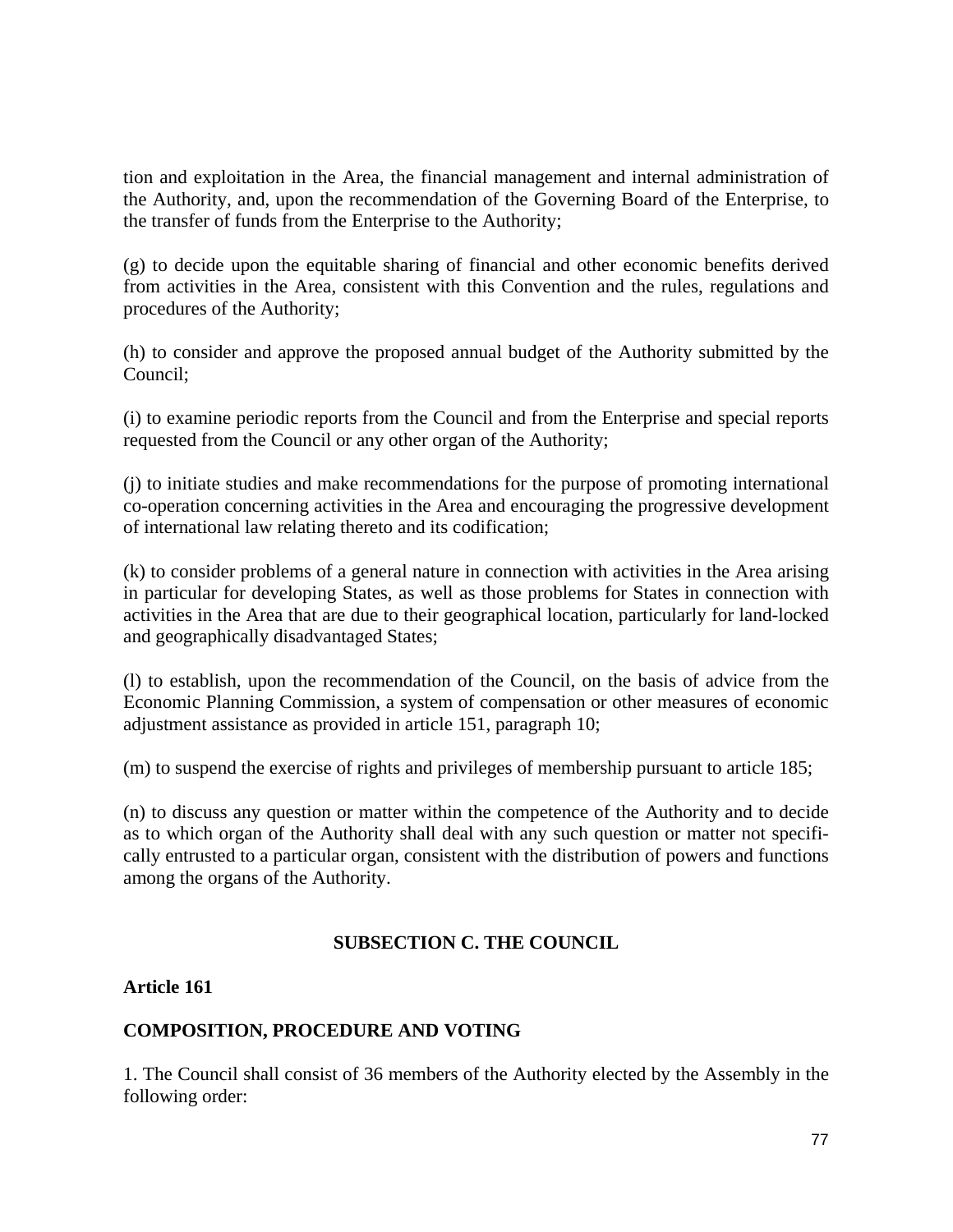tion and exploitation in the Area, the financial management and internal administration of the Authority, and, upon the recommendation of the Governing Board of the Enterprise, to the transfer of funds from the Enterprise to the Authority;

(g) to decide upon the equitable sharing of financial and other economic benefits derived from activities in the Area, consistent with this Convention and the rules, regulations and procedures of the Authority;

(h) to consider and approve the proposed annual budget of the Authority submitted by the Council;

(i) to examine periodic reports from the Council and from the Enterprise and special reports requested from the Council or any other organ of the Authority;

(j) to initiate studies and make recommendations for the purpose of promoting international co-operation concerning activities in the Area and encouraging the progressive development of international law relating thereto and its codification;

(k) to consider problems of a general nature in connection with activities in the Area arising in particular for developing States, as well as those problems for States in connection with activities in the Area that are due to their geographical location, particularly for land-locked and geographically disadvantaged States;

(l) to establish, upon the recommendation of the Council, on the basis of advice from the Economic Planning Commission, a system of compensation or other measures of economic adjustment assistance as provided in article 151, paragraph 10;

(m) to suspend the exercise of rights and privileges of membership pursuant to article 185;

(n) to discuss any question or matter within the competence of the Authority and to decide as to which organ of the Authority shall deal with any such question or matter not specifically entrusted to a particular organ, consistent with the distribution of powers and functions among the organs of the Authority.

## SUBSECTION C. THE COUNCIL

### Article 161

### COMPOSITION, PROCEDURE AND VOTING

1. The Council shall consist of 36 members of the Authority elected by the Assembly in the following order: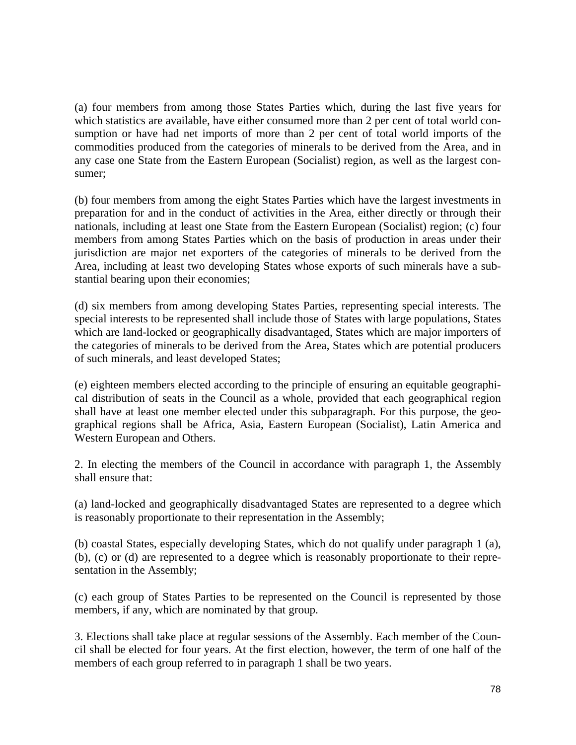(a) four members from among those States Parties which, during the last five years for which statistics are available, have either consumed more than 2 per cent of total world consumption or have had net imports of more than 2 per cent of total world imports of the commodities produced from the categories of minerals to be derived from the Area, and in any case one State from the Eastern European (Socialist) region, as well as the largest consumer;

(b) four members from among the eight States Parties which have the largest investments in preparation for and in the conduct of activities in the Area, either directly or through their nationals, including at least one State from the Eastern European (Socialist) region; (c) four members from among States Parties which on the basis of production in areas under their jurisdiction are major net exporters of the categories of minerals to be derived from the Area, including at least two developing States whose exports of such minerals have a substantial bearing upon their economies;

(d) six members from among developing States Parties, representing special interests. The special interests to be represented shall include those of States with large populations, States which are land-locked or geographically disadvantaged, States which are major importers of the categories of minerals to be derived from the Area, States which are potential producers of such minerals, and least developed States;

(e) eighteen members elected according to the principle of ensuring an equitable geographical distribution of seats in the Council as a whole, provided that each geographical region shall have at least one member elected under this subparagraph. For this purpose, the geographical regions shall be Africa, Asia, Eastern European (Socialist), Latin America and Western European and Others.

2. In electing the members of the Council in accordance with paragraph 1, the Assembly shall ensure that:

(a) land-locked and geographically disadvantaged States are represented to a degree which is reasonably proportionate to their representation in the Assembly;

(b) coastal States, especially developing States, which do not qualify under paragraph 1 (a), (b), (c) or (d) are represented to a degree which is reasonably proportionate to their representation in the Assembly;

(c) each group of States Parties to be represented on the Council is represented by those members, if any, which are nominated by that group.

3. Elections shall take place at regular sessions of the Assembly. Each member of the Council shall be elected for four years. At the first election, however, the term of one half of the members of each group referred to in paragraph 1 shall be two years.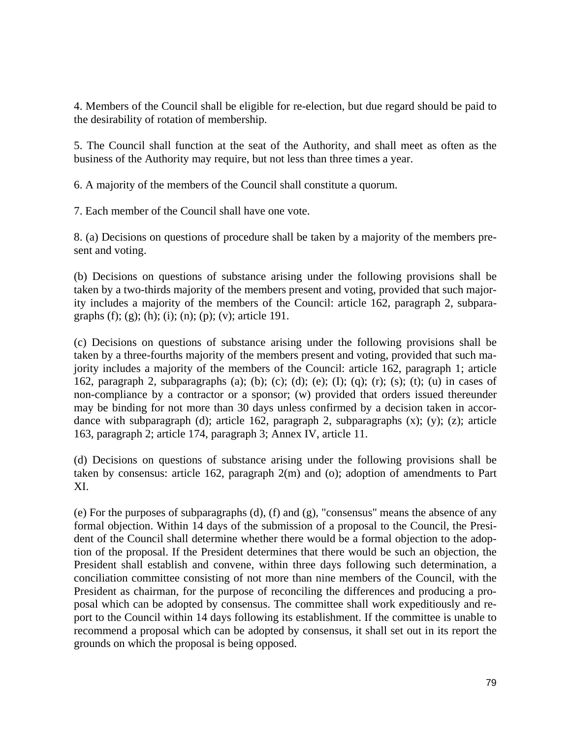4. Members of the Council shall be eligible for re-election, but due regard should be paid to the desirability of rotation of membership.

5. The Council shall function at the seat of the Authority, and shall meet as often as the business of the Authority may require, but not less than three times a year.

6. A majority of the members of the Council shall constitute a quorum.

7. Each member of the Council shall have one vote.

8. (a) Decisions on questions of procedure shall be taken by a majority of the members present and voting.

(b) Decisions on questions of substance arising under the following provisions shall be taken by a two-thirds majority of the members present and voting, provided that such majority includes a majority of the members of the Council: article 162, paragraph 2, subparagraphs (f); (g); (h); (i); (n); (p); (v); article 191.

(c) Decisions on questions of substance arising under the following provisions shall be taken by a three-fourths majority of the members present and voting, provided that such majority includes a majority of the members of the Council: article 162, paragraph 1; article 162, paragraph 2, subparagraphs (a); (b); (c); (d); (e); (I); (q); (r); (s); (t); (u) in cases of non-compliance by a contractor or a sponsor; (w) provided that orders issued thereunder may be binding for not more than 30 days unless confirmed by a decision taken in accordance with subparagraph (d); article 162, paragraph 2, subparagraphs (x); (y); (z); article 163, paragraph 2; article 174, paragraph 3; Annex IV, article 11.

(d) Decisions on questions of substance arising under the following provisions shall be taken by consensus: article 162, paragraph 2(m) and (o); adoption of amendments to Part XI.

(e) For the purposes of subparagraphs (d), (f) and (g), "consensus" means the absence of any formal objection. Within 14 days of the submission of a proposal to the Council, the President of the Council shall determine whether there would be a formal objection to the adoption of the proposal. If the President determines that there would be such an objection, the President shall establish and convene, within three days following such determination, a conciliation committee consisting of not more than nine members of the Council, with the President as chairman, for the purpose of reconciling the differences and producing a proposal which can be adopted by consensus. The committee shall work expeditiously and report to the Council within 14 days following its establishment. If the committee is unable to recommend a proposal which can be adopted by consensus, it shall set out in its report the grounds on which the proposal is being opposed.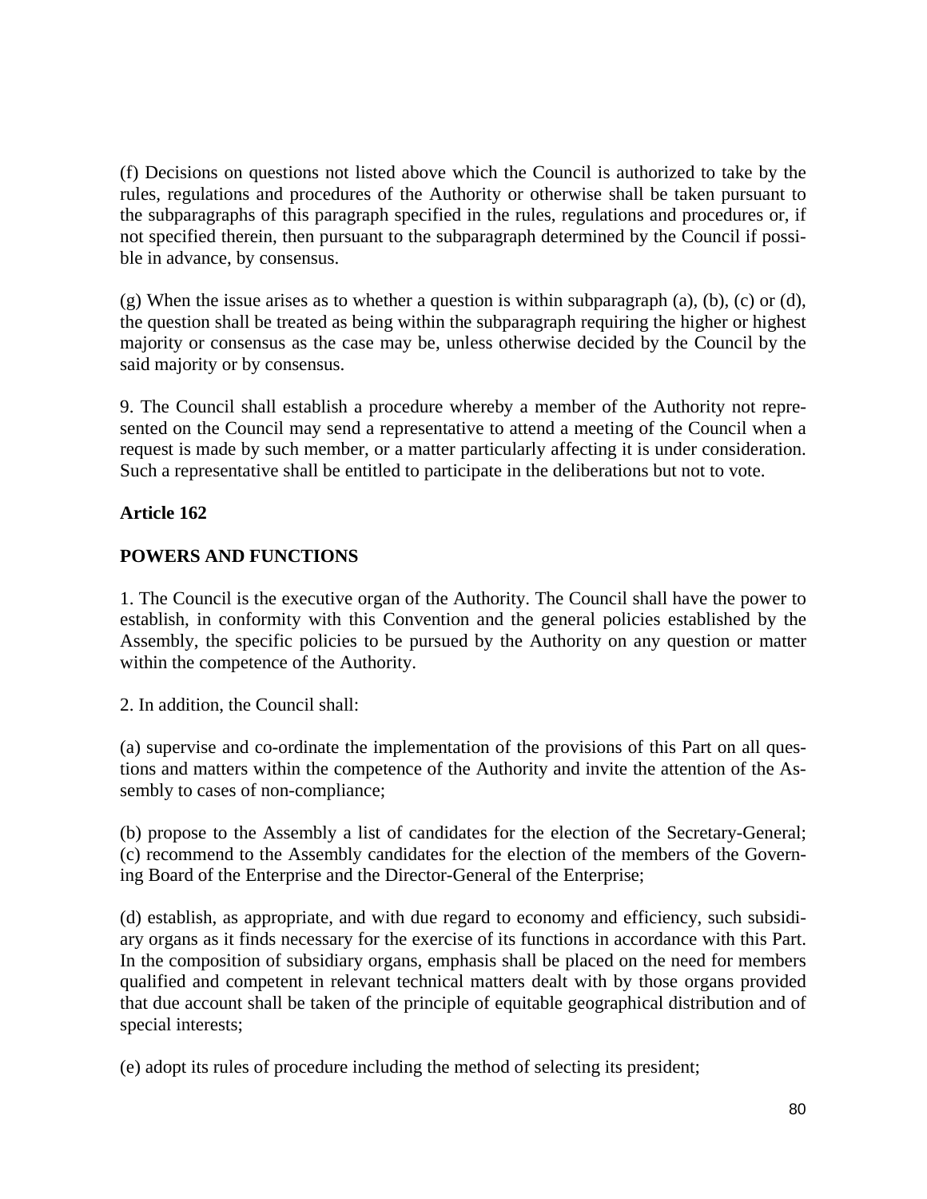(f) Decisions on questions not listed above which the Council is authorized to take by the rules, regulations and procedures of the Authority or otherwise shall be taken pursuant to the subparagraphs of this paragraph specified in the rules, regulations and procedures or, if not specified therein, then pursuant to the subparagraph determined by the Council if possible in advance, by consensus.

(g) When the issue arises as to whether a question is within subparagraph (a), (b), (c) or (d), the question shall be treated as being within the subparagraph requiring the higher or highest majority or consensus as the case may be, unless otherwise decided by the Council by the said majority or by consensus.

9. The Council shall establish a procedure whereby a member of the Authority not represented on the Council may send a representative to attend a meeting of the Council when a request is made by such member, or a matter particularly affecting it is under consideration. Such a representative shall be entitled to participate in the deliberations but not to vote.

**Article 162**

**POWERS AND FUNCTIONS**

1. The Council is the executive organ of the Authority. The Council shall have the power to establish, in conformity with this Convention and the general policies established by the Assembly, the specific policies to be pursued by the Authority on any question or matter within the competence of the Authority.

2. In addition, the Council shall:

(a) supervise and co-ordinate the implementation of the provisions of this Part on all questions and matters within the competence of the Authority and invite the attention of the Assembly to cases of non-compliance;

(b) propose to the Assembly a list of candidates for the election of the Secretary-General;
(c) recommend to the Assembly candidates for the election of the members of the Governing Board of the Enterprise and the Director-General of the Enterprise;

(d) establish, as appropriate, and with due regard to economy and efficiency, such subsidiary organs as it finds necessary for the exercise of its functions in accordance with this Part. In the composition of subsidiary organs, emphasis shall be placed on the need for members qualified and competent in relevant technical matters dealt with by those organs provided that due account shall be taken of the principle of equitable geographical distribution and of special interests;

(e) adopt its rules of procedure including the method of selecting its president;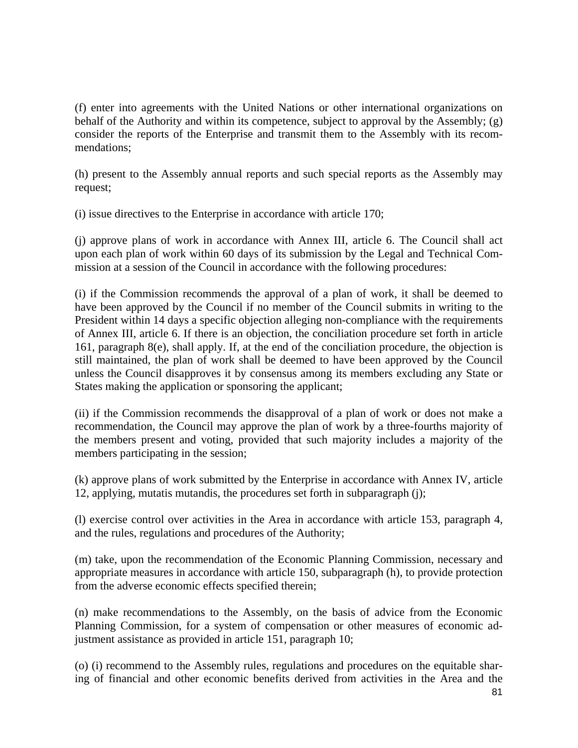(f) enter into agreements with the United Nations or other international organizations on behalf of the Authority and within its competence, subject to approval by the Assembly; (g) consider the reports of the Enterprise and transmit them to the Assembly with its recommendations;

(h) present to the Assembly annual reports and such special reports as the Assembly may request;

(i) issue directives to the Enterprise in accordance with article 170;

(j) approve plans of work in accordance with Annex III, article 6. The Council shall act upon each plan of work within 60 days of its submission by the Legal and Technical Commission at a session of the Council in accordance with the following procedures:

(i) if the Commission recommends the approval of a plan of work, it shall be deemed to have been approved by the Council if no member of the Council submits in writing to the President within 14 days a specific objection alleging non-compliance with the requirements of Annex III, article 6. If there is an objection, the conciliation procedure set forth in article 161, paragraph 8(e), shall apply. If, at the end of the conciliation procedure, the objection is still maintained, the plan of work shall be deemed to have been approved by the Council unless the Council disapproves it by consensus among its members excluding any State or States making the application or sponsoring the applicant;

(ii) if the Commission recommends the disapproval of a plan of work or does not make a recommendation, the Council may approve the plan of work by a three-fourths majority of the members present and voting, provided that such majority includes a majority of the members participating in the session;

(k) approve plans of work submitted by the Enterprise in accordance with Annex IV, article 12, applying, mutatis mutandis, the procedures set forth in subparagraph (j);

(l) exercise control over activities in the Area in accordance with article 153, paragraph 4, and the rules, regulations and procedures of the Authority;

(m) take, upon the recommendation of the Economic Planning Commission, necessary and appropriate measures in accordance with article 150, subparagraph (h), to provide protection from the adverse economic effects specified therein;

(n) make recommendations to the Assembly, on the basis of advice from the Economic Planning Commission, for a system of compensation or other measures of economic adjustment assistance as provided in article 151, paragraph 10;

(o) (i) recommend to the Assembly rules, regulations and procedures on the equitable sharing of financial and other economic benefits derived from activities in the Area and the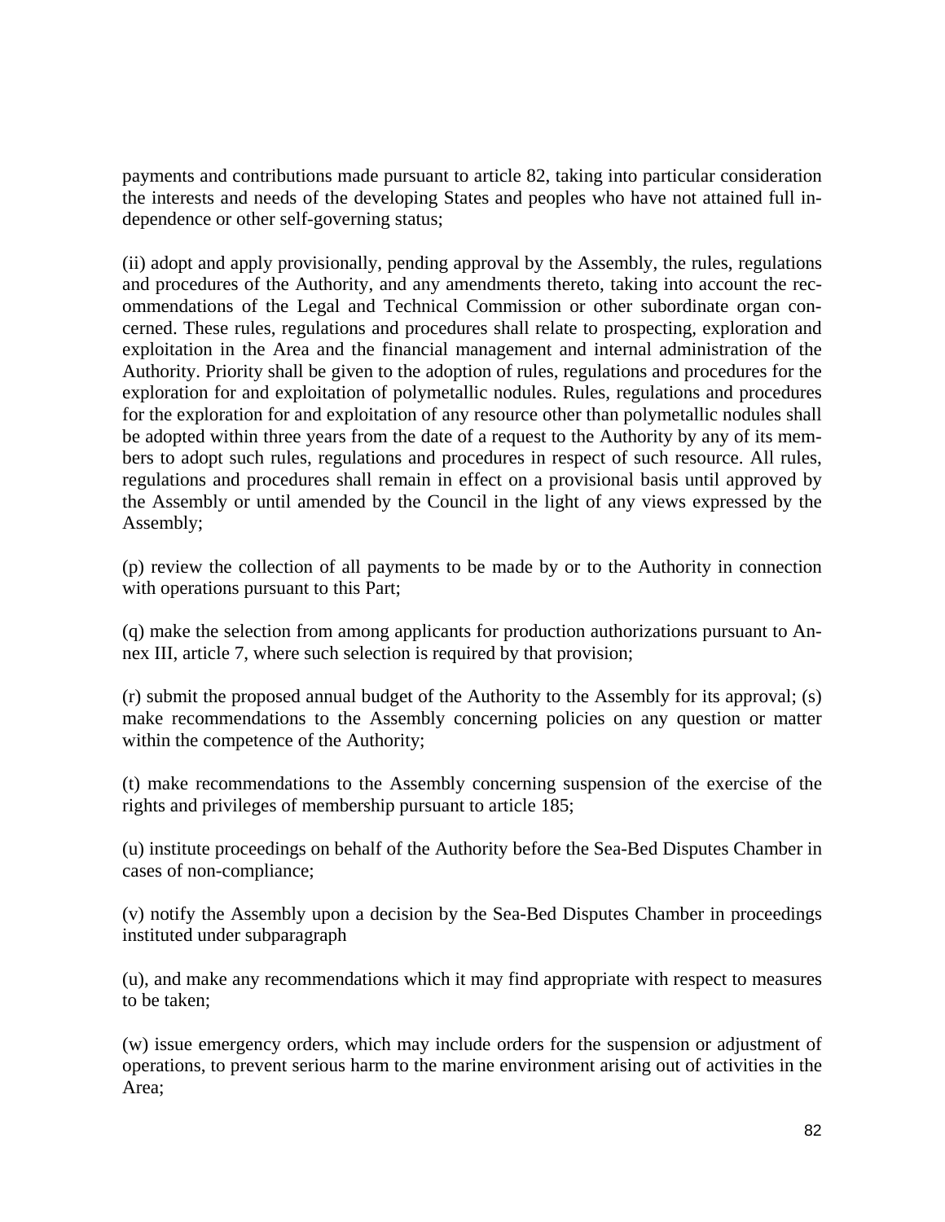payments and contributions made pursuant to article 82, taking into particular consideration the interests and needs of the developing States and peoples who have not attained full independence or other self-governing status;

(ii) adopt and apply provisionally, pending approval by the Assembly, the rules, regulations and procedures of the Authority, and any amendments thereto, taking into account the recommendations of the Legal and Technical Commission or other subordinate organ concerned. These rules, regulations and procedures shall relate to prospecting, exploration and exploitation in the Area and the financial management and internal administration of the Authority. Priority shall be given to the adoption of rules, regulations and procedures for the exploration for and exploitation of polymetallic nodules. Rules, regulations and procedures for the exploration for and exploitation of any resource other than polymetallic nodules shall be adopted within three years from the date of a request to the Authority by any of its members to adopt such rules, regulations and procedures in respect of such resource. All rules, regulations and procedures shall remain in effect on a provisional basis until approved by the Assembly or until amended by the Council in the light of any views expressed by the Assembly;

(p) review the collection of all payments to be made by or to the Authority in connection with operations pursuant to this Part;

(q) make the selection from among applicants for production authorizations pursuant to Annex III, article 7, where such selection is required by that provision;

(r) submit the proposed annual budget of the Authority to the Assembly for its approval; (s) make recommendations to the Assembly concerning policies on any question or matter within the competence of the Authority;

(t) make recommendations to the Assembly concerning suspension of the exercise of the rights and privileges of membership pursuant to article 185;

(u) institute proceedings on behalf of the Authority before the Sea-Bed Disputes Chamber in cases of non-compliance;

(v) notify the Assembly upon a decision by the Sea-Bed Disputes Chamber in proceedings instituted under subparagraph

(u), and make any recommendations which it may find appropriate with respect to measures to be taken;

(w) issue emergency orders, which may include orders for the suspension or adjustment of operations, to prevent serious harm to the marine environment arising out of activities in the Area;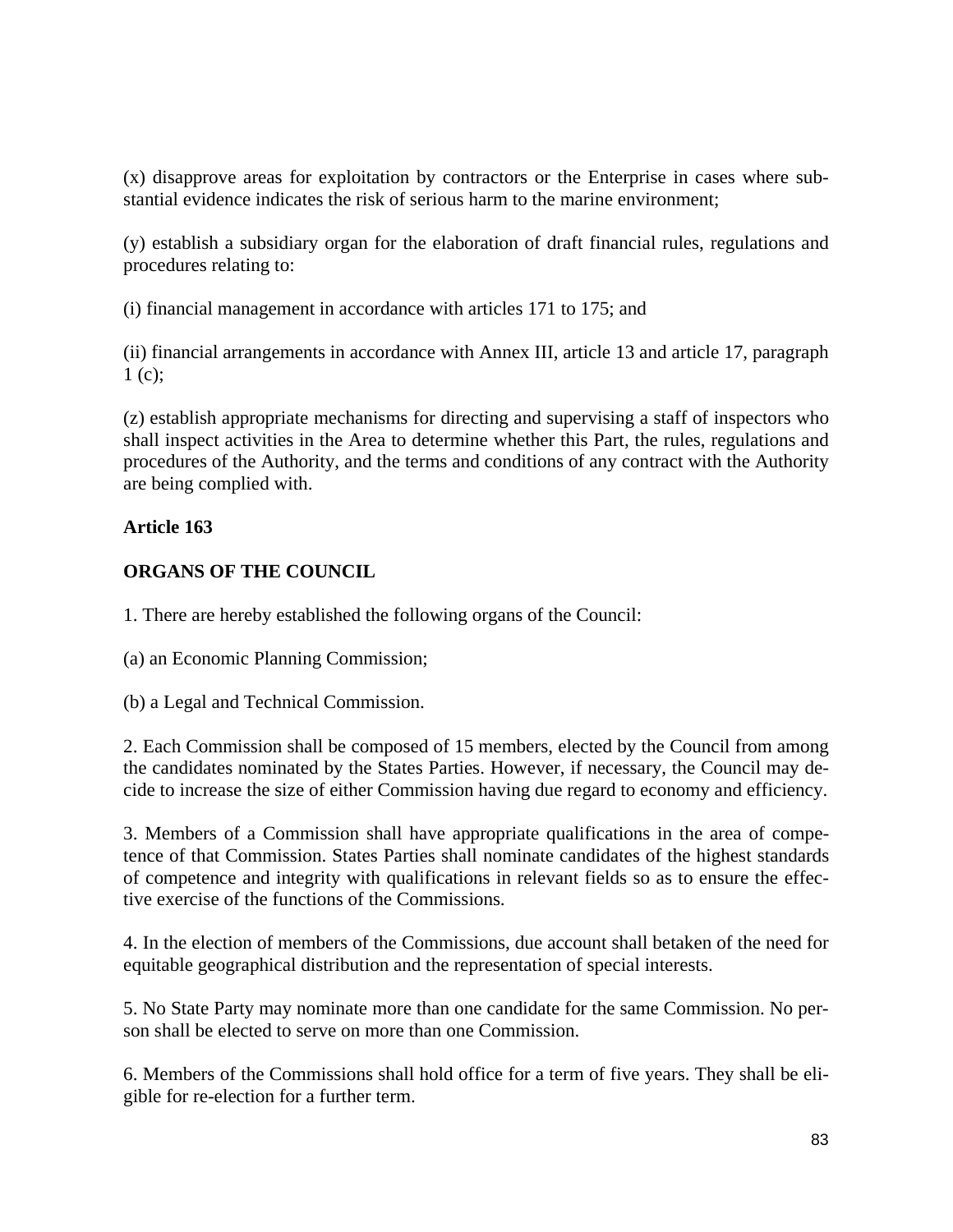(x) disapprove areas for exploitation by contractors or the Enterprise in cases where substantial evidence indicates the risk of serious harm to the marine environment;

(y) establish a subsidiary organ for the elaboration of draft financial rules, regulations and procedures relating to:

(i) financial management in accordance with articles 171 to 175; and

(ii) financial arrangements in accordance with Annex III, article 13 and article 17, paragraph 1 (c);

(z) establish appropriate mechanisms for directing and supervising a staff of inspectors who shall inspect activities in the Area to determine whether this Part, the rules, regulations and procedures of the Authority, and the terms and conditions of any contract with the Authority are being complied with.

**Article 163**

**ORGANS OF THE COUNCIL**

1. There are hereby established the following organs of the Council:

(a) an Economic Planning Commission;

(b) a Legal and Technical Commission.

2. Each Commission shall be composed of 15 members, elected by the Council from among the candidates nominated by the States Parties. However, if necessary, the Council may decide to increase the size of either Commission having due regard to economy and efficiency.

3. Members of a Commission shall have appropriate qualifications in the area of competence of that Commission. States Parties shall nominate candidates of the highest standards of competence and integrity with qualifications in relevant fields so as to ensure the effective exercise of the functions of the Commissions.

4. In the election of members of the Commissions, due account shall betaken of the need for equitable geographical distribution and the representation of special interests.

5. No State Party may nominate more than one candidate for the same Commission. No person shall be elected to serve on more than one Commission.

6. Members of the Commissions shall hold office for a term of five years. They shall be eligible for re-election for a further term.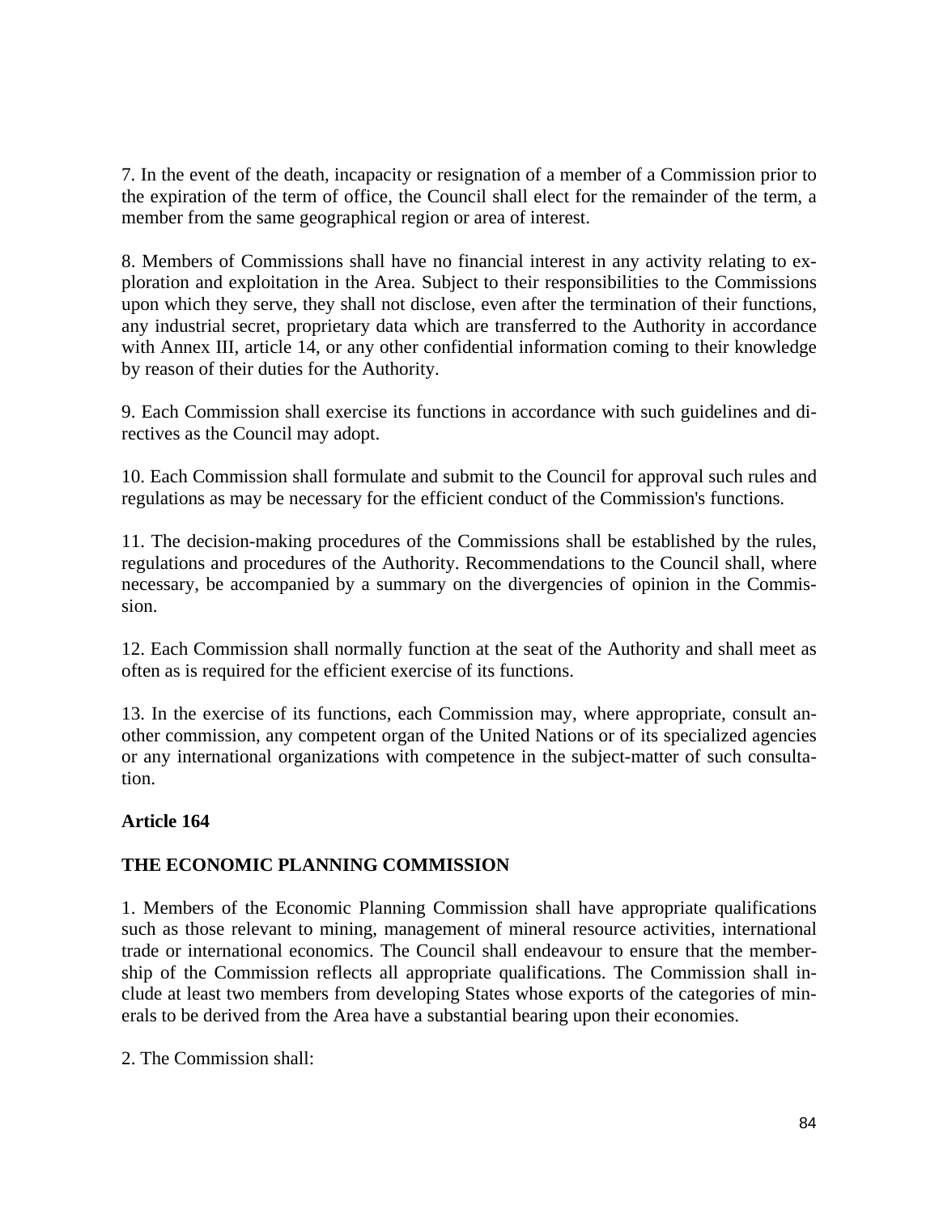7. In the event of the death, incapacity or resignation of a member of a Commission prior to the expiration of the term of office, the Council shall elect for the remainder of the term, a member from the same geographical region or area of interest.

8. Members of Commissions shall have no financial interest in any activity relating to exploration and exploitation in the Area. Subject to their responsibilities to the Commissions upon which they serve, they shall not disclose, even after the termination of their functions, any industrial secret, proprietary data which are transferred to the Authority in accordance with Annex III, article 14, or any other confidential information coming to their knowledge by reason of their duties for the Authority.

9. Each Commission shall exercise its functions in accordance with such guidelines and directives as the Council may adopt.

10. Each Commission shall formulate and submit to the Council for approval such rules and regulations as may be necessary for the efficient conduct of the Commission's functions.

11. The decision-making procedures of the Commissions shall be established by the rules, regulations and procedures of the Authority. Recommendations to the Council shall, where necessary, be accompanied by a summary on the divergencies of opinion in the Commission.

12. Each Commission shall normally function at the seat of the Authority and shall meet as often as is required for the efficient exercise of its functions.

13. In the exercise of its functions, each Commission may, where appropriate, consult another commission, any competent organ of the United Nations or of its specialized agencies or any international organizations with competence in the subject-matter of such consultation.

**Article 164**

**THE ECONOMIC PLANNING COMMISSION**

1. Members of the Economic Planning Commission shall have appropriate qualifications such as those relevant to mining, management of mineral resource activities, international trade or international economics. The Council shall endeavour to ensure that the membership of the Commission reflects all appropriate qualifications. The Commission shall include at least two members from developing States whose exports of the categories of minerals to be derived from the Area have a substantial bearing upon their economies.

2. The Commission shall: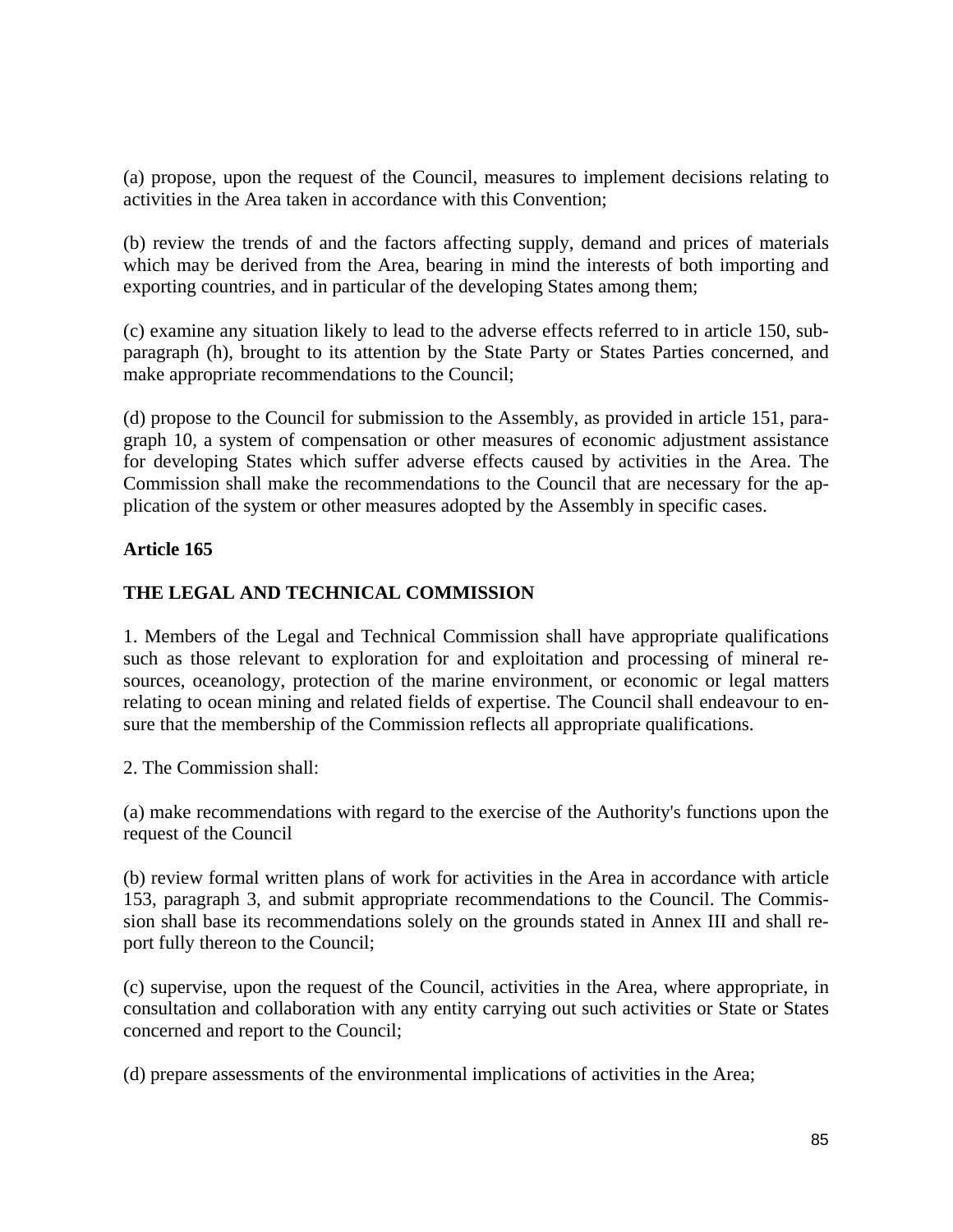(a) propose, upon the request of the Council, measures to implement decisions relating to activities in the Area taken in accordance with this Convention;

(b) review the trends of and the factors affecting supply, demand and prices of materials which may be derived from the Area, bearing in mind the interests of both importing and exporting countries, and in particular of the developing States among them;

(c) examine any situation likely to lead to the adverse effects referred to in article 150, subparagraph (h), brought to its attention by the State Party or States Parties concerned, and make appropriate recommendations to the Council;

(d) propose to the Council for submission to the Assembly, as provided in article 151, paragraph 10, a system of compensation or other measures of economic adjustment assistance for developing States which suffer adverse effects caused by activities in the Area. The Commission shall make the recommendations to the Council that are necessary for the application of the system or other measures adopted by the Assembly in specific cases.

### Article 165

### THE LEGAL AND TECHNICAL COMMISSION

1. Members of the Legal and Technical Commission shall have appropriate qualifications such as those relevant to exploration for and exploitation and processing of mineral resources, oceanology, protection of the marine environment, or economic or legal matters relating to ocean mining and related fields of expertise. The Council shall endeavour to ensure that the membership of the Commission reflects all appropriate qualifications.

2. The Commission shall:

(a) make recommendations with regard to the exercise of the Authority's functions upon the request of the Council

(b) review formal written plans of work for activities in the Area in accordance with article 153, paragraph 3, and submit appropriate recommendations to the Council. The Commission shall base its recommendations solely on the grounds stated in Annex III and shall report fully thereon to the Council;

(c) supervise, upon the request of the Council, activities in the Area, where appropriate, in consultation and collaboration with any entity carrying out such activities or State or States concerned and report to the Council;

(d) prepare assessments of the environmental implications of activities in the Area;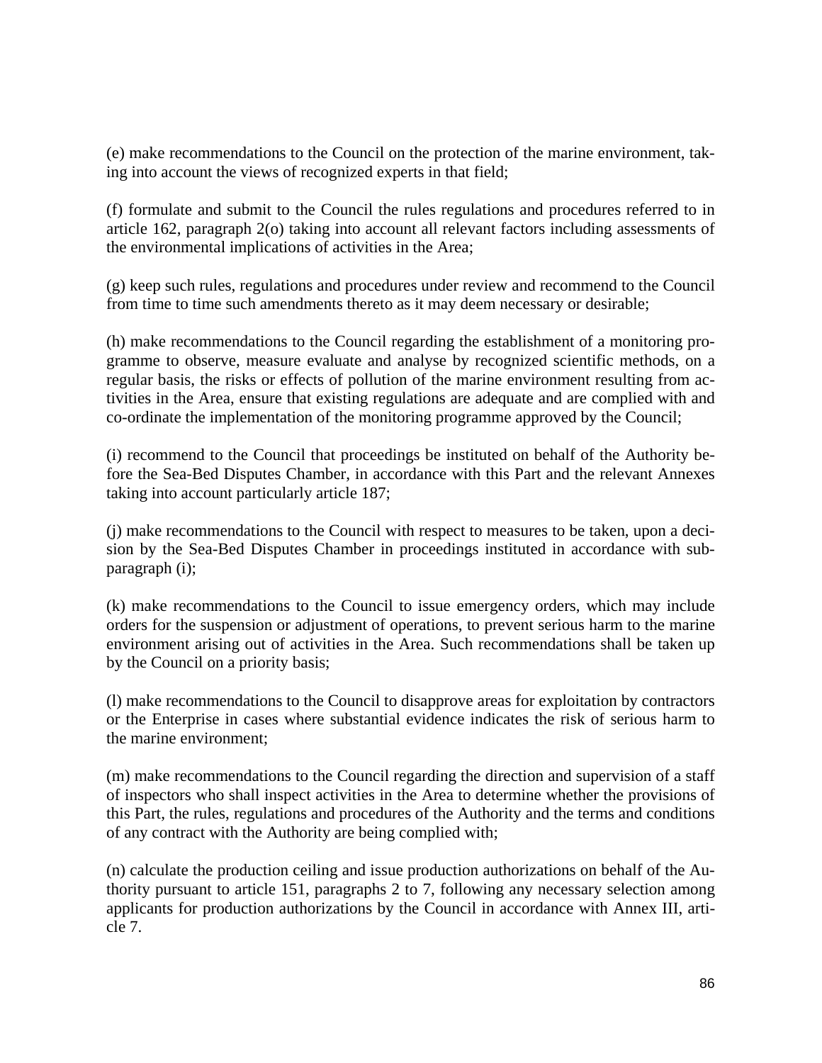(e) make recommendations to the Council on the protection of the marine environment, taking into account the views of recognized experts in that field;

(f) formulate and submit to the Council the rules regulations and procedures referred to in article 162, paragraph 2(o) taking into account all relevant factors including assessments of the environmental implications of activities in the Area;

(g) keep such rules, regulations and procedures under review and recommend to the Council from time to time such amendments thereto as it may deem necessary or desirable;

(h) make recommendations to the Council regarding the establishment of a monitoring programme to observe, measure evaluate and analyse by recognized scientific methods, on a regular basis, the risks or effects of pollution of the marine environment resulting from activities in the Area, ensure that existing regulations are adequate and are complied with and co-ordinate the implementation of the monitoring programme approved by the Council;

(i) recommend to the Council that proceedings be instituted on behalf of the Authority before the Sea-Bed Disputes Chamber, in accordance with this Part and the relevant Annexes taking into account particularly article 187;

(j) make recommendations to the Council with respect to measures to be taken, upon a decision by the Sea-Bed Disputes Chamber in proceedings instituted in accordance with subparagraph (i);

(k) make recommendations to the Council to issue emergency orders, which may include orders for the suspension or adjustment of operations, to prevent serious harm to the marine environment arising out of activities in the Area. Such recommendations shall be taken up by the Council on a priority basis;

(l) make recommendations to the Council to disapprove areas for exploitation by contractors or the Enterprise in cases where substantial evidence indicates the risk of serious harm to the marine environment;

(m) make recommendations to the Council regarding the direction and supervision of a staff of inspectors who shall inspect activities in the Area to determine whether the provisions of this Part, the rules, regulations and procedures of the Authority and the terms and conditions of any contract with the Authority are being complied with;

(n) calculate the production ceiling and issue production authorizations on behalf of the Authority pursuant to article 151, paragraphs 2 to 7, following any necessary selection among applicants for production authorizations by the Council in accordance with Annex III, article 7.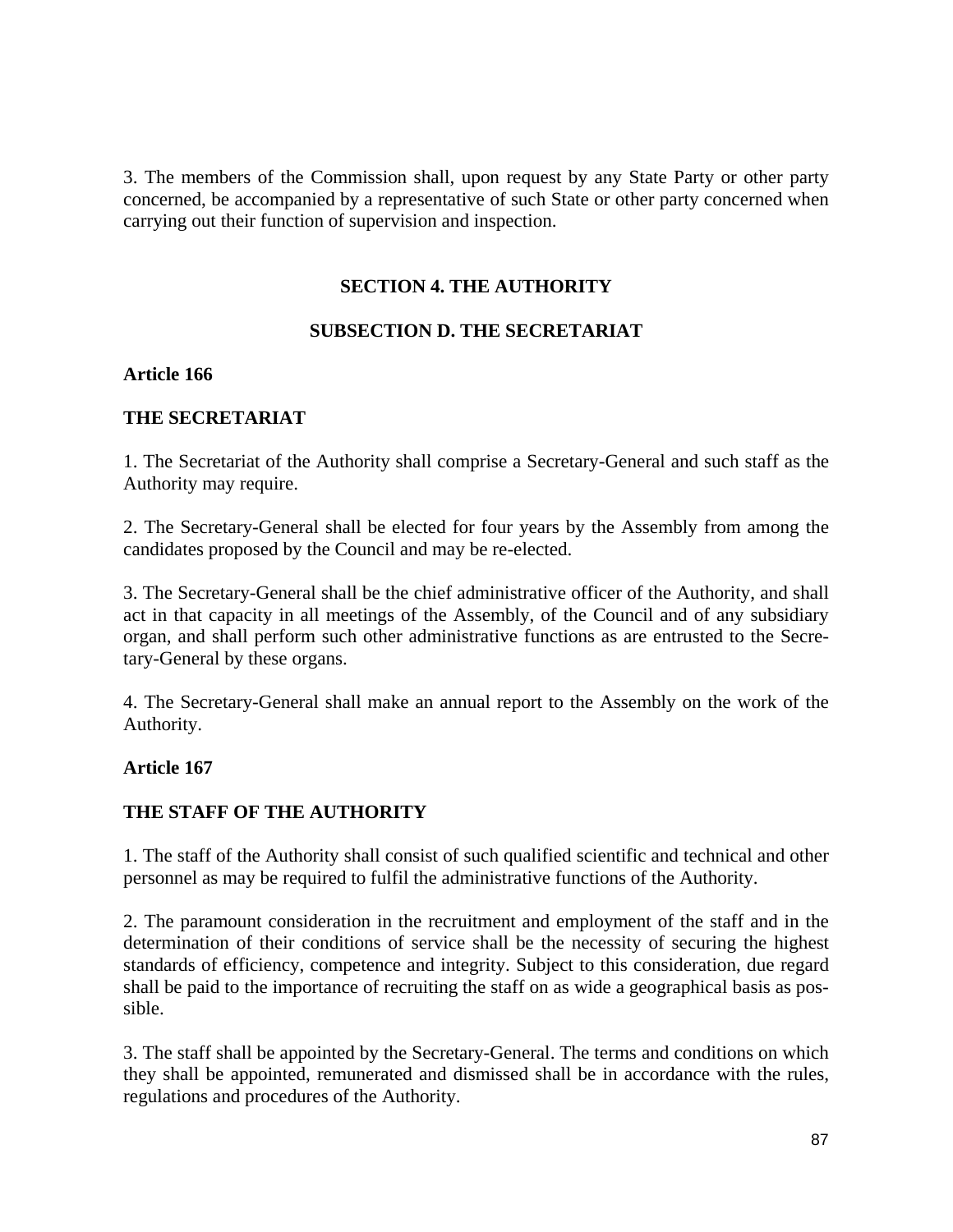3. The members of the Commission shall, upon request by any State Party or other party concerned, be accompanied by a representative of such State or other party concerned when carrying out their function of supervision and inspection.

## SECTION 4. THE AUTHORITY

### SUBSECTION D. THE SECRETARIAT

**Article 166**

**THE SECRETARIAT**

1. The Secretariat of the Authority shall comprise a Secretary-General and such staff as the Authority may require.

2. The Secretary-General shall be elected for four years by the Assembly from among the candidates proposed by the Council and may be re-elected.

3. The Secretary-General shall be the chief administrative officer of the Authority, and shall act in that capacity in all meetings of the Assembly, of the Council and of any subsidiary organ, and shall perform such other administrative functions as are entrusted to the Secretary-General by these organs.

4. The Secretary-General shall make an annual report to the Assembly on the work of the Authority.

**Article 167**

**THE STAFF OF THE AUTHORITY**

1. The staff of the Authority shall consist of such qualified scientific and technical and other personnel as may be required to fulfil the administrative functions of the Authority.

2. The paramount consideration in the recruitment and employment of the staff and in the determination of their conditions of service shall be the necessity of securing the highest standards of efficiency, competence and integrity. Subject to this consideration, due regard shall be paid to the importance of recruiting the staff on as wide a geographical basis as possible.

3. The staff shall be appointed by the Secretary-General. The terms and conditions on which they shall be appointed, remunerated and dismissed shall be in accordance with the rules, regulations and procedures of the Authority.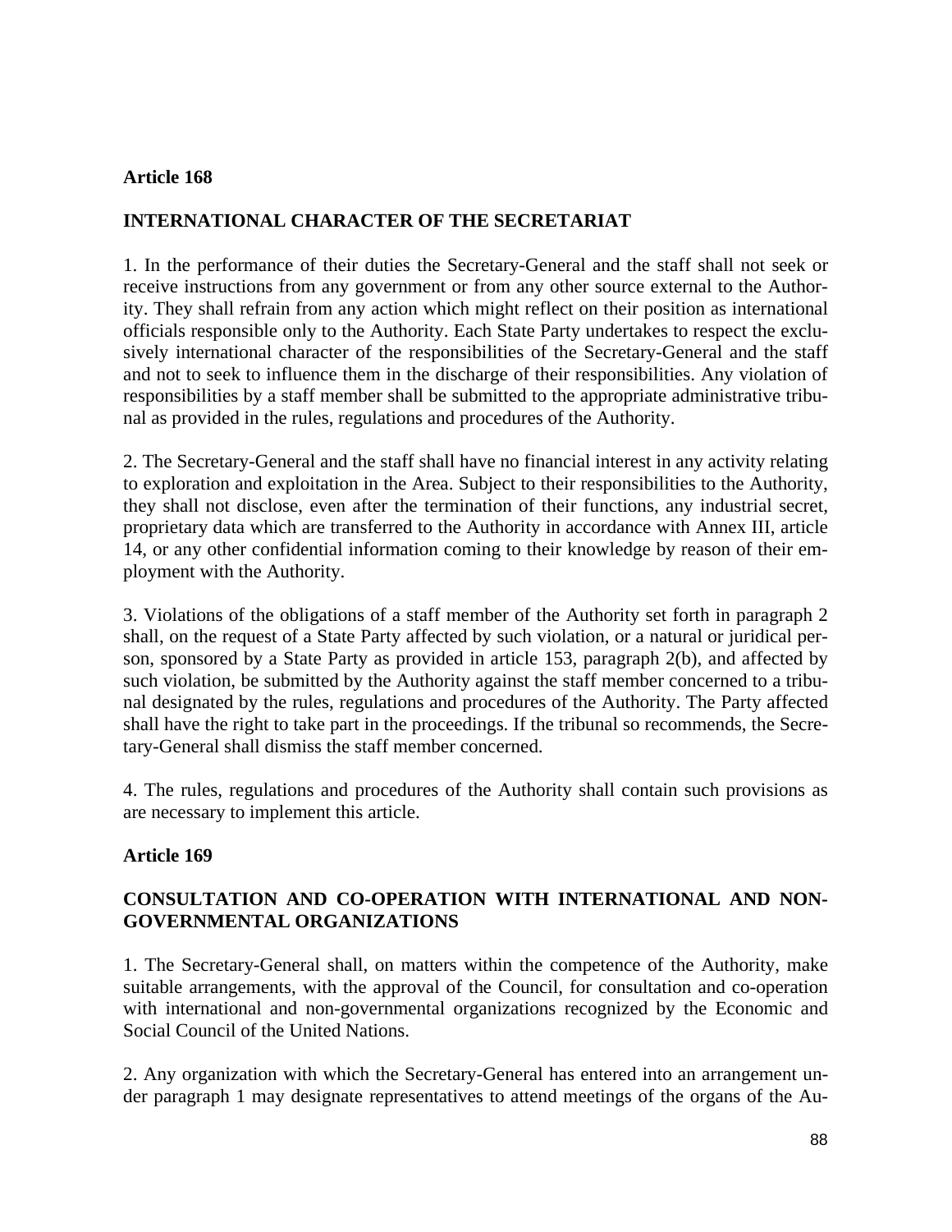**Article 168**

**INTERNATIONAL CHARACTER OF THE SECRETARIAT**

1. In the performance of their duties the Secretary-General and the staff shall not seek or receive instructions from any government or from any other source external to the Authority. They shall refrain from any action which might reflect on their position as international officials responsible only to the Authority. Each State Party undertakes to respect the exclusively international character of the responsibilities of the Secretary-General and the staff and not to seek to influence them in the discharge of their responsibilities. Any violation of responsibilities by a staff member shall be submitted to the appropriate administrative tribunal as provided in the rules, regulations and procedures of the Authority.

2. The Secretary-General and the staff shall have no financial interest in any activity relating to exploration and exploitation in the Area. Subject to their responsibilities to the Authority, they shall not disclose, even after the termination of their functions, any industrial secret, proprietary data which are transferred to the Authority in accordance with Annex III, article 14, or any other confidential information coming to their knowledge by reason of their employment with the Authority.

3. Violations of the obligations of a staff member of the Authority set forth in paragraph 2 shall, on the request of a State Party affected by such violation, or a natural or juridical person, sponsored by a State Party as provided in article 153, paragraph 2(b), and affected by such violation, be submitted by the Authority against the staff member concerned to a tribunal designated by the rules, regulations and procedures of the Authority. The Party affected shall have the right to take part in the proceedings. If the tribunal so recommends, the Secretary-General shall dismiss the staff member concerned.

4. The rules, regulations and procedures of the Authority shall contain such provisions as are necessary to implement this article.

**Article 169**

**CONSULTATION AND CO-OPERATION WITH INTERNATIONAL AND NON-GOVERNMENTAL ORGANIZATIONS**

1. The Secretary-General shall, on matters within the competence of the Authority, make suitable arrangements, with the approval of the Council, for consultation and co-operation with international and non-governmental organizations recognized by the Economic and Social Council of the United Nations.

2. Any organization with which the Secretary-General has entered into an arrangement under paragraph 1 may designate representatives to attend meetings of the organs of the Au-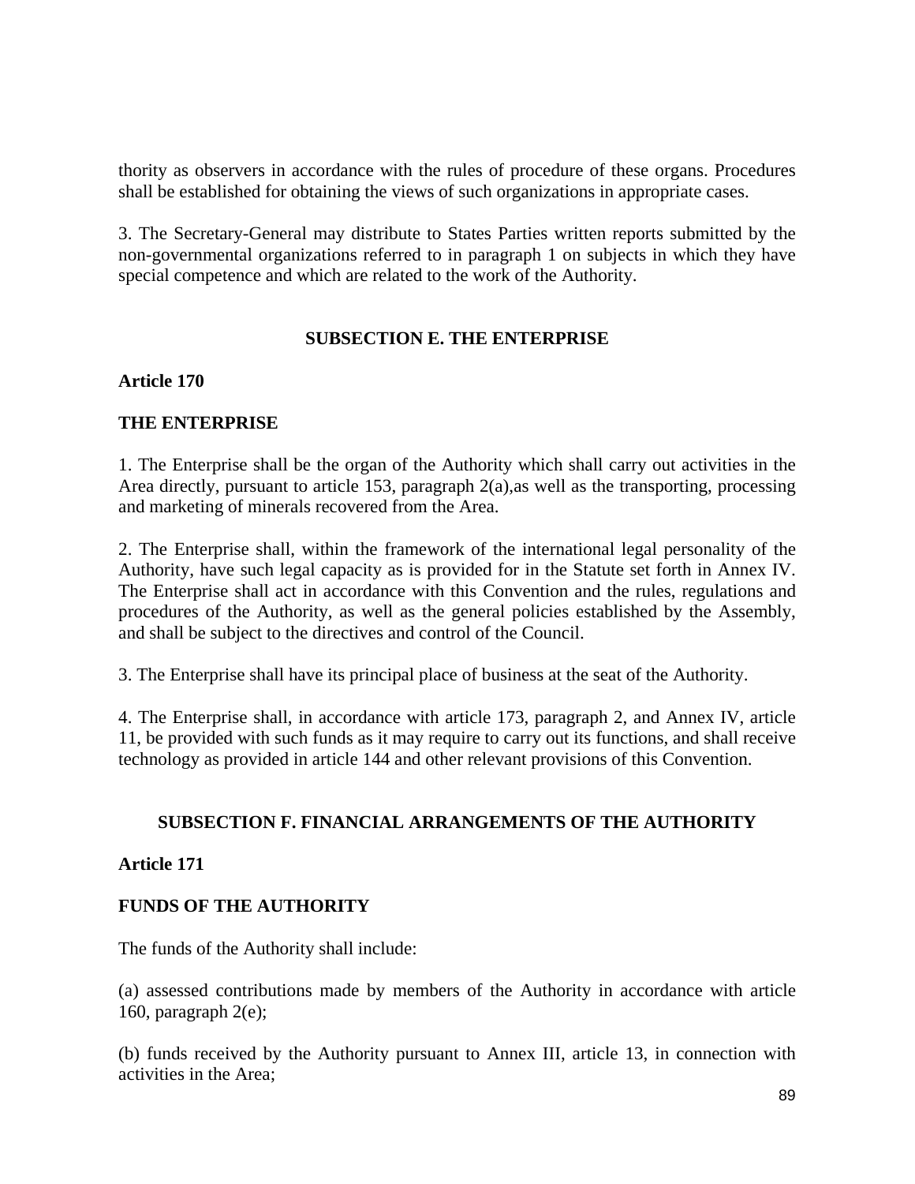thority as observers in accordance with the rules of procedure of these organs. Procedures shall be established for obtaining the views of such organizations in appropriate cases.

3. The Secretary-General may distribute to States Parties written reports submitted by the non-governmental organizations referred to in paragraph 1 on subjects in which they have special competence and which are related to the work of the Authority.

## SUBSECTION E. THE ENTERPRISE

**Article 170**

**THE ENTERPRISE**

1. The Enterprise shall be the organ of the Authority which shall carry out activities in the Area directly, pursuant to article 153, paragraph 2(a),as well as the transporting, processing and marketing of minerals recovered from the Area.

2. The Enterprise shall, within the framework of the international legal personality of the Authority, have such legal capacity as is provided for in the Statute set forth in Annex IV. The Enterprise shall act in accordance with this Convention and the rules, regulations and procedures of the Authority, as well as the general policies established by the Assembly, and shall be subject to the directives and control of the Council.

3. The Enterprise shall have its principal place of business at the seat of the Authority.

4. The Enterprise shall, in accordance with article 173, paragraph 2, and Annex IV, article 11, be provided with such funds as it may require to carry out its functions, and shall receive technology as provided in article 144 and other relevant provisions of this Convention.

## SUBSECTION F. FINANCIAL ARRANGEMENTS OF THE AUTHORITY

**Article 171**

**FUNDS OF THE AUTHORITY**

The funds of the Authority shall include:

(a) assessed contributions made by members of the Authority in accordance with article 160, paragraph 2(e);

(b) funds received by the Authority pursuant to Annex III, article 13, in connection with activities in the Area;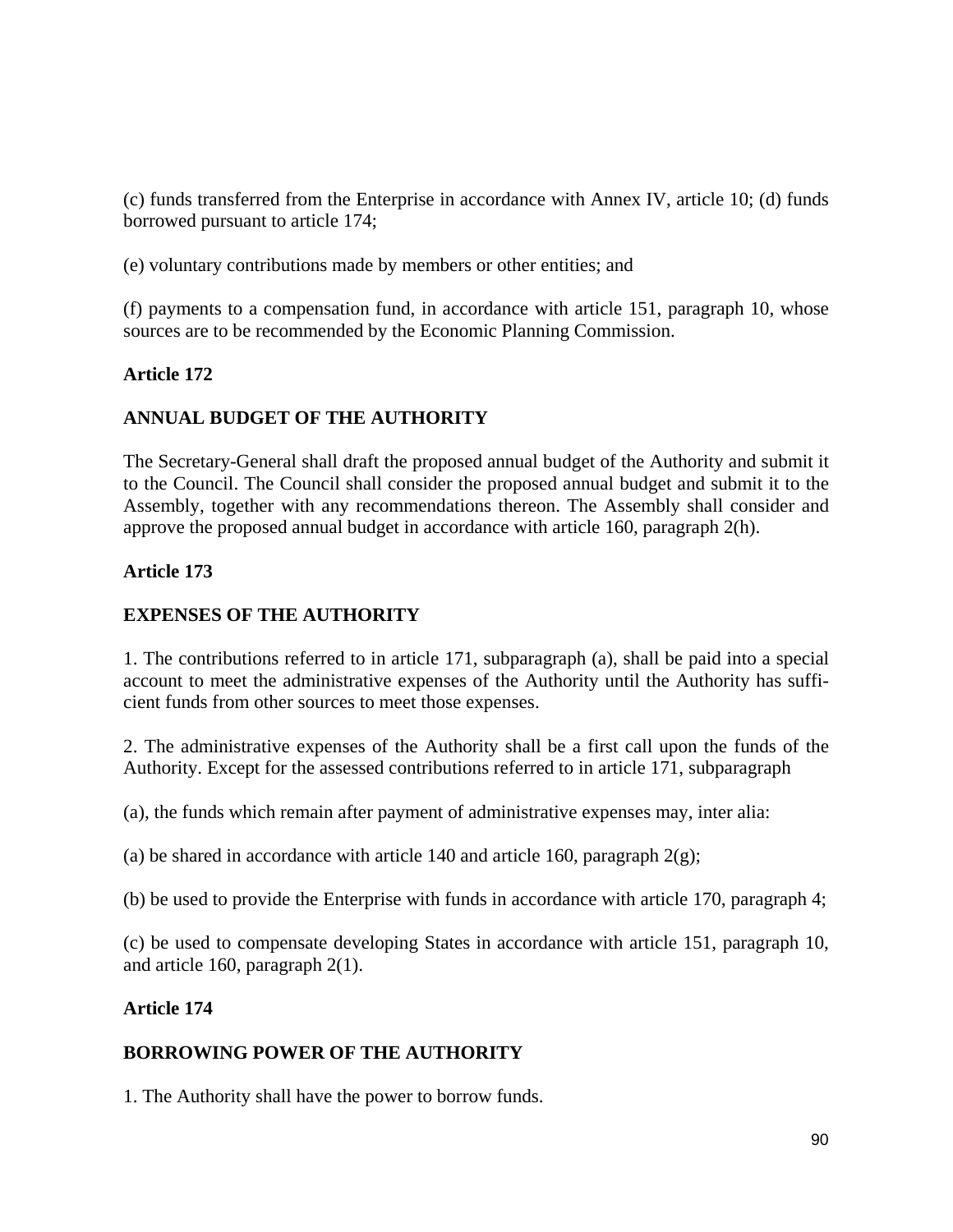(c) funds transferred from the Enterprise in accordance with Annex IV, article 10; (d) funds borrowed pursuant to article 174;

(e) voluntary contributions made by members or other entities; and

(f) payments to a compensation fund, in accordance with article 151, paragraph 10, whose sources are to be recommended by the Economic Planning Commission.

**Article 172**

**ANNUAL BUDGET OF THE AUTHORITY**

The Secretary-General shall draft the proposed annual budget of the Authority and submit it to the Council. The Council shall consider the proposed annual budget and submit it to the Assembly, together with any recommendations thereon. The Assembly shall consider and approve the proposed annual budget in accordance with article 160, paragraph 2(h).

**Article 173**

**EXPENSES OF THE AUTHORITY**

1. The contributions referred to in article 171, subparagraph (a), shall be paid into a special account to meet the administrative expenses of the Authority until the Authority has sufficient funds from other sources to meet those expenses.

2. The administrative expenses of the Authority shall be a first call upon the funds of the Authority. Except for the assessed contributions referred to in article 171, subparagraph

(a), the funds which remain after payment of administrative expenses may, inter alia:

(a) be shared in accordance with article 140 and article 160, paragraph 2(g);

(b) be used to provide the Enterprise with funds in accordance with article 170, paragraph 4;

(c) be used to compensate developing States in accordance with article 151, paragraph 10, and article 160, paragraph 2(1).

**Article 174**

**BORROWING POWER OF THE AUTHORITY**

1. The Authority shall have the power to borrow funds.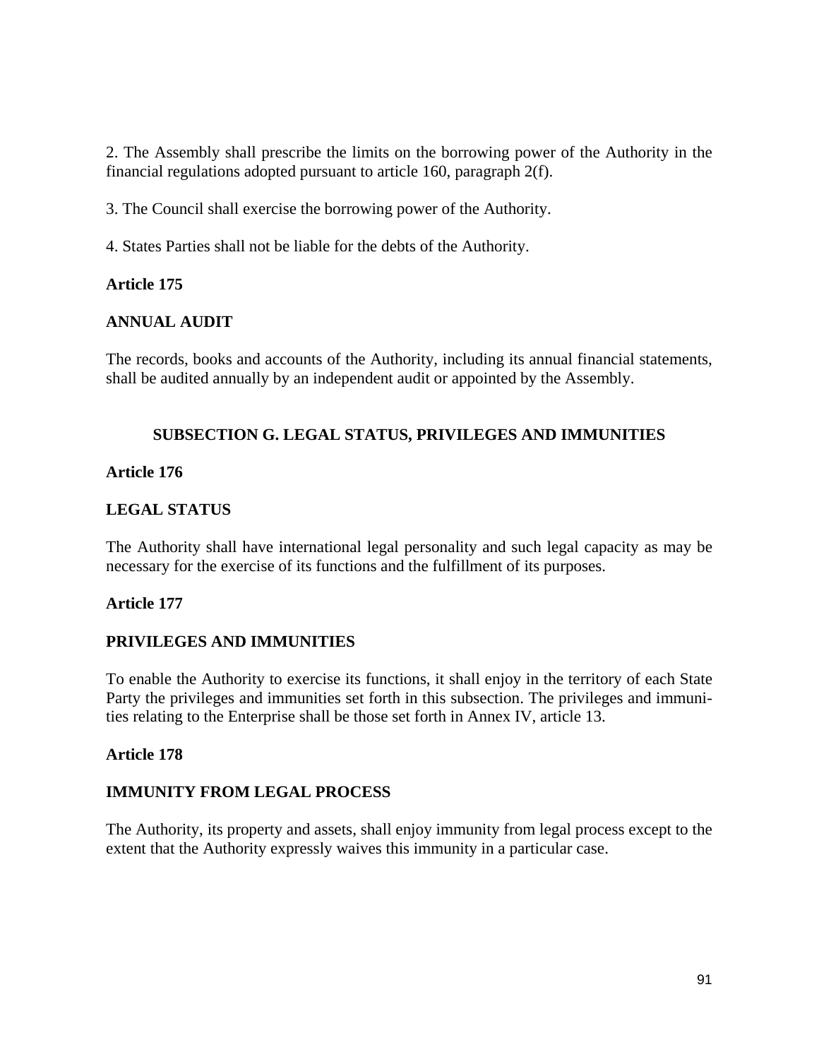2. The Assembly shall prescribe the limits on the borrowing power of the Authority in the financial regulations adopted pursuant to article 160, paragraph 2(f).

3. The Council shall exercise the borrowing power of the Authority.

4. States Parties shall not be liable for the debts of the Authority.

**Article 175**

**ANNUAL AUDIT**

The records, books and accounts of the Authority, including its annual financial statements, shall be audited annually by an independent audit or appointed by the Assembly.

### SUBSECTION G. LEGAL STATUS, PRIVILEGES AND IMMUNITIES

**Article 176**

**LEGAL STATUS**

The Authority shall have international legal personality and such legal capacity as may be necessary for the exercise of its functions and the fulfillment of its purposes.

**Article 177**

**PRIVILEGES AND IMMUNITIES**

To enable the Authority to exercise its functions, it shall enjoy in the territory of each State Party the privileges and immunities set forth in this subsection. The privileges and immunities relating to the Enterprise shall be those set forth in Annex IV, article 13.

**Article 178**

**IMMUNITY FROM LEGAL PROCESS**

The Authority, its property and assets, shall enjoy immunity from legal process except to the extent that the Authority expressly waives this immunity in a particular case.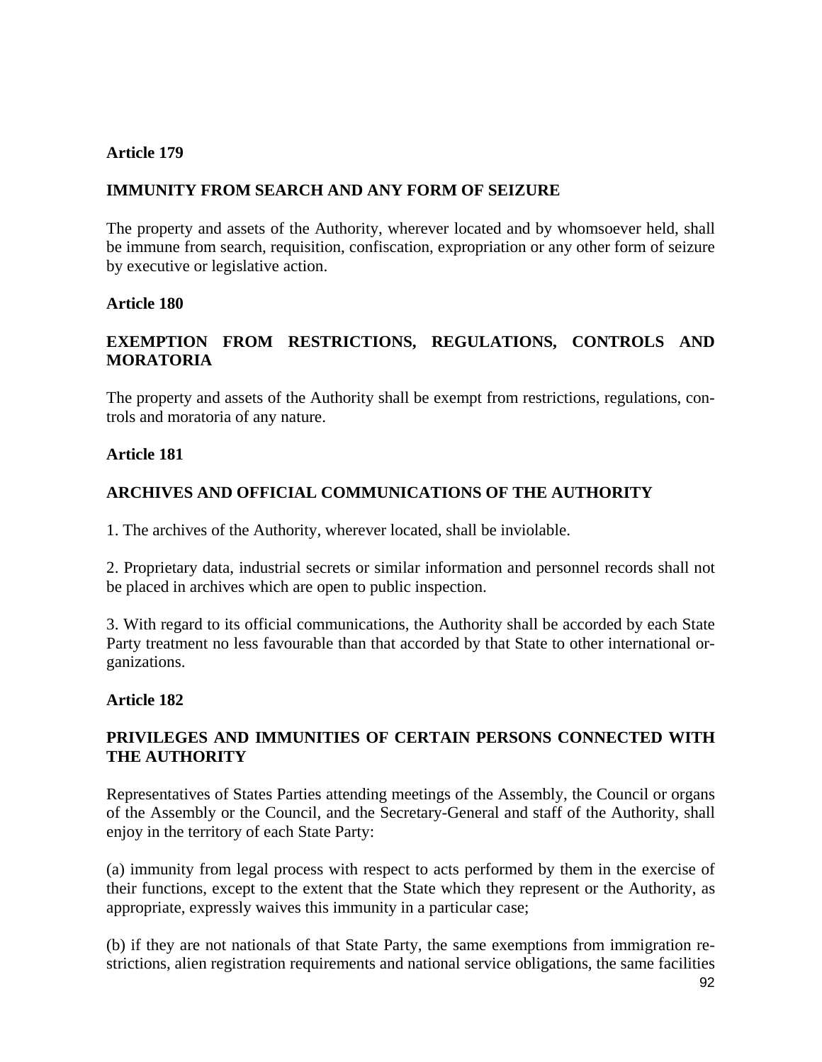**Article 179**

**IMMUNITY FROM SEARCH AND ANY FORM OF SEIZURE**

The property and assets of the Authority, wherever located and by whomsoever held, shall be immune from search, requisition, confiscation, expropriation or any other form of seizure by executive or legislative action.

**Article 180**

**EXEMPTION FROM RESTRICTIONS, REGULATIONS, CONTROLS AND MORATORIA**

The property and assets of the Authority shall be exempt from restrictions, regulations, controls and moratoria of any nature.

**Article 181**

**ARCHIVES AND OFFICIAL COMMUNICATIONS OF THE AUTHORITY**

1. The archives of the Authority, wherever located, shall be inviolable.

2. Proprietary data, industrial secrets or similar information and personnel records shall not be placed in archives which are open to public inspection.

3. With regard to its official communications, the Authority shall be accorded by each State Party treatment no less favourable than that accorded by that State to other international organizations.

**Article 182**

**PRIVILEGES AND IMMUNITIES OF CERTAIN PERSONS CONNECTED WITH THE AUTHORITY**

Representatives of States Parties attending meetings of the Assembly, the Council or organs of the Assembly or the Council, and the Secretary-General and staff of the Authority, shall enjoy in the territory of each State Party:

(a) immunity from legal process with respect to acts performed by them in the exercise of their functions, except to the extent that the State which they represent or the Authority, as appropriate, expressly waives this immunity in a particular case;

(b) if they are not nationals of that State Party, the same exemptions from immigration restrictions, alien registration requirements and national service obligations, the same facilities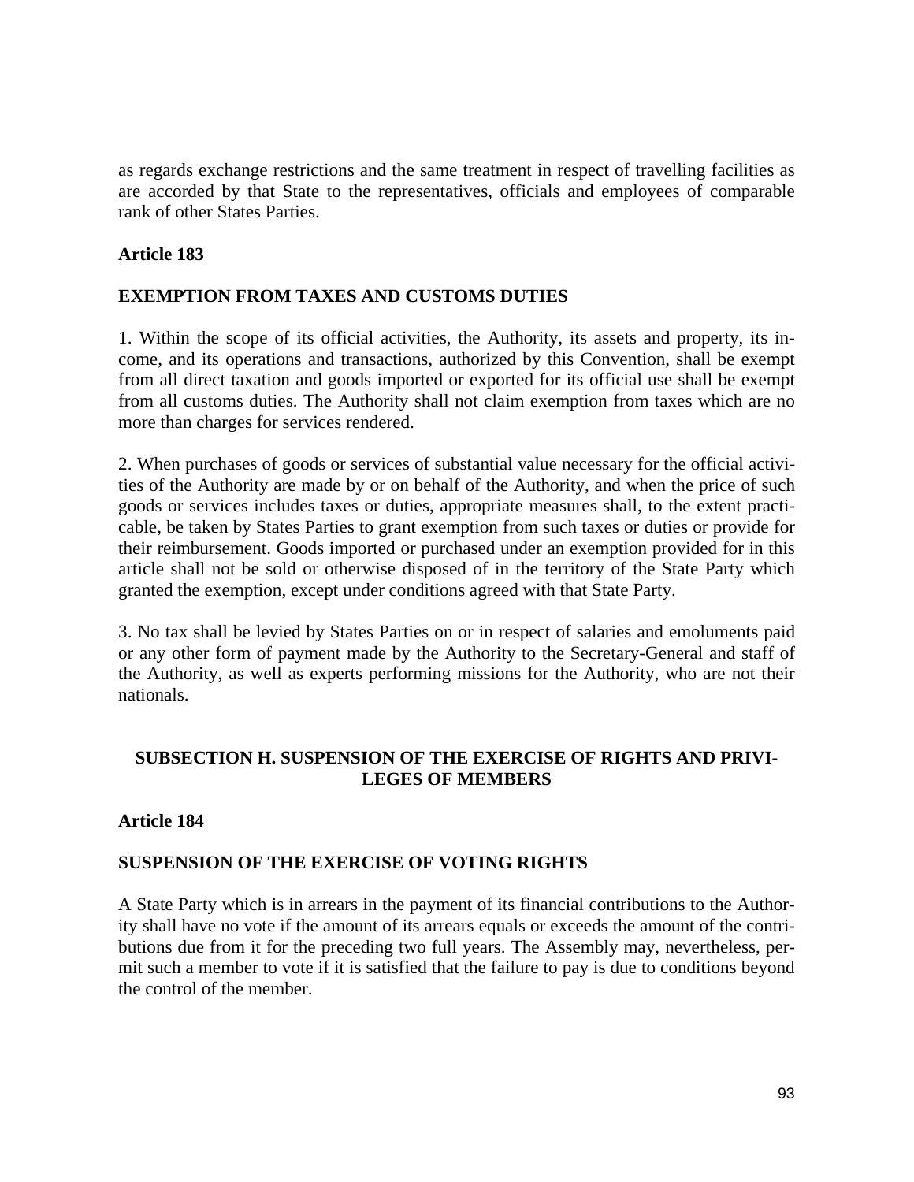as regards exchange restrictions and the same treatment in respect of travelling facilities as are accorded by that State to the representatives, officials and employees of comparable rank of other States Parties.

**Article 183**

**EXEMPTION FROM TAXES AND CUSTOMS DUTIES**

1. Within the scope of its official activities, the Authority, its assets and property, its income, and its operations and transactions, authorized by this Convention, shall be exempt from all direct taxation and goods imported or exported for its official use shall be exempt from all customs duties. The Authority shall not claim exemption from taxes which are no more than charges for services rendered.

2. When purchases of goods or services of substantial value necessary for the official activities of the Authority are made by or on behalf of the Authority, and when the price of such goods or services includes taxes or duties, appropriate measures shall, to the extent practicable, be taken by States Parties to grant exemption from such taxes or duties or provide for their reimbursement. Goods imported or purchased under an exemption provided for in this article shall not be sold or otherwise disposed of in the territory of the State Party which granted the exemption, except under conditions agreed with that State Party.

3. No tax shall be levied by States Parties on or in respect of salaries and emoluments paid or any other form of payment made by the Authority to the Secretary-General and staff of the Authority, as well as experts performing missions for the Authority, who are not their nationals.

**SUBSECTION H. SUSPENSION OF THE EXERCISE OF RIGHTS AND PRIVILEGES OF MEMBERS**

**Article 184**

**SUSPENSION OF THE EXERCISE OF VOTING RIGHTS**

A State Party which is in arrears in the payment of its financial contributions to the Authority shall have no vote if the amount of its arrears equals or exceeds the amount of the contributions due from it for the preceding two full years. The Assembly may, nevertheless, permit such a member to vote if it is satisfied that the failure to pay is due to conditions beyond the control of the member.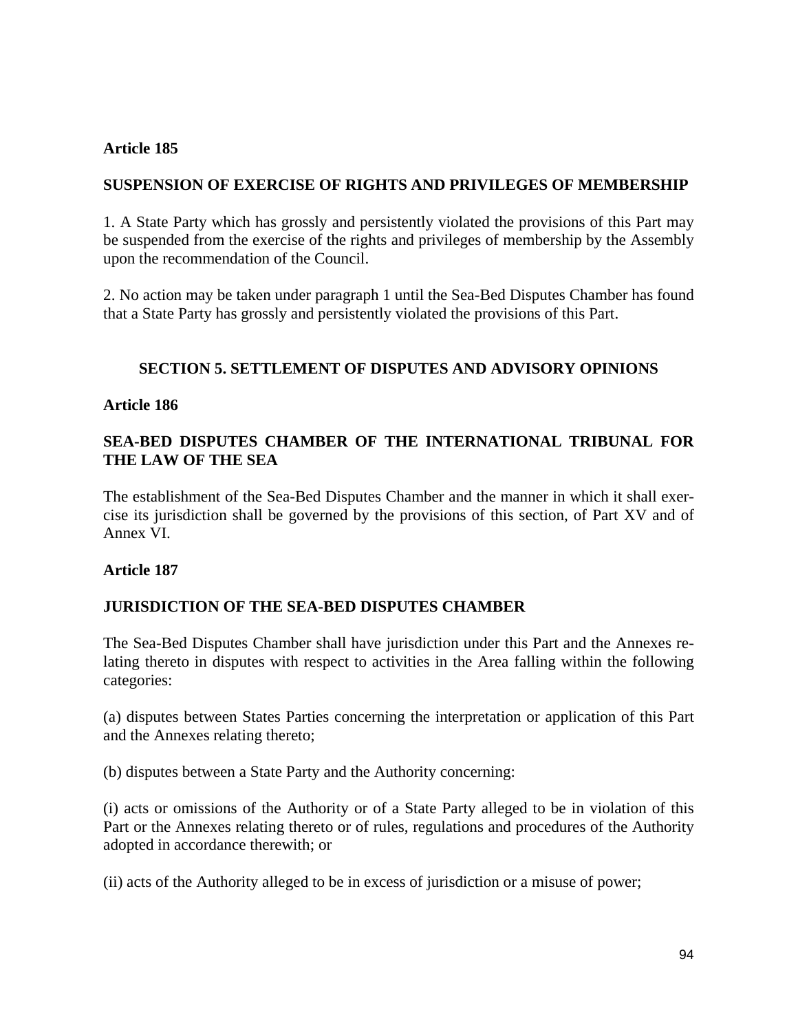**Article 185**

**SUSPENSION OF EXERCISE OF RIGHTS AND PRIVILEGES OF MEMBERSHIP**

1. A State Party which has grossly and persistently violated the provisions of this Part may be suspended from the exercise of the rights and privileges of membership by the Assembly upon the recommendation of the Council.

2. No action may be taken under paragraph 1 until the Sea-Bed Disputes Chamber has found that a State Party has grossly and persistently violated the provisions of this Part.

## SECTION 5. SETTLEMENT OF DISPUTES AND ADVISORY OPINIONS

**Article 186**

**SEA-BED DISPUTES CHAMBER OF THE INTERNATIONAL TRIBUNAL FOR THE LAW OF THE SEA**

The establishment of the Sea-Bed Disputes Chamber and the manner in which it shall exercise its jurisdiction shall be governed by the provisions of this section, of Part XV and of Annex VI.

**Article 187**

**JURISDICTION OF THE SEA-BED DISPUTES CHAMBER**

The Sea-Bed Disputes Chamber shall have jurisdiction under this Part and the Annexes relating thereto in disputes with respect to activities in the Area falling within the following categories:

(a) disputes between States Parties concerning the interpretation or application of this Part and the Annexes relating thereto;

(b) disputes between a State Party and the Authority concerning:

(i) acts or omissions of the Authority or of a State Party alleged to be in violation of this Part or the Annexes relating thereto or of rules, regulations and procedures of the Authority adopted in accordance therewith; or

(ii) acts of the Authority alleged to be in excess of jurisdiction or a misuse of power;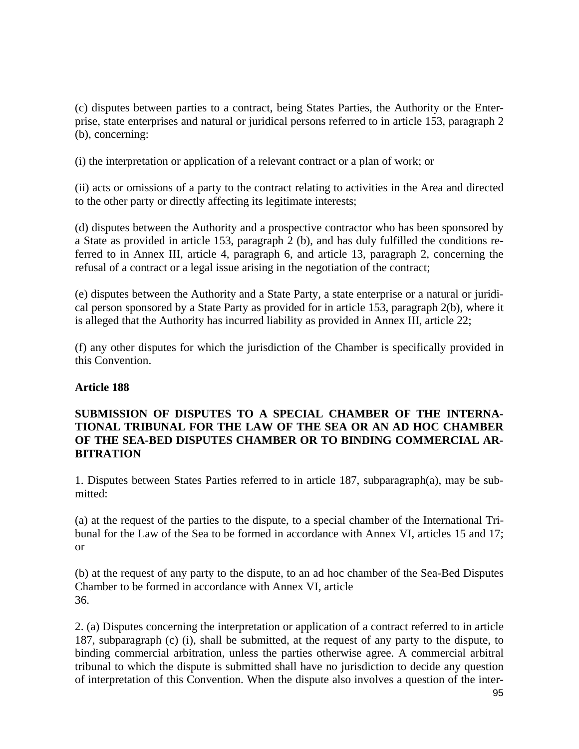(c) disputes between parties to a contract, being States Parties, the Authority or the Enterprise, state enterprises and natural or juridical persons referred to in article 153, paragraph 2 (b), concerning:

(i) the interpretation or application of a relevant contract or a plan of work; or

(ii) acts or omissions of a party to the contract relating to activities in the Area and directed to the other party or directly affecting its legitimate interests;

(d) disputes between the Authority and a prospective contractor who has been sponsored by a State as provided in article 153, paragraph 2 (b), and has duly fulfilled the conditions referred to in Annex III, article 4, paragraph 6, and article 13, paragraph 2, concerning the refusal of a contract or a legal issue arising in the negotiation of the contract;

(e) disputes between the Authority and a State Party, a state enterprise or a natural or juridical person sponsored by a State Party as provided for in article 153, paragraph 2(b), where it is alleged that the Authority has incurred liability as provided in Annex III, article 22;

(f) any other disputes for which the jurisdiction of the Chamber is specifically provided in this Convention.

**Article 188**

**SUBMISSION OF DISPUTES TO A SPECIAL CHAMBER OF THE INTERNATIONAL TRIBUNAL FOR THE LAW OF THE SEA OR AN AD HOC CHAMBER OF THE SEA-BED DISPUTES CHAMBER OR TO BINDING COMMERCIAL ARBITRATION**

1. Disputes between States Parties referred to in article 187, subparagraph(a), may be submitted:

(a) at the request of the parties to the dispute, to a special chamber of the International Tribunal for the Law of the Sea to be formed in accordance with Annex VI, articles 15 and 17; or

(b) at the request of any party to the dispute, to an ad hoc chamber of the Sea-Bed Disputes Chamber to be formed in accordance with Annex VI, article 36.

2. (a) Disputes concerning the interpretation or application of a contract referred to in article 187, subparagraph (c) (i), shall be submitted, at the request of any party to the dispute, to binding commercial arbitration, unless the parties otherwise agree. A commercial arbitral tribunal to which the dispute is submitted shall have no jurisdiction to decide any question of interpretation of this Convention. When the dispute also involves a question of the inter-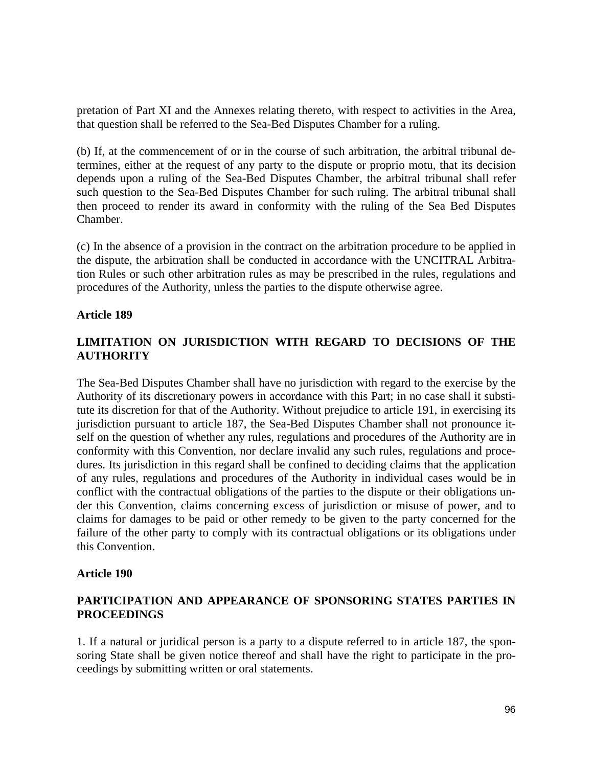pretation of Part XI and the Annexes relating thereto, with respect to activities in the Area, that question shall be referred to the Sea-Bed Disputes Chamber for a ruling.

(b) If, at the commencement of or in the course of such arbitration, the arbitral tribunal determines, either at the request of any party to the dispute or proprio motu, that its decision depends upon a ruling of the Sea-Bed Disputes Chamber, the arbitral tribunal shall refer such question to the Sea-Bed Disputes Chamber for such ruling. The arbitral tribunal shall then proceed to render its award in conformity with the ruling of the Sea Bed Disputes Chamber.

(c) In the absence of a provision in the contract on the arbitration procedure to be applied in the dispute, the arbitration shall be conducted in accordance with the UNCITRAL Arbitration Rules or such other arbitration rules as may be prescribed in the rules, regulations and procedures of the Authority, unless the parties to the dispute otherwise agree.

**Article 189**

**LIMITATION ON JURISDICTION WITH REGARD TO DECISIONS OF THE AUTHORITY**

The Sea-Bed Disputes Chamber shall have no jurisdiction with regard to the exercise by the Authority of its discretionary powers in accordance with this Part; in no case shall it substitute its discretion for that of the Authority. Without prejudice to article 191, in exercising its jurisdiction pursuant to article 187, the Sea-Bed Disputes Chamber shall not pronounce itself on the question of whether any rules, regulations and procedures of the Authority are in conformity with this Convention, nor declare invalid any such rules, regulations and procedures. Its jurisdiction in this regard shall be confined to deciding claims that the application of any rules, regulations and procedures of the Authority in individual cases would be in conflict with the contractual obligations of the parties to the dispute or their obligations under this Convention, claims concerning excess of jurisdiction or misuse of power, and to claims for damages to be paid or other remedy to be given to the party concerned for the failure of the other party to comply with its contractual obligations or its obligations under this Convention.

**Article 190**

**PARTICIPATION AND APPEARANCE OF SPONSORING STATES PARTIES IN PROCEEDINGS**

1. If a natural or juridical person is a party to a dispute referred to in article 187, the sponsoring State shall be given notice thereof and shall have the right to participate in the proceedings by submitting written or oral statements.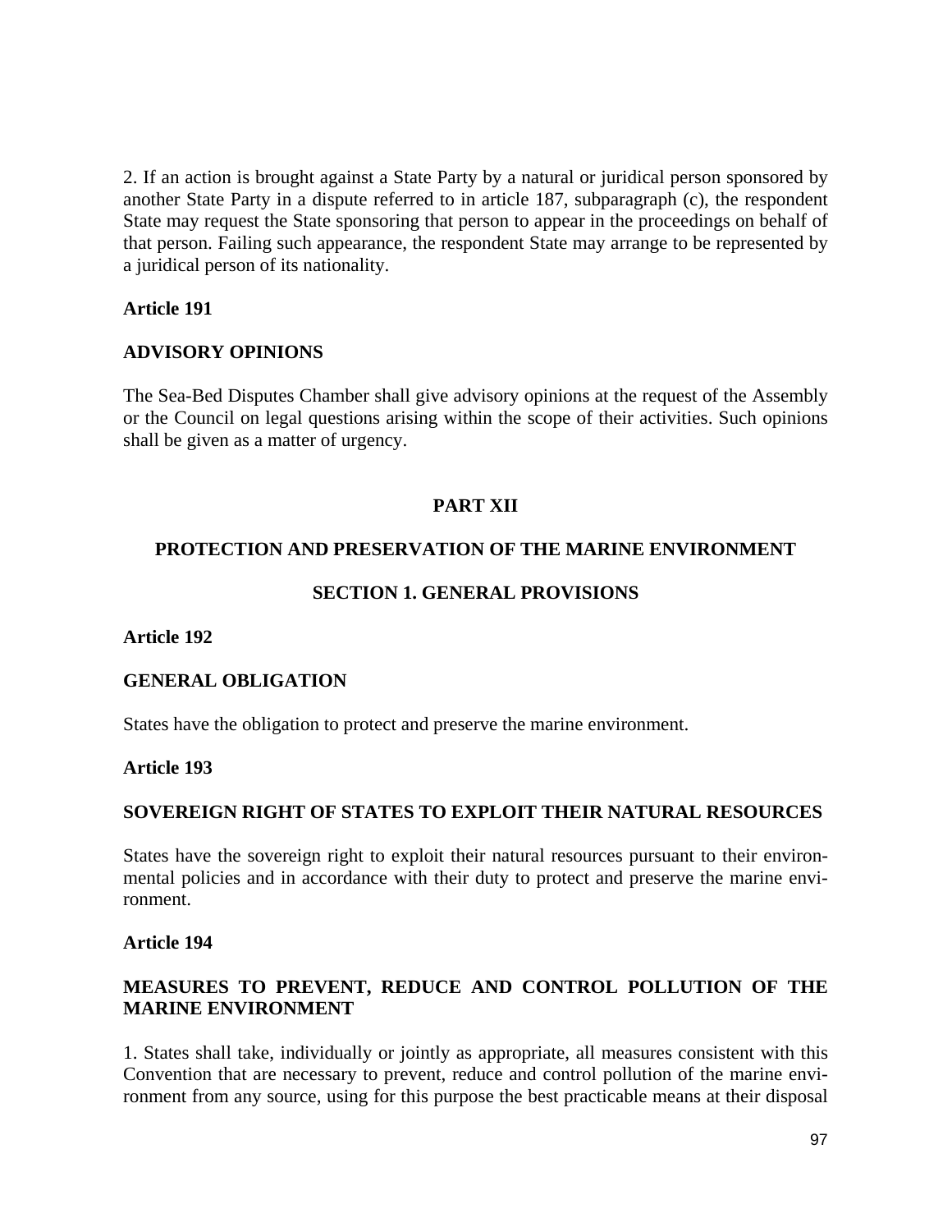2. If an action is brought against a State Party by a natural or juridical person sponsored by another State Party in a dispute referred to in article 187, subparagraph (c), the respondent State may request the State sponsoring that person to appear in the proceedings on behalf of that person. Failing such appearance, the respondent State may arrange to be represented by a juridical person of its nationality.

**Article 191**

**ADVISORY OPINIONS**

The Sea-Bed Disputes Chamber shall give advisory opinions at the request of the Assembly or the Council on legal questions arising within the scope of their activities. Such opinions shall be given as a matter of urgency.

# PART XII

## PROTECTION AND PRESERVATION OF THE MARINE ENVIRONMENT

### SECTION 1. GENERAL PROVISIONS

**Article 192**

**GENERAL OBLIGATION**

States have the obligation to protect and preserve the marine environment.

**Article 193**

**SOVEREIGN RIGHT OF STATES TO EXPLOIT THEIR NATURAL RESOURCES**

States have the sovereign right to exploit their natural resources pursuant to their environmental policies and in accordance with their duty to protect and preserve the marine environment.

**Article 194**

**MEASURES TO PREVENT, REDUCE AND CONTROL POLLUTION OF THE MARINE ENVIRONMENT**

1. States shall take, individually or jointly as appropriate, all measures consistent with this Convention that are necessary to prevent, reduce and control pollution of the marine environment from any source, using for this purpose the best practicable means at their disposal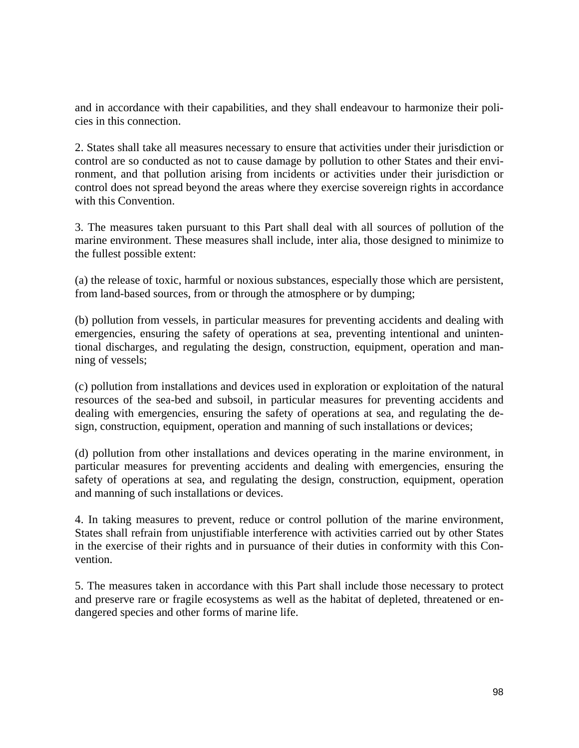and in accordance with their capabilities, and they shall endeavour to harmonize their policies in this connection.

2. States shall take all measures necessary to ensure that activities under their jurisdiction or control are so conducted as not to cause damage by pollution to other States and their environment, and that pollution arising from incidents or activities under their jurisdiction or control does not spread beyond the areas where they exercise sovereign rights in accordance with this Convention.

3. The measures taken pursuant to this Part shall deal with all sources of pollution of the marine environment. These measures shall include, inter alia, those designed to minimize to the fullest possible extent:

(a) the release of toxic, harmful or noxious substances, especially those which are persistent, from land-based sources, from or through the atmosphere or by dumping;

(b) pollution from vessels, in particular measures for preventing accidents and dealing with emergencies, ensuring the safety of operations at sea, preventing intentional and unintentional discharges, and regulating the design, construction, equipment, operation and manning of vessels;

(c) pollution from installations and devices used in exploration or exploitation of the natural resources of the sea-bed and subsoil, in particular measures for preventing accidents and dealing with emergencies, ensuring the safety of operations at sea, and regulating the design, construction, equipment, operation and manning of such installations or devices;

(d) pollution from other installations and devices operating in the marine environment, in particular measures for preventing accidents and dealing with emergencies, ensuring the safety of operations at sea, and regulating the design, construction, equipment, operation and manning of such installations or devices.

4. In taking measures to prevent, reduce or control pollution of the marine environment, States shall refrain from unjustifiable interference with activities carried out by other States in the exercise of their rights and in pursuance of their duties in conformity with this Convention.

5. The measures taken in accordance with this Part shall include those necessary to protect and preserve rare or fragile ecosystems as well as the habitat of depleted, threatened or endangered species and other forms of marine life.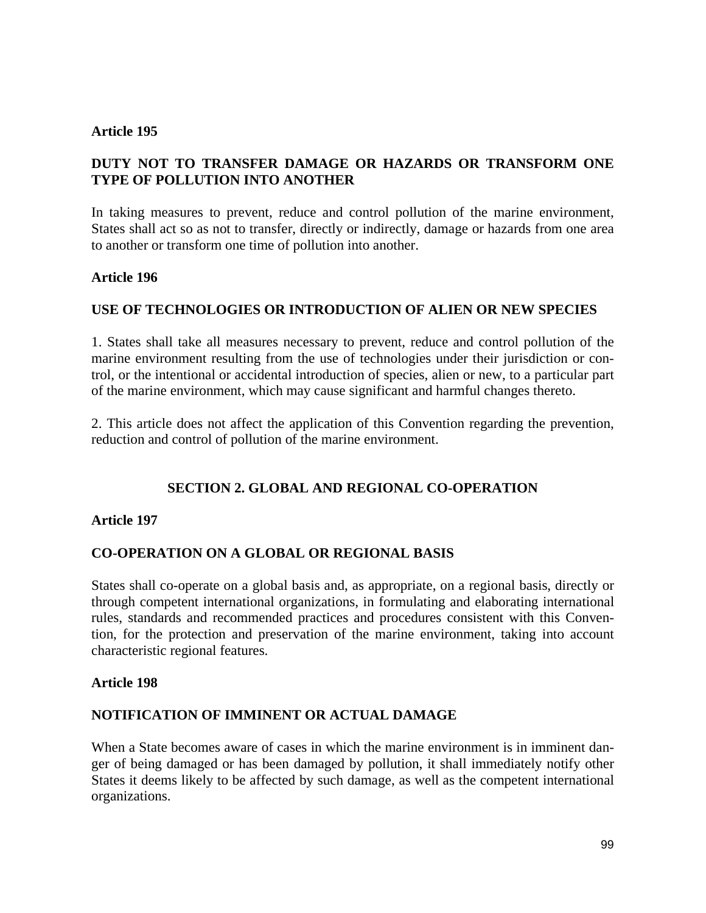**Article 195**

**DUTY NOT TO TRANSFER DAMAGE OR HAZARDS OR TRANSFORM ONE TYPE OF POLLUTION INTO ANOTHER**

In taking measures to prevent, reduce and control pollution of the marine environment, States shall act so as not to transfer, directly or indirectly, damage or hazards from one area to another or transform one time of pollution into another.

**Article 196**

**USE OF TECHNOLOGIES OR INTRODUCTION OF ALIEN OR NEW SPECIES**

1. States shall take all measures necessary to prevent, reduce and control pollution of the marine environment resulting from the use of technologies under their jurisdiction or control, or the intentional or accidental introduction of species, alien or new, to a particular part of the marine environment, which may cause significant and harmful changes thereto.

2. This article does not affect the application of this Convention regarding the prevention, reduction and control of pollution of the marine environment.

## SECTION 2. GLOBAL AND REGIONAL CO-OPERATION

**Article 197**

**CO-OPERATION ON A GLOBAL OR REGIONAL BASIS**

States shall co-operate on a global basis and, as appropriate, on a regional basis, directly or through competent international organizations, in formulating and elaborating international rules, standards and recommended practices and procedures consistent with this Convention, for the protection and preservation of the marine environment, taking into account characteristic regional features.

**Article 198**

**NOTIFICATION OF IMMINENT OR ACTUAL DAMAGE**

When a State becomes aware of cases in which the marine environment is in imminent danger of being damaged or has been damaged by pollution, it shall immediately notify other States it deems likely to be affected by such damage, as well as the competent international organizations.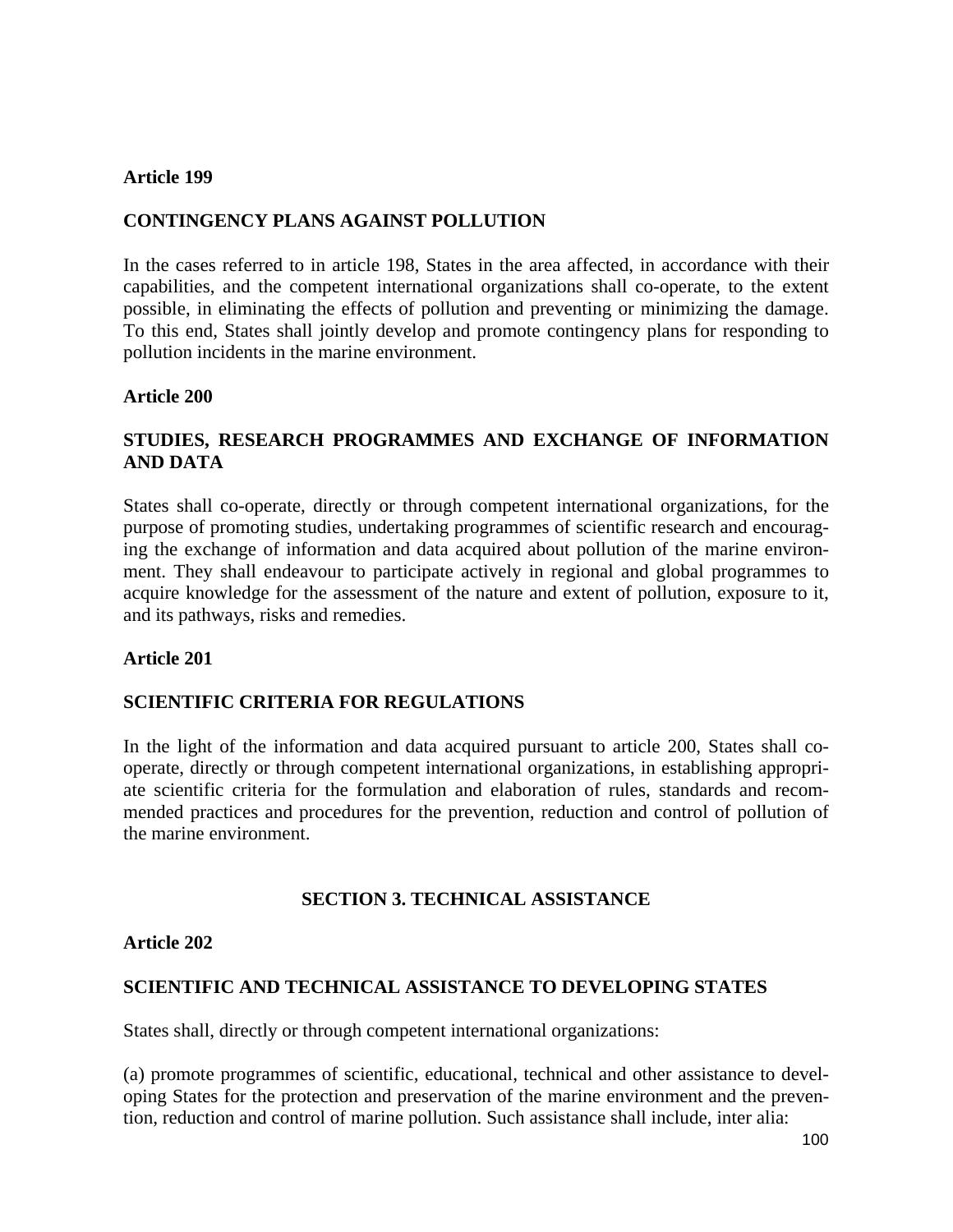**Article 199**

**CONTINGENCY PLANS AGAINST POLLUTION**

In the cases referred to in article 198, States in the area affected, in accordance with their capabilities, and the competent international organizations shall co-operate, to the extent possible, in eliminating the effects of pollution and preventing or minimizing the damage. To this end, States shall jointly develop and promote contingency plans for responding to pollution incidents in the marine environment.

**Article 200**

**STUDIES, RESEARCH PROGRAMMES AND EXCHANGE OF INFORMATION AND DATA**

States shall co-operate, directly or through competent international organizations, for the purpose of promoting studies, undertaking programmes of scientific research and encouraging the exchange of information and data acquired about pollution of the marine environment. They shall endeavour to participate actively in regional and global programmes to acquire knowledge for the assessment of the nature and extent of pollution, exposure to it, and its pathways, risks and remedies.

**Article 201**

**SCIENTIFIC CRITERIA FOR REGULATIONS**

In the light of the information and data acquired pursuant to article 200, States shall co-operate, directly or through competent international organizations, in establishing appropriate scientific criteria for the formulation and elaboration of rules, standards and recommended practices and procedures for the prevention, reduction and control of pollution of the marine environment.

## SECTION 3. TECHNICAL ASSISTANCE

**Article 202**

**SCIENTIFIC AND TECHNICAL ASSISTANCE TO DEVELOPING STATES**

States shall, directly or through competent international organizations:

(a) promote programmes of scientific, educational, technical and other assistance to developing States for the protection and preservation of the marine environment and the prevention, reduction and control of marine pollution. Such assistance shall include, inter alia: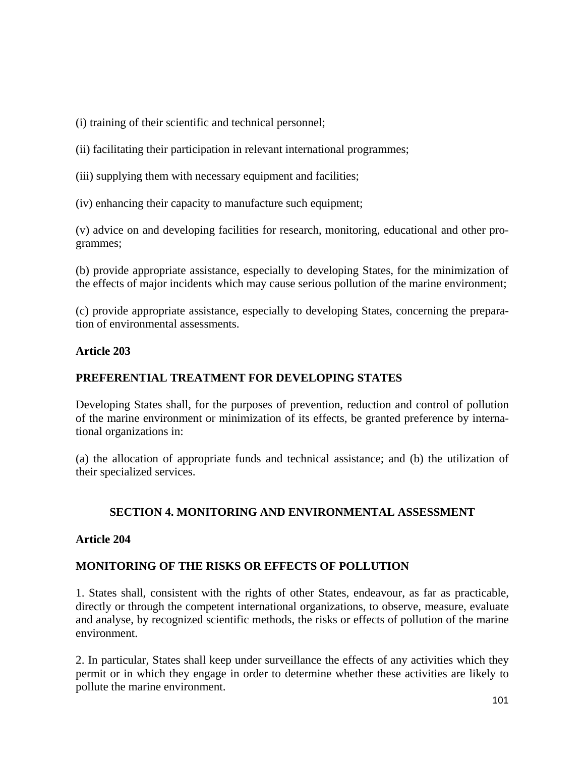(i) training of their scientific and technical personnel;

(ii) facilitating their participation in relevant international programmes;

(iii) supplying them with necessary equipment and facilities;

(iv) enhancing their capacity to manufacture such equipment;

(v) advice on and developing facilities for research, monitoring, educational and other programmes;

(b) provide appropriate assistance, especially to developing States, for the minimization of the effects of major incidents which may cause serious pollution of the marine environment;

(c) provide appropriate assistance, especially to developing States, concerning the preparation of environmental assessments.

**Article 203**

**PREFERENTIAL TREATMENT FOR DEVELOPING STATES**

Developing States shall, for the purposes of prevention, reduction and control of pollution of the marine environment or minimization of its effects, be granted preference by international organizations in:

(a) the allocation of appropriate funds and technical assistance; and (b) the utilization of their specialized services.

## SECTION 4. MONITORING AND ENVIRONMENTAL ASSESSMENT

**Article 204**

**MONITORING OF THE RISKS OR EFFECTS OF POLLUTION**

1. States shall, consistent with the rights of other States, endeavour, as far as practicable, directly or through the competent international organizations, to observe, measure, evaluate and analyse, by recognized scientific methods, the risks or effects of pollution of the marine environment.

2. In particular, States shall keep under surveillance the effects of any activities which they permit or in which they engage in order to determine whether these activities are likely to pollute the marine environment.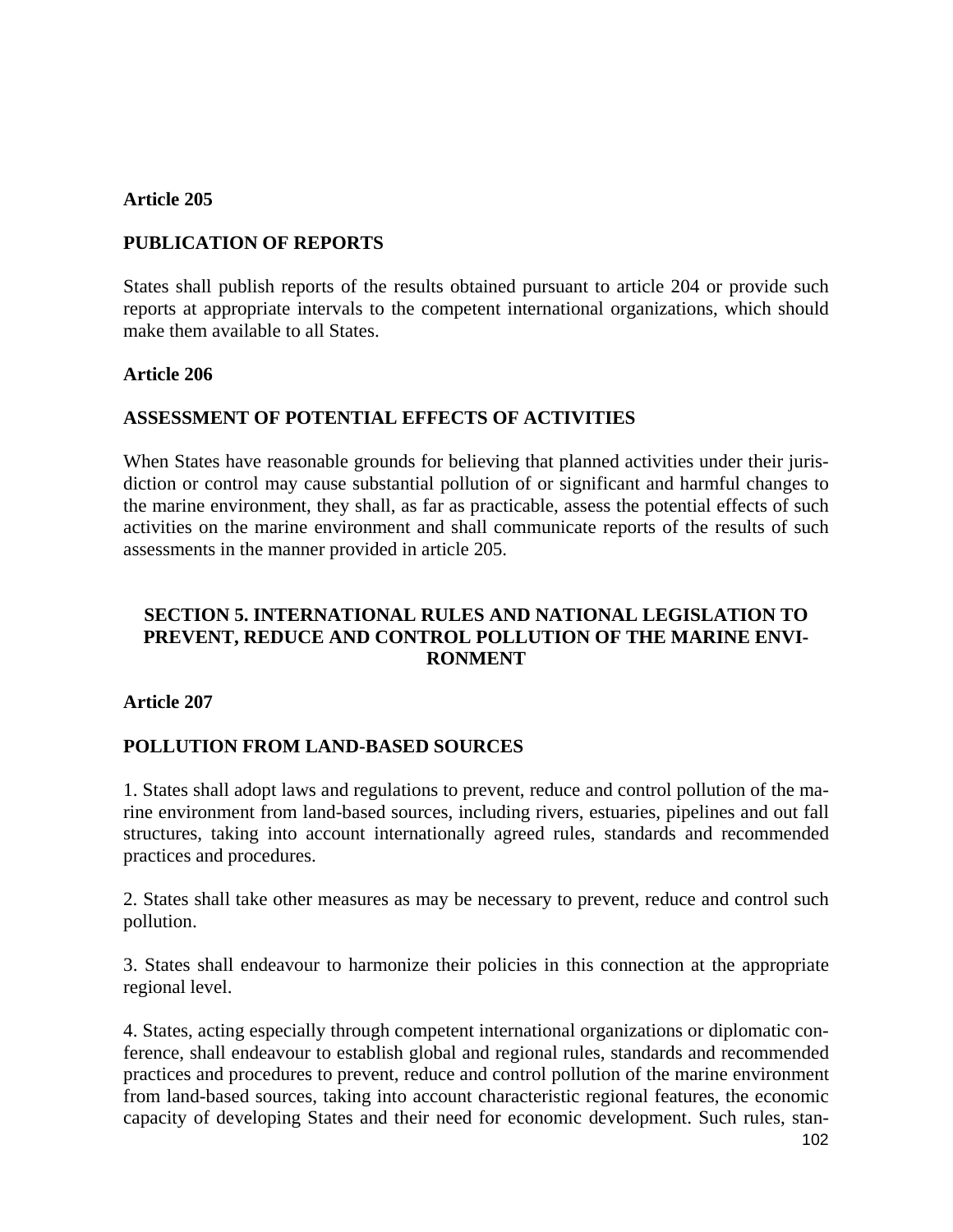**Article 205**

**PUBLICATION OF REPORTS**

States shall publish reports of the results obtained pursuant to article 204 or provide such reports at appropriate intervals to the competent international organizations, which should make them available to all States.

**Article 206**

**ASSESSMENT OF POTENTIAL EFFECTS OF ACTIVITIES**

When States have reasonable grounds for believing that planned activities under their jurisdiction or control may cause substantial pollution of or significant and harmful changes to the marine environment, they shall, as far as practicable, assess the potential effects of such activities on the marine environment and shall communicate reports of the results of such assessments in the manner provided in article 205.

## SECTION 5. INTERNATIONAL RULES AND NATIONAL LEGISLATION TO PREVENT, REDUCE AND CONTROL POLLUTION OF THE MARINE ENVIRONMENT

**Article 207**

**POLLUTION FROM LAND-BASED SOURCES**

1. States shall adopt laws and regulations to prevent, reduce and control pollution of the marine environment from land-based sources, including rivers, estuaries, pipelines and out fall structures, taking into account internationally agreed rules, standards and recommended practices and procedures.

2. States shall take other measures as may be necessary to prevent, reduce and control such pollution.

3. States shall endeavour to harmonize their policies in this connection at the appropriate regional level.

4. States, acting especially through competent international organizations or diplomatic conference, shall endeavour to establish global and regional rules, standards and recommended practices and procedures to prevent, reduce and control pollution of the marine environment from land-based sources, taking into account characteristic regional features, the economic capacity of developing States and their need for economic development. Such rules, stan-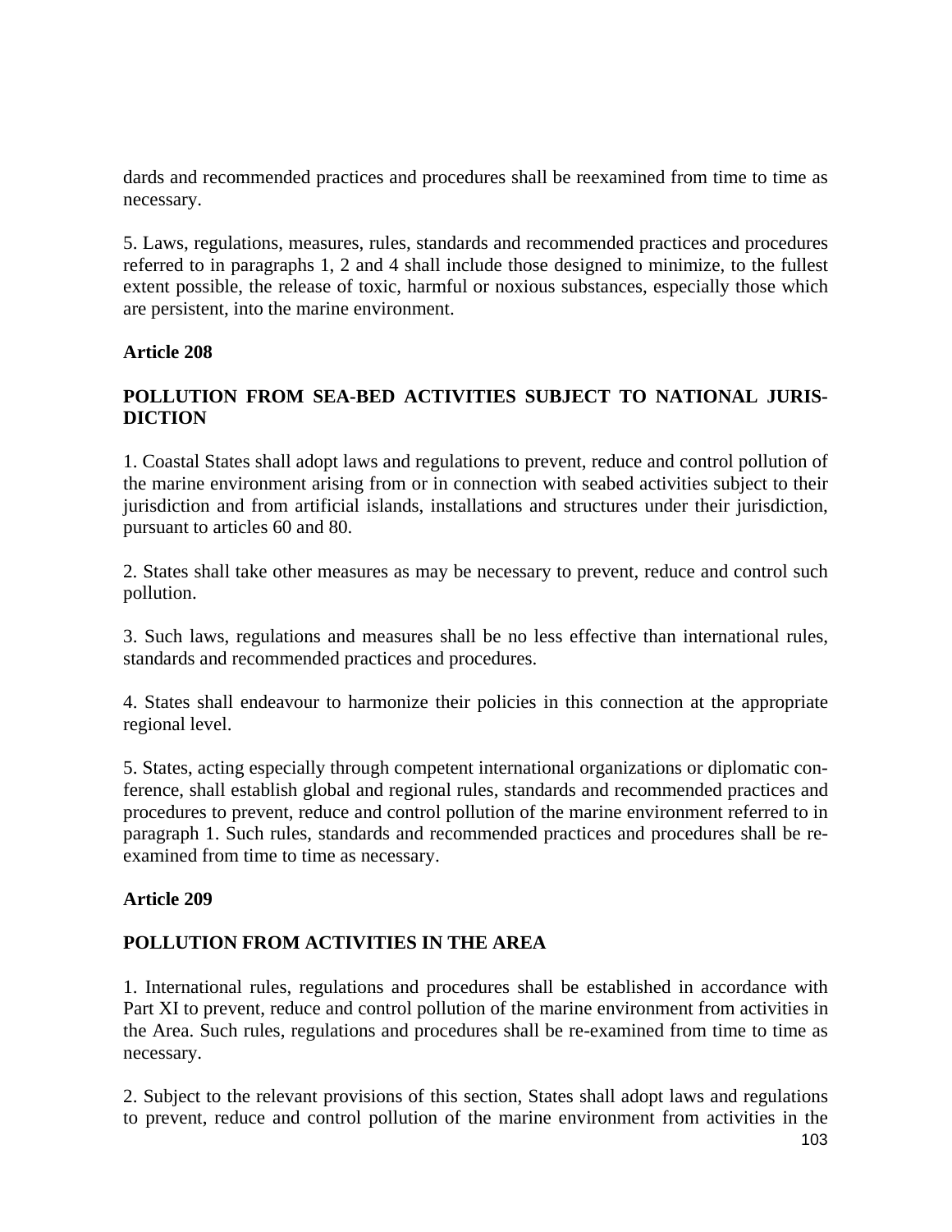dards and recommended practices and procedures shall be reexamined from time to time as necessary.

5. Laws, regulations, measures, rules, standards and recommended practices and procedures referred to in paragraphs 1, 2 and 4 shall include those designed to minimize, to the fullest extent possible, the release of toxic, harmful or noxious substances, especially those which are persistent, into the marine environment.

**Article 208**

**POLLUTION FROM SEA-BED ACTIVITIES SUBJECT TO NATIONAL JURISDICTION**

1. Coastal States shall adopt laws and regulations to prevent, reduce and control pollution of the marine environment arising from or in connection with seabed activities subject to their jurisdiction and from artificial islands, installations and structures under their jurisdiction, pursuant to articles 60 and 80.

2. States shall take other measures as may be necessary to prevent, reduce and control such pollution.

3. Such laws, regulations and measures shall be no less effective than international rules, standards and recommended practices and procedures.

4. States shall endeavour to harmonize their policies in this connection at the appropriate regional level.

5. States, acting especially through competent international organizations or diplomatic conference, shall establish global and regional rules, standards and recommended practices and procedures to prevent, reduce and control pollution of the marine environment referred to in paragraph 1. Such rules, standards and recommended practices and procedures shall be re-examined from time to time as necessary.

**Article 209**

**POLLUTION FROM ACTIVITIES IN THE AREA**

1. International rules, regulations and procedures shall be established in accordance with Part XI to prevent, reduce and control pollution of the marine environment from activities in the Area. Such rules, regulations and procedures shall be re-examined from time to time as necessary.

2. Subject to the relevant provisions of this section, States shall adopt laws and regulations to prevent, reduce and control pollution of the marine environment from activities in the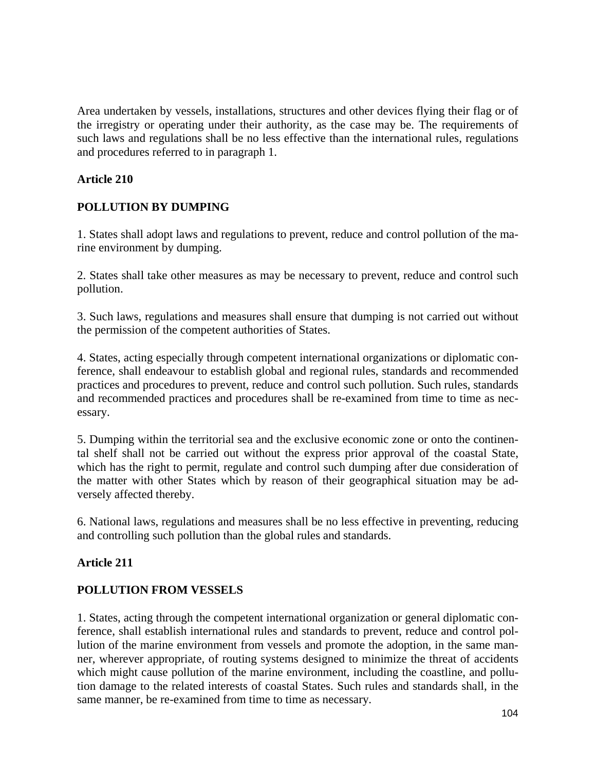Area undertaken by vessels, installations, structures and other devices flying their flag or of the irregistry or operating under their authority, as the case may be. The requirements of such laws and regulations shall be no less effective than the international rules, regulations and procedures referred to in paragraph 1.

**Article 210**

**POLLUTION BY DUMPING**

1. States shall adopt laws and regulations to prevent, reduce and control pollution of the marine environment by dumping.

2. States shall take other measures as may be necessary to prevent, reduce and control such pollution.

3. Such laws, regulations and measures shall ensure that dumping is not carried out without the permission of the competent authorities of States.

4. States, acting especially through competent international organizations or diplomatic conference, shall endeavour to establish global and regional rules, standards and recommended practices and procedures to prevent, reduce and control such pollution. Such rules, standards and recommended practices and procedures shall be re-examined from time to time as necessary.

5. Dumping within the territorial sea and the exclusive economic zone or onto the continental shelf shall not be carried out without the express prior approval of the coastal State, which has the right to permit, regulate and control such dumping after due consideration of the matter with other States which by reason of their geographical situation may be adversely affected thereby.

6. National laws, regulations and measures shall be no less effective in preventing, reducing and controlling such pollution than the global rules and standards.

**Article 211**

**POLLUTION FROM VESSELS**

1. States, acting through the competent international organization or general diplomatic conference, shall establish international rules and standards to prevent, reduce and control pollution of the marine environment from vessels and promote the adoption, in the same manner, wherever appropriate, of routing systems designed to minimize the threat of accidents which might cause pollution of the marine environment, including the coastline, and pollution damage to the related interests of coastal States. Such rules and standards shall, in the same manner, be re-examined from time to time as necessary.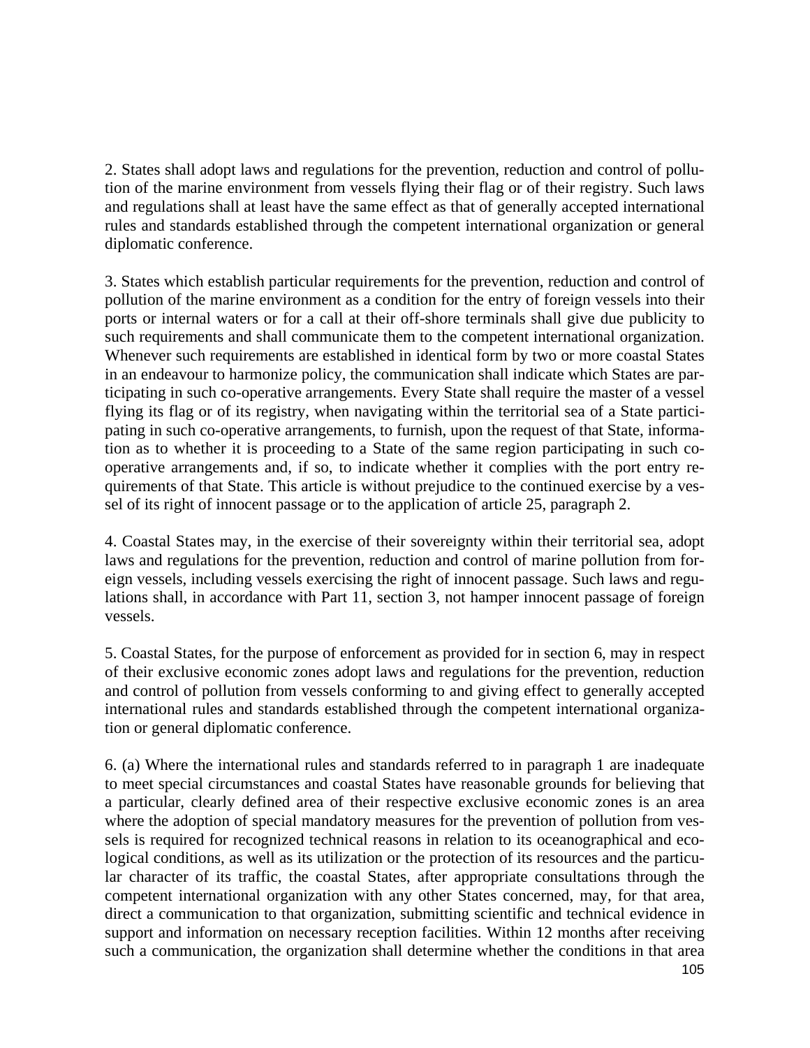2. States shall adopt laws and regulations for the prevention, reduction and control of pollution of the marine environment from vessels flying their flag or of their registry. Such laws and regulations shall at least have the same effect as that of generally accepted international rules and standards established through the competent international organization or general diplomatic conference.

3. States which establish particular requirements for the prevention, reduction and control of pollution of the marine environment as a condition for the entry of foreign vessels into their ports or internal waters or for a call at their off-shore terminals shall give due publicity to such requirements and shall communicate them to the competent international organization. Whenever such requirements are established in identical form by two or more coastal States in an endeavour to harmonize policy, the communication shall indicate which States are participating in such co-operative arrangements. Every State shall require the master of a vessel flying its flag or of its registry, when navigating within the territorial sea of a State participating in such co-operative arrangements, to furnish, upon the request of that State, information as to whether it is proceeding to a State of the same region participating in such co-operative arrangements and, if so, to indicate whether it complies with the port entry requirements of that State. This article is without prejudice to the continued exercise by a vessel of its right of innocent passage or to the application of article 25, paragraph 2.

4. Coastal States may, in the exercise of their sovereignty within their territorial sea, adopt laws and regulations for the prevention, reduction and control of marine pollution from foreign vessels, including vessels exercising the right of innocent passage. Such laws and regulations shall, in accordance with Part 11, section 3, not hamper innocent passage of foreign vessels.

5. Coastal States, for the purpose of enforcement as provided for in section 6, may in respect of their exclusive economic zones adopt laws and regulations for the prevention, reduction and control of pollution from vessels conforming to and giving effect to generally accepted international rules and standards established through the competent international organization or general diplomatic conference.

6. (a) Where the international rules and standards referred to in paragraph 1 are inadequate to meet special circumstances and coastal States have reasonable grounds for believing that a particular, clearly defined area of their respective exclusive economic zones is an area where the adoption of special mandatory measures for the prevention of pollution from vessels is required for recognized technical reasons in relation to its oceanographical and ecological conditions, as well as its utilization or the protection of its resources and the particular character of its traffic, the coastal States, after appropriate consultations through the competent international organization with any other States concerned, may, for that area, direct a communication to that organization, submitting scientific and technical evidence in support and information on necessary reception facilities. Within 12 months after receiving such a communication, the organization shall determine whether the conditions in that area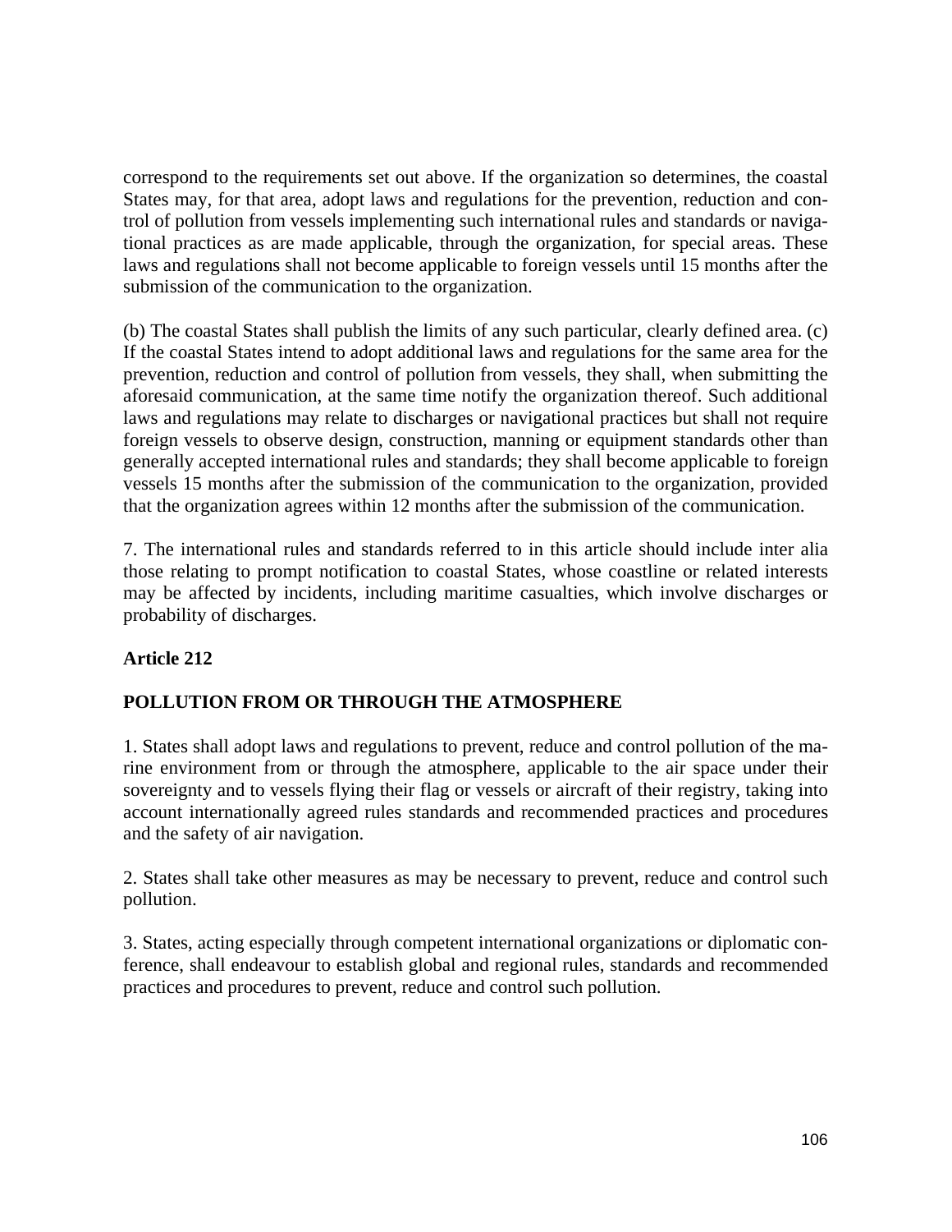correspond to the requirements set out above. If the organization so determines, the coastal States may, for that area, adopt laws and regulations for the prevention, reduction and control of pollution from vessels implementing such international rules and standards or navigational practices as are made applicable, through the organization, for special areas. These laws and regulations shall not become applicable to foreign vessels until 15 months after the submission of the communication to the organization.

(b) The coastal States shall publish the limits of any such particular, clearly defined area. (c) If the coastal States intend to adopt additional laws and regulations for the same area for the prevention, reduction and control of pollution from vessels, they shall, when submitting the aforesaid communication, at the same time notify the organization thereof. Such additional laws and regulations may relate to discharges or navigational practices but shall not require foreign vessels to observe design, construction, manning or equipment standards other than generally accepted international rules and standards; they shall become applicable to foreign vessels 15 months after the submission of the communication to the organization, provided that the organization agrees within 12 months after the submission of the communication.

7. The international rules and standards referred to in this article should include inter alia those relating to prompt notification to coastal States, whose coastline or related interests may be affected by incidents, including maritime casualties, which involve discharges or probability of discharges.

**Article 212**

**POLLUTION FROM OR THROUGH THE ATMOSPHERE**

1. States shall adopt laws and regulations to prevent, reduce and control pollution of the marine environment from or through the atmosphere, applicable to the air space under their sovereignty and to vessels flying their flag or vessels or aircraft of their registry, taking into account internationally agreed rules standards and recommended practices and procedures and the safety of air navigation.

2. States shall take other measures as may be necessary to prevent, reduce and control such pollution.

3. States, acting especially through competent international organizations or diplomatic conference, shall endeavour to establish global and regional rules, standards and recommended practices and procedures to prevent, reduce and control such pollution.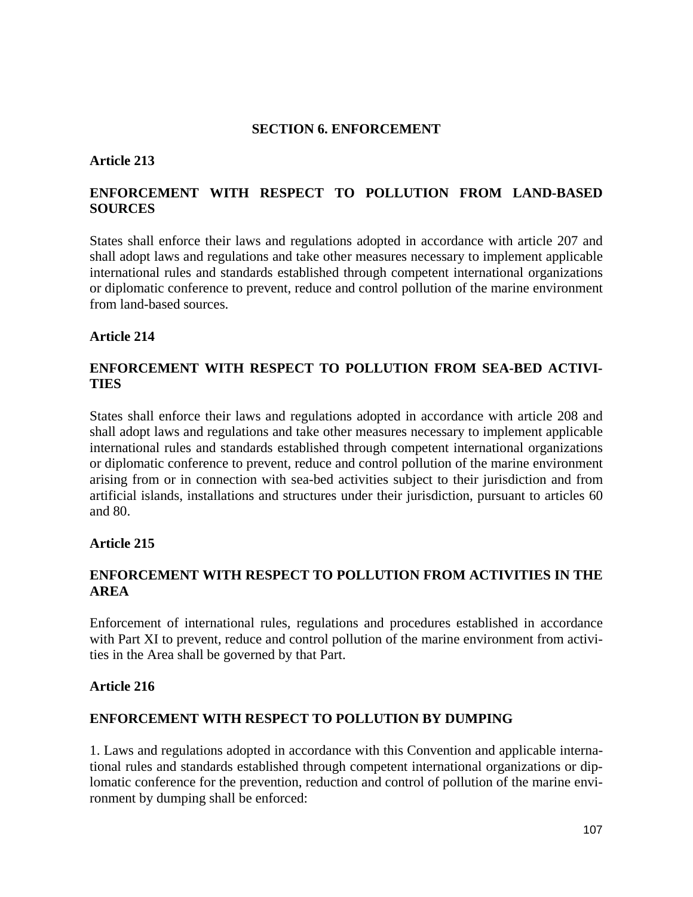## SECTION 6. ENFORCEMENT

### Article 213

### ENFORCEMENT WITH RESPECT TO POLLUTION FROM LAND-BASED SOURCES

States shall enforce their laws and regulations adopted in accordance with article 207 and shall adopt laws and regulations and take other measures necessary to implement applicable international rules and standards established through competent international organizations or diplomatic conference to prevent, reduce and control pollution of the marine environment from land-based sources.

### Article 214

### ENFORCEMENT WITH RESPECT TO POLLUTION FROM SEA-BED ACTIVITIES

States shall enforce their laws and regulations adopted in accordance with article 208 and shall adopt laws and regulations and take other measures necessary to implement applicable international rules and standards established through competent international organizations or diplomatic conference to prevent, reduce and control pollution of the marine environment arising from or in connection with sea-bed activities subject to their jurisdiction and from artificial islands, installations and structures under their jurisdiction, pursuant to articles 60 and 80.

### Article 215

### ENFORCEMENT WITH RESPECT TO POLLUTION FROM ACTIVITIES IN THE AREA

Enforcement of international rules, regulations and procedures established in accordance with Part XI to prevent, reduce and control pollution of the marine environment from activities in the Area shall be governed by that Part.

### Article 216

### ENFORCEMENT WITH RESPECT TO POLLUTION BY DUMPING

1. Laws and regulations adopted in accordance with this Convention and applicable international rules and standards established through competent international organizations or diplomatic conference for the prevention, reduction and control of pollution of the marine environment by dumping shall be enforced: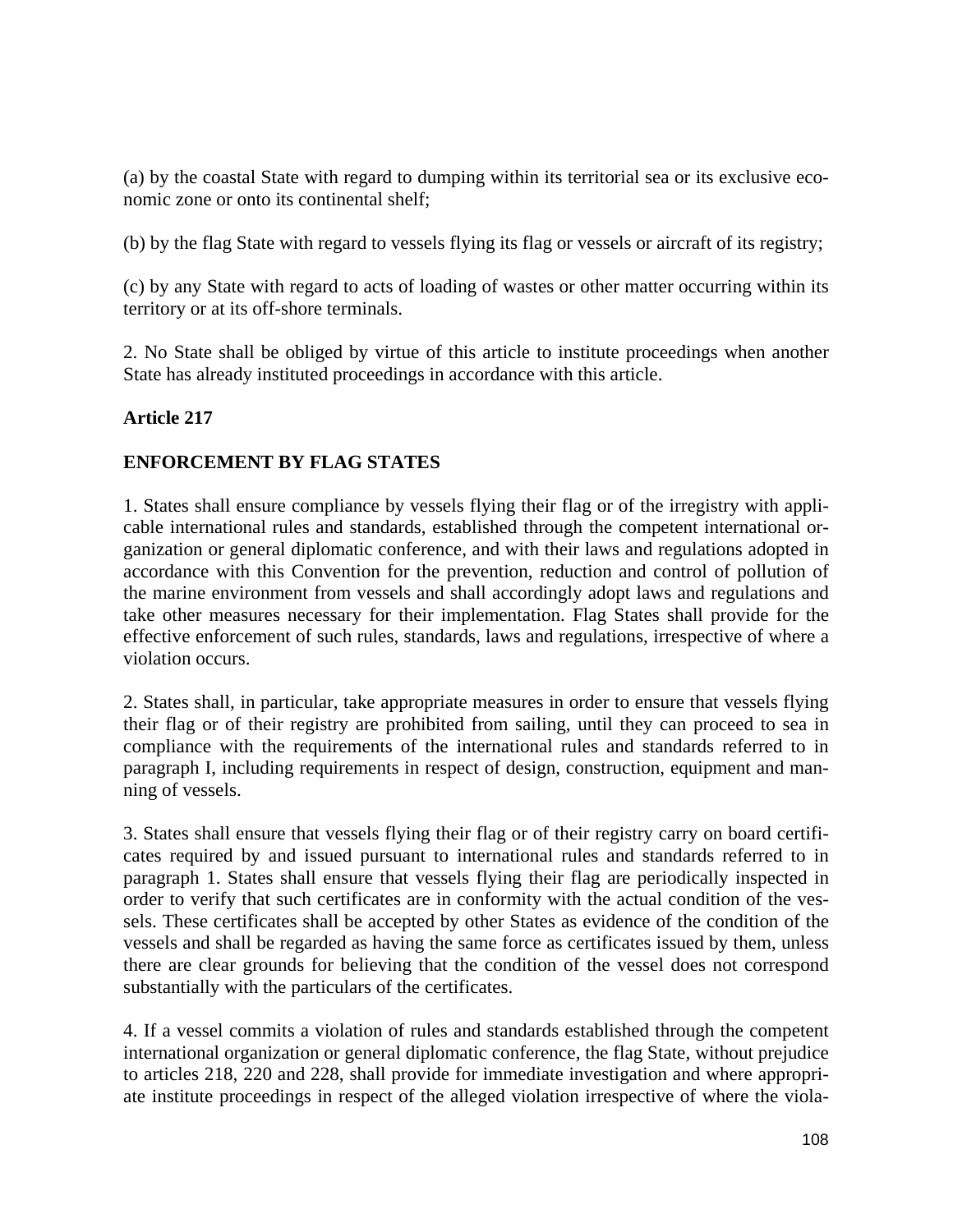(a) by the coastal State with regard to dumping within its territorial sea or its exclusive economic zone or onto its continental shelf;

(b) by the flag State with regard to vessels flying its flag or vessels or aircraft of its registry;

(c) by any State with regard to acts of loading of wastes or other matter occurring within its territory or at its off-shore terminals.

2. No State shall be obliged by virtue of this article to institute proceedings when another State has already instituted proceedings in accordance with this article.

**Article 217**

**ENFORCEMENT BY FLAG STATES**

1. States shall ensure compliance by vessels flying their flag or of the irregistry with applicable international rules and standards, established through the competent international organization or general diplomatic conference, and with their laws and regulations adopted in accordance with this Convention for the prevention, reduction and control of pollution of the marine environment from vessels and shall accordingly adopt laws and regulations and take other measures necessary for their implementation. Flag States shall provide for the effective enforcement of such rules, standards, laws and regulations, irrespective of where a violation occurs.

2. States shall, in particular, take appropriate measures in order to ensure that vessels flying their flag or of their registry are prohibited from sailing, until they can proceed to sea in compliance with the requirements of the international rules and standards referred to in paragraph I, including requirements in respect of design, construction, equipment and manning of vessels.

3. States shall ensure that vessels flying their flag or of their registry carry on board certificates required by and issued pursuant to international rules and standards referred to in paragraph 1. States shall ensure that vessels flying their flag are periodically inspected in order to verify that such certificates are in conformity with the actual condition of the vessels. These certificates shall be accepted by other States as evidence of the condition of the vessels and shall be regarded as having the same force as certificates issued by them, unless there are clear grounds for believing that the condition of the vessel does not correspond substantially with the particulars of the certificates.

4. If a vessel commits a violation of rules and standards established through the competent international organization or general diplomatic conference, the flag State, without prejudice to articles 218, 220 and 228, shall provide for immediate investigation and where appropriate institute proceedings in respect of the alleged violation irrespective of where the viola-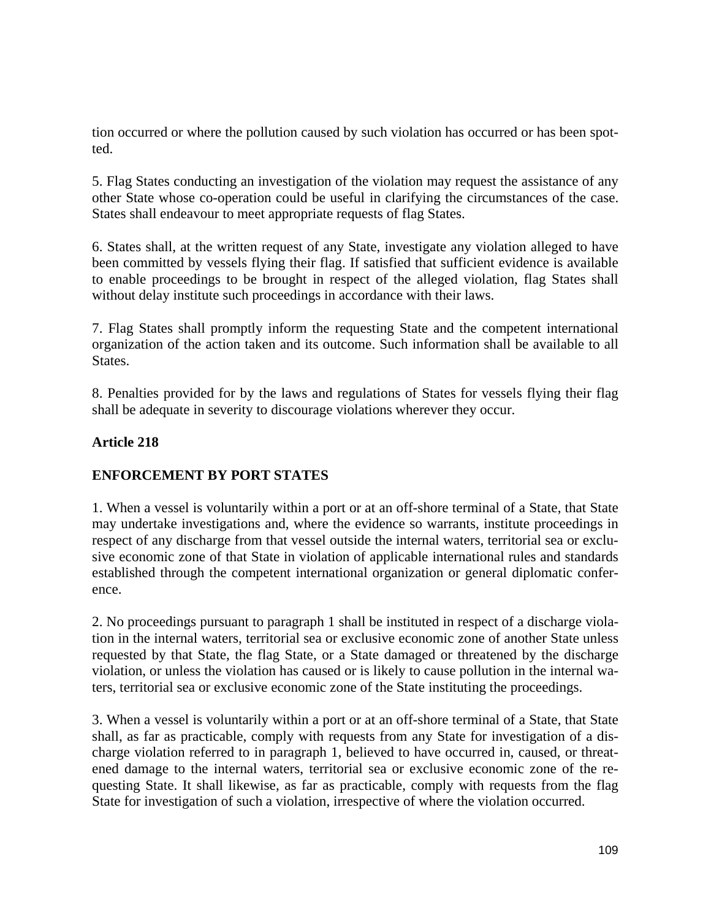tion occurred or where the pollution caused by such violation has occurred or has been spotted.

5. Flag States conducting an investigation of the violation may request the assistance of any other State whose co-operation could be useful in clarifying the circumstances of the case. States shall endeavour to meet appropriate requests of flag States.

6. States shall, at the written request of any State, investigate any violation alleged to have been committed by vessels flying their flag. If satisfied that sufficient evidence is available to enable proceedings to be brought in respect of the alleged violation, flag States shall without delay institute such proceedings in accordance with their laws.

7. Flag States shall promptly inform the requesting State and the competent international organization of the action taken and its outcome. Such information shall be available to all States.

8. Penalties provided for by the laws and regulations of States for vessels flying their flag shall be adequate in severity to discourage violations wherever they occur.

**Article 218**

**ENFORCEMENT BY PORT STATES**

1. When a vessel is voluntarily within a port or at an off-shore terminal of a State, that State may undertake investigations and, where the evidence so warrants, institute proceedings in respect of any discharge from that vessel outside the internal waters, territorial sea or exclusive economic zone of that State in violation of applicable international rules and standards established through the competent international organization or general diplomatic conference.

2. No proceedings pursuant to paragraph 1 shall be instituted in respect of a discharge violation in the internal waters, territorial sea or exclusive economic zone of another State unless requested by that State, the flag State, or a State damaged or threatened by the discharge violation, or unless the violation has caused or is likely to cause pollution in the internal waters, territorial sea or exclusive economic zone of the State instituting the proceedings.

3. When a vessel is voluntarily within a port or at an off-shore terminal of a State, that State shall, as far as practicable, comply with requests from any State for investigation of a discharge violation referred to in paragraph 1, believed to have occurred in, caused, or threatened damage to the internal waters, territorial sea or exclusive economic zone of the requesting State. It shall likewise, as far as practicable, comply with requests from the flag State for investigation of such a violation, irrespective of where the violation occurred.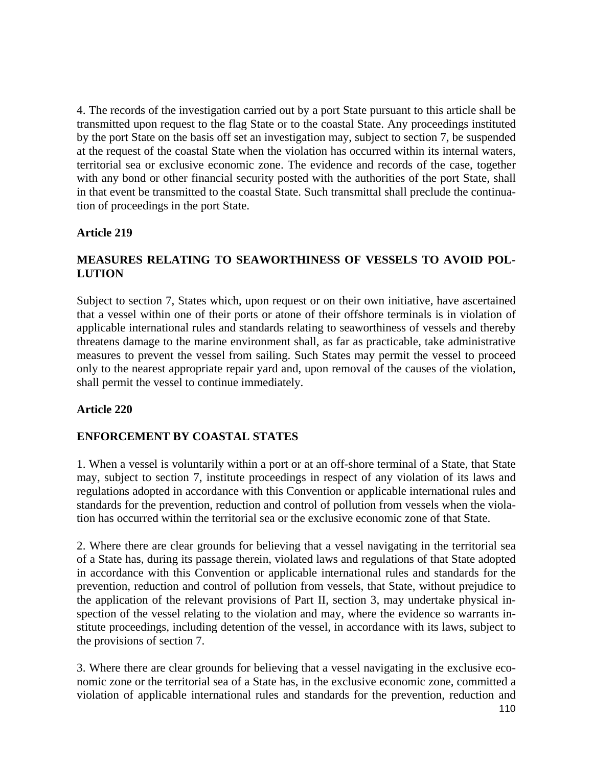4. The records of the investigation carried out by a port State pursuant to this article shall be transmitted upon request to the flag State or to the coastal State. Any proceedings instituted by the port State on the basis off set an investigation may, subject to section 7, be suspended at the request of the coastal State when the violation has occurred within its internal waters, territorial sea or exclusive economic zone. The evidence and records of the case, together with any bond or other financial security posted with the authorities of the port State, shall in that event be transmitted to the coastal State. Such transmittal shall preclude the continuation of proceedings in the port State.

**Article 219**

**MEASURES RELATING TO SEAWORTHINESS OF VESSELS TO AVOID POLLUTION**

Subject to section 7, States which, upon request or on their own initiative, have ascertained that a vessel within one of their ports or atone of their offshore terminals is in violation of applicable international rules and standards relating to seaworthiness of vessels and thereby threatens damage to the marine environment shall, as far as practicable, take administrative measures to prevent the vessel from sailing. Such States may permit the vessel to proceed only to the nearest appropriate repair yard and, upon removal of the causes of the violation, shall permit the vessel to continue immediately.

**Article 220**

**ENFORCEMENT BY COASTAL STATES**

1. When a vessel is voluntarily within a port or at an off-shore terminal of a State, that State may, subject to section 7, institute proceedings in respect of any violation of its laws and regulations adopted in accordance with this Convention or applicable international rules and standards for the prevention, reduction and control of pollution from vessels when the violation has occurred within the territorial sea or the exclusive economic zone of that State.

2. Where there are clear grounds for believing that a vessel navigating in the territorial sea of a State has, during its passage therein, violated laws and regulations of that State adopted in accordance with this Convention or applicable international rules and standards for the prevention, reduction and control of pollution from vessels, that State, without prejudice to the application of the relevant provisions of Part II, section 3, may undertake physical inspection of the vessel relating to the violation and may, where the evidence so warrants institute proceedings, including detention of the vessel, in accordance with its laws, subject to the provisions of section 7.

3. Where there are clear grounds for believing that a vessel navigating in the exclusive economic zone or the territorial sea of a State has, in the exclusive economic zone, committed a violation of applicable international rules and standards for the prevention, reduction and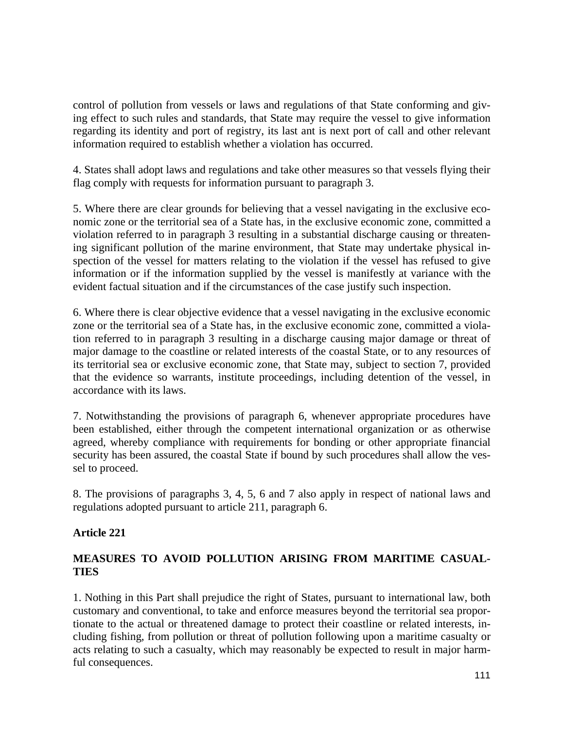control of pollution from vessels or laws and regulations of that State conforming and giving effect to such rules and standards, that State may require the vessel to give information regarding its identity and port of registry, its last ant is next port of call and other relevant information required to establish whether a violation has occurred.

4. States shall adopt laws and regulations and take other measures so that vessels flying their flag comply with requests for information pursuant to paragraph 3.

5. Where there are clear grounds for believing that a vessel navigating in the exclusive economic zone or the territorial sea of a State has, in the exclusive economic zone, committed a violation referred to in paragraph 3 resulting in a substantial discharge causing or threatening significant pollution of the marine environment, that State may undertake physical inspection of the vessel for matters relating to the violation if the vessel has refused to give information or if the information supplied by the vessel is manifestly at variance with the evident factual situation and if the circumstances of the case justify such inspection.

6. Where there is clear objective evidence that a vessel navigating in the exclusive economic zone or the territorial sea of a State has, in the exclusive economic zone, committed a violation referred to in paragraph 3 resulting in a discharge causing major damage or threat of major damage to the coastline or related interests of the coastal State, or to any resources of its territorial sea or exclusive economic zone, that State may, subject to section 7, provided that the evidence so warrants, institute proceedings, including detention of the vessel, in accordance with its laws.

7. Notwithstanding the provisions of paragraph 6, whenever appropriate procedures have been established, either through the competent international organization or as otherwise agreed, whereby compliance with requirements for bonding or other appropriate financial security has been assured, the coastal State if bound by such procedures shall allow the vessel to proceed.

8. The provisions of paragraphs 3, 4, 5, 6 and 7 also apply in respect of national laws and regulations adopted pursuant to article 211, paragraph 6.

**Article 221**

**MEASURES TO AVOID POLLUTION ARISING FROM MARITIME CASUALTIES**

1. Nothing in this Part shall prejudice the right of States, pursuant to international law, both customary and conventional, to take and enforce measures beyond the territorial sea proportionate to the actual or threatened damage to protect their coastline or related interests, including fishing, from pollution or threat of pollution following upon a maritime casualty or acts relating to such a casualty, which may reasonably be expected to result in major harmful consequences.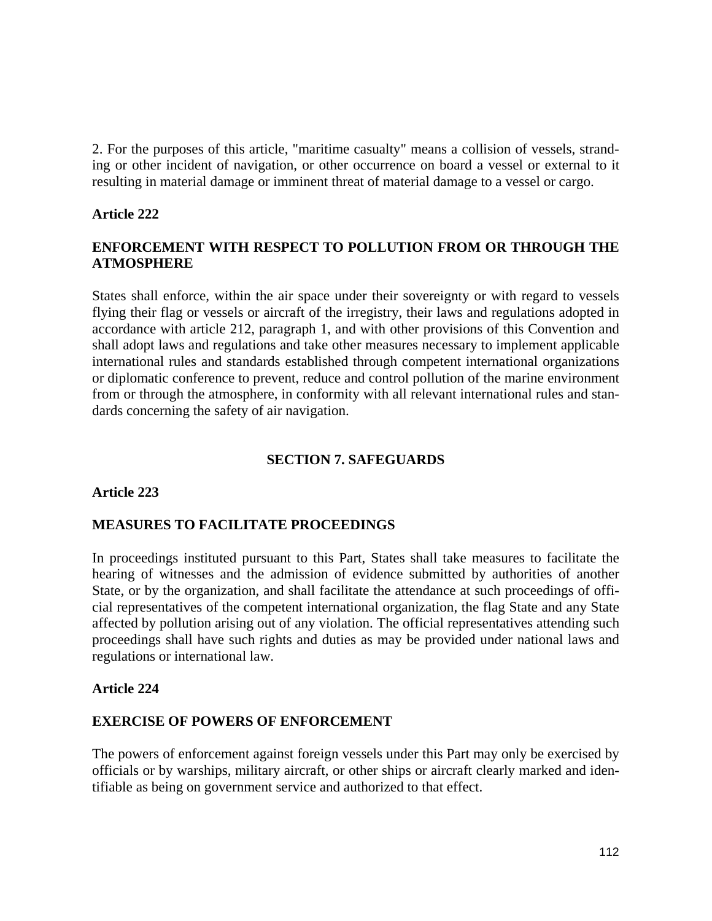2. For the purposes of this article, "maritime casualty" means a collision of vessels, stranding or other incident of navigation, or other occurrence on board a vessel or external to it resulting in material damage or imminent threat of material damage to a vessel or cargo.

**Article 222**

**ENFORCEMENT WITH RESPECT TO POLLUTION FROM OR THROUGH THE ATMOSPHERE**

States shall enforce, within the air space under their sovereignty or with regard to vessels flying their flag or vessels or aircraft of the irregistry, their laws and regulations adopted in accordance with article 212, paragraph 1, and with other provisions of this Convention and shall adopt laws and regulations and take other measures necessary to implement applicable international rules and standards established through competent international organizations or diplomatic conference to prevent, reduce and control pollution of the marine environment from or through the atmosphere, in conformity with all relevant international rules and standards concerning the safety of air navigation.

## SECTION 7. SAFEGUARDS

**Article 223**

**MEASURES TO FACILITATE PROCEEDINGS**

In proceedings instituted pursuant to this Part, States shall take measures to facilitate the hearing of witnesses and the admission of evidence submitted by authorities of another State, or by the organization, and shall facilitate the attendance at such proceedings of official representatives of the competent international organization, the flag State and any State affected by pollution arising out of any violation. The official representatives attending such proceedings shall have such rights and duties as may be provided under national laws and regulations or international law.

**Article 224**

**EXERCISE OF POWERS OF ENFORCEMENT**

The powers of enforcement against foreign vessels under this Part may only be exercised by officials or by warships, military aircraft, or other ships or aircraft clearly marked and identifiable as being on government service and authorized to that effect.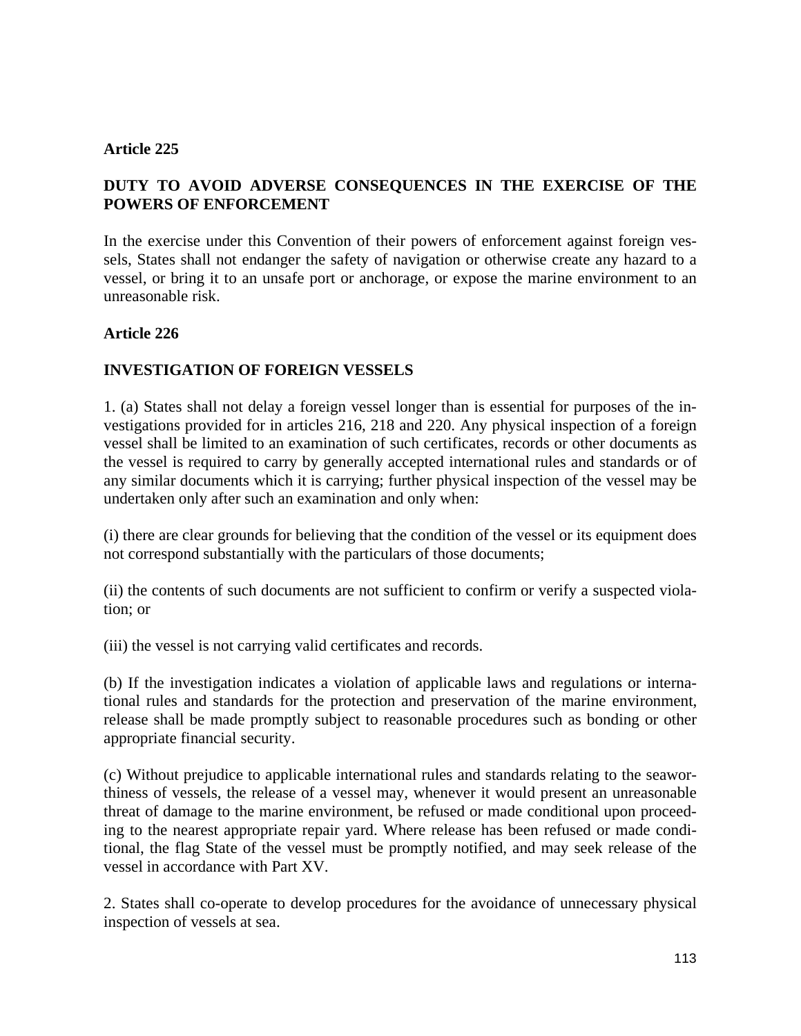**Article 225**

**DUTY TO AVOID ADVERSE CONSEQUENCES IN THE EXERCISE OF THE POWERS OF ENFORCEMENT**

In the exercise under this Convention of their powers of enforcement against foreign vessels, States shall not endanger the safety of navigation or otherwise create any hazard to a vessel, or bring it to an unsafe port or anchorage, or expose the marine environment to an unreasonable risk.

**Article 226**

**INVESTIGATION OF FOREIGN VESSELS**

1. (a) States shall not delay a foreign vessel longer than is essential for purposes of the investigations provided for in articles 216, 218 and 220. Any physical inspection of a foreign vessel shall be limited to an examination of such certificates, records or other documents as the vessel is required to carry by generally accepted international rules and standards or of any similar documents which it is carrying; further physical inspection of the vessel may be undertaken only after such an examination and only when:

(i) there are clear grounds for believing that the condition of the vessel or its equipment does not correspond substantially with the particulars of those documents;

(ii) the contents of such documents are not sufficient to confirm or verify a suspected violation; or

(iii) the vessel is not carrying valid certificates and records.

(b) If the investigation indicates a violation of applicable laws and regulations or international rules and standards for the protection and preservation of the marine environment, release shall be made promptly subject to reasonable procedures such as bonding or other appropriate financial security.

(c) Without prejudice to applicable international rules and standards relating to the seaworthiness of vessels, the release of a vessel may, whenever it would present an unreasonable threat of damage to the marine environment, be refused or made conditional upon proceeding to the nearest appropriate repair yard. Where release has been refused or made conditional, the flag State of the vessel must be promptly notified, and may seek release of the vessel in accordance with Part XV.

2. States shall co-operate to develop procedures for the avoidance of unnecessary physical inspection of vessels at sea.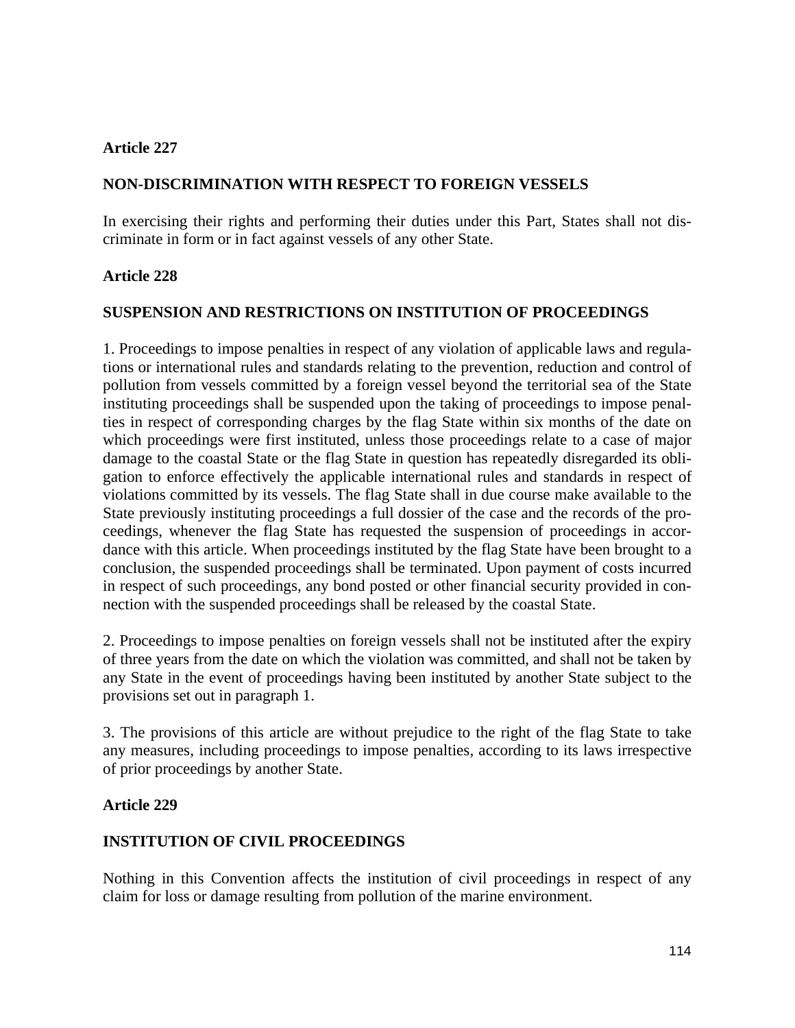**Article 227**

**NON-DISCRIMINATION WITH RESPECT TO FOREIGN VESSELS**

In exercising their rights and performing their duties under this Part, States shall not discriminate in form or in fact against vessels of any other State.

**Article 228**

**SUSPENSION AND RESTRICTIONS ON INSTITUTION OF PROCEEDINGS**

1. Proceedings to impose penalties in respect of any violation of applicable laws and regulations or international rules and standards relating to the prevention, reduction and control of pollution from vessels committed by a foreign vessel beyond the territorial sea of the State instituting proceedings shall be suspended upon the taking of proceedings to impose penalties in respect of corresponding charges by the flag State within six months of the date on which proceedings were first instituted, unless those proceedings relate to a case of major damage to the coastal State or the flag State in question has repeatedly disregarded its obligation to enforce effectively the applicable international rules and standards in respect of violations committed by its vessels. The flag State shall in due course make available to the State previously instituting proceedings a full dossier of the case and the records of the proceedings, whenever the flag State has requested the suspension of proceedings in accordance with this article. When proceedings instituted by the flag State have been brought to a conclusion, the suspended proceedings shall be terminated. Upon payment of costs incurred in respect of such proceedings, any bond posted or other financial security provided in connection with the suspended proceedings shall be released by the coastal State.

2. Proceedings to impose penalties on foreign vessels shall not be instituted after the expiry of three years from the date on which the violation was committed, and shall not be taken by any State in the event of proceedings having been instituted by another State subject to the provisions set out in paragraph 1.

3. The provisions of this article are without prejudice to the right of the flag State to take any measures, including proceedings to impose penalties, according to its laws irrespective of prior proceedings by another State.

**Article 229**

**INSTITUTION OF CIVIL PROCEEDINGS**

Nothing in this Convention affects the institution of civil proceedings in respect of any claim for loss or damage resulting from pollution of the marine environment.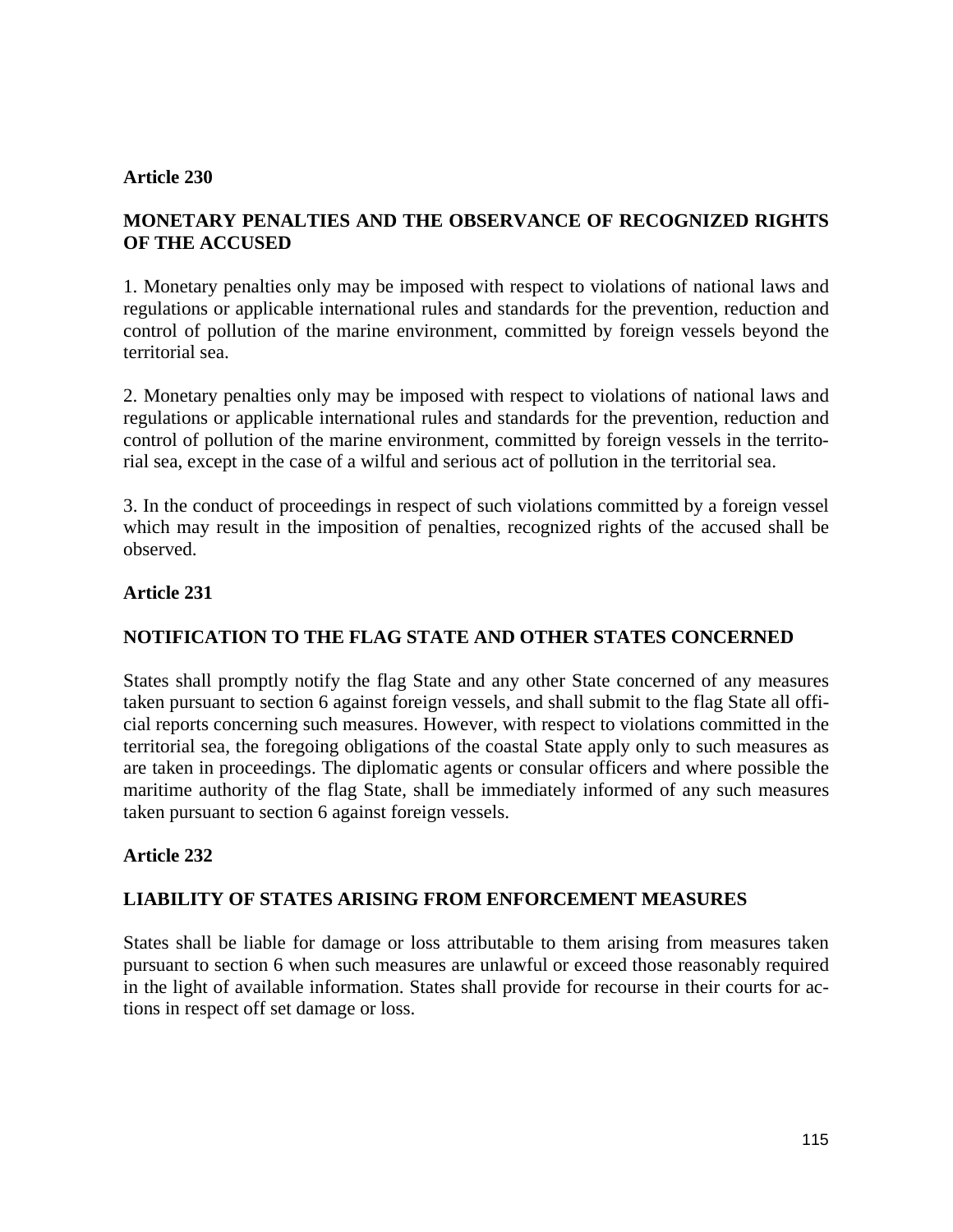**Article 230**

**MONETARY PENALTIES AND THE OBSERVANCE OF RECOGNIZED RIGHTS OF THE ACCUSED**

1. Monetary penalties only may be imposed with respect to violations of national laws and regulations or applicable international rules and standards for the prevention, reduction and control of pollution of the marine environment, committed by foreign vessels beyond the territorial sea.

2. Monetary penalties only may be imposed with respect to violations of national laws and regulations or applicable international rules and standards for the prevention, reduction and control of pollution of the marine environment, committed by foreign vessels in the territorial sea, except in the case of a wilful and serious act of pollution in the territorial sea.

3. In the conduct of proceedings in respect of such violations committed by a foreign vessel which may result in the imposition of penalties, recognized rights of the accused shall be observed.

**Article 231**

**NOTIFICATION TO THE FLAG STATE AND OTHER STATES CONCERNED**

States shall promptly notify the flag State and any other State concerned of any measures taken pursuant to section 6 against foreign vessels, and shall submit to the flag State all official reports concerning such measures. However, with respect to violations committed in the territorial sea, the foregoing obligations of the coastal State apply only to such measures as are taken in proceedings. The diplomatic agents or consular officers and where possible the maritime authority of the flag State, shall be immediately informed of any such measures taken pursuant to section 6 against foreign vessels.

**Article 232**

**LIABILITY OF STATES ARISING FROM ENFORCEMENT MEASURES**

States shall be liable for damage or loss attributable to them arising from measures taken pursuant to section 6 when such measures are unlawful or exceed those reasonably required in the light of available information. States shall provide for recourse in their courts for actions in respect off set damage or loss.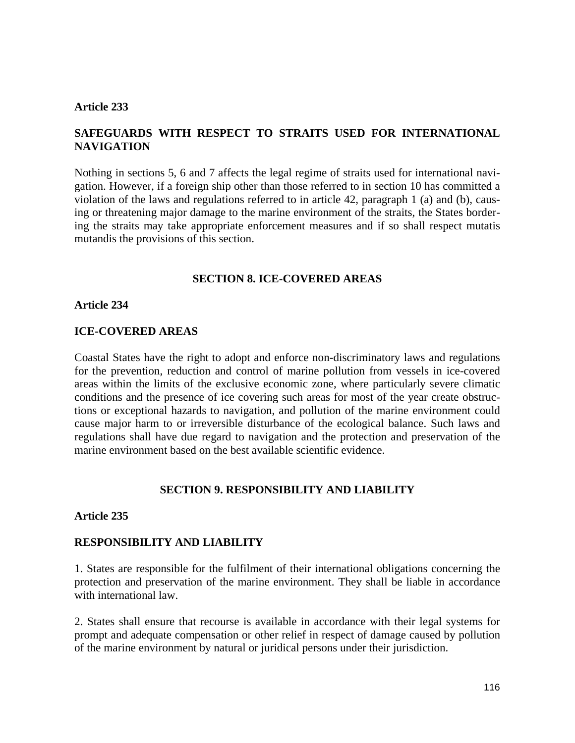**Article 233**

**SAFEGUARDS WITH RESPECT TO STRAITS USED FOR INTERNATIONAL NAVIGATION**

Nothing in sections 5, 6 and 7 affects the legal regime of straits used for international navigation. However, if a foreign ship other than those referred to in section 10 has committed a violation of the laws and regulations referred to in article 42, paragraph 1 (a) and (b), causing or threatening major damage to the marine environment of the straits, the States bordering the straits may take appropriate enforcement measures and if so shall respect mutatis mutandis the provisions of this section.

## SECTION 8. ICE-COVERED AREAS

**Article 234**

**ICE-COVERED AREAS**

Coastal States have the right to adopt and enforce non-discriminatory laws and regulations for the prevention, reduction and control of marine pollution from vessels in ice-covered areas within the limits of the exclusive economic zone, where particularly severe climatic conditions and the presence of ice covering such areas for most of the year create obstructions or exceptional hazards to navigation, and pollution of the marine environment could cause major harm to or irreversible disturbance of the ecological balance. Such laws and regulations shall have due regard to navigation and the protection and preservation of the marine environment based on the best available scientific evidence.

## SECTION 9. RESPONSIBILITY AND LIABILITY

**Article 235**

**RESPONSIBILITY AND LIABILITY**

1. States are responsible for the fulfilment of their international obligations concerning the protection and preservation of the marine environment. They shall be liable in accordance with international law.

2. States shall ensure that recourse is available in accordance with their legal systems for prompt and adequate compensation or other relief in respect of damage caused by pollution of the marine environment by natural or juridical persons under their jurisdiction.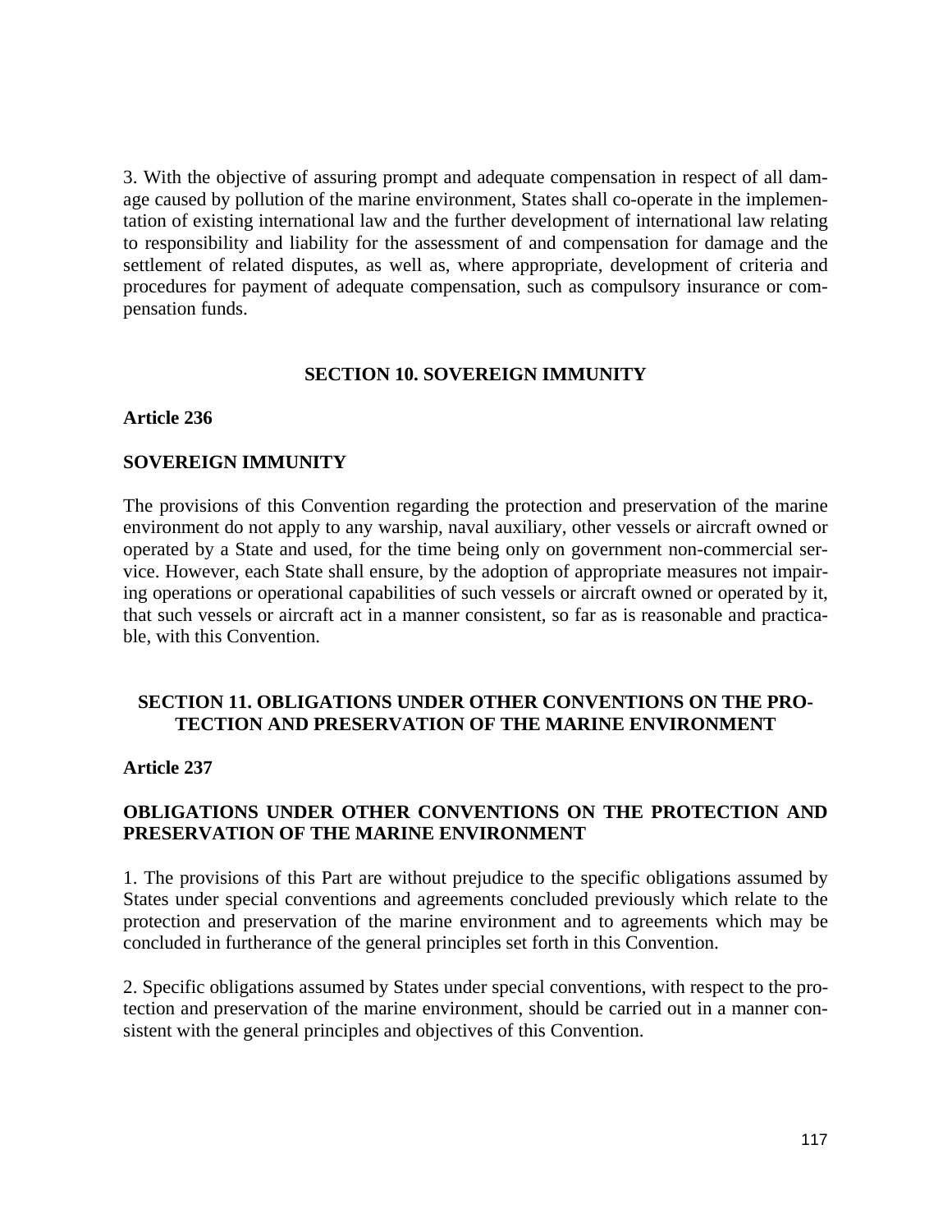3. With the objective of assuring prompt and adequate compensation in respect of all damage caused by pollution of the marine environment, States shall co-operate in the implementation of existing international law and the further development of international law relating to responsibility and liability for the assessment of and compensation for damage and the settlement of related disputes, as well as, where appropriate, development of criteria and procedures for payment of adequate compensation, such as compulsory insurance or compensation funds.

## SECTION 10. SOVEREIGN IMMUNITY

### Article 236

### SOVEREIGN IMMUNITY

The provisions of this Convention regarding the protection and preservation of the marine environment do not apply to any warship, naval auxiliary, other vessels or aircraft owned or operated by a State and used, for the time being only on government non-commercial service. However, each State shall ensure, by the adoption of appropriate measures not impairing operations or operational capabilities of such vessels or aircraft owned or operated by it, that such vessels or aircraft act in a manner consistent, so far as is reasonable and practicable, with this Convention.

## SECTION 11. OBLIGATIONS UNDER OTHER CONVENTIONS ON THE PROTECTION AND PRESERVATION OF THE MARINE ENVIRONMENT

### Article 237

### OBLIGATIONS UNDER OTHER CONVENTIONS ON THE PROTECTION AND PRESERVATION OF THE MARINE ENVIRONMENT

1. The provisions of this Part are without prejudice to the specific obligations assumed by States under special conventions and agreements concluded previously which relate to the protection and preservation of the marine environment and to agreements which may be concluded in furtherance of the general principles set forth in this Convention.

2. Specific obligations assumed by States under special conventions, with respect to the protection and preservation of the marine environment, should be carried out in a manner consistent with the general principles and objectives of this Convention.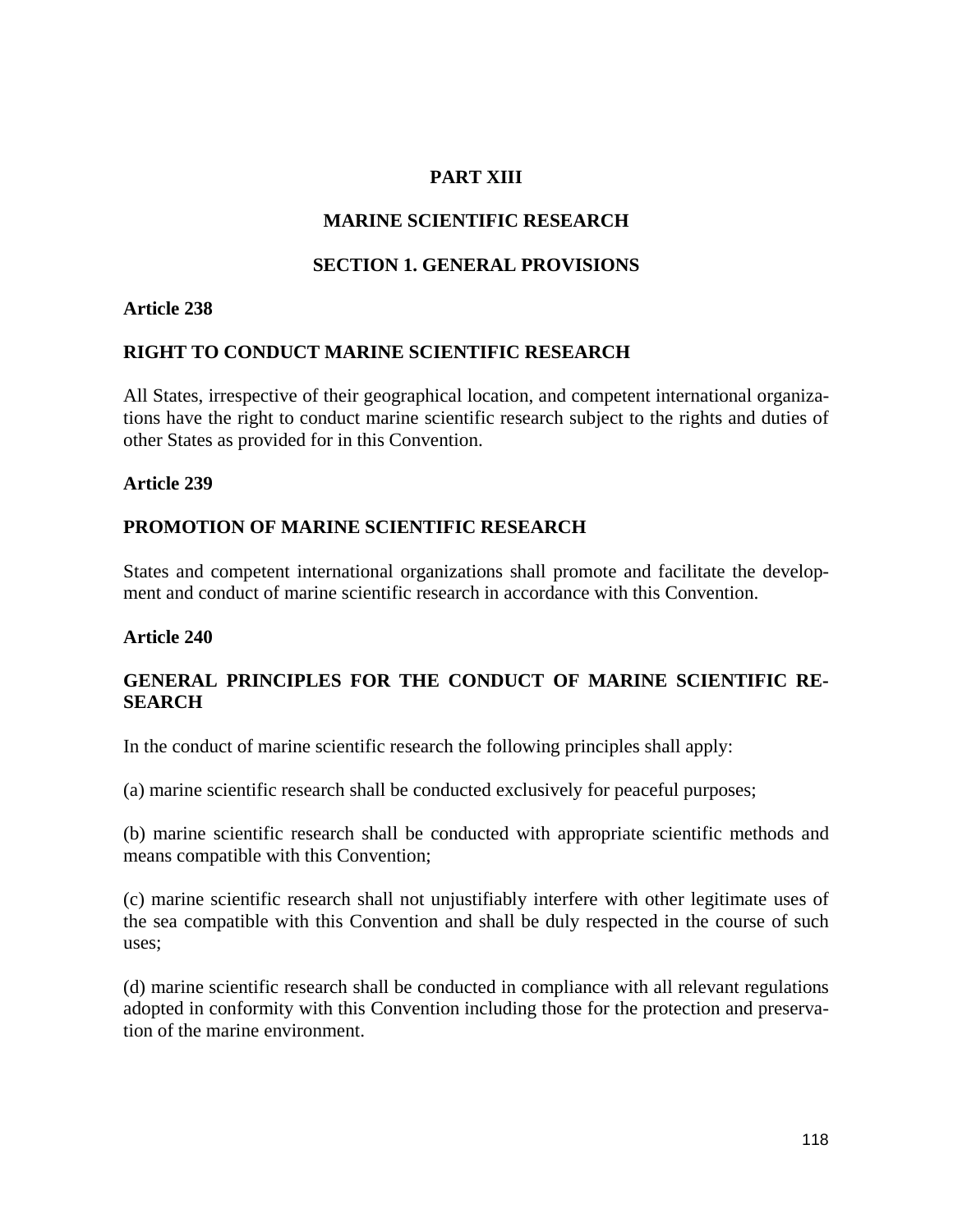# PART XIII

# MARINE SCIENTIFIC RESEARCH

## SECTION 1. GENERAL PROVISIONS

### Article 238

### RIGHT TO CONDUCT MARINE SCIENTIFIC RESEARCH

All States, irrespective of their geographical location, and competent international organizations have the right to conduct marine scientific research subject to the rights and duties of other States as provided for in this Convention.

### Article 239

### PROMOTION OF MARINE SCIENTIFIC RESEARCH

States and competent international organizations shall promote and facilitate the development and conduct of marine scientific research in accordance with this Convention.

### Article 240

### GENERAL PRINCIPLES FOR THE CONDUCT OF MARINE SCIENTIFIC RESEARCH

In the conduct of marine scientific research the following principles shall apply:

(a) marine scientific research shall be conducted exclusively for peaceful purposes;

(b) marine scientific research shall be conducted with appropriate scientific methods and means compatible with this Convention;

(c) marine scientific research shall not unjustifiably interfere with other legitimate uses of the sea compatible with this Convention and shall be duly respected in the course of such uses;

(d) marine scientific research shall be conducted in compliance with all relevant regulations adopted in conformity with this Convention including those for the protection and preservation of the marine environment.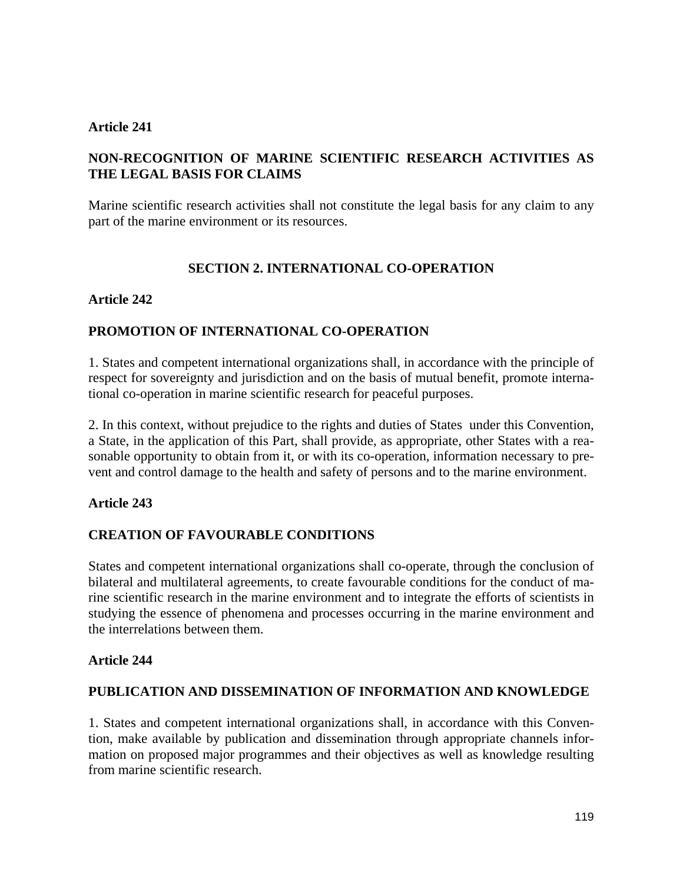**Article 241**

**NON-RECOGNITION OF MARINE SCIENTIFIC RESEARCH ACTIVITIES AS THE LEGAL BASIS FOR CLAIMS**

Marine scientific research activities shall not constitute the legal basis for any claim to any part of the marine environment or its resources.

## SECTION 2. INTERNATIONAL CO-OPERATION

**Article 242**

**PROMOTION OF INTERNATIONAL CO-OPERATION**

1. States and competent international organizations shall, in accordance with the principle of respect for sovereignty and jurisdiction and on the basis of mutual benefit, promote international co-operation in marine scientific research for peaceful purposes.

2. In this context, without prejudice to the rights and duties of States under this Convention, a State, in the application of this Part, shall provide, as appropriate, other States with a reasonable opportunity to obtain from it, or with its co-operation, information necessary to prevent and control damage to the health and safety of persons and to the marine environment.

**Article 243**

**CREATION OF FAVOURABLE CONDITIONS**

States and competent international organizations shall co-operate, through the conclusion of bilateral and multilateral agreements, to create favourable conditions for the conduct of marine scientific research in the marine environment and to integrate the efforts of scientists in studying the essence of phenomena and processes occurring in the marine environment and the interrelations between them.

**Article 244**

**PUBLICATION AND DISSEMINATION OF INFORMATION AND KNOWLEDGE**

1. States and competent international organizations shall, in accordance with this Convention, make available by publication and dissemination through appropriate channels information on proposed major programmes and their objectives as well as knowledge resulting from marine scientific research.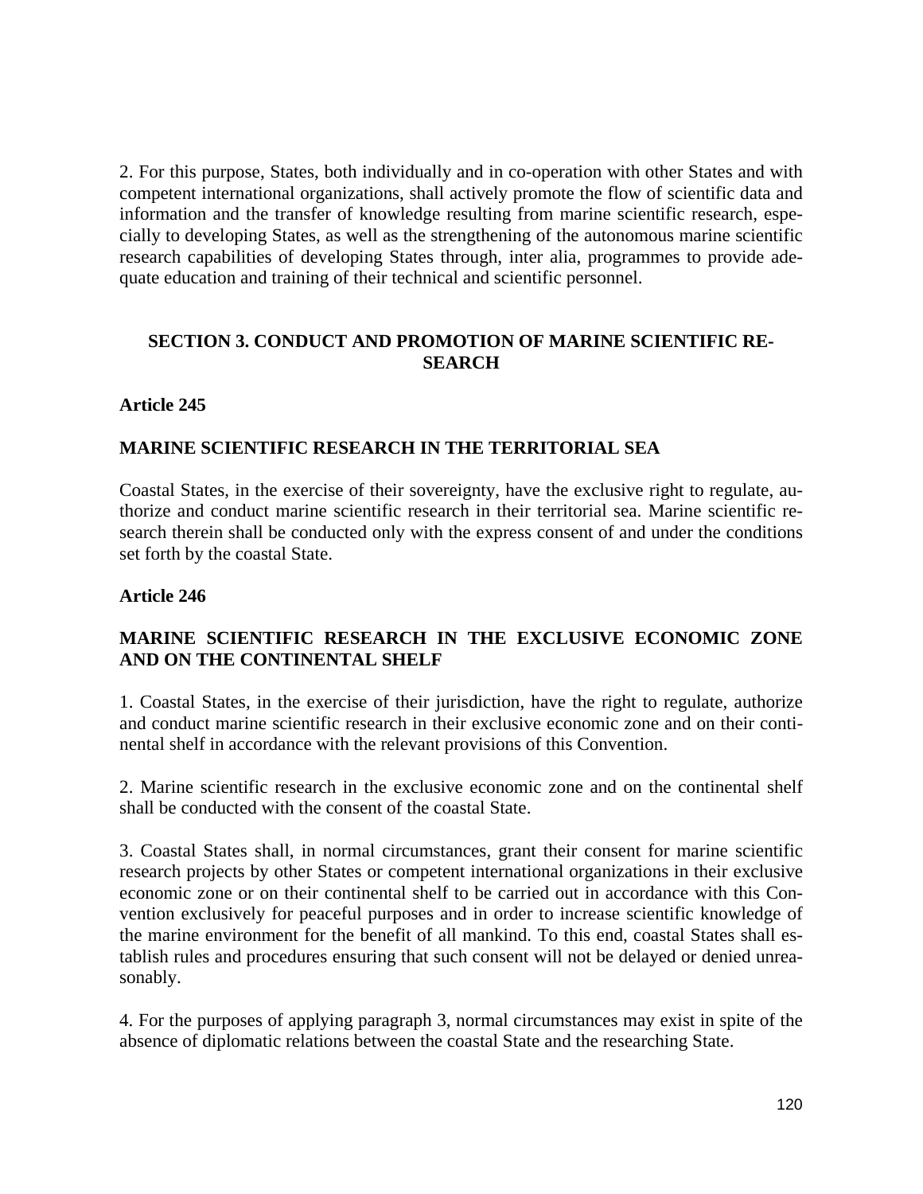2. For this purpose, States, both individually and in co-operation with other States and with competent international organizations, shall actively promote the flow of scientific data and information and the transfer of knowledge resulting from marine scientific research, especially to developing States, as well as the strengthening of the autonomous marine scientific research capabilities of developing States through, inter alia, programmes to provide adequate education and training of their technical and scientific personnel.

## SECTION 3. CONDUCT AND PROMOTION OF MARINE SCIENTIFIC RESEARCH

### Article 245

### MARINE SCIENTIFIC RESEARCH IN THE TERRITORIAL SEA

Coastal States, in the exercise of their sovereignty, have the exclusive right to regulate, authorize and conduct marine scientific research in their territorial sea. Marine scientific research therein shall be conducted only with the express consent of and under the conditions set forth by the coastal State.

### Article 246

### MARINE SCIENTIFIC RESEARCH IN THE EXCLUSIVE ECONOMIC ZONE AND ON THE CONTINENTAL SHELF

1. Coastal States, in the exercise of their jurisdiction, have the right to regulate, authorize and conduct marine scientific research in their exclusive economic zone and on their continental shelf in accordance with the relevant provisions of this Convention.

2. Marine scientific research in the exclusive economic zone and on the continental shelf shall be conducted with the consent of the coastal State.

3. Coastal States shall, in normal circumstances, grant their consent for marine scientific research projects by other States or competent international organizations in their exclusive economic zone or on their continental shelf to be carried out in accordance with this Convention exclusively for peaceful purposes and in order to increase scientific knowledge of the marine environment for the benefit of all mankind. To this end, coastal States shall establish rules and procedures ensuring that such consent will not be delayed or denied unreasonably.

4. For the purposes of applying paragraph 3, normal circumstances may exist in spite of the absence of diplomatic relations between the coastal State and the researching State.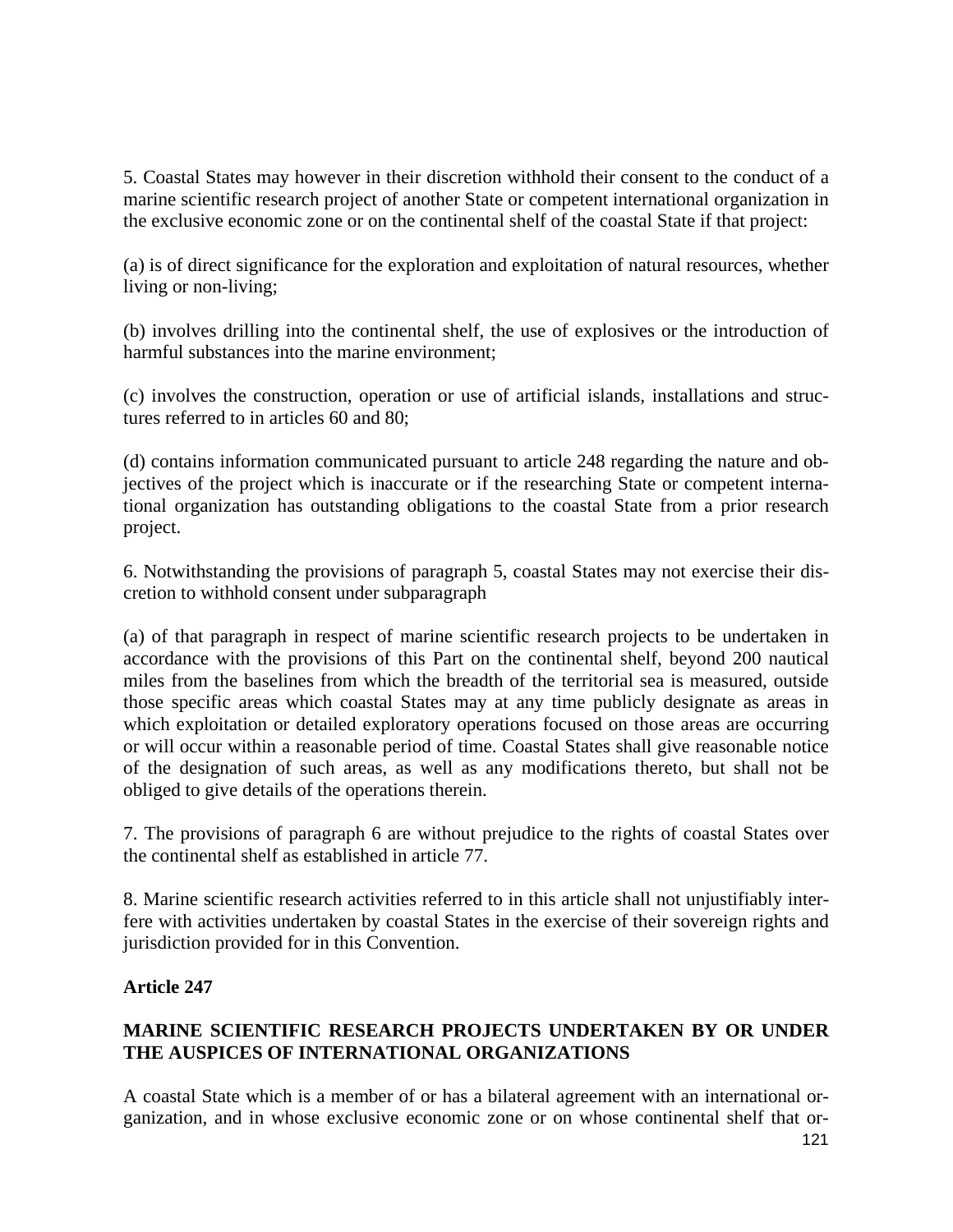5. Coastal States may however in their discretion withhold their consent to the conduct of a marine scientific research project of another State or competent international organization in the exclusive economic zone or on the continental shelf of the coastal State if that project:

(a) is of direct significance for the exploration and exploitation of natural resources, whether living or non-living;

(b) involves drilling into the continental shelf, the use of explosives or the introduction of harmful substances into the marine environment;

(c) involves the construction, operation or use of artificial islands, installations and structures referred to in articles 60 and 80;

(d) contains information communicated pursuant to article 248 regarding the nature and objectives of the project which is inaccurate or if the researching State or competent international organization has outstanding obligations to the coastal State from a prior research project.

6. Notwithstanding the provisions of paragraph 5, coastal States may not exercise their discretion to withhold consent under subparagraph

(a) of that paragraph in respect of marine scientific research projects to be undertaken in accordance with the provisions of this Part on the continental shelf, beyond 200 nautical miles from the baselines from which the breadth of the territorial sea is measured, outside those specific areas which coastal States may at any time publicly designate as areas in which exploitation or detailed exploratory operations focused on those areas are occurring or will occur within a reasonable period of time. Coastal States shall give reasonable notice of the designation of such areas, as well as any modifications thereto, but shall not be obliged to give details of the operations therein.

7. The provisions of paragraph 6 are without prejudice to the rights of coastal States over the continental shelf as established in article 77.

8. Marine scientific research activities referred to in this article shall not unjustifiably interfere with activities undertaken by coastal States in the exercise of their sovereign rights and jurisdiction provided for in this Convention.

**Article 247**

**MARINE SCIENTIFIC RESEARCH PROJECTS UNDERTAKEN BY OR UNDER THE AUSPICES OF INTERNATIONAL ORGANIZATIONS**

A coastal State which is a member of or has a bilateral agreement with an international organization, and in whose exclusive economic zone or on whose continental shelf that or-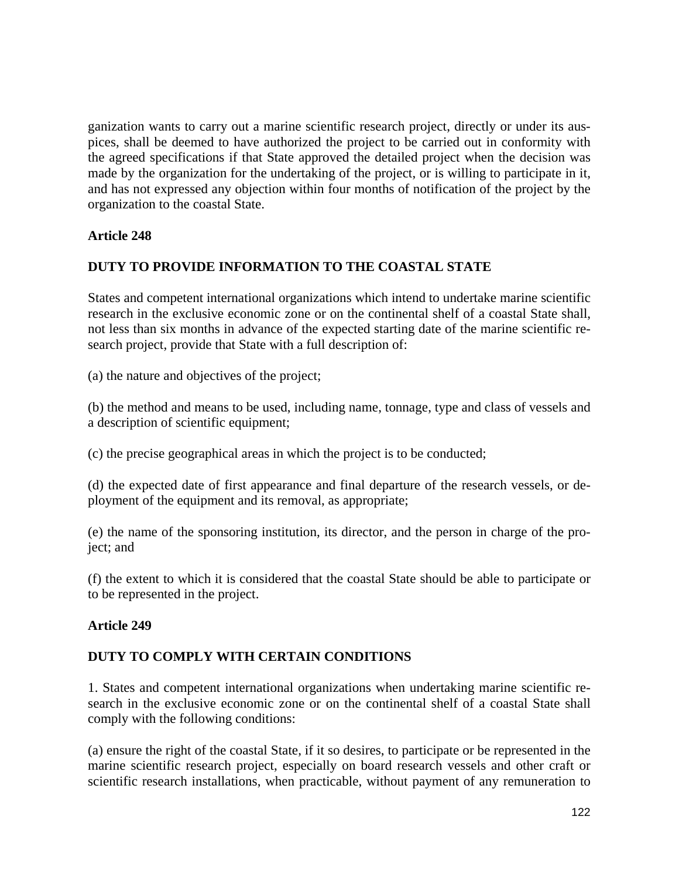ganization wants to carry out a marine scientific research project, directly or under its auspices, shall be deemed to have authorized the project to be carried out in conformity with the agreed specifications if that State approved the detailed project when the decision was made by the organization for the undertaking of the project, or is willing to participate in it, and has not expressed any objection within four months of notification of the project by the organization to the coastal State.

**Article 248**

**DUTY TO PROVIDE INFORMATION TO THE COASTAL STATE**

States and competent international organizations which intend to undertake marine scientific research in the exclusive economic zone or on the continental shelf of a coastal State shall, not less than six months in advance of the expected starting date of the marine scientific research project, provide that State with a full description of:

(a) the nature and objectives of the project;

(b) the method and means to be used, including name, tonnage, type and class of vessels and a description of scientific equipment;

(c) the precise geographical areas in which the project is to be conducted;

(d) the expected date of first appearance and final departure of the research vessels, or deployment of the equipment and its removal, as appropriate;

(e) the name of the sponsoring institution, its director, and the person in charge of the project; and

(f) the extent to which it is considered that the coastal State should be able to participate or to be represented in the project.

**Article 249**

**DUTY TO COMPLY WITH CERTAIN CONDITIONS**

1. States and competent international organizations when undertaking marine scientific research in the exclusive economic zone or on the continental shelf of a coastal State shall comply with the following conditions:

(a) ensure the right of the coastal State, if it so desires, to participate or be represented in the marine scientific research project, especially on board research vessels and other craft or scientific research installations, when practicable, without payment of any remuneration to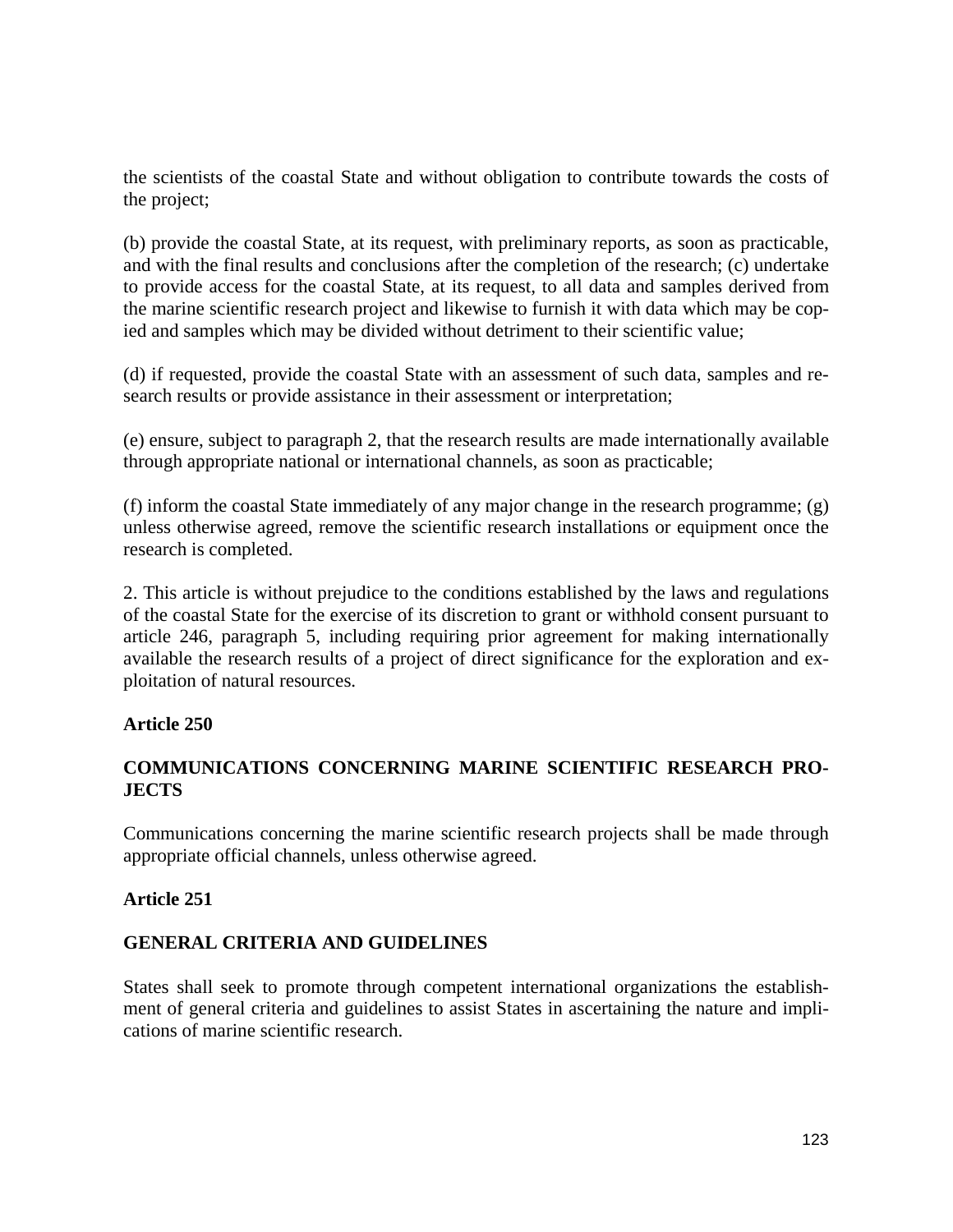the scientists of the coastal State and without obligation to contribute towards the costs of the project;

(b) provide the coastal State, at its request, with preliminary reports, as soon as practicable, and with the final results and conclusions after the completion of the research; (c) undertake to provide access for the coastal State, at its request, to all data and samples derived from the marine scientific research project and likewise to furnish it with data which may be copied and samples which may be divided without detriment to their scientific value;

(d) if requested, provide the coastal State with an assessment of such data, samples and research results or provide assistance in their assessment or interpretation;

(e) ensure, subject to paragraph 2, that the research results are made internationally available through appropriate national or international channels, as soon as practicable;

(f) inform the coastal State immediately of any major change in the research programme; (g) unless otherwise agreed, remove the scientific research installations or equipment once the research is completed.

2. This article is without prejudice to the conditions established by the laws and regulations of the coastal State for the exercise of its discretion to grant or withhold consent pursuant to article 246, paragraph 5, including requiring prior agreement for making internationally available the research results of a project of direct significance for the exploration and exploitation of natural resources.

### Article 250

### COMMUNICATIONS CONCERNING MARINE SCIENTIFIC RESEARCH PROJECTS

Communications concerning the marine scientific research projects shall be made through appropriate official channels, unless otherwise agreed.

### Article 251

### GENERAL CRITERIA AND GUIDELINES

States shall seek to promote through competent international organizations the establishment of general criteria and guidelines to assist States in ascertaining the nature and implications of marine scientific research.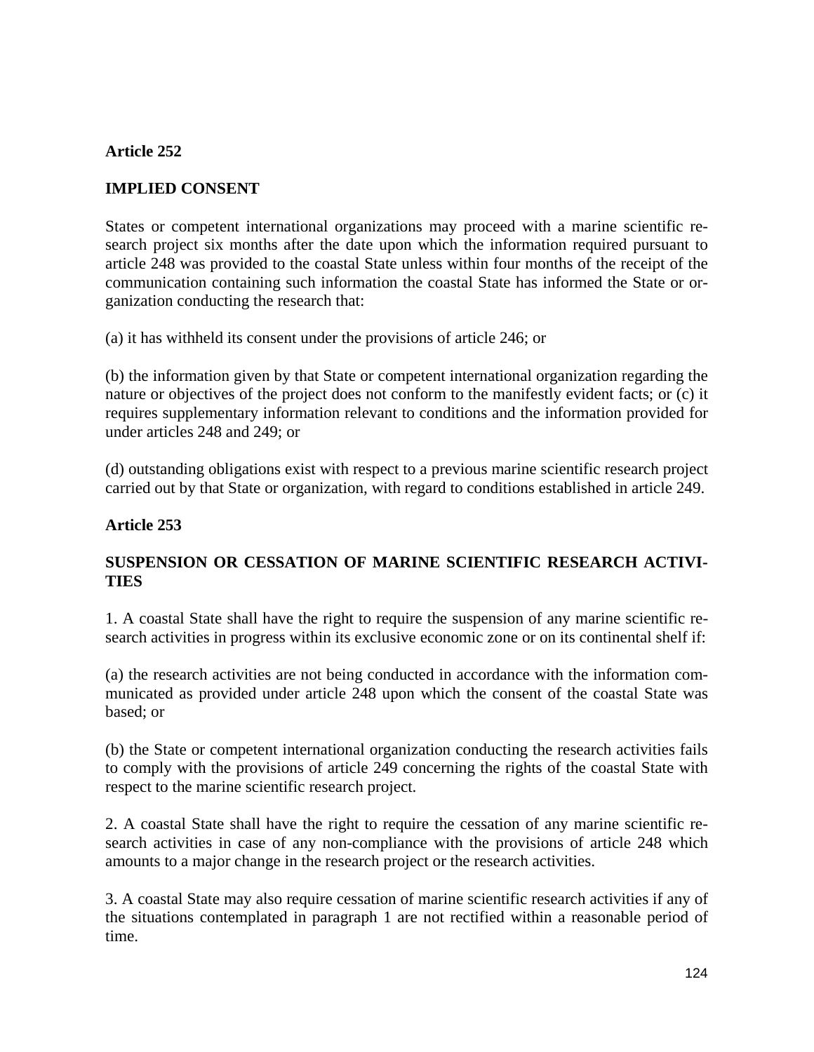**Article 252**

**IMPLIED CONSENT**

States or competent international organizations may proceed with a marine scientific research project six months after the date upon which the information required pursuant to article 248 was provided to the coastal State unless within four months of the receipt of the communication containing such information the coastal State has informed the State or organization conducting the research that:

(a) it has withheld its consent under the provisions of article 246; or

(b) the information given by that State or competent international organization regarding the nature or objectives of the project does not conform to the manifestly evident facts; or (c) it requires supplementary information relevant to conditions and the information provided for under articles 248 and 249; or

(d) outstanding obligations exist with respect to a previous marine scientific research project carried out by that State or organization, with regard to conditions established in article 249.

**Article 253**

**SUSPENSION OR CESSATION OF MARINE SCIENTIFIC RESEARCH ACTIVITIES**

1. A coastal State shall have the right to require the suspension of any marine scientific research activities in progress within its exclusive economic zone or on its continental shelf if:

(a) the research activities are not being conducted in accordance with the information communicated as provided under article 248 upon which the consent of the coastal State was based; or

(b) the State or competent international organization conducting the research activities fails to comply with the provisions of article 249 concerning the rights of the coastal State with respect to the marine scientific research project.

2. A coastal State shall have the right to require the cessation of any marine scientific research activities in case of any non-compliance with the provisions of article 248 which amounts to a major change in the research project or the research activities.

3. A coastal State may also require cessation of marine scientific research activities if any of the situations contemplated in paragraph 1 are not rectified within a reasonable period of time.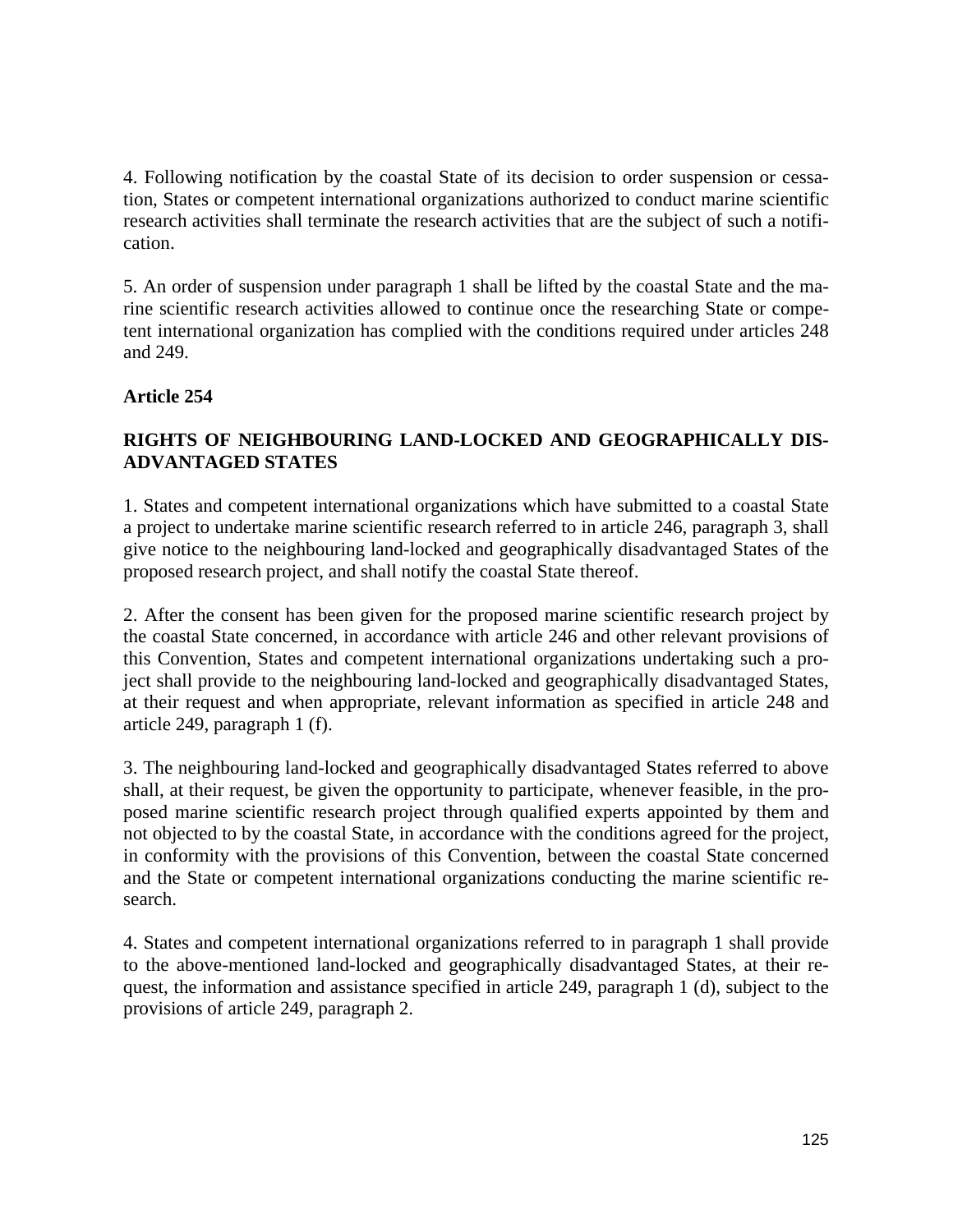4. Following notification by the coastal State of its decision to order suspension or cessation, States or competent international organizations authorized to conduct marine scientific research activities shall terminate the research activities that are the subject of such a notification.

5. An order of suspension under paragraph 1 shall be lifted by the coastal State and the marine scientific research activities allowed to continue once the researching State or competent international organization has complied with the conditions required under articles 248 and 249.

**Article 254**

**RIGHTS OF NEIGHBOURING LAND-LOCKED AND GEOGRAPHICALLY DISADVANTAGED STATES**

1. States and competent international organizations which have submitted to a coastal State a project to undertake marine scientific research referred to in article 246, paragraph 3, shall give notice to the neighbouring land-locked and geographically disadvantaged States of the proposed research project, and shall notify the coastal State thereof.

2. After the consent has been given for the proposed marine scientific research project by the coastal State concerned, in accordance with article 246 and other relevant provisions of this Convention, States and competent international organizations undertaking such a project shall provide to the neighbouring land-locked and geographically disadvantaged States, at their request and when appropriate, relevant information as specified in article 248 and article 249, paragraph 1 (f).

3. The neighbouring land-locked and geographically disadvantaged States referred to above shall, at their request, be given the opportunity to participate, whenever feasible, in the proposed marine scientific research project through qualified experts appointed by them and not objected to by the coastal State, in accordance with the conditions agreed for the project, in conformity with the provisions of this Convention, between the coastal State concerned and the State or competent international organizations conducting the marine scientific research.

4. States and competent international organizations referred to in paragraph 1 shall provide to the above-mentioned land-locked and geographically disadvantaged States, at their request, the information and assistance specified in article 249, paragraph 1 (d), subject to the provisions of article 249, paragraph 2.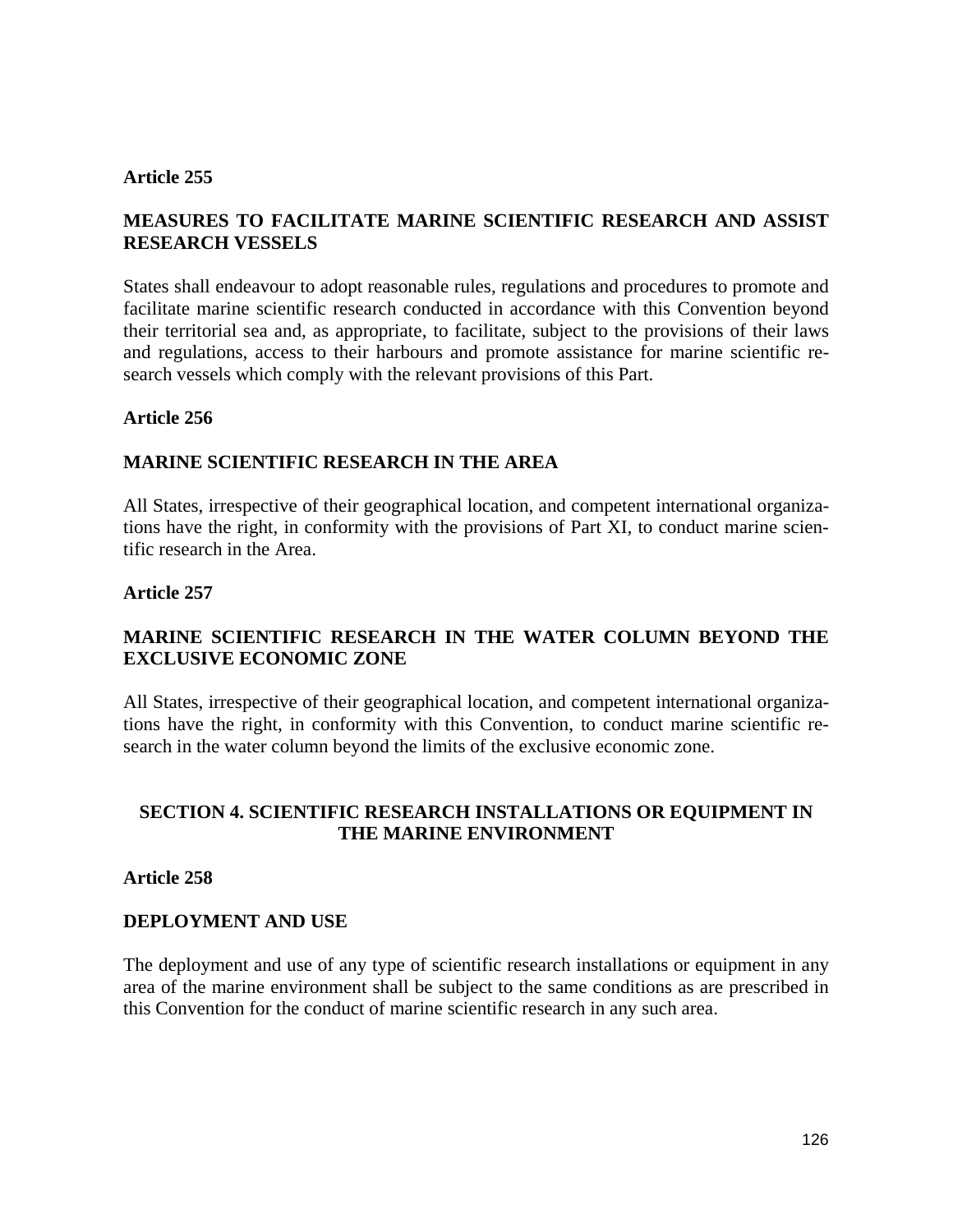**Article 255**

**MEASURES TO FACILITATE MARINE SCIENTIFIC RESEARCH AND ASSIST RESEARCH VESSELS**

States shall endeavour to adopt reasonable rules, regulations and procedures to promote and facilitate marine scientific research conducted in accordance with this Convention beyond their territorial sea and, as appropriate, to facilitate, subject to the provisions of their laws and regulations, access to their harbours and promote assistance for marine scientific research vessels which comply with the relevant provisions of this Part.

**Article 256**

**MARINE SCIENTIFIC RESEARCH IN THE AREA**

All States, irrespective of their geographical location, and competent international organizations have the right, in conformity with the provisions of Part XI, to conduct marine scientific research in the Area.

**Article 257**

**MARINE SCIENTIFIC RESEARCH IN THE WATER COLUMN BEYOND THE EXCLUSIVE ECONOMIC ZONE**

All States, irrespective of their geographical location, and competent international organizations have the right, in conformity with this Convention, to conduct marine scientific research in the water column beyond the limits of the exclusive economic zone.

## SECTION 4. SCIENTIFIC RESEARCH INSTALLATIONS OR EQUIPMENT IN THE MARINE ENVIRONMENT

**Article 258**

**DEPLOYMENT AND USE**

The deployment and use of any type of scientific research installations or equipment in any area of the marine environment shall be subject to the same conditions as are prescribed in this Convention for the conduct of marine scientific research in any such area.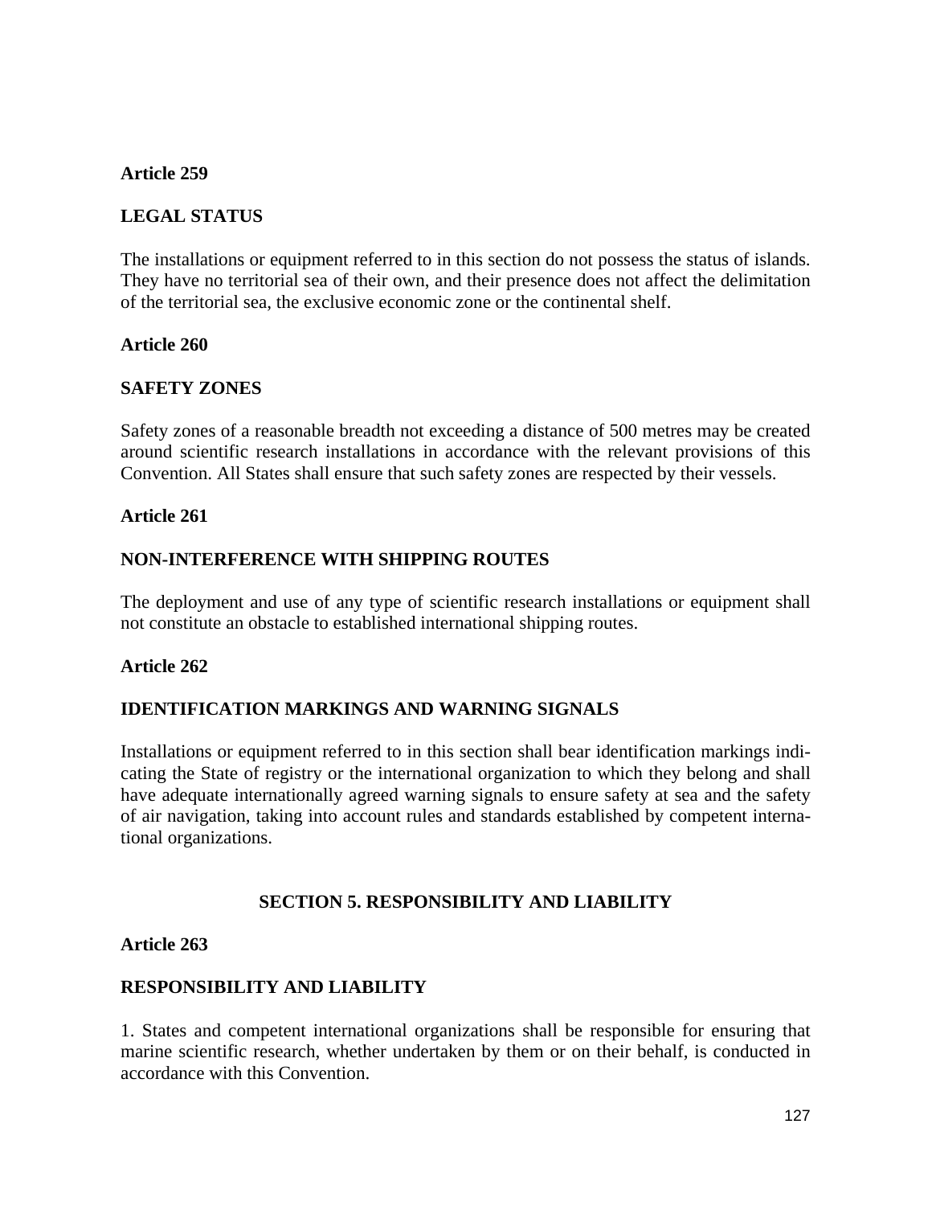**Article 259**

**LEGAL STATUS**

The installations or equipment referred to in this section do not possess the status of islands. They have no territorial sea of their own, and their presence does not affect the delimitation of the territorial sea, the exclusive economic zone or the continental shelf.

**Article 260**

**SAFETY ZONES**

Safety zones of a reasonable breadth not exceeding a distance of 500 metres may be created around scientific research installations in accordance with the relevant provisions of this Convention. All States shall ensure that such safety zones are respected by their vessels.

**Article 261**

**NON-INTERFERENCE WITH SHIPPING ROUTES**

The deployment and use of any type of scientific research installations or equipment shall not constitute an obstacle to established international shipping routes.

**Article 262**

**IDENTIFICATION MARKINGS AND WARNING SIGNALS**

Installations or equipment referred to in this section shall bear identification markings indicating the State of registry or the international organization to which they belong and shall have adequate internationally agreed warning signals to ensure safety at sea and the safety of air navigation, taking into account rules and standards established by competent international organizations.

## SECTION 5. RESPONSIBILITY AND LIABILITY

**Article 263**

**RESPONSIBILITY AND LIABILITY**

1. States and competent international organizations shall be responsible for ensuring that marine scientific research, whether undertaken by them or on their behalf, is conducted in accordance with this Convention.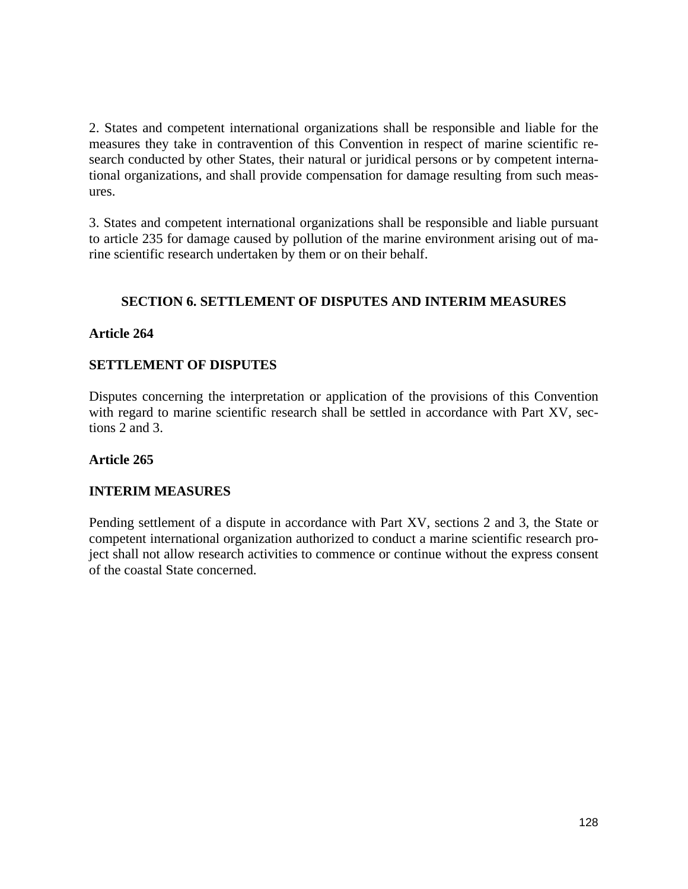2. States and competent international organizations shall be responsible and liable for the measures they take in contravention of this Convention in respect of marine scientific research conducted by other States, their natural or juridical persons or by competent international organizations, and shall provide compensation for damage resulting from such measures.

3. States and competent international organizations shall be responsible and liable pursuant to article 235 for damage caused by pollution of the marine environment arising out of marine scientific research undertaken by them or on their behalf.

## SECTION 6. SETTLEMENT OF DISPUTES AND INTERIM MEASURES

### Article 264

### SETTLEMENT OF DISPUTES

Disputes concerning the interpretation or application of the provisions of this Convention with regard to marine scientific research shall be settled in accordance with Part XV, sections 2 and 3.

### Article 265

### INTERIM MEASURES

Pending settlement of a dispute in accordance with Part XV, sections 2 and 3, the State or competent international organization authorized to conduct a marine scientific research project shall not allow research activities to commence or continue without the express consent of the coastal State concerned.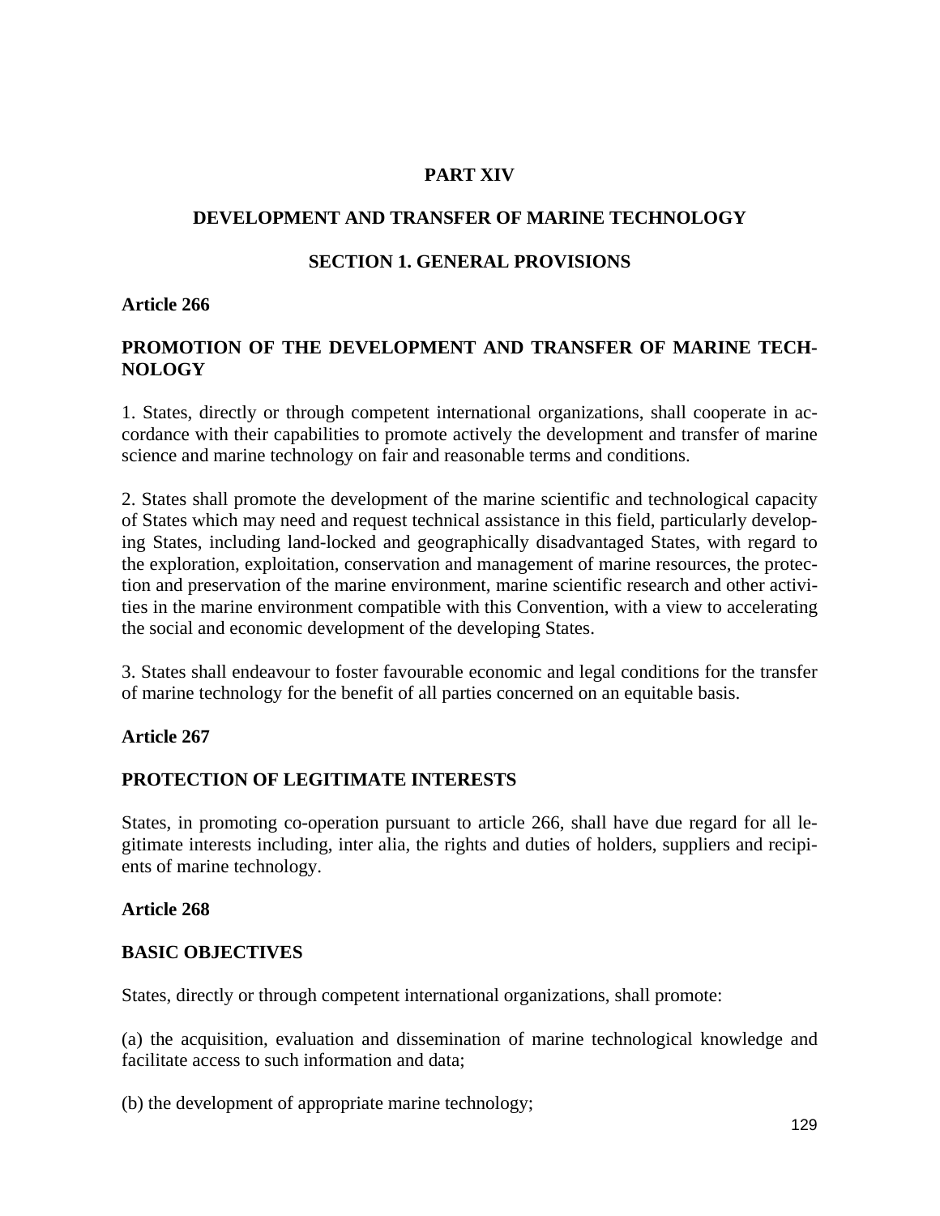# PART XIV

## DEVELOPMENT AND TRANSFER OF MARINE TECHNOLOGY

### SECTION 1. GENERAL PROVISIONS

**Article 266**

**PROMOTION OF THE DEVELOPMENT AND TRANSFER OF MARINE TECHNOLOGY**

1. States, directly or through competent international organizations, shall cooperate in accordance with their capabilities to promote actively the development and transfer of marine science and marine technology on fair and reasonable terms and conditions.

2. States shall promote the development of the marine scientific and technological capacity of States which may need and request technical assistance in this field, particularly developing States, including land-locked and geographically disadvantaged States, with regard to the exploration, exploitation, conservation and management of marine resources, the protection and preservation of the marine environment, marine scientific research and other activities in the marine environment compatible with this Convention, with a view to accelerating the social and economic development of the developing States.

3. States shall endeavour to foster favourable economic and legal conditions for the transfer of marine technology for the benefit of all parties concerned on an equitable basis.

**Article 267**

**PROTECTION OF LEGITIMATE INTERESTS**

States, in promoting co-operation pursuant to article 266, shall have due regard for all legitimate interests including, inter alia, the rights and duties of holders, suppliers and recipients of marine technology.

**Article 268**

**BASIC OBJECTIVES**

States, directly or through competent international organizations, shall promote:

(a) the acquisition, evaluation and dissemination of marine technological knowledge and facilitate access to such information and data;

(b) the development of appropriate marine technology;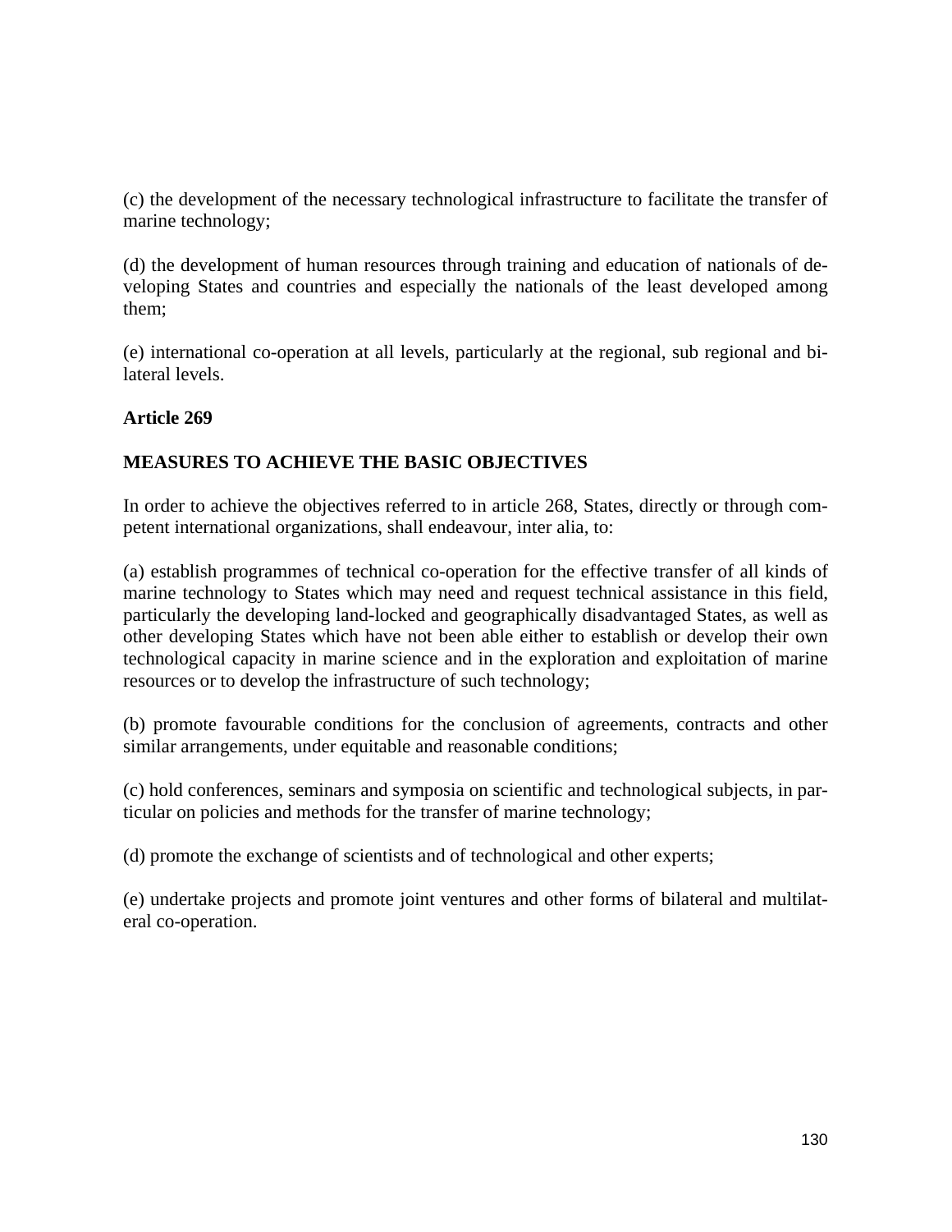(c) the development of the necessary technological infrastructure to facilitate the transfer of marine technology;

(d) the development of human resources through training and education of nationals of developing States and countries and especially the nationals of the least developed among them;

(e) international co-operation at all levels, particularly at the regional, sub regional and bilateral levels.

**Article 269**

**MEASURES TO ACHIEVE THE BASIC OBJECTIVES**

In order to achieve the objectives referred to in article 268, States, directly or through competent international organizations, shall endeavour, inter alia, to:

(a) establish programmes of technical co-operation for the effective transfer of all kinds of marine technology to States which may need and request technical assistance in this field, particularly the developing land-locked and geographically disadvantaged States, as well as other developing States which have not been able either to establish or develop their own technological capacity in marine science and in the exploration and exploitation of marine resources or to develop the infrastructure of such technology;

(b) promote favourable conditions for the conclusion of agreements, contracts and other similar arrangements, under equitable and reasonable conditions;

(c) hold conferences, seminars and symposia on scientific and technological subjects, in particular on policies and methods for the transfer of marine technology;

(d) promote the exchange of scientists and of technological and other experts;

(e) undertake projects and promote joint ventures and other forms of bilateral and multilateral co-operation.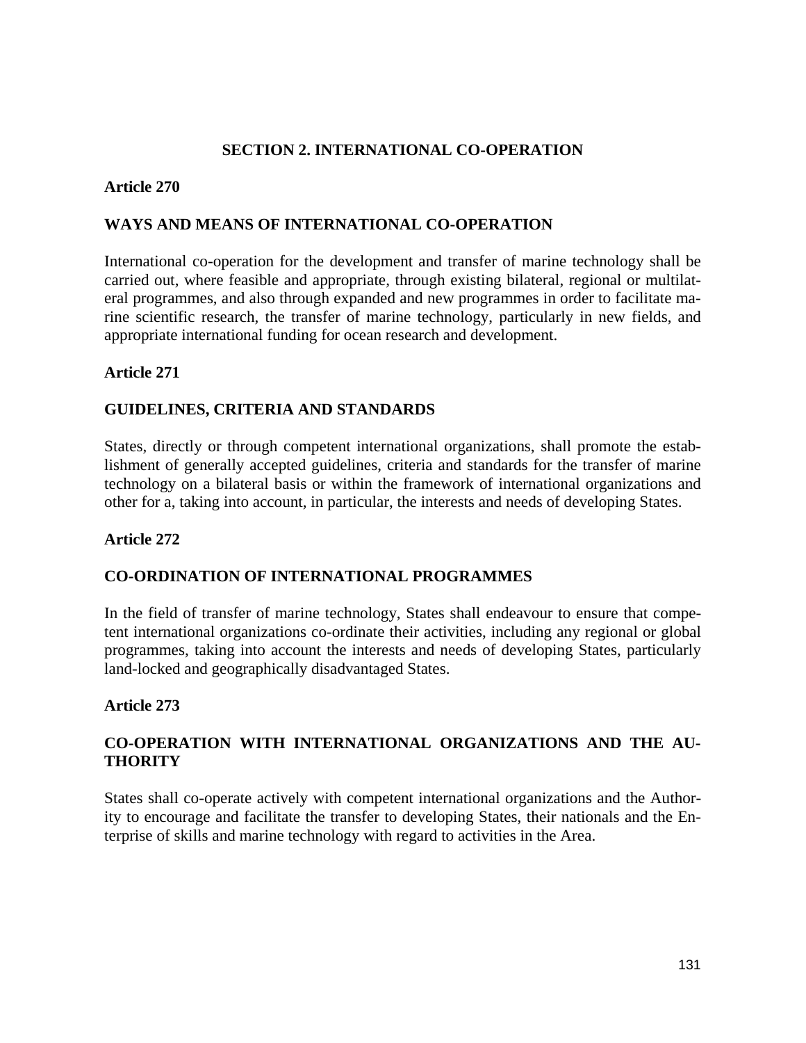## SECTION 2. INTERNATIONAL CO-OPERATION

### Article 270

### WAYS AND MEANS OF INTERNATIONAL CO-OPERATION

International co-operation for the development and transfer of marine technology shall be carried out, where feasible and appropriate, through existing bilateral, regional or multilateral programmes, and also through expanded and new programmes in order to facilitate marine scientific research, the transfer of marine technology, particularly in new fields, and appropriate international funding for ocean research and development.

### Article 271

### GUIDELINES, CRITERIA AND STANDARDS

States, directly or through competent international organizations, shall promote the establishment of generally accepted guidelines, criteria and standards for the transfer of marine technology on a bilateral basis or within the framework of international organizations and other for a, taking into account, in particular, the interests and needs of developing States.

### Article 272

### CO-ORDINATION OF INTERNATIONAL PROGRAMMES

In the field of transfer of marine technology, States shall endeavour to ensure that competent international organizations co-ordinate their activities, including any regional or global programmes, taking into account the interests and needs of developing States, particularly land-locked and geographically disadvantaged States.

### Article 273

### CO-OPERATION WITH INTERNATIONAL ORGANIZATIONS AND THE AUTHORITY

States shall co-operate actively with competent international organizations and the Authority to encourage and facilitate the transfer to developing States, their nationals and the Enterprise of skills and marine technology with regard to activities in the Area.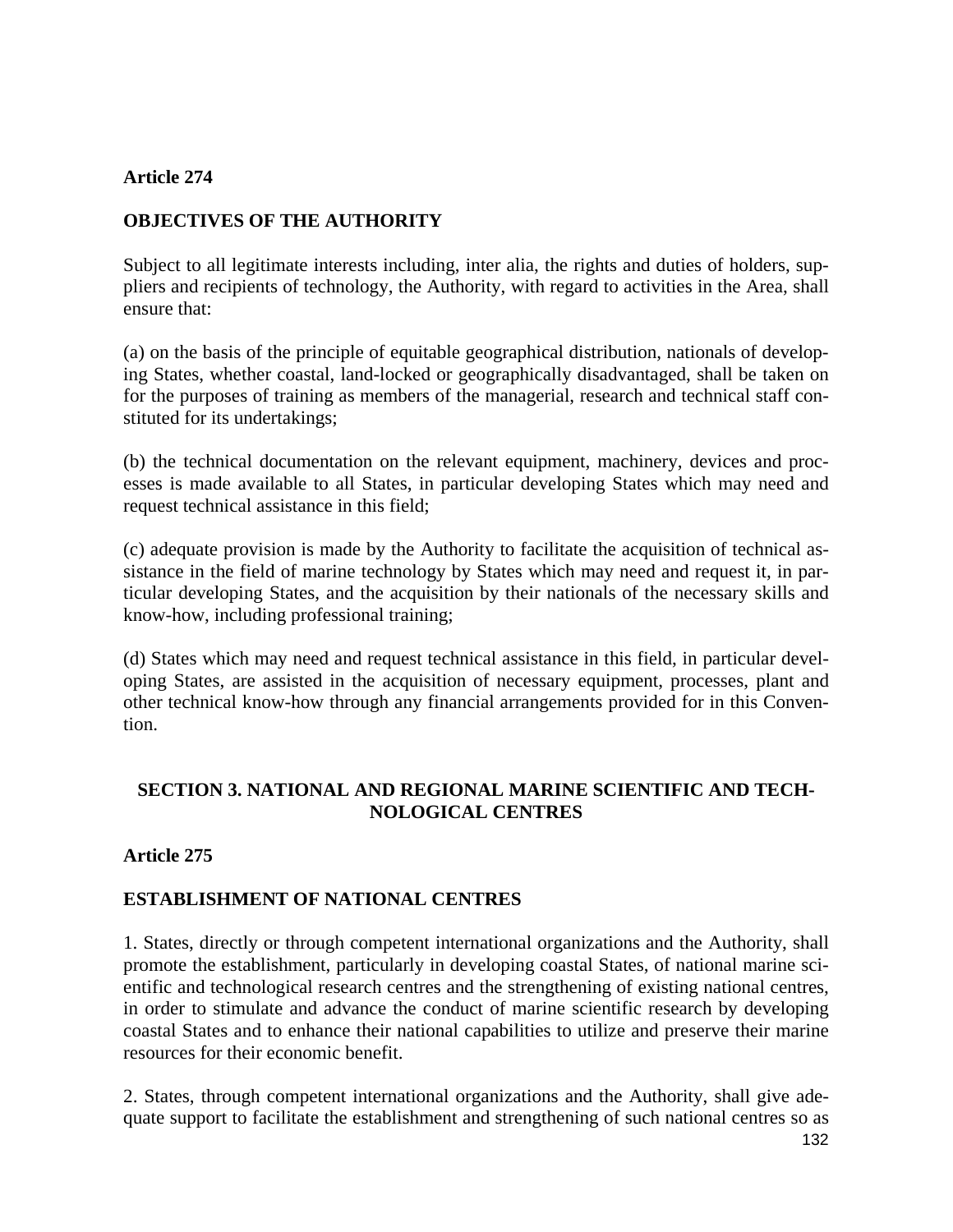**Article 274**

**OBJECTIVES OF THE AUTHORITY**

Subject to all legitimate interests including, inter alia, the rights and duties of holders, suppliers and recipients of technology, the Authority, with regard to activities in the Area, shall ensure that:

(a) on the basis of the principle of equitable geographical distribution, nationals of developing States, whether coastal, land-locked or geographically disadvantaged, shall be taken on for the purposes of training as members of the managerial, research and technical staff constituted for its undertakings;

(b) the technical documentation on the relevant equipment, machinery, devices and processes is made available to all States, in particular developing States which may need and request technical assistance in this field;

(c) adequate provision is made by the Authority to facilitate the acquisition of technical assistance in the field of marine technology by States which may need and request it, in particular developing States, and the acquisition by their nationals of the necessary skills and know-how, including professional training;

(d) States which may need and request technical assistance in this field, in particular developing States, are assisted in the acquisition of necessary equipment, processes, plant and other technical know-how through any financial arrangements provided for in this Convention.

**SECTION 3. NATIONAL AND REGIONAL MARINE SCIENTIFIC AND TECHNOLOGICAL CENTRES**

**Article 275**

**ESTABLISHMENT OF NATIONAL CENTRES**

1. States, directly or through competent international organizations and the Authority, shall promote the establishment, particularly in developing coastal States, of national marine scientific and technological research centres and the strengthening of existing national centres, in order to stimulate and advance the conduct of marine scientific research by developing coastal States and to enhance their national capabilities to utilize and preserve their marine resources for their economic benefit.

2. States, through competent international organizations and the Authority, shall give adequate support to facilitate the establishment and strengthening of such national centres so as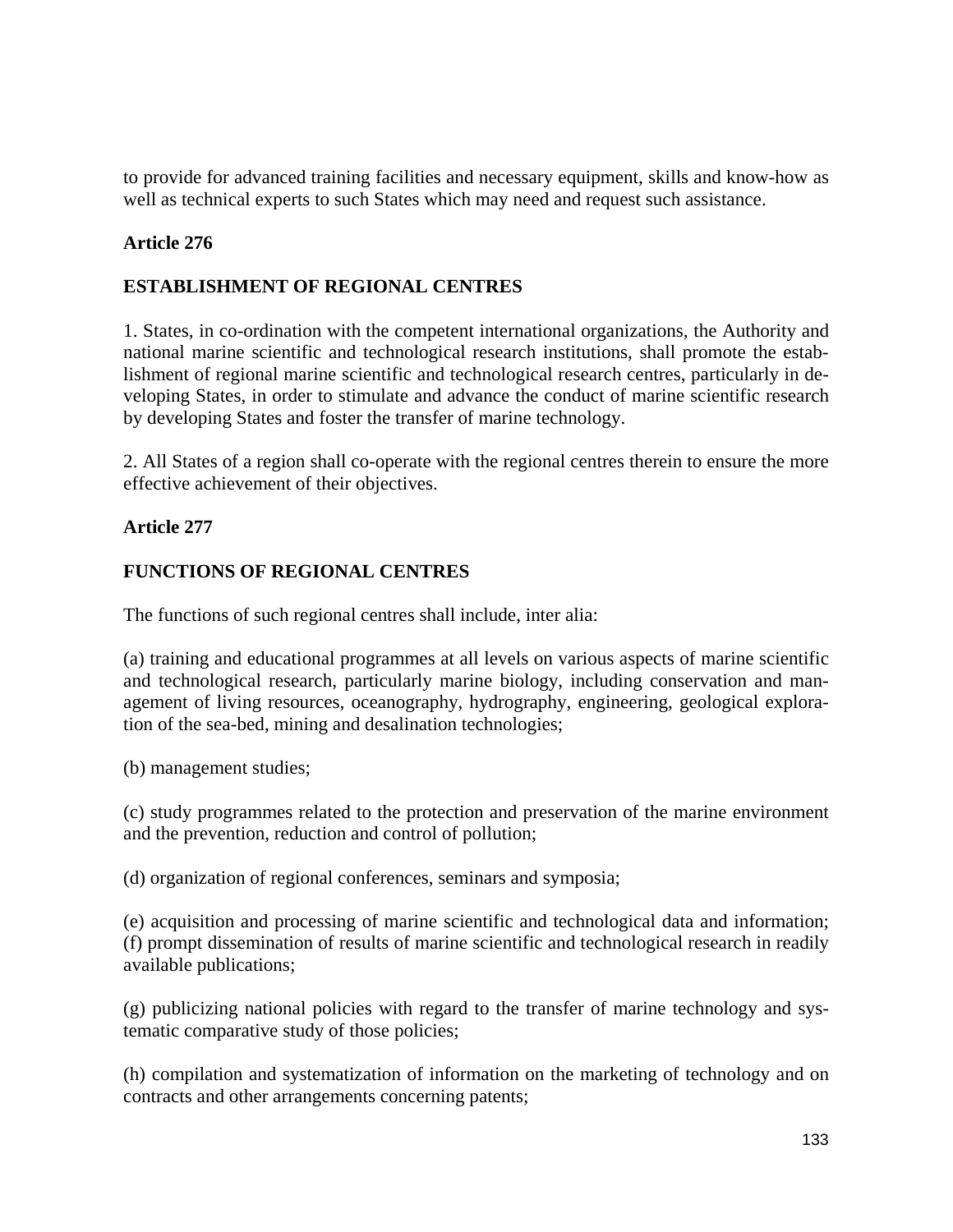to provide for advanced training facilities and necessary equipment, skills and know-how as well as technical experts to such States which may need and request such assistance.

**Article 276**

**ESTABLISHMENT OF REGIONAL CENTRES**

1. States, in co-ordination with the competent international organizations, the Authority and national marine scientific and technological research institutions, shall promote the establishment of regional marine scientific and technological research centres, particularly in developing States, in order to stimulate and advance the conduct of marine scientific research by developing States and foster the transfer of marine technology.

2. All States of a region shall co-operate with the regional centres therein to ensure the more effective achievement of their objectives.

**Article 277**

**FUNCTIONS OF REGIONAL CENTRES**

The functions of such regional centres shall include, inter alia:

(a) training and educational programmes at all levels on various aspects of marine scientific and technological research, particularly marine biology, including conservation and management of living resources, oceanography, hydrography, engineering, geological exploration of the sea-bed, mining and desalination technologies;

(b) management studies;

(c) study programmes related to the protection and preservation of the marine environment and the prevention, reduction and control of pollution;

(d) organization of regional conferences, seminars and symposia;

(e) acquisition and processing of marine scientific and technological data and information;
(f) prompt dissemination of results of marine scientific and technological research in readily available publications;

(g) publicizing national policies with regard to the transfer of marine technology and systematic comparative study of those policies;

(h) compilation and systematization of information on the marketing of technology and on contracts and other arrangements concerning patents;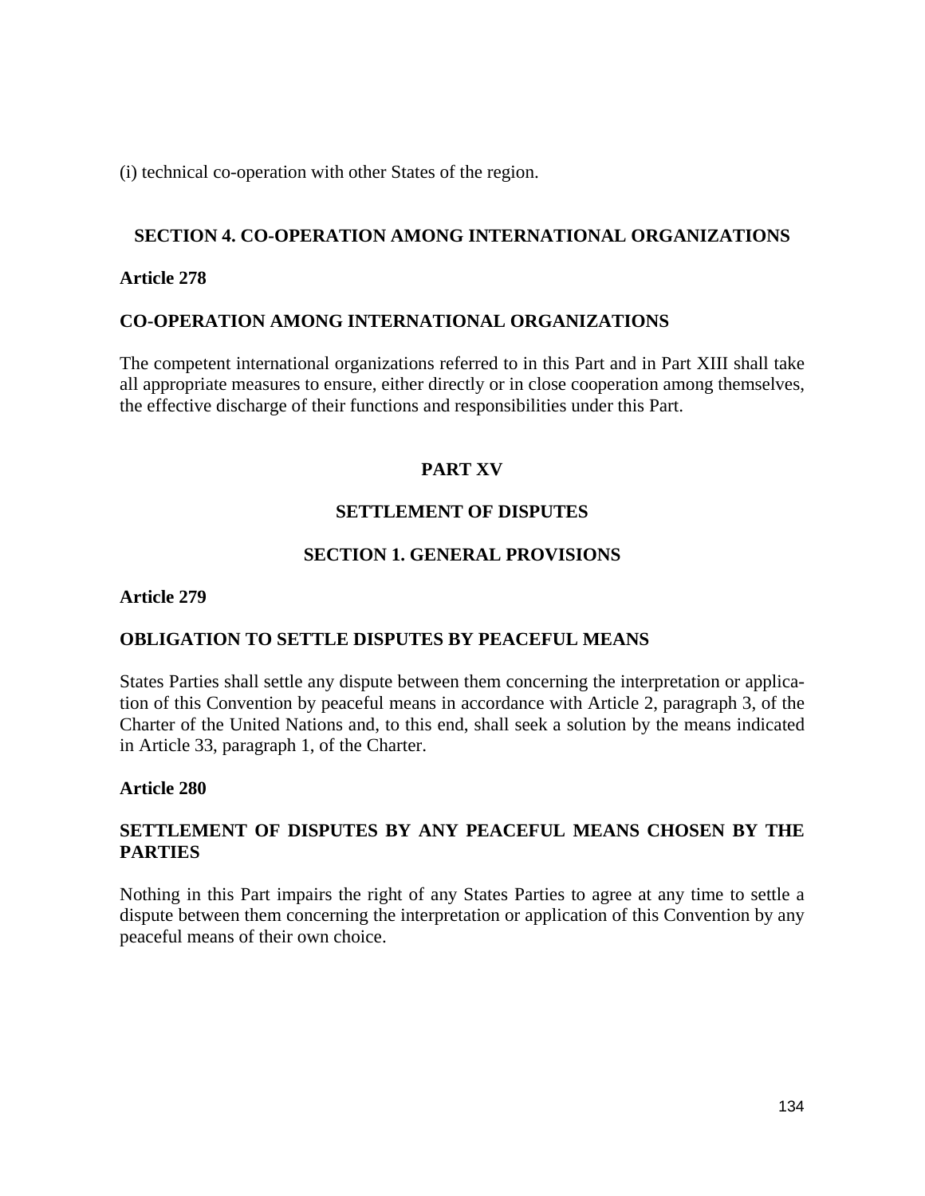(i) technical co-operation with other States of the region.

## SECTION 4. CO-OPERATION AMONG INTERNATIONAL ORGANIZATIONS

**Article 278**

**CO-OPERATION AMONG INTERNATIONAL ORGANIZATIONS**

The competent international organizations referred to in this Part and in Part XIII shall take all appropriate measures to ensure, either directly or in close cooperation among themselves, the effective discharge of their functions and responsibilities under this Part.

# PART XV

# SETTLEMENT OF DISPUTES

## SECTION 1. GENERAL PROVISIONS

**Article 279**

**OBLIGATION TO SETTLE DISPUTES BY PEACEFUL MEANS**

States Parties shall settle any dispute between them concerning the interpretation or application of this Convention by peaceful means in accordance with Article 2, paragraph 3, of the Charter of the United Nations and, to this end, shall seek a solution by the means indicated in Article 33, paragraph 1, of the Charter.

**Article 280**

**SETTLEMENT OF DISPUTES BY ANY PEACEFUL MEANS CHOSEN BY THE PARTIES**

Nothing in this Part impairs the right of any States Parties to agree at any time to settle a dispute between them concerning the interpretation or application of this Convention by any peaceful means of their own choice.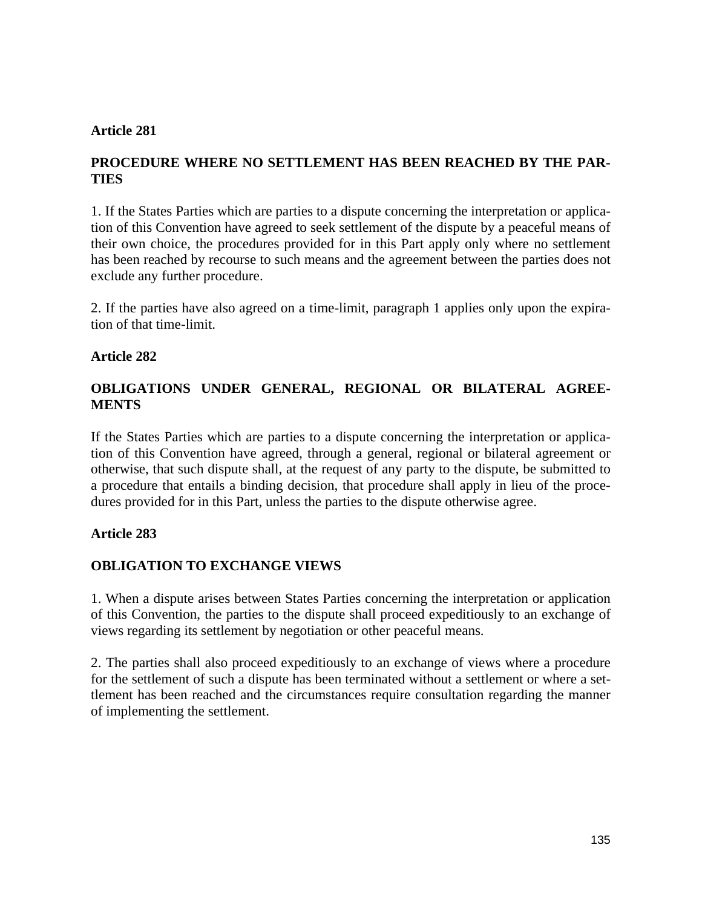### Article 281

#### PROCEDURE WHERE NO SETTLEMENT HAS BEEN REACHED BY THE PARTIES

1. If the States Parties which are parties to a dispute concerning the interpretation or application of this Convention have agreed to seek settlement of the dispute by a peaceful means of their own choice, the procedures provided for in this Part apply only where no settlement has been reached by recourse to such means and the agreement between the parties does not exclude any further procedure.

2. If the parties have also agreed on a time-limit, paragraph 1 applies only upon the expiration of that time-limit.

### Article 282

#### OBLIGATIONS UNDER GENERAL, REGIONAL OR BILATERAL AGREEMENTS

If the States Parties which are parties to a dispute concerning the interpretation or application of this Convention have agreed, through a general, regional or bilateral agreement or otherwise, that such dispute shall, at the request of any party to the dispute, be submitted to a procedure that entails a binding decision, that procedure shall apply in lieu of the procedures provided for in this Part, unless the parties to the dispute otherwise agree.

### Article 283

#### OBLIGATION TO EXCHANGE VIEWS

1. When a dispute arises between States Parties concerning the interpretation or application of this Convention, the parties to the dispute shall proceed expeditiously to an exchange of views regarding its settlement by negotiation or other peaceful means.

2. The parties shall also proceed expeditiously to an exchange of views where a procedure for the settlement of such a dispute has been terminated without a settlement or where a settlement has been reached and the circumstances require consultation regarding the manner of implementing the settlement.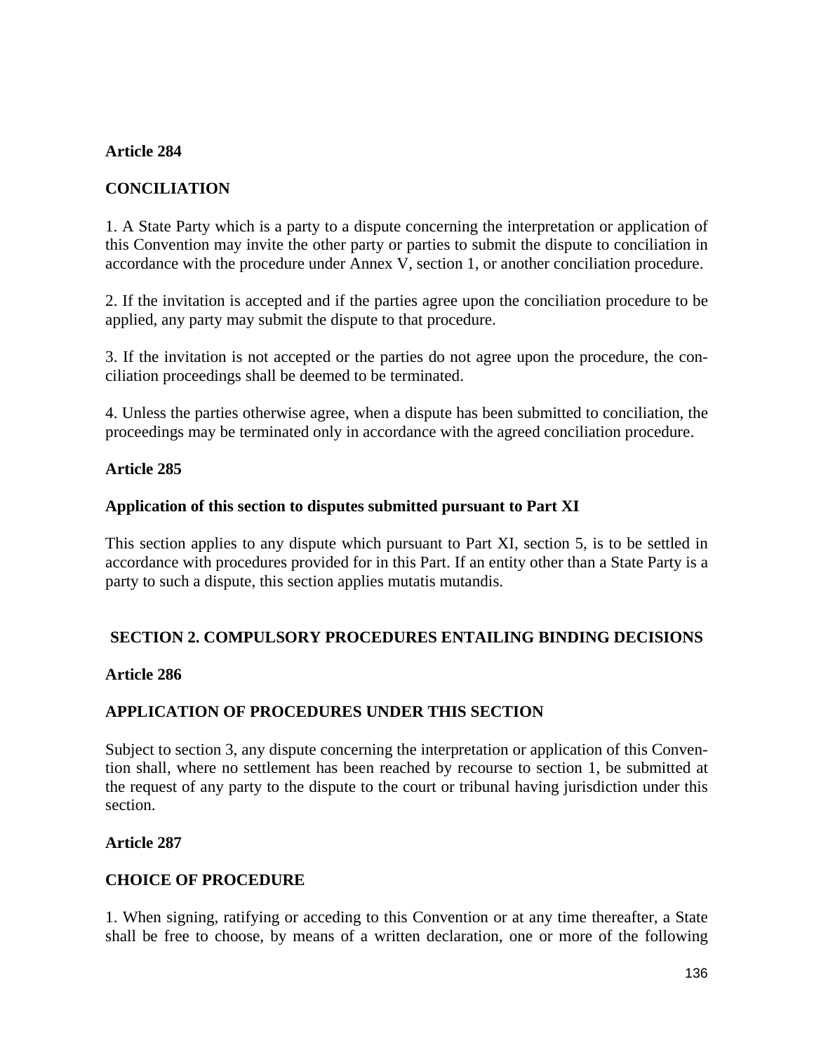**Article 284**

**CONCILIATION**

1. A State Party which is a party to a dispute concerning the interpretation or application of this Convention may invite the other party or parties to submit the dispute to conciliation in accordance with the procedure under Annex V, section 1, or another conciliation procedure.

2. If the invitation is accepted and if the parties agree upon the conciliation procedure to be applied, any party may submit the dispute to that procedure.

3. If the invitation is not accepted or the parties do not agree upon the procedure, the conciliation proceedings shall be deemed to be terminated.

4. Unless the parties otherwise agree, when a dispute has been submitted to conciliation, the proceedings may be terminated only in accordance with the agreed conciliation procedure.

**Article 285**

**Application of this section to disputes submitted pursuant to Part XI**

This section applies to any dispute which pursuant to Part XI, section 5, is to be settled in accordance with procedures provided for in this Part. If an entity other than a State Party is a party to such a dispute, this section applies mutatis mutandis.

## SECTION 2. COMPULSORY PROCEDURES ENTAILING BINDING DECISIONS

**Article 286**

**APPLICATION OF PROCEDURES UNDER THIS SECTION**

Subject to section 3, any dispute concerning the interpretation or application of this Convention shall, where no settlement has been reached by recourse to section 1, be submitted at the request of any party to the dispute to the court or tribunal having jurisdiction under this section.

**Article 287**

**CHOICE OF PROCEDURE**

1. When signing, ratifying or acceding to this Convention or at any time thereafter, a State shall be free to choose, by means of a written declaration, one or more of the following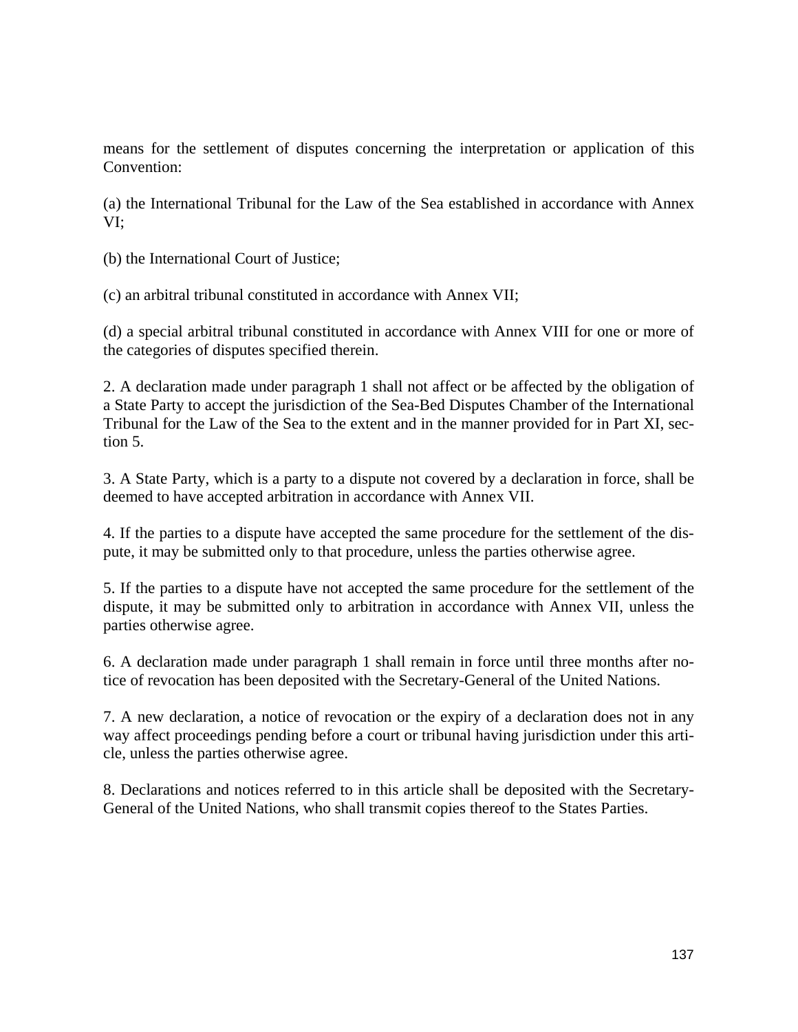means for the settlement of disputes concerning the interpretation or application of this Convention:

(a) the International Tribunal for the Law of the Sea established in accordance with Annex VI;

(b) the International Court of Justice;

(c) an arbitral tribunal constituted in accordance with Annex VII;

(d) a special arbitral tribunal constituted in accordance with Annex VIII for one or more of the categories of disputes specified therein.

2. A declaration made under paragraph 1 shall not affect or be affected by the obligation of a State Party to accept the jurisdiction of the Sea-Bed Disputes Chamber of the International Tribunal for the Law of the Sea to the extent and in the manner provided for in Part XI, section 5.

3. A State Party, which is a party to a dispute not covered by a declaration in force, shall be deemed to have accepted arbitration in accordance with Annex VII.

4. If the parties to a dispute have accepted the same procedure for the settlement of the dispute, it may be submitted only to that procedure, unless the parties otherwise agree.

5. If the parties to a dispute have not accepted the same procedure for the settlement of the dispute, it may be submitted only to arbitration in accordance with Annex VII, unless the parties otherwise agree.

6. A declaration made under paragraph 1 shall remain in force until three months after notice of revocation has been deposited with the Secretary-General of the United Nations.

7. A new declaration, a notice of revocation or the expiry of a declaration does not in any way affect proceedings pending before a court or tribunal having jurisdiction under this article, unless the parties otherwise agree.

8. Declarations and notices referred to in this article shall be deposited with the Secretary-General of the United Nations, who shall transmit copies thereof to the States Parties.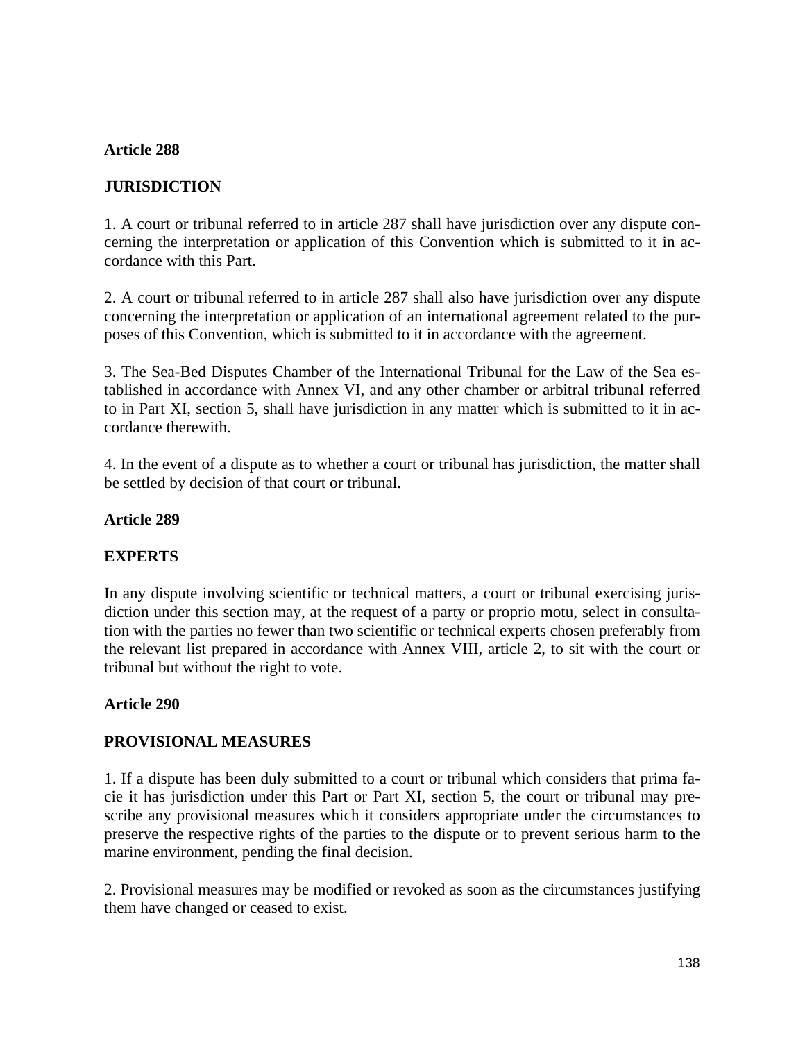**Article 288**

**JURISDICTION**

1. A court or tribunal referred to in article 287 shall have jurisdiction over any dispute concerning the interpretation or application of this Convention which is submitted to it in accordance with this Part.

2. A court or tribunal referred to in article 287 shall also have jurisdiction over any dispute concerning the interpretation or application of an international agreement related to the purposes of this Convention, which is submitted to it in accordance with the agreement.

3. The Sea-Bed Disputes Chamber of the International Tribunal for the Law of the Sea established in accordance with Annex VI, and any other chamber or arbitral tribunal referred to in Part XI, section 5, shall have jurisdiction in any matter which is submitted to it in accordance therewith.

4. In the event of a dispute as to whether a court or tribunal has jurisdiction, the matter shall be settled by decision of that court or tribunal.

**Article 289**

**EXPERTS**

In any dispute involving scientific or technical matters, a court or tribunal exercising jurisdiction under this section may, at the request of a party or proprio motu, select in consultation with the parties no fewer than two scientific or technical experts chosen preferably from the relevant list prepared in accordance with Annex VIII, article 2, to sit with the court or tribunal but without the right to vote.

**Article 290**

**PROVISIONAL MEASURES**

1. If a dispute has been duly submitted to a court or tribunal which considers that prima facie it has jurisdiction under this Part or Part XI, section 5, the court or tribunal may prescribe any provisional measures which it considers appropriate under the circumstances to preserve the respective rights of the parties to the dispute or to prevent serious harm to the marine environment, pending the final decision.

2. Provisional measures may be modified or revoked as soon as the circumstances justifying them have changed or ceased to exist.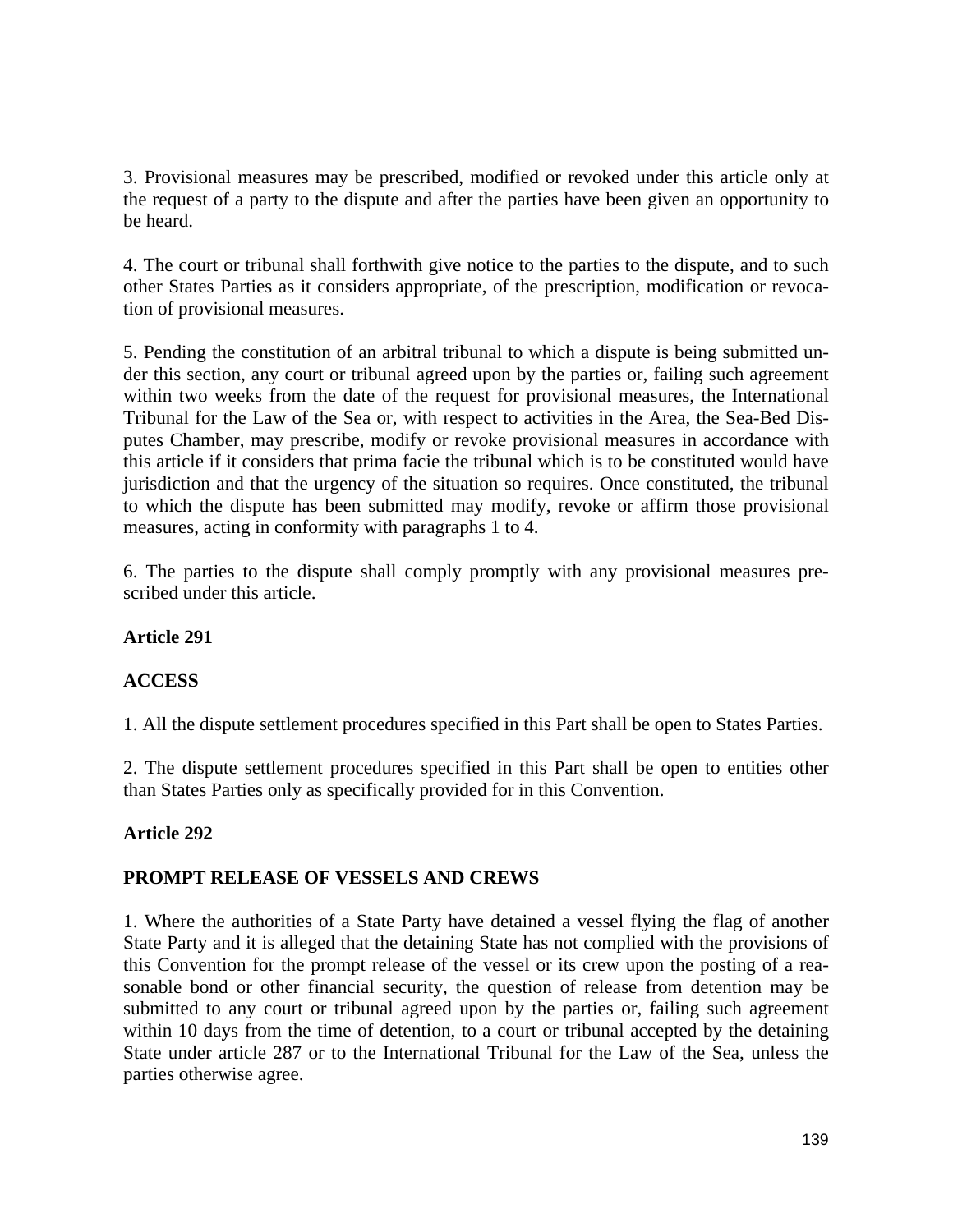3. Provisional measures may be prescribed, modified or revoked under this article only at the request of a party to the dispute and after the parties have been given an opportunity to be heard.

4. The court or tribunal shall forthwith give notice to the parties to the dispute, and to such other States Parties as it considers appropriate, of the prescription, modification or revocation of provisional measures.

5. Pending the constitution of an arbitral tribunal to which a dispute is being submitted under this section, any court or tribunal agreed upon by the parties or, failing such agreement within two weeks from the date of the request for provisional measures, the International Tribunal for the Law of the Sea or, with respect to activities in the Area, the Sea-Bed Disputes Chamber, may prescribe, modify or revoke provisional measures in accordance with this article if it considers that prima facie the tribunal which is to be constituted would have jurisdiction and that the urgency of the situation so requires. Once constituted, the tribunal to which the dispute has been submitted may modify, revoke or affirm those provisional measures, acting in conformity with paragraphs 1 to 4.

6. The parties to the dispute shall comply promptly with any provisional measures prescribed under this article.

**Article 291**

**ACCESS**

1. All the dispute settlement procedures specified in this Part shall be open to States Parties.

2. The dispute settlement procedures specified in this Part shall be open to entities other than States Parties only as specifically provided for in this Convention.

**Article 292**

**PROMPT RELEASE OF VESSELS AND CREWS**

1. Where the authorities of a State Party have detained a vessel flying the flag of another State Party and it is alleged that the detaining State has not complied with the provisions of this Convention for the prompt release of the vessel or its crew upon the posting of a reasonable bond or other financial security, the question of release from detention may be submitted to any court or tribunal agreed upon by the parties or, failing such agreement within 10 days from the time of detention, to a court or tribunal accepted by the detaining State under article 287 or to the International Tribunal for the Law of the Sea, unless the parties otherwise agree.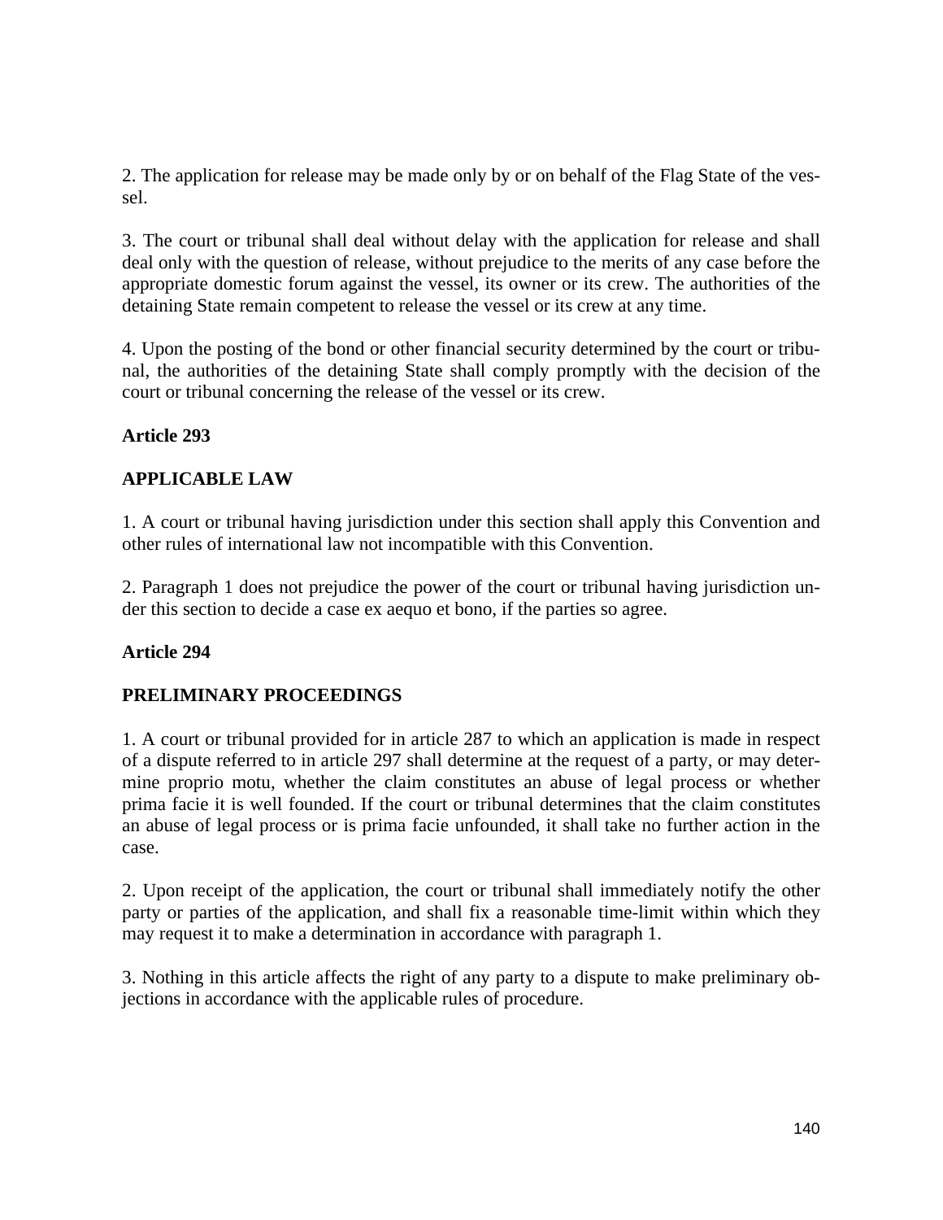2. The application for release may be made only by or on behalf of the Flag State of the vessel.

3. The court or tribunal shall deal without delay with the application for release and shall deal only with the question of release, without prejudice to the merits of any case before the appropriate domestic forum against the vessel, its owner or its crew. The authorities of the detaining State remain competent to release the vessel or its crew at any time.

4. Upon the posting of the bond or other financial security determined by the court or tribunal, the authorities of the detaining State shall comply promptly with the decision of the court or tribunal concerning the release of the vessel or its crew.

**Article 293**

**APPLICABLE LAW**

1. A court or tribunal having jurisdiction under this section shall apply this Convention and other rules of international law not incompatible with this Convention.

2. Paragraph 1 does not prejudice the power of the court or tribunal having jurisdiction under this section to decide a case ex aequo et bono, if the parties so agree.

**Article 294**

**PRELIMINARY PROCEEDINGS**

1. A court or tribunal provided for in article 287 to which an application is made in respect of a dispute referred to in article 297 shall determine at the request of a party, or may determine proprio motu, whether the claim constitutes an abuse of legal process or whether prima facie it is well founded. If the court or tribunal determines that the claim constitutes an abuse of legal process or is prima facie unfounded, it shall take no further action in the case.

2. Upon receipt of the application, the court or tribunal shall immediately notify the other party or parties of the application, and shall fix a reasonable time-limit within which they may request it to make a determination in accordance with paragraph 1.

3. Nothing in this article affects the right of any party to a dispute to make preliminary objections in accordance with the applicable rules of procedure.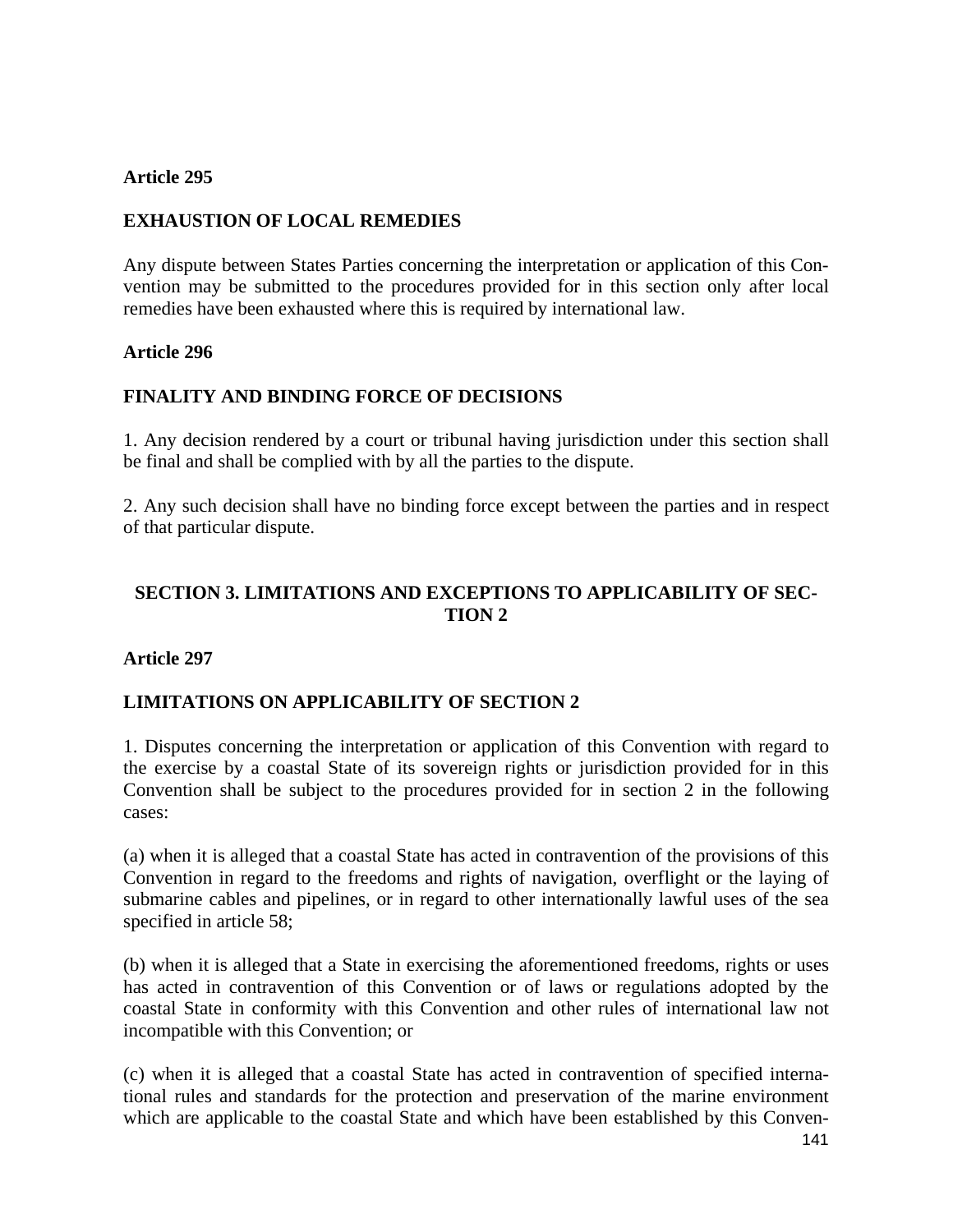**Article 295**

**EXHAUSTION OF LOCAL REMEDIES**

Any dispute between States Parties concerning the interpretation or application of this Convention may be submitted to the procedures provided for in this section only after local remedies have been exhausted where this is required by international law.

**Article 296**

**FINALITY AND BINDING FORCE OF DECISIONS**

1. Any decision rendered by a court or tribunal having jurisdiction under this section shall be final and shall be complied with by all the parties to the dispute.

2. Any such decision shall have no binding force except between the parties and in respect of that particular dispute.

## SECTION 3. LIMITATIONS AND EXCEPTIONS TO APPLICABILITY OF SECTION 2

**Article 297**

**LIMITATIONS ON APPLICABILITY OF SECTION 2**

1. Disputes concerning the interpretation or application of this Convention with regard to the exercise by a coastal State of its sovereign rights or jurisdiction provided for in this Convention shall be subject to the procedures provided for in section 2 in the following cases:

(a) when it is alleged that a coastal State has acted in contravention of the provisions of this Convention in regard to the freedoms and rights of navigation, overflight or the laying of submarine cables and pipelines, or in regard to other internationally lawful uses of the sea specified in article 58;

(b) when it is alleged that a State in exercising the aforementioned freedoms, rights or uses has acted in contravention of this Convention or of laws or regulations adopted by the coastal State in conformity with this Convention and other rules of international law not incompatible with this Convention; or

(c) when it is alleged that a coastal State has acted in contravention of specified international rules and standards for the protection and preservation of the marine environment which are applicable to the coastal State and which have been established by this Conven-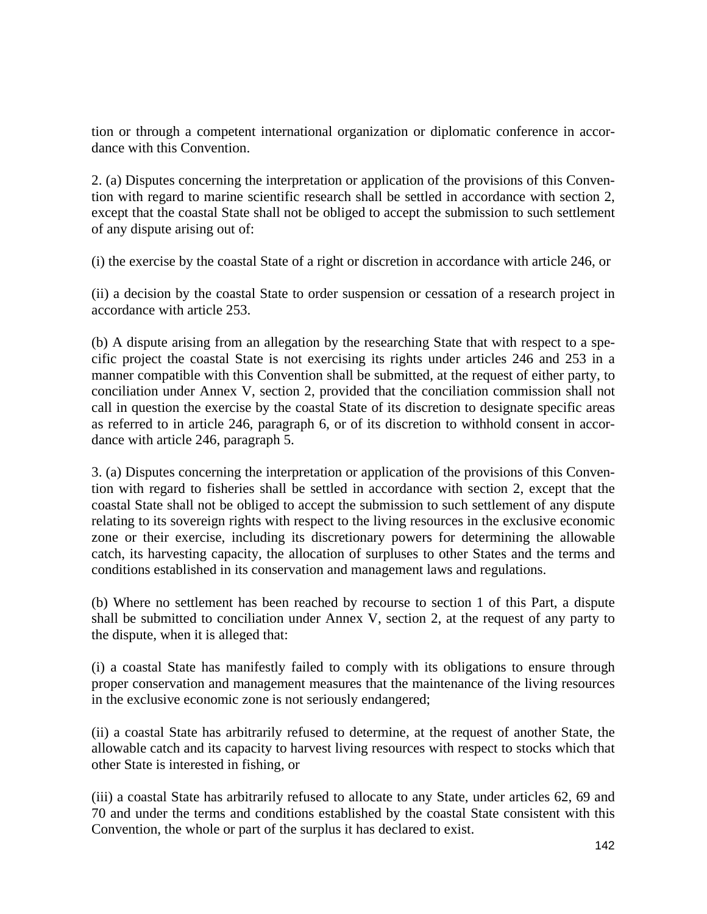tion or through a competent international organization or diplomatic conference in accordance with this Convention.

2. (a) Disputes concerning the interpretation or application of the provisions of this Convention with regard to marine scientific research shall be settled in accordance with section 2, except that the coastal State shall not be obliged to accept the submission to such settlement of any dispute arising out of:

(i) the exercise by the coastal State of a right or discretion in accordance with article 246, or

(ii) a decision by the coastal State to order suspension or cessation of a research project in accordance with article 253.

(b) A dispute arising from an allegation by the researching State that with respect to a specific project the coastal State is not exercising its rights under articles 246 and 253 in a manner compatible with this Convention shall be submitted, at the request of either party, to conciliation under Annex V, section 2, provided that the conciliation commission shall not call in question the exercise by the coastal State of its discretion to designate specific areas as referred to in article 246, paragraph 6, or of its discretion to withhold consent in accordance with article 246, paragraph 5.

3. (a) Disputes concerning the interpretation or application of the provisions of this Convention with regard to fisheries shall be settled in accordance with section 2, except that the coastal State shall not be obliged to accept the submission to such settlement of any dispute relating to its sovereign rights with respect to the living resources in the exclusive economic zone or their exercise, including its discretionary powers for determining the allowable catch, its harvesting capacity, the allocation of surpluses to other States and the terms and conditions established in its conservation and management laws and regulations.

(b) Where no settlement has been reached by recourse to section 1 of this Part, a dispute shall be submitted to conciliation under Annex V, section 2, at the request of any party to the dispute, when it is alleged that:

(i) a coastal State has manifestly failed to comply with its obligations to ensure through proper conservation and management measures that the maintenance of the living resources in the exclusive economic zone is not seriously endangered;

(ii) a coastal State has arbitrarily refused to determine, at the request of another State, the allowable catch and its capacity to harvest living resources with respect to stocks which that other State is interested in fishing, or

(iii) a coastal State has arbitrarily refused to allocate to any State, under articles 62, 69 and 70 and under the terms and conditions established by the coastal State consistent with this Convention, the whole or part of the surplus it has declared to exist.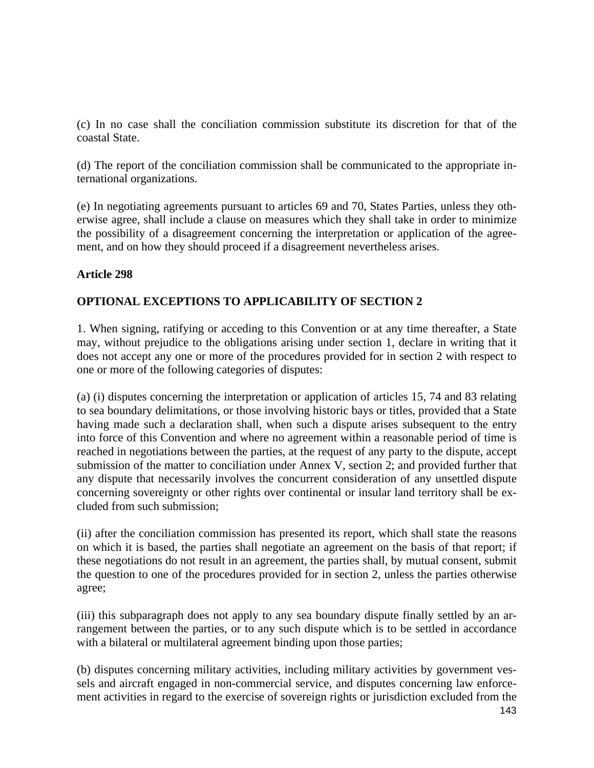(c) In no case shall the conciliation commission substitute its discretion for that of the coastal State.

(d) The report of the conciliation commission shall be communicated to the appropriate international organizations.

(e) In negotiating agreements pursuant to articles 69 and 70, States Parties, unless they otherwise agree, shall include a clause on measures which they shall take in order to minimize the possibility of a disagreement concerning the interpretation or application of the agreement, and on how they should proceed if a disagreement nevertheless arises.

**Article 298**

**OPTIONAL EXCEPTIONS TO APPLICABILITY OF SECTION 2**

1. When signing, ratifying or acceding to this Convention or at any time thereafter, a State may, without prejudice to the obligations arising under section 1, declare in writing that it does not accept any one or more of the procedures provided for in section 2 with respect to one or more of the following categories of disputes:

(a) (i) disputes concerning the interpretation or application of articles 15, 74 and 83 relating to sea boundary delimitations, or those involving historic bays or titles, provided that a State having made such a declaration shall, when such a dispute arises subsequent to the entry into force of this Convention and where no agreement within a reasonable period of time is reached in negotiations between the parties, at the request of any party to the dispute, accept submission of the matter to conciliation under Annex V, section 2; and provided further that any dispute that necessarily involves the concurrent consideration of any unsettled dispute concerning sovereignty or other rights over continental or insular land territory shall be excluded from such submission;

(ii) after the conciliation commission has presented its report, which shall state the reasons on which it is based, the parties shall negotiate an agreement on the basis of that report; if these negotiations do not result in an agreement, the parties shall, by mutual consent, submit the question to one of the procedures provided for in section 2, unless the parties otherwise agree;

(iii) this subparagraph does not apply to any sea boundary dispute finally settled by an arrangement between the parties, or to any such dispute which is to be settled in accordance with a bilateral or multilateral agreement binding upon those parties;

(b) disputes concerning military activities, including military activities by government vessels and aircraft engaged in non-commercial service, and disputes concerning law enforcement activities in regard to the exercise of sovereign rights or jurisdiction excluded from the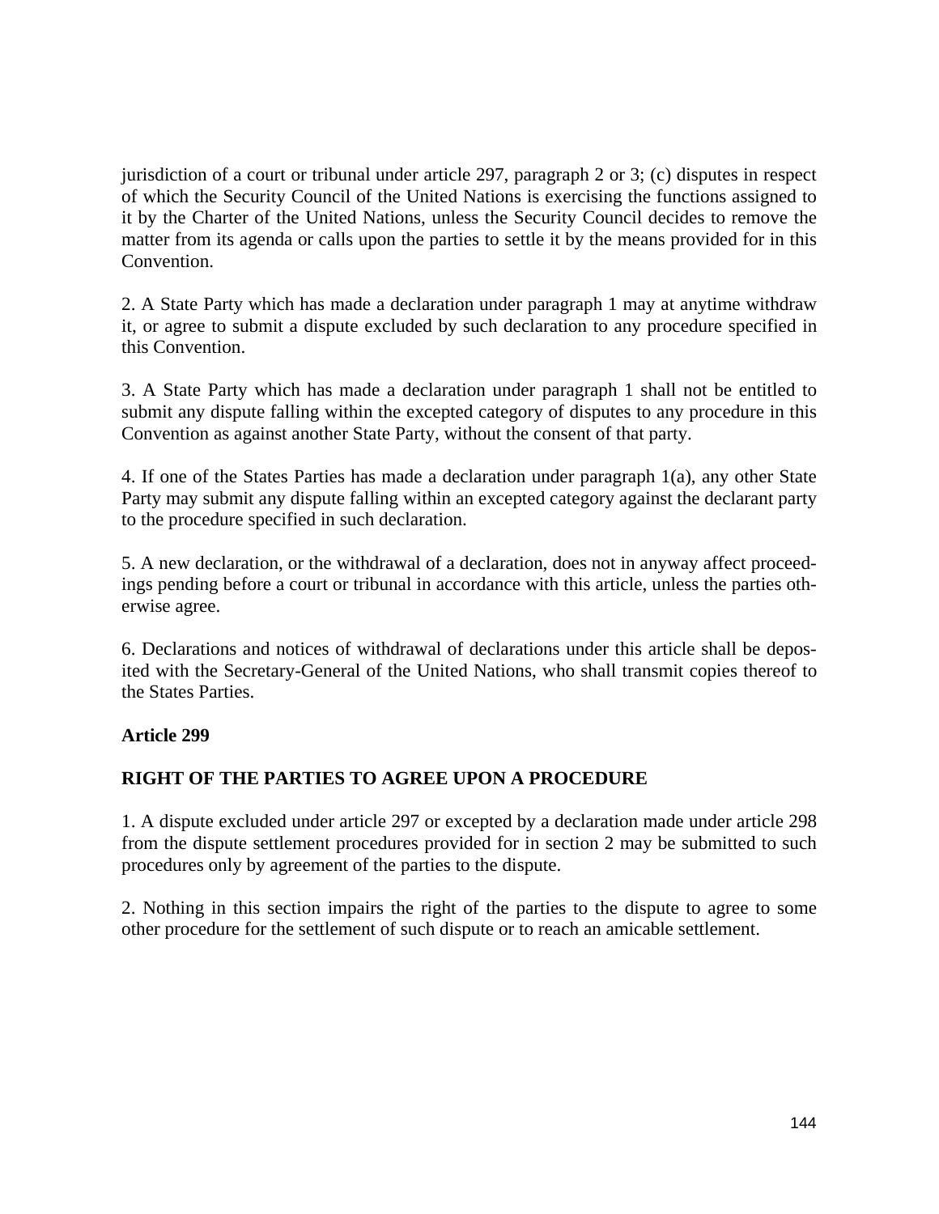jurisdiction of a court or tribunal under article 297, paragraph 2 or 3; (c) disputes in respect of which the Security Council of the United Nations is exercising the functions assigned to it by the Charter of the United Nations, unless the Security Council decides to remove the matter from its agenda or calls upon the parties to settle it by the means provided for in this Convention.

2. A State Party which has made a declaration under paragraph 1 may at anytime withdraw it, or agree to submit a dispute excluded by such declaration to any procedure specified in this Convention.

3. A State Party which has made a declaration under paragraph 1 shall not be entitled to submit any dispute falling within the excepted category of disputes to any procedure in this Convention as against another State Party, without the consent of that party.

4. If one of the States Parties has made a declaration under paragraph 1(a), any other State Party may submit any dispute falling within an excepted category against the declarant party to the procedure specified in such declaration.

5. A new declaration, or the withdrawal of a declaration, does not in anyway affect proceedings pending before a court or tribunal in accordance with this article, unless the parties otherwise agree.

6. Declarations and notices of withdrawal of declarations under this article shall be deposited with the Secretary-General of the United Nations, who shall transmit copies thereof to the States Parties.

**Article 299**

**RIGHT OF THE PARTIES TO AGREE UPON A PROCEDURE**

1. A dispute excluded under article 297 or excepted by a declaration made under article 298 from the dispute settlement procedures provided for in section 2 may be submitted to such procedures only by agreement of the parties to the dispute.

2. Nothing in this section impairs the right of the parties to the dispute to agree to some other procedure for the settlement of such dispute or to reach an amicable settlement.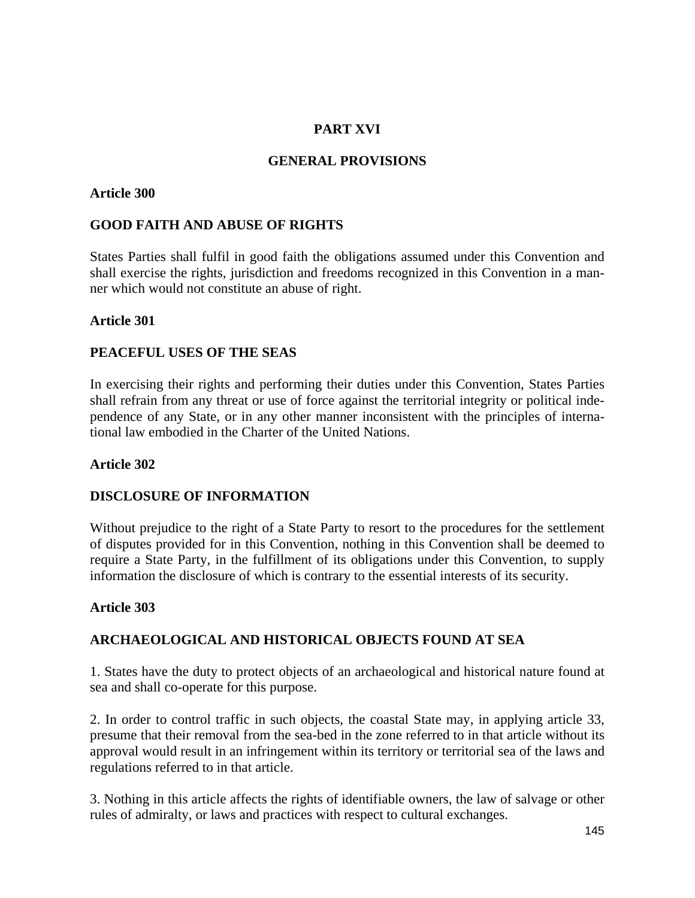# PART XVI

# GENERAL PROVISIONS

## Article 300

### GOOD FAITH AND ABUSE OF RIGHTS

States Parties shall fulfil in good faith the obligations assumed under this Convention and shall exercise the rights, jurisdiction and freedoms recognized in this Convention in a manner which would not constitute an abuse of right.

## Article 301

### PEACEFUL USES OF THE SEAS

In exercising their rights and performing their duties under this Convention, States Parties shall refrain from any threat or use of force against the territorial integrity or political independence of any State, or in any other manner inconsistent with the principles of international law embodied in the Charter of the United Nations.

## Article 302

### DISCLOSURE OF INFORMATION

Without prejudice to the right of a State Party to resort to the procedures for the settlement of disputes provided for in this Convention, nothing in this Convention shall be deemed to require a State Party, in the fulfillment of its obligations under this Convention, to supply information the disclosure of which is contrary to the essential interests of its security.

## Article 303

### ARCHAEOLOGICAL AND HISTORICAL OBJECTS FOUND AT SEA

1. States have the duty to protect objects of an archaeological and historical nature found at sea and shall co-operate for this purpose.

2. In order to control traffic in such objects, the coastal State may, in applying article 33, presume that their removal from the sea-bed in the zone referred to in that article without its approval would result in an infringement within its territory or territorial sea of the laws and regulations referred to in that article.

3. Nothing in this article affects the rights of identifiable owners, the law of salvage or other rules of admiralty, or laws and practices with respect to cultural exchanges.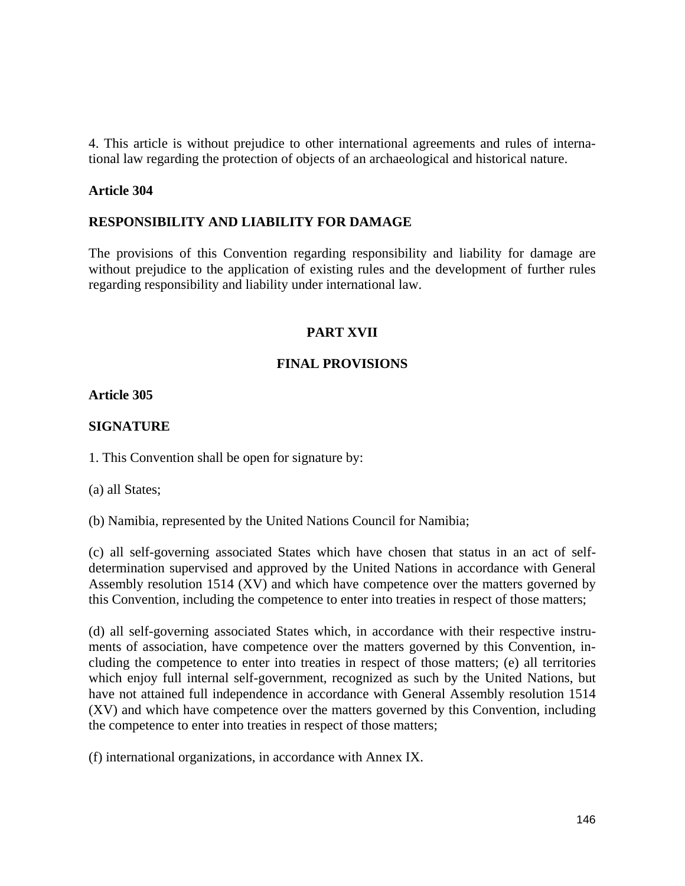4. This article is without prejudice to other international agreements and rules of international law regarding the protection of objects of an archaeological and historical nature.

**Article 304**

**RESPONSIBILITY AND LIABILITY FOR DAMAGE**

The provisions of this Convention regarding responsibility and liability for damage are without prejudice to the application of existing rules and the development of further rules regarding responsibility and liability under international law.

## PART XVII

## FINAL PROVISIONS

**Article 305**

**SIGNATURE**

1. This Convention shall be open for signature by:

(a) all States;

(b) Namibia, represented by the United Nations Council for Namibia;

(c) all self-governing associated States which have chosen that status in an act of self-determination supervised and approved by the United Nations in accordance with General Assembly resolution 1514 (XV) and which have competence over the matters governed by this Convention, including the competence to enter into treaties in respect of those matters;

(d) all self-governing associated States which, in accordance with their respective instruments of association, have competence over the matters governed by this Convention, including the competence to enter into treaties in respect of those matters; (e) all territories which enjoy full internal self-government, recognized as such by the United Nations, but have not attained full independence in accordance with General Assembly resolution 1514 (XV) and which have competence over the matters governed by this Convention, including the competence to enter into treaties in respect of those matters;

(f) international organizations, in accordance with Annex IX.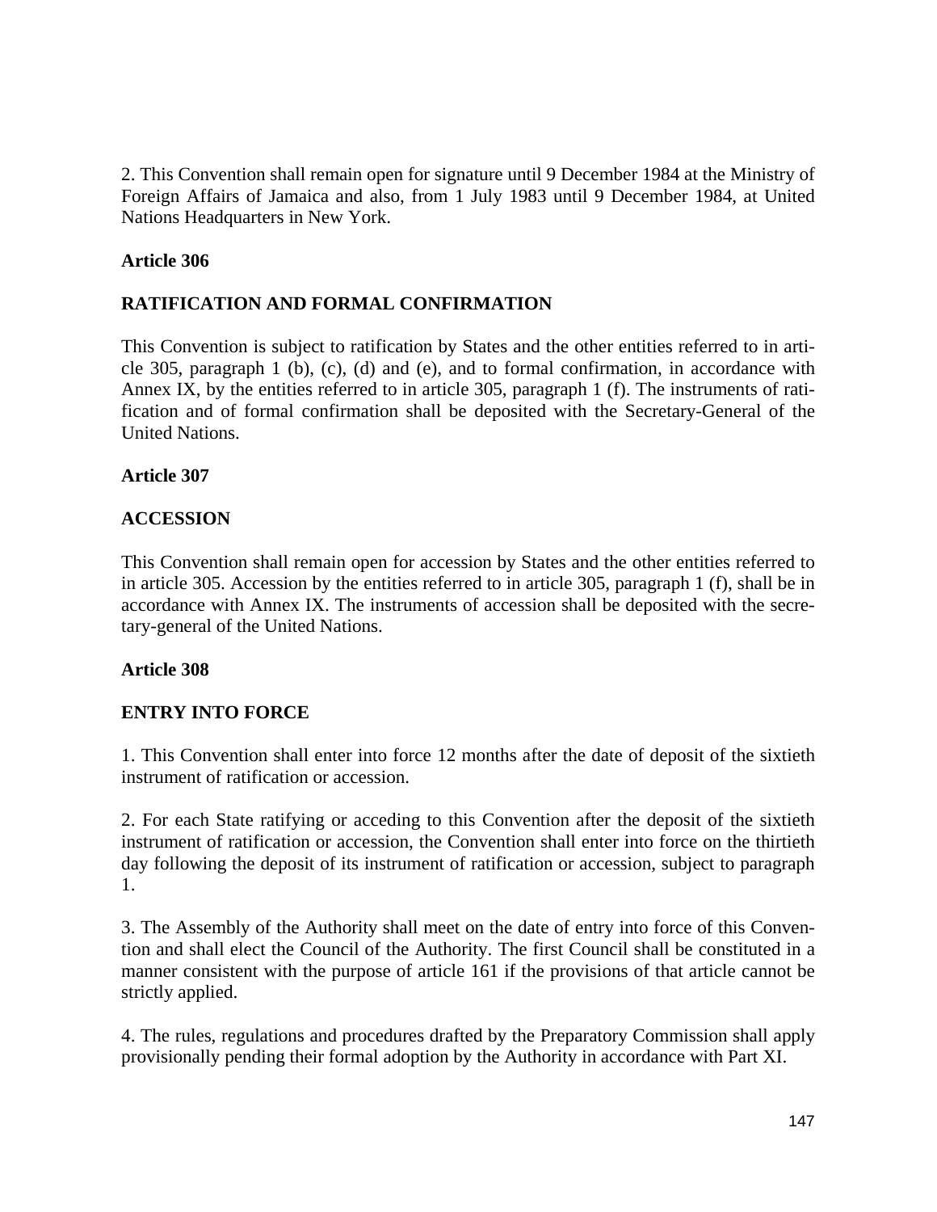2. This Convention shall remain open for signature until 9 December 1984 at the Ministry of Foreign Affairs of Jamaica and also, from 1 July 1983 until 9 December 1984, at United Nations Headquarters in New York.

**Article 306**

**RATIFICATION AND FORMAL CONFIRMATION**

This Convention is subject to ratification by States and the other entities referred to in article 305, paragraph 1 (b), (c), (d) and (e), and to formal confirmation, in accordance with Annex IX, by the entities referred to in article 305, paragraph 1 (f). The instruments of ratification and of formal confirmation shall be deposited with the Secretary-General of the United Nations.

**Article 307**

**ACCESSION**

This Convention shall remain open for accession by States and the other entities referred to in article 305. Accession by the entities referred to in article 305, paragraph 1 (f), shall be in accordance with Annex IX. The instruments of accession shall be deposited with the secretary-general of the United Nations.

**Article 308**

**ENTRY INTO FORCE**

1. This Convention shall enter into force 12 months after the date of deposit of the sixtieth instrument of ratification or accession.

2. For each State ratifying or acceding to this Convention after the deposit of the sixtieth instrument of ratification or accession, the Convention shall enter into force on the thirtieth day following the deposit of its instrument of ratification or accession, subject to paragraph 1.

3. The Assembly of the Authority shall meet on the date of entry into force of this Convention and shall elect the Council of the Authority. The first Council shall be constituted in a manner consistent with the purpose of article 161 if the provisions of that article cannot be strictly applied.

4. The rules, regulations and procedures drafted by the Preparatory Commission shall apply provisionally pending their formal adoption by the Authority in accordance with Part XI.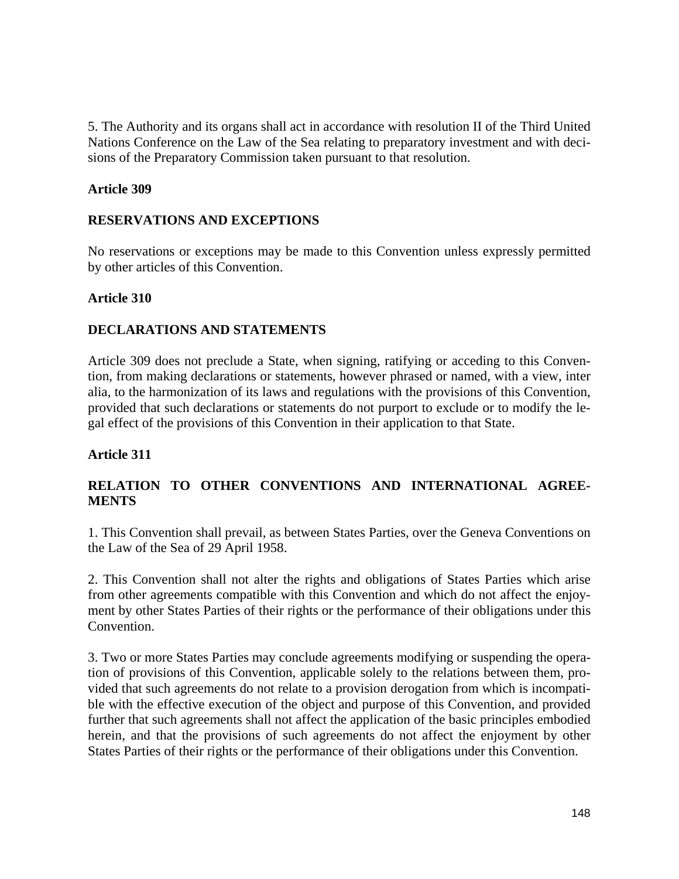5. The Authority and its organs shall act in accordance with resolution II of the Third United Nations Conference on the Law of the Sea relating to preparatory investment and with decisions of the Preparatory Commission taken pursuant to that resolution.

### Article 309

### RESERVATIONS AND EXCEPTIONS

No reservations or exceptions may be made to this Convention unless expressly permitted by other articles of this Convention.

### Article 310

### DECLARATIONS AND STATEMENTS

Article 309 does not preclude a State, when signing, ratifying or acceding to this Convention, from making declarations or statements, however phrased or named, with a view, inter alia, to the harmonization of its laws and regulations with the provisions of this Convention, provided that such declarations or statements do not purport to exclude or to modify the legal effect of the provisions of this Convention in their application to that State.

### Article 311

### RELATION TO OTHER CONVENTIONS AND INTERNATIONAL AGREEMENTS

1. This Convention shall prevail, as between States Parties, over the Geneva Conventions on the Law of the Sea of 29 April 1958.

2. This Convention shall not alter the rights and obligations of States Parties which arise from other agreements compatible with this Convention and which do not affect the enjoyment by other States Parties of their rights or the performance of their obligations under this Convention.

3. Two or more States Parties may conclude agreements modifying or suspending the operation of provisions of this Convention, applicable solely to the relations between them, provided that such agreements do not relate to a provision derogation from which is incompatible with the effective execution of the object and purpose of this Convention, and provided further that such agreements shall not affect the application of the basic principles embodied herein, and that the provisions of such agreements do not affect the enjoyment by other States Parties of their rights or the performance of their obligations under this Convention.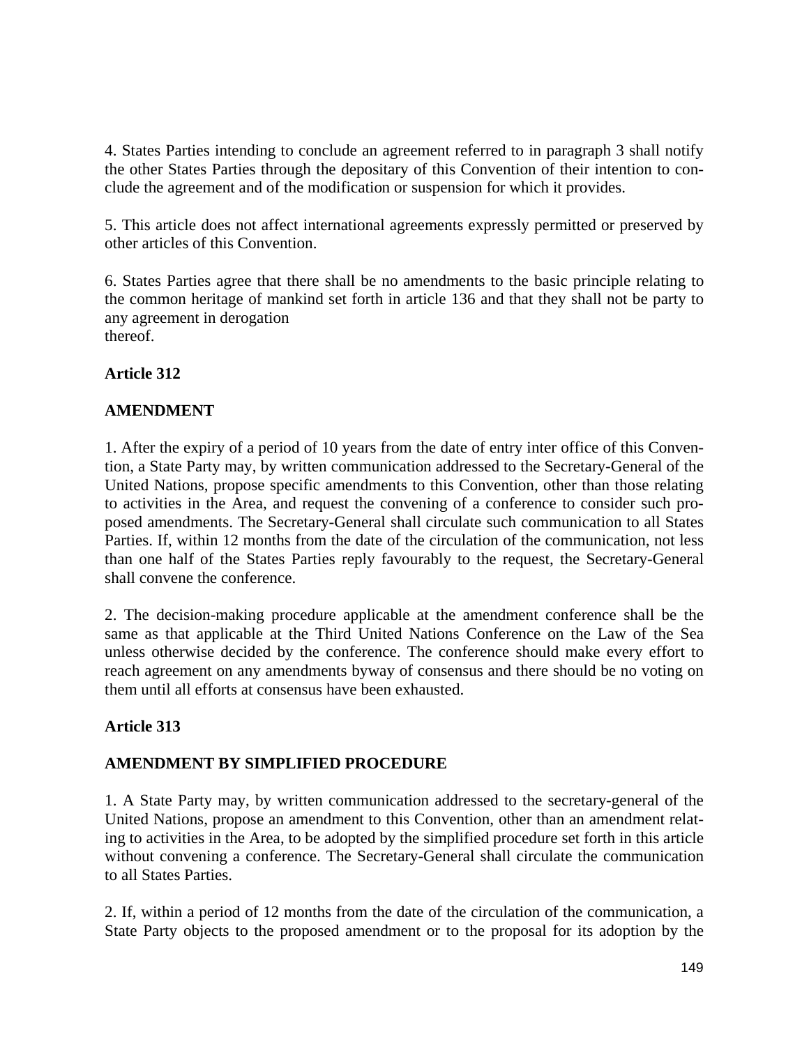4. States Parties intending to conclude an agreement referred to in paragraph 3 shall notify the other States Parties through the depositary of this Convention of their intention to conclude the agreement and of the modification or suspension for which it provides.

5. This article does not affect international agreements expressly permitted or preserved by other articles of this Convention.

6. States Parties agree that there shall be no amendments to the basic principle relating to the common heritage of mankind set forth in article 136 and that they shall not be party to any agreement in derogation
thereof.

**Article 312**

**AMENDMENT**

1. After the expiry of a period of 10 years from the date of entry inter office of this Convention, a State Party may, by written communication addressed to the Secretary-General of the United Nations, propose specific amendments to this Convention, other than those relating to activities in the Area, and request the convening of a conference to consider such proposed amendments. The Secretary-General shall circulate such communication to all States Parties. If, within 12 months from the date of the circulation of the communication, not less than one half of the States Parties reply favourably to the request, the Secretary-General shall convene the conference.

2. The decision-making procedure applicable at the amendment conference shall be the same as that applicable at the Third United Nations Conference on the Law of the Sea unless otherwise decided by the conference. The conference should make every effort to reach agreement on any amendments byway of consensus and there should be no voting on them until all efforts at consensus have been exhausted.

**Article 313**

**AMENDMENT BY SIMPLIFIED PROCEDURE**

1. A State Party may, by written communication addressed to the secretary-general of the United Nations, propose an amendment to this Convention, other than an amendment relating to activities in the Area, to be adopted by the simplified procedure set forth in this article without convening a conference. The Secretary-General shall circulate the communication to all States Parties.

2. If, within a period of 12 months from the date of the circulation of the communication, a State Party objects to the proposed amendment or to the proposal for its adoption by the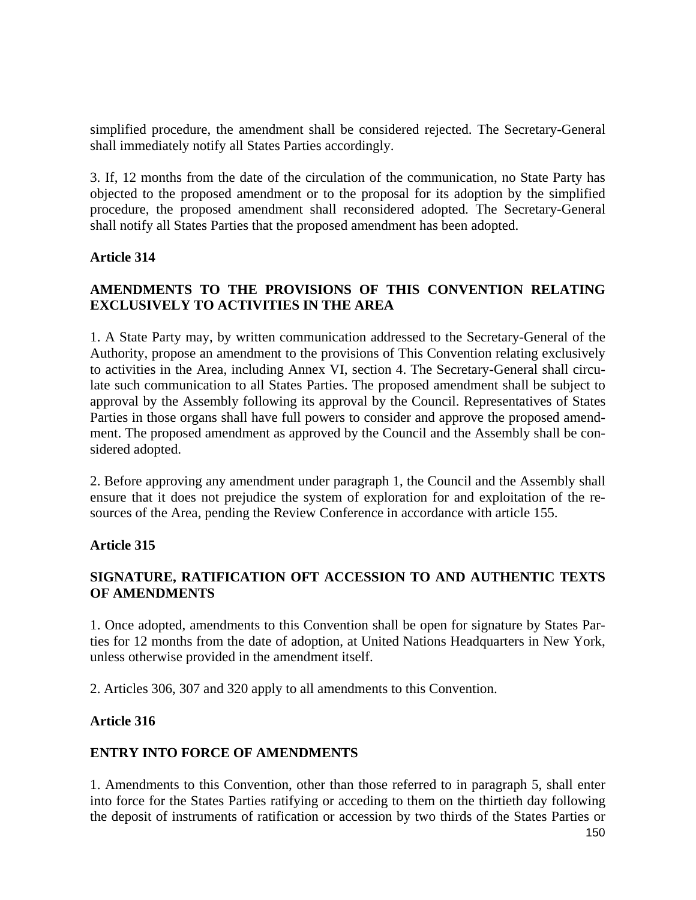simplified procedure, the amendment shall be considered rejected. The Secretary-General shall immediately notify all States Parties accordingly.

3. If, 12 months from the date of the circulation of the communication, no State Party has objected to the proposed amendment or to the proposal for its adoption by the simplified procedure, the proposed amendment shall reconsidered adopted. The Secretary-General shall notify all States Parties that the proposed amendment has been adopted.

**Article 314**

**AMENDMENTS TO THE PROVISIONS OF THIS CONVENTION RELATING EXCLUSIVELY TO ACTIVITIES IN THE AREA**

1. A State Party may, by written communication addressed to the Secretary-General of the Authority, propose an amendment to the provisions of This Convention relating exclusively to activities in the Area, including Annex VI, section 4. The Secretary-General shall circulate such communication to all States Parties. The proposed amendment shall be subject to approval by the Assembly following its approval by the Council. Representatives of States Parties in those organs shall have full powers to consider and approve the proposed amendment. The proposed amendment as approved by the Council and the Assembly shall be considered adopted.

2. Before approving any amendment under paragraph 1, the Council and the Assembly shall ensure that it does not prejudice the system of exploration for and exploitation of the resources of the Area, pending the Review Conference in accordance with article 155.

**Article 315**

**SIGNATURE, RATIFICATION OFT ACCESSION TO AND AUTHENTIC TEXTS OF AMENDMENTS**

1. Once adopted, amendments to this Convention shall be open for signature by States Parties for 12 months from the date of adoption, at United Nations Headquarters in New York, unless otherwise provided in the amendment itself.

2. Articles 306, 307 and 320 apply to all amendments to this Convention.

**Article 316**

**ENTRY INTO FORCE OF AMENDMENTS**

1. Amendments to this Convention, other than those referred to in paragraph 5, shall enter into force for the States Parties ratifying or acceding to them on the thirtieth day following the deposit of instruments of ratification or accession by two thirds of the States Parties or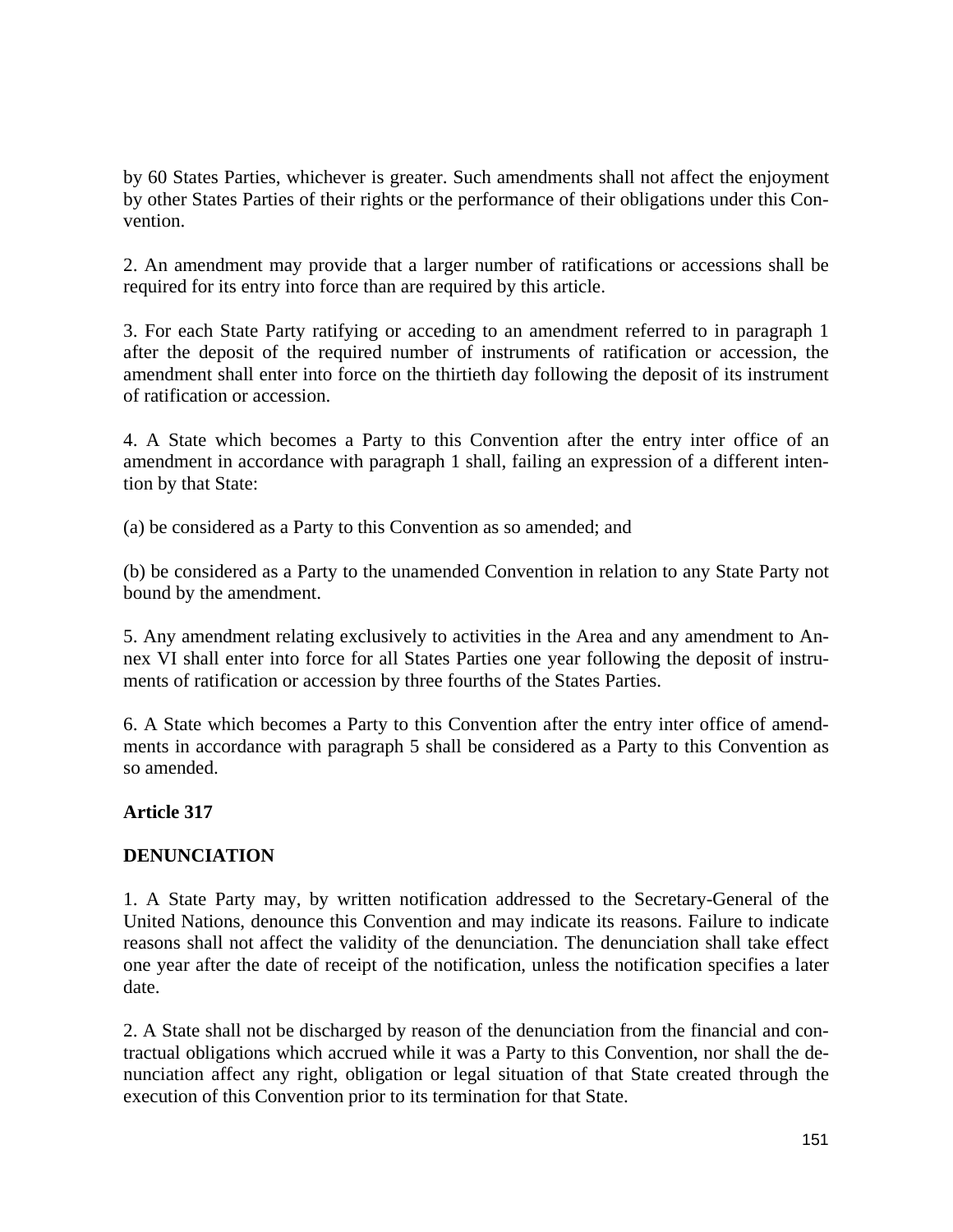by 60 States Parties, whichever is greater. Such amendments shall not affect the enjoyment by other States Parties of their rights or the performance of their obligations under this Convention.

2. An amendment may provide that a larger number of ratifications or accessions shall be required for its entry into force than are required by this article.

3. For each State Party ratifying or acceding to an amendment referred to in paragraph 1 after the deposit of the required number of instruments of ratification or accession, the amendment shall enter into force on the thirtieth day following the deposit of its instrument of ratification or accession.

4. A State which becomes a Party to this Convention after the entry inter office of an amendment in accordance with paragraph 1 shall, failing an expression of a different intention by that State:

(a) be considered as a Party to this Convention as so amended; and

(b) be considered as a Party to the unamended Convention in relation to any State Party not bound by the amendment.

5. Any amendment relating exclusively to activities in the Area and any amendment to Annex VI shall enter into force for all States Parties one year following the deposit of instruments of ratification or accession by three fourths of the States Parties.

6. A State which becomes a Party to this Convention after the entry inter office of amendments in accordance with paragraph 5 shall be considered as a Party to this Convention as so amended.

**Article 317**

**DENUNCIATION**

1. A State Party may, by written notification addressed to the Secretary-General of the United Nations, denounce this Convention and may indicate its reasons. Failure to indicate reasons shall not affect the validity of the denunciation. The denunciation shall take effect one year after the date of receipt of the notification, unless the notification specifies a later date.

2. A State shall not be discharged by reason of the denunciation from the financial and contractual obligations which accrued while it was a Party to this Convention, nor shall the denunciation affect any right, obligation or legal situation of that State created through the execution of this Convention prior to its termination for that State.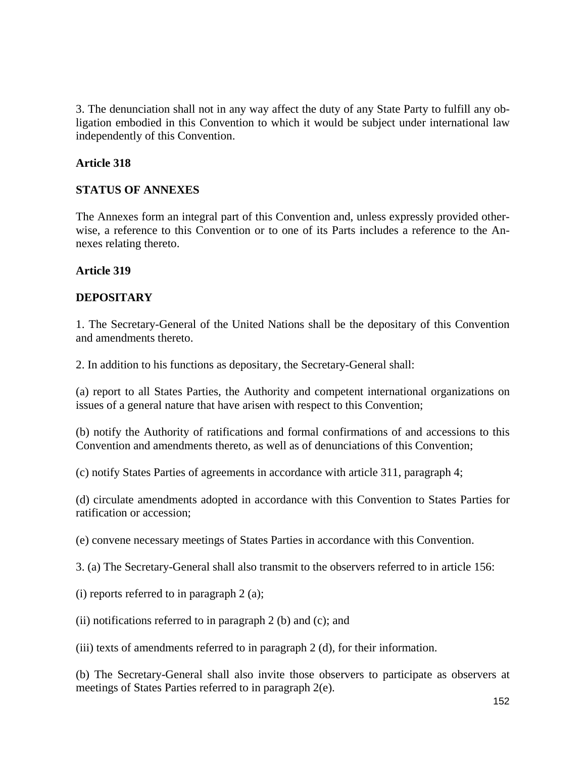3. The denunciation shall not in any way affect the duty of any State Party to fulfill any obligation embodied in this Convention to which it would be subject under international law independently of this Convention.

**Article 318**

**STATUS OF ANNEXES**

The Annexes form an integral part of this Convention and, unless expressly provided otherwise, a reference to this Convention or to one of its Parts includes a reference to the Annexes relating thereto.

**Article 319**

**DEPOSITARY**

1. The Secretary-General of the United Nations shall be the depositary of this Convention and amendments thereto.

2. In addition to his functions as depositary, the Secretary-General shall:

(a) report to all States Parties, the Authority and competent international organizations on issues of a general nature that have arisen with respect to this Convention;

(b) notify the Authority of ratifications and formal confirmations of and accessions to this Convention and amendments thereto, as well as of denunciations of this Convention;

(c) notify States Parties of agreements in accordance with article 311, paragraph 4;

(d) circulate amendments adopted in accordance with this Convention to States Parties for ratification or accession;

(e) convene necessary meetings of States Parties in accordance with this Convention.

3. (a) The Secretary-General shall also transmit to the observers referred to in article 156:

(i) reports referred to in paragraph 2 (a);

(ii) notifications referred to in paragraph 2 (b) and (c); and

(iii) texts of amendments referred to in paragraph 2 (d), for their information.

(b) The Secretary-General shall also invite those observers to participate as observers at meetings of States Parties referred to in paragraph 2(e).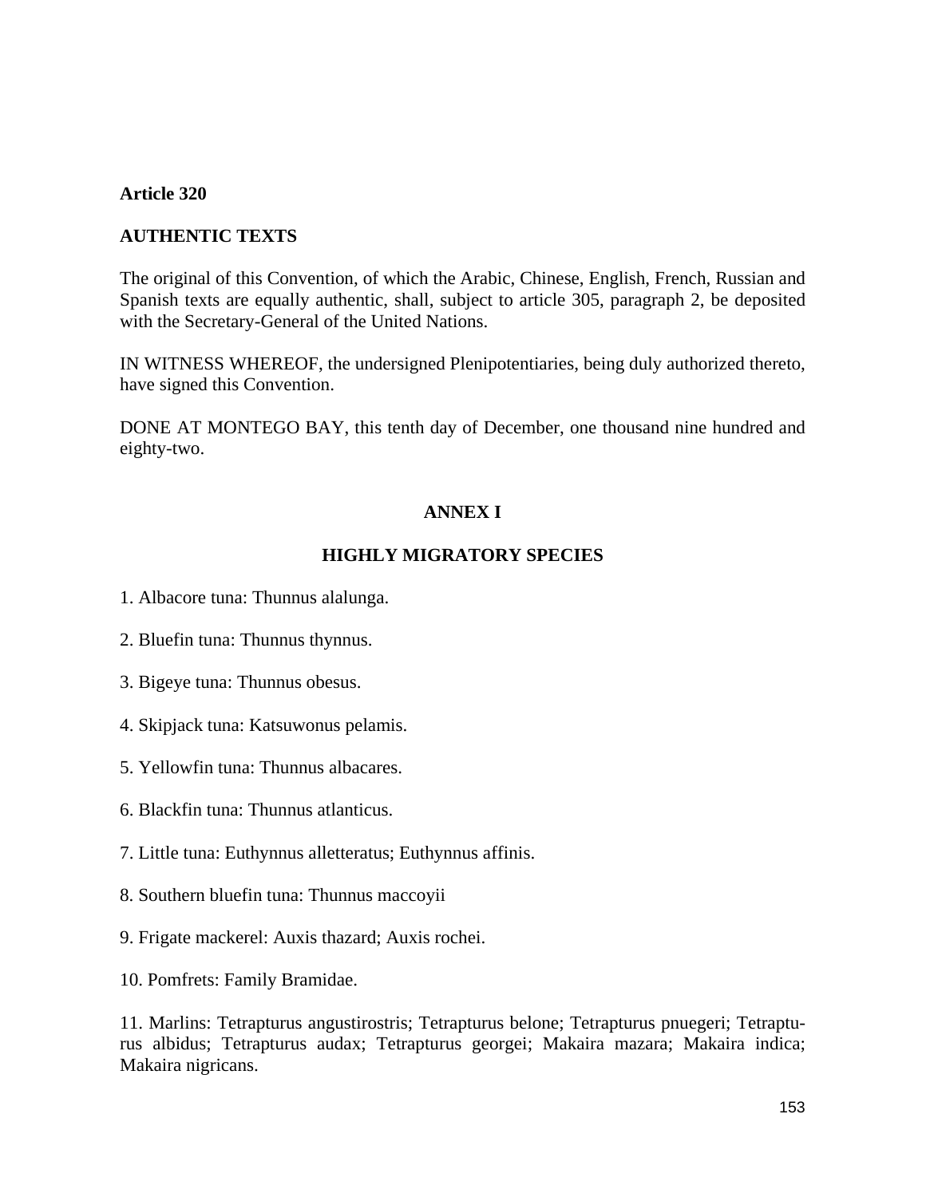**Article 320**

**AUTHENTIC TEXTS**

The original of this Convention, of which the Arabic, Chinese, English, French, Russian and Spanish texts are equally authentic, shall, subject to article 305, paragraph 2, be deposited with the Secretary-General of the United Nations.

IN WITNESS WHEREOF, the undersigned Plenipotentiaries, being duly authorized thereto, have signed this Convention.

DONE AT MONTEGO BAY, this tenth day of December, one thousand nine hundred and eighty-two.

## ANNEX I

## HIGHLY MIGRATORY SPECIES

1. Albacore tuna: Thunnus alalunga.

2. Bluefin tuna: Thunnus thynnus.

3. Bigeye tuna: Thunnus obesus.

4. Skipjack tuna: Katsuwonus pelamis.

5. Yellowfin tuna: Thunnus albacares.

6. Blackfin tuna: Thunnus atlanticus.

7. Little tuna: Euthynnus alletteratus; Euthynnus affinis.

8. Southern bluefin tuna: Thunnus maccoyii

9. Frigate mackerel: Auxis thazard; Auxis rochei.

10. Pomfrets: Family Bramidae.

11. Marlins: Tetrapturus angustirostris; Tetrapturus belone; Tetrapturus pnuegeri; Tetrapturus albidus; Tetrapturus audax; Tetrapturus georgei; Makaira mazara; Makaira indica; Makaira nigricans.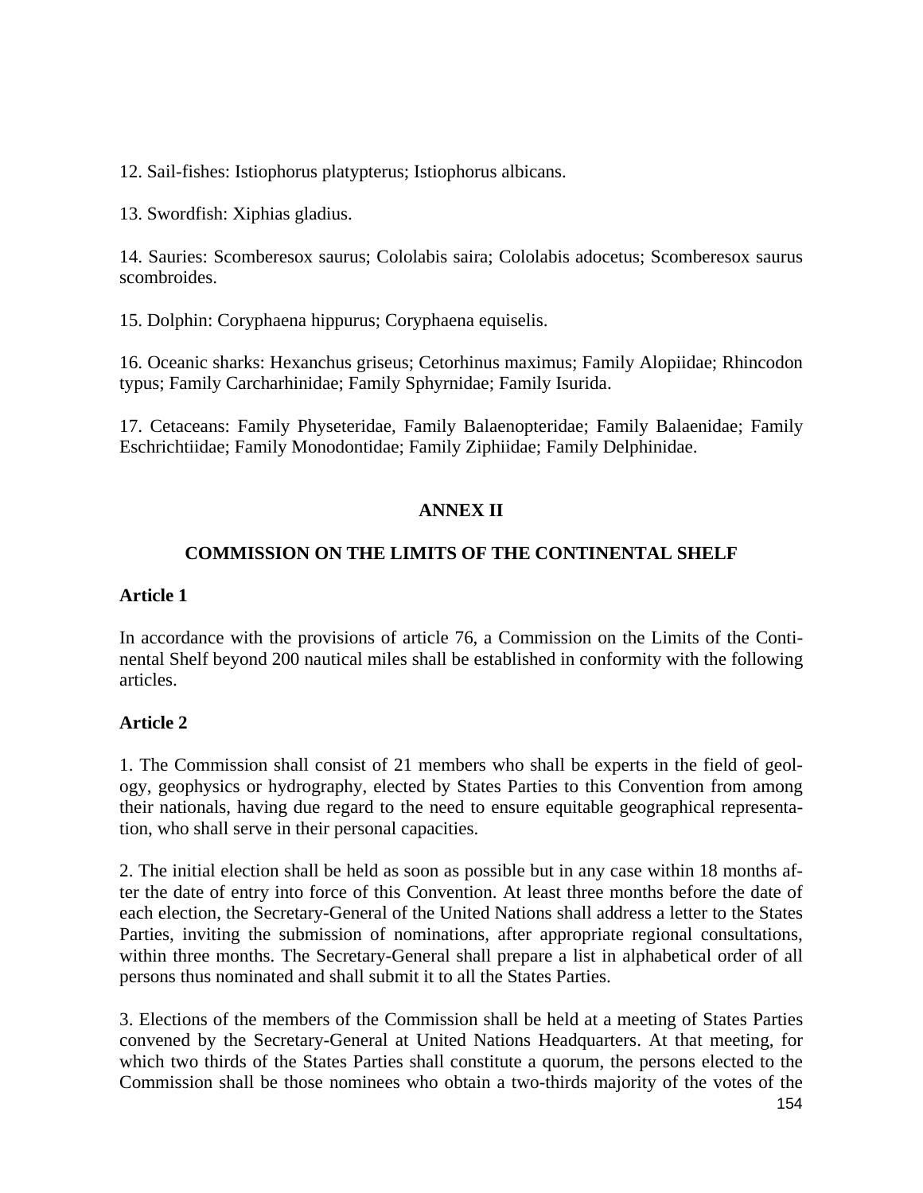12. Sail-fishes: Istiophorus platypterus; Istiophorus albicans.

13. Swordfish: Xiphias gladius.

14. Sauries: Scomberesox saurus; Cololabis saira; Cololabis adocetus; Scomberesox saurus scombroides.

15. Dolphin: Coryphaena hippurus; Coryphaena equiselis.

16. Oceanic sharks: Hexanchus griseus; Cetorhinus maximus; Family Alopiidae; Rhincodon typus; Family Carcharhinidae; Family Sphyrnidae; Family Isurida.

17. Cetaceans: Family Physeteridae, Family Balaenopteridae; Family Balaenidae; Family Eschrichtiidae; Family Monodontidae; Family Ziphiidae; Family Delphinidae.

## ANNEX II

## COMMISSION ON THE LIMITS OF THE CONTINENTAL SHELF

### Article 1

In accordance with the provisions of article 76, a Commission on the Limits of the Continental Shelf beyond 200 nautical miles shall be established in conformity with the following articles.

### Article 2

1. The Commission shall consist of 21 members who shall be experts in the field of geology, geophysics or hydrography, elected by States Parties to this Convention from among their nationals, having due regard to the need to ensure equitable geographical representation, who shall serve in their personal capacities.

2. The initial election shall be held as soon as possible but in any case within 18 months after the date of entry into force of this Convention. At least three months before the date of each election, the Secretary-General of the United Nations shall address a letter to the States Parties, inviting the submission of nominations, after appropriate regional consultations, within three months. The Secretary-General shall prepare a list in alphabetical order of all persons thus nominated and shall submit it to all the States Parties.

3. Elections of the members of the Commission shall be held at a meeting of States Parties convened by the Secretary-General at United Nations Headquarters. At that meeting, for which two thirds of the States Parties shall constitute a quorum, the persons elected to the Commission shall be those nominees who obtain a two-thirds majority of the votes of the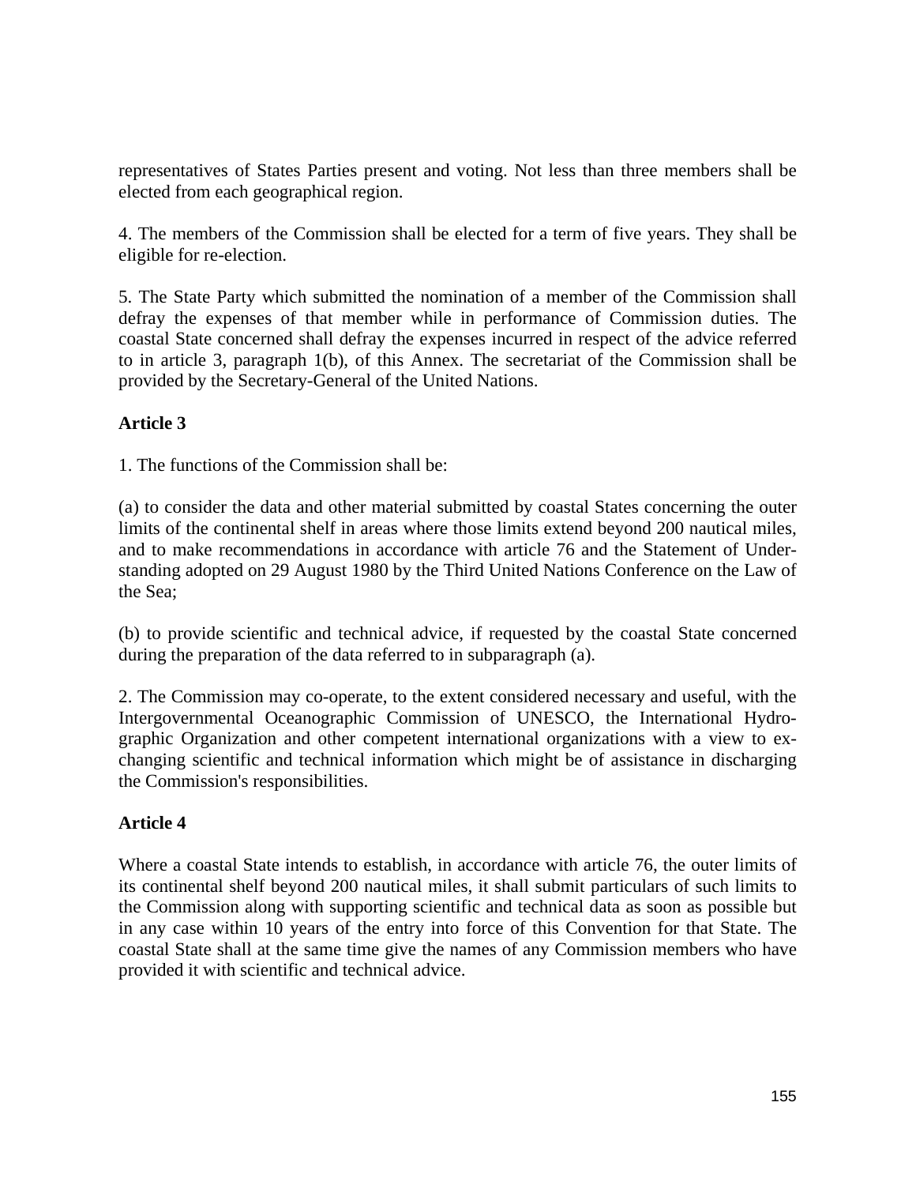representatives of States Parties present and voting. Not less than three members shall be elected from each geographical region.

4. The members of the Commission shall be elected for a term of five years. They shall be eligible for re-election.

5. The State Party which submitted the nomination of a member of the Commission shall defray the expenses of that member while in performance of Commission duties. The coastal State concerned shall defray the expenses incurred in respect of the advice referred to in article 3, paragraph 1(b), of this Annex. The secretariat of the Commission shall be provided by the Secretary-General of the United Nations.

**Article 3**

1. The functions of the Commission shall be:

(a) to consider the data and other material submitted by coastal States concerning the outer limits of the continental shelf in areas where those limits extend beyond 200 nautical miles, and to make recommendations in accordance with article 76 and the Statement of Understanding adopted on 29 August 1980 by the Third United Nations Conference on the Law of the Sea;

(b) to provide scientific and technical advice, if requested by the coastal State concerned during the preparation of the data referred to in subparagraph (a).

2. The Commission may co-operate, to the extent considered necessary and useful, with the Intergovernmental Oceanographic Commission of UNESCO, the International Hydrographic Organization and other competent international organizations with a view to exchanging scientific and technical information which might be of assistance in discharging the Commission's responsibilities.

**Article 4**

Where a coastal State intends to establish, in accordance with article 76, the outer limits of its continental shelf beyond 200 nautical miles, it shall submit particulars of such limits to the Commission along with supporting scientific and technical data as soon as possible but in any case within 10 years of the entry into force of this Convention for that State. The coastal State shall at the same time give the names of any Commission members who have provided it with scientific and technical advice.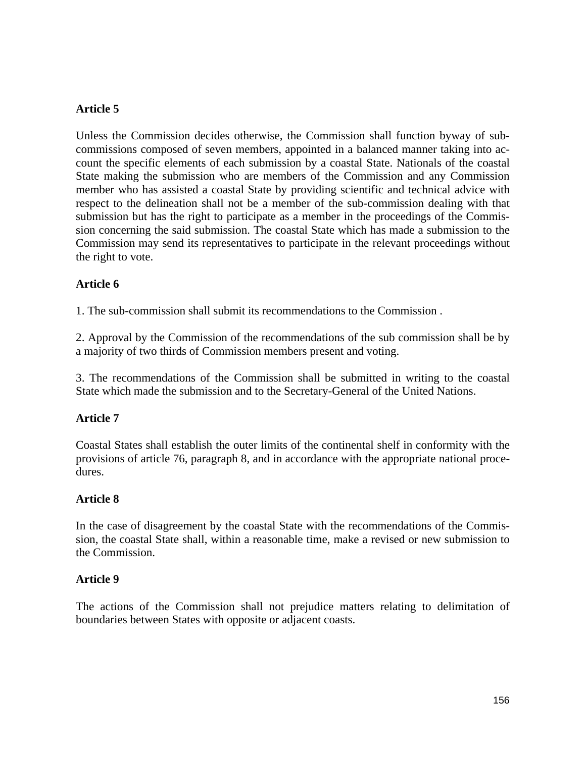**Article 5**

Unless the Commission decides otherwise, the Commission shall function byway of sub-commissions composed of seven members, appointed in a balanced manner taking into account the specific elements of each submission by a coastal State. Nationals of the coastal State making the submission who are members of the Commission and any Commission member who has assisted a coastal State by providing scientific and technical advice with respect to the delineation shall not be a member of the sub-commission dealing with that submission but has the right to participate as a member in the proceedings of the Commission concerning the said submission. The coastal State which has made a submission to the Commission may send its representatives to participate in the relevant proceedings without the right to vote.

**Article 6**

1. The sub-commission shall submit its recommendations to the Commission .

2. Approval by the Commission of the recommendations of the sub commission shall be by a majority of two thirds of Commission members present and voting.

3. The recommendations of the Commission shall be submitted in writing to the coastal State which made the submission and to the Secretary-General of the United Nations.

**Article 7**

Coastal States shall establish the outer limits of the continental shelf in conformity with the provisions of article 76, paragraph 8, and in accordance with the appropriate national procedures.

**Article 8**

In the case of disagreement by the coastal State with the recommendations of the Commission, the coastal State shall, within a reasonable time, make a revised or new submission to the Commission.

**Article 9**

The actions of the Commission shall not prejudice matters relating to delimitation of boundaries between States with opposite or adjacent coasts.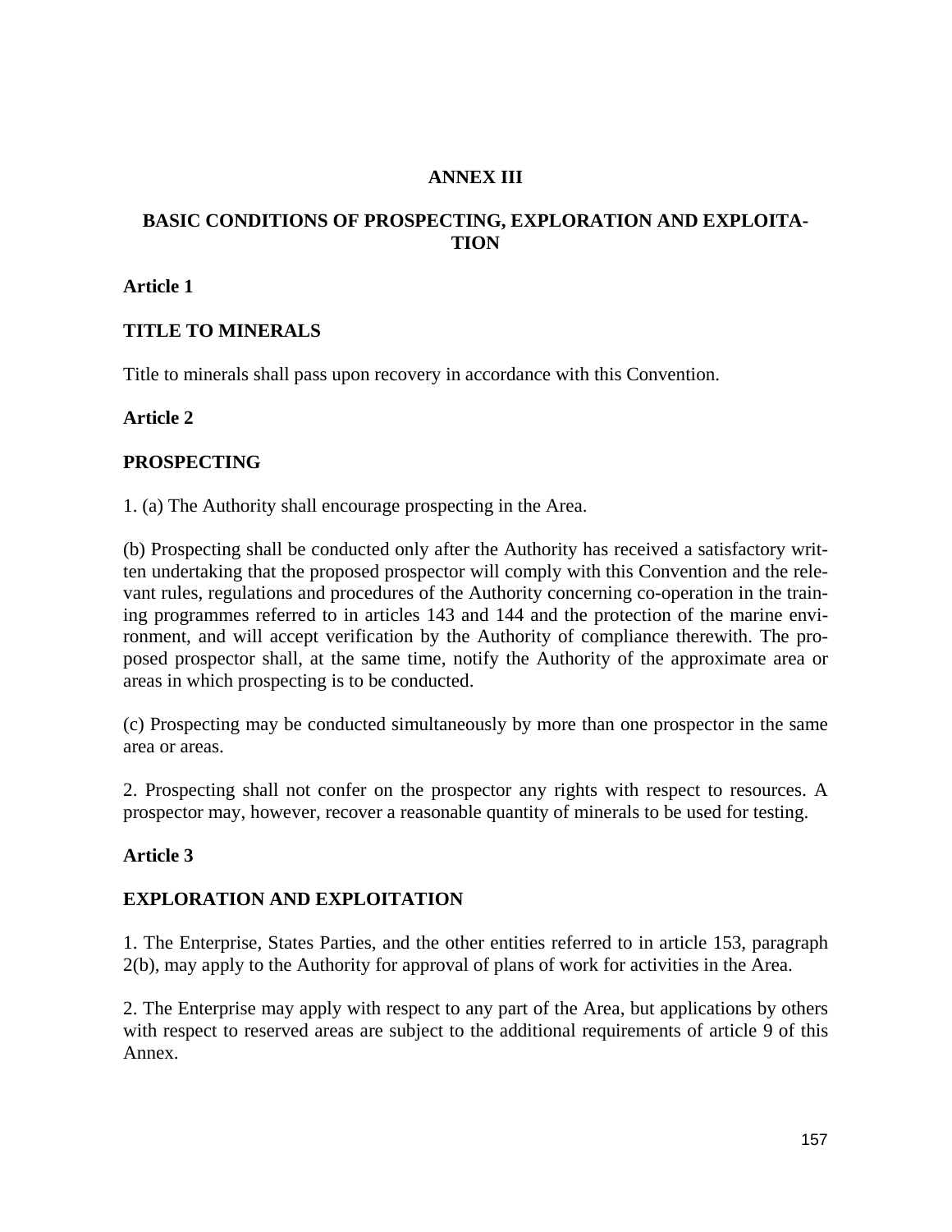# ANNEX III

## BASIC CONDITIONS OF PROSPECTING, EXPLORATION AND EXPLOITATION

### Article 1

### TITLE TO MINERALS

Title to minerals shall pass upon recovery in accordance with this Convention.

### Article 2

### PROSPECTING

1. (a) The Authority shall encourage prospecting in the Area.

(b) Prospecting shall be conducted only after the Authority has received a satisfactory written undertaking that the proposed prospector will comply with this Convention and the relevant rules, regulations and procedures of the Authority concerning co-operation in the training programmes referred to in articles 143 and 144 and the protection of the marine environment, and will accept verification by the Authority of compliance therewith. The proposed prospector shall, at the same time, notify the Authority of the approximate area or areas in which prospecting is to be conducted.

(c) Prospecting may be conducted simultaneously by more than one prospector in the same area or areas.

2. Prospecting shall not confer on the prospector any rights with respect to resources. A prospector may, however, recover a reasonable quantity of minerals to be used for testing.

### Article 3

### EXPLORATION AND EXPLOITATION

1. The Enterprise, States Parties, and the other entities referred to in article 153, paragraph 2(b), may apply to the Authority for approval of plans of work for activities in the Area.

2. The Enterprise may apply with respect to any part of the Area, but applications by others with respect to reserved areas are subject to the additional requirements of article 9 of this Annex.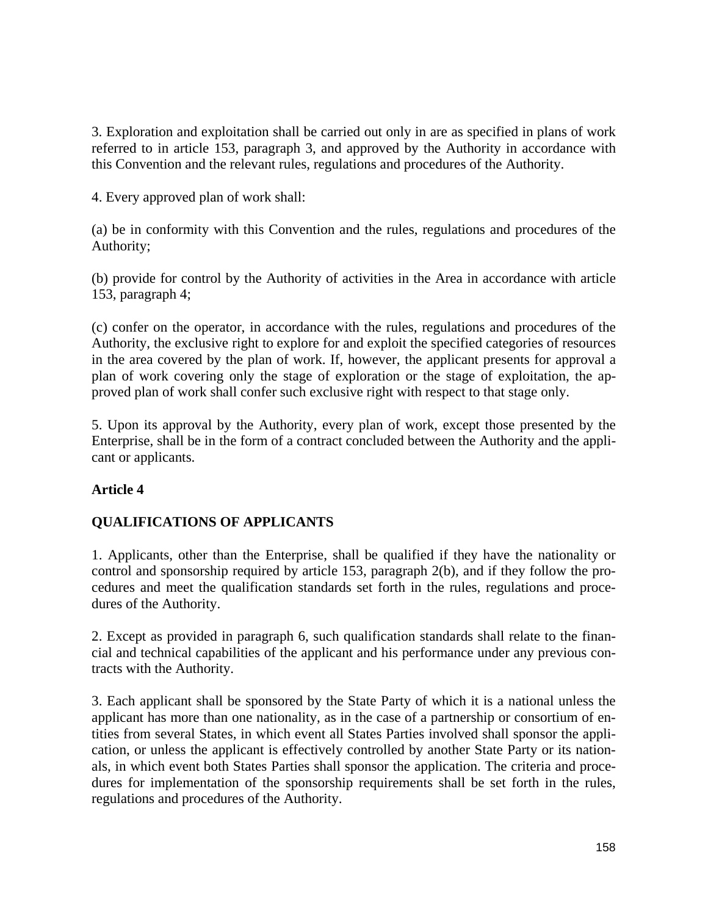3. Exploration and exploitation shall be carried out only in are as specified in plans of work referred to in article 153, paragraph 3, and approved by the Authority in accordance with this Convention and the relevant rules, regulations and procedures of the Authority.

4. Every approved plan of work shall:

(a) be in conformity with this Convention and the rules, regulations and procedures of the Authority;

(b) provide for control by the Authority of activities in the Area in accordance with article 153, paragraph 4;

(c) confer on the operator, in accordance with the rules, regulations and procedures of the Authority, the exclusive right to explore for and exploit the specified categories of resources in the area covered by the plan of work. If, however, the applicant presents for approval a plan of work covering only the stage of exploration or the stage of exploitation, the approved plan of work shall confer such exclusive right with respect to that stage only.

5. Upon its approval by the Authority, every plan of work, except those presented by the Enterprise, shall be in the form of a contract concluded between the Authority and the applicant or applicants.

**Article 4**

**QUALIFICATIONS OF APPLICANTS**

1. Applicants, other than the Enterprise, shall be qualified if they have the nationality or control and sponsorship required by article 153, paragraph 2(b), and if they follow the procedures and meet the qualification standards set forth in the rules, regulations and procedures of the Authority.

2. Except as provided in paragraph 6, such qualification standards shall relate to the financial and technical capabilities of the applicant and his performance under any previous contracts with the Authority.

3. Each applicant shall be sponsored by the State Party of which it is a national unless the applicant has more than one nationality, as in the case of a partnership or consortium of entities from several States, in which event all States Parties involved shall sponsor the application, or unless the applicant is effectively controlled by another State Party or its nationals, in which event both States Parties shall sponsor the application. The criteria and procedures for implementation of the sponsorship requirements shall be set forth in the rules, regulations and procedures of the Authority.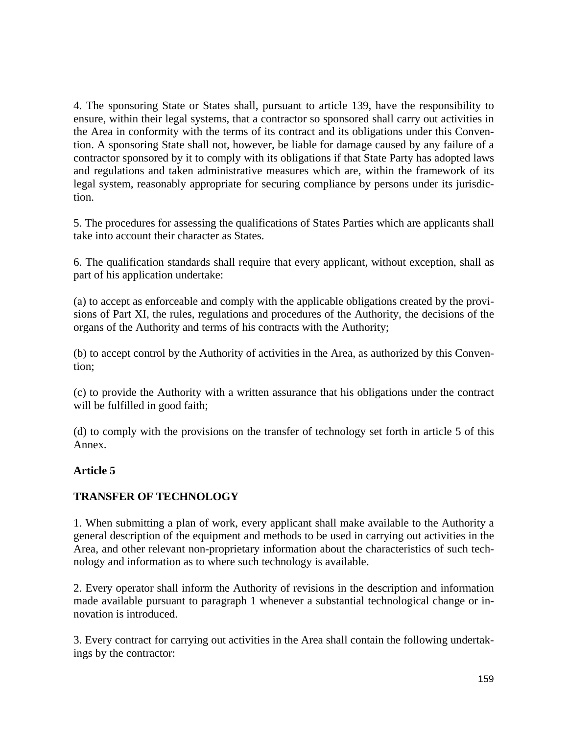4. The sponsoring State or States shall, pursuant to article 139, have the responsibility to ensure, within their legal systems, that a contractor so sponsored shall carry out activities in the Area in conformity with the terms of its contract and its obligations under this Convention. A sponsoring State shall not, however, be liable for damage caused by any failure of a contractor sponsored by it to comply with its obligations if that State Party has adopted laws and regulations and taken administrative measures which are, within the framework of its legal system, reasonably appropriate for securing compliance by persons under its jurisdiction.

5. The procedures for assessing the qualifications of States Parties which are applicants shall take into account their character as States.

6. The qualification standards shall require that every applicant, without exception, shall as part of his application undertake:

(a) to accept as enforceable and comply with the applicable obligations created by the provisions of Part XI, the rules, regulations and procedures of the Authority, the decisions of the organs of the Authority and terms of his contracts with the Authority;

(b) to accept control by the Authority of activities in the Area, as authorized by this Convention;

(c) to provide the Authority with a written assurance that his obligations under the contract will be fulfilled in good faith;

(d) to comply with the provisions on the transfer of technology set forth in article 5 of this Annex.

### Article 5

### TRANSFER OF TECHNOLOGY

1. When submitting a plan of work, every applicant shall make available to the Authority a general description of the equipment and methods to be used in carrying out activities in the Area, and other relevant non-proprietary information about the characteristics of such technology and information as to where such technology is available.

2. Every operator shall inform the Authority of revisions in the description and information made available pursuant to paragraph 1 whenever a substantial technological change or innovation is introduced.

3. Every contract for carrying out activities in the Area shall contain the following undertakings by the contractor: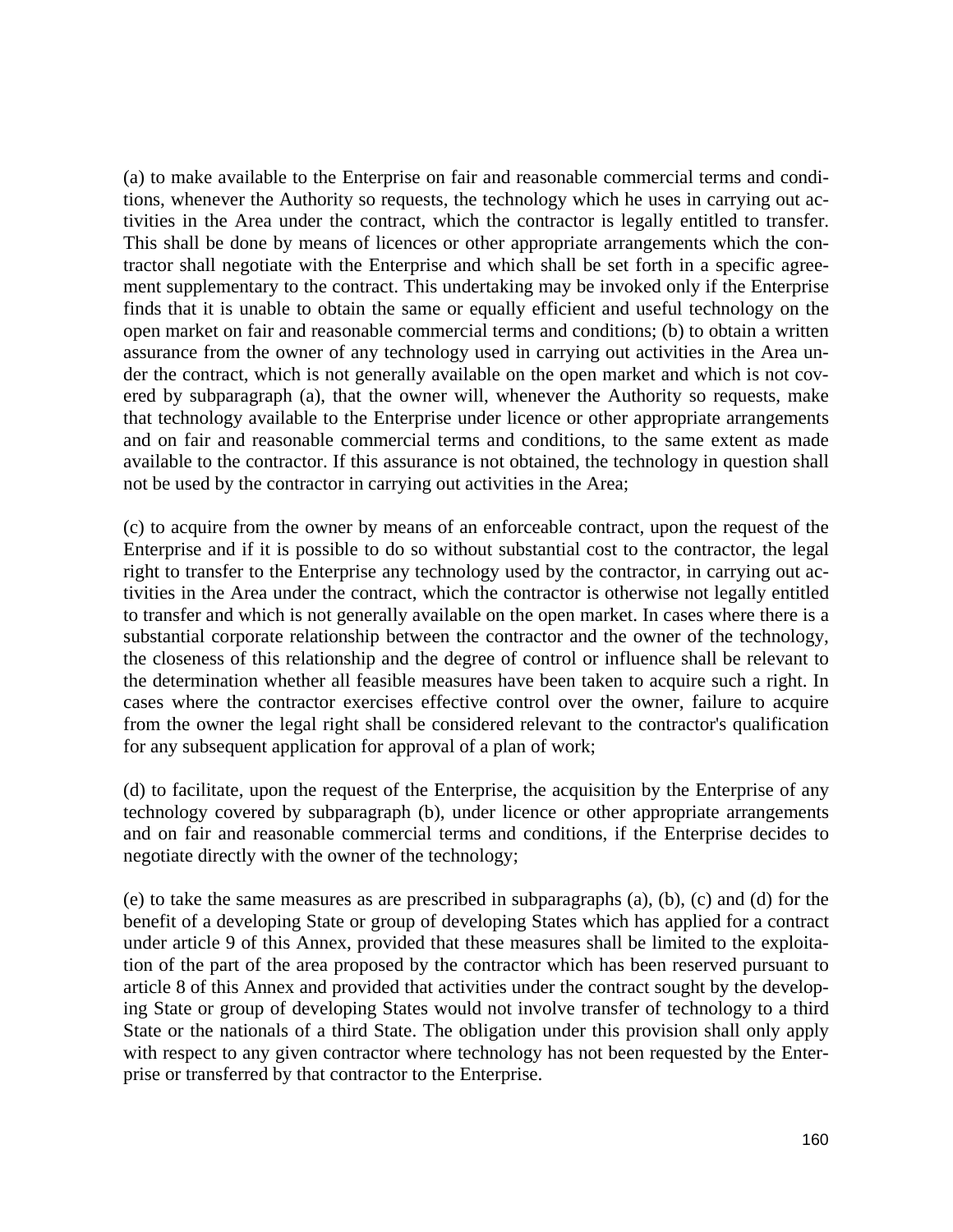(a) to make available to the Enterprise on fair and reasonable commercial terms and conditions, whenever the Authority so requests, the technology which he uses in carrying out activities in the Area under the contract, which the contractor is legally entitled to transfer. This shall be done by means of licences or other appropriate arrangements which the contractor shall negotiate with the Enterprise and which shall be set forth in a specific agreement supplementary to the contract. This undertaking may be invoked only if the Enterprise finds that it is unable to obtain the same or equally efficient and useful technology on the open market on fair and reasonable commercial terms and conditions; (b) to obtain a written assurance from the owner of any technology used in carrying out activities in the Area under the contract, which is not generally available on the open market and which is not covered by subparagraph (a), that the owner will, whenever the Authority so requests, make that technology available to the Enterprise under licence or other appropriate arrangements and on fair and reasonable commercial terms and conditions, to the same extent as made available to the contractor. If this assurance is not obtained, the technology in question shall not be used by the contractor in carrying out activities in the Area;

(c) to acquire from the owner by means of an enforceable contract, upon the request of the Enterprise and if it is possible to do so without substantial cost to the contractor, the legal right to transfer to the Enterprise any technology used by the contractor, in carrying out activities in the Area under the contract, which the contractor is otherwise not legally entitled to transfer and which is not generally available on the open market. In cases where there is a substantial corporate relationship between the contractor and the owner of the technology, the closeness of this relationship and the degree of control or influence shall be relevant to the determination whether all feasible measures have been taken to acquire such a right. In cases where the contractor exercises effective control over the owner, failure to acquire from the owner the legal right shall be considered relevant to the contractor's qualification for any subsequent application for approval of a plan of work;

(d) to facilitate, upon the request of the Enterprise, the acquisition by the Enterprise of any technology covered by subparagraph (b), under licence or other appropriate arrangements and on fair and reasonable commercial terms and conditions, if the Enterprise decides to negotiate directly with the owner of the technology;

(e) to take the same measures as are prescribed in subparagraphs (a), (b), (c) and (d) for the benefit of a developing State or group of developing States which has applied for a contract under article 9 of this Annex, provided that these measures shall be limited to the exploitation of the part of the area proposed by the contractor which has been reserved pursuant to article 8 of this Annex and provided that activities under the contract sought by the developing State or group of developing States would not involve transfer of technology to a third State or the nationals of a third State. The obligation under this provision shall only apply with respect to any given contractor where technology has not been requested by the Enterprise or transferred by that contractor to the Enterprise.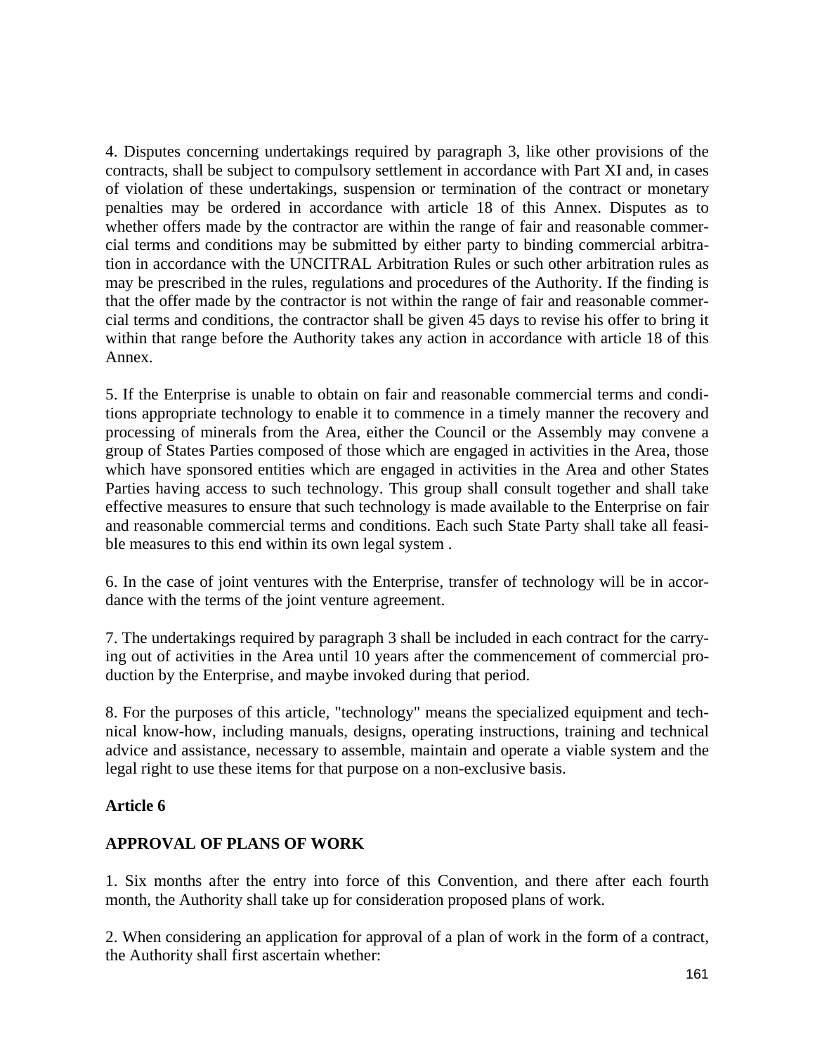4. Disputes concerning undertakings required by paragraph 3, like other provisions of the contracts, shall be subject to compulsory settlement in accordance with Part XI and, in cases of violation of these undertakings, suspension or termination of the contract or monetary penalties may be ordered in accordance with article 18 of this Annex. Disputes as to whether offers made by the contractor are within the range of fair and reasonable commercial terms and conditions may be submitted by either party to binding commercial arbitration in accordance with the UNCITRAL Arbitration Rules or such other arbitration rules as may be prescribed in the rules, regulations and procedures of the Authority. If the finding is that the offer made by the contractor is not within the range of fair and reasonable commercial terms and conditions, the contractor shall be given 45 days to revise his offer to bring it within that range before the Authority takes any action in accordance with article 18 of this Annex.

5. If the Enterprise is unable to obtain on fair and reasonable commercial terms and conditions appropriate technology to enable it to commence in a timely manner the recovery and processing of minerals from the Area, either the Council or the Assembly may convene a group of States Parties composed of those which are engaged in activities in the Area, those which have sponsored entities which are engaged in activities in the Area and other States Parties having access to such technology. This group shall consult together and shall take effective measures to ensure that such technology is made available to the Enterprise on fair and reasonable commercial terms and conditions. Each such State Party shall take all feasible measures to this end within its own legal system .

6. In the case of joint ventures with the Enterprise, transfer of technology will be in accordance with the terms of the joint venture agreement.

7. The undertakings required by paragraph 3 shall be included in each contract for the carrying out of activities in the Area until 10 years after the commencement of commercial production by the Enterprise, and maybe invoked during that period.

8. For the purposes of this article, "technology" means the specialized equipment and technical know-how, including manuals, designs, operating instructions, training and technical advice and assistance, necessary to assemble, maintain and operate a viable system and the legal right to use these items for that purpose on a non-exclusive basis.

**Article 6**

**APPROVAL OF PLANS OF WORK**

1. Six months after the entry into force of this Convention, and there after each fourth month, the Authority shall take up for consideration proposed plans of work.

2. When considering an application for approval of a plan of work in the form of a contract, the Authority shall first ascertain whether: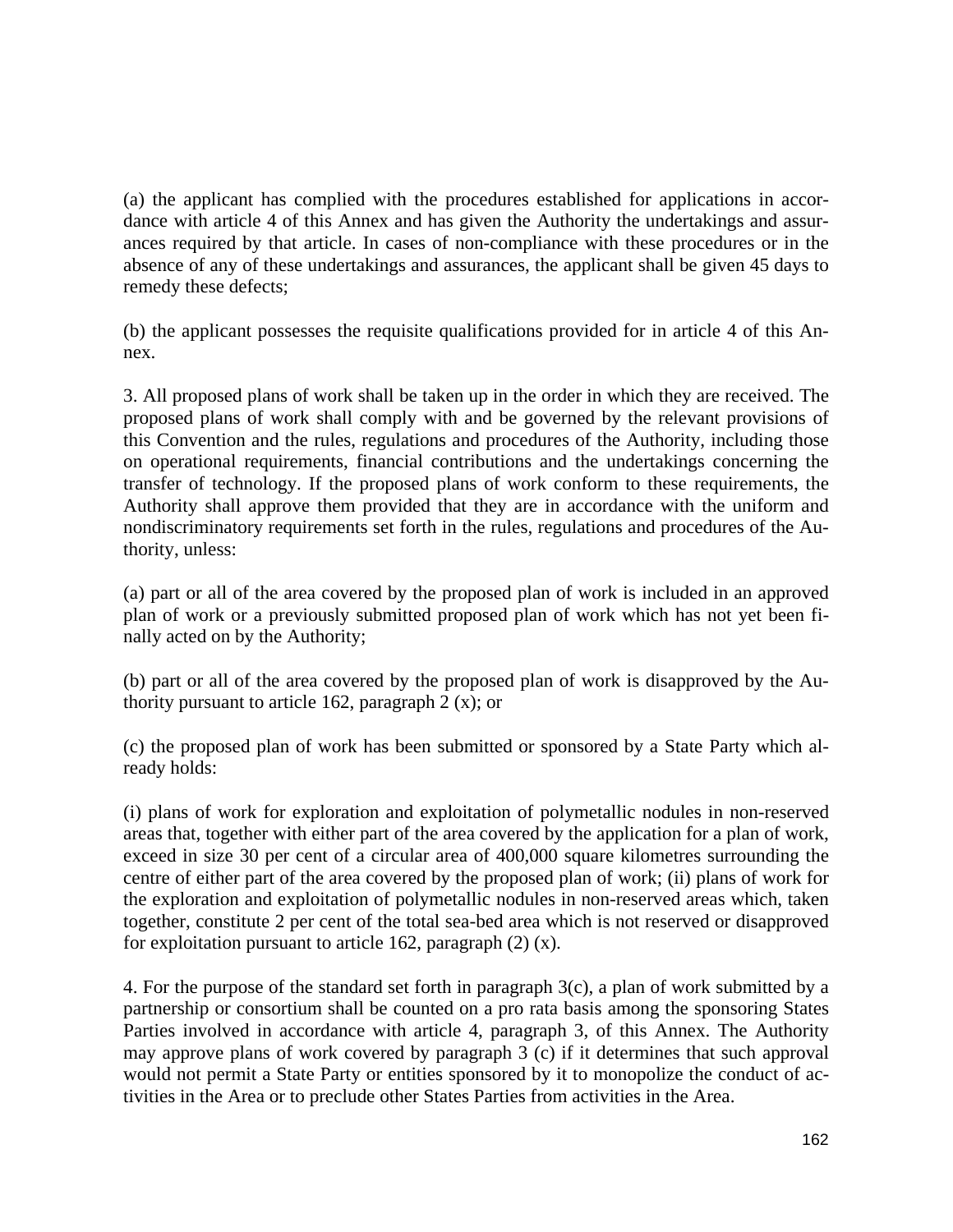(a) the applicant has complied with the procedures established for applications in accordance with article 4 of this Annex and has given the Authority the undertakings and assurances required by that article. In cases of non-compliance with these procedures or in the absence of any of these undertakings and assurances, the applicant shall be given 45 days to remedy these defects;

(b) the applicant possesses the requisite qualifications provided for in article 4 of this Annex.

3. All proposed plans of work shall be taken up in the order in which they are received. The proposed plans of work shall comply with and be governed by the relevant provisions of this Convention and the rules, regulations and procedures of the Authority, including those on operational requirements, financial contributions and the undertakings concerning the transfer of technology. If the proposed plans of work conform to these requirements, the Authority shall approve them provided that they are in accordance with the uniform and nondiscriminatory requirements set forth in the rules, regulations and procedures of the Authority, unless:

(a) part or all of the area covered by the proposed plan of work is included in an approved plan of work or a previously submitted proposed plan of work which has not yet been finally acted on by the Authority;

(b) part or all of the area covered by the proposed plan of work is disapproved by the Authority pursuant to article 162, paragraph 2 (x); or

(c) the proposed plan of work has been submitted or sponsored by a State Party which already holds:

(i) plans of work for exploration and exploitation of polymetallic nodules in non-reserved areas that, together with either part of the area covered by the application for a plan of work, exceed in size 30 per cent of a circular area of 400,000 square kilometres surrounding the centre of either part of the area covered by the proposed plan of work; (ii) plans of work for the exploration and exploitation of polymetallic nodules in non-reserved areas which, taken together, constitute 2 per cent of the total sea-bed area which is not reserved or disapproved for exploitation pursuant to article 162, paragraph (2) (x).

4. For the purpose of the standard set forth in paragraph 3(c), a plan of work submitted by a partnership or consortium shall be counted on a pro rata basis among the sponsoring States Parties involved in accordance with article 4, paragraph 3, of this Annex. The Authority may approve plans of work covered by paragraph 3 (c) if it determines that such approval would not permit a State Party or entities sponsored by it to monopolize the conduct of activities in the Area or to preclude other States Parties from activities in the Area.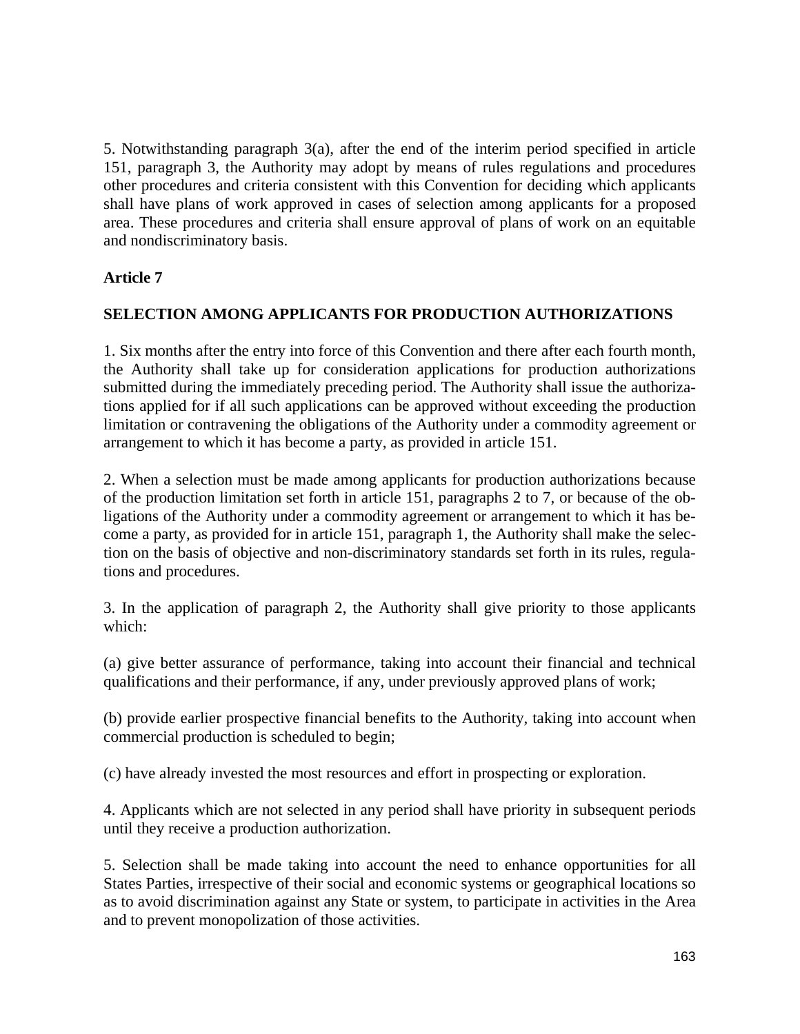5. Notwithstanding paragraph 3(a), after the end of the interim period specified in article 151, paragraph 3, the Authority may adopt by means of rules regulations and procedures other procedures and criteria consistent with this Convention for deciding which applicants shall have plans of work approved in cases of selection among applicants for a proposed area. These procedures and criteria shall ensure approval of plans of work on an equitable and nondiscriminatory basis.

**Article 7**

**SELECTION AMONG APPLICANTS FOR PRODUCTION AUTHORIZATIONS**

1. Six months after the entry into force of this Convention and there after each fourth month, the Authority shall take up for consideration applications for production authorizations submitted during the immediately preceding period. The Authority shall issue the authorizations applied for if all such applications can be approved without exceeding the production limitation or contravening the obligations of the Authority under a commodity agreement or arrangement to which it has become a party, as provided in article 151.

2. When a selection must be made among applicants for production authorizations because of the production limitation set forth in article 151, paragraphs 2 to 7, or because of the obligations of the Authority under a commodity agreement or arrangement to which it has become a party, as provided for in article 151, paragraph 1, the Authority shall make the selection on the basis of objective and non-discriminatory standards set forth in its rules, regulations and procedures.

3. In the application of paragraph 2, the Authority shall give priority to those applicants which:

(a) give better assurance of performance, taking into account their financial and technical qualifications and their performance, if any, under previously approved plans of work;

(b) provide earlier prospective financial benefits to the Authority, taking into account when commercial production is scheduled to begin;

(c) have already invested the most resources and effort in prospecting or exploration.

4. Applicants which are not selected in any period shall have priority in subsequent periods until they receive a production authorization.

5. Selection shall be made taking into account the need to enhance opportunities for all States Parties, irrespective of their social and economic systems or geographical locations so as to avoid discrimination against any State or system, to participate in activities in the Area and to prevent monopolization of those activities.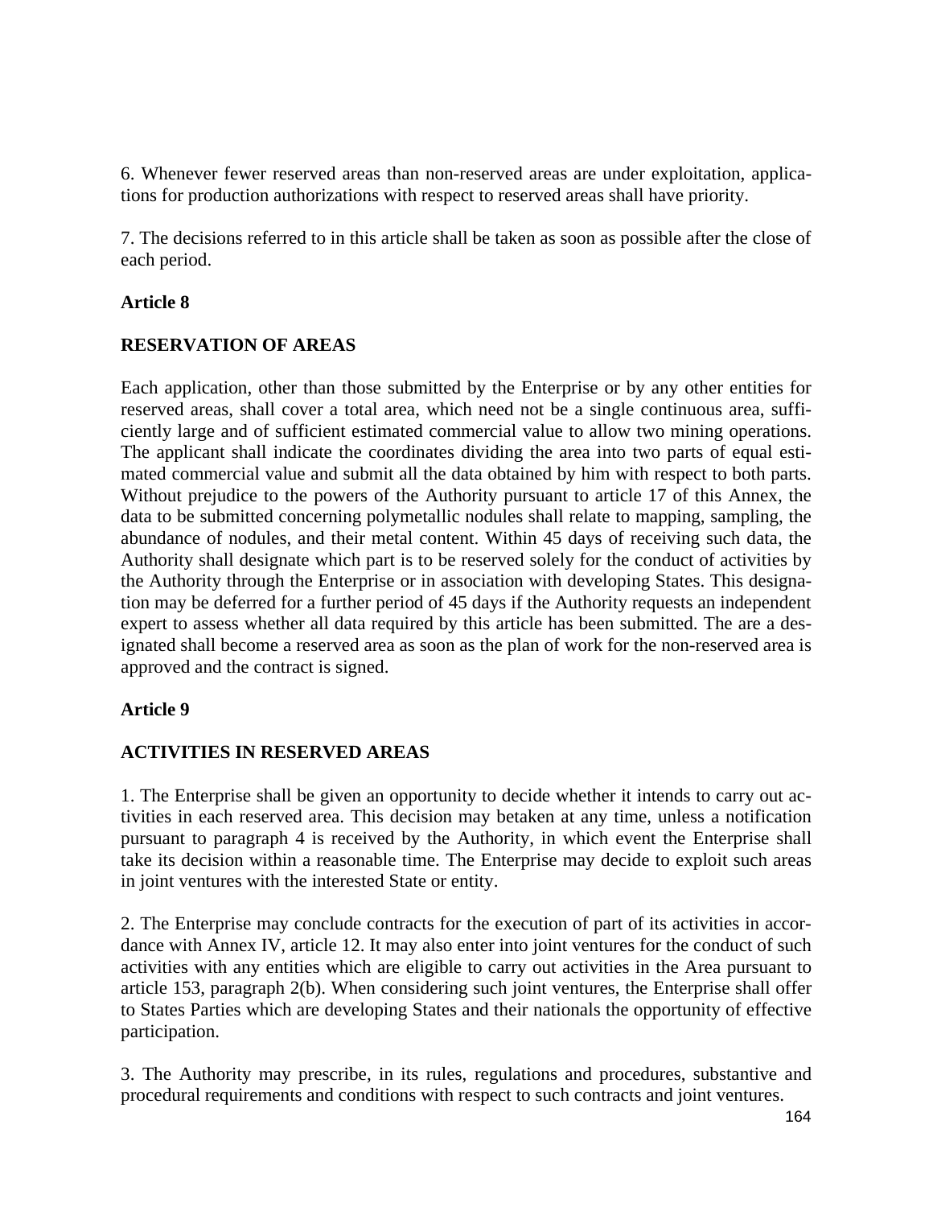6. Whenever fewer reserved areas than non-reserved areas are under exploitation, applications for production authorizations with respect to reserved areas shall have priority.

7. The decisions referred to in this article shall be taken as soon as possible after the close of each period.

### Article 8

### RESERVATION OF AREAS

Each application, other than those submitted by the Enterprise or by any other entities for reserved areas, shall cover a total area, which need not be a single continuous area, sufficiently large and of sufficient estimated commercial value to allow two mining operations. The applicant shall indicate the coordinates dividing the area into two parts of equal estimated commercial value and submit all the data obtained by him with respect to both parts. Without prejudice to the powers of the Authority pursuant to article 17 of this Annex, the data to be submitted concerning polymetallic nodules shall relate to mapping, sampling, the abundance of nodules, and their metal content. Within 45 days of receiving such data, the Authority shall designate which part is to be reserved solely for the conduct of activities by the Authority through the Enterprise or in association with developing States. This designation may be deferred for a further period of 45 days if the Authority requests an independent expert to assess whether all data required by this article has been submitted. The are a designated shall become a reserved area as soon as the plan of work for the non-reserved area is approved and the contract is signed.

### Article 9

### ACTIVITIES IN RESERVED AREAS

1. The Enterprise shall be given an opportunity to decide whether it intends to carry out activities in each reserved area. This decision may betaken at any time, unless a notification pursuant to paragraph 4 is received by the Authority, in which event the Enterprise shall take its decision within a reasonable time. The Enterprise may decide to exploit such areas in joint ventures with the interested State or entity.

2. The Enterprise may conclude contracts for the execution of part of its activities in accordance with Annex IV, article 12. It may also enter into joint ventures for the conduct of such activities with any entities which are eligible to carry out activities in the Area pursuant to article 153, paragraph 2(b). When considering such joint ventures, the Enterprise shall offer to States Parties which are developing States and their nationals the opportunity of effective participation.

3. The Authority may prescribe, in its rules, regulations and procedures, substantive and procedural requirements and conditions with respect to such contracts and joint ventures.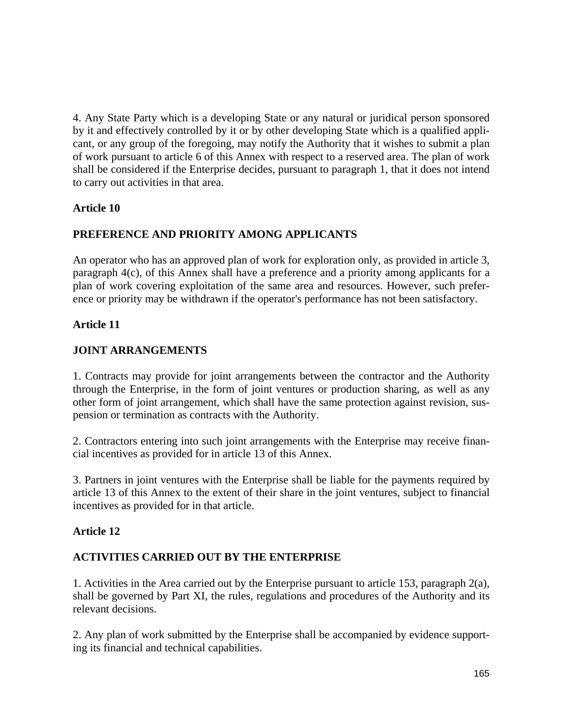4. Any State Party which is a developing State or any natural or juridical person sponsored by it and effectively controlled by it or by other developing State which is a qualified applicant, or any group of the foregoing, may notify the Authority that it wishes to submit a plan of work pursuant to article 6 of this Annex with respect to a reserved area. The plan of work shall be considered if the Enterprise decides, pursuant to paragraph 1, that it does not intend to carry out activities in that area.

**Article 10**

**PREFERENCE AND PRIORITY AMONG APPLICANTS**

An operator who has an approved plan of work for exploration only, as provided in article 3, paragraph 4(c), of this Annex shall have a preference and a priority among applicants for a plan of work covering exploitation of the same area and resources. However, such preference or priority may be withdrawn if the operator's performance has not been satisfactory.

**Article 11**

**JOINT ARRANGEMENTS**

1. Contracts may provide for joint arrangements between the contractor and the Authority through the Enterprise, in the form of joint ventures or production sharing, as well as any other form of joint arrangement, which shall have the same protection against revision, suspension or termination as contracts with the Authority.

2. Contractors entering into such joint arrangements with the Enterprise may receive financial incentives as provided for in article 13 of this Annex.

3. Partners in joint ventures with the Enterprise shall be liable for the payments required by article 13 of this Annex to the extent of their share in the joint ventures, subject to financial incentives as provided for in that article.

**Article 12**

**ACTIVITIES CARRIED OUT BY THE ENTERPRISE**

1. Activities in the Area carried out by the Enterprise pursuant to article 153, paragraph 2(a), shall be governed by Part XI, the rules, regulations and procedures of the Authority and its relevant decisions.

2. Any plan of work submitted by the Enterprise shall be accompanied by evidence supporting its financial and technical capabilities.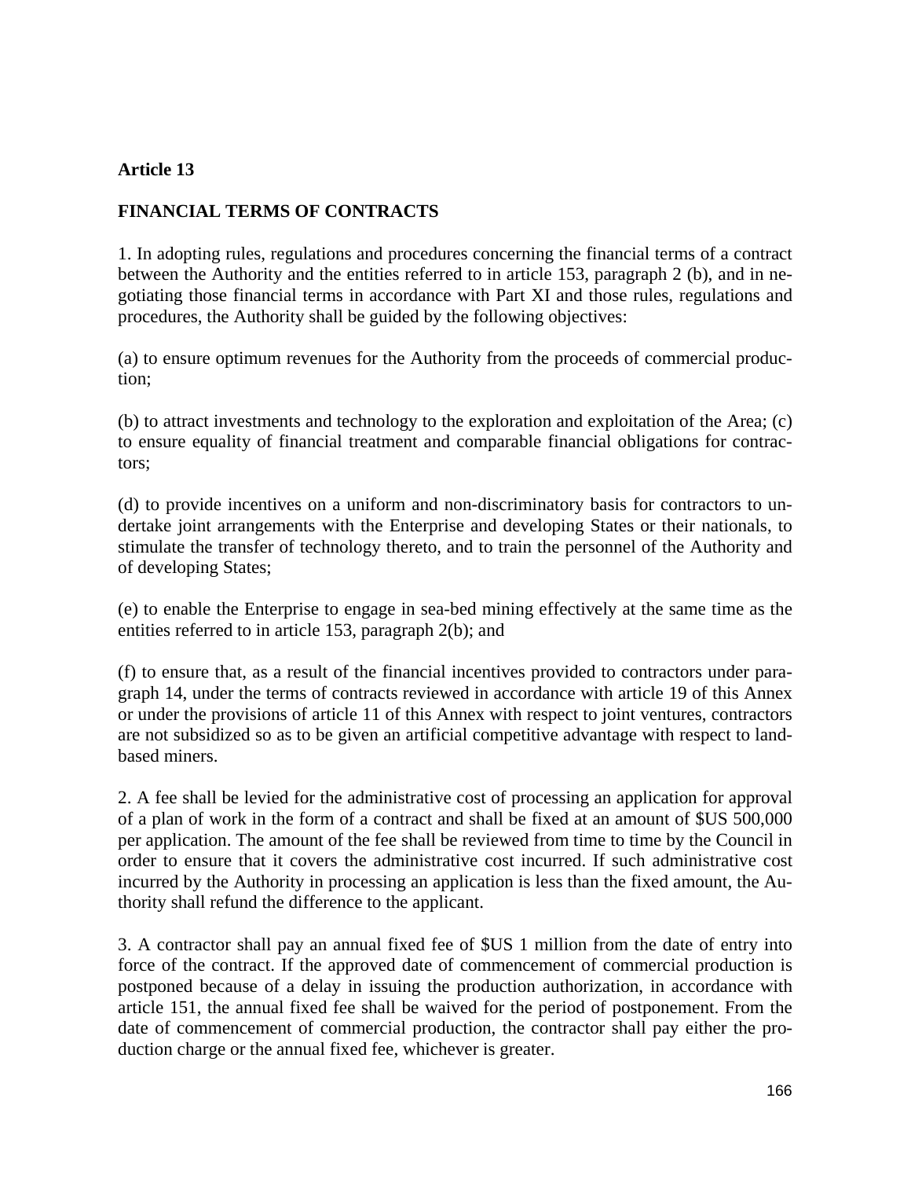**Article 13**

**FINANCIAL TERMS OF CONTRACTS**

1. In adopting rules, regulations and procedures concerning the financial terms of a contract between the Authority and the entities referred to in article 153, paragraph 2 (b), and in negotiating those financial terms in accordance with Part XI and those rules, regulations and procedures, the Authority shall be guided by the following objectives:

(a) to ensure optimum revenues for the Authority from the proceeds of commercial production;

(b) to attract investments and technology to the exploration and exploitation of the Area; (c) to ensure equality of financial treatment and comparable financial obligations for contractors;

(d) to provide incentives on a uniform and non-discriminatory basis for contractors to undertake joint arrangements with the Enterprise and developing States or their nationals, to stimulate the transfer of technology thereto, and to train the personnel of the Authority and of developing States;

(e) to enable the Enterprise to engage in sea-bed mining effectively at the same time as the entities referred to in article 153, paragraph 2(b); and

(f) to ensure that, as a result of the financial incentives provided to contractors under paragraph 14, under the terms of contracts reviewed in accordance with article 19 of this Annex or under the provisions of article 11 of this Annex with respect to joint ventures, contractors are not subsidized so as to be given an artificial competitive advantage with respect to land-based miners.

2. A fee shall be levied for the administrative cost of processing an application for approval of a plan of work in the form of a contract and shall be fixed at an amount of $US 500,000 per application. The amount of the fee shall be reviewed from time to time by the Council in order to ensure that it covers the administrative cost incurred. If such administrative cost incurred by the Authority in processing an application is less than the fixed amount, the Authority shall refund the difference to the applicant.

3. A contractor shall pay an annual fixed fee of $US 1 million from the date of entry into force of the contract. If the approved date of commencement of commercial production is postponed because of a delay in issuing the production authorization, in accordance with article 151, the annual fixed fee shall be waived for the period of postponement. From the date of commencement of commercial production, the contractor shall pay either the production charge or the annual fixed fee, whichever is greater.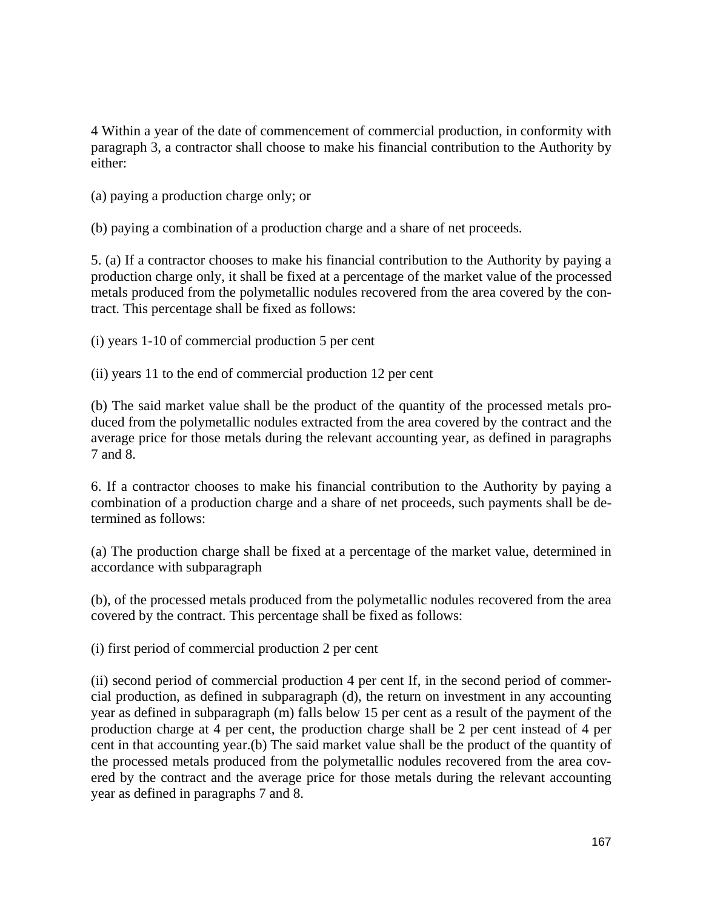4 Within a year of the date of commencement of commercial production, in conformity with paragraph 3, a contractor shall choose to make his financial contribution to the Authority by either:

(a) paying a production charge only; or

(b) paying a combination of a production charge and a share of net proceeds.

5. (a) If a contractor chooses to make his financial contribution to the Authority by paying a production charge only, it shall be fixed at a percentage of the market value of the processed metals produced from the polymetallic nodules recovered from the area covered by the contract. This percentage shall be fixed as follows:

(i) years 1-10 of commercial production 5 per cent

(ii) years 11 to the end of commercial production 12 per cent

(b) The said market value shall be the product of the quantity of the processed metals produced from the polymetallic nodules extracted from the area covered by the contract and the average price for those metals during the relevant accounting year, as defined in paragraphs 7 and 8.

6. If a contractor chooses to make his financial contribution to the Authority by paying a combination of a production charge and a share of net proceeds, such payments shall be determined as follows:

(a) The production charge shall be fixed at a percentage of the market value, determined in accordance with subparagraph

(b), of the processed metals produced from the polymetallic nodules recovered from the area covered by the contract. This percentage shall be fixed as follows:

(i) first period of commercial production 2 per cent

(ii) second period of commercial production 4 per cent If, in the second period of commercial production, as defined in subparagraph (d), the return on investment in any accounting year as defined in subparagraph (m) falls below 15 per cent as a result of the payment of the production charge at 4 per cent, the production charge shall be 2 per cent instead of 4 per cent in that accounting year.(b) The said market value shall be the product of the quantity of the processed metals produced from the polymetallic nodules recovered from the area covered by the contract and the average price for those metals during the relevant accounting year as defined in paragraphs 7 and 8.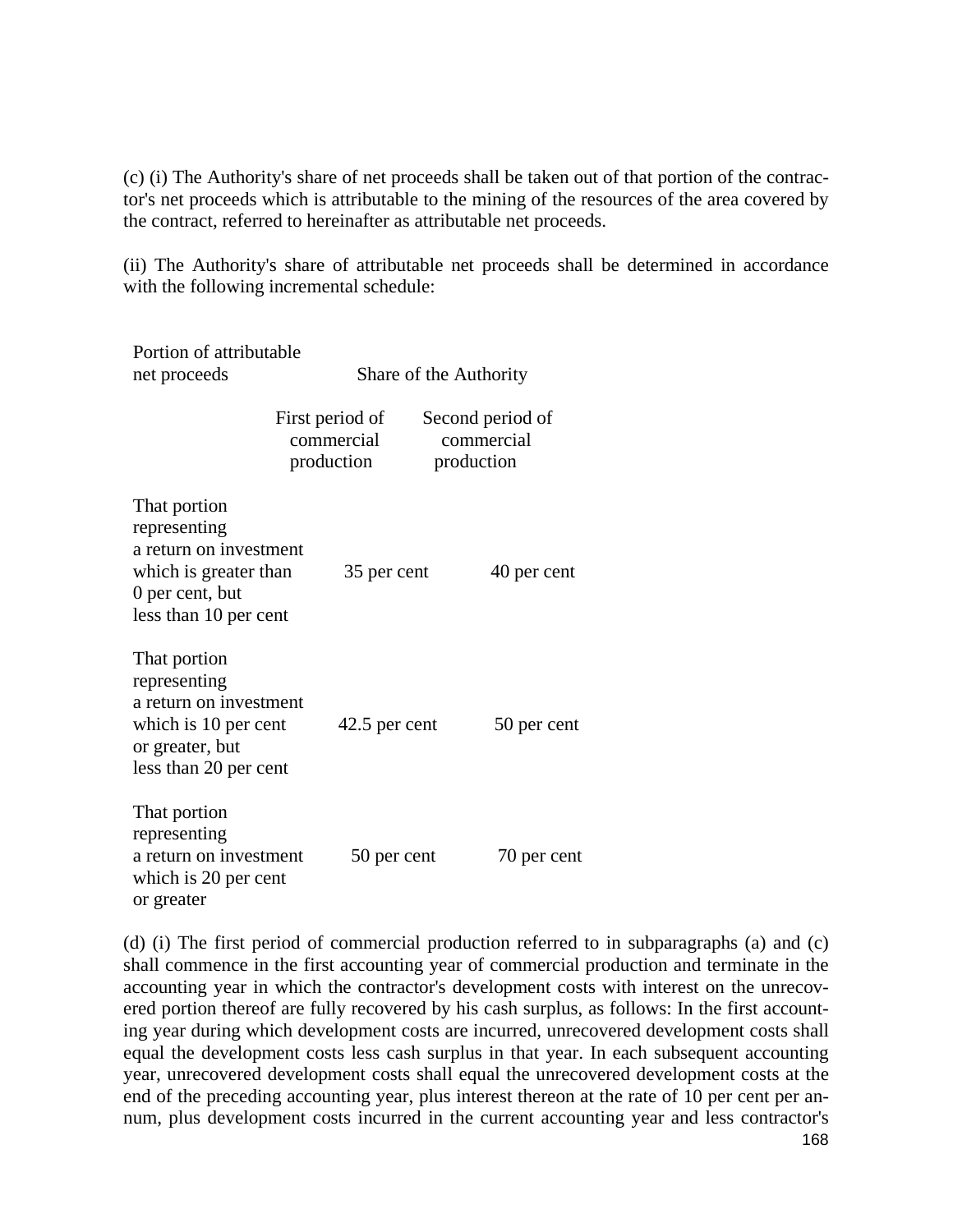(c) (i) The Authority's share of net proceeds shall be taken out of that portion of the contractor's net proceeds which is attributable to the mining of the resources of the area covered by the contract, referred to hereinafter as attributable net proceeds.

(ii) The Authority's share of attributable net proceeds shall be determined in accordance with the following incremental schedule:

| Portion of attributable net proceeds | Share of the Authority | |
|---|---|---|
| | First period of commercial production | Second period of commercial production |
| That portion representing a return on investment which is greater than 0 per cent, but less than 10 per cent | 35 per cent | 40 per cent |
| That portion representing a return on investment which is 10 per cent or greater, but less than 20 per cent | 42.5 per cent | 50 per cent |
| That portion representing a return on investment which is 20 per cent or greater | 50 per cent | 70 per cent |

(d) (i) The first period of commercial production referred to in subparagraphs (a) and (c) shall commence in the first accounting year of commercial production and terminate in the accounting year in which the contractor's development costs with interest on the unrecovered portion thereof are fully recovered by his cash surplus, as follows: In the first accounting year during which development costs are incurred, unrecovered development costs shall equal the development costs less cash surplus in that year. In each subsequent accounting year, unrecovered development costs shall equal the unrecovered development costs at the end of the preceding accounting year, plus interest thereon at the rate of 10 per cent per annum, plus development costs incurred in the current accounting year and less contractor's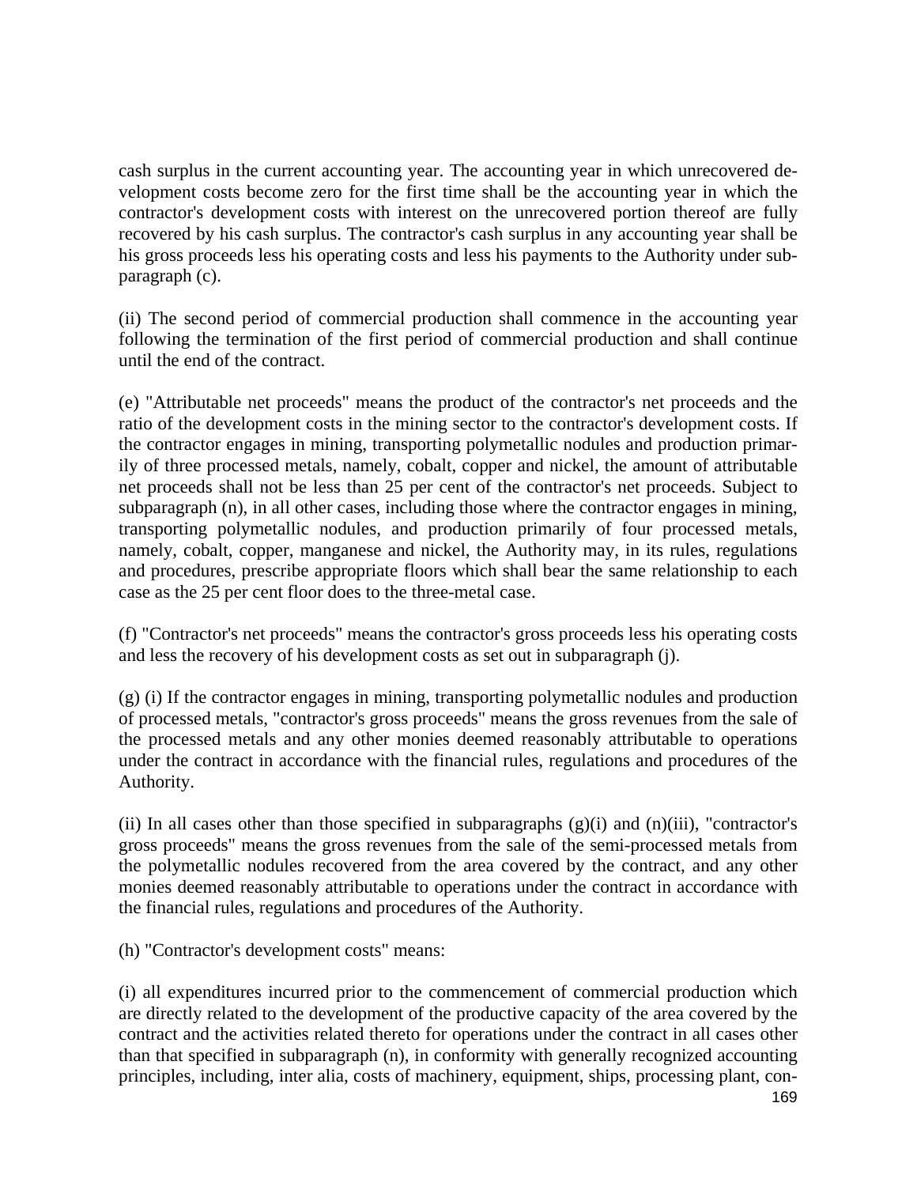cash surplus in the current accounting year. The accounting year in which unrecovered development costs become zero for the first time shall be the accounting year in which the contractor's development costs with interest on the unrecovered portion thereof are fully recovered by his cash surplus. The contractor's cash surplus in any accounting year shall be his gross proceeds less his operating costs and less his payments to the Authority under subparagraph (c).

(ii) The second period of commercial production shall commence in the accounting year following the termination of the first period of commercial production and shall continue until the end of the contract.

(e) "Attributable net proceeds" means the product of the contractor's net proceeds and the ratio of the development costs in the mining sector to the contractor's development costs. If the contractor engages in mining, transporting polymetallic nodules and production primarily of three processed metals, namely, cobalt, copper and nickel, the amount of attributable net proceeds shall not be less than 25 per cent of the contractor's net proceeds. Subject to subparagraph (n), in all other cases, including those where the contractor engages in mining, transporting polymetallic nodules, and production primarily of four processed metals, namely, cobalt, copper, manganese and nickel, the Authority may, in its rules, regulations and procedures, prescribe appropriate floors which shall bear the same relationship to each case as the 25 per cent floor does to the three-metal case.

(f) "Contractor's net proceeds" means the contractor's gross proceeds less his operating costs and less the recovery of his development costs as set out in subparagraph (j).

(g) (i) If the contractor engages in mining, transporting polymetallic nodules and production of processed metals, "contractor's gross proceeds" means the gross revenues from the sale of the processed metals and any other monies deemed reasonably attributable to operations under the contract in accordance with the financial rules, regulations and procedures of the Authority.

(ii) In all cases other than those specified in subparagraphs (g)(i) and (n)(iii), "contractor's gross proceeds" means the gross revenues from the sale of the semi-processed metals from the polymetallic nodules recovered from the area covered by the contract, and any other monies deemed reasonably attributable to operations under the contract in accordance with the financial rules, regulations and procedures of the Authority.

(h) "Contractor's development costs" means:

(i) all expenditures incurred prior to the commencement of commercial production which are directly related to the development of the productive capacity of the area covered by the contract and the activities related thereto for operations under the contract in all cases other than that specified in subparagraph (n), in conformity with generally recognized accounting principles, including, inter alia, costs of machinery, equipment, ships, processing plant, con-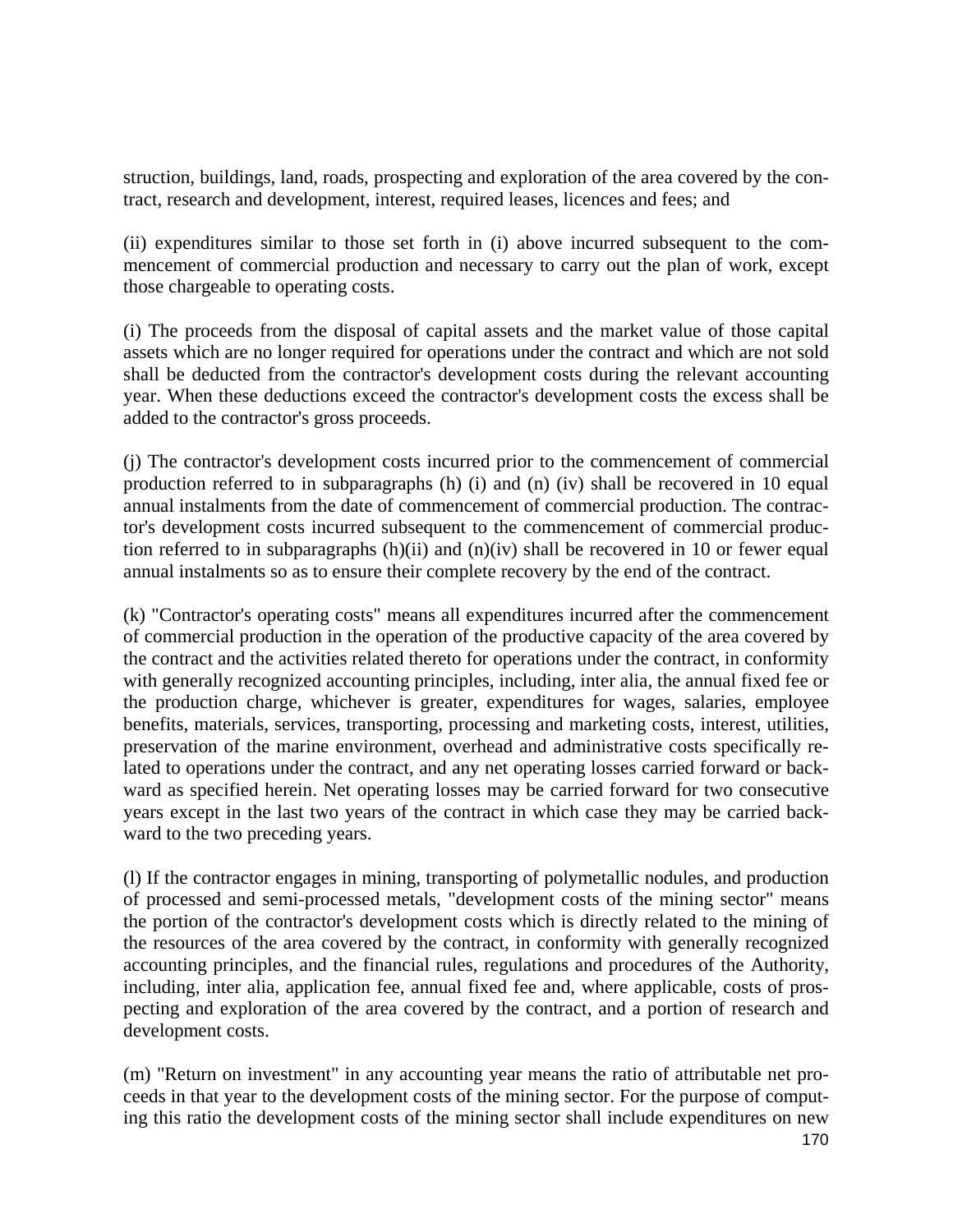struction, buildings, land, roads, prospecting and exploration of the area covered by the contract, research and development, interest, required leases, licences and fees; and

(ii) expenditures similar to those set forth in (i) above incurred subsequent to the commencement of commercial production and necessary to carry out the plan of work, except those chargeable to operating costs.

(i) The proceeds from the disposal of capital assets and the market value of those capital assets which are no longer required for operations under the contract and which are not sold shall be deducted from the contractor's development costs during the relevant accounting year. When these deductions exceed the contractor's development costs the excess shall be added to the contractor's gross proceeds.

(j) The contractor's development costs incurred prior to the commencement of commercial production referred to in subparagraphs (h) (i) and (n) (iv) shall be recovered in 10 equal annual instalments from the date of commencement of commercial production. The contractor's development costs incurred subsequent to the commencement of commercial production referred to in subparagraphs (h)(ii) and (n)(iv) shall be recovered in 10 or fewer equal annual instalments so as to ensure their complete recovery by the end of the contract.

(k) "Contractor's operating costs" means all expenditures incurred after the commencement of commercial production in the operation of the productive capacity of the area covered by the contract and the activities related thereto for operations under the contract, in conformity with generally recognized accounting principles, including, inter alia, the annual fixed fee or the production charge, whichever is greater, expenditures for wages, salaries, employee benefits, materials, services, transporting, processing and marketing costs, interest, utilities, preservation of the marine environment, overhead and administrative costs specifically related to operations under the contract, and any net operating losses carried forward or backward as specified herein. Net operating losses may be carried forward for two consecutive years except in the last two years of the contract in which case they may be carried backward to the two preceding years.

(l) If the contractor engages in mining, transporting of polymetallic nodules, and production of processed and semi-processed metals, "development costs of the mining sector" means the portion of the contractor's development costs which is directly related to the mining of the resources of the area covered by the contract, in conformity with generally recognized accounting principles, and the financial rules, regulations and procedures of the Authority, including, inter alia, application fee, annual fixed fee and, where applicable, costs of prospecting and exploration of the area covered by the contract, and a portion of research and development costs.

(m) "Return on investment" in any accounting year means the ratio of attributable net proceeds in that year to the development costs of the mining sector. For the purpose of computing this ratio the development costs of the mining sector shall include expenditures on new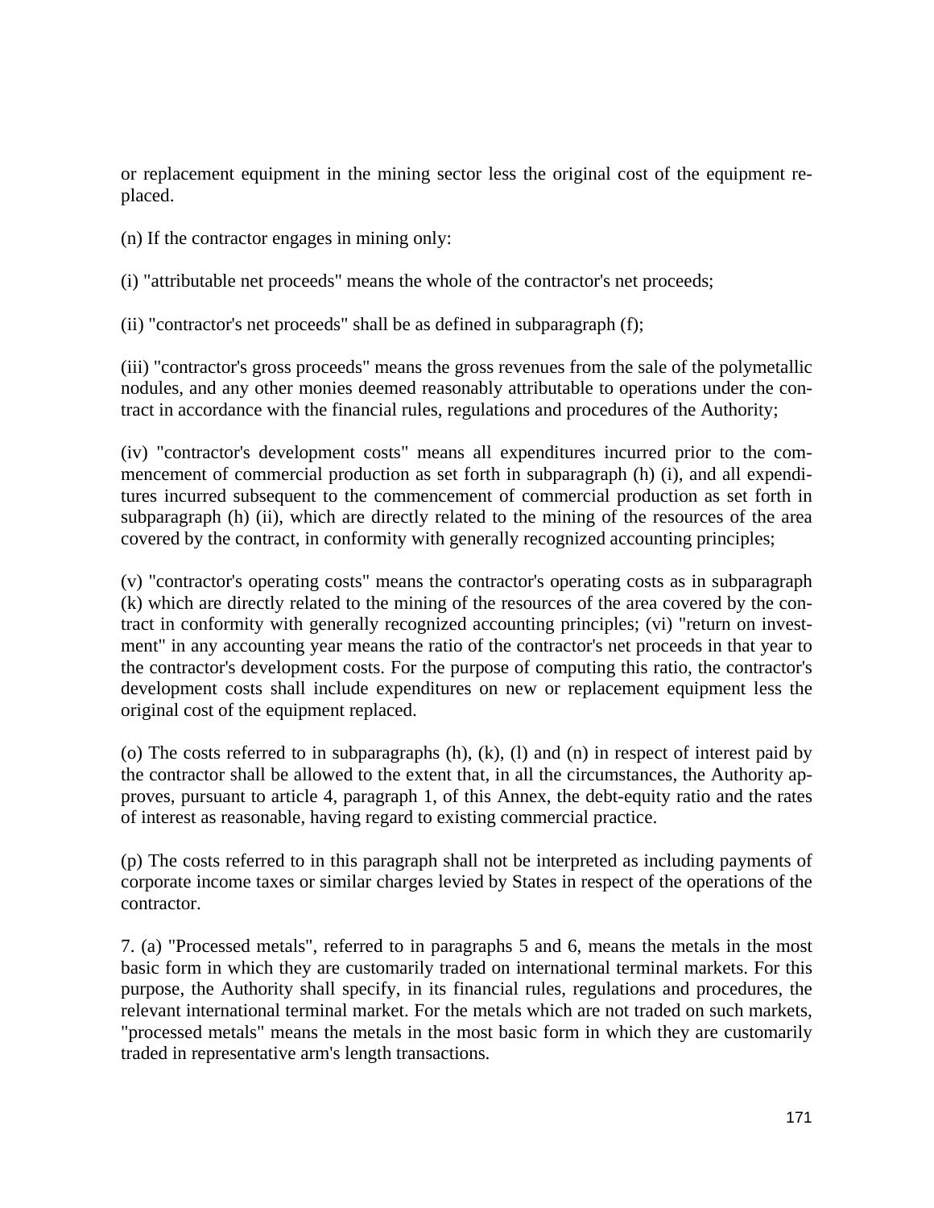or replacement equipment in the mining sector less the original cost of the equipment replaced.

(n) If the contractor engages in mining only:

(i) "attributable net proceeds" means the whole of the contractor's net proceeds;

(ii) "contractor's net proceeds" shall be as defined in subparagraph (f);

(iii) "contractor's gross proceeds" means the gross revenues from the sale of the polymetallic nodules, and any other monies deemed reasonably attributable to operations under the contract in accordance with the financial rules, regulations and procedures of the Authority;

(iv) "contractor's development costs" means all expenditures incurred prior to the commencement of commercial production as set forth in subparagraph (h) (i), and all expenditures incurred subsequent to the commencement of commercial production as set forth in subparagraph (h) (ii), which are directly related to the mining of the resources of the area covered by the contract, in conformity with generally recognized accounting principles;

(v) "contractor's operating costs" means the contractor's operating costs as in subparagraph (k) which are directly related to the mining of the resources of the area covered by the contract in conformity with generally recognized accounting principles; (vi) "return on investment" in any accounting year means the ratio of the contractor's net proceeds in that year to the contractor's development costs. For the purpose of computing this ratio, the contractor's development costs shall include expenditures on new or replacement equipment less the original cost of the equipment replaced.

(o) The costs referred to in subparagraphs (h), (k), (l) and (n) in respect of interest paid by the contractor shall be allowed to the extent that, in all the circumstances, the Authority approves, pursuant to article 4, paragraph 1, of this Annex, the debt-equity ratio and the rates of interest as reasonable, having regard to existing commercial practice.

(p) The costs referred to in this paragraph shall not be interpreted as including payments of corporate income taxes or similar charges levied by States in respect of the operations of the contractor.

7. (a) "Processed metals", referred to in paragraphs 5 and 6, means the metals in the most basic form in which they are customarily traded on international terminal markets. For this purpose, the Authority shall specify, in its financial rules, regulations and procedures, the relevant international terminal market. For the metals which are not traded on such markets, "processed metals" means the metals in the most basic form in which they are customarily traded in representative arm's length transactions.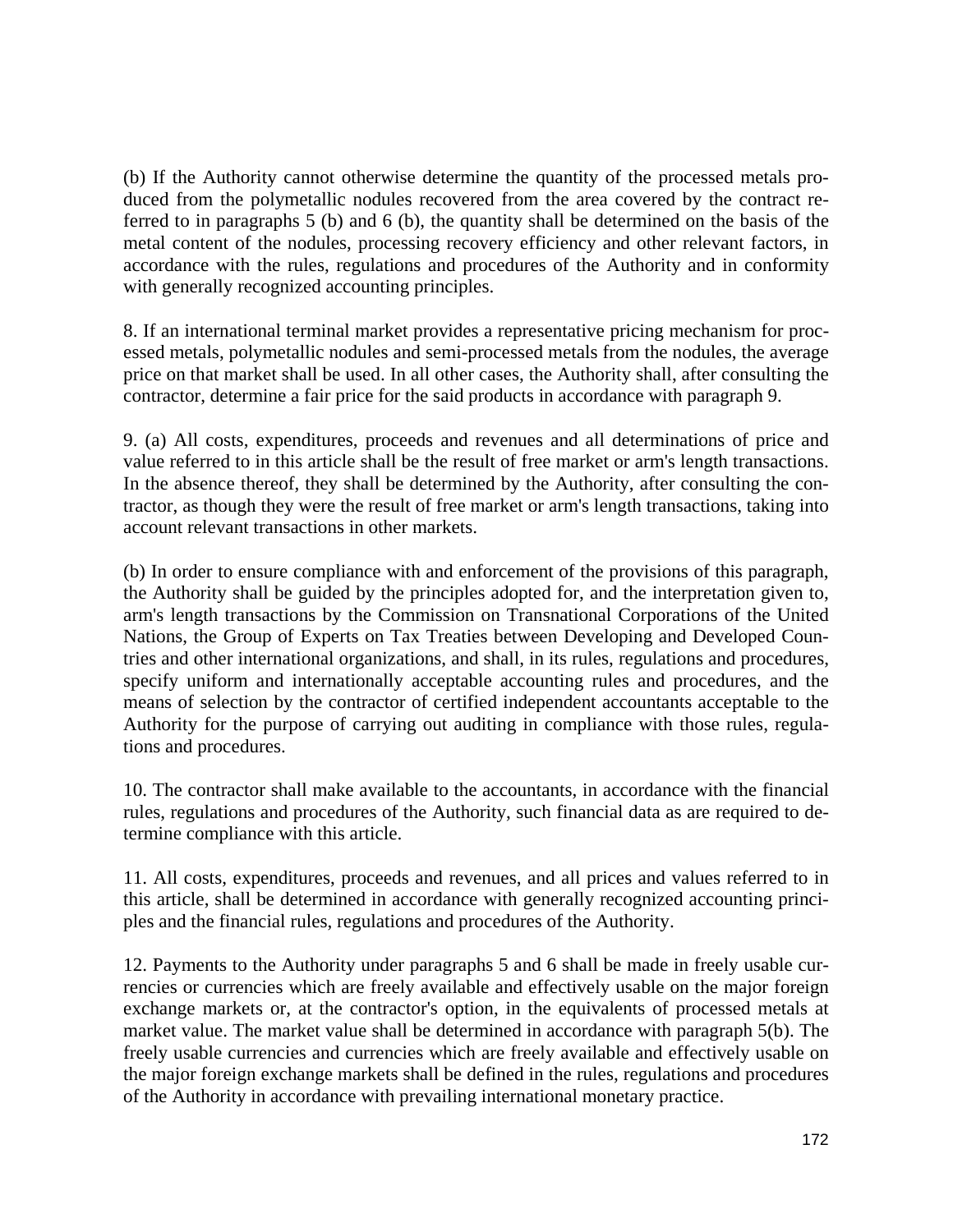(b) If the Authority cannot otherwise determine the quantity of the processed metals produced from the polymetallic nodules recovered from the area covered by the contract referred to in paragraphs 5 (b) and 6 (b), the quantity shall be determined on the basis of the metal content of the nodules, processing recovery efficiency and other relevant factors, in accordance with the rules, regulations and procedures of the Authority and in conformity with generally recognized accounting principles.

8. If an international terminal market provides a representative pricing mechanism for processed metals, polymetallic nodules and semi-processed metals from the nodules, the average price on that market shall be used. In all other cases, the Authority shall, after consulting the contractor, determine a fair price for the said products in accordance with paragraph 9.

9. (a) All costs, expenditures, proceeds and revenues and all determinations of price and value referred to in this article shall be the result of free market or arm's length transactions. In the absence thereof, they shall be determined by the Authority, after consulting the contractor, as though they were the result of free market or arm's length transactions, taking into account relevant transactions in other markets.

(b) In order to ensure compliance with and enforcement of the provisions of this paragraph, the Authority shall be guided by the principles adopted for, and the interpretation given to, arm's length transactions by the Commission on Transnational Corporations of the United Nations, the Group of Experts on Tax Treaties between Developing and Developed Countries and other international organizations, and shall, in its rules, regulations and procedures, specify uniform and internationally acceptable accounting rules and procedures, and the means of selection by the contractor of certified independent accountants acceptable to the Authority for the purpose of carrying out auditing in compliance with those rules, regulations and procedures.

10. The contractor shall make available to the accountants, in accordance with the financial rules, regulations and procedures of the Authority, such financial data as are required to determine compliance with this article.

11. All costs, expenditures, proceeds and revenues, and all prices and values referred to in this article, shall be determined in accordance with generally recognized accounting principles and the financial rules, regulations and procedures of the Authority.

12. Payments to the Authority under paragraphs 5 and 6 shall be made in freely usable currencies or currencies which are freely available and effectively usable on the major foreign exchange markets or, at the contractor's option, in the equivalents of processed metals at market value. The market value shall be determined in accordance with paragraph 5(b). The freely usable currencies and currencies which are freely available and effectively usable on the major foreign exchange markets shall be defined in the rules, regulations and procedures of the Authority in accordance with prevailing international monetary practice.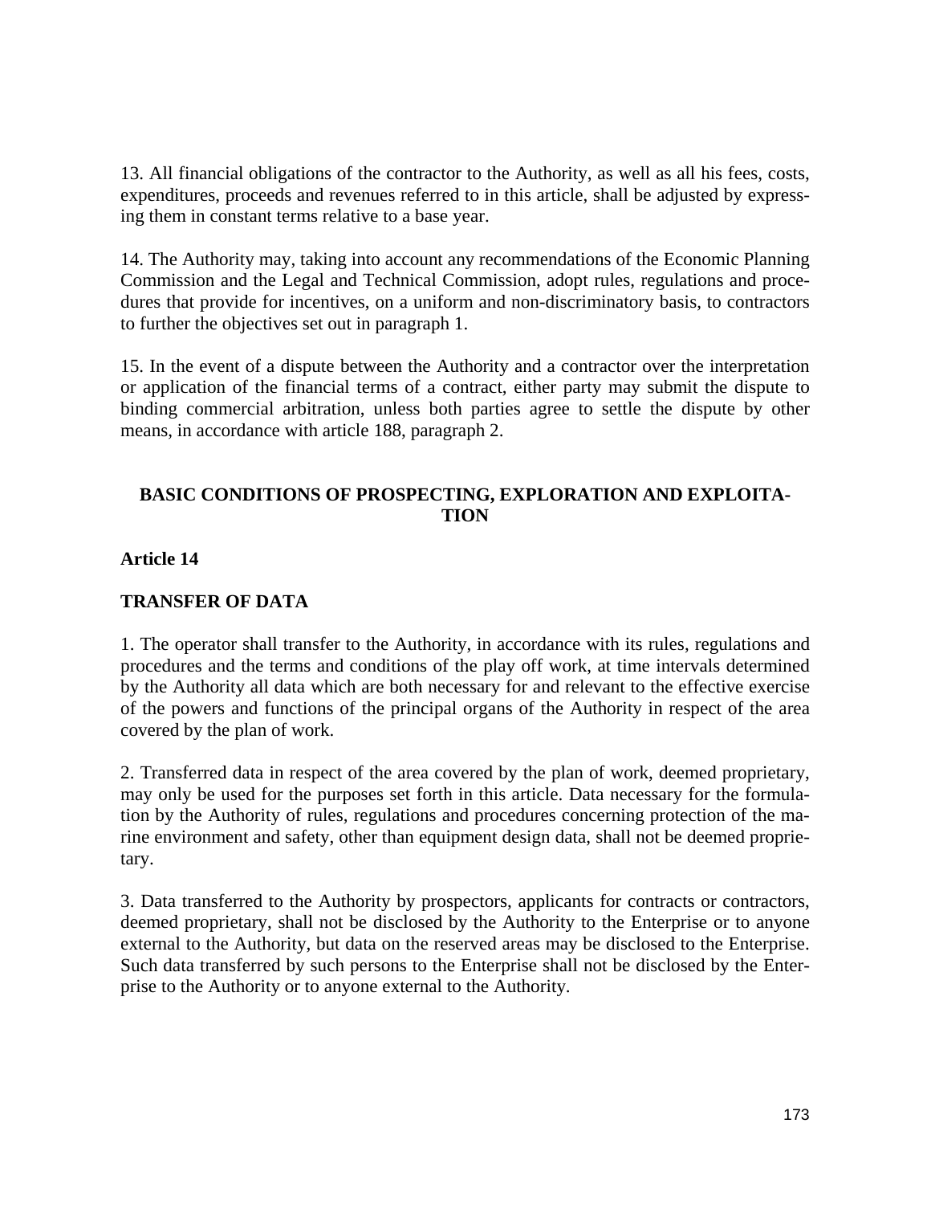13. All financial obligations of the contractor to the Authority, as well as all his fees, costs, expenditures, proceeds and revenues referred to in this article, shall be adjusted by expressing them in constant terms relative to a base year.

14. The Authority may, taking into account any recommendations of the Economic Planning Commission and the Legal and Technical Commission, adopt rules, regulations and procedures that provide for incentives, on a uniform and non-discriminatory basis, to contractors to further the objectives set out in paragraph 1.

15. In the event of a dispute between the Authority and a contractor over the interpretation or application of the financial terms of a contract, either party may submit the dispute to binding commercial arbitration, unless both parties agree to settle the dispute by other means, in accordance with article 188, paragraph 2.

## BASIC CONDITIONS OF PROSPECTING, EXPLORATION AND EXPLOITATION

### Article 14

### TRANSFER OF DATA

1. The operator shall transfer to the Authority, in accordance with its rules, regulations and procedures and the terms and conditions of the play off work, at time intervals determined by the Authority all data which are both necessary for and relevant to the effective exercise of the powers and functions of the principal organs of the Authority in respect of the area covered by the plan of work.

2. Transferred data in respect of the area covered by the plan of work, deemed proprietary, may only be used for the purposes set forth in this article. Data necessary for the formulation by the Authority of rules, regulations and procedures concerning protection of the marine environment and safety, other than equipment design data, shall not be deemed proprietary.

3. Data transferred to the Authority by prospectors, applicants for contracts or contractors, deemed proprietary, shall not be disclosed by the Authority to the Enterprise or to anyone external to the Authority, but data on the reserved areas may be disclosed to the Enterprise. Such data transferred by such persons to the Enterprise shall not be disclosed by the Enterprise to the Authority or to anyone external to the Authority.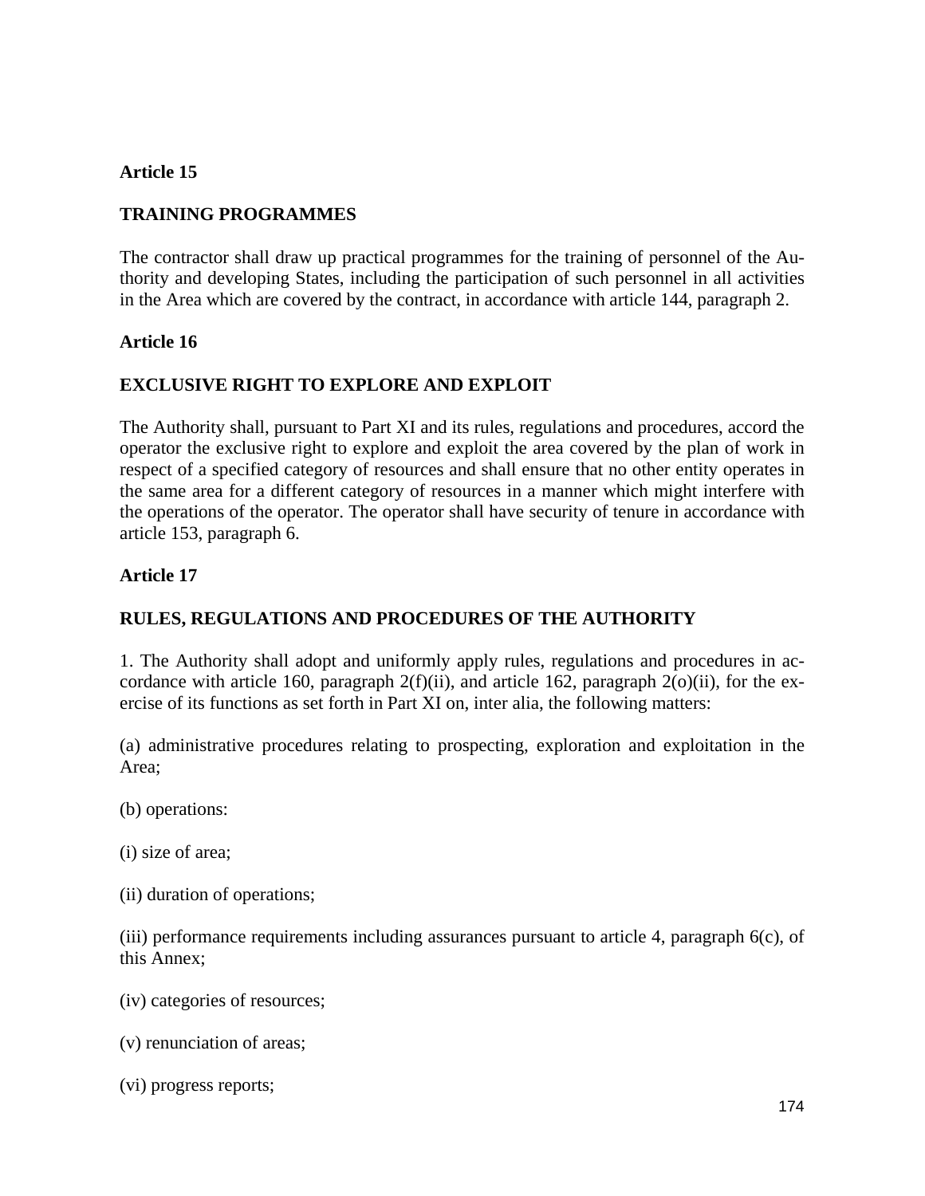**Article 15**

**TRAINING PROGRAMMES**

The contractor shall draw up practical programmes for the training of personnel of the Authority and developing States, including the participation of such personnel in all activities in the Area which are covered by the contract, in accordance with article 144, paragraph 2.

**Article 16**

**EXCLUSIVE RIGHT TO EXPLORE AND EXPLOIT**

The Authority shall, pursuant to Part XI and its rules, regulations and procedures, accord the operator the exclusive right to explore and exploit the area covered by the plan of work in respect of a specified category of resources and shall ensure that no other entity operates in the same area for a different category of resources in a manner which might interfere with the operations of the operator. The operator shall have security of tenure in accordance with article 153, paragraph 6.

**Article 17**

**RULES, REGULATIONS AND PROCEDURES OF THE AUTHORITY**

1. The Authority shall adopt and uniformly apply rules, regulations and procedures in accordance with article 160, paragraph 2(f)(ii), and article 162, paragraph 2(o)(ii), for the exercise of its functions as set forth in Part XI on, inter alia, the following matters:

(a) administrative procedures relating to prospecting, exploration and exploitation in the Area;

(b) operations:

(i) size of area;

(ii) duration of operations;

(iii) performance requirements including assurances pursuant to article 4, paragraph 6(c), of this Annex;

(iv) categories of resources;

(v) renunciation of areas;

(vi) progress reports;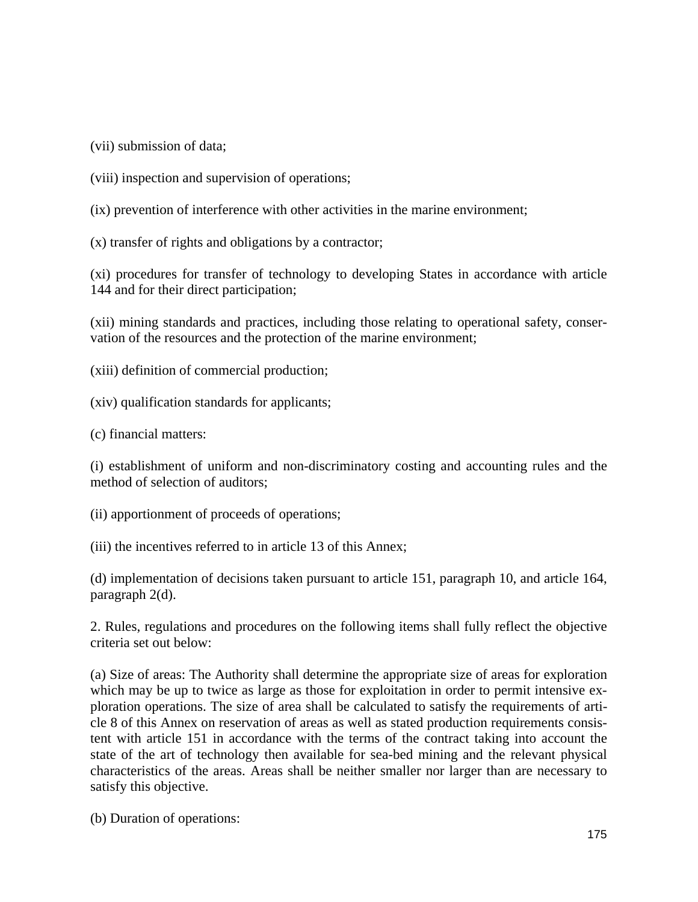(vii) submission of data;

(viii) inspection and supervision of operations;

(ix) prevention of interference with other activities in the marine environment;

(x) transfer of rights and obligations by a contractor;

(xi) procedures for transfer of technology to developing States in accordance with article 144 and for their direct participation;

(xii) mining standards and practices, including those relating to operational safety, conservation of the resources and the protection of the marine environment;

(xiii) definition of commercial production;

(xiv) qualification standards for applicants;

(c) financial matters:

(i) establishment of uniform and non-discriminatory costing and accounting rules and the method of selection of auditors;

(ii) apportionment of proceeds of operations;

(iii) the incentives referred to in article 13 of this Annex;

(d) implementation of decisions taken pursuant to article 151, paragraph 10, and article 164, paragraph 2(d).

2. Rules, regulations and procedures on the following items shall fully reflect the objective criteria set out below:

(a) Size of areas: The Authority shall determine the appropriate size of areas for exploration which may be up to twice as large as those for exploitation in order to permit intensive exploration operations. The size of area shall be calculated to satisfy the requirements of article 8 of this Annex on reservation of areas as well as stated production requirements consistent with article 151 in accordance with the terms of the contract taking into account the state of the art of technology then available for sea-bed mining and the relevant physical characteristics of the areas. Areas shall be neither smaller nor larger than are necessary to satisfy this objective.

(b) Duration of operations: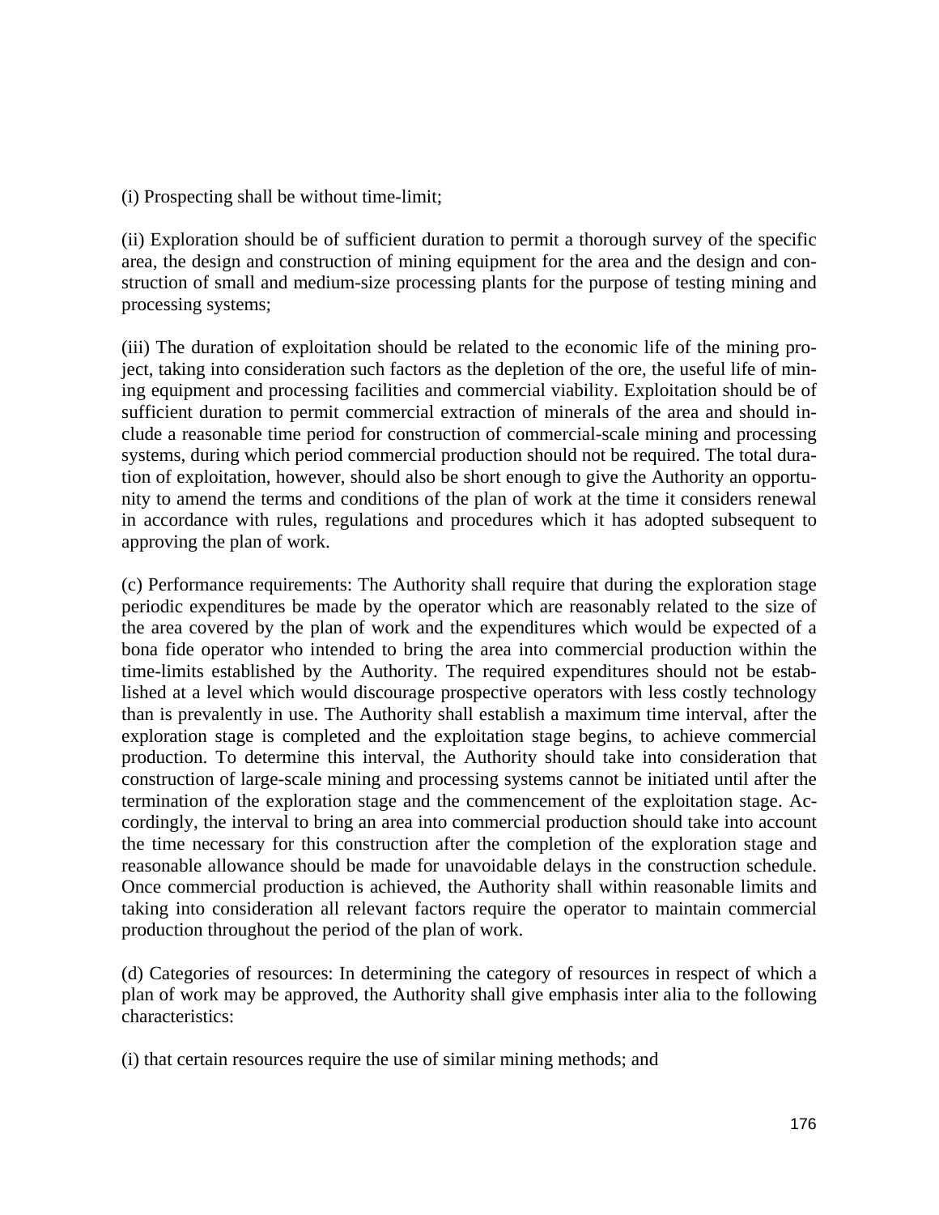(i) Prospecting shall be without time-limit;

(ii) Exploration should be of sufficient duration to permit a thorough survey of the specific area, the design and construction of mining equipment for the area and the design and construction of small and medium-size processing plants for the purpose of testing mining and processing systems;

(iii) The duration of exploitation should be related to the economic life of the mining project, taking into consideration such factors as the depletion of the ore, the useful life of mining equipment and processing facilities and commercial viability. Exploitation should be of sufficient duration to permit commercial extraction of minerals of the area and should include a reasonable time period for construction of commercial-scale mining and processing systems, during which period commercial production should not be required. The total duration of exploitation, however, should also be short enough to give the Authority an opportunity to amend the terms and conditions of the plan of work at the time it considers renewal in accordance with rules, regulations and procedures which it has adopted subsequent to approving the plan of work.

(c) Performance requirements: The Authority shall require that during the exploration stage periodic expenditures be made by the operator which are reasonably related to the size of the area covered by the plan of work and the expenditures which would be expected of a bona fide operator who intended to bring the area into commercial production within the time-limits established by the Authority. The required expenditures should not be established at a level which would discourage prospective operators with less costly technology than is prevalently in use. The Authority shall establish a maximum time interval, after the exploration stage is completed and the exploitation stage begins, to achieve commercial production. To determine this interval, the Authority should take into consideration that construction of large-scale mining and processing systems cannot be initiated until after the termination of the exploration stage and the commencement of the exploitation stage. Accordingly, the interval to bring an area into commercial production should take into account the time necessary for this construction after the completion of the exploration stage and reasonable allowance should be made for unavoidable delays in the construction schedule. Once commercial production is achieved, the Authority shall within reasonable limits and taking into consideration all relevant factors require the operator to maintain commercial production throughout the period of the plan of work.

(d) Categories of resources: In determining the category of resources in respect of which a plan of work may be approved, the Authority shall give emphasis inter alia to the following characteristics:

(i) that certain resources require the use of similar mining methods; and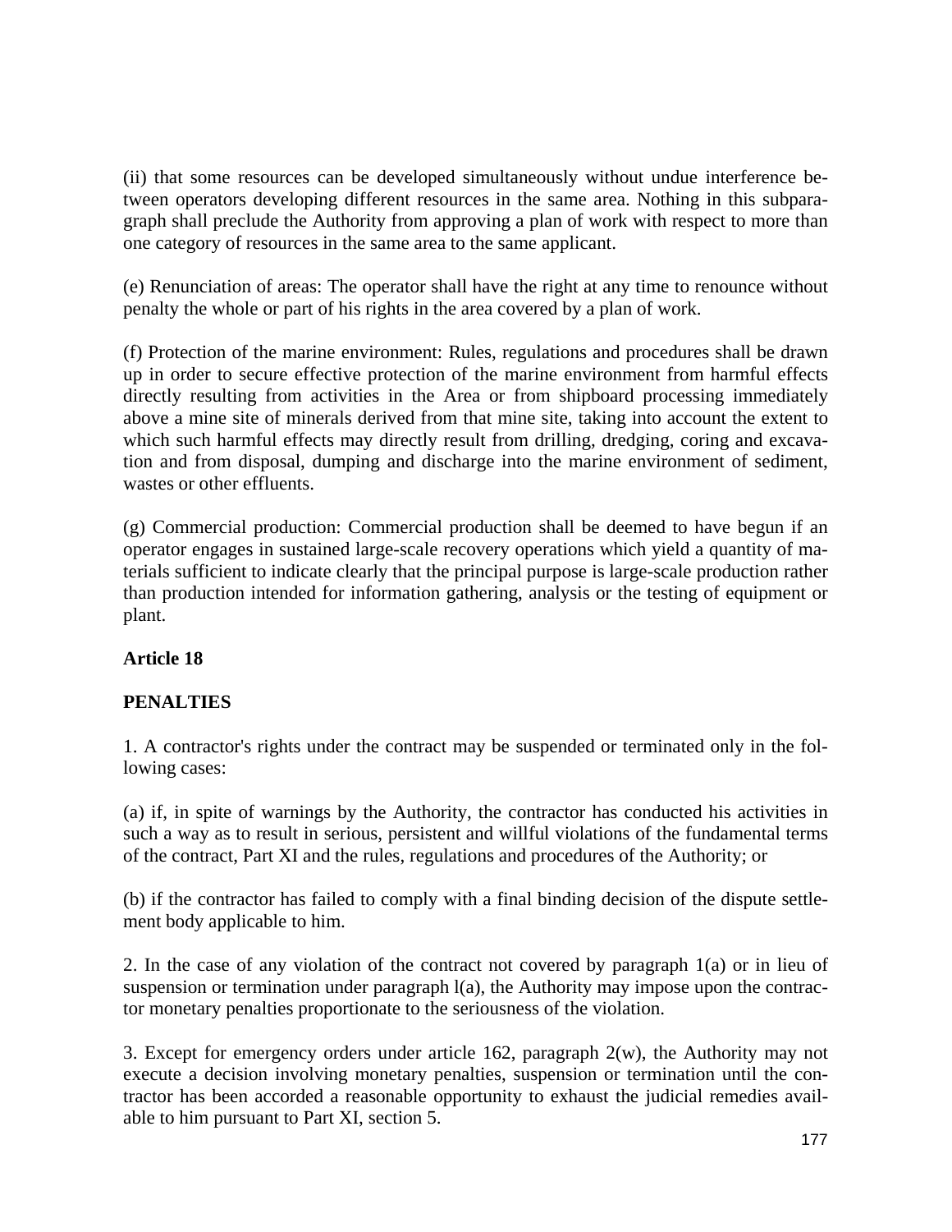(ii) that some resources can be developed simultaneously without undue interference between operators developing different resources in the same area. Nothing in this subparagraph shall preclude the Authority from approving a plan of work with respect to more than one category of resources in the same area to the same applicant.

(e) Renunciation of areas: The operator shall have the right at any time to renounce without penalty the whole or part of his rights in the area covered by a plan of work.

(f) Protection of the marine environment: Rules, regulations and procedures shall be drawn up in order to secure effective protection of the marine environment from harmful effects directly resulting from activities in the Area or from shipboard processing immediately above a mine site of minerals derived from that mine site, taking into account the extent to which such harmful effects may directly result from drilling, dredging, coring and excavation and from disposal, dumping and discharge into the marine environment of sediment, wastes or other effluents.

(g) Commercial production: Commercial production shall be deemed to have begun if an operator engages in sustained large-scale recovery operations which yield a quantity of materials sufficient to indicate clearly that the principal purpose is large-scale production rather than production intended for information gathering, analysis or the testing of equipment or plant.

**Article 18**

**PENALTIES**

1. A contractor's rights under the contract may be suspended or terminated only in the following cases:

(a) if, in spite of warnings by the Authority, the contractor has conducted his activities in such a way as to result in serious, persistent and willful violations of the fundamental terms of the contract, Part XI and the rules, regulations and procedures of the Authority; or

(b) if the contractor has failed to comply with a final binding decision of the dispute settlement body applicable to him.

2. In the case of any violation of the contract not covered by paragraph 1(a) or in lieu of suspension or termination under paragraph l(a), the Authority may impose upon the contractor monetary penalties proportionate to the seriousness of the violation.

3. Except for emergency orders under article 162, paragraph 2(w), the Authority may not execute a decision involving monetary penalties, suspension or termination until the contractor has been accorded a reasonable opportunity to exhaust the judicial remedies available to him pursuant to Part XI, section 5.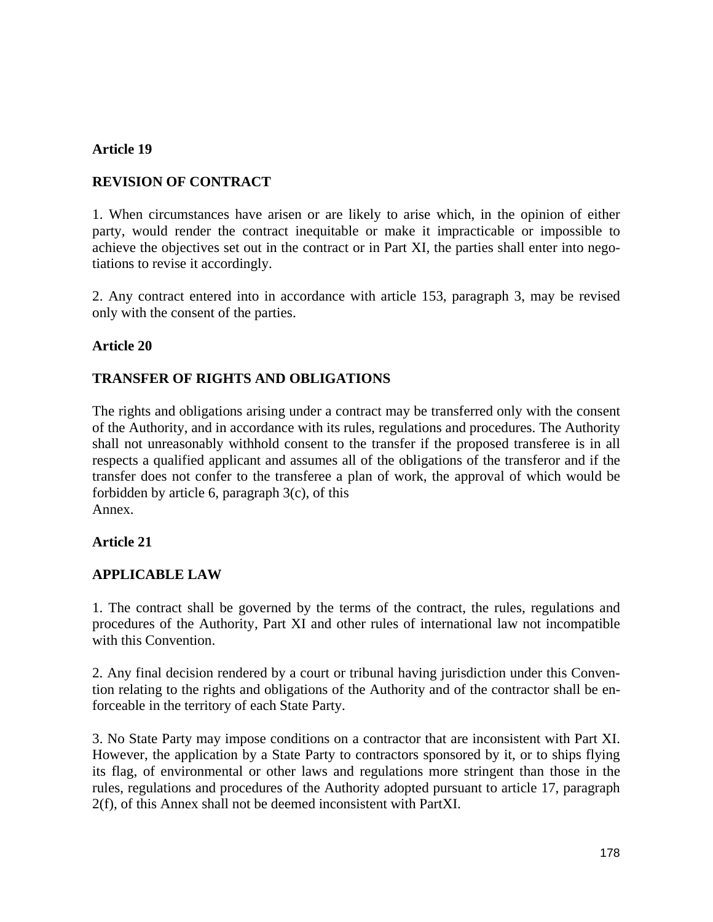**Article 19**

**REVISION OF CONTRACT**

1. When circumstances have arisen or are likely to arise which, in the opinion of either party, would render the contract inequitable or make it impracticable or impossible to achieve the objectives set out in the contract or in Part XI, the parties shall enter into negotiations to revise it accordingly.

2. Any contract entered into in accordance with article 153, paragraph 3, may be revised only with the consent of the parties.

**Article 20**

**TRANSFER OF RIGHTS AND OBLIGATIONS**

The rights and obligations arising under a contract may be transferred only with the consent of the Authority, and in accordance with its rules, regulations and procedures. The Authority shall not unreasonably withhold consent to the transfer if the proposed transferee is in all respects a qualified applicant and assumes all of the obligations of the transferor and if the transfer does not confer to the transferee a plan of work, the approval of which would be forbidden by article 6, paragraph 3(c), of this Annex.

**Article 21**

**APPLICABLE LAW**

1. The contract shall be governed by the terms of the contract, the rules, regulations and procedures of the Authority, Part XI and other rules of international law not incompatible with this Convention.

2. Any final decision rendered by a court or tribunal having jurisdiction under this Convention relating to the rights and obligations of the Authority and of the contractor shall be enforceable in the territory of each State Party.

3. No State Party may impose conditions on a contractor that are inconsistent with Part XI. However, the application by a State Party to contractors sponsored by it, or to ships flying its flag, of environmental or other laws and regulations more stringent than those in the rules, regulations and procedures of the Authority adopted pursuant to article 17, paragraph 2(f), of this Annex shall not be deemed inconsistent with PartXI.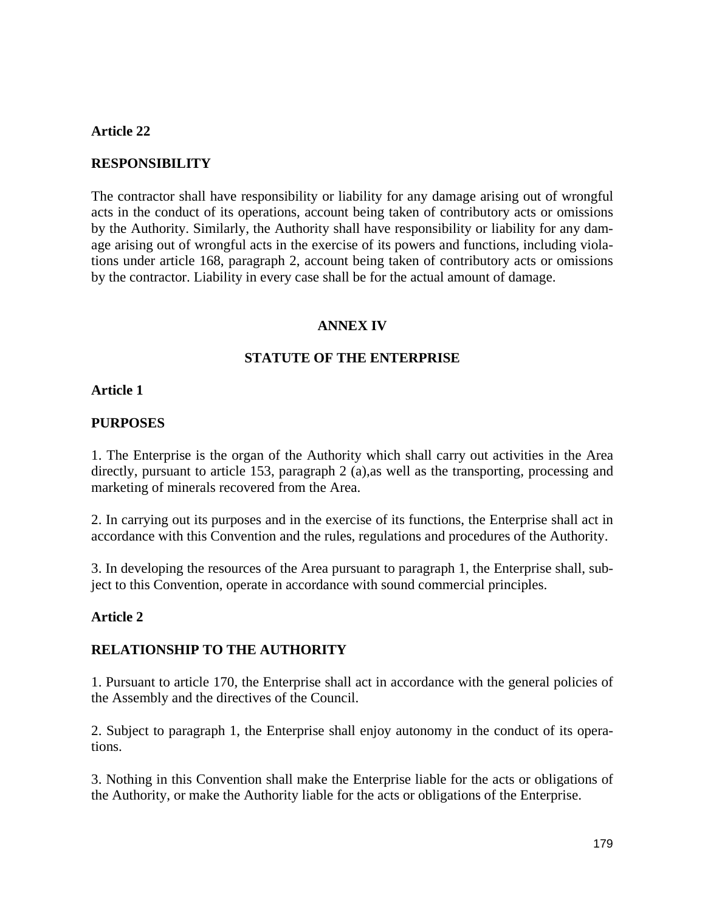**Article 22**

**RESPONSIBILITY**

The contractor shall have responsibility or liability for any damage arising out of wrongful acts in the conduct of its operations, account being taken of contributory acts or omissions by the Authority. Similarly, the Authority shall have responsibility or liability for any damage arising out of wrongful acts in the exercise of its powers and functions, including violations under article 168, paragraph 2, account being taken of contributory acts or omissions by the contractor. Liability in every case shall be for the actual amount of damage.

## ANNEX IV

## STATUTE OF THE ENTERPRISE

**Article 1**

**PURPOSES**

1. The Enterprise is the organ of the Authority which shall carry out activities in the Area directly, pursuant to article 153, paragraph 2 (a),as well as the transporting, processing and marketing of minerals recovered from the Area.

2. In carrying out its purposes and in the exercise of its functions, the Enterprise shall act in accordance with this Convention and the rules, regulations and procedures of the Authority.

3. In developing the resources of the Area pursuant to paragraph 1, the Enterprise shall, subject to this Convention, operate in accordance with sound commercial principles.

**Article 2**

**RELATIONSHIP TO THE AUTHORITY**

1. Pursuant to article 170, the Enterprise shall act in accordance with the general policies of the Assembly and the directives of the Council.

2. Subject to paragraph 1, the Enterprise shall enjoy autonomy in the conduct of its operations.

3. Nothing in this Convention shall make the Enterprise liable for the acts or obligations of the Authority, or make the Authority liable for the acts or obligations of the Enterprise.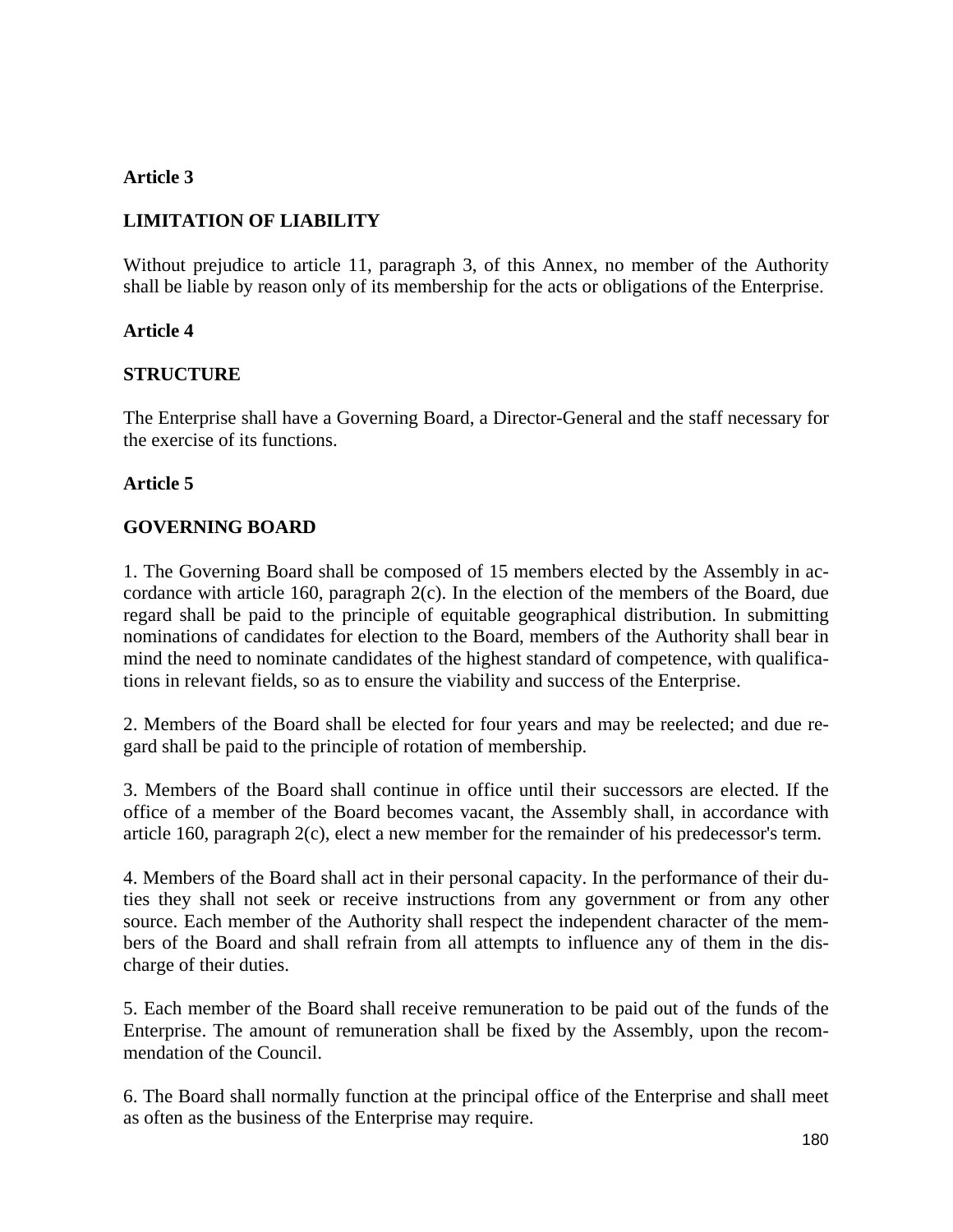**Article 3**

**LIMITATION OF LIABILITY**

Without prejudice to article 11, paragraph 3, of this Annex, no member of the Authority shall be liable by reason only of its membership for the acts or obligations of the Enterprise.

**Article 4**

**STRUCTURE**

The Enterprise shall have a Governing Board, a Director-General and the staff necessary for the exercise of its functions.

**Article 5**

**GOVERNING BOARD**

1. The Governing Board shall be composed of 15 members elected by the Assembly in accordance with article 160, paragraph 2(c). In the election of the members of the Board, due regard shall be paid to the principle of equitable geographical distribution. In submitting nominations of candidates for election to the Board, members of the Authority shall bear in mind the need to nominate candidates of the highest standard of competence, with qualifications in relevant fields, so as to ensure the viability and success of the Enterprise.

2. Members of the Board shall be elected for four years and may be reelected; and due regard shall be paid to the principle of rotation of membership.

3. Members of the Board shall continue in office until their successors are elected. If the office of a member of the Board becomes vacant, the Assembly shall, in accordance with article 160, paragraph 2(c), elect a new member for the remainder of his predecessor's term.

4. Members of the Board shall act in their personal capacity. In the performance of their duties they shall not seek or receive instructions from any government or from any other source. Each member of the Authority shall respect the independent character of the members of the Board and shall refrain from all attempts to influence any of them in the discharge of their duties.

5. Each member of the Board shall receive remuneration to be paid out of the funds of the Enterprise. The amount of remuneration shall be fixed by the Assembly, upon the recommendation of the Council.

6. The Board shall normally function at the principal office of the Enterprise and shall meet as often as the business of the Enterprise may require.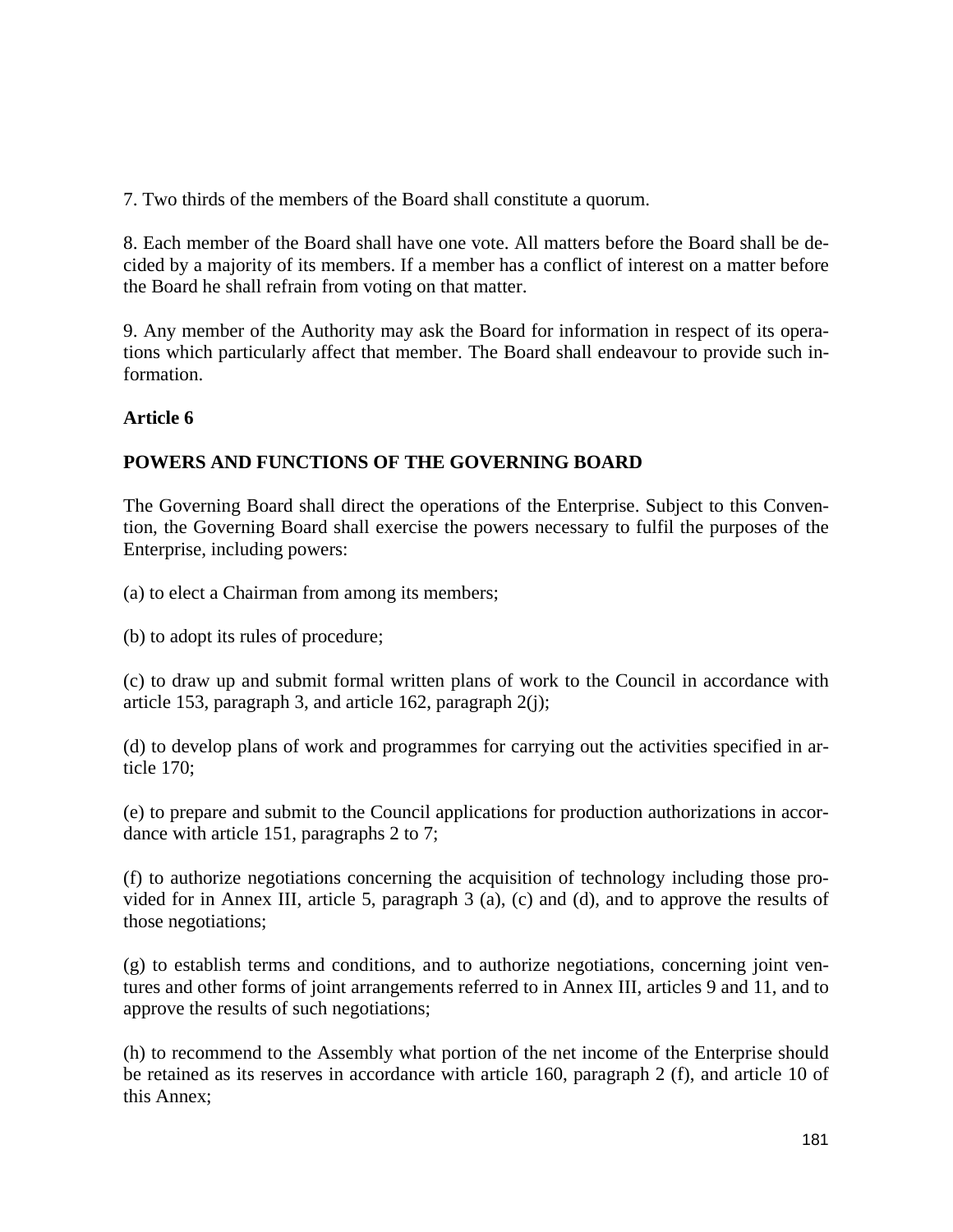7. Two thirds of the members of the Board shall constitute a quorum.

8. Each member of the Board shall have one vote. All matters before the Board shall be decided by a majority of its members. If a member has a conflict of interest on a matter before the Board he shall refrain from voting on that matter.

9. Any member of the Authority may ask the Board for information in respect of its operations which particularly affect that member. The Board shall endeavour to provide such information.

**Article 6**

**POWERS AND FUNCTIONS OF THE GOVERNING BOARD**

The Governing Board shall direct the operations of the Enterprise. Subject to this Convention, the Governing Board shall exercise the powers necessary to fulfil the purposes of the Enterprise, including powers:

(a) to elect a Chairman from among its members;

(b) to adopt its rules of procedure;

(c) to draw up and submit formal written plans of work to the Council in accordance with article 153, paragraph 3, and article 162, paragraph 2(j);

(d) to develop plans of work and programmes for carrying out the activities specified in article 170;

(e) to prepare and submit to the Council applications for production authorizations in accordance with article 151, paragraphs 2 to 7;

(f) to authorize negotiations concerning the acquisition of technology including those provided for in Annex III, article 5, paragraph 3 (a), (c) and (d), and to approve the results of those negotiations;

(g) to establish terms and conditions, and to authorize negotiations, concerning joint ventures and other forms of joint arrangements referred to in Annex III, articles 9 and 11, and to approve the results of such negotiations;

(h) to recommend to the Assembly what portion of the net income of the Enterprise should be retained as its reserves in accordance with article 160, paragraph 2 (f), and article 10 of this Annex;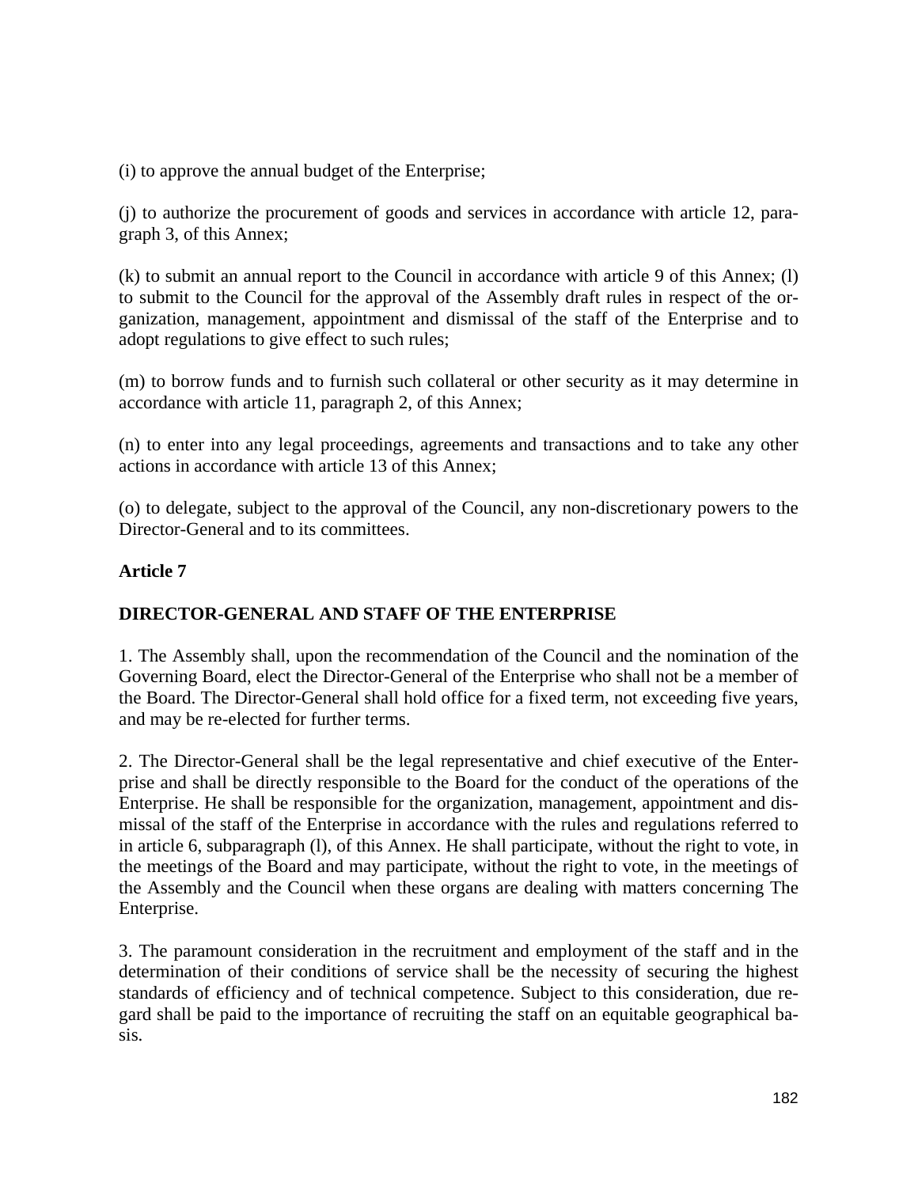(i) to approve the annual budget of the Enterprise;

(j) to authorize the procurement of goods and services in accordance with article 12, paragraph 3, of this Annex;

(k) to submit an annual report to the Council in accordance with article 9 of this Annex; (l) to submit to the Council for the approval of the Assembly draft rules in respect of the organization, management, appointment and dismissal of the staff of the Enterprise and to adopt regulations to give effect to such rules;

(m) to borrow funds and to furnish such collateral or other security as it may determine in accordance with article 11, paragraph 2, of this Annex;

(n) to enter into any legal proceedings, agreements and transactions and to take any other actions in accordance with article 13 of this Annex;

(o) to delegate, subject to the approval of the Council, any non-discretionary powers to the Director-General and to its committees.

**Article 7**

**DIRECTOR-GENERAL AND STAFF OF THE ENTERPRISE**

1. The Assembly shall, upon the recommendation of the Council and the nomination of the Governing Board, elect the Director-General of the Enterprise who shall not be a member of the Board. The Director-General shall hold office for a fixed term, not exceeding five years, and may be re-elected for further terms.

2. The Director-General shall be the legal representative and chief executive of the Enterprise and shall be directly responsible to the Board for the conduct of the operations of the Enterprise. He shall be responsible for the organization, management, appointment and dismissal of the staff of the Enterprise in accordance with the rules and regulations referred to in article 6, subparagraph (l), of this Annex. He shall participate, without the right to vote, in the meetings of the Board and may participate, without the right to vote, in the meetings of the Assembly and the Council when these organs are dealing with matters concerning The Enterprise.

3. The paramount consideration in the recruitment and employment of the staff and in the determination of their conditions of service shall be the necessity of securing the highest standards of efficiency and of technical competence. Subject to this consideration, due regard shall be paid to the importance of recruiting the staff on an equitable geographical basis.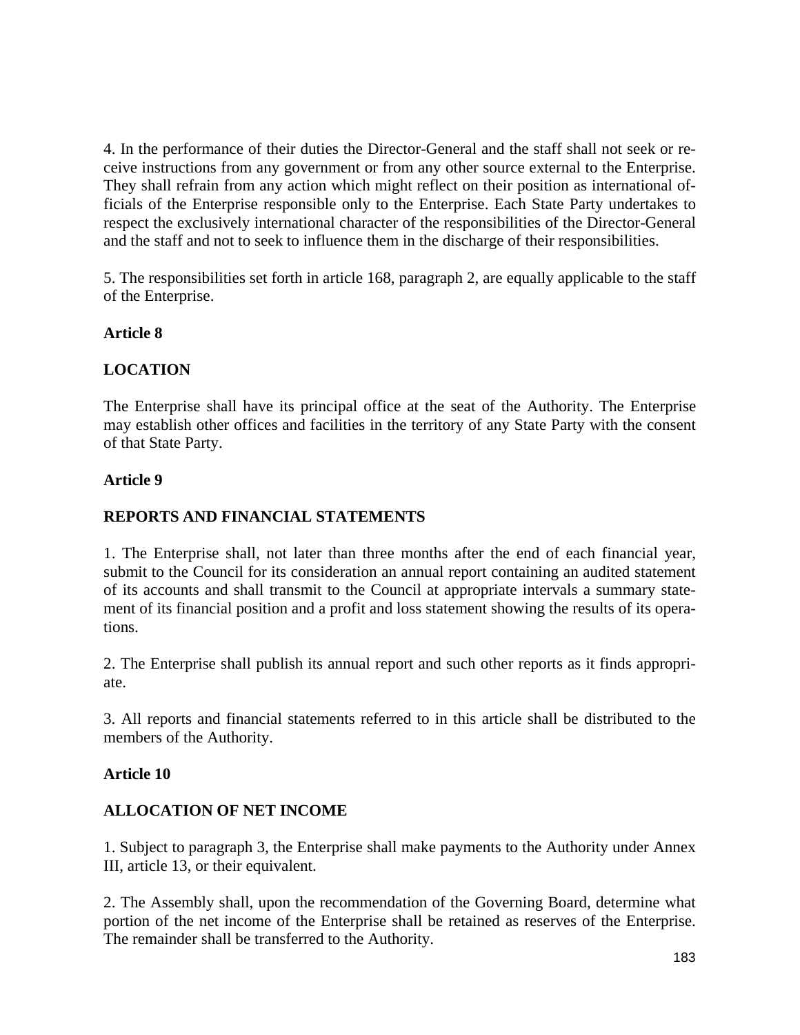4. In the performance of their duties the Director-General and the staff shall not seek or receive instructions from any government or from any other source external to the Enterprise. They shall refrain from any action which might reflect on their position as international officials of the Enterprise responsible only to the Enterprise. Each State Party undertakes to respect the exclusively international character of the responsibilities of the Director-General and the staff and not to seek to influence them in the discharge of their responsibilities.

5. The responsibilities set forth in article 168, paragraph 2, are equally applicable to the staff of the Enterprise.

**Article 8**

**LOCATION**

The Enterprise shall have its principal office at the seat of the Authority. The Enterprise may establish other offices and facilities in the territory of any State Party with the consent of that State Party.

**Article 9**

**REPORTS AND FINANCIAL STATEMENTS**

1. The Enterprise shall, not later than three months after the end of each financial year, submit to the Council for its consideration an annual report containing an audited statement of its accounts and shall transmit to the Council at appropriate intervals a summary statement of its financial position and a profit and loss statement showing the results of its operations.

2. The Enterprise shall publish its annual report and such other reports as it finds appropriate.

3. All reports and financial statements referred to in this article shall be distributed to the members of the Authority.

**Article 10**

**ALLOCATION OF NET INCOME**

1. Subject to paragraph 3, the Enterprise shall make payments to the Authority under Annex III, article 13, or their equivalent.

2. The Assembly shall, upon the recommendation of the Governing Board, determine what portion of the net income of the Enterprise shall be retained as reserves of the Enterprise. The remainder shall be transferred to the Authority.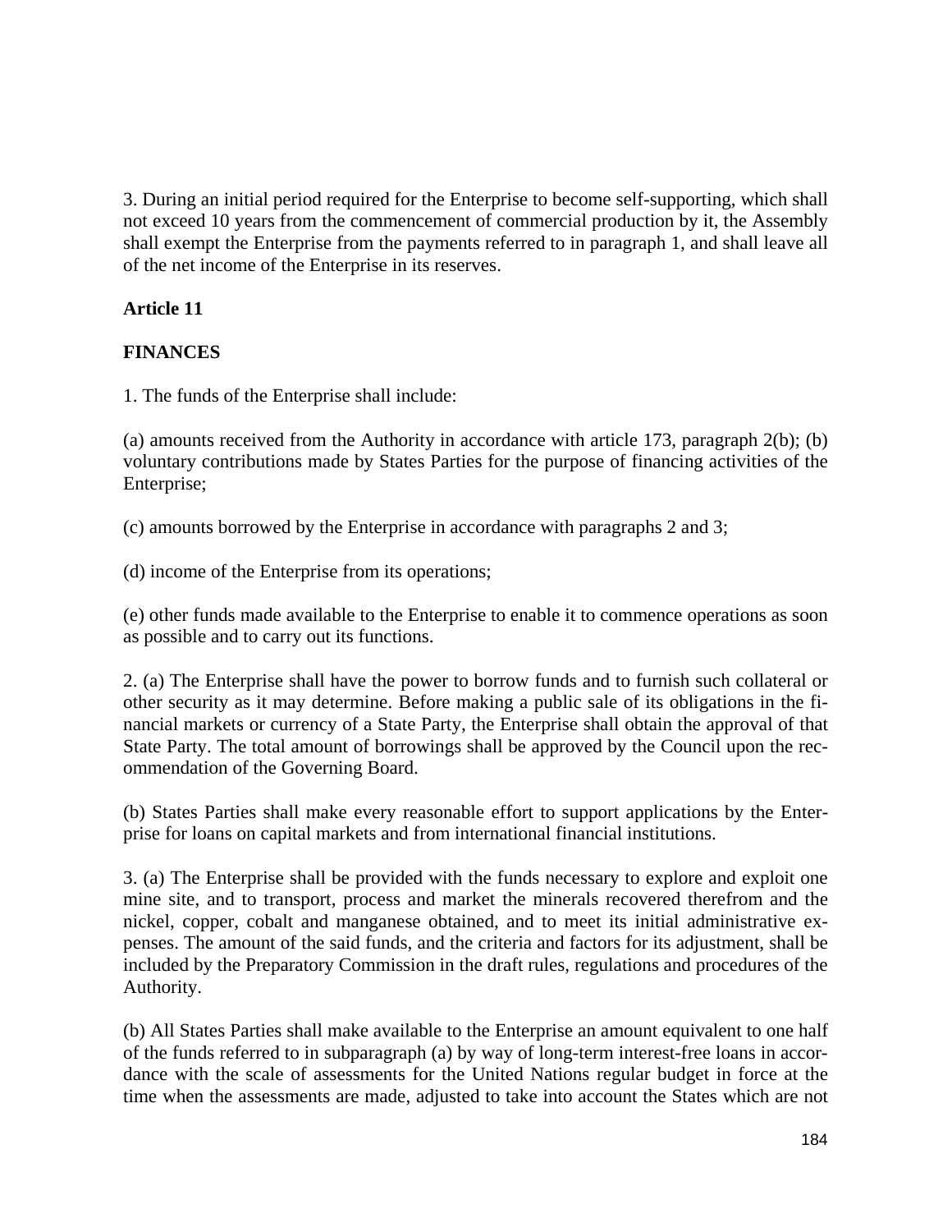3. During an initial period required for the Enterprise to become self-supporting, which shall not exceed 10 years from the commencement of commercial production by it, the Assembly shall exempt the Enterprise from the payments referred to in paragraph 1, and shall leave all of the net income of the Enterprise in its reserves.

**Article 11**

**FINANCES**

1. The funds of the Enterprise shall include:

(a) amounts received from the Authority in accordance with article 173, paragraph 2(b); (b) voluntary contributions made by States Parties for the purpose of financing activities of the Enterprise;

(c) amounts borrowed by the Enterprise in accordance with paragraphs 2 and 3;

(d) income of the Enterprise from its operations;

(e) other funds made available to the Enterprise to enable it to commence operations as soon as possible and to carry out its functions.

2. (a) The Enterprise shall have the power to borrow funds and to furnish such collateral or other security as it may determine. Before making a public sale of its obligations in the financial markets or currency of a State Party, the Enterprise shall obtain the approval of that State Party. The total amount of borrowings shall be approved by the Council upon the recommendation of the Governing Board.

(b) States Parties shall make every reasonable effort to support applications by the Enterprise for loans on capital markets and from international financial institutions.

3. (a) The Enterprise shall be provided with the funds necessary to explore and exploit one mine site, and to transport, process and market the minerals recovered therefrom and the nickel, copper, cobalt and manganese obtained, and to meet its initial administrative expenses. The amount of the said funds, and the criteria and factors for its adjustment, shall be included by the Preparatory Commission in the draft rules, regulations and procedures of the Authority.

(b) All States Parties shall make available to the Enterprise an amount equivalent to one half of the funds referred to in subparagraph (a) by way of long-term interest-free loans in accordance with the scale of assessments for the United Nations regular budget in force at the time when the assessments are made, adjusted to take into account the States which are not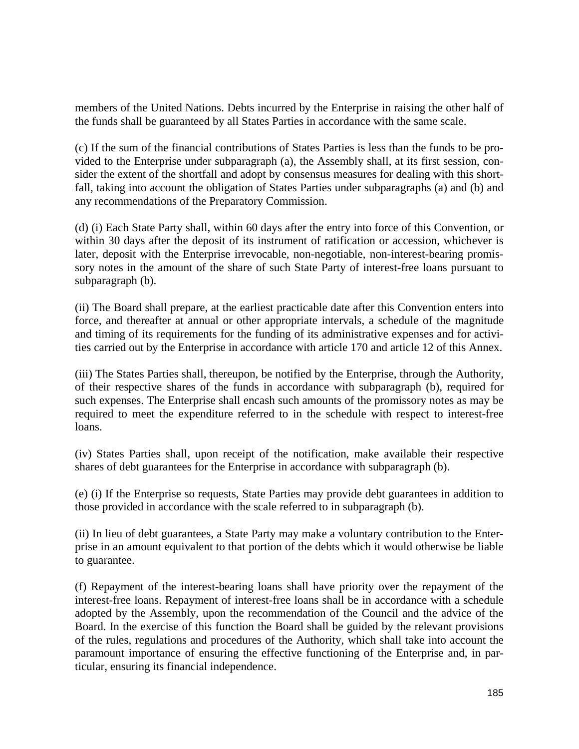members of the United Nations. Debts incurred by the Enterprise in raising the other half of the funds shall be guaranteed by all States Parties in accordance with the same scale.

(c) If the sum of the financial contributions of States Parties is less than the funds to be provided to the Enterprise under subparagraph (a), the Assembly shall, at its first session, consider the extent of the shortfall and adopt by consensus measures for dealing with this shortfall, taking into account the obligation of States Parties under subparagraphs (a) and (b) and any recommendations of the Preparatory Commission.

(d) (i) Each State Party shall, within 60 days after the entry into force of this Convention, or within 30 days after the deposit of its instrument of ratification or accession, whichever is later, deposit with the Enterprise irrevocable, non-negotiable, non-interest-bearing promissory notes in the amount of the share of such State Party of interest-free loans pursuant to subparagraph (b).

(ii) The Board shall prepare, at the earliest practicable date after this Convention enters into force, and thereafter at annual or other appropriate intervals, a schedule of the magnitude and timing of its requirements for the funding of its administrative expenses and for activities carried out by the Enterprise in accordance with article 170 and article 12 of this Annex.

(iii) The States Parties shall, thereupon, be notified by the Enterprise, through the Authority, of their respective shares of the funds in accordance with subparagraph (b), required for such expenses. The Enterprise shall encash such amounts of the promissory notes as may be required to meet the expenditure referred to in the schedule with respect to interest-free loans.

(iv) States Parties shall, upon receipt of the notification, make available their respective shares of debt guarantees for the Enterprise in accordance with subparagraph (b).

(e) (i) If the Enterprise so requests, State Parties may provide debt guarantees in addition to those provided in accordance with the scale referred to in subparagraph (b).

(ii) In lieu of debt guarantees, a State Party may make a voluntary contribution to the Enterprise in an amount equivalent to that portion of the debts which it would otherwise be liable to guarantee.

(f) Repayment of the interest-bearing loans shall have priority over the repayment of the interest-free loans. Repayment of interest-free loans shall be in accordance with a schedule adopted by the Assembly, upon the recommendation of the Council and the advice of the Board. In the exercise of this function the Board shall be guided by the relevant provisions of the rules, regulations and procedures of the Authority, which shall take into account the paramount importance of ensuring the effective functioning of the Enterprise and, in particular, ensuring its financial independence.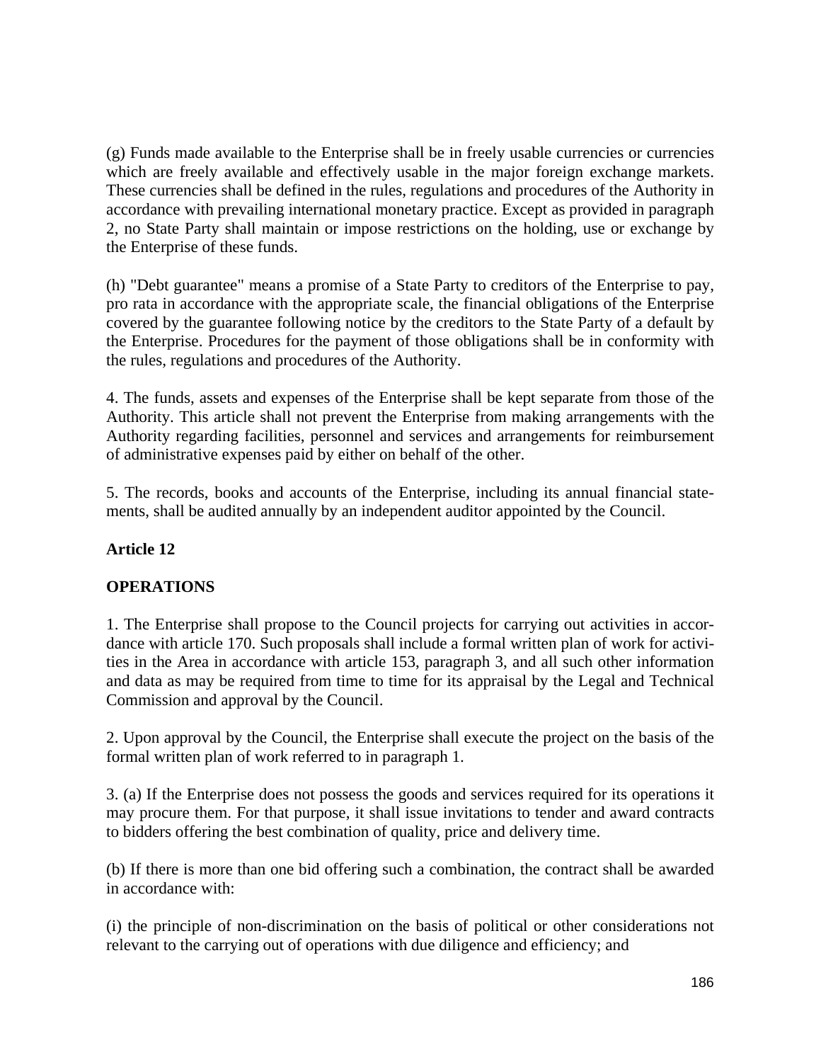(g) Funds made available to the Enterprise shall be in freely usable currencies or currencies which are freely available and effectively usable in the major foreign exchange markets. These currencies shall be defined in the rules, regulations and procedures of the Authority in accordance with prevailing international monetary practice. Except as provided in paragraph 2, no State Party shall maintain or impose restrictions on the holding, use or exchange by the Enterprise of these funds.

(h) "Debt guarantee" means a promise of a State Party to creditors of the Enterprise to pay, pro rata in accordance with the appropriate scale, the financial obligations of the Enterprise covered by the guarantee following notice by the creditors to the State Party of a default by the Enterprise. Procedures for the payment of those obligations shall be in conformity with the rules, regulations and procedures of the Authority.

4. The funds, assets and expenses of the Enterprise shall be kept separate from those of the Authority. This article shall not prevent the Enterprise from making arrangements with the Authority regarding facilities, personnel and services and arrangements for reimbursement of administrative expenses paid by either on behalf of the other.

5. The records, books and accounts of the Enterprise, including its annual financial statements, shall be audited annually by an independent auditor appointed by the Council.

**Article 12**

**OPERATIONS**

1. The Enterprise shall propose to the Council projects for carrying out activities in accordance with article 170. Such proposals shall include a formal written plan of work for activities in the Area in accordance with article 153, paragraph 3, and all such other information and data as may be required from time to time for its appraisal by the Legal and Technical Commission and approval by the Council.

2. Upon approval by the Council, the Enterprise shall execute the project on the basis of the formal written plan of work referred to in paragraph 1.

3. (a) If the Enterprise does not possess the goods and services required for its operations it may procure them. For that purpose, it shall issue invitations to tender and award contracts to bidders offering the best combination of quality, price and delivery time.

(b) If there is more than one bid offering such a combination, the contract shall be awarded in accordance with:

(i) the principle of non-discrimination on the basis of political or other considerations not relevant to the carrying out of operations with due diligence and efficiency; and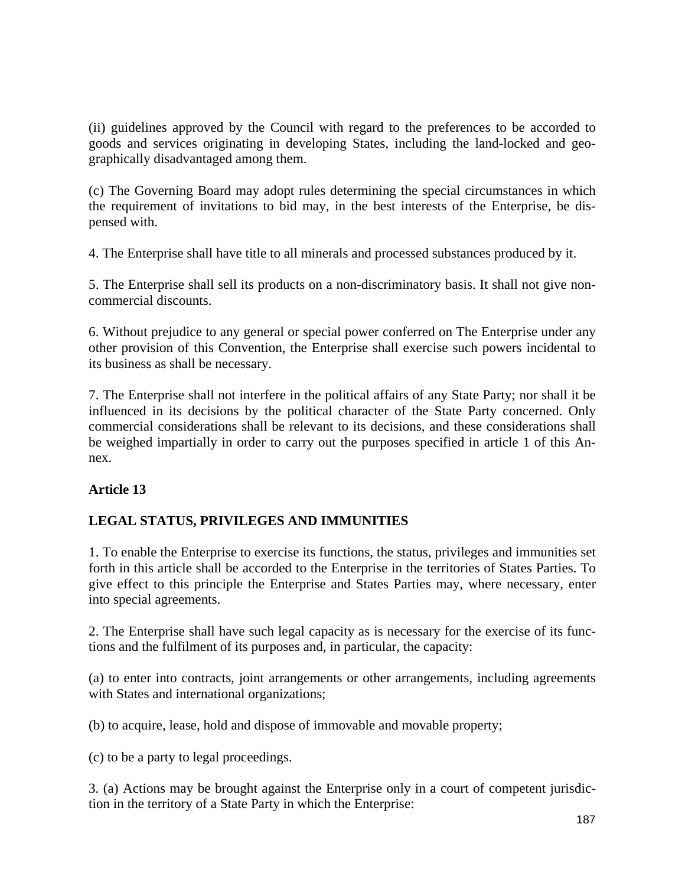(ii) guidelines approved by the Council with regard to the preferences to be accorded to goods and services originating in developing States, including the land-locked and geographically disadvantaged among them.

(c) The Governing Board may adopt rules determining the special circumstances in which the requirement of invitations to bid may, in the best interests of the Enterprise, be dispensed with.

4. The Enterprise shall have title to all minerals and processed substances produced by it.

5. The Enterprise shall sell its products on a non-discriminatory basis. It shall not give non-commercial discounts.

6. Without prejudice to any general or special power conferred on The Enterprise under any other provision of this Convention, the Enterprise shall exercise such powers incidental to its business as shall be necessary.

7. The Enterprise shall not interfere in the political affairs of any State Party; nor shall it be influenced in its decisions by the political character of the State Party concerned. Only commercial considerations shall be relevant to its decisions, and these considerations shall be weighed impartially in order to carry out the purposes specified in article 1 of this Annex.

**Article 13**

**LEGAL STATUS, PRIVILEGES AND IMMUNITIES**

1. To enable the Enterprise to exercise its functions, the status, privileges and immunities set forth in this article shall be accorded to the Enterprise in the territories of States Parties. To give effect to this principle the Enterprise and States Parties may, where necessary, enter into special agreements.

2. The Enterprise shall have such legal capacity as is necessary for the exercise of its functions and the fulfilment of its purposes and, in particular, the capacity:

(a) to enter into contracts, joint arrangements or other arrangements, including agreements with States and international organizations;

(b) to acquire, lease, hold and dispose of immovable and movable property;

(c) to be a party to legal proceedings.

3. (a) Actions may be brought against the Enterprise only in a court of competent jurisdiction in the territory of a State Party in which the Enterprise: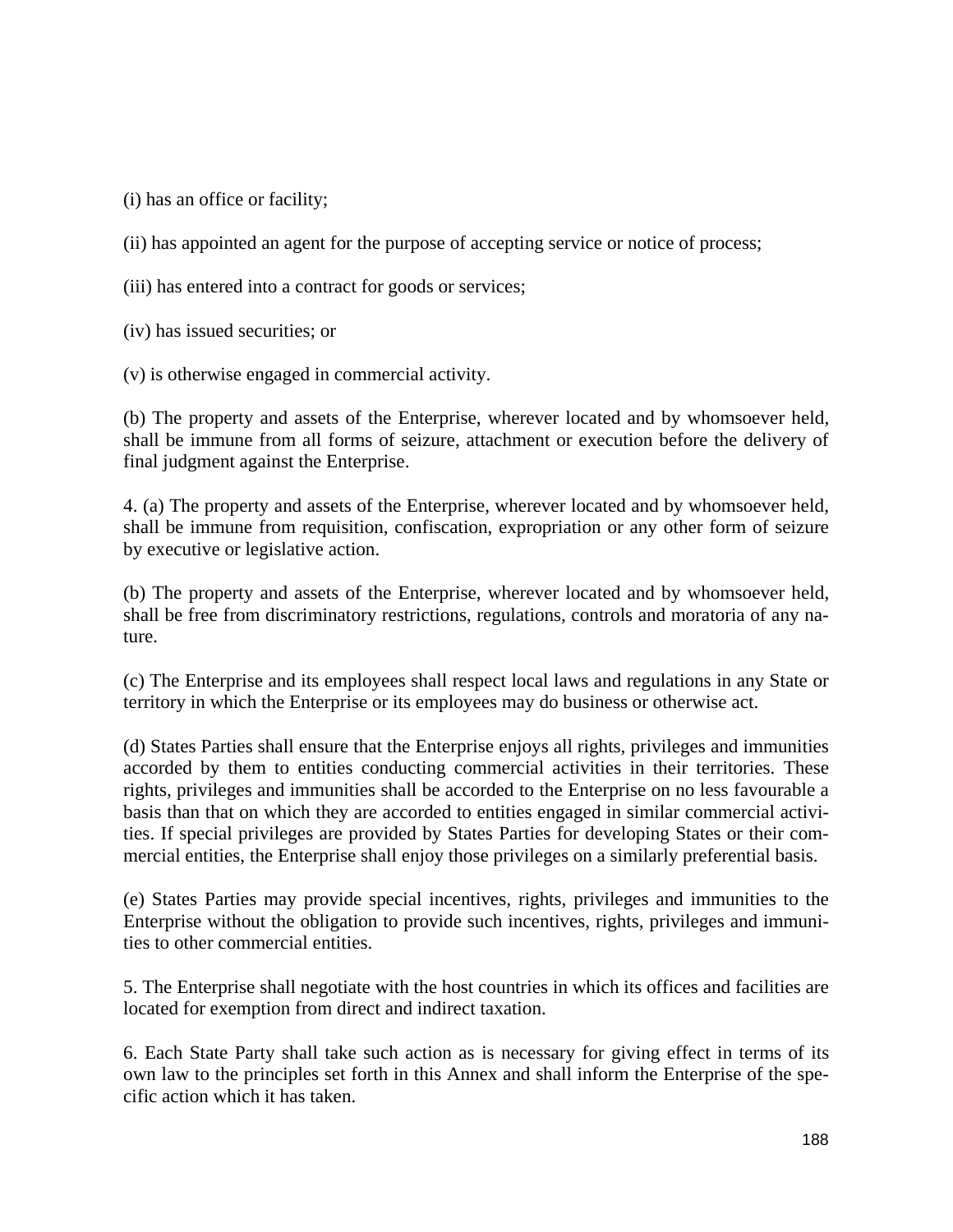(i) has an office or facility;

(ii) has appointed an agent for the purpose of accepting service or notice of process;

(iii) has entered into a contract for goods or services;

(iv) has issued securities; or

(v) is otherwise engaged in commercial activity.

(b) The property and assets of the Enterprise, wherever located and by whomsoever held, shall be immune from all forms of seizure, attachment or execution before the delivery of final judgment against the Enterprise.

4. (a) The property and assets of the Enterprise, wherever located and by whomsoever held, shall be immune from requisition, confiscation, expropriation or any other form of seizure by executive or legislative action.

(b) The property and assets of the Enterprise, wherever located and by whomsoever held, shall be free from discriminatory restrictions, regulations, controls and moratoria of any nature.

(c) The Enterprise and its employees shall respect local laws and regulations in any State or territory in which the Enterprise or its employees may do business or otherwise act.

(d) States Parties shall ensure that the Enterprise enjoys all rights, privileges and immunities accorded by them to entities conducting commercial activities in their territories. These rights, privileges and immunities shall be accorded to the Enterprise on no less favourable a basis than that on which they are accorded to entities engaged in similar commercial activities. If special privileges are provided by States Parties for developing States or their commercial entities, the Enterprise shall enjoy those privileges on a similarly preferential basis.

(e) States Parties may provide special incentives, rights, privileges and immunities to the Enterprise without the obligation to provide such incentives, rights, privileges and immunities to other commercial entities.

5. The Enterprise shall negotiate with the host countries in which its offices and facilities are located for exemption from direct and indirect taxation.

6. Each State Party shall take such action as is necessary for giving effect in terms of its own law to the principles set forth in this Annex and shall inform the Enterprise of the specific action which it has taken.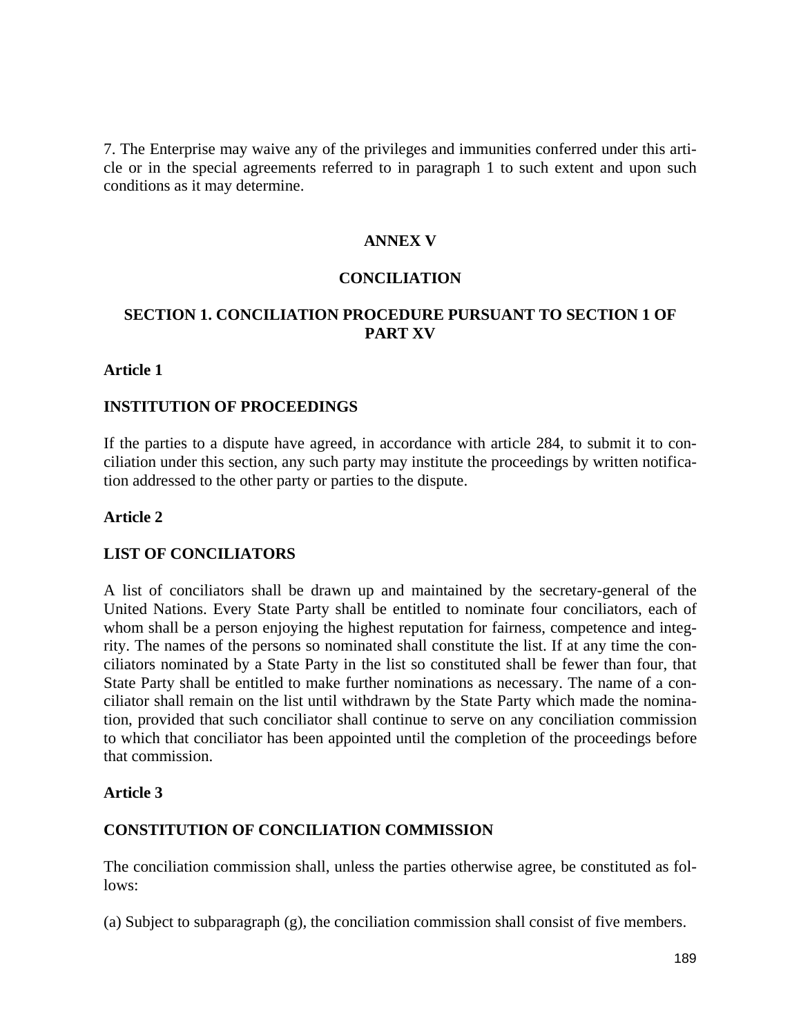7. The Enterprise may waive any of the privileges and immunities conferred under this article or in the special agreements referred to in paragraph 1 to such extent and upon such conditions as it may determine.

## ANNEX V

## CONCILIATION

### SECTION 1. CONCILIATION PROCEDURE PURSUANT TO SECTION 1 OF PART XV

**Article 1**

**INSTITUTION OF PROCEEDINGS**

If the parties to a dispute have agreed, in accordance with article 284, to submit it to conciliation under this section, any such party may institute the proceedings by written notification addressed to the other party or parties to the dispute.

**Article 2**

**LIST OF CONCILIATORS**

A list of conciliators shall be drawn up and maintained by the secretary-general of the United Nations. Every State Party shall be entitled to nominate four conciliators, each of whom shall be a person enjoying the highest reputation for fairness, competence and integrity. The names of the persons so nominated shall constitute the list. If at any time the conciliators nominated by a State Party in the list so constituted shall be fewer than four, that State Party shall be entitled to make further nominations as necessary. The name of a conciliator shall remain on the list until withdrawn by the State Party which made the nomination, provided that such conciliator shall continue to serve on any conciliation commission to which that conciliator has been appointed until the completion of the proceedings before that commission.

**Article 3**

**CONSTITUTION OF CONCILIATION COMMISSION**

The conciliation commission shall, unless the parties otherwise agree, be constituted as follows:

(a) Subject to subparagraph (g), the conciliation commission shall consist of five members.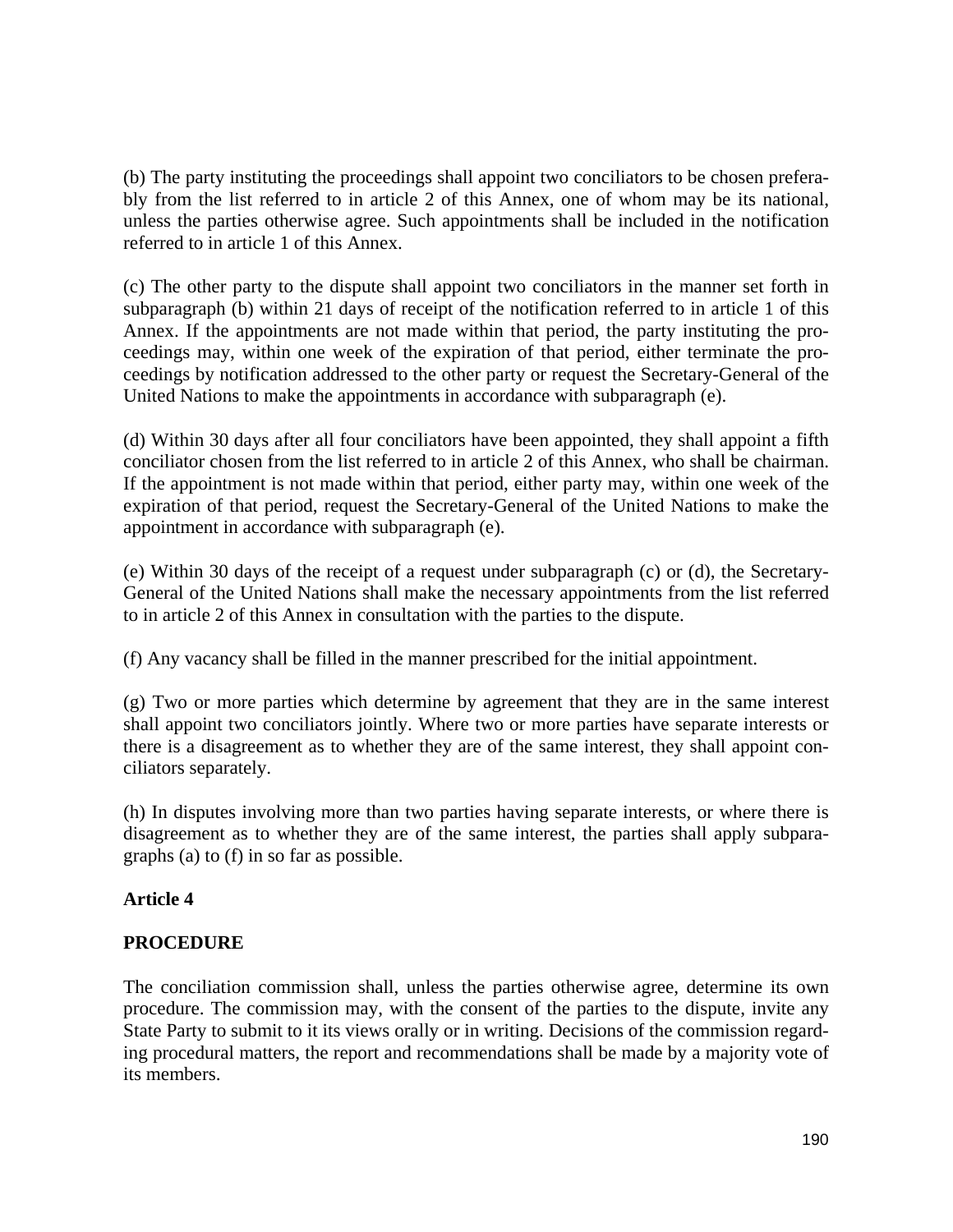(b) The party instituting the proceedings shall appoint two conciliators to be chosen preferably from the list referred to in article 2 of this Annex, one of whom may be its national, unless the parties otherwise agree. Such appointments shall be included in the notification referred to in article 1 of this Annex.

(c) The other party to the dispute shall appoint two conciliators in the manner set forth in subparagraph (b) within 21 days of receipt of the notification referred to in article 1 of this Annex. If the appointments are not made within that period, the party instituting the proceedings may, within one week of the expiration of that period, either terminate the proceedings by notification addressed to the other party or request the Secretary-General of the United Nations to make the appointments in accordance with subparagraph (e).

(d) Within 30 days after all four conciliators have been appointed, they shall appoint a fifth conciliator chosen from the list referred to in article 2 of this Annex, who shall be chairman. If the appointment is not made within that period, either party may, within one week of the expiration of that period, request the Secretary-General of the United Nations to make the appointment in accordance with subparagraph (e).

(e) Within 30 days of the receipt of a request under subparagraph (c) or (d), the Secretary-General of the United Nations shall make the necessary appointments from the list referred to in article 2 of this Annex in consultation with the parties to the dispute.

(f) Any vacancy shall be filled in the manner prescribed for the initial appointment.

(g) Two or more parties which determine by agreement that they are in the same interest shall appoint two conciliators jointly. Where two or more parties have separate interests or there is a disagreement as to whether they are of the same interest, they shall appoint conciliators separately.

(h) In disputes involving more than two parties having separate interests, or where there is disagreement as to whether they are of the same interest, the parties shall apply subparagraphs (a) to (f) in so far as possible.

**Article 4**

**PROCEDURE**

The conciliation commission shall, unless the parties otherwise agree, determine its own procedure. The commission may, with the consent of the parties to the dispute, invite any State Party to submit to it its views orally or in writing. Decisions of the commission regarding procedural matters, the report and recommendations shall be made by a majority vote of its members.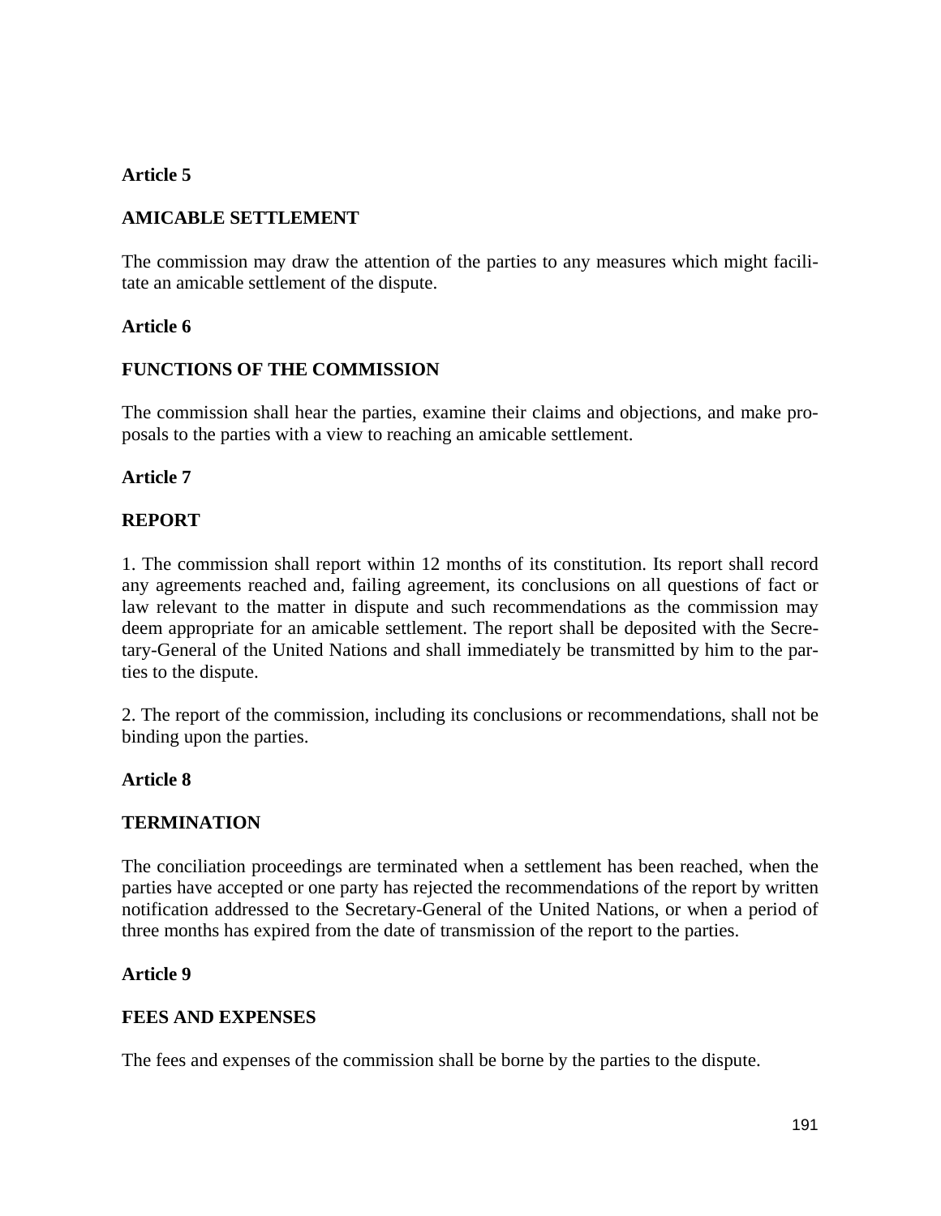**Article 5**

**AMICABLE SETTLEMENT**

The commission may draw the attention of the parties to any measures which might facilitate an amicable settlement of the dispute.

**Article 6**

**FUNCTIONS OF THE COMMISSION**

The commission shall hear the parties, examine their claims and objections, and make proposals to the parties with a view to reaching an amicable settlement.

**Article 7**

**REPORT**

1. The commission shall report within 12 months of its constitution. Its report shall record any agreements reached and, failing agreement, its conclusions on all questions of fact or law relevant to the matter in dispute and such recommendations as the commission may deem appropriate for an amicable settlement. The report shall be deposited with the Secretary-General of the United Nations and shall immediately be transmitted by him to the parties to the dispute.

2. The report of the commission, including its conclusions or recommendations, shall not be binding upon the parties.

**Article 8**

**TERMINATION**

The conciliation proceedings are terminated when a settlement has been reached, when the parties have accepted or one party has rejected the recommendations of the report by written notification addressed to the Secretary-General of the United Nations, or when a period of three months has expired from the date of transmission of the report to the parties.

**Article 9**

**FEES AND EXPENSES**

The fees and expenses of the commission shall be borne by the parties to the dispute.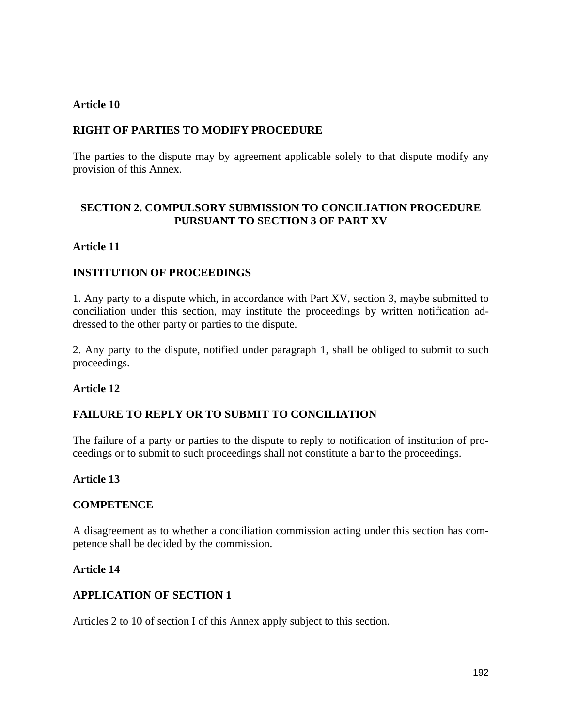**Article 10**

**RIGHT OF PARTIES TO MODIFY PROCEDURE**

The parties to the dispute may by agreement applicable solely to that dispute modify any provision of this Annex.

## SECTION 2. COMPULSORY SUBMISSION TO CONCILIATION PROCEDURE PURSUANT TO SECTION 3 OF PART XV

**Article 11**

**INSTITUTION OF PROCEEDINGS**

1. Any party to a dispute which, in accordance with Part XV, section 3, maybe submitted to conciliation under this section, may institute the proceedings by written notification addressed to the other party or parties to the dispute.

2. Any party to the dispute, notified under paragraph 1, shall be obliged to submit to such proceedings.

**Article 12**

**FAILURE TO REPLY OR TO SUBMIT TO CONCILIATION**

The failure of a party or parties to the dispute to reply to notification of institution of proceedings or to submit to such proceedings shall not constitute a bar to the proceedings.

**Article 13**

**COMPETENCE**

A disagreement as to whether a conciliation commission acting under this section has competence shall be decided by the commission.

**Article 14**

**APPLICATION OF SECTION 1**

Articles 2 to 10 of section I of this Annex apply subject to this section.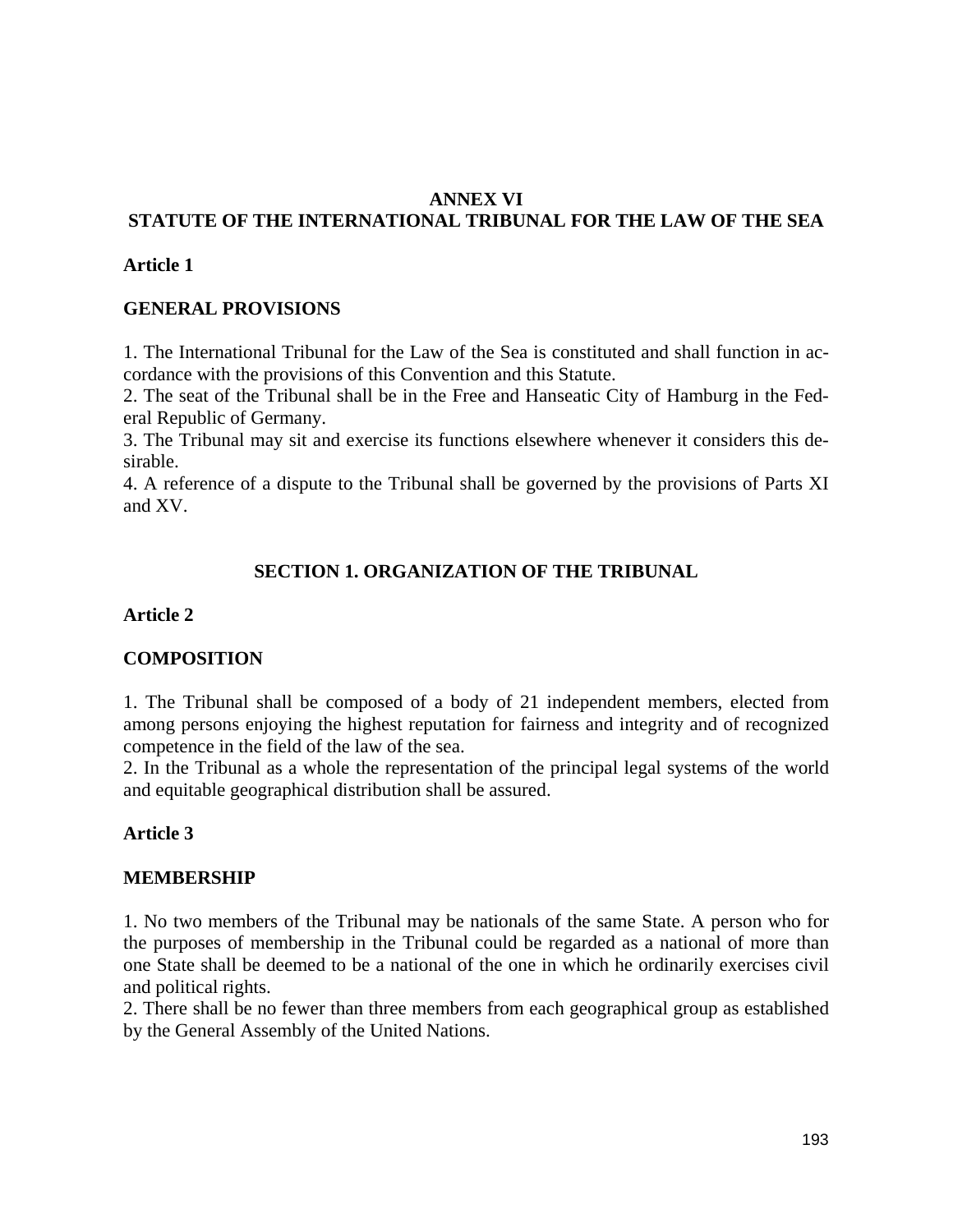# ANNEX VI
# STATUTE OF THE INTERNATIONAL TRIBUNAL FOR THE LAW OF THE SEA

## Article 1

## GENERAL PROVISIONS

1. The International Tribunal for the Law of the Sea is constituted and shall function in accordance with the provisions of this Convention and this Statute.
2. The seat of the Tribunal shall be in the Free and Hanseatic City of Hamburg in the Federal Republic of Germany.
3. The Tribunal may sit and exercise its functions elsewhere whenever it considers this desirable.
4. A reference of a dispute to the Tribunal shall be governed by the provisions of Parts XI and XV.

## SECTION 1. ORGANIZATION OF THE TRIBUNAL

## Article 2

## COMPOSITION

1. The Tribunal shall be composed of a body of 21 independent members, elected from among persons enjoying the highest reputation for fairness and integrity and of recognized competence in the field of the law of the sea.
2. In the Tribunal as a whole the representation of the principal legal systems of the world and equitable geographical distribution shall be assured.

## Article 3

## MEMBERSHIP

1. No two members of the Tribunal may be nationals of the same State. A person who for the purposes of membership in the Tribunal could be regarded as a national of more than one State shall be deemed to be a national of the one in which he ordinarily exercises civil and political rights.
2. There shall be no fewer than three members from each geographical group as established by the General Assembly of the United Nations.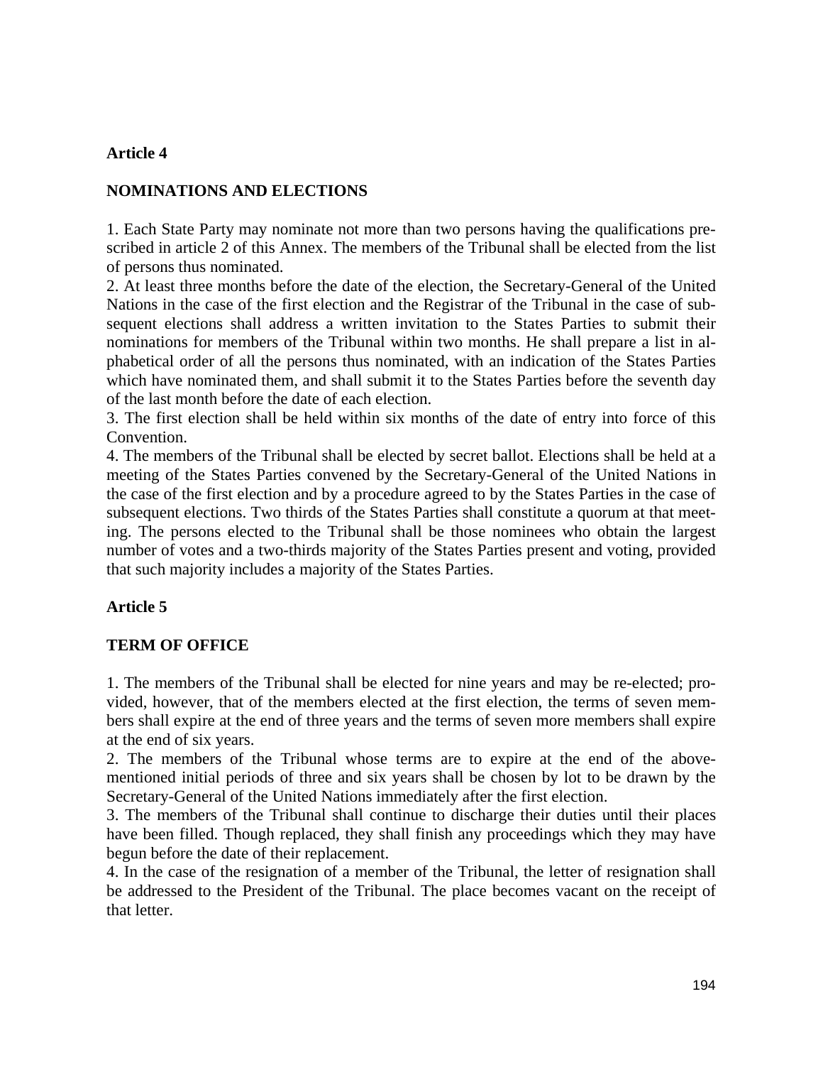**Article 4**

**NOMINATIONS AND ELECTIONS**

1. Each State Party may nominate not more than two persons having the qualifications prescribed in article 2 of this Annex. The members of the Tribunal shall be elected from the list of persons thus nominated.
2. At least three months before the date of the election, the Secretary-General of the United Nations in the case of the first election and the Registrar of the Tribunal in the case of subsequent elections shall address a written invitation to the States Parties to submit their nominations for members of the Tribunal within two months. He shall prepare a list in alphabetical order of all the persons thus nominated, with an indication of the States Parties which have nominated them, and shall submit it to the States Parties before the seventh day of the last month before the date of each election.
3. The first election shall be held within six months of the date of entry into force of this Convention.
4. The members of the Tribunal shall be elected by secret ballot. Elections shall be held at a meeting of the States Parties convened by the Secretary-General of the United Nations in the case of the first election and by a procedure agreed to by the States Parties in the case of subsequent elections. Two thirds of the States Parties shall constitute a quorum at that meeting. The persons elected to the Tribunal shall be those nominees who obtain the largest number of votes and a two-thirds majority of the States Parties present and voting, provided that such majority includes a majority of the States Parties.

**Article 5**

**TERM OF OFFICE**

1. The members of the Tribunal shall be elected for nine years and may be re-elected; provided, however, that of the members elected at the first election, the terms of seven members shall expire at the end of three years and the terms of seven more members shall expire at the end of six years.
2. The members of the Tribunal whose terms are to expire at the end of the above-mentioned initial periods of three and six years shall be chosen by lot to be drawn by the Secretary-General of the United Nations immediately after the first election.
3. The members of the Tribunal shall continue to discharge their duties until their places have been filled. Though replaced, they shall finish any proceedings which they may have begun before the date of their replacement.
4. In the case of the resignation of a member of the Tribunal, the letter of resignation shall be addressed to the President of the Tribunal. The place becomes vacant on the receipt of that letter.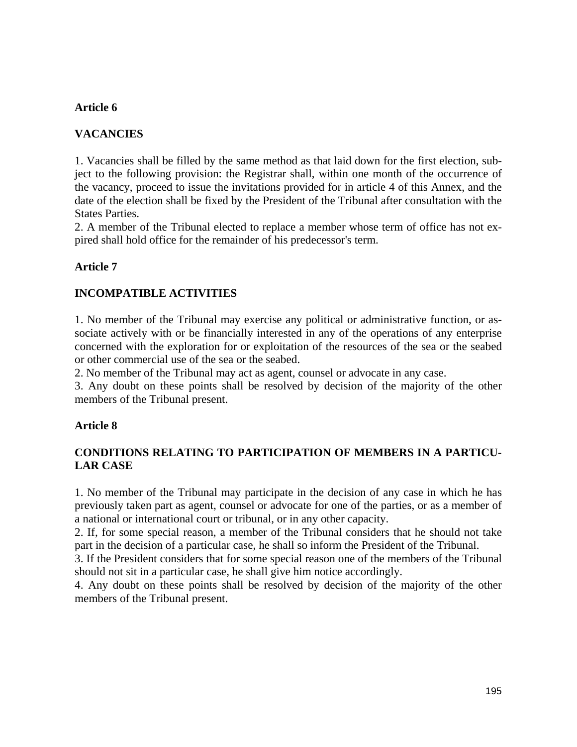### Article 6

### VACANCIES

1. Vacancies shall be filled by the same method as that laid down for the first election, subject to the following provision: the Registrar shall, within one month of the occurrence of the vacancy, proceed to issue the invitations provided for in article 4 of this Annex, and the date of the election shall be fixed by the President of the Tribunal after consultation with the States Parties.
2. A member of the Tribunal elected to replace a member whose term of office has not expired shall hold office for the remainder of his predecessor's term.

### Article 7

### INCOMPATIBLE ACTIVITIES

1. No member of the Tribunal may exercise any political or administrative function, or associate actively with or be financially interested in any of the operations of any enterprise concerned with the exploration for or exploitation of the resources of the sea or the seabed or other commercial use of the sea or the seabed.
2. No member of the Tribunal may act as agent, counsel or advocate in any case.
3. Any doubt on these points shall be resolved by decision of the majority of the other members of the Tribunal present.

### Article 8

### CONDITIONS RELATING TO PARTICIPATION OF MEMBERS IN A PARTICULAR CASE

1. No member of the Tribunal may participate in the decision of any case in which he has previously taken part as agent, counsel or advocate for one of the parties, or as a member of a national or international court or tribunal, or in any other capacity.
2. If, for some special reason, a member of the Tribunal considers that he should not take part in the decision of a particular case, he shall so inform the President of the Tribunal.
3. If the President considers that for some special reason one of the members of the Tribunal should not sit in a particular case, he shall give him notice accordingly.
4. Any doubt on these points shall be resolved by decision of the majority of the other members of the Tribunal present.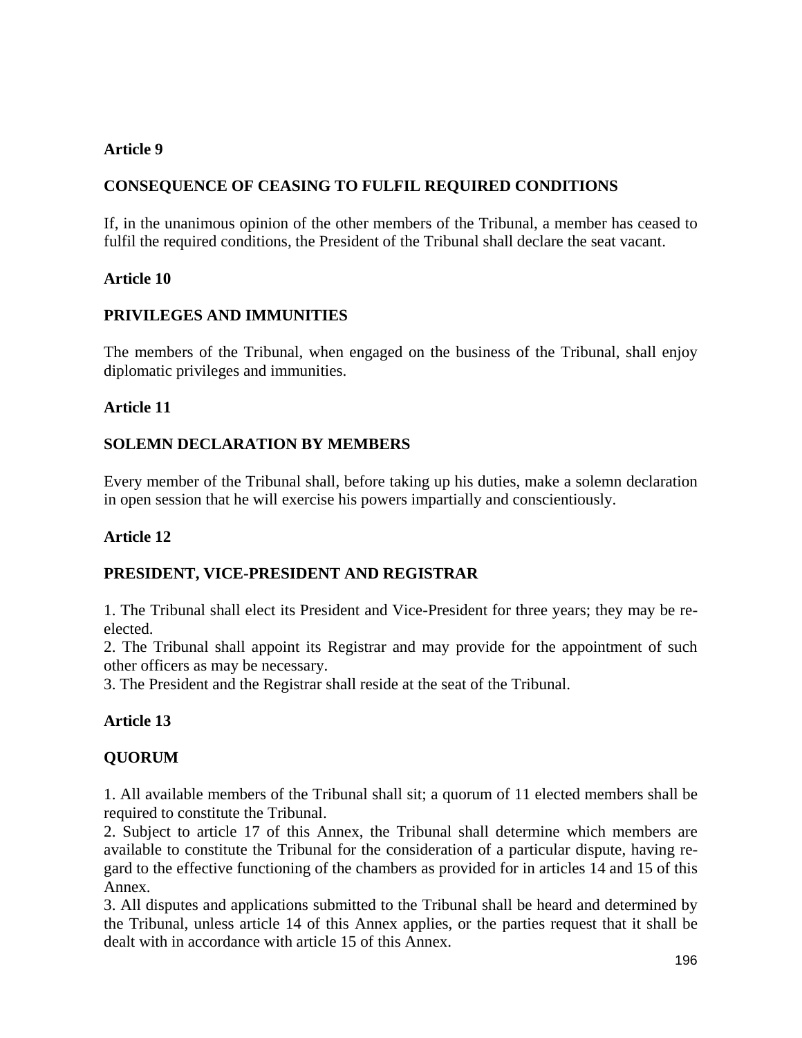**Article 9**

**CONSEQUENCE OF CEASING TO FULFIL REQUIRED CONDITIONS**

If, in the unanimous opinion of the other members of the Tribunal, a member has ceased to fulfil the required conditions, the President of the Tribunal shall declare the seat vacant.

**Article 10**

**PRIVILEGES AND IMMUNITIES**

The members of the Tribunal, when engaged on the business of the Tribunal, shall enjoy diplomatic privileges and immunities.

**Article 11**

**SOLEMN DECLARATION BY MEMBERS**

Every member of the Tribunal shall, before taking up his duties, make a solemn declaration in open session that he will exercise his powers impartially and conscientiously.

**Article 12**

**PRESIDENT, VICE-PRESIDENT AND REGISTRAR**

1. The Tribunal shall elect its President and Vice-President for three years; they may be re-elected.
2. The Tribunal shall appoint its Registrar and may provide for the appointment of such other officers as may be necessary.
3. The President and the Registrar shall reside at the seat of the Tribunal.

**Article 13**

**QUORUM**

1. All available members of the Tribunal shall sit; a quorum of 11 elected members shall be required to constitute the Tribunal.
2. Subject to article 17 of this Annex, the Tribunal shall determine which members are available to constitute the Tribunal for the consideration of a particular dispute, having regard to the effective functioning of the chambers as provided for in articles 14 and 15 of this Annex.
3. All disputes and applications submitted to the Tribunal shall be heard and determined by the Tribunal, unless article 14 of this Annex applies, or the parties request that it shall be dealt with in accordance with article 15 of this Annex.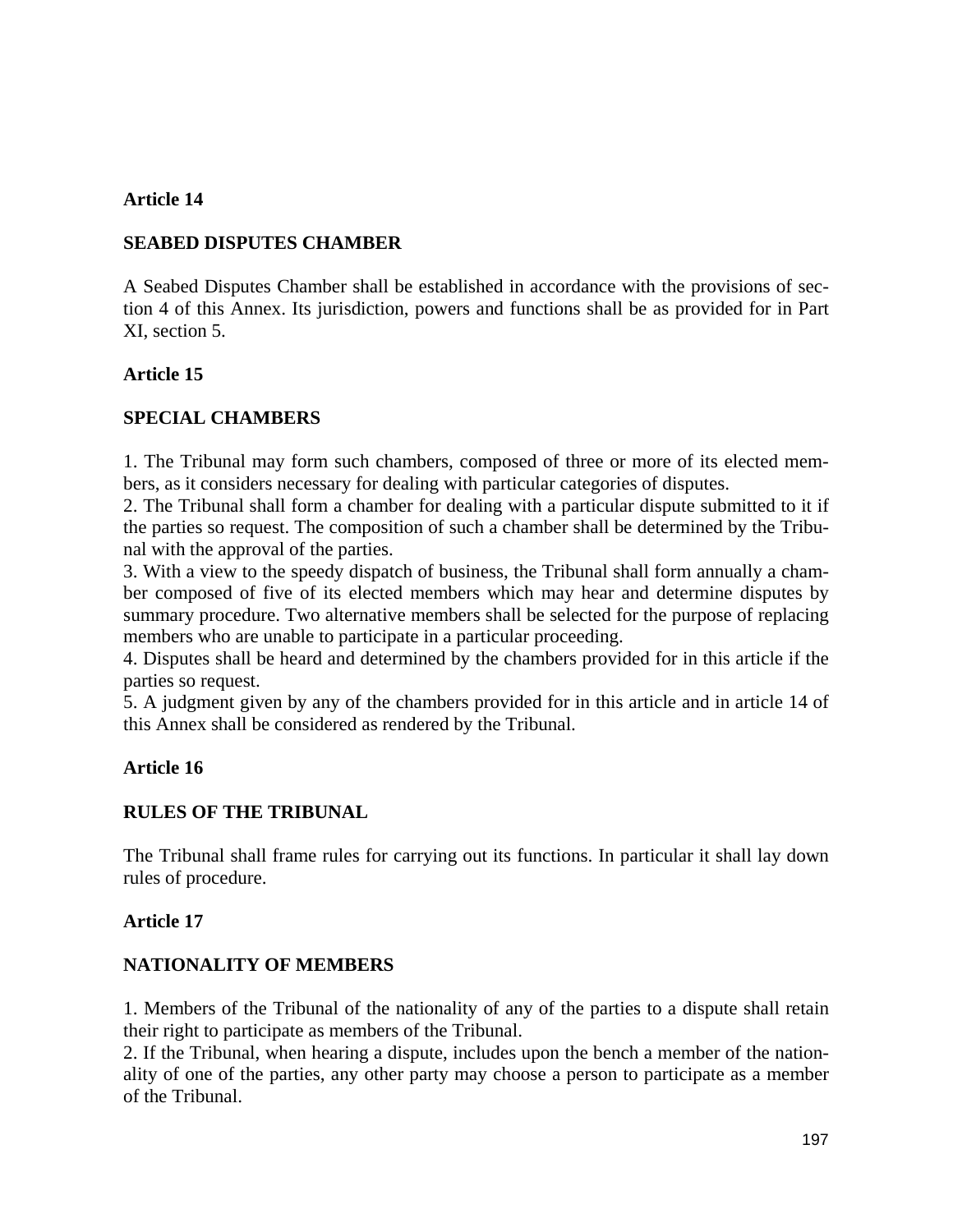**Article 14**

**SEABED DISPUTES CHAMBER**

A Seabed Disputes Chamber shall be established in accordance with the provisions of section 4 of this Annex. Its jurisdiction, powers and functions shall be as provided for in Part XI, section 5.

**Article 15**

**SPECIAL CHAMBERS**

1. The Tribunal may form such chambers, composed of three or more of its elected members, as it considers necessary for dealing with particular categories of disputes.
2. The Tribunal shall form a chamber for dealing with a particular dispute submitted to it if the parties so request. The composition of such a chamber shall be determined by the Tribunal with the approval of the parties.
3. With a view to the speedy dispatch of business, the Tribunal shall form annually a chamber composed of five of its elected members which may hear and determine disputes by summary procedure. Two alternative members shall be selected for the purpose of replacing members who are unable to participate in a particular proceeding.
4. Disputes shall be heard and determined by the chambers provided for in this article if the parties so request.
5. A judgment given by any of the chambers provided for in this article and in article 14 of this Annex shall be considered as rendered by the Tribunal.

**Article 16**

**RULES OF THE TRIBUNAL**

The Tribunal shall frame rules for carrying out its functions. In particular it shall lay down rules of procedure.

**Article 17**

**NATIONALITY OF MEMBERS**

1. Members of the Tribunal of the nationality of any of the parties to a dispute shall retain their right to participate as members of the Tribunal.
2. If the Tribunal, when hearing a dispute, includes upon the bench a member of the nationality of one of the parties, any other party may choose a person to participate as a member of the Tribunal.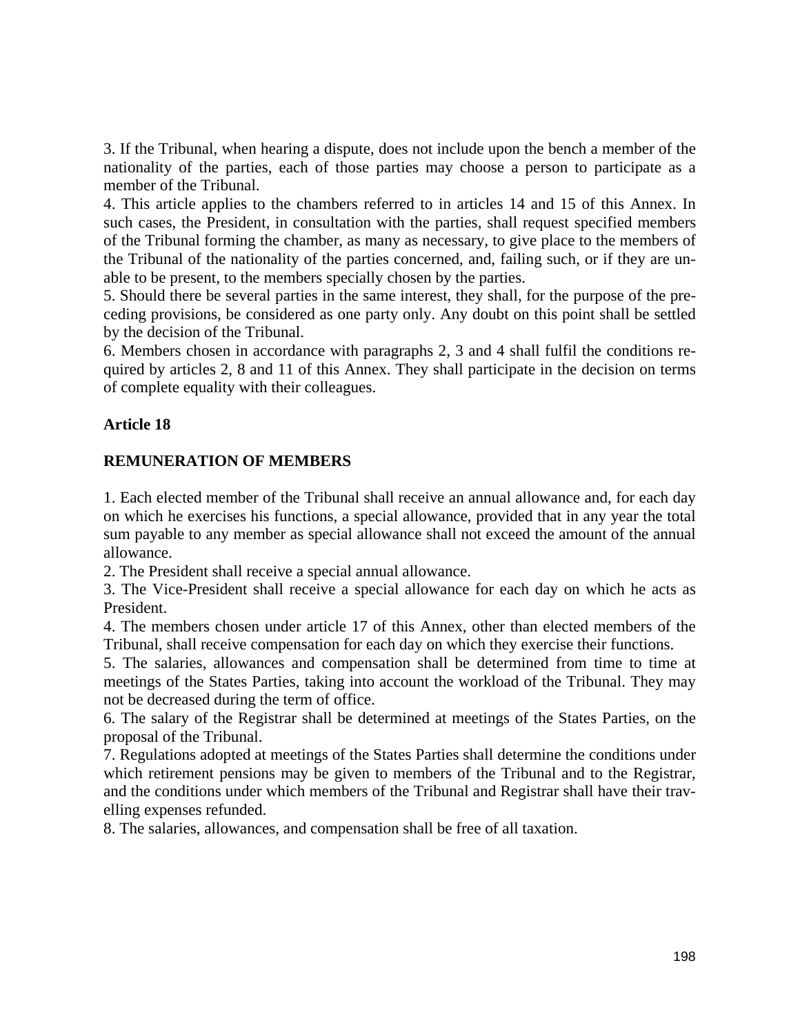3. If the Tribunal, when hearing a dispute, does not include upon the bench a member of the nationality of the parties, each of those parties may choose a person to participate as a member of the Tribunal.

4. This article applies to the chambers referred to in articles 14 and 15 of this Annex. In such cases, the President, in consultation with the parties, shall request specified members of the Tribunal forming the chamber, as many as necessary, to give place to the members of the Tribunal of the nationality of the parties concerned, and, failing such, or if they are unable to be present, to the members specially chosen by the parties.

5. Should there be several parties in the same interest, they shall, for the purpose of the preceding provisions, be considered as one party only. Any doubt on this point shall be settled by the decision of the Tribunal.

6. Members chosen in accordance with paragraphs 2, 3 and 4 shall fulfil the conditions required by articles 2, 8 and 11 of this Annex. They shall participate in the decision on terms of complete equality with their colleagues.

**Article 18**

**REMUNERATION OF MEMBERS**

1. Each elected member of the Tribunal shall receive an annual allowance and, for each day on which he exercises his functions, a special allowance, provided that in any year the total sum payable to any member as special allowance shall not exceed the amount of the annual allowance.

2. The President shall receive a special annual allowance.

3. The Vice-President shall receive a special allowance for each day on which he acts as President.

4. The members chosen under article 17 of this Annex, other than elected members of the Tribunal, shall receive compensation for each day on which they exercise their functions.

5. The salaries, allowances and compensation shall be determined from time to time at meetings of the States Parties, taking into account the workload of the Tribunal. They may not be decreased during the term of office.

6. The salary of the Registrar shall be determined at meetings of the States Parties, on the proposal of the Tribunal.

7. Regulations adopted at meetings of the States Parties shall determine the conditions under which retirement pensions may be given to members of the Tribunal and to the Registrar, and the conditions under which members of the Tribunal and Registrar shall have their travelling expenses refunded.

8. The salaries, allowances, and compensation shall be free of all taxation.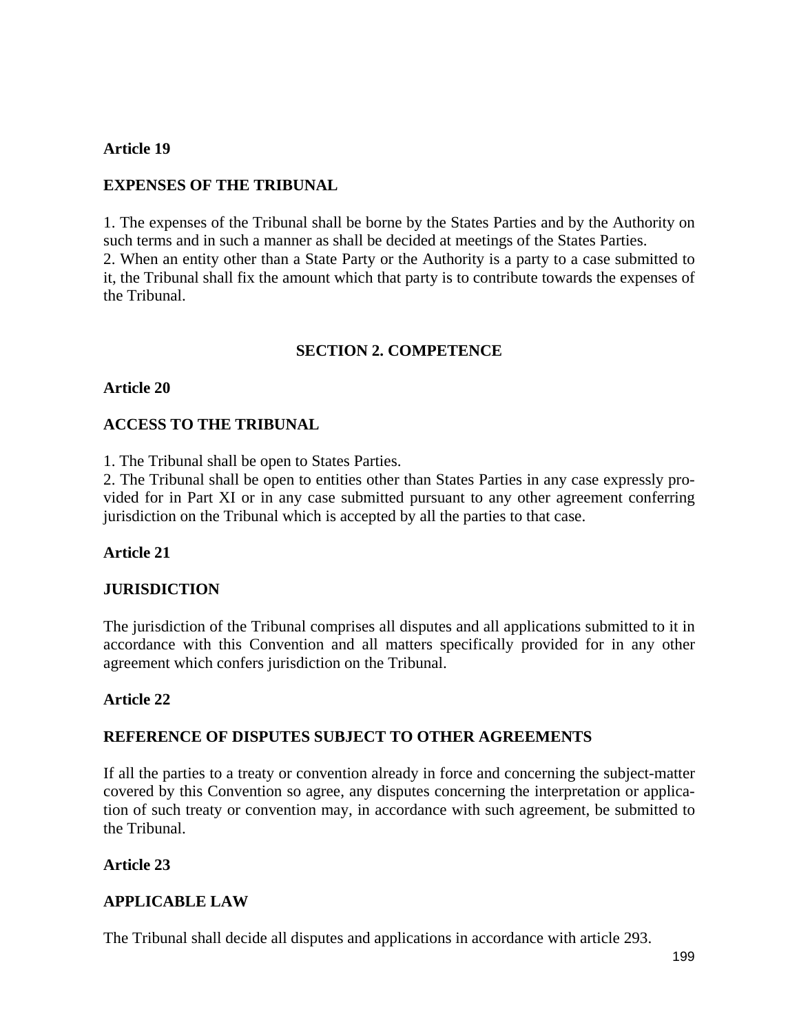### Article 19

### EXPENSES OF THE TRIBUNAL

1. The expenses of the Tribunal shall be borne by the States Parties and by the Authority on such terms and in such a manner as shall be decided at meetings of the States Parties.
2. When an entity other than a State Party or the Authority is a party to a case submitted to it, the Tribunal shall fix the amount which that party is to contribute towards the expenses of the Tribunal.

## SECTION 2. COMPETENCE

### Article 20

### ACCESS TO THE TRIBUNAL

1. The Tribunal shall be open to States Parties.
2. The Tribunal shall be open to entities other than States Parties in any case expressly provided for in Part XI or in any case submitted pursuant to any other agreement conferring jurisdiction on the Tribunal which is accepted by all the parties to that case.

### Article 21

### JURISDICTION

The jurisdiction of the Tribunal comprises all disputes and all applications submitted to it in accordance with this Convention and all matters specifically provided for in any other agreement which confers jurisdiction on the Tribunal.

### Article 22

### REFERENCE OF DISPUTES SUBJECT TO OTHER AGREEMENTS

If all the parties to a treaty or convention already in force and concerning the subject-matter covered by this Convention so agree, any disputes concerning the interpretation or application of such treaty or convention may, in accordance with such agreement, be submitted to the Tribunal.

### Article 23

### APPLICABLE LAW

The Tribunal shall decide all disputes and applications in accordance with article 293.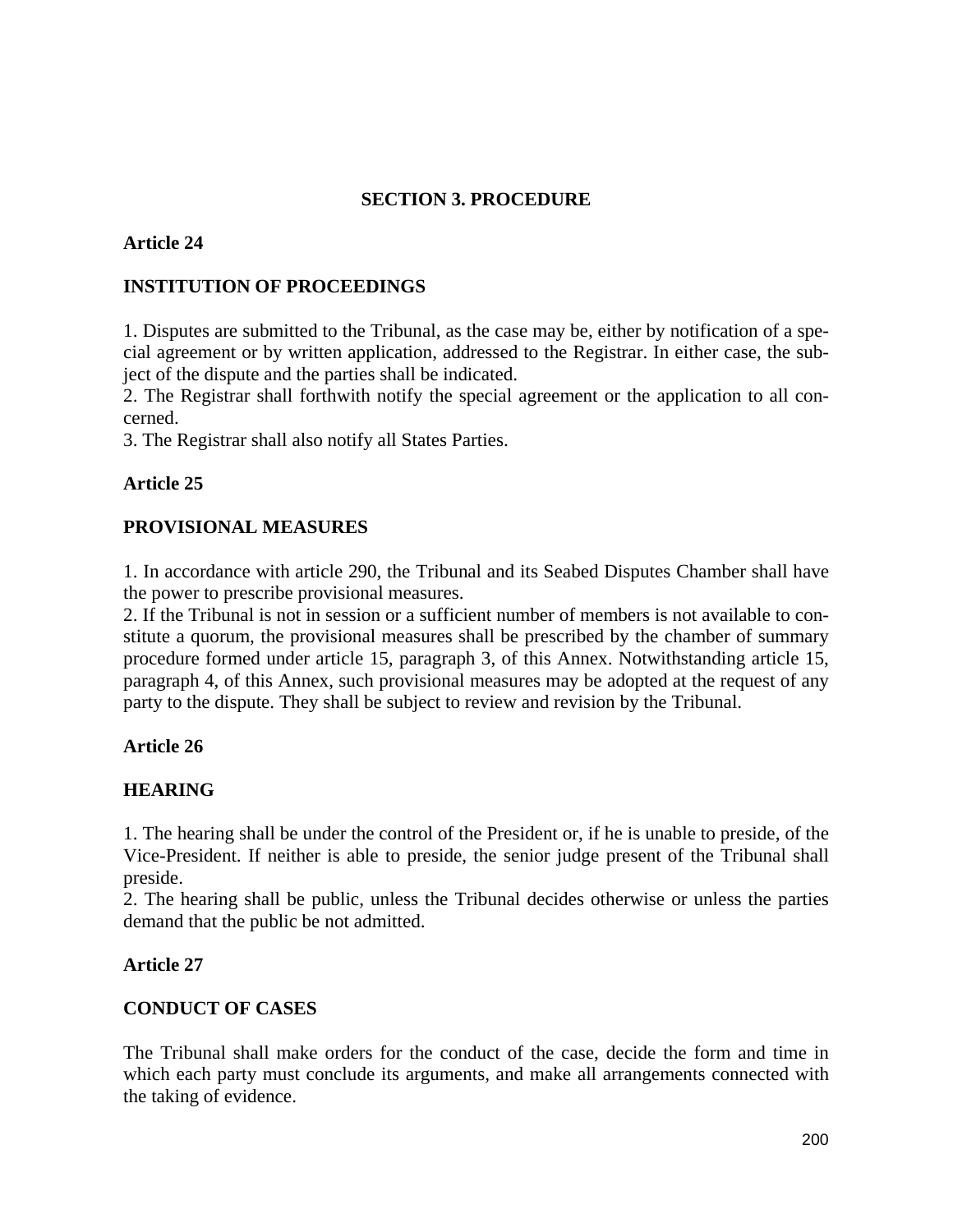## SECTION 3. PROCEDURE

### Article 24

### INSTITUTION OF PROCEEDINGS

1. Disputes are submitted to the Tribunal, as the case may be, either by notification of a special agreement or by written application, addressed to the Registrar. In either case, the subject of the dispute and the parties shall be indicated.
2. The Registrar shall forthwith notify the special agreement or the application to all concerned.
3. The Registrar shall also notify all States Parties.

### Article 25

### PROVISIONAL MEASURES

1. In accordance with article 290, the Tribunal and its Seabed Disputes Chamber shall have the power to prescribe provisional measures.
2. If the Tribunal is not in session or a sufficient number of members is not available to constitute a quorum, the provisional measures shall be prescribed by the chamber of summary procedure formed under article 15, paragraph 3, of this Annex. Notwithstanding article 15, paragraph 4, of this Annex, such provisional measures may be adopted at the request of any party to the dispute. They shall be subject to review and revision by the Tribunal.

### Article 26

### HEARING

1. The hearing shall be under the control of the President or, if he is unable to preside, of the Vice-President. If neither is able to preside, the senior judge present of the Tribunal shall preside.
2. The hearing shall be public, unless the Tribunal decides otherwise or unless the parties demand that the public be not admitted.

### Article 27

### CONDUCT OF CASES

The Tribunal shall make orders for the conduct of the case, decide the form and time in which each party must conclude its arguments, and make all arrangements connected with the taking of evidence.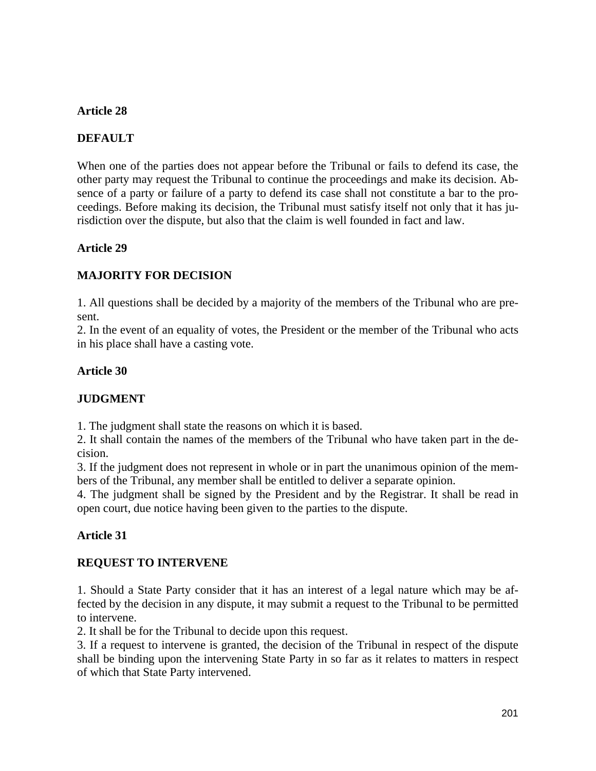**Article 28**

**DEFAULT**

When one of the parties does not appear before the Tribunal or fails to defend its case, the other party may request the Tribunal to continue the proceedings and make its decision. Absence of a party or failure of a party to defend its case shall not constitute a bar to the proceedings. Before making its decision, the Tribunal must satisfy itself not only that it has jurisdiction over the dispute, but also that the claim is well founded in fact and law.

**Article 29**

**MAJORITY FOR DECISION**

1. All questions shall be decided by a majority of the members of the Tribunal who are present.
2. In the event of an equality of votes, the President or the member of the Tribunal who acts in his place shall have a casting vote.

**Article 30**

**JUDGMENT**

1. The judgment shall state the reasons on which it is based.
2. It shall contain the names of the members of the Tribunal who have taken part in the decision.
3. If the judgment does not represent in whole or in part the unanimous opinion of the members of the Tribunal, any member shall be entitled to deliver a separate opinion.
4. The judgment shall be signed by the President and by the Registrar. It shall be read in open court, due notice having been given to the parties to the dispute.

**Article 31**

**REQUEST TO INTERVENE**

1. Should a State Party consider that it has an interest of a legal nature which may be affected by the decision in any dispute, it may submit a request to the Tribunal to be permitted to intervene.
2. It shall be for the Tribunal to decide upon this request.
3. If a request to intervene is granted, the decision of the Tribunal in respect of the dispute shall be binding upon the intervening State Party in so far as it relates to matters in respect of which that State Party intervened.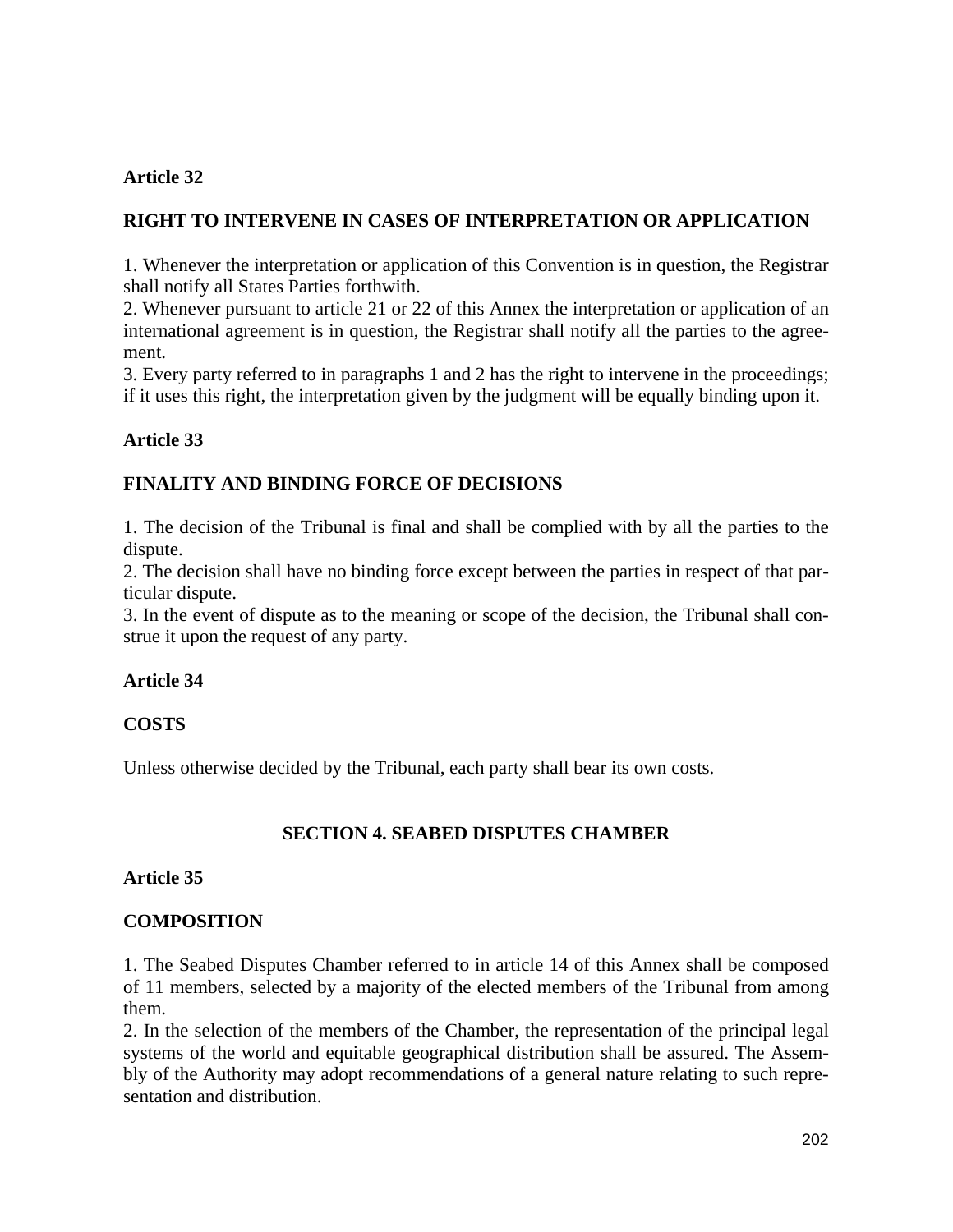**Article 32**

**RIGHT TO INTERVENE IN CASES OF INTERPRETATION OR APPLICATION**

1. Whenever the interpretation or application of this Convention is in question, the Registrar shall notify all States Parties forthwith.
2. Whenever pursuant to article 21 or 22 of this Annex the interpretation or application of an international agreement is in question, the Registrar shall notify all the parties to the agreement.
3. Every party referred to in paragraphs 1 and 2 has the right to intervene in the proceedings; if it uses this right, the interpretation given by the judgment will be equally binding upon it.

**Article 33**

**FINALITY AND BINDING FORCE OF DECISIONS**

1. The decision of the Tribunal is final and shall be complied with by all the parties to the dispute.
2. The decision shall have no binding force except between the parties in respect of that particular dispute.
3. In the event of dispute as to the meaning or scope of the decision, the Tribunal shall construe it upon the request of any party.

**Article 34**

**COSTS**

Unless otherwise decided by the Tribunal, each party shall bear its own costs.

## SECTION 4. SEABED DISPUTES CHAMBER

**Article 35**

**COMPOSITION**

1. The Seabed Disputes Chamber referred to in article 14 of this Annex shall be composed of 11 members, selected by a majority of the elected members of the Tribunal from among them.
2. In the selection of the members of the Chamber, the representation of the principal legal systems of the world and equitable geographical distribution shall be assured. The Assembly of the Authority may adopt recommendations of a general nature relating to such representation and distribution.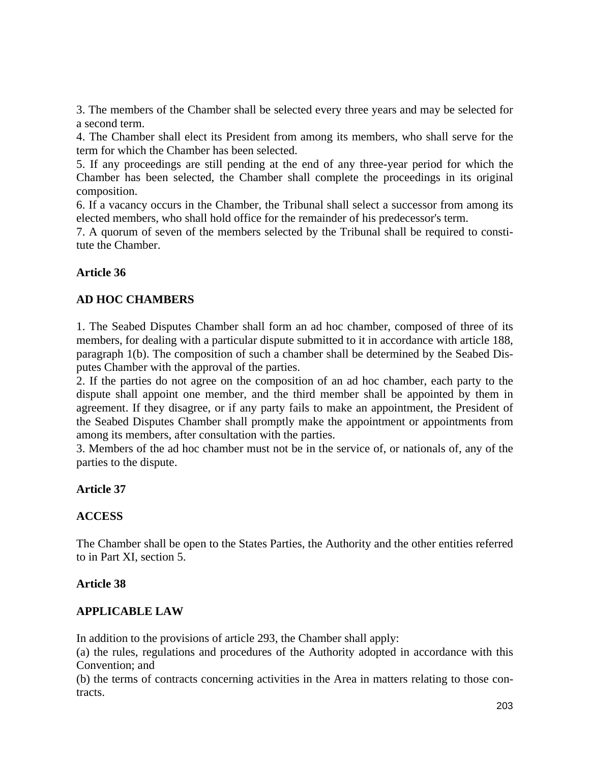3. The members of the Chamber shall be selected every three years and may be selected for a second term.
4. The Chamber shall elect its President from among its members, who shall serve for the term for which the Chamber has been selected.
5. If any proceedings are still pending at the end of any three-year period for which the Chamber has been selected, the Chamber shall complete the proceedings in its original composition.
6. If a vacancy occurs in the Chamber, the Tribunal shall select a successor from among its elected members, who shall hold office for the remainder of his predecessor's term.
7. A quorum of seven of the members selected by the Tribunal shall be required to constitute the Chamber.

**Article 36**

**AD HOC CHAMBERS**

1. The Seabed Disputes Chamber shall form an ad hoc chamber, composed of three of its members, for dealing with a particular dispute submitted to it in accordance with article 188, paragraph 1(b). The composition of such a chamber shall be determined by the Seabed Disputes Chamber with the approval of the parties.
2. If the parties do not agree on the composition of an ad hoc chamber, each party to the dispute shall appoint one member, and the third member shall be appointed by them in agreement. If they disagree, or if any party fails to make an appointment, the President of the Seabed Disputes Chamber shall promptly make the appointment or appointments from among its members, after consultation with the parties.
3. Members of the ad hoc chamber must not be in the service of, or nationals of, any of the parties to the dispute.

**Article 37**

**ACCESS**

The Chamber shall be open to the States Parties, the Authority and the other entities referred to in Part XI, section 5.

**Article 38**

**APPLICABLE LAW**

In addition to the provisions of article 293, the Chamber shall apply:
(a) the rules, regulations and procedures of the Authority adopted in accordance with this Convention; and
(b) the terms of contracts concerning activities in the Area in matters relating to those contracts.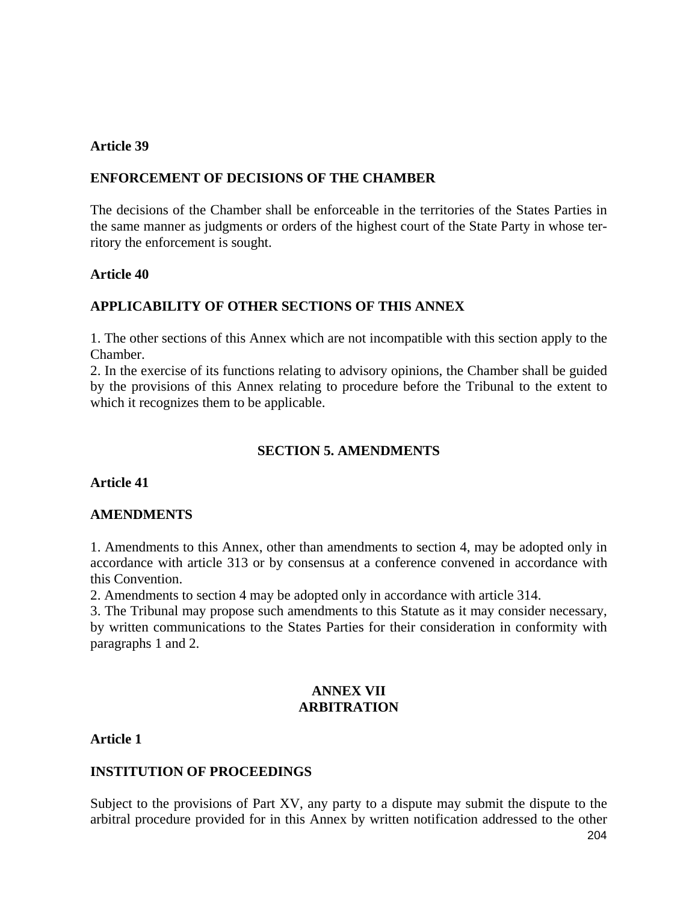**Article 39**

**ENFORCEMENT OF DECISIONS OF THE CHAMBER**

The decisions of the Chamber shall be enforceable in the territories of the States Parties in the same manner as judgments or orders of the highest court of the State Party in whose territory the enforcement is sought.

**Article 40**

**APPLICABILITY OF OTHER SECTIONS OF THIS ANNEX**

1. The other sections of this Annex which are not incompatible with this section apply to the Chamber.
2. In the exercise of its functions relating to advisory opinions, the Chamber shall be guided by the provisions of this Annex relating to procedure before the Tribunal to the extent to which it recognizes them to be applicable.

## SECTION 5. AMENDMENTS

**Article 41**

**AMENDMENTS**

1. Amendments to this Annex, other than amendments to section 4, may be adopted only in accordance with article 313 or by consensus at a conference convened in accordance with this Convention.
2. Amendments to section 4 may be adopted only in accordance with article 314.
3. The Tribunal may propose such amendments to this Statute as it may consider necessary, by written communications to the States Parties for their consideration in conformity with paragraphs 1 and 2.

# ANNEX VII
# ARBITRATION

**Article 1**

**INSTITUTION OF PROCEEDINGS**

Subject to the provisions of Part XV, any party to a dispute may submit the dispute to the arbitral procedure provided for in this Annex by written notification addressed to the other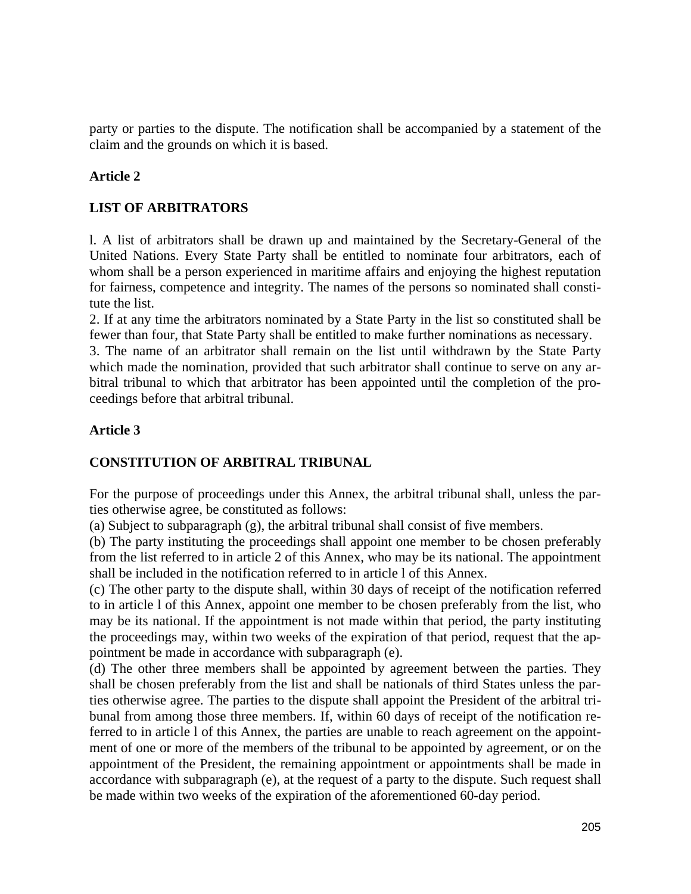party or parties to the dispute. The notification shall be accompanied by a statement of the claim and the grounds on which it is based.

**Article 2**

**LIST OF ARBITRATORS**

l. A list of arbitrators shall be drawn up and maintained by the Secretary-General of the United Nations. Every State Party shall be entitled to nominate four arbitrators, each of whom shall be a person experienced in maritime affairs and enjoying the highest reputation for fairness, competence and integrity. The names of the persons so nominated shall constitute the list.
2. If at any time the arbitrators nominated by a State Party in the list so constituted shall be fewer than four, that State Party shall be entitled to make further nominations as necessary.
3. The name of an arbitrator shall remain on the list until withdrawn by the State Party which made the nomination, provided that such arbitrator shall continue to serve on any arbitral tribunal to which that arbitrator has been appointed until the completion of the proceedings before that arbitral tribunal.

**Article 3**

**CONSTITUTION OF ARBITRAL TRIBUNAL**

For the purpose of proceedings under this Annex, the arbitral tribunal shall, unless the parties otherwise agree, be constituted as follows:
(a) Subject to subparagraph (g), the arbitral tribunal shall consist of five members.
(b) The party instituting the proceedings shall appoint one member to be chosen preferably from the list referred to in article 2 of this Annex, who may be its national. The appointment shall be included in the notification referred to in article l of this Annex.
(c) The other party to the dispute shall, within 30 days of receipt of the notification referred to in article l of this Annex, appoint one member to be chosen preferably from the list, who may be its national. If the appointment is not made within that period, the party instituting the proceedings may, within two weeks of the expiration of that period, request that the appointment be made in accordance with subparagraph (e).
(d) The other three members shall be appointed by agreement between the parties. They shall be chosen preferably from the list and shall be nationals of third States unless the parties otherwise agree. The parties to the dispute shall appoint the President of the arbitral tribunal from among those three members. If, within 60 days of receipt of the notification referred to in article l of this Annex, the parties are unable to reach agreement on the appointment of one or more of the members of the tribunal to be appointed by agreement, or on the appointment of the President, the remaining appointment or appointments shall be made in accordance with subparagraph (e), at the request of a party to the dispute. Such request shall be made within two weeks of the expiration of the aforementioned 60-day period.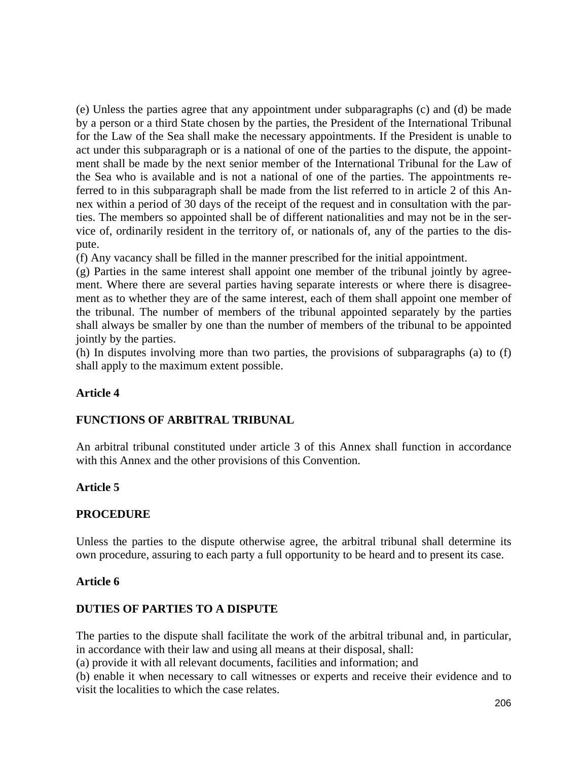(e) Unless the parties agree that any appointment under subparagraphs (c) and (d) be made by a person or a third State chosen by the parties, the President of the International Tribunal for the Law of the Sea shall make the necessary appointments. If the President is unable to act under this subparagraph or is a national of one of the parties to the dispute, the appointment shall be made by the next senior member of the International Tribunal for the Law of the Sea who is available and is not a national of one of the parties. The appointments referred to in this subparagraph shall be made from the list referred to in article 2 of this Annex within a period of 30 days of the receipt of the request and in consultation with the parties. The members so appointed shall be of different nationalities and may not be in the service of, ordinarily resident in the territory of, or nationals of, any of the parties to the dispute.

(f) Any vacancy shall be filled in the manner prescribed for the initial appointment.

(g) Parties in the same interest shall appoint one member of the tribunal jointly by agreement. Where there are several parties having separate interests or where there is disagreement as to whether they are of the same interest, each of them shall appoint one member of the tribunal. The number of members of the tribunal appointed separately by the parties shall always be smaller by one than the number of members of the tribunal to be appointed jointly by the parties.

(h) In disputes involving more than two parties, the provisions of subparagraphs (a) to (f) shall apply to the maximum extent possible.

**Article 4**

**FUNCTIONS OF ARBITRAL TRIBUNAL**

An arbitral tribunal constituted under article 3 of this Annex shall function in accordance with this Annex and the other provisions of this Convention.

**Article 5**

**PROCEDURE**

Unless the parties to the dispute otherwise agree, the arbitral tribunal shall determine its own procedure, assuring to each party a full opportunity to be heard and to present its case.

**Article 6**

**DUTIES OF PARTIES TO A DISPUTE**

The parties to the dispute shall facilitate the work of the arbitral tribunal and, in particular, in accordance with their law and using all means at their disposal, shall:

(a) provide it with all relevant documents, facilities and information; and

(b) enable it when necessary to call witnesses or experts and receive their evidence and to visit the localities to which the case relates.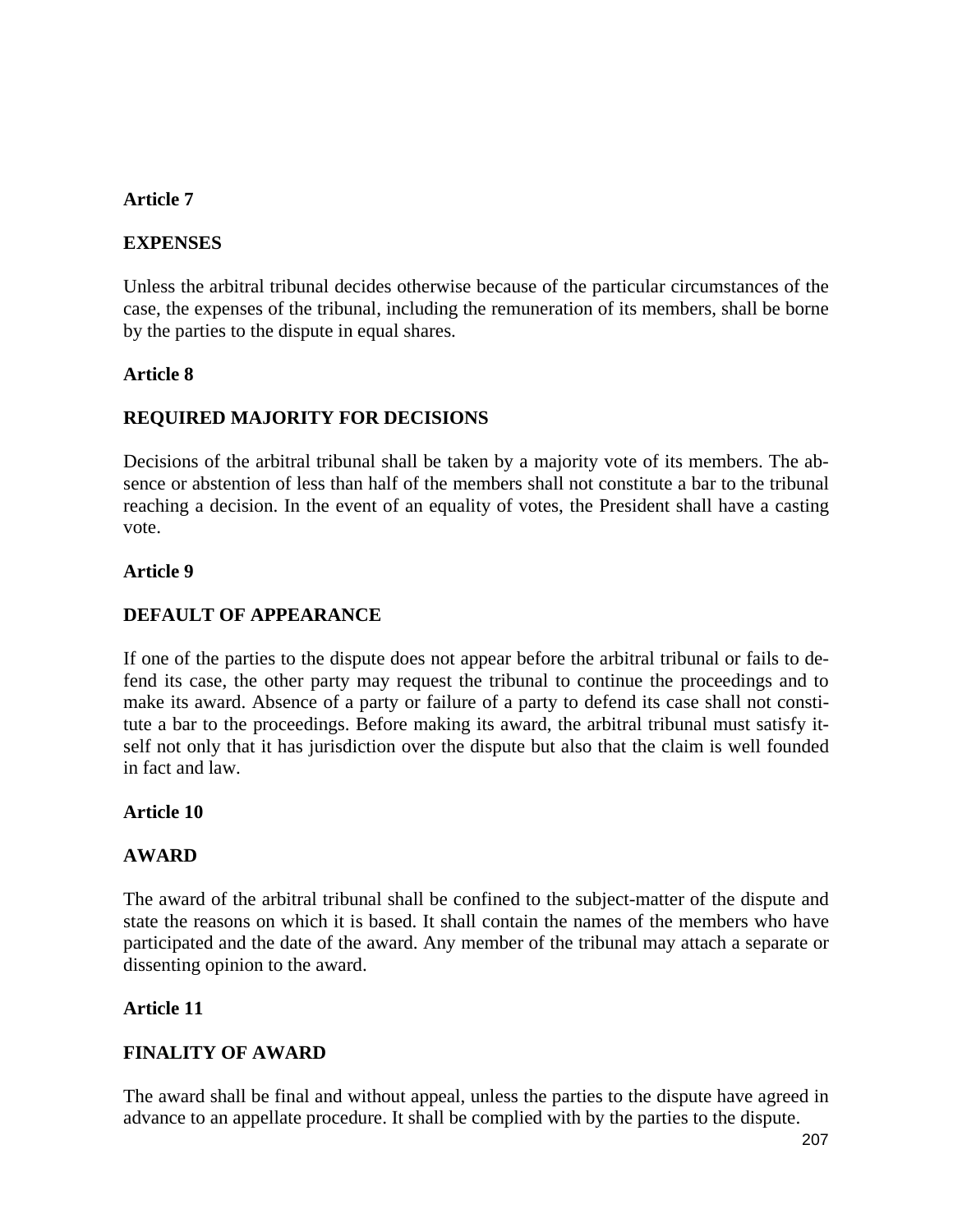**Article 7**

**EXPENSES**

Unless the arbitral tribunal decides otherwise because of the particular circumstances of the case, the expenses of the tribunal, including the remuneration of its members, shall be borne by the parties to the dispute in equal shares.

**Article 8**

**REQUIRED MAJORITY FOR DECISIONS**

Decisions of the arbitral tribunal shall be taken by a majority vote of its members. The absence or abstention of less than half of the members shall not constitute a bar to the tribunal reaching a decision. In the event of an equality of votes, the President shall have a casting vote.

**Article 9**

**DEFAULT OF APPEARANCE**

If one of the parties to the dispute does not appear before the arbitral tribunal or fails to defend its case, the other party may request the tribunal to continue the proceedings and to make its award. Absence of a party or failure of a party to defend its case shall not constitute a bar to the proceedings. Before making its award, the arbitral tribunal must satisfy itself not only that it has jurisdiction over the dispute but also that the claim is well founded in fact and law.

**Article 10**

**AWARD**

The award of the arbitral tribunal shall be confined to the subject-matter of the dispute and state the reasons on which it is based. It shall contain the names of the members who have participated and the date of the award. Any member of the tribunal may attach a separate or dissenting opinion to the award.

**Article 11**

**FINALITY OF AWARD**

The award shall be final and without appeal, unless the parties to the dispute have agreed in advance to an appellate procedure. It shall be complied with by the parties to the dispute.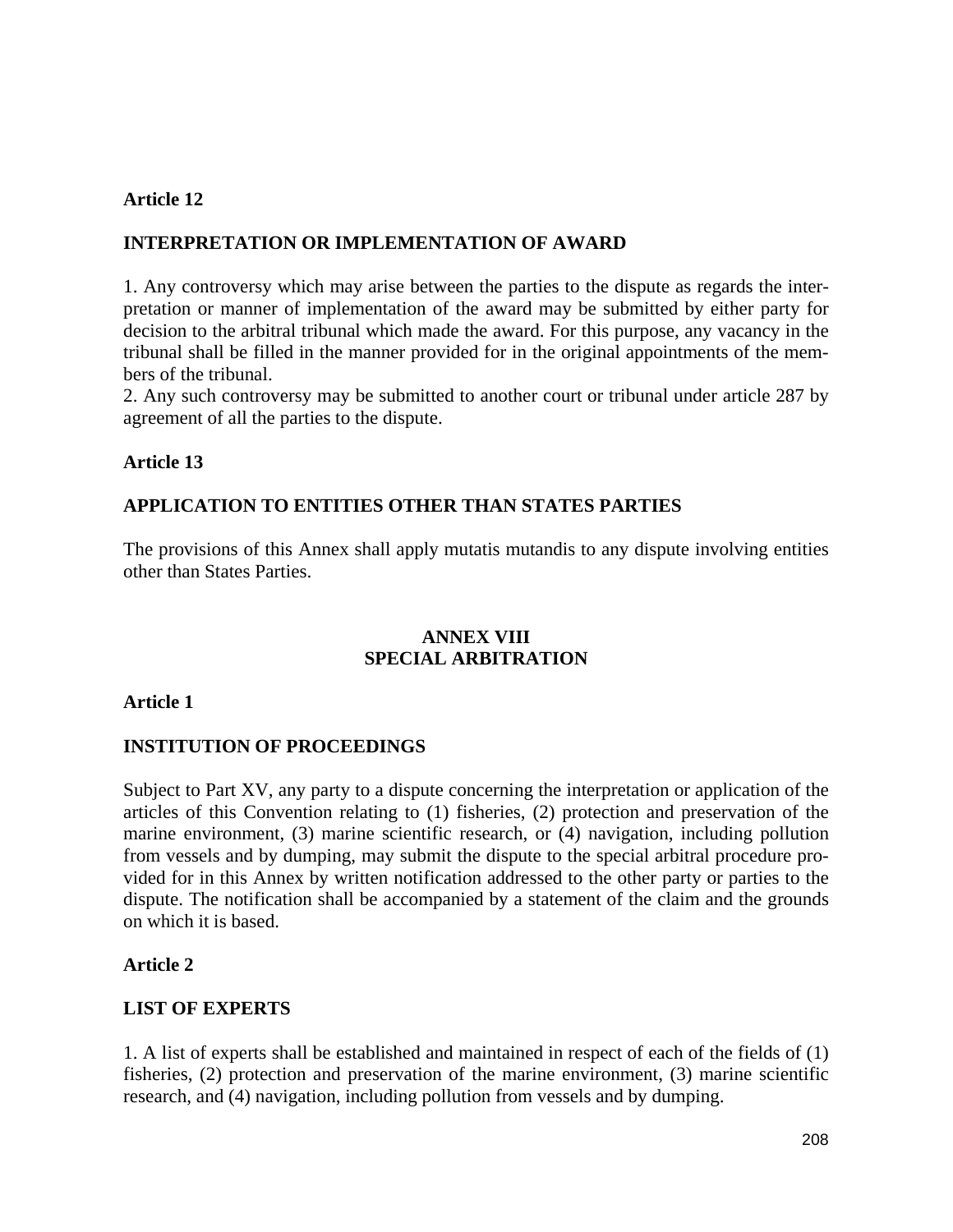**Article 12**

**INTERPRETATION OR IMPLEMENTATION OF AWARD**

1. Any controversy which may arise between the parties to the dispute as regards the interpretation or manner of implementation of the award may be submitted by either party for decision to the arbitral tribunal which made the award. For this purpose, any vacancy in the tribunal shall be filled in the manner provided for in the original appointments of the members of the tribunal.
2. Any such controversy may be submitted to another court or tribunal under article 287 by agreement of all the parties to the dispute.

**Article 13**

**APPLICATION TO ENTITIES OTHER THAN STATES PARTIES**

The provisions of this Annex shall apply mutatis mutandis to any dispute involving entities other than States Parties.

# ANNEX VIII
# SPECIAL ARBITRATION

**Article 1**

**INSTITUTION OF PROCEEDINGS**

Subject to Part XV, any party to a dispute concerning the interpretation or application of the articles of this Convention relating to (1) fisheries, (2) protection and preservation of the marine environment, (3) marine scientific research, or (4) navigation, including pollution from vessels and by dumping, may submit the dispute to the special arbitral procedure provided for in this Annex by written notification addressed to the other party or parties to the dispute. The notification shall be accompanied by a statement of the claim and the grounds on which it is based.

**Article 2**

**LIST OF EXPERTS**

1. A list of experts shall be established and maintained in respect of each of the fields of (1) fisheries, (2) protection and preservation of the marine environment, (3) marine scientific research, and (4) navigation, including pollution from vessels and by dumping.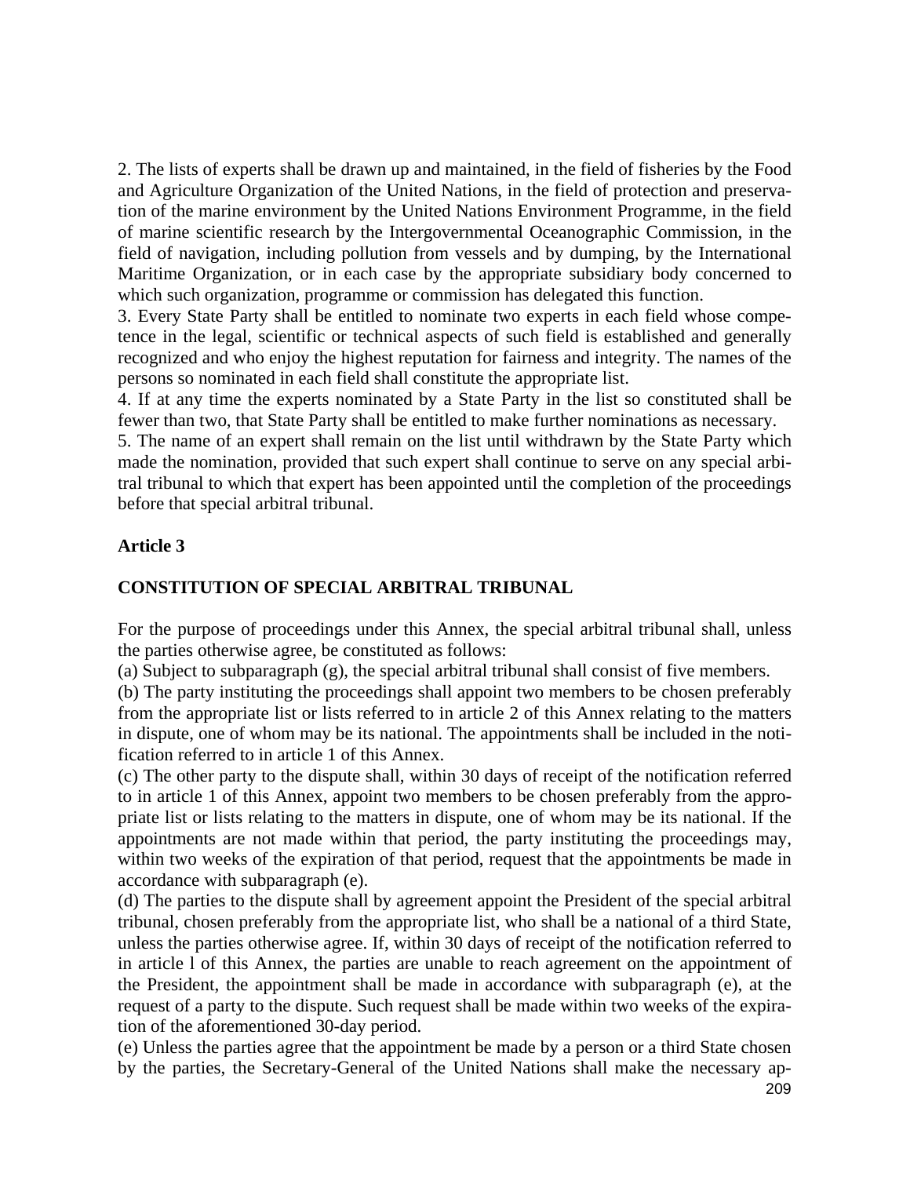2. The lists of experts shall be drawn up and maintained, in the field of fisheries by the Food and Agriculture Organization of the United Nations, in the field of protection and preservation of the marine environment by the United Nations Environment Programme, in the field of marine scientific research by the Intergovernmental Oceanographic Commission, in the field of navigation, including pollution from vessels and by dumping, by the International Maritime Organization, or in each case by the appropriate subsidiary body concerned to which such organization, programme or commission has delegated this function.

3. Every State Party shall be entitled to nominate two experts in each field whose competence in the legal, scientific or technical aspects of such field is established and generally recognized and who enjoy the highest reputation for fairness and integrity. The names of the persons so nominated in each field shall constitute the appropriate list.

4. If at any time the experts nominated by a State Party in the list so constituted shall be fewer than two, that State Party shall be entitled to make further nominations as necessary.

5. The name of an expert shall remain on the list until withdrawn by the State Party which made the nomination, provided that such expert shall continue to serve on any special arbitral tribunal to which that expert has been appointed until the completion of the proceedings before that special arbitral tribunal.

**Article 3**

**CONSTITUTION OF SPECIAL ARBITRAL TRIBUNAL**

For the purpose of proceedings under this Annex, the special arbitral tribunal shall, unless the parties otherwise agree, be constituted as follows:

(a) Subject to subparagraph (g), the special arbitral tribunal shall consist of five members.

(b) The party instituting the proceedings shall appoint two members to be chosen preferably from the appropriate list or lists referred to in article 2 of this Annex relating to the matters in dispute, one of whom may be its national. The appointments shall be included in the notification referred to in article 1 of this Annex.

(c) The other party to the dispute shall, within 30 days of receipt of the notification referred to in article 1 of this Annex, appoint two members to be chosen preferably from the appropriate list or lists relating to the matters in dispute, one of whom may be its national. If the appointments are not made within that period, the party instituting the proceedings may, within two weeks of the expiration of that period, request that the appointments be made in accordance with subparagraph (e).

(d) The parties to the dispute shall by agreement appoint the President of the special arbitral tribunal, chosen preferably from the appropriate list, who shall be a national of a third State, unless the parties otherwise agree. If, within 30 days of receipt of the notification referred to in article l of this Annex, the parties are unable to reach agreement on the appointment of the President, the appointment shall be made in accordance with subparagraph (e), at the request of a party to the dispute. Such request shall be made within two weeks of the expiration of the aforementioned 30-day period.

(e) Unless the parties agree that the appointment be made by a person or a third State chosen by the parties, the Secretary-General of the United Nations shall make the necessary ap-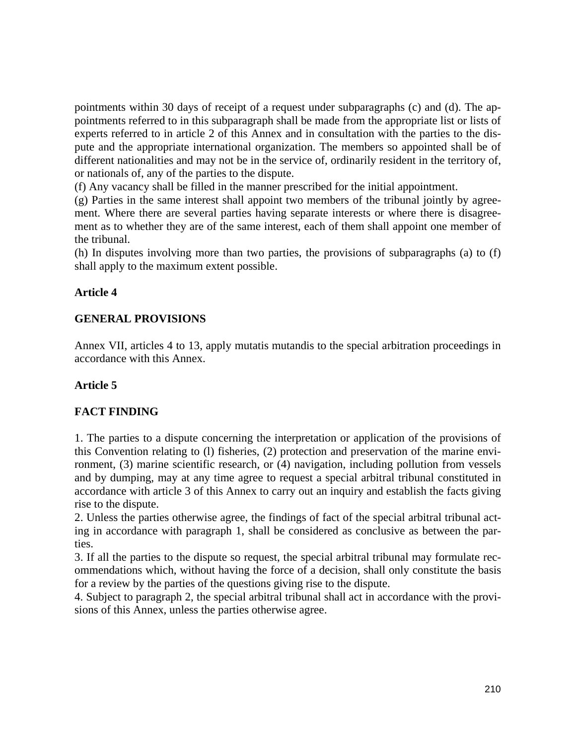pointments within 30 days of receipt of a request under subparagraphs (c) and (d). The appointments referred to in this subparagraph shall be made from the appropriate list or lists of experts referred to in article 2 of this Annex and in consultation with the parties to the dispute and the appropriate international organization. The members so appointed shall be of different nationalities and may not be in the service of, ordinarily resident in the territory of, or nationals of, any of the parties to the dispute.

(f) Any vacancy shall be filled in the manner prescribed for the initial appointment.

(g) Parties in the same interest shall appoint two members of the tribunal jointly by agreement. Where there are several parties having separate interests or where there is disagreement as to whether they are of the same interest, each of them shall appoint one member of the tribunal.

(h) In disputes involving more than two parties, the provisions of subparagraphs (a) to (f) shall apply to the maximum extent possible.

**Article 4**

**GENERAL PROVISIONS**

Annex VII, articles 4 to 13, apply mutatis mutandis to the special arbitration proceedings in accordance with this Annex.

**Article 5**

**FACT FINDING**

1. The parties to a dispute concerning the interpretation or application of the provisions of this Convention relating to (l) fisheries, (2) protection and preservation of the marine environment, (3) marine scientific research, or (4) navigation, including pollution from vessels and by dumping, may at any time agree to request a special arbitral tribunal constituted in accordance with article 3 of this Annex to carry out an inquiry and establish the facts giving rise to the dispute.
2. Unless the parties otherwise agree, the findings of fact of the special arbitral tribunal acting in accordance with paragraph 1, shall be considered as conclusive as between the parties.
3. If all the parties to the dispute so request, the special arbitral tribunal may formulate recommendations which, without having the force of a decision, shall only constitute the basis for a review by the parties of the questions giving rise to the dispute.
4. Subject to paragraph 2, the special arbitral tribunal shall act in accordance with the provisions of this Annex, unless the parties otherwise agree.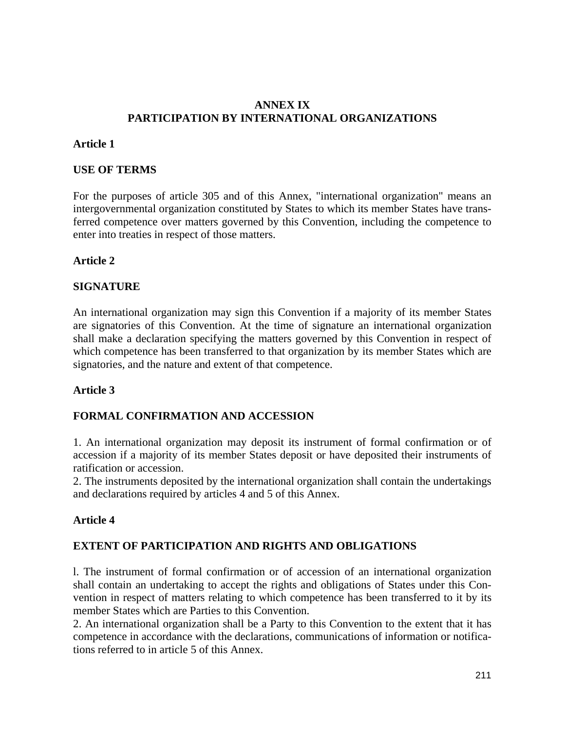# ANNEX IX
# PARTICIPATION BY INTERNATIONAL ORGANIZATIONS

**Article 1**

**USE OF TERMS**

For the purposes of article 305 and of this Annex, "international organization" means an intergovernmental organization constituted by States to which its member States have transferred competence over matters governed by this Convention, including the competence to enter into treaties in respect of those matters.

**Article 2**

**SIGNATURE**

An international organization may sign this Convention if a majority of its member States are signatories of this Convention. At the time of signature an international organization shall make a declaration specifying the matters governed by this Convention in respect of which competence has been transferred to that organization by its member States which are signatories, and the nature and extent of that competence.

**Article 3**

**FORMAL CONFIRMATION AND ACCESSION**

1. An international organization may deposit its instrument of formal confirmation or of accession if a majority of its member States deposit or have deposited their instruments of ratification or accession.
2. The instruments deposited by the international organization shall contain the undertakings and declarations required by articles 4 and 5 of this Annex.

**Article 4**

**EXTENT OF PARTICIPATION AND RIGHTS AND OBLIGATIONS**

l. The instrument of formal confirmation or of accession of an international organization shall contain an undertaking to accept the rights and obligations of States under this Convention in respect of matters relating to which competence has been transferred to it by its member States which are Parties to this Convention.
2. An international organization shall be a Party to this Convention to the extent that it has competence in accordance with the declarations, communications of information or notifications referred to in article 5 of this Annex.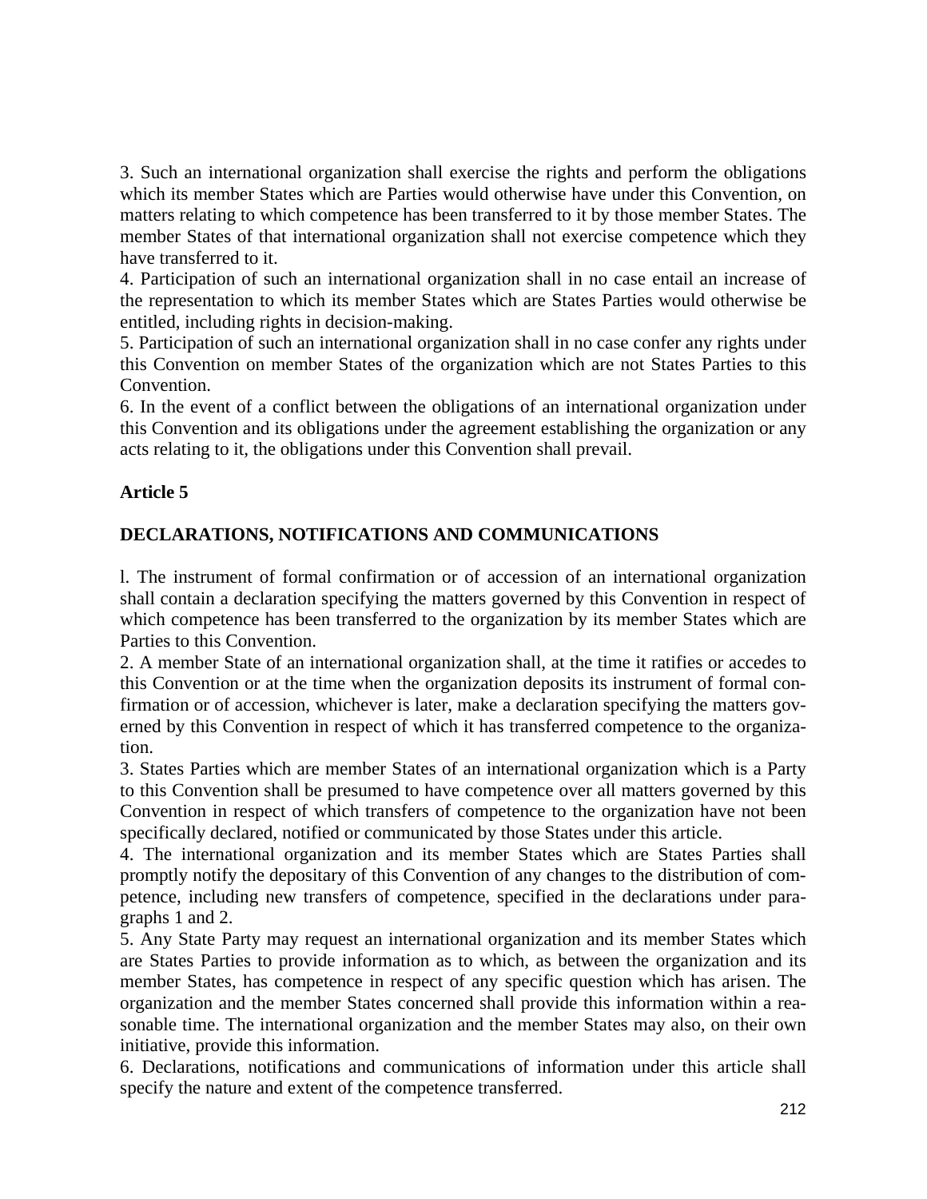3. Such an international organization shall exercise the rights and perform the obligations which its member States which are Parties would otherwise have under this Convention, on matters relating to which competence has been transferred to it by those member States. The member States of that international organization shall not exercise competence which they have transferred to it.

4. Participation of such an international organization shall in no case entail an increase of the representation to which its member States which are States Parties would otherwise be entitled, including rights in decision-making.

5. Participation of such an international organization shall in no case confer any rights under this Convention on member States of the organization which are not States Parties to this Convention.

6. In the event of a conflict between the obligations of an international organization under this Convention and its obligations under the agreement establishing the organization or any acts relating to it, the obligations under this Convention shall prevail.

**Article 5**

**DECLARATIONS, NOTIFICATIONS AND COMMUNICATIONS**

l. The instrument of formal confirmation or of accession of an international organization shall contain a declaration specifying the matters governed by this Convention in respect of which competence has been transferred to the organization by its member States which are Parties to this Convention.

2. A member State of an international organization shall, at the time it ratifies or accedes to this Convention or at the time when the organization deposits its instrument of formal confirmation or of accession, whichever is later, make a declaration specifying the matters governed by this Convention in respect of which it has transferred competence to the organization.

3. States Parties which are member States of an international organization which is a Party to this Convention shall be presumed to have competence over all matters governed by this Convention in respect of which transfers of competence to the organization have not been specifically declared, notified or communicated by those States under this article.

4. The international organization and its member States which are States Parties shall promptly notify the depositary of this Convention of any changes to the distribution of competence, including new transfers of competence, specified in the declarations under paragraphs 1 and 2.

5. Any State Party may request an international organization and its member States which are States Parties to provide information as to which, as between the organization and its member States, has competence in respect of any specific question which has arisen. The organization and the member States concerned shall provide this information within a reasonable time. The international organization and the member States may also, on their own initiative, provide this information.

6. Declarations, notifications and communications of information under this article shall specify the nature and extent of the competence transferred.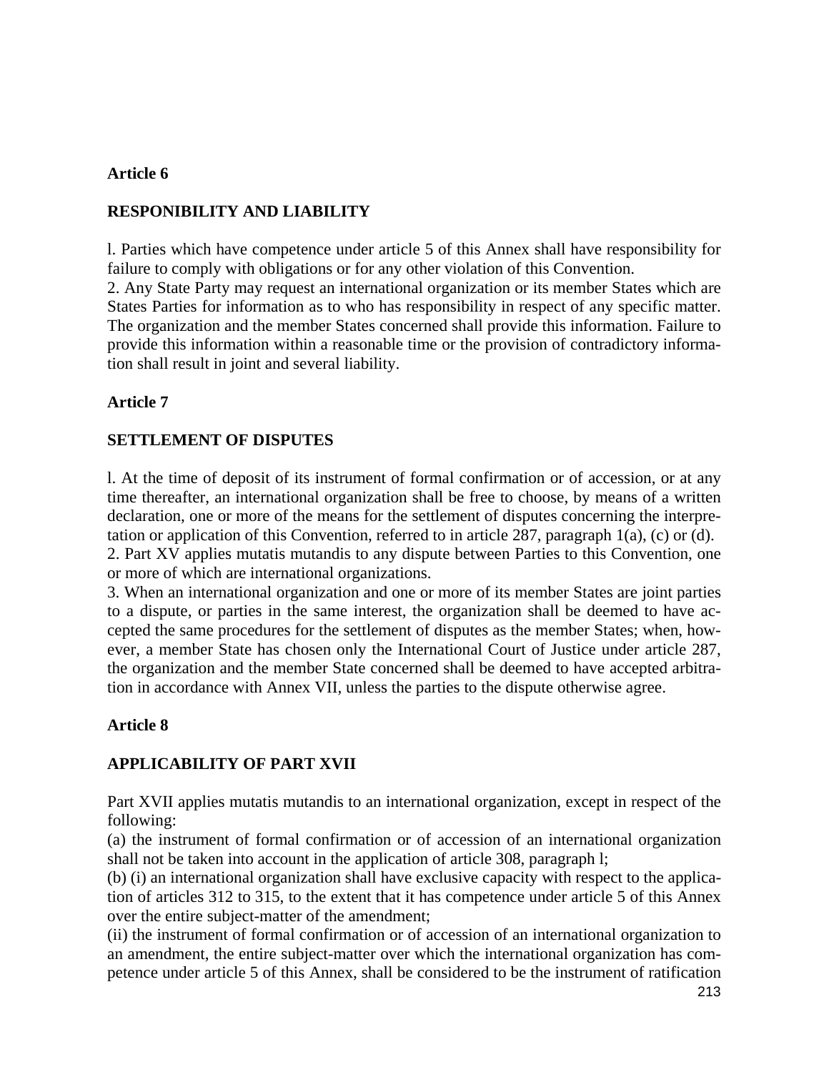## Article 6

### RESPONIBILITY AND LIABILITY

l. Parties which have competence under article 5 of this Annex shall have responsibility for failure to comply with obligations or for any other violation of this Convention.
2. Any State Party may request an international organization or its member States which are States Parties for information as to who has responsibility in respect of any specific matter. The organization and the member States concerned shall provide this information. Failure to provide this information within a reasonable time or the provision of contradictory information shall result in joint and several liability.

## Article 7

### SETTLEMENT OF DISPUTES

l. At the time of deposit of its instrument of formal confirmation or of accession, or at any time thereafter, an international organization shall be free to choose, by means of a written declaration, one or more of the means for the settlement of disputes concerning the interpretation or application of this Convention, referred to in article 287, paragraph 1(a), (c) or (d).
2. Part XV applies mutatis mutandis to any dispute between Parties to this Convention, one or more of which are international organizations.
3. When an international organization and one or more of its member States are joint parties to a dispute, or parties in the same interest, the organization shall be deemed to have accepted the same procedures for the settlement of disputes as the member States; when, however, a member State has chosen only the International Court of Justice under article 287, the organization and the member State concerned shall be deemed to have accepted arbitration in accordance with Annex VII, unless the parties to the dispute otherwise agree.

## Article 8

### APPLICABILITY OF PART XVII

Part XVII applies mutatis mutandis to an international organization, except in respect of the following:
(a) the instrument of formal confirmation or of accession of an international organization shall not be taken into account in the application of article 308, paragraph l;
(b) (i) an international organization shall have exclusive capacity with respect to the application of articles 312 to 315, to the extent that it has competence under article 5 of this Annex over the entire subject-matter of the amendment;
(ii) the instrument of formal confirmation or of accession of an international organization to an amendment, the entire subject-matter over which the international organization has competence under article 5 of this Annex, shall be considered to be the instrument of ratification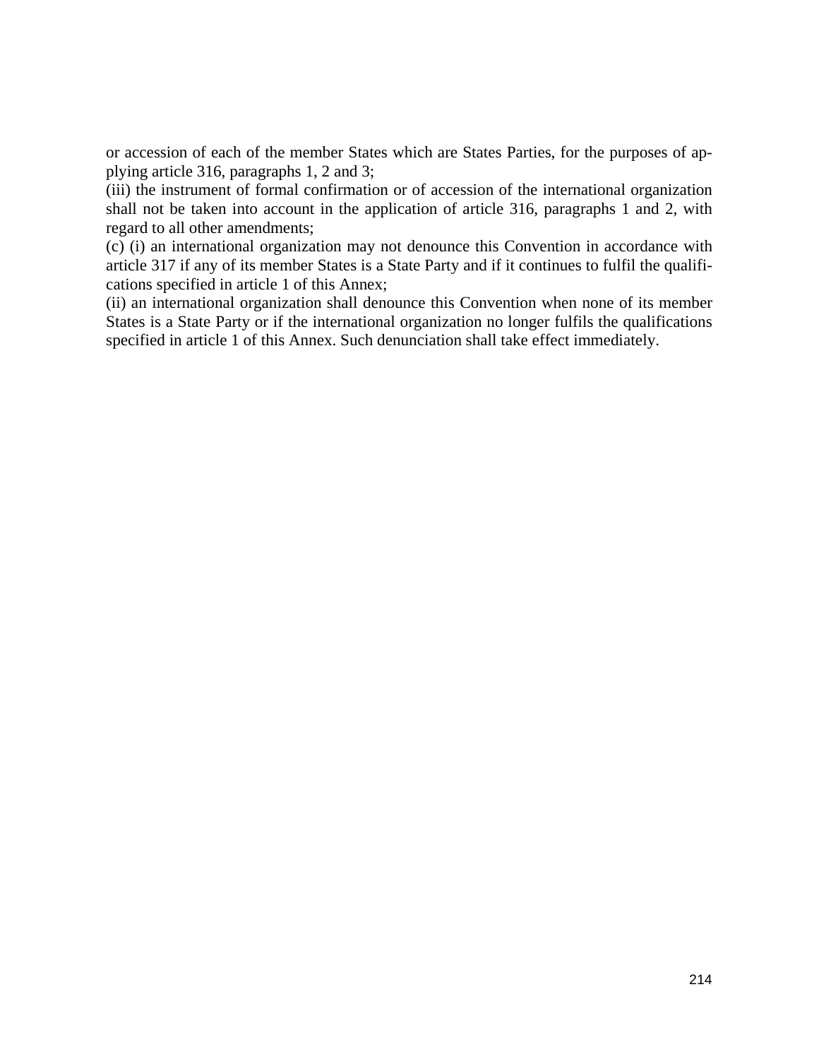or accession of each of the member States which are States Parties, for the purposes of applying article 316, paragraphs 1, 2 and 3;

(iii) the instrument of formal confirmation or of accession of the international organization shall not be taken into account in the application of article 316, paragraphs 1 and 2, with regard to all other amendments;

(c) (i) an international organization may not denounce this Convention in accordance with article 317 if any of its member States is a State Party and if it continues to fulfil the qualifications specified in article 1 of this Annex;

(ii) an international organization shall denounce this Convention when none of its member States is a State Party or if the international organization no longer fulfils the qualifications specified in article 1 of this Annex. Such denunciation shall take effect immediately.